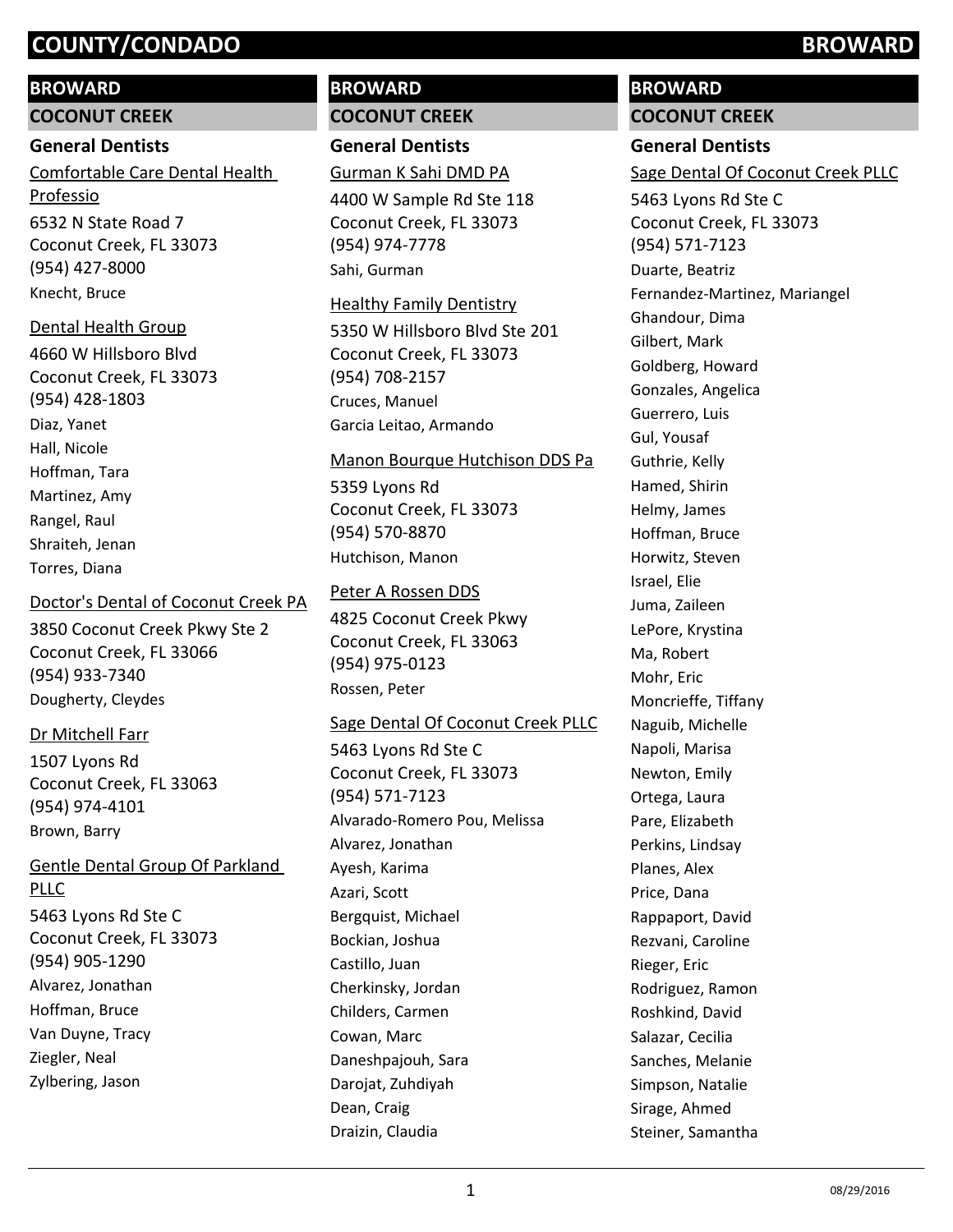# COUNTY/CONDADO — BROWARD

## BROWARD

### COCONUT CREEK

#### General Dentists

Comfortable Care Dental Health Professio
6532 N State Road 7
Coconut Creek, FL 33073
(954) 427-8000
Knecht, Bruce

Dental Health Group
4660 W Hillsboro Blvd
Coconut Creek, FL 33073
(954) 428-1803
Diaz, Yanet
Hall, Nicole
Hoffman, Tara
Martinez, Amy
Rangel, Raul
Shraiteh, Jenan
Torres, Diana

Doctor's Dental of Coconut Creek PA
3850 Coconut Creek Pkwy Ste 2
Coconut Creek, FL 33066
(954) 933-7340
Dougherty, Cleydes

Dr Mitchell Farr
1507 Lyons Rd
Coconut Creek, FL 33063
(954) 974-4101
Brown, Barry

Gentle Dental Group Of Parkland PLLC
5463 Lyons Rd Ste C
Coconut Creek, FL 33073
(954) 905-1290
Alvarez, Jonathan
Hoffman, Bruce
Van Duyne, Tracy
Ziegler, Neal
Zylbering, Jason

Gurman K Sahi DMD PA
4400 W Sample Rd Ste 118
Coconut Creek, FL 33073
(954) 974-7778
Sahi, Gurman

Healthy Family Dentistry
5350 W Hillsboro Blvd Ste 201
Coconut Creek, FL 33073
(954) 708-2157
Cruces, Manuel
Garcia Leitao, Armando

Manon Bourque Hutchison DDS Pa
5359 Lyons Rd
Coconut Creek, FL 33073
(954) 570-8870
Hutchison, Manon

Peter A Rossen DDS
4825 Coconut Creek Pkwy
Coconut Creek, FL 33063
(954) 975-0123
Rossen, Peter

Sage Dental Of Coconut Creek PLLC
5463 Lyons Rd Ste C
Coconut Creek, FL 33073
(954) 571-7123
Alvarado-Romero Pou, Melissa
Alvarez, Jonathan
Ayesh, Karima
Azari, Scott
Bergquist, Michael
Bockian, Joshua
Castillo, Juan
Cherkinsky, Jordan
Childers, Carmen
Cowan, Marc
Daneshpajouh, Sara
Darojat, Zuhdiyah
Dean, Craig
Draizin, Claudia

Sage Dental Of Coconut Creek PLLC
5463 Lyons Rd Ste C
Coconut Creek, FL 33073
(954) 571-7123
Duarte, Beatriz
Fernandez-Martinez, Mariangel
Ghandour, Dima
Gilbert, Mark
Goldberg, Howard
Gonzales, Angelica
Guerrero, Luis
Gul, Yousaf
Guthrie, Kelly
Hamed, Shirin
Helmy, James
Hoffman, Bruce
Horwitz, Steven
Israel, Elie
Juma, Zaileen
LePore, Krystina
Ma, Robert
Mohr, Eric
Moncrieffe, Tiffany
Naguib, Michelle
Napoli, Marisa
Newton, Emily
Ortega, Laura
Pare, Elizabeth
Perkins, Lindsay
Planes, Alex
Price, Dana
Rappaport, David
Rezvani, Caroline
Rieger, Eric
Rodriguez, Ramon
Roshkind, David
Salazar, Cecilia
Sanches, Melanie
Simpson, Natalie
Sirage, Ahmed
Steiner, Samantha

08/29/2016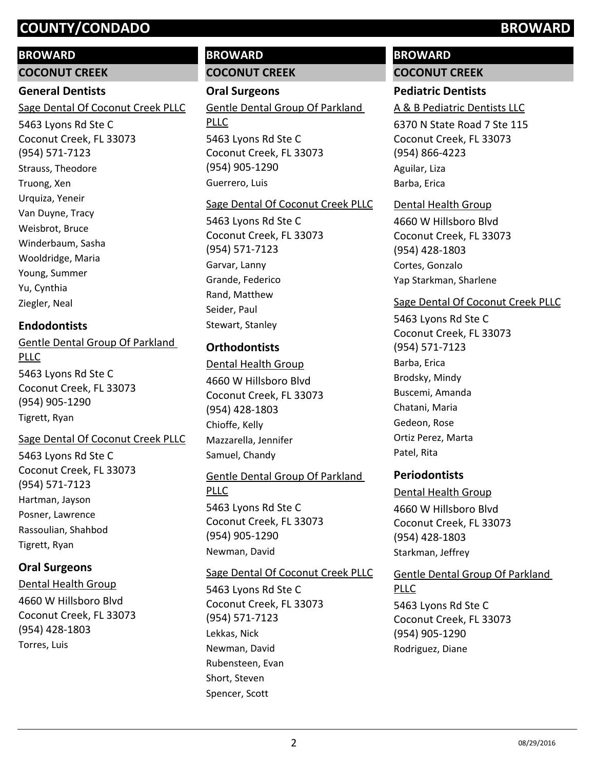## BROWARD

### COCONUT CREEK

#### General Dentists

Sage Dental Of Coconut Creek PLLC
5463 Lyons Rd Ste C
Coconut Creek, FL 33073
(954) 571-7123
Strauss, Theodore
Truong, Xen
Urquiza, Yeneir
Van Duyne, Tracy
Weisbrot, Bruce
Winderbaum, Sasha
Wooldridge, Maria
Young, Summer
Yu, Cynthia
Ziegler, Neal

#### Endodontists

Gentle Dental Group Of Parkland PLLC
5463 Lyons Rd Ste C
Coconut Creek, FL 33073
(954) 905-1290
Tigrett, Ryan

Sage Dental Of Coconut Creek PLLC
5463 Lyons Rd Ste C
Coconut Creek, FL 33073
(954) 571-7123
Hartman, Jayson
Posner, Lawrence
Rassoulian, Shahbod
Tigrett, Ryan

#### Oral Surgeons

Dental Health Group
4660 W Hillsboro Blvd
Coconut Creek, FL 33073
(954) 428-1803
Torres, Luis

## BROWARD

### COCONUT CREEK

#### Oral Surgeons

Gentle Dental Group Of Parkland PLLC
5463 Lyons Rd Ste C
Coconut Creek, FL 33073
(954) 905-1290
Guerrero, Luis

Sage Dental Of Coconut Creek PLLC
5463 Lyons Rd Ste C
Coconut Creek, FL 33073
(954) 571-7123
Garvar, Lanny
Grande, Federico
Rand, Matthew
Seider, Paul
Stewart, Stanley

#### Orthodontists

Dental Health Group
4660 W Hillsboro Blvd
Coconut Creek, FL 33073
(954) 428-1803
Chioffe, Kelly
Mazzarella, Jennifer
Samuel, Chandy

Gentle Dental Group Of Parkland PLLC
5463 Lyons Rd Ste C
Coconut Creek, FL 33073
(954) 905-1290
Newman, David

Sage Dental Of Coconut Creek PLLC
5463 Lyons Rd Ste C
Coconut Creek, FL 33073
(954) 571-7123
Lekkas, Nick
Newman, David
Rubensteen, Evan
Short, Steven
Spencer, Scott

## BROWARD

### COCONUT CREEK

#### Pediatric Dentists

A & B Pediatric Dentists LLC
6370 N State Road 7 Ste 115
Coconut Creek, FL 33073
(954) 866-4223
Aguilar, Liza
Barba, Erica

Dental Health Group
4660 W Hillsboro Blvd
Coconut Creek, FL 33073
(954) 428-1803
Cortes, Gonzalo
Yap Starkman, Sharlene

Sage Dental Of Coconut Creek PLLC
5463 Lyons Rd Ste C
Coconut Creek, FL 33073
(954) 571-7123
Barba, Erica
Brodsky, Mindy
Buscemi, Amanda
Chatani, Maria
Gedeon, Rose
Ortiz Perez, Marta
Patel, Rita

#### Periodontists

Dental Health Group
4660 W Hillsboro Blvd
Coconut Creek, FL 33073
(954) 428-1803
Starkman, Jeffrey

Gentle Dental Group Of Parkland PLLC
5463 Lyons Rd Ste C
Coconut Creek, FL 33073
(954) 905-1290
Rodriguez, Diane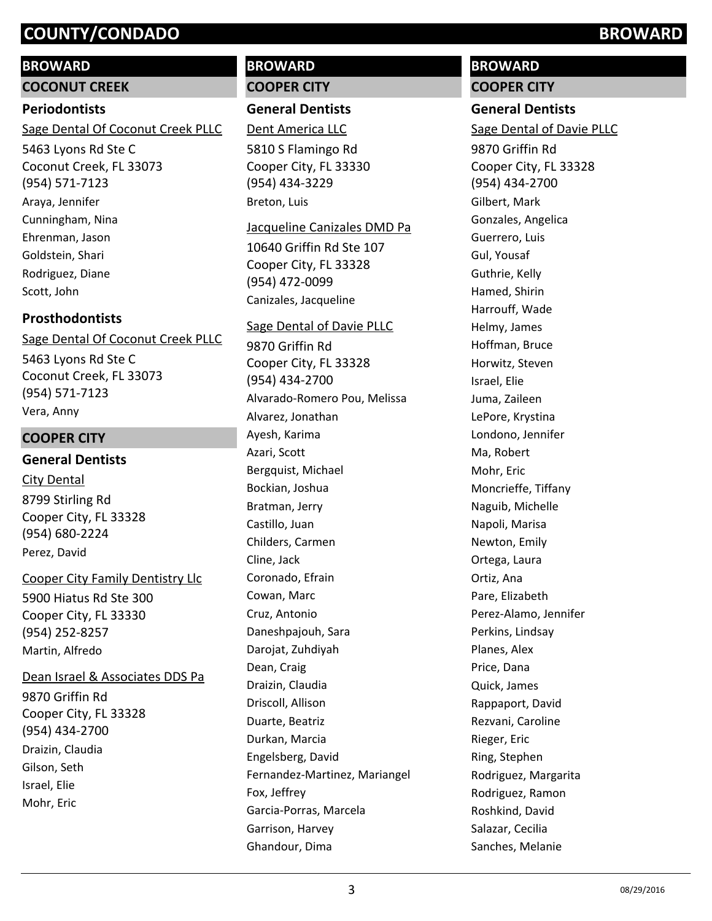## BROWARD

### COCONUT CREEK

#### Periodontists

Sage Dental Of Coconut Creek PLLC

5463 Lyons Rd Ste C
Coconut Creek, FL 33073
(954) 571-7123

Araya, Jennifer
Cunningham, Nina
Ehrenman, Jason
Goldstein, Shari
Rodriguez, Diane
Scott, John

#### Prosthodontists

Sage Dental Of Coconut Creek PLLC

5463 Lyons Rd Ste C
Coconut Creek, FL 33073
(954) 571-7123

Vera, Anny

### COOPER CITY

#### General Dentists

City Dental

8799 Stirling Rd
Cooper City, FL 33328
(954) 680-2224

Perez, David

Cooper City Family Dentistry Llc

5900 Hiatus Rd Ste 300
Cooper City, FL 33330
(954) 252-8257

Martin, Alfredo

Dean Israel & Associates DDS Pa

9870 Griffin Rd
Cooper City, FL 33328
(954) 434-2700

Draizin, Claudia
Gilson, Seth
Israel, Elie
Mohr, Eric

## BROWARD

### COOPER CITY

#### General Dentists

Dent America LLC

5810 S Flamingo Rd
Cooper City, FL 33330
(954) 434-3229

Breton, Luis

Jacqueline Canizales DMD Pa

10640 Griffin Rd Ste 107
Cooper City, FL 33328
(954) 472-0099

Canizales, Jacqueline

Sage Dental of Davie PLLC

9870 Griffin Rd
Cooper City, FL 33328
(954) 434-2700

Alvarado-Romero Pou, Melissa
Alvarez, Jonathan
Ayesh, Karima
Azari, Scott
Bergquist, Michael
Bockian, Joshua
Bratman, Jerry
Castillo, Juan
Childers, Carmen
Cline, Jack
Coronado, Efrain
Cowan, Marc
Cruz, Antonio
Daneshpajouh, Sara
Darojat, Zuhdiyah
Dean, Craig
Draizin, Claudia
Driscoll, Allison
Duarte, Beatriz
Durkan, Marcia
Engelsberg, David
Fernandez-Martinez, Mariangel
Fox, Jeffrey
Garcia-Porras, Marcela
Garrison, Harvey
Ghandour, Dima

## BROWARD

### COOPER CITY

#### General Dentists

Sage Dental of Davie PLLC

9870 Griffin Rd
Cooper City, FL 33328
(954) 434-2700

Gilbert, Mark
Gonzales, Angelica
Guerrero, Luis
Gul, Yousaf
Guthrie, Kelly
Hamed, Shirin
Harrouff, Wade
Helmy, James
Hoffman, Bruce
Horwitz, Steven
Israel, Elie
Juma, Zaileen
LePore, Krystina
Londono, Jennifer
Ma, Robert
Mohr, Eric
Moncrieffe, Tiffany
Naguib, Michelle
Napoli, Marisa
Newton, Emily
Ortega, Laura
Ortiz, Ana
Pare, Elizabeth
Perez-Alamo, Jennifer
Perkins, Lindsay
Planes, Alex
Price, Dana
Quick, James
Rappaport, David
Rezvani, Caroline
Rieger, Eric
Ring, Stephen
Rodriguez, Margarita
Rodriguez, Ramon
Roshkind, David
Salazar, Cecilia
Sanches, Melanie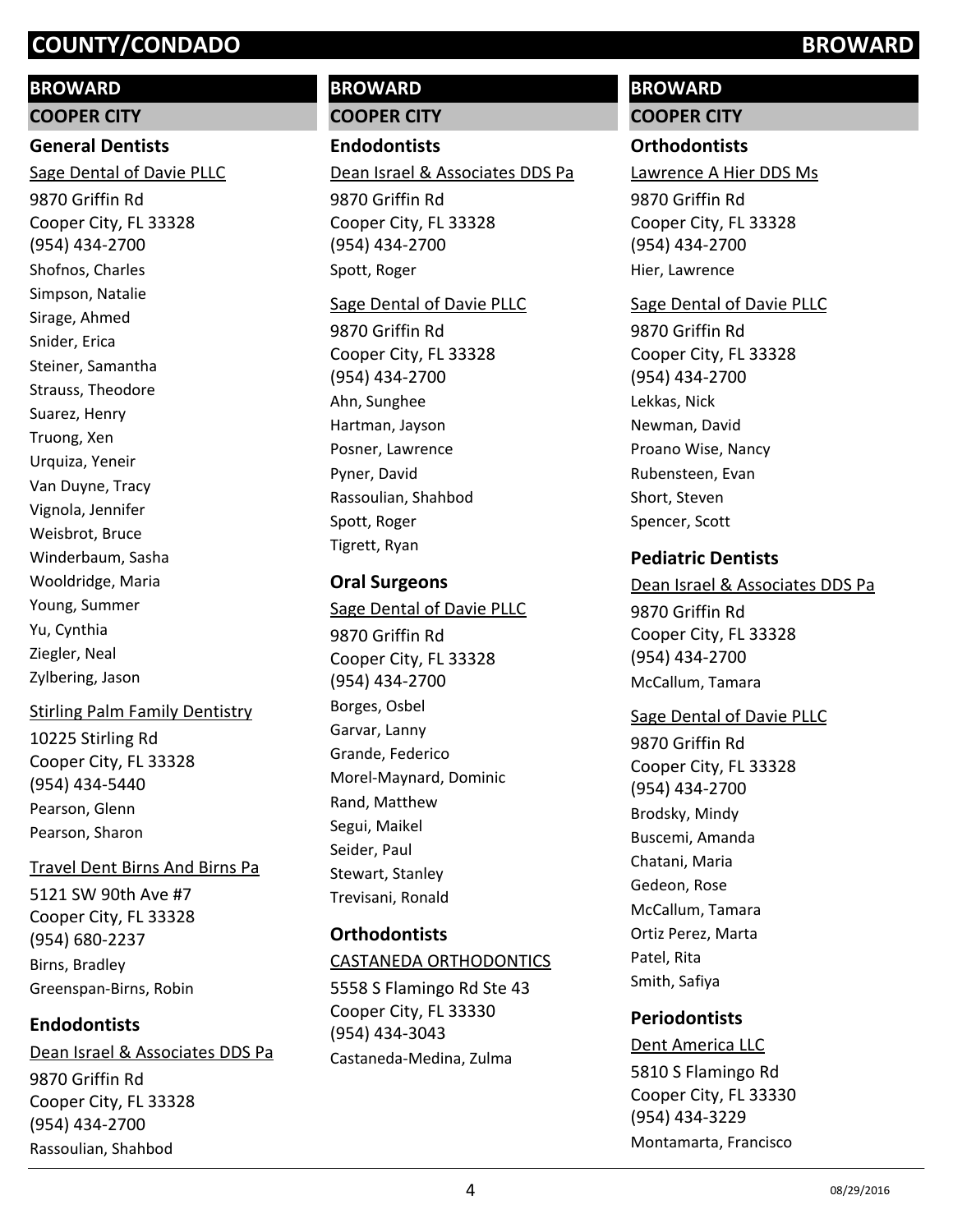# COUNTY/CONDADO BROWARD

## BROWARD

### COOPER CITY

#### General Dentists

Sage Dental of Davie PLLC
9870 Griffin Rd
Cooper City, FL 33328
(954) 434-2700
Shofnos, Charles
Simpson, Natalie
Sirage, Ahmed
Snider, Erica
Steiner, Samantha
Strauss, Theodore
Suarez, Henry
Truong, Xen
Urquiza, Yeneir
Van Duyne, Tracy
Vignola, Jennifer
Weisbrot, Bruce
Winderbaum, Sasha
Wooldridge, Maria
Young, Summer
Yu, Cynthia
Ziegler, Neal
Zylbering, Jason

Stirling Palm Family Dentistry
10225 Stirling Rd
Cooper City, FL 33328
(954) 434-5440
Pearson, Glenn
Pearson, Sharon

Travel Dent Birns And Birns Pa
5121 SW 90th Ave #7
Cooper City, FL 33328
(954) 680-2237
Birns, Bradley
Greenspan-Birns, Robin

#### Endodontists

Dean Israel & Associates DDS Pa
9870 Griffin Rd
Cooper City, FL 33328
(954) 434-2700
Rassoulian, Shahbod

## BROWARD

### COOPER CITY

#### Endodontists

Dean Israel & Associates DDS Pa
9870 Griffin Rd
Cooper City, FL 33328
(954) 434-2700
Spott, Roger

Sage Dental of Davie PLLC
9870 Griffin Rd
Cooper City, FL 33328
(954) 434-2700
Ahn, Sunghee
Hartman, Jayson
Posner, Lawrence
Pyner, David
Rassoulian, Shahbod
Spott, Roger
Tigrett, Ryan

#### Oral Surgeons

Sage Dental of Davie PLLC
9870 Griffin Rd
Cooper City, FL 33328
(954) 434-2700
Borges, Osbel
Garvar, Lanny
Grande, Federico
Morel-Maynard, Dominic
Rand, Matthew
Segui, Maikel
Seider, Paul
Stewart, Stanley
Trevisani, Ronald

#### Orthodontists

CASTANEDA ORTHODONTICS
5558 S Flamingo Rd Ste 43
Cooper City, FL 33330
(954) 434-3043
Castaneda-Medina, Zulma

## BROWARD

### COOPER CITY

#### Orthodontists

Lawrence A Hier DDS Ms
9870 Griffin Rd
Cooper City, FL 33328
(954) 434-2700
Hier, Lawrence

Sage Dental of Davie PLLC
9870 Griffin Rd
Cooper City, FL 33328
(954) 434-2700
Lekkas, Nick
Newman, David
Proano Wise, Nancy
Rubensteen, Evan
Short, Steven
Spencer, Scott

#### Pediatric Dentists

Dean Israel & Associates DDS Pa
9870 Griffin Rd
Cooper City, FL 33328
(954) 434-2700
McCallum, Tamara

Sage Dental of Davie PLLC
9870 Griffin Rd
Cooper City, FL 33328
(954) 434-2700
Brodsky, Mindy
Buscemi, Amanda
Chatani, Maria
Gedeon, Rose
McCallum, Tamara
Ortiz Perez, Marta
Patel, Rita
Smith, Safiya

#### Periodontists

Dent America LLC
5810 S Flamingo Rd
Cooper City, FL 33330
(954) 434-3229
Montamarta, Francisco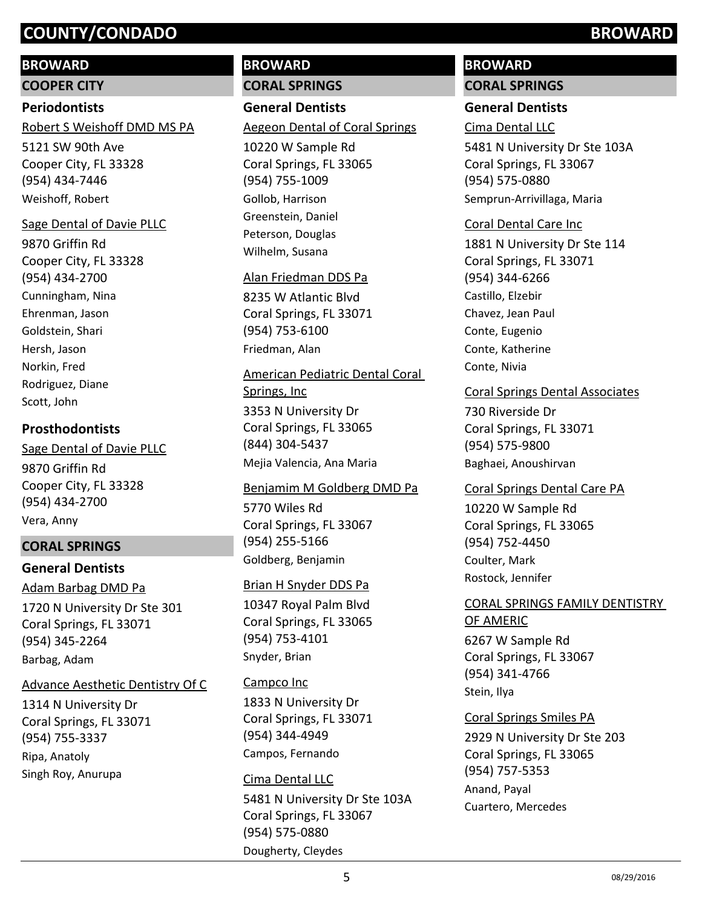## BROWARD

### COOPER CITY

#### Periodontists

Robert S Weishoff DMD MS PA
5121 SW 90th Ave
Cooper City, FL 33328
(954) 434-7446
Weishoff, Robert

Sage Dental of Davie PLLC
9870 Griffin Rd
Cooper City, FL 33328
(954) 434-2700
Cunningham, Nina
Ehrenman, Jason
Goldstein, Shari
Hersh, Jason
Norkin, Fred
Rodriguez, Diane
Scott, John

#### Prosthodontists

Sage Dental of Davie PLLC
9870 Griffin Rd
Cooper City, FL 33328
(954) 434-2700
Vera, Anny

### CORAL SPRINGS

#### General Dentists

Adam Barbag DMD Pa
1720 N University Dr Ste 301
Coral Springs, FL 33071
(954) 345-2264
Barbag, Adam

Advance Aesthetic Dentistry Of C
1314 N University Dr
Coral Springs, FL 33071
(954) 755-3337
Ripa, Anatoly
Singh Roy, Anurupa

## BROWARD

### CORAL SPRINGS

#### General Dentists

Aegeon Dental of Coral Springs
10220 W Sample Rd
Coral Springs, FL 33065
(954) 755-1009
Gollob, Harrison
Greenstein, Daniel
Peterson, Douglas
Wilhelm, Susana

Alan Friedman DDS Pa
8235 W Atlantic Blvd
Coral Springs, FL 33071
(954) 753-6100
Friedman, Alan

American Pediatric Dental Coral Springs, Inc
3353 N University Dr
Coral Springs, FL 33065
(844) 304-5437
Mejia Valencia, Ana Maria

Benjamim M Goldberg DMD Pa
5770 Wiles Rd
Coral Springs, FL 33067
(954) 255-5166
Goldberg, Benjamin

Brian H Snyder DDS Pa
10347 Royal Palm Blvd
Coral Springs, FL 33065
(954) 753-4101
Snyder, Brian

Campco Inc
1833 N University Dr
Coral Springs, FL 33071
(954) 344-4949
Campos, Fernando

Cima Dental LLC
5481 N University Dr Ste 103A
Coral Springs, FL 33067
(954) 575-0880
Dougherty, Cleydes

## BROWARD

### CORAL SPRINGS

#### General Dentists

Cima Dental LLC
5481 N University Dr Ste 103A
Coral Springs, FL 33067
(954) 575-0880
Semprun-Arrivillaga, Maria

Coral Dental Care Inc
1881 N University Dr Ste 114
Coral Springs, FL 33071
(954) 344-6266
Castillo, Elzebir
Chavez, Jean Paul
Conte, Eugenio
Conte, Katherine
Conte, Nivia

Coral Springs Dental Associates
730 Riverside Dr
Coral Springs, FL 33071
(954) 575-9800
Baghaei, Anoushirvan

Coral Springs Dental Care PA
10220 W Sample Rd
Coral Springs, FL 33065
(954) 752-4450
Coulter, Mark
Rostock, Jennifer

CORAL SPRINGS FAMILY DENTISTRY OF AMERIC
6267 W Sample Rd
Coral Springs, FL 33067
(954) 341-4766
Stein, Ilya

Coral Springs Smiles PA
2929 N University Dr Ste 203
Coral Springs, FL 33065
(954) 757-5353
Anand, Payal
Cuartero, Mercedes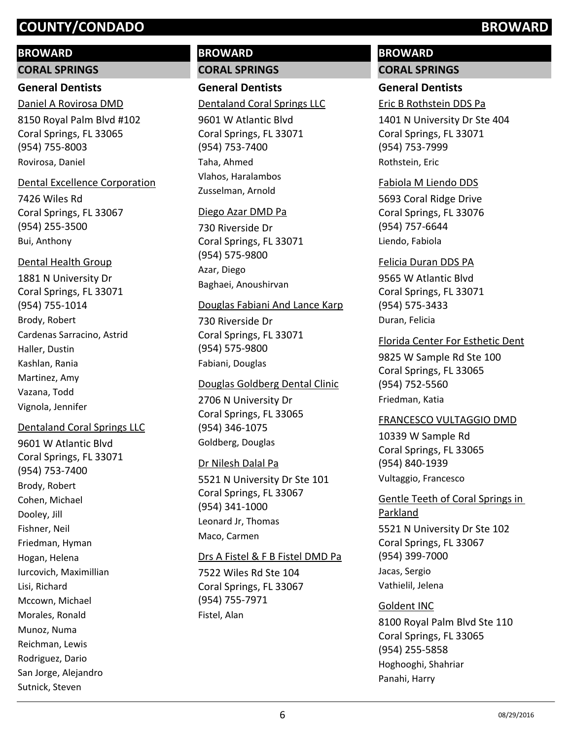# COUNTY/CONDADO BROWARD

## BROWARD

### CORAL SPRINGS

#### General Dentists

Daniel A Rovirosa DMD
8150 Royal Palm Blvd #102
Coral Springs, FL 33065
(954) 755-8003
Rovirosa, Daniel

Dental Excellence Corporation
7426 Wiles Rd
Coral Springs, FL 33067
(954) 255-3500
Bui, Anthony

Dental Health Group
1881 N University Dr
Coral Springs, FL 33071
(954) 755-1014
Brody, Robert
Cardenas Sarracino, Astrid
Haller, Dustin
Kashlan, Rania
Martinez, Amy
Vazana, Todd
Vignola, Jennifer

Dentaland Coral Springs LLC
9601 W Atlantic Blvd
Coral Springs, FL 33071
(954) 753-7400
Brody, Robert
Cohen, Michael
Dooley, Jill
Fishner, Neil
Friedman, Hyman
Hogan, Helena
Iurcovich, Maximillian
Lisi, Richard
Mccown, Michael
Morales, Ronald
Munoz, Numa
Reichman, Lewis
Rodriguez, Dario
San Jorge, Alejandro
Sutnick, Steven

## BROWARD

### CORAL SPRINGS

#### General Dentists

Dentaland Coral Springs LLC
9601 W Atlantic Blvd
Coral Springs, FL 33071
(954) 753-7400
Taha, Ahmed
Vlahos, Haralambos
Zusselman, Arnold

Diego Azar DMD Pa
730 Riverside Dr
Coral Springs, FL 33071
(954) 575-9800
Azar, Diego
Baghaei, Anoushirvan

Douglas Fabiani And Lance Karp
730 Riverside Dr
Coral Springs, FL 33071
(954) 575-9800
Fabiani, Douglas

Douglas Goldberg Dental Clinic
2706 N University Dr
Coral Springs, FL 33065
(954) 346-1075
Goldberg, Douglas

Dr Nilesh Dalal Pa
5521 N University Dr Ste 101
Coral Springs, FL 33067
(954) 341-1000
Leonard Jr, Thomas
Maco, Carmen

Drs A Fistel & F B Fistel DMD Pa
7522 Wiles Rd Ste 104
Coral Springs, FL 33067
(954) 755-7971
Fistel, Alan

## BROWARD

### CORAL SPRINGS

#### General Dentists

Eric B Rothstein DDS Pa
1401 N University Dr Ste 404
Coral Springs, FL 33071
(954) 753-7999
Rothstein, Eric

Fabiola M Liendo DDS
5693 Coral Ridge Drive
Coral Springs, FL 33076
(954) 757-6644
Liendo, Fabiola

Felicia Duran DDS PA
9565 W Atlantic Blvd
Coral Springs, FL 33071
(954) 575-3433
Duran, Felicia

Florida Center For Esthetic Dent
9825 W Sample Rd Ste 100
Coral Springs, FL 33065
(954) 752-5560
Friedman, Katia

FRANCESCO VULTAGGIO DMD
10339 W Sample Rd
Coral Springs, FL 33065
(954) 840-1939
Vultaggio, Francesco

Gentle Teeth of Coral Springs in Parkland
5521 N University Dr Ste 102
Coral Springs, FL 33067
(954) 399-7000
Jacas, Sergio
Vathielil, Jelena

Goldent INC
8100 Royal Palm Blvd Ste 110
Coral Springs, FL 33065
(954) 255-5858
Hoghooghi, Shahriar
Panahi, Harry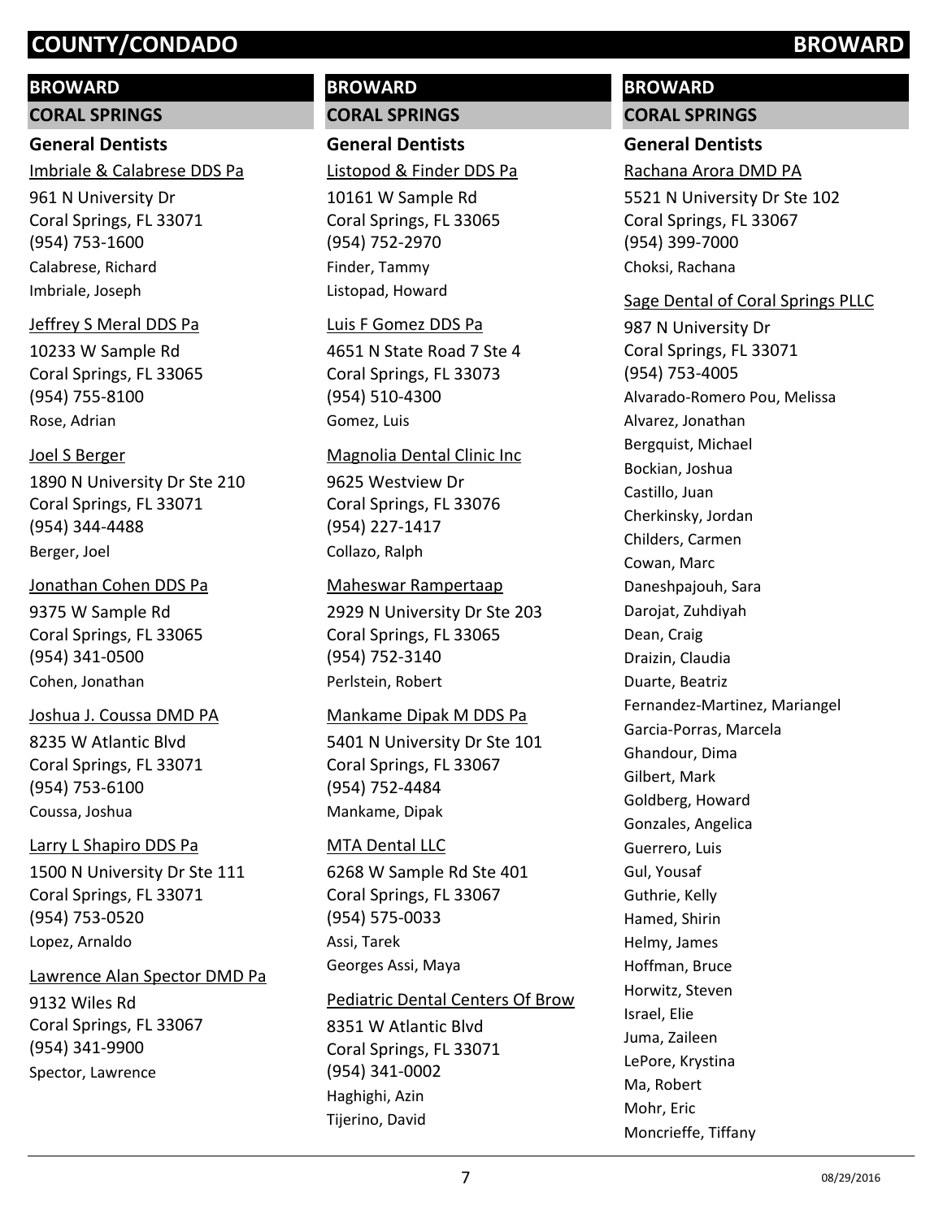# COUNTY/CONDADO BROWARD

## BROWARD

### CORAL SPRINGS

#### General Dentists

Imbriale & Calabrese DDS Pa

961 N University Dr
Coral Springs, FL 33071
(954) 753-1600
Calabrese, Richard
Imbriale, Joseph

Jeffrey S Meral DDS Pa

10233 W Sample Rd
Coral Springs, FL 33065
(954) 755-8100
Rose, Adrian

Joel S Berger

1890 N University Dr Ste 210
Coral Springs, FL 33071
(954) 344-4488
Berger, Joel

Jonathan Cohen DDS Pa

9375 W Sample Rd
Coral Springs, FL 33065
(954) 341-0500
Cohen, Jonathan

Joshua J. Coussa DMD PA

8235 W Atlantic Blvd
Coral Springs, FL 33071
(954) 753-6100
Coussa, Joshua

Larry L Shapiro DDS Pa

1500 N University Dr Ste 111
Coral Springs, FL 33071
(954) 753-0520
Lopez, Arnaldo

Lawrence Alan Spector DMD Pa

9132 Wiles Rd
Coral Springs, FL 33067
(954) 341-9900
Spector, Lawrence

## BROWARD

### CORAL SPRINGS

#### General Dentists

Listopod & Finder DDS Pa

10161 W Sample Rd
Coral Springs, FL 33065
(954) 752-2970
Finder, Tammy
Listopad, Howard

Luis F Gomez DDS Pa

4651 N State Road 7 Ste 4
Coral Springs, FL 33073
(954) 510-4300
Gomez, Luis

Magnolia Dental Clinic Inc

9625 Westview Dr
Coral Springs, FL 33076
(954) 227-1417
Collazo, Ralph

Maheswar Rampertaap

2929 N University Dr Ste 203
Coral Springs, FL 33065
(954) 752-3140
Perlstein, Robert

Mankame Dipak M DDS Pa

5401 N University Dr Ste 101
Coral Springs, FL 33067
(954) 752-4484
Mankame, Dipak

MTA Dental LLC

6268 W Sample Rd Ste 401
Coral Springs, FL 33067
(954) 575-0033
Assi, Tarek
Georges Assi, Maya

Pediatric Dental Centers Of Brow

8351 W Atlantic Blvd
Coral Springs, FL 33071
(954) 341-0002
Haghighi, Azin
Tijerino, David

## BROWARD

### CORAL SPRINGS

#### General Dentists

Rachana Arora DMD PA

5521 N University Dr Ste 102
Coral Springs, FL 33067
(954) 399-7000
Choksi, Rachana

Sage Dental of Coral Springs PLLC

987 N University Dr
Coral Springs, FL 33071
(954) 753-4005
Alvarado-Romero Pou, Melissa
Alvarez, Jonathan
Bergquist, Michael
Bockian, Joshua
Castillo, Juan
Cherkinsky, Jordan
Childers, Carmen
Cowan, Marc
Daneshpajouh, Sara
Darojat, Zuhdiyah
Dean, Craig
Draizin, Claudia
Duarte, Beatriz
Fernandez-Martinez, Mariangel
Garcia-Porras, Marcela
Ghandour, Dima
Gilbert, Mark
Goldberg, Howard
Gonzales, Angelica
Guerrero, Luis
Gul, Yousaf
Guthrie, Kelly
Hamed, Shirin
Helmy, James
Hoffman, Bruce
Horwitz, Steven
Israel, Elie
Juma, Zaileen
LePore, Krystina
Ma, Robert
Mohr, Eric
Moncrieffe, Tiffany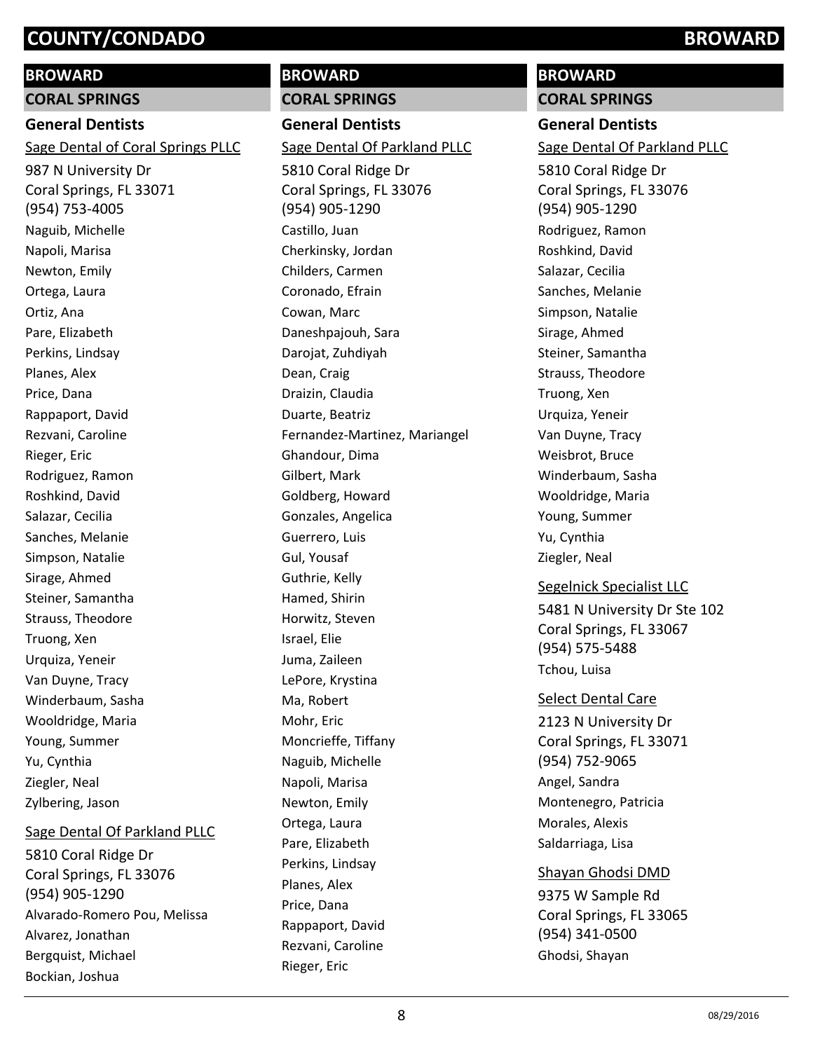# COUNTY/CONDADO BROWARD

## BROWARD

### CORAL SPRINGS

#### General Dentists

Sage Dental of Coral Springs PLLC

987 N University Dr
Coral Springs, FL 33071
(954) 753-4005

Naguib, Michelle
Napoli, Marisa
Newton, Emily
Ortega, Laura
Ortiz, Ana
Pare, Elizabeth
Perkins, Lindsay
Planes, Alex
Price, Dana
Rappaport, David
Rezvani, Caroline
Rieger, Eric
Rodriguez, Ramon
Roshkind, David
Salazar, Cecilia
Sanches, Melanie
Simpson, Natalie
Sirage, Ahmed
Steiner, Samantha
Strauss, Theodore
Truong, Xen
Urquiza, Yeneir
Van Duyne, Tracy
Winderbaum, Sasha
Wooldridge, Maria
Young, Summer
Yu, Cynthia
Ziegler, Neal
Zylbering, Jason

Sage Dental Of Parkland PLLC

5810 Coral Ridge Dr
Coral Springs, FL 33076
(954) 905-1290

Alvarado-Romero Pou, Melissa
Alvarez, Jonathan
Bergquist, Michael
Bockian, Joshua

## BROWARD

### CORAL SPRINGS

#### General Dentists

Sage Dental Of Parkland PLLC

5810 Coral Ridge Dr
Coral Springs, FL 33076
(954) 905-1290

Castillo, Juan
Cherkinsky, Jordan
Childers, Carmen
Coronado, Efrain
Cowan, Marc
Daneshpajouh, Sara
Darojat, Zuhdiyah
Dean, Craig
Draizin, Claudia
Duarte, Beatriz
Fernandez-Martinez, Mariangel
Ghandour, Dima
Gilbert, Mark
Goldberg, Howard
Gonzales, Angelica
Guerrero, Luis
Gul, Yousaf
Guthrie, Kelly
Hamed, Shirin
Horwitz, Steven
Israel, Elie
Juma, Zaileen
LePore, Krystina
Ma, Robert
Mohr, Eric
Moncrieffe, Tiffany
Naguib, Michelle
Napoli, Marisa
Newton, Emily
Ortega, Laura
Pare, Elizabeth
Perkins, Lindsay
Planes, Alex
Price, Dana
Rappaport, David
Rezvani, Caroline
Rieger, Eric

## BROWARD

### CORAL SPRINGS

#### General Dentists

Sage Dental Of Parkland PLLC

5810 Coral Ridge Dr
Coral Springs, FL 33076
(954) 905-1290

Rodriguez, Ramon
Roshkind, David
Salazar, Cecilia
Sanches, Melanie
Simpson, Natalie
Sirage, Ahmed
Steiner, Samantha
Strauss, Theodore
Truong, Xen
Urquiza, Yeneir
Van Duyne, Tracy
Weisbrot, Bruce
Winderbaum, Sasha
Wooldridge, Maria
Young, Summer
Yu, Cynthia
Ziegler, Neal

Segelnick Specialist LLC

5481 N University Dr Ste 102
Coral Springs, FL 33067
(954) 575-5488

Tchou, Luisa

Select Dental Care

2123 N University Dr
Coral Springs, FL 33071
(954) 752-9065

Angel, Sandra
Montenegro, Patricia
Morales, Alexis
Saldarriaga, Lisa

Shayan Ghodsi DMD

9375 W Sample Rd
Coral Springs, FL 33065
(954) 341-0500

Ghodsi, Shayan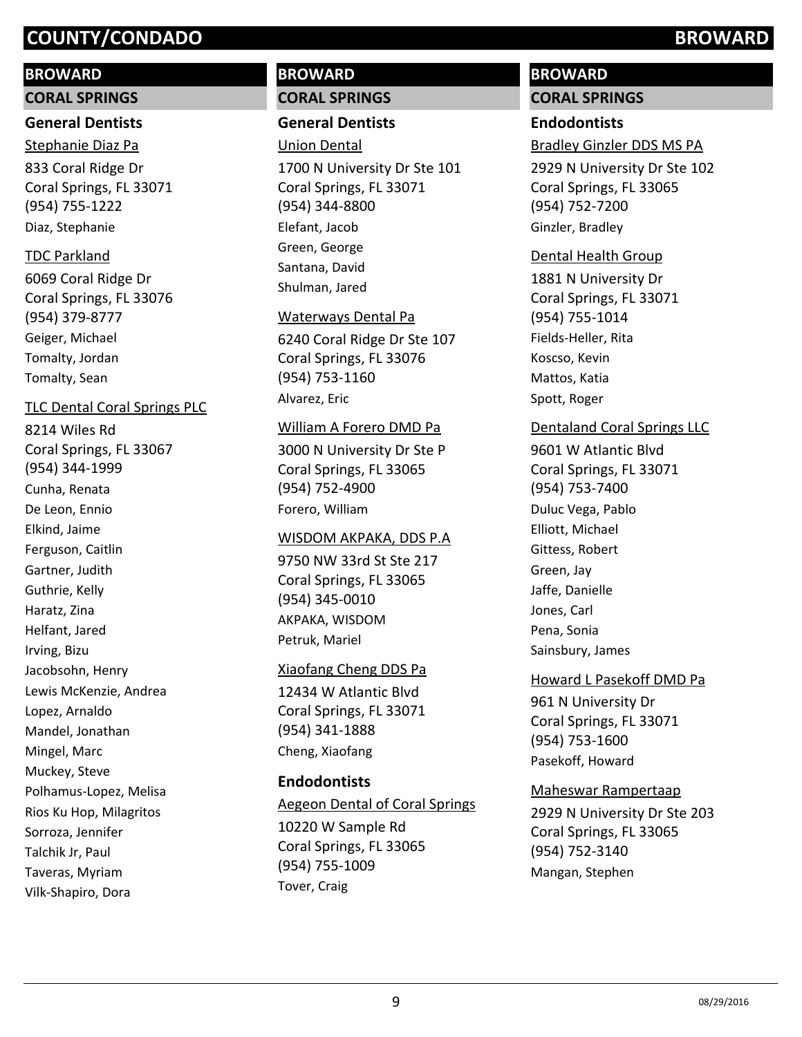# COUNTY/CONDADO BROWARD

## BROWARD

### CORAL SPRINGS

#### General Dentists

Stephanie Diaz Pa

833 Coral Ridge Dr
Coral Springs, FL 33071
(954) 755-1222
Diaz, Stephanie

TDC Parkland

6069 Coral Ridge Dr
Coral Springs, FL 33076
(954) 379-8777
Geiger, Michael
Tomalty, Jordan
Tomalty, Sean

TLC Dental Coral Springs PLC

8214 Wiles Rd
Coral Springs, FL 33067
(954) 344-1999
Cunha, Renata
De Leon, Ennio
Elkind, Jaime
Ferguson, Caitlin
Gartner, Judith
Guthrie, Kelly
Haratz, Zina
Helfant, Jared
Irving, Bizu
Jacobsohn, Henry
Lewis McKenzie, Andrea
Lopez, Arnaldo
Mandel, Jonathan
Mingel, Marc
Muckey, Steve
Polhamus-Lopez, Melisa
Rios Ku Hop, Milagritos
Sorroza, Jennifer
Talchik Jr, Paul
Taveras, Myriam
Vilk-Shapiro, Dora

Union Dental

1700 N University Dr Ste 101
Coral Springs, FL 33071
(954) 344-8800
Elefant, Jacob
Green, George
Santana, David
Shulman, Jared

Waterways Dental Pa

6240 Coral Ridge Dr Ste 107
Coral Springs, FL 33076
(954) 753-1160
Alvarez, Eric

William A Forero DMD Pa

3000 N University Dr Ste P
Coral Springs, FL 33065
(954) 752-4900
Forero, William

WISDOM AKPAKA, DDS P.A

9750 NW 33rd St Ste 217
Coral Springs, FL 33065
(954) 345-0010
AKPAKA, WISDOM
Petruk, Mariel

Xiaofang Cheng DDS Pa

12434 W Atlantic Blvd
Coral Springs, FL 33071
(954) 341-1888
Cheng, Xiaofang

#### Endodontists

Aegeon Dental of Coral Springs

10220 W Sample Rd
Coral Springs, FL 33065
(954) 755-1009
Tover, Craig

Bradley Ginzler DDS MS PA

2929 N University Dr Ste 102
Coral Springs, FL 33065
(954) 752-7200
Ginzler, Bradley

Dental Health Group

1881 N University Dr
Coral Springs, FL 33071
(954) 755-1014
Fields-Heller, Rita
Koscso, Kevin
Mattos, Katia
Spott, Roger

Dentaland Coral Springs LLC

9601 W Atlantic Blvd
Coral Springs, FL 33071
(954) 753-7400
Duluc Vega, Pablo
Elliott, Michael
Gittess, Robert
Green, Jay
Jaffe, Danielle
Jones, Carl
Pena, Sonia
Sainsbury, James

Howard L Pasekoff DMD Pa

961 N University Dr
Coral Springs, FL 33071
(954) 753-1600
Pasekoff, Howard

Maheswar Rampertaap

2929 N University Dr Ste 203
Coral Springs, FL 33065
(954) 752-3140
Mangan, Stephen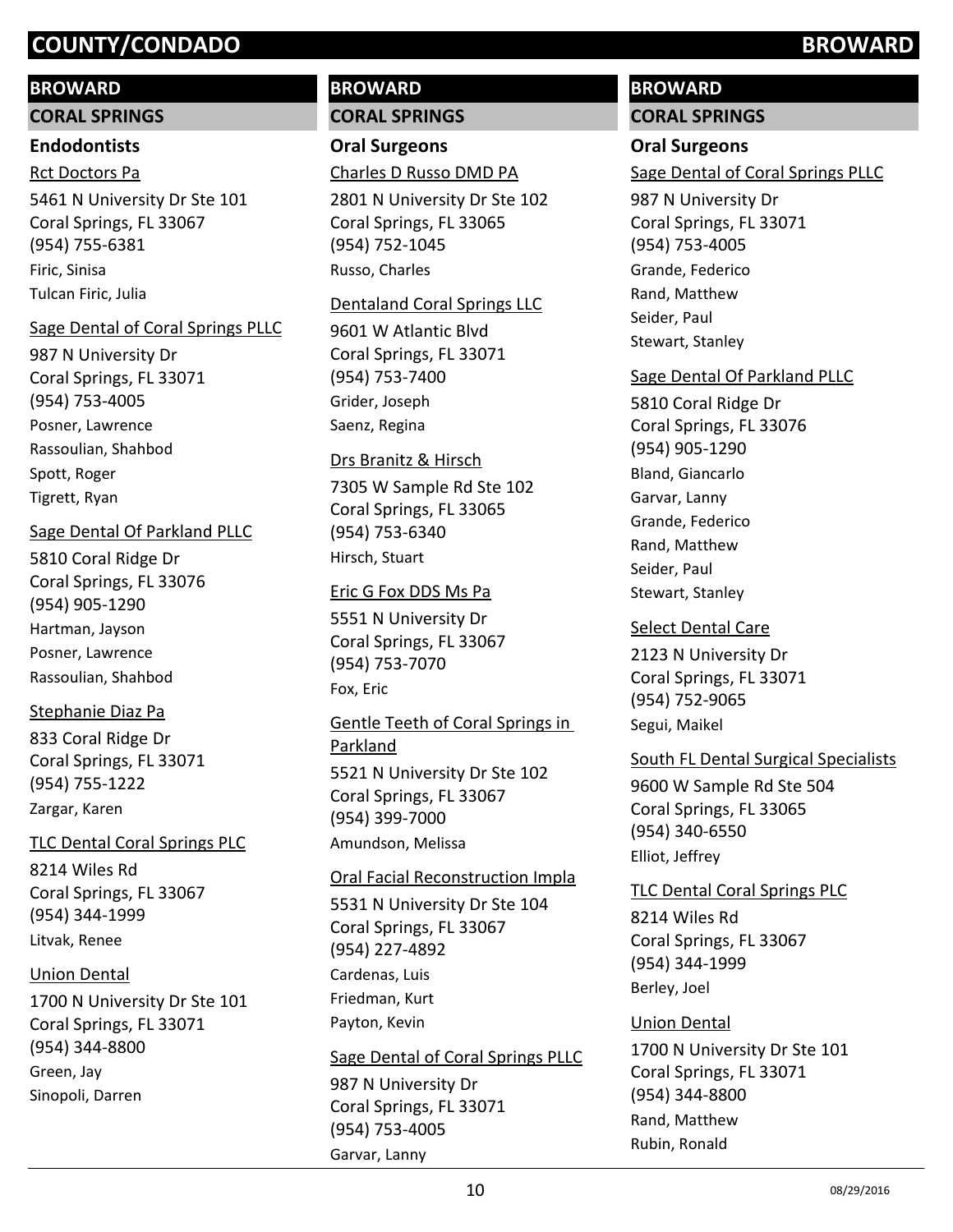## BROWARD

### CORAL SPRINGS

#### Endodontists

Rct Doctors Pa
5461 N University Dr Ste 101
Coral Springs, FL 33067
(954) 755-6381
Firic, Sinisa
Tulcan Firic, Julia

Sage Dental of Coral Springs PLLC
987 N University Dr
Coral Springs, FL 33071
(954) 753-4005
Posner, Lawrence
Rassoulian, Shahbod
Spott, Roger
Tigrett, Ryan

Sage Dental Of Parkland PLLC
5810 Coral Ridge Dr
Coral Springs, FL 33076
(954) 905-1290
Hartman, Jayson
Posner, Lawrence
Rassoulian, Shahbod

Stephanie Diaz Pa
833 Coral Ridge Dr
Coral Springs, FL 33071
(954) 755-1222
Zargar, Karen

TLC Dental Coral Springs PLC
8214 Wiles Rd
Coral Springs, FL 33067
(954) 344-1999
Litvak, Renee

Union Dental
1700 N University Dr Ste 101
Coral Springs, FL 33071
(954) 344-8800
Green, Jay
Sinopoli, Darren

#### Oral Surgeons

Charles D Russo DMD PA
2801 N University Dr Ste 102
Coral Springs, FL 33065
(954) 752-1045
Russo, Charles

Dentaland Coral Springs LLC
9601 W Atlantic Blvd
Coral Springs, FL 33071
(954) 753-7400
Grider, Joseph
Saenz, Regina

Drs Branitz & Hirsch
7305 W Sample Rd Ste 102
Coral Springs, FL 33065
(954) 753-6340
Hirsch, Stuart

Eric G Fox DDS Ms Pa
5551 N University Dr
Coral Springs, FL 33067
(954) 753-7070
Fox, Eric

Gentle Teeth of Coral Springs in Parkland
5521 N University Dr Ste 102
Coral Springs, FL 33067
(954) 399-7000
Amundson, Melissa

Oral Facial Reconstruction Impla
5531 N University Dr Ste 104
Coral Springs, FL 33067
(954) 227-4892
Cardenas, Luis
Friedman, Kurt
Payton, Kevin

Sage Dental of Coral Springs PLLC
987 N University Dr
Coral Springs, FL 33071
(954) 753-4005
Garvar, Lanny
Grande, Federico
Rand, Matthew
Seider, Paul
Stewart, Stanley

Sage Dental Of Parkland PLLC
5810 Coral Ridge Dr
Coral Springs, FL 33076
(954) 905-1290
Bland, Giancarlo
Garvar, Lanny
Grande, Federico
Rand, Matthew
Seider, Paul
Stewart, Stanley

Select Dental Care
2123 N University Dr
Coral Springs, FL 33071
(954) 752-9065
Segui, Maikel

South FL Dental Surgical Specialists
9600 W Sample Rd Ste 504
Coral Springs, FL 33065
(954) 340-6550
Elliot, Jeffrey

TLC Dental Coral Springs PLC
8214 Wiles Rd
Coral Springs, FL 33067
(954) 344-1999
Berley, Joel

Union Dental
1700 N University Dr Ste 101
Coral Springs, FL 33071
(954) 344-8800
Rand, Matthew
Rubin, Ronald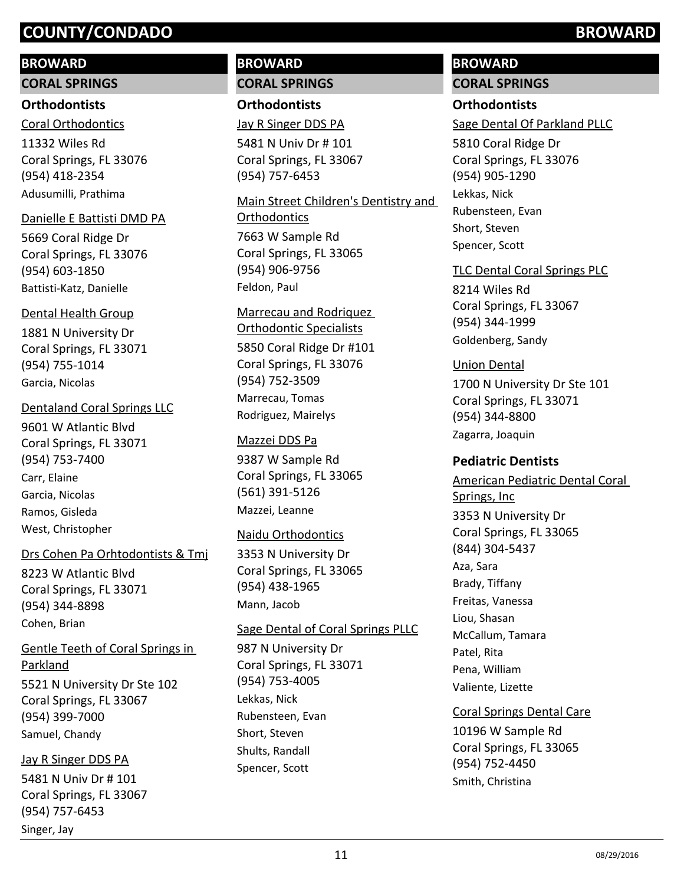# COUNTY/CONDADO BROWARD

## BROWARD

### CORAL SPRINGS

#### Orthodontists

Coral Orthodontics
11332 Wiles Rd
Coral Springs, FL 33076
(954) 418-2354
Adusumilli, Prathima

Danielle E Battisti DMD PA
5669 Coral Ridge Dr
Coral Springs, FL 33076
(954) 603-1850
Battisti-Katz, Danielle

Dental Health Group
1881 N University Dr
Coral Springs, FL 33071
(954) 755-1014
Garcia, Nicolas

Dentaland Coral Springs LLC
9601 W Atlantic Blvd
Coral Springs, FL 33071
(954) 753-7400
Carr, Elaine
Garcia, Nicolas
Ramos, Gisleda
West, Christopher

Drs Cohen Pa Orhtodontists & Tmj
8223 W Atlantic Blvd
Coral Springs, FL 33071
(954) 344-8898
Cohen, Brian

Gentle Teeth of Coral Springs in Parkland
5521 N University Dr Ste 102
Coral Springs, FL 33067
(954) 399-7000
Samuel, Chandy

Jay R Singer DDS PA
5481 N Univ Dr # 101
Coral Springs, FL 33067
(954) 757-6453
Singer, Jay

## BROWARD

### CORAL SPRINGS

#### Orthodontists

Jay R Singer DDS PA
5481 N Univ Dr # 101
Coral Springs, FL 33067
(954) 757-6453

Main Street Children's Dentistry and Orthodontics
7663 W Sample Rd
Coral Springs, FL 33065
(954) 906-9756
Feldon, Paul

Marrecau and Rodriquez Orthodontic Specialists
5850 Coral Ridge Dr #101
Coral Springs, FL 33076
(954) 752-3509
Marrecau, Tomas
Rodriguez, Mairelys

Mazzei DDS Pa
9387 W Sample Rd
Coral Springs, FL 33065
(561) 391-5126
Mazzei, Leanne

Naidu Orthodontics
3353 N University Dr
Coral Springs, FL 33065
(954) 438-1965
Mann, Jacob

Sage Dental of Coral Springs PLLC
987 N University Dr
Coral Springs, FL 33071
(954) 753-4005
Lekkas, Nick
Rubensteen, Evan
Short, Steven
Shults, Randall
Spencer, Scott

## BROWARD

### CORAL SPRINGS

#### Orthodontists

Sage Dental Of Parkland PLLC
5810 Coral Ridge Dr
Coral Springs, FL 33076
(954) 905-1290
Lekkas, Nick
Rubensteen, Evan
Short, Steven
Spencer, Scott

TLC Dental Coral Springs PLC
8214 Wiles Rd
Coral Springs, FL 33067
(954) 344-1999
Goldenberg, Sandy

Union Dental
1700 N University Dr Ste 101
Coral Springs, FL 33071
(954) 344-8800
Zagarra, Joaquin

#### Pediatric Dentists

American Pediatric Dental Coral Springs, Inc
3353 N University Dr
Coral Springs, FL 33065
(844) 304-5437
Aza, Sara
Brady, Tiffany
Freitas, Vanessa
Liou, Shasan
McCallum, Tamara
Patel, Rita
Pena, William
Valiente, Lizette

Coral Springs Dental Care
10196 W Sample Rd
Coral Springs, FL 33065
(954) 752-4450
Smith, Christina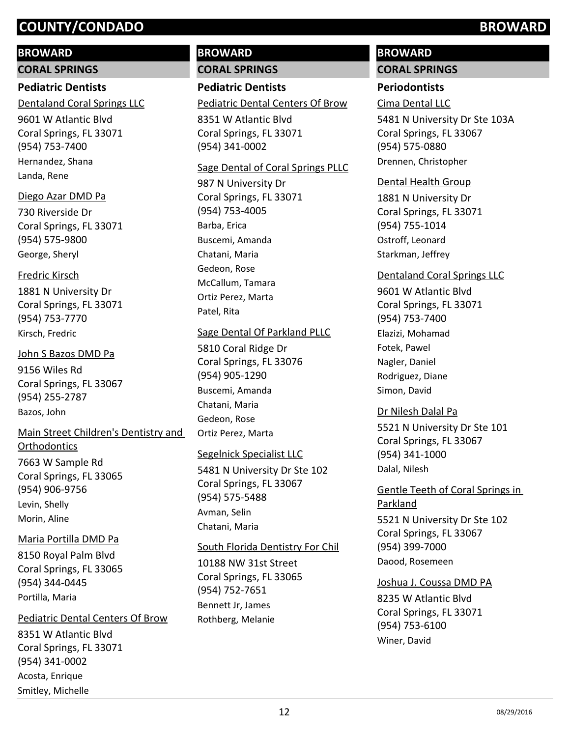# COUNTY/CONDADO BROWARD

## BROWARD

### CORAL SPRINGS

#### Pediatric Dentists

Dentaland Coral Springs LLC

9601 W Atlantic Blvd
Coral Springs, FL 33071
(954) 753-7400
Hernandez, Shana
Landa, Rene

Diego Azar DMD Pa

730 Riverside Dr
Coral Springs, FL 33071
(954) 575-9800
George, Sheryl

Fredric Kirsch

1881 N University Dr
Coral Springs, FL 33071
(954) 753-7770
Kirsch, Fredric

John S Bazos DMD Pa

9156 Wiles Rd
Coral Springs, FL 33067
(954) 255-2787
Bazos, John

Main Street Children's Dentistry and Orthodontics

7663 W Sample Rd
Coral Springs, FL 33065
(954) 906-9756
Levin, Shelly
Morin, Aline

Maria Portilla DMD Pa

8150 Royal Palm Blvd
Coral Springs, FL 33065
(954) 344-0445
Portilla, Maria

Pediatric Dental Centers Of Brow

8351 W Atlantic Blvd
Coral Springs, FL 33071
(954) 341-0002
Acosta, Enrique
Smitley, Michelle

## BROWARD

### CORAL SPRINGS

#### Pediatric Dentists

Pediatric Dental Centers Of Brow

8351 W Atlantic Blvd
Coral Springs, FL 33071
(954) 341-0002

Sage Dental of Coral Springs PLLC

987 N University Dr
Coral Springs, FL 33071
(954) 753-4005
Barba, Erica
Buscemi, Amanda
Chatani, Maria
Gedeon, Rose
McCallum, Tamara
Ortiz Perez, Marta
Patel, Rita

Sage Dental Of Parkland PLLC

5810 Coral Ridge Dr
Coral Springs, FL 33076
(954) 905-1290
Buscemi, Amanda
Chatani, Maria
Gedeon, Rose
Ortiz Perez, Marta

Segelnick Specialist LLC

5481 N University Dr Ste 102
Coral Springs, FL 33067
(954) 575-5488
Avman, Selin
Chatani, Maria

South Florida Dentistry For Chil

10188 NW 31st Street
Coral Springs, FL 33065
(954) 752-7651
Bennett Jr, James
Rothberg, Melanie

## BROWARD

### CORAL SPRINGS

#### Periodontists

Cima Dental LLC

5481 N University Dr Ste 103A
Coral Springs, FL 33067
(954) 575-0880
Drennen, Christopher

Dental Health Group

1881 N University Dr
Coral Springs, FL 33071
(954) 755-1014
Ostroff, Leonard
Starkman, Jeffrey

Dentaland Coral Springs LLC

9601 W Atlantic Blvd
Coral Springs, FL 33071
(954) 753-7400
Elazizi, Mohamad
Fotek, Pawel
Nagler, Daniel
Rodriguez, Diane
Simon, David

Dr Nilesh Dalal Pa

5521 N University Dr Ste 101
Coral Springs, FL 33067
(954) 341-1000
Dalal, Nilesh

Gentle Teeth of Coral Springs in Parkland

5521 N University Dr Ste 102
Coral Springs, FL 33067
(954) 399-7000
Daood, Rosemeen

Joshua J. Coussa DMD PA

8235 W Atlantic Blvd
Coral Springs, FL 33071
(954) 753-6100
Winer, David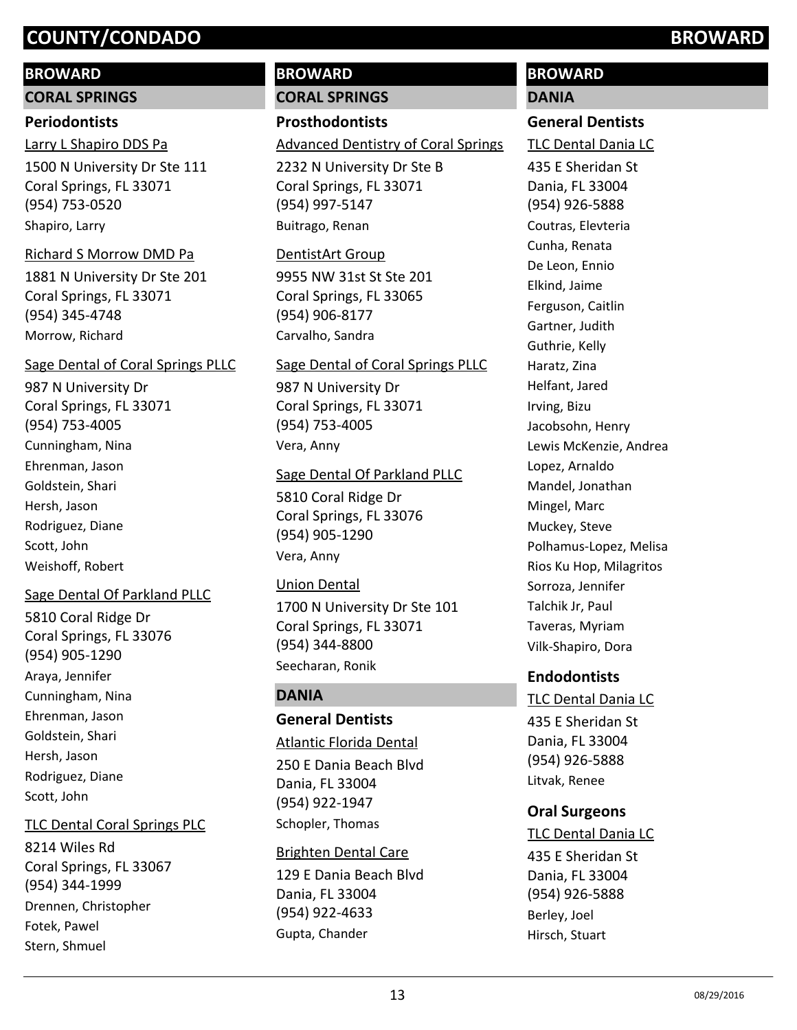## BROWARD

### CORAL SPRINGS

#### Periodontists

Larry L Shapiro DDS Pa
1500 N University Dr Ste 111
Coral Springs, FL 33071
(954) 753-0520
Shapiro, Larry

Richard S Morrow DMD Pa
1881 N University Dr Ste 201
Coral Springs, FL 33071
(954) 345-4748
Morrow, Richard

Sage Dental of Coral Springs PLLC
987 N University Dr
Coral Springs, FL 33071
(954) 753-4005
Cunningham, Nina
Ehrenman, Jason
Goldstein, Shari
Hersh, Jason
Rodriguez, Diane
Scott, John
Weishoff, Robert

Sage Dental Of Parkland PLLC
5810 Coral Ridge Dr
Coral Springs, FL 33076
(954) 905-1290
Araya, Jennifer
Cunningham, Nina
Ehrenman, Jason
Goldstein, Shari
Hersh, Jason
Rodriguez, Diane
Scott, John

TLC Dental Coral Springs PLC
8214 Wiles Rd
Coral Springs, FL 33067
(954) 344-1999
Drennen, Christopher
Fotek, Pawel
Stern, Shmuel

## BROWARD

### CORAL SPRINGS

#### Prosthodontists

Advanced Dentistry of Coral Springs
2232 N University Dr Ste B
Coral Springs, FL 33071
(954) 997-5147
Buitrago, Renan

DentistArt Group
9955 NW 31st St Ste 201
Coral Springs, FL 33065
(954) 906-8177
Carvalho, Sandra

Sage Dental of Coral Springs PLLC
987 N University Dr
Coral Springs, FL 33071
(954) 753-4005
Vera, Anny

Sage Dental Of Parkland PLLC
5810 Coral Ridge Dr
Coral Springs, FL 33076
(954) 905-1290
Vera, Anny

Union Dental
1700 N University Dr Ste 101
Coral Springs, FL 33071
(954) 344-8800
Seecharan, Ronik

### DANIA

#### General Dentists

Atlantic Florida Dental
250 E Dania Beach Blvd
Dania, FL 33004
(954) 922-1947
Schopler, Thomas

Brighten Dental Care
129 E Dania Beach Blvd
Dania, FL 33004
(954) 922-4633
Gupta, Chander

## BROWARD

### DANIA

#### General Dentists

TLC Dental Dania LC
435 E Sheridan St
Dania, FL 33004
(954) 926-5888
Coutras, Elevteria
Cunha, Renata
De Leon, Ennio
Elkind, Jaime
Ferguson, Caitlin
Gartner, Judith
Guthrie, Kelly
Haratz, Zina
Helfant, Jared
Irving, Bizu
Jacobsohn, Henry
Lewis McKenzie, Andrea
Lopez, Arnaldo
Mandel, Jonathan
Mingel, Marc
Muckey, Steve
Polhamus-Lopez, Melisa
Rios Ku Hop, Milagritos
Sorroza, Jennifer
Talchik Jr, Paul
Taveras, Myriam
Vilk-Shapiro, Dora

#### Endodontists

TLC Dental Dania LC
435 E Sheridan St
Dania, FL 33004
(954) 926-5888
Litvak, Renee

#### Oral Surgeons

TLC Dental Dania LC
435 E Sheridan St
Dania, FL 33004
(954) 926-5888
Berley, Joel
Hirsch, Stuart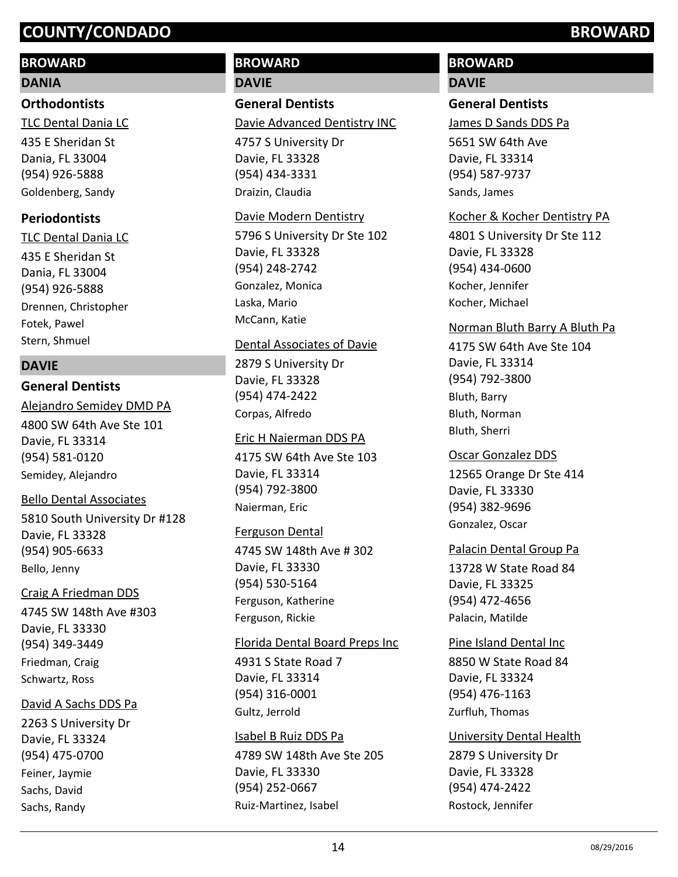# COUNTY/CONDADO BROWARD

## BROWARD

### DANIA

#### Orthodontists

TLC Dental Dania LC
435 E Sheridan St
Dania, FL 33004
(954) 926-5888
Goldenberg, Sandy

#### Periodontists

TLC Dental Dania LC
435 E Sheridan St
Dania, FL 33004
(954) 926-5888
Drennen, Christopher
Fotek, Pawel
Stern, Shmuel

### DAVIE

#### General Dentists

Alejandro Semidey DMD PA
4800 SW 64th Ave Ste 101
Davie, FL 33314
(954) 581-0120
Semidey, Alejandro

Bello Dental Associates
5810 South University Dr #128
Davie, FL 33328
(954) 905-6633
Bello, Jenny

Craig A Friedman DDS
4745 SW 148th Ave #303
Davie, FL 33330
(954) 349-3449
Friedman, Craig
Schwartz, Ross

David A Sachs DDS Pa
2263 S University Dr
Davie, FL 33324
(954) 475-0700
Feiner, Jaymie
Sachs, David
Sachs, Randy

Davie Advanced Dentistry INC
4757 S University Dr
Davie, FL 33328
(954) 434-3331
Draizin, Claudia

Davie Modern Dentistry
5796 S University Dr Ste 102
Davie, FL 33328
(954) 248-2742
Gonzalez, Monica
Laska, Mario
McCann, Katie

Dental Associates of Davie
2879 S University Dr
Davie, FL 33328
(954) 474-2422
Corpas, Alfredo

Eric H Naierman DDS PA
4175 SW 64th Ave Ste 103
Davie, FL 33314
(954) 792-3800
Naierman, Eric

Ferguson Dental
4745 SW 148th Ave # 302
Davie, FL 33330
(954) 530-5164
Ferguson, Katherine
Ferguson, Rickie

Florida Dental Board Preps Inc
4931 S State Road 7
Davie, FL 33314
(954) 316-0001
Gultz, Jerrold

Isabel B Ruiz DDS Pa
4789 SW 148th Ave Ste 205
Davie, FL 33330
(954) 252-0667
Ruiz-Martinez, Isabel

James D Sands DDS Pa
5651 SW 64th Ave
Davie, FL 33314
(954) 587-9737
Sands, James

Kocher & Kocher Dentistry PA
4801 S University Dr Ste 112
Davie, FL 33328
(954) 434-0600
Kocher, Jennifer
Kocher, Michael

Norman Bluth Barry A Bluth Pa
4175 SW 64th Ave Ste 104
Davie, FL 33314
(954) 792-3800
Bluth, Barry
Bluth, Norman
Bluth, Sherri

Oscar Gonzalez DDS
12565 Orange Dr Ste 414
Davie, FL 33330
(954) 382-9696
Gonzalez, Oscar

Palacin Dental Group Pa
13728 W State Road 84
Davie, FL 33325
(954) 472-4656
Palacin, Matilde

Pine Island Dental Inc
8850 W State Road 84
Davie, FL 33324
(954) 476-1163
Zurfluh, Thomas

University Dental Health
2879 S University Dr
Davie, FL 33328
(954) 474-2422
Rostock, Jennifer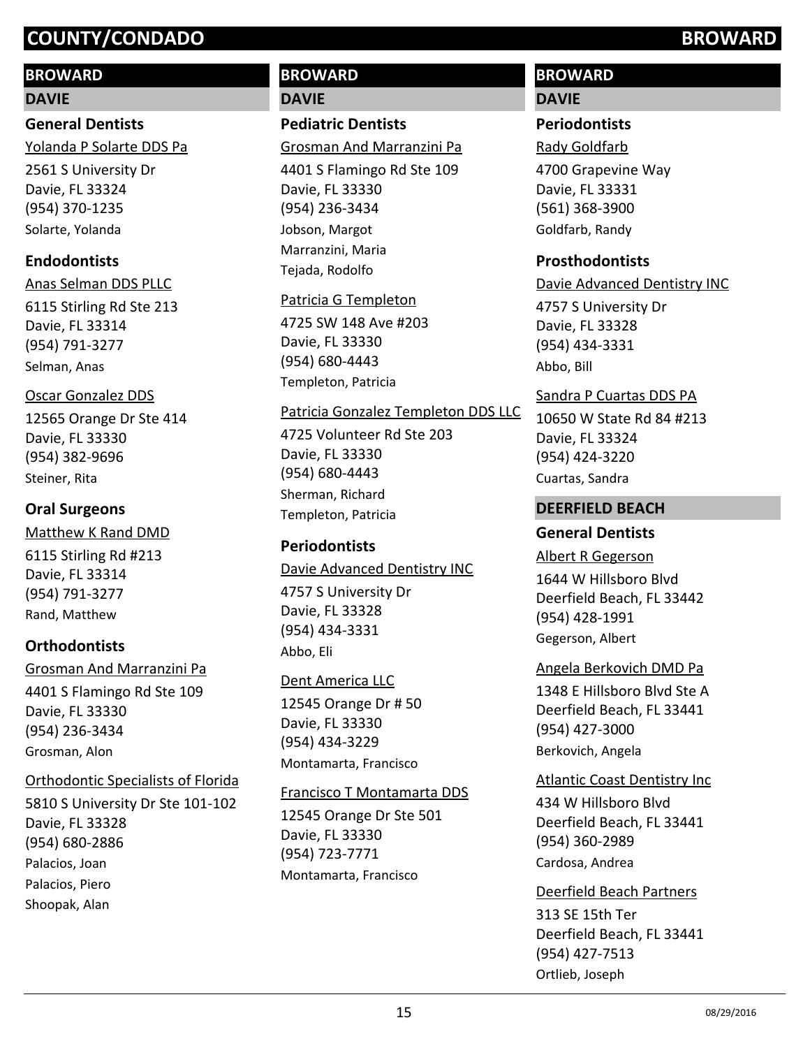## BROWARD

### DAVIE

#### General Dentists

Yolanda P Solarte DDS Pa
2561 S University Dr
Davie, FL 33324
(954) 370-1235
Solarte, Yolanda

#### Endodontists

Anas Selman DDS PLLC
6115 Stirling Rd Ste 213
Davie, FL 33314
(954) 791-3277
Selman, Anas

Oscar Gonzalez DDS
12565 Orange Dr Ste 414
Davie, FL 33330
(954) 382-9696
Steiner, Rita

#### Oral Surgeons

Matthew K Rand DMD
6115 Stirling Rd #213
Davie, FL 33314
(954) 791-3277
Rand, Matthew

#### Orthodontists

Grosman And Marranzini Pa
4401 S Flamingo Rd Ste 109
Davie, FL 33330
(954) 236-3434
Grosman, Alon

Orthodontic Specialists of Florida
5810 S University Dr Ste 101-102
Davie, FL 33328
(954) 680-2886
Palacios, Joan
Palacios, Piero
Shoopak, Alan

#### Pediatric Dentists

Grosman And Marranzini Pa
4401 S Flamingo Rd Ste 109
Davie, FL 33330
(954) 236-3434
Jobson, Margot
Marranzini, Maria
Tejada, Rodolfo

Patricia G Templeton
4725 SW 148 Ave #203
Davie, FL 33330
(954) 680-4443
Templeton, Patricia

Patricia Gonzalez Templeton DDS LLC
4725 Volunteer Rd Ste 203
Davie, FL 33330
(954) 680-4443
Sherman, Richard
Templeton, Patricia

#### Periodontists

Davie Advanced Dentistry INC
4757 S University Dr
Davie, FL 33328
(954) 434-3331
Abbo, Eli

Dent America LLC
12545 Orange Dr # 50
Davie, FL 33330
(954) 434-3229
Montamarta, Francisco

Francisco T Montamarta DDS
12545 Orange Dr Ste 501
Davie, FL 33330
(954) 723-7771
Montamarta, Francisco

Rady Goldfarb
4700 Grapevine Way
Davie, FL 33331
(561) 368-3900
Goldfarb, Randy

#### Prosthodontists

Davie Advanced Dentistry INC
4757 S University Dr
Davie, FL 33328
(954) 434-3331
Abbo, Bill

Sandra P Cuartas DDS PA
10650 W State Rd 84 #213
Davie, FL 33324
(954) 424-3220
Cuartas, Sandra

### DEERFIELD BEACH

#### General Dentists

Albert R Gegerson
1644 W Hillsboro Blvd
Deerfield Beach, FL 33442
(954) 428-1991
Gegerson, Albert

Angela Berkovich DMD Pa
1348 E Hillsboro Blvd Ste A
Deerfield Beach, FL 33441
(954) 427-3000
Berkovich, Angela

Atlantic Coast Dentistry Inc
434 W Hillsboro Blvd
Deerfield Beach, FL 33441
(954) 360-2989
Cardosa, Andrea

Deerfield Beach Partners
313 SE 15th Ter
Deerfield Beach, FL 33441
(954) 427-7513
Ortlieb, Joseph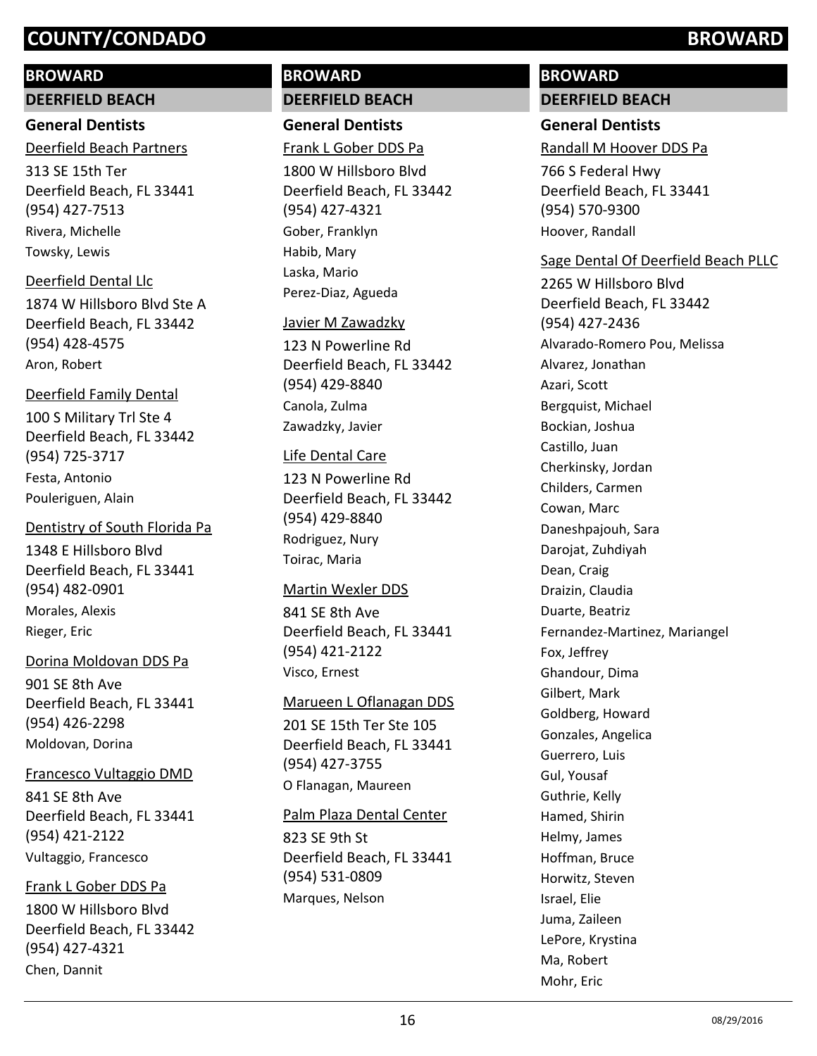# COUNTY/CONDADO BROWARD

## BROWARD

### DEERFIELD BEACH

#### General Dentists

Deerfield Beach Partners
313 SE 15th Ter
Deerfield Beach, FL 33441
(954) 427-7513
Rivera, Michelle
Towsky, Lewis

Deerfield Dental Llc
1874 W Hillsboro Blvd Ste A
Deerfield Beach, FL 33442
(954) 428-4575
Aron, Robert

Deerfield Family Dental
100 S Military Trl Ste 4
Deerfield Beach, FL 33442
(954) 725-3717
Festa, Antonio
Pouleriguen, Alain

Dentistry of South Florida Pa
1348 E Hillsboro Blvd
Deerfield Beach, FL 33441
(954) 482-0901
Morales, Alexis
Rieger, Eric

Dorina Moldovan DDS Pa
901 SE 8th Ave
Deerfield Beach, FL 33441
(954) 426-2298
Moldovan, Dorina

Francesco Vultaggio DMD
841 SE 8th Ave
Deerfield Beach, FL 33441
(954) 421-2122
Vultaggio, Francesco

Frank L Gober DDS Pa
1800 W Hillsboro Blvd
Deerfield Beach, FL 33442
(954) 427-4321
Chen, Dannit

## BROWARD

### DEERFIELD BEACH

#### General Dentists

Frank L Gober DDS Pa
1800 W Hillsboro Blvd
Deerfield Beach, FL 33442
(954) 427-4321
Gober, Franklyn
Habib, Mary
Laska, Mario
Perez-Diaz, Agueda

Javier M Zawadzky
123 N Powerline Rd
Deerfield Beach, FL 33442
(954) 429-8840
Canola, Zulma
Zawadzky, Javier

Life Dental Care
123 N Powerline Rd
Deerfield Beach, FL 33442
(954) 429-8840
Rodriguez, Nury
Toirac, Maria

Martin Wexler DDS
841 SE 8th Ave
Deerfield Beach, FL 33441
(954) 421-2122
Visco, Ernest

Marueen L Oflanagan DDS
201 SE 15th Ter Ste 105
Deerfield Beach, FL 33441
(954) 427-3755
O Flanagan, Maureen

Palm Plaza Dental Center
823 SE 9th St
Deerfield Beach, FL 33441
(954) 531-0809
Marques, Nelson

## BROWARD

### DEERFIELD BEACH

#### General Dentists

Randall M Hoover DDS Pa
766 S Federal Hwy
Deerfield Beach, FL 33441
(954) 570-9300
Hoover, Randall

Sage Dental Of Deerfield Beach PLLC
2265 W Hillsboro Blvd
Deerfield Beach, FL 33442
(954) 427-2436
Alvarado-Romero Pou, Melissa
Alvarez, Jonathan
Azari, Scott
Bergquist, Michael
Bockian, Joshua
Castillo, Juan
Cherkinsky, Jordan
Childers, Carmen
Cowan, Marc
Daneshpajouh, Sara
Darojat, Zuhdiyah
Dean, Craig
Draizin, Claudia
Duarte, Beatriz
Fernandez-Martinez, Mariangel
Fox, Jeffrey
Ghandour, Dima
Gilbert, Mark
Goldberg, Howard
Gonzales, Angelica
Guerrero, Luis
Gul, Yousaf
Guthrie, Kelly
Hamed, Shirin
Helmy, James
Hoffman, Bruce
Horwitz, Steven
Israel, Elie
Juma, Zaileen
LePore, Krystina
Ma, Robert
Mohr, Eric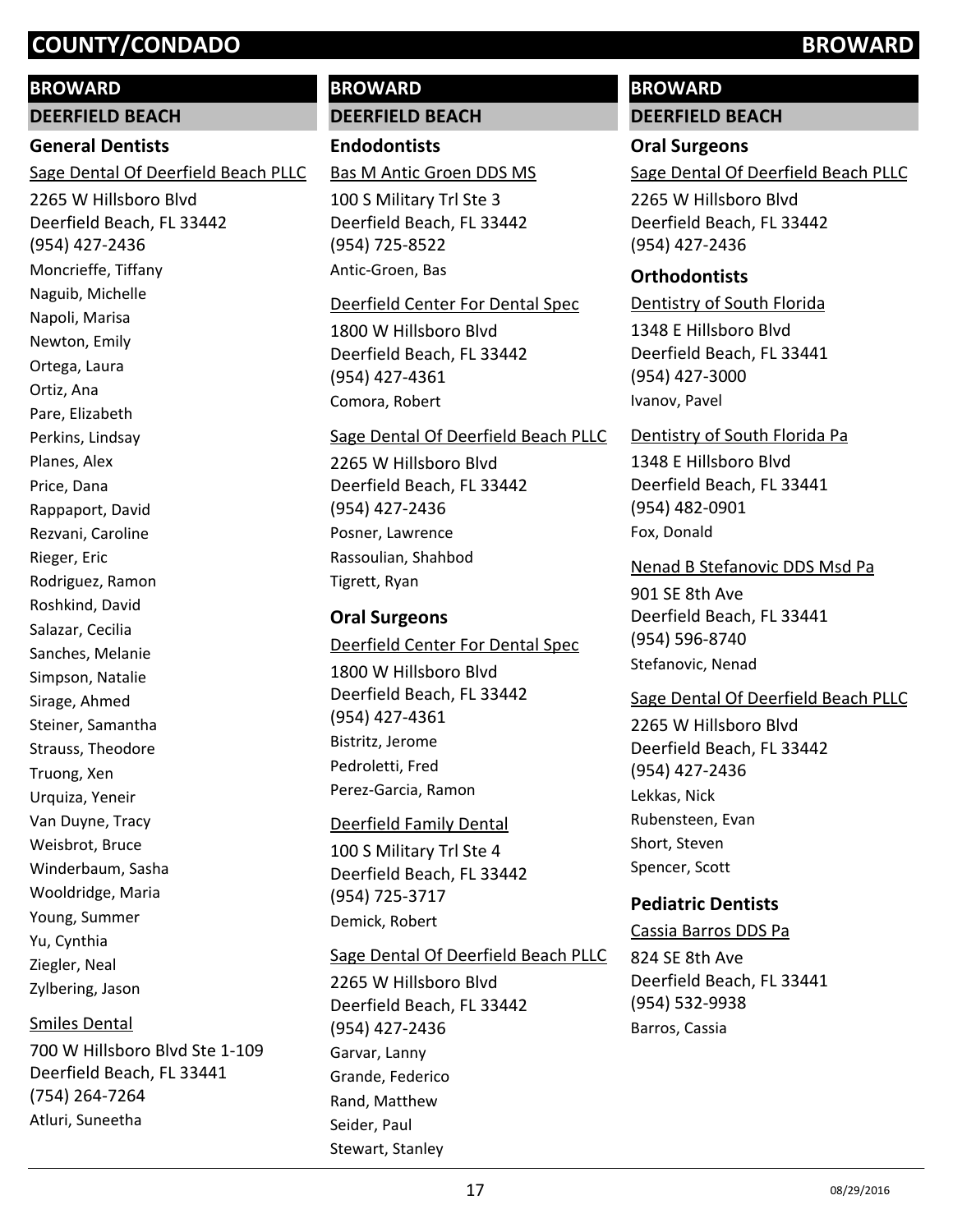# BROWARD

## DEERFIELD BEACH

### General Dentists

Sage Dental Of Deerfield Beach PLLC

2265 W Hillsboro Blvd
Deerfield Beach, FL 33442
(954) 427-2436

Moncrieffe, Tiffany
Naguib, Michelle
Napoli, Marisa
Newton, Emily
Ortega, Laura
Ortiz, Ana
Pare, Elizabeth
Perkins, Lindsay
Planes, Alex
Price, Dana
Rappaport, David
Rezvani, Caroline
Rieger, Eric
Rodriguez, Ramon
Roshkind, David
Salazar, Cecilia
Sanches, Melanie
Simpson, Natalie
Sirage, Ahmed
Steiner, Samantha
Strauss, Theodore
Truong, Xen
Urquiza, Yeneir
Van Duyne, Tracy
Weisbrot, Bruce
Winderbaum, Sasha
Wooldridge, Maria
Young, Summer
Yu, Cynthia
Ziegler, Neal
Zylbering, Jason

Smiles Dental

700 W Hillsboro Blvd Ste 1-109
Deerfield Beach, FL 33441
(754) 264-7264

Atluri, Suneetha

# BROWARD

## DEERFIELD BEACH

### Endodontists

Bas M Antic Groen DDS MS

100 S Military Trl Ste 3
Deerfield Beach, FL 33442
(954) 725-8522

Antic-Groen, Bas

Deerfield Center For Dental Spec

1800 W Hillsboro Blvd
Deerfield Beach, FL 33442
(954) 427-4361

Comora, Robert

Sage Dental Of Deerfield Beach PLLC

2265 W Hillsboro Blvd
Deerfield Beach, FL 33442
(954) 427-2436

Posner, Lawrence
Rassoulian, Shahbod
Tigrett, Ryan

### Oral Surgeons

Deerfield Center For Dental Spec

1800 W Hillsboro Blvd
Deerfield Beach, FL 33442
(954) 427-4361

Bistritz, Jerome
Pedroletti, Fred
Perez-Garcia, Ramon

Deerfield Family Dental

100 S Military Trl Ste 4
Deerfield Beach, FL 33442
(954) 725-3717

Demick, Robert

Sage Dental Of Deerfield Beach PLLC

2265 W Hillsboro Blvd
Deerfield Beach, FL 33442
(954) 427-2436

Garvar, Lanny
Grande, Federico
Rand, Matthew
Seider, Paul
Stewart, Stanley

# BROWARD

## DEERFIELD BEACH

### Oral Surgeons

Sage Dental Of Deerfield Beach PLLC

2265 W Hillsboro Blvd
Deerfield Beach, FL 33442
(954) 427-2436

### Orthodontists

Dentistry of South Florida

1348 E Hillsboro Blvd
Deerfield Beach, FL 33441
(954) 427-3000

Ivanov, Pavel

Dentistry of South Florida Pa

1348 E Hillsboro Blvd
Deerfield Beach, FL 33441
(954) 482-0901

Fox, Donald

Nenad B Stefanovic DDS Msd Pa

901 SE 8th Ave
Deerfield Beach, FL 33441
(954) 596-8740

Stefanovic, Nenad

Sage Dental Of Deerfield Beach PLLC

2265 W Hillsboro Blvd
Deerfield Beach, FL 33442
(954) 427-2436

Lekkas, Nick
Rubensteen, Evan
Short, Steven
Spencer, Scott

### Pediatric Dentists

Cassia Barros DDS Pa

824 SE 8th Ave
Deerfield Beach, FL 33441
(954) 532-9938

Barros, Cassia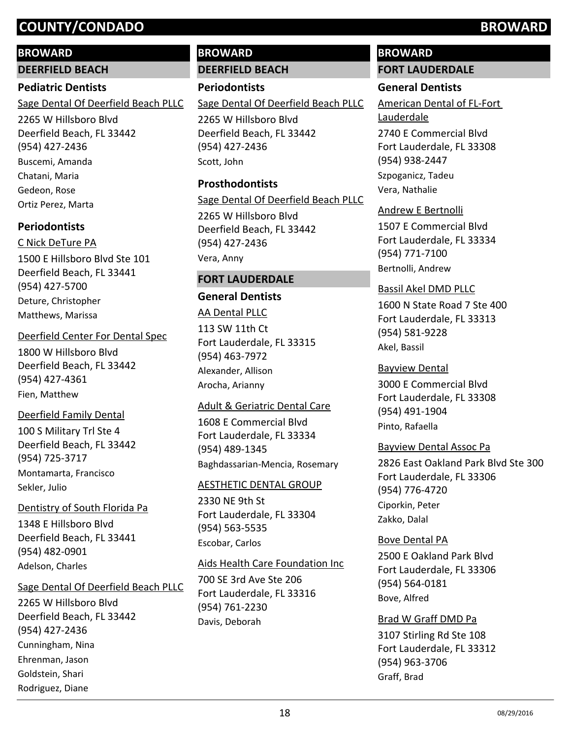## BROWARD

### DEERFIELD BEACH

#### Pediatric Dentists

Sage Dental Of Deerfield Beach PLLC
2265 W Hillsboro Blvd
Deerfield Beach, FL 33442
(954) 427-2436
Buscemi, Amanda
Chatani, Maria
Gedeon, Rose
Ortiz Perez, Marta

#### Periodontists

C Nick DeTure PA
1500 E Hillsboro Blvd Ste 101
Deerfield Beach, FL 33441
(954) 427-5700
Deture, Christopher
Matthews, Marissa

Deerfield Center For Dental Spec
1800 W Hillsboro Blvd
Deerfield Beach, FL 33442
(954) 427-4361
Fien, Matthew

Deerfield Family Dental
100 S Military Trl Ste 4
Deerfield Beach, FL 33442
(954) 725-3717
Montamarta, Francisco
Sekler, Julio

Dentistry of South Florida Pa
1348 E Hillsboro Blvd
Deerfield Beach, FL 33441
(954) 482-0901
Adelson, Charles

Sage Dental Of Deerfield Beach PLLC
2265 W Hillsboro Blvd
Deerfield Beach, FL 33442
(954) 427-2436
Cunningham, Nina
Ehrenman, Jason
Goldstein, Shari
Rodriguez, Diane

## BROWARD

### DEERFIELD BEACH

#### Periodontists

Sage Dental Of Deerfield Beach PLLC
2265 W Hillsboro Blvd
Deerfield Beach, FL 33442
(954) 427-2436
Scott, John

#### Prosthodontists

Sage Dental Of Deerfield Beach PLLC
2265 W Hillsboro Blvd
Deerfield Beach, FL 33442
(954) 427-2436
Vera, Anny

### FORT LAUDERDALE

#### General Dentists

AA Dental PLLC
113 SW 11th Ct
Fort Lauderdale, FL 33315
(954) 463-7972
Alexander, Allison
Arocha, Arianny

Adult & Geriatric Dental Care
1608 E Commercial Blvd
Fort Lauderdale, FL 33334
(954) 489-1345
Baghdassarian-Mencia, Rosemary

AESTHETIC DENTAL GROUP
2330 NE 9th St
Fort Lauderdale, FL 33304
(954) 563-5535
Escobar, Carlos

Aids Health Care Foundation Inc
700 SE 3rd Ave Ste 206
Fort Lauderdale, FL 33316
(954) 761-2230
Davis, Deborah

## BROWARD

### FORT LAUDERDALE

#### General Dentists

American Dental of FL-Fort Lauderdale
2740 E Commercial Blvd
Fort Lauderdale, FL 33308
(954) 938-2447
Szpoganicz, Tadeu
Vera, Nathalie

Andrew E Bertnolli
1507 E Commercial Blvd
Fort Lauderdale, FL 33334
(954) 771-7100
Bertnolli, Andrew

Bassil Akel DMD PLLC
1600 N State Road 7 Ste 400
Fort Lauderdale, FL 33313
(954) 581-9228
Akel, Bassil

Bayview Dental
3000 E Commercial Blvd
Fort Lauderdale, FL 33308
(954) 491-1904
Pinto, Rafaella

Bayview Dental Assoc Pa
2826 East Oakland Park Blvd Ste 300
Fort Lauderdale, FL 33306
(954) 776-4720
Ciporkin, Peter
Zakko, Dalal

Bove Dental PA
2500 E Oakland Park Blvd
Fort Lauderdale, FL 33306
(954) 564-0181
Bove, Alfred

Brad W Graff DMD Pa
3107 Stirling Rd Ste 108
Fort Lauderdale, FL 33312
(954) 963-3706
Graff, Brad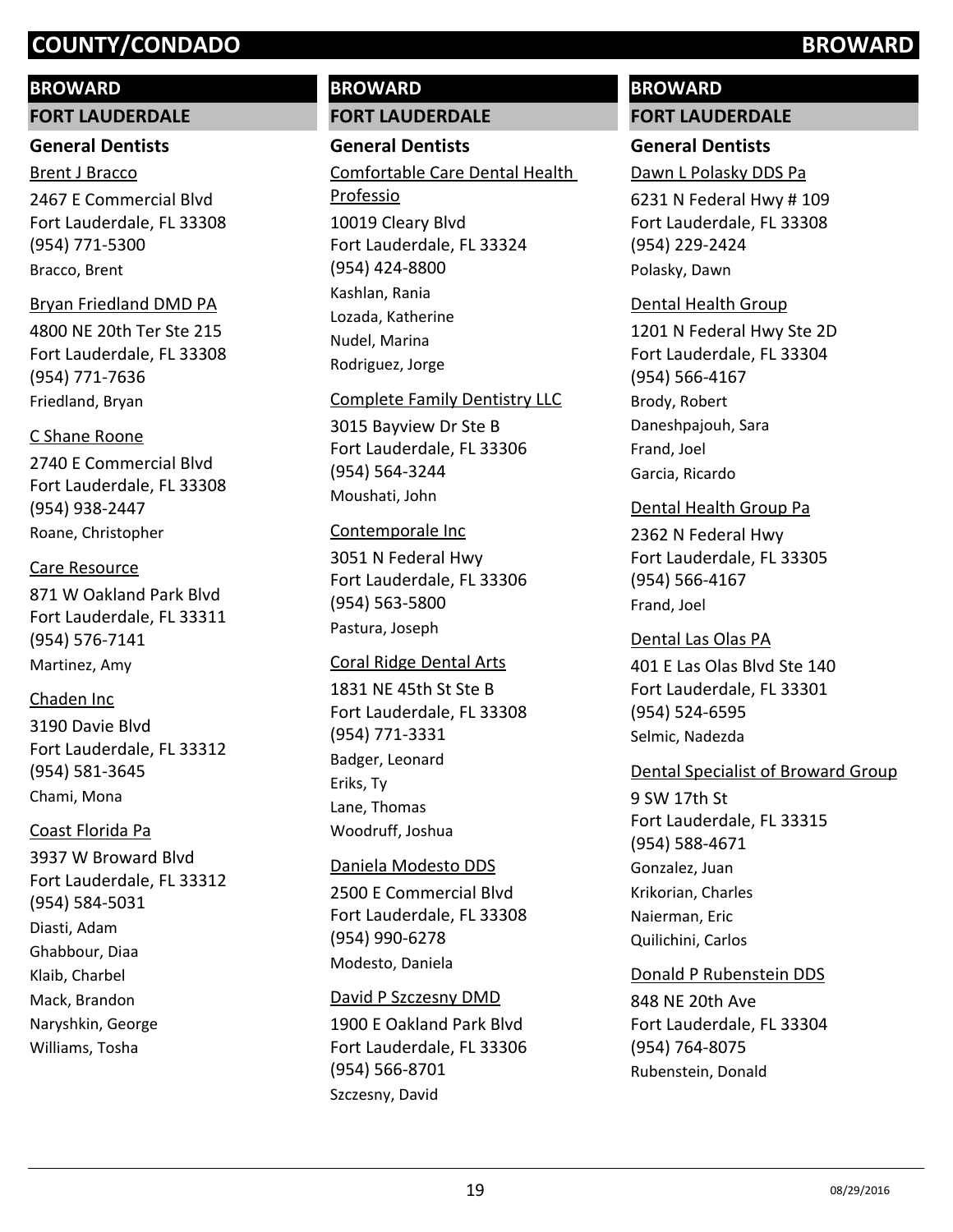# COUNTY/CONDADO BROWARD

## BROWARD

### FORT LAUDERDALE

#### General Dentists

Brent J Bracco
2467 E Commercial Blvd
Fort Lauderdale, FL 33308
(954) 771-5300
Bracco, Brent

Bryan Friedland DMD PA
4800 NE 20th Ter Ste 215
Fort Lauderdale, FL 33308
(954) 771-7636
Friedland, Bryan

C Shane Roone
2740 E Commercial Blvd
Fort Lauderdale, FL 33308
(954) 938-2447
Roane, Christopher

Care Resource
871 W Oakland Park Blvd
Fort Lauderdale, FL 33311
(954) 576-7141
Martinez, Amy

Chaden Inc
3190 Davie Blvd
Fort Lauderdale, FL 33312
(954) 581-3645
Chami, Mona

Coast Florida Pa
3937 W Broward Blvd
Fort Lauderdale, FL 33312
(954) 584-5031
Diasti, Adam
Ghabbour, Diaa
Klaib, Charbel
Mack, Brandon
Naryshkin, George
Williams, Tosha

Comfortable Care Dental Health Professio
10019 Cleary Blvd
Fort Lauderdale, FL 33324
(954) 424-8800
Kashlan, Rania
Lozada, Katherine
Nudel, Marina
Rodriguez, Jorge

Complete Family Dentistry LLC
3015 Bayview Dr Ste B
Fort Lauderdale, FL 33306
(954) 564-3244
Moushati, John

Contemporale Inc
3051 N Federal Hwy
Fort Lauderdale, FL 33306
(954) 563-5800
Pastura, Joseph

Coral Ridge Dental Arts
1831 NE 45th St Ste B
Fort Lauderdale, FL 33308
(954) 771-3331
Badger, Leonard
Eriks, Ty
Lane, Thomas
Woodruff, Joshua

Daniela Modesto DDS
2500 E Commercial Blvd
Fort Lauderdale, FL 33308
(954) 990-6278
Modesto, Daniela

David P Szczesny DMD
1900 E Oakland Park Blvd
Fort Lauderdale, FL 33306
(954) 566-8701
Szczesny, David

Dawn L Polasky DDS Pa
6231 N Federal Hwy # 109
Fort Lauderdale, FL 33308
(954) 229-2424
Polasky, Dawn

Dental Health Group
1201 N Federal Hwy Ste 2D
Fort Lauderdale, FL 33304
(954) 566-4167
Brody, Robert
Daneshpajouh, Sara
Frand, Joel
Garcia, Ricardo

Dental Health Group Pa
2362 N Federal Hwy
Fort Lauderdale, FL 33305
(954) 566-4167
Frand, Joel

Dental Las Olas PA
401 E Las Olas Blvd Ste 140
Fort Lauderdale, FL 33301
(954) 524-6595
Selmic, Nadezda

Dental Specialist of Broward Group
9 SW 17th St
Fort Lauderdale, FL 33315
(954) 588-4671
Gonzalez, Juan
Krikorian, Charles
Naierman, Eric
Quilichini, Carlos

Donald P Rubenstein DDS
848 NE 20th Ave
Fort Lauderdale, FL 33304
(954) 764-8075
Rubenstein, Donald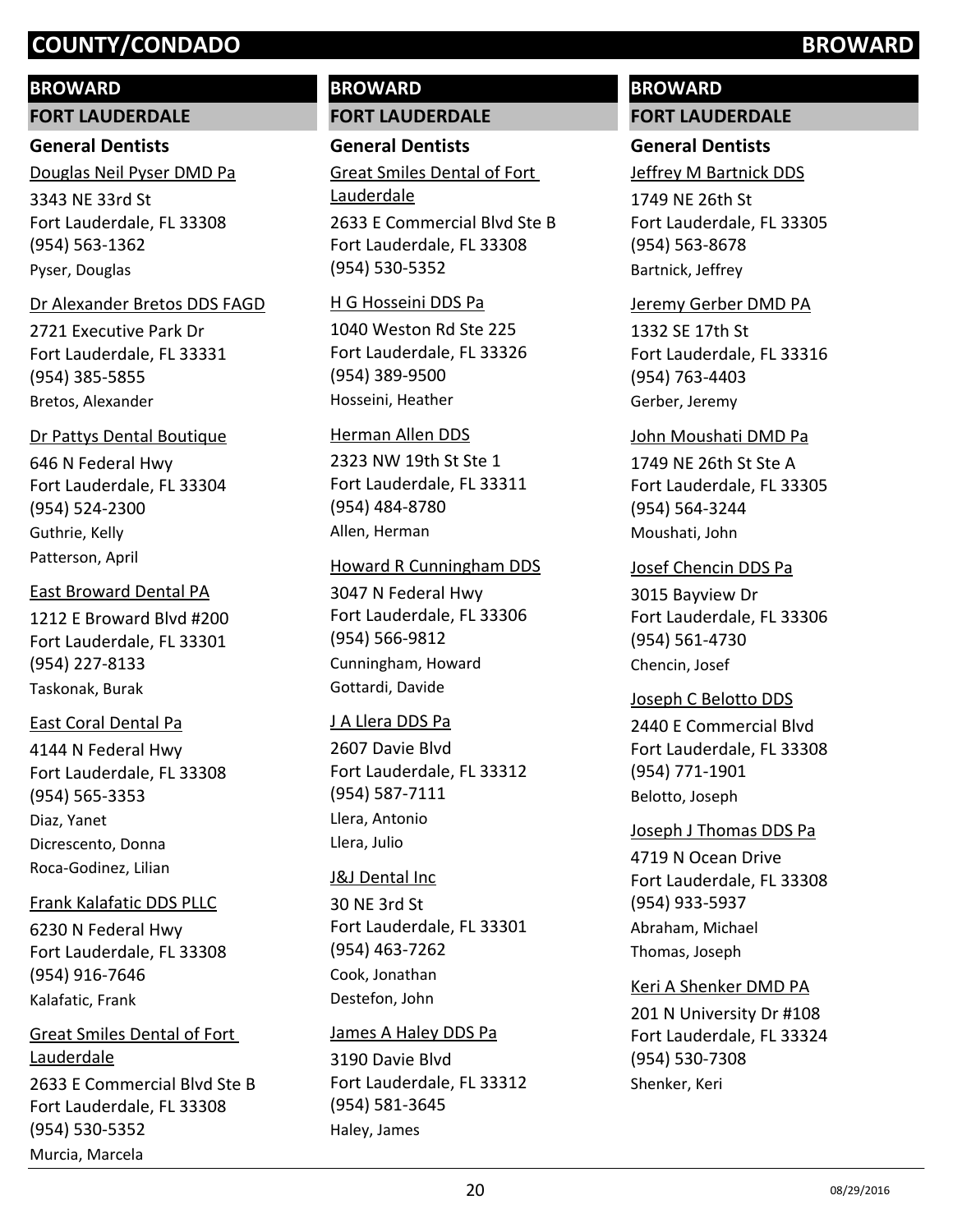## BROWARD

### FORT LAUDERDALE

#### General Dentists

Douglas Neil Pyser DMD Pa
3343 NE 33rd St
Fort Lauderdale, FL 33308
(954) 563-1362
Pyser, Douglas

Dr Alexander Bretos DDS FAGD
2721 Executive Park Dr
Fort Lauderdale, FL 33331
(954) 385-5855
Bretos, Alexander

Dr Pattys Dental Boutique
646 N Federal Hwy
Fort Lauderdale, FL 33304
(954) 524-2300
Guthrie, Kelly
Patterson, April

East Broward Dental PA
1212 E Broward Blvd #200
Fort Lauderdale, FL 33301
(954) 227-8133
Taskonak, Burak

East Coral Dental Pa
4144 N Federal Hwy
Fort Lauderdale, FL 33308
(954) 565-3353
Diaz, Yanet
Dicrescento, Donna
Roca-Godinez, Lilian

Frank Kalafatic DDS PLLC
6230 N Federal Hwy
Fort Lauderdale, FL 33308
(954) 916-7646
Kalafatic, Frank

Great Smiles Dental of Fort Lauderdale
2633 E Commercial Blvd Ste B
Fort Lauderdale, FL 33308
(954) 530-5352
Murcia, Marcela

## BROWARD

### FORT LAUDERDALE

#### General Dentists

Great Smiles Dental of Fort Lauderdale
2633 E Commercial Blvd Ste B
Fort Lauderdale, FL 33308
(954) 530-5352

H G Hosseini DDS Pa
1040 Weston Rd Ste 225
Fort Lauderdale, FL 33326
(954) 389-9500
Hosseini, Heather

Herman Allen DDS
2323 NW 19th St Ste 1
Fort Lauderdale, FL 33311
(954) 484-8780
Allen, Herman

Howard R Cunningham DDS
3047 N Federal Hwy
Fort Lauderdale, FL 33306
(954) 566-9812
Cunningham, Howard
Gottardi, Davide

J A Llera DDS Pa
2607 Davie Blvd
Fort Lauderdale, FL 33312
(954) 587-7111
Llera, Antonio
Llera, Julio

J&J Dental Inc
30 NE 3rd St
Fort Lauderdale, FL 33301
(954) 463-7262
Cook, Jonathan
Destefon, John

James A Haley DDS Pa
3190 Davie Blvd
Fort Lauderdale, FL 33312
(954) 581-3645
Haley, James

## BROWARD

### FORT LAUDERDALE

#### General Dentists

Jeffrey M Bartnick DDS
1749 NE 26th St
Fort Lauderdale, FL 33305
(954) 563-8678
Bartnick, Jeffrey

Jeremy Gerber DMD PA
1332 SE 17th St
Fort Lauderdale, FL 33316
(954) 763-4403
Gerber, Jeremy

John Moushati DMD Pa
1749 NE 26th St Ste A
Fort Lauderdale, FL 33305
(954) 564-3244
Moushati, John

Josef Chencin DDS Pa
3015 Bayview Dr
Fort Lauderdale, FL 33306
(954) 561-4730
Chencin, Josef

Joseph C Belotto DDS
2440 E Commercial Blvd
Fort Lauderdale, FL 33308
(954) 771-1901
Belotto, Joseph

Joseph J Thomas DDS Pa
4719 N Ocean Drive
Fort Lauderdale, FL 33308
(954) 933-5937
Abraham, Michael
Thomas, Joseph

Keri A Shenker DMD PA
201 N University Dr #108
Fort Lauderdale, FL 33324
(954) 530-7308
Shenker, Keri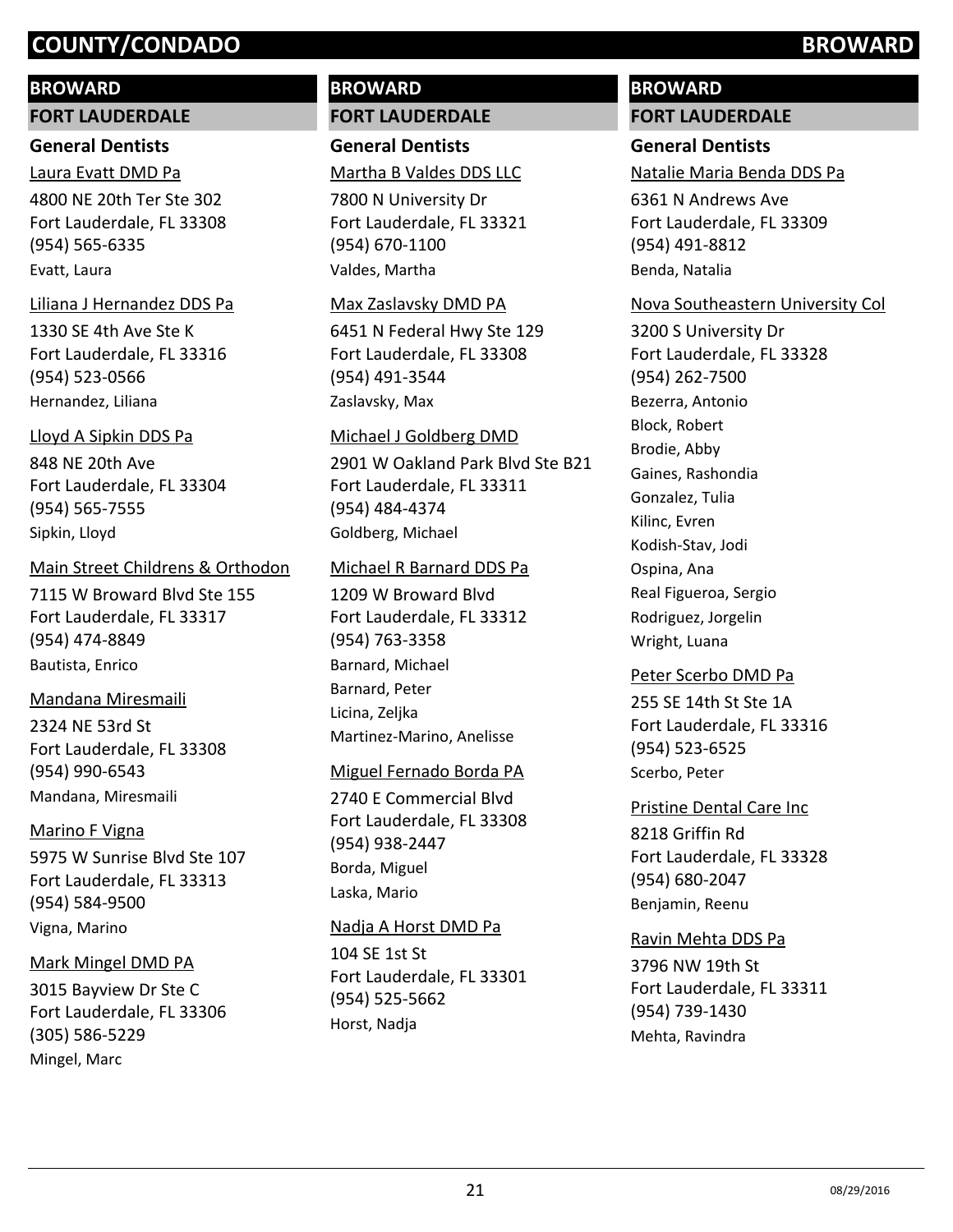# COUNTY/CONDADO BROWARD

## BROWARD

### FORT LAUDERDALE

#### General Dentists

Laura Evatt DMD Pa
4800 NE 20th Ter Ste 302
Fort Lauderdale, FL 33308
(954) 565-6335
Evatt, Laura

Liliana J Hernandez DDS Pa
1330 SE 4th Ave Ste K
Fort Lauderdale, FL 33316
(954) 523-0566
Hernandez, Liliana

Lloyd A Sipkin DDS Pa
848 NE 20th Ave
Fort Lauderdale, FL 33304
(954) 565-7555
Sipkin, Lloyd

Main Street Childrens & Orthodon
7115 W Broward Blvd Ste 155
Fort Lauderdale, FL 33317
(954) 474-8849
Bautista, Enrico

Mandana Miresmaili
2324 NE 53rd St
Fort Lauderdale, FL 33308
(954) 990-6543
Mandana, Miresmaili

Marino F Vigna
5975 W Sunrise Blvd Ste 107
Fort Lauderdale, FL 33313
(954) 584-9500
Vigna, Marino

Mark Mingel DMD PA
3015 Bayview Dr Ste C
Fort Lauderdale, FL 33306
(305) 586-5229
Mingel, Marc

## BROWARD

### FORT LAUDERDALE

#### General Dentists

Martha B Valdes DDS LLC
7800 N University Dr
Fort Lauderdale, FL 33321
(954) 670-1100
Valdes, Martha

Max Zaslavsky DMD PA
6451 N Federal Hwy Ste 129
Fort Lauderdale, FL 33308
(954) 491-3544
Zaslavsky, Max

Michael J Goldberg DMD
2901 W Oakland Park Blvd Ste B21
Fort Lauderdale, FL 33311
(954) 484-4374
Goldberg, Michael

Michael R Barnard DDS Pa
1209 W Broward Blvd
Fort Lauderdale, FL 33312
(954) 763-3358
Barnard, Michael
Barnard, Peter
Licina, Zeljka
Martinez-Marino, Anelisse

Miguel Fernado Borda PA
2740 E Commercial Blvd
Fort Lauderdale, FL 33308
(954) 938-2447
Borda, Miguel
Laska, Mario

Nadja A Horst DMD Pa
104 SE 1st St
Fort Lauderdale, FL 33301
(954) 525-5662
Horst, Nadja

## BROWARD

### FORT LAUDERDALE

#### General Dentists

Natalie Maria Benda DDS Pa
6361 N Andrews Ave
Fort Lauderdale, FL 33309
(954) 491-8812
Benda, Natalia

Nova Southeastern University Col
3200 S University Dr
Fort Lauderdale, FL 33328
(954) 262-7500
Bezerra, Antonio
Block, Robert
Brodie, Abby
Gaines, Rashondia
Gonzalez, Tulia
Kilinc, Evren
Kodish-Stav, Jodi
Ospina, Ana
Real Figueroa, Sergio
Rodriguez, Jorgelin
Wright, Luana

Peter Scerbo DMD Pa
255 SE 14th St Ste 1A
Fort Lauderdale, FL 33316
(954) 523-6525
Scerbo, Peter

Pristine Dental Care Inc
8218 Griffin Rd
Fort Lauderdale, FL 33328
(954) 680-2047
Benjamin, Reenu

Ravin Mehta DDS Pa
3796 NW 19th St
Fort Lauderdale, FL 33311
(954) 739-1430
Mehta, Ravindra

08/29/2016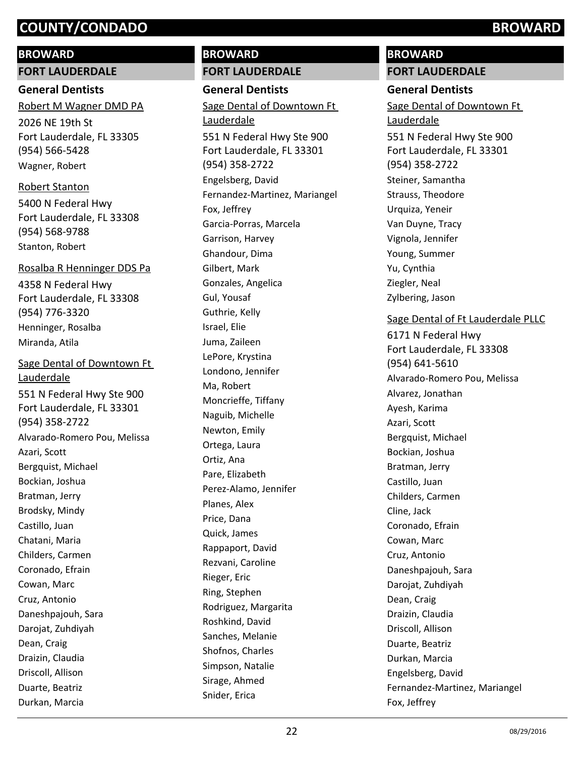# BROWARD

## FORT LAUDERDALE

### General Dentists

Robert M Wagner DMD PA

2026 NE 19th St
Fort Lauderdale, FL 33305
(954) 566-5428
Wagner, Robert

Robert Stanton

5400 N Federal Hwy
Fort Lauderdale, FL 33308
(954) 568-9788
Stanton, Robert

Rosalba R Henninger DDS Pa

4358 N Federal Hwy
Fort Lauderdale, FL 33308
(954) 776-3320
Henninger, Rosalba
Miranda, Atila

Sage Dental of Downtown Ft Lauderdale

551 N Federal Hwy Ste 900
Fort Lauderdale, FL 33301
(954) 358-2722
Alvarado-Romero Pou, Melissa
Azari, Scott
Bergquist, Michael
Bockian, Joshua
Bratman, Jerry
Brodsky, Mindy
Castillo, Juan
Chatani, Maria
Childers, Carmen
Coronado, Efrain
Cowan, Marc
Cruz, Antonio
Daneshpajouh, Sara
Darojat, Zuhdiyah
Dean, Craig
Draizin, Claudia
Driscoll, Allison
Duarte, Beatriz
Durkan, Marcia

# BROWARD

## FORT LAUDERDALE

### General Dentists

Sage Dental of Downtown Ft Lauderdale

551 N Federal Hwy Ste 900
Fort Lauderdale, FL 33301
(954) 358-2722
Engelsberg, David
Fernandez-Martinez, Mariangel
Fox, Jeffrey
Garcia-Porras, Marcela
Garrison, Harvey
Ghandour, Dima
Gilbert, Mark
Gonzales, Angelica
Gul, Yousaf
Guthrie, Kelly
Israel, Elie
Juma, Zaileen
LePore, Krystina
Londono, Jennifer
Ma, Robert
Moncrieffe, Tiffany
Naguib, Michelle
Newton, Emily
Ortega, Laura
Ortiz, Ana
Pare, Elizabeth
Perez-Alamo, Jennifer
Planes, Alex
Price, Dana
Quick, James
Rappaport, David
Rezvani, Caroline
Rieger, Eric
Ring, Stephen
Rodriguez, Margarita
Roshkind, David
Sanches, Melanie
Shofnos, Charles
Simpson, Natalie
Sirage, Ahmed
Snider, Erica

# BROWARD

## FORT LAUDERDALE

### General Dentists

Sage Dental of Downtown Ft Lauderdale

551 N Federal Hwy Ste 900
Fort Lauderdale, FL 33301
(954) 358-2722
Steiner, Samantha
Strauss, Theodore
Urquiza, Yeneir
Van Duyne, Tracy
Vignola, Jennifer
Young, Summer
Yu, Cynthia
Ziegler, Neal
Zylbering, Jason

Sage Dental of Ft Lauderdale PLLC

6171 N Federal Hwy
Fort Lauderdale, FL 33308
(954) 641-5610
Alvarado-Romero Pou, Melissa
Alvarez, Jonathan
Ayesh, Karima
Azari, Scott
Bergquist, Michael
Bockian, Joshua
Bratman, Jerry
Castillo, Juan
Childers, Carmen
Cline, Jack
Coronado, Efrain
Cowan, Marc
Cruz, Antonio
Daneshpajouh, Sara
Darojat, Zuhdiyah
Dean, Craig
Draizin, Claudia
Driscoll, Allison
Duarte, Beatriz
Durkan, Marcia
Engelsberg, David
Fernandez-Martinez, Mariangel
Fox, Jeffrey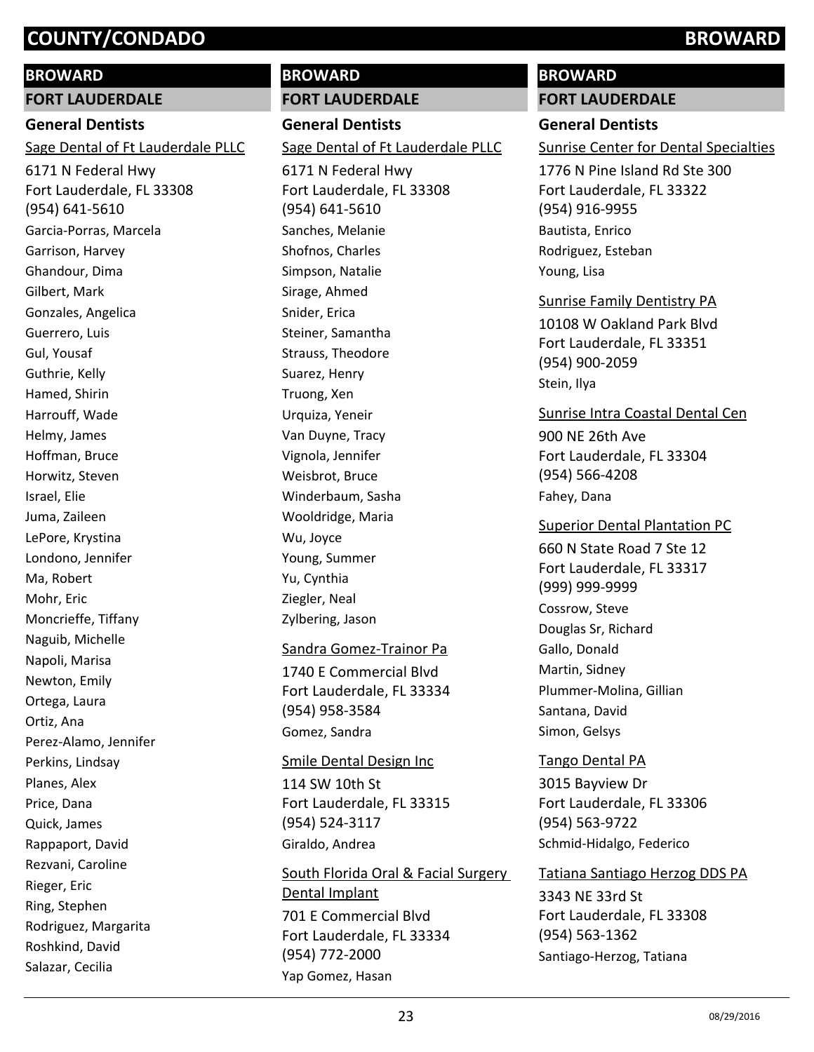# COUNTY/CONDADO BROWARD

## BROWARD

### FORT LAUDERDALE

#### General Dentists

Sage Dental of Ft Lauderdale PLLC

6171 N Federal Hwy
Fort Lauderdale, FL 33308
(954) 641-5610

Garcia-Porras, Marcela
Garrison, Harvey
Ghandour, Dima
Gilbert, Mark
Gonzales, Angelica
Guerrero, Luis
Gul, Yousaf
Guthrie, Kelly
Hamed, Shirin
Harrouff, Wade
Helmy, James
Hoffman, Bruce
Horwitz, Steven
Israel, Elie
Juma, Zaileen
LePore, Krystina
Londono, Jennifer
Ma, Robert
Mohr, Eric
Moncrieffe, Tiffany
Naguib, Michelle
Napoli, Marisa
Newton, Emily
Ortega, Laura
Ortiz, Ana
Perez-Alamo, Jennifer
Perkins, Lindsay
Planes, Alex
Price, Dana
Quick, James
Rappaport, David
Rezvani, Caroline
Rieger, Eric
Ring, Stephen
Rodriguez, Margarita
Roshkind, David
Salazar, Cecilia

## BROWARD

### FORT LAUDERDALE

#### General Dentists

Sage Dental of Ft Lauderdale PLLC

6171 N Federal Hwy
Fort Lauderdale, FL 33308
(954) 641-5610

Sanches, Melanie
Shofnos, Charles
Simpson, Natalie
Sirage, Ahmed
Snider, Erica
Steiner, Samantha
Strauss, Theodore
Suarez, Henry
Truong, Xen
Urquiza, Yeneir
Van Duyne, Tracy
Vignola, Jennifer
Weisbrot, Bruce
Winderbaum, Sasha
Wooldridge, Maria
Wu, Joyce
Young, Summer
Yu, Cynthia
Ziegler, Neal
Zylbering, Jason

Sandra Gomez-Trainor Pa

1740 E Commercial Blvd
Fort Lauderdale, FL 33334
(954) 958-3584

Gomez, Sandra

Smile Dental Design Inc

114 SW 10th St
Fort Lauderdale, FL 33315
(954) 524-3117

Giraldo, Andrea

South Florida Oral & Facial Surgery Dental Implant

701 E Commercial Blvd
Fort Lauderdale, FL 33334
(954) 772-2000

Yap Gomez, Hasan

## BROWARD

### FORT LAUDERDALE

#### General Dentists

Sunrise Center for Dental Specialties

1776 N Pine Island Rd Ste 300
Fort Lauderdale, FL 33322
(954) 916-9955

Bautista, Enrico
Rodriguez, Esteban
Young, Lisa

Sunrise Family Dentistry PA

10108 W Oakland Park Blvd
Fort Lauderdale, FL 33351
(954) 900-2059

Stein, Ilya

Sunrise Intra Coastal Dental Cen

900 NE 26th Ave
Fort Lauderdale, FL 33304
(954) 566-4208

Fahey, Dana

Superior Dental Plantation PC

660 N State Road 7 Ste 12
Fort Lauderdale, FL 33317
(999) 999-9999

Cossrow, Steve
Douglas Sr, Richard
Gallo, Donald
Martin, Sidney
Plummer-Molina, Gillian
Santana, David
Simon, Gelsys

Tango Dental PA

3015 Bayview Dr
Fort Lauderdale, FL 33306
(954) 563-9722

Schmid-Hidalgo, Federico

Tatiana Santiago Herzog DDS PA

3343 NE 33rd St
Fort Lauderdale, FL 33308
(954) 563-1362

Santiago-Herzog, Tatiana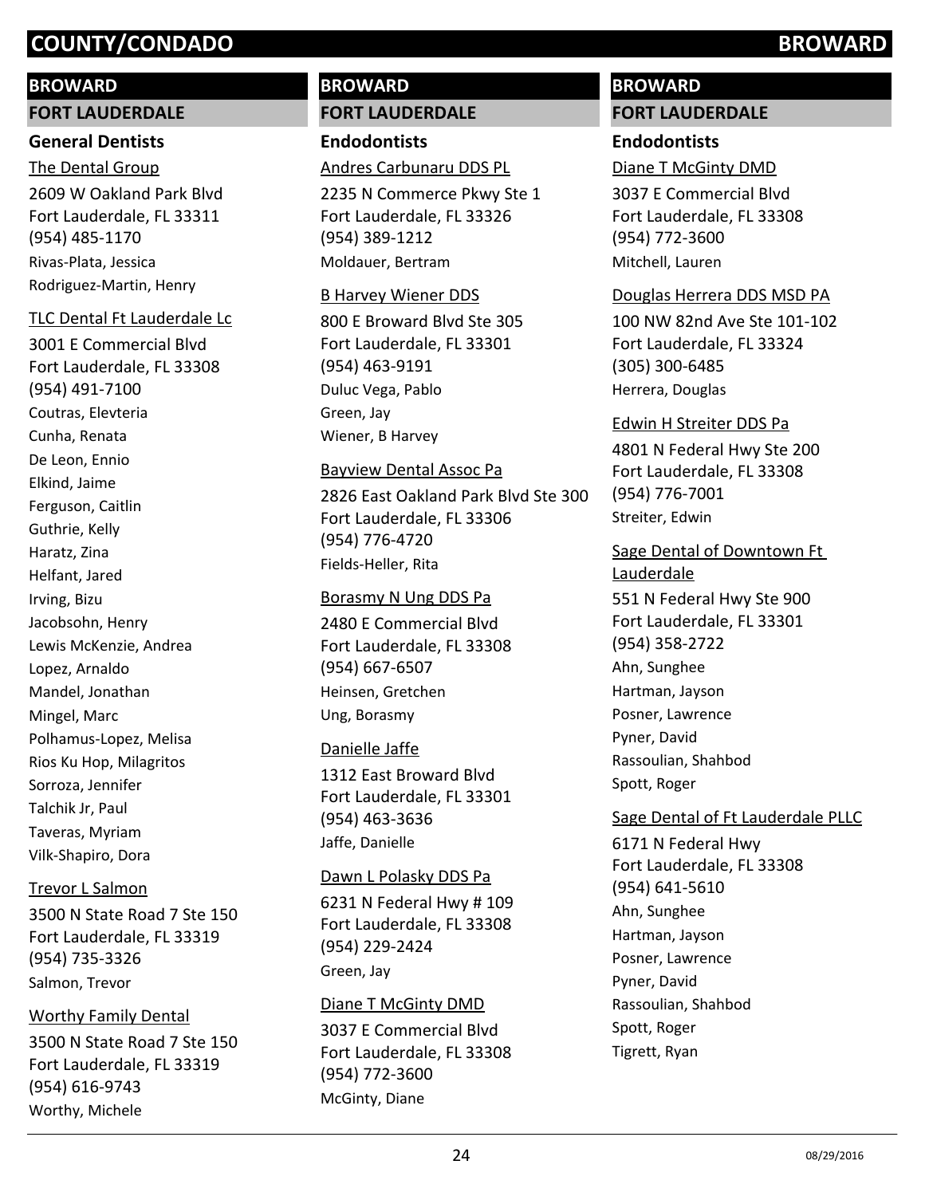# COUNTY/CONDADO BROWARD

## BROWARD

### FORT LAUDERDALE

#### General Dentists

The Dental Group
2609 W Oakland Park Blvd
Fort Lauderdale, FL 33311
(954) 485-1170
Rivas-Plata, Jessica
Rodriguez-Martin, Henry

TLC Dental Ft Lauderdale Lc
3001 E Commercial Blvd
Fort Lauderdale, FL 33308
(954) 491-7100
Coutras, Elevteria
Cunha, Renata
De Leon, Ennio
Elkind, Jaime
Ferguson, Caitlin
Guthrie, Kelly
Haratz, Zina
Helfant, Jared
Irving, Bizu
Jacobsohn, Henry
Lewis McKenzie, Andrea
Lopez, Arnaldo
Mandel, Jonathan
Mingel, Marc
Polhamus-Lopez, Melisa
Rios Ku Hop, Milagritos
Sorroza, Jennifer
Talchik Jr, Paul
Taveras, Myriam
Vilk-Shapiro, Dora

Trevor L Salmon
3500 N State Road 7 Ste 150
Fort Lauderdale, FL 33319
(954) 735-3326
Salmon, Trevor

Worthy Family Dental
3500 N State Road 7 Ste 150
Fort Lauderdale, FL 33319
(954) 616-9743
Worthy, Michele

## BROWARD

### FORT LAUDERDALE

#### Endodontists

Andres Carbunaru DDS PL
2235 N Commerce Pkwy Ste 1
Fort Lauderdale, FL 33326
(954) 389-1212
Moldauer, Bertram

B Harvey Wiener DDS
800 E Broward Blvd Ste 305
Fort Lauderdale, FL 33301
(954) 463-9191
Duluc Vega, Pablo
Green, Jay
Wiener, B Harvey

Bayview Dental Assoc Pa
2826 East Oakland Park Blvd Ste 300
Fort Lauderdale, FL 33306
(954) 776-4720
Fields-Heller, Rita

Borasmy N Ung DDS Pa
2480 E Commercial Blvd
Fort Lauderdale, FL 33308
(954) 667-6507
Heinsen, Gretchen
Ung, Borasmy

Danielle Jaffe
1312 East Broward Blvd
Fort Lauderdale, FL 33301
(954) 463-3636
Jaffe, Danielle

Dawn L Polasky DDS Pa
6231 N Federal Hwy # 109
Fort Lauderdale, FL 33308
(954) 229-2424
Green, Jay

Diane T McGinty DMD
3037 E Commercial Blvd
Fort Lauderdale, FL 33308
(954) 772-3600
McGinty, Diane

## BROWARD

### FORT LAUDERDALE

#### Endodontists

Diane T McGinty DMD
3037 E Commercial Blvd
Fort Lauderdale, FL 33308
(954) 772-3600
Mitchell, Lauren

Douglas Herrera DDS MSD PA
100 NW 82nd Ave Ste 101-102
Fort Lauderdale, FL 33324
(305) 300-6485
Herrera, Douglas

Edwin H Streiter DDS Pa
4801 N Federal Hwy Ste 200
Fort Lauderdale, FL 33308
(954) 776-7001
Streiter, Edwin

Sage Dental of Downtown Ft Lauderdale
551 N Federal Hwy Ste 900
Fort Lauderdale, FL 33301
(954) 358-2722
Ahn, Sunghee
Hartman, Jayson
Posner, Lawrence
Pyner, David
Rassoulian, Shahbod
Spott, Roger

Sage Dental of Ft Lauderdale PLLC
6171 N Federal Hwy
Fort Lauderdale, FL 33308
(954) 641-5610
Ahn, Sunghee
Hartman, Jayson
Posner, Lawrence
Pyner, David
Rassoulian, Shahbod
Spott, Roger
Tigrett, Ryan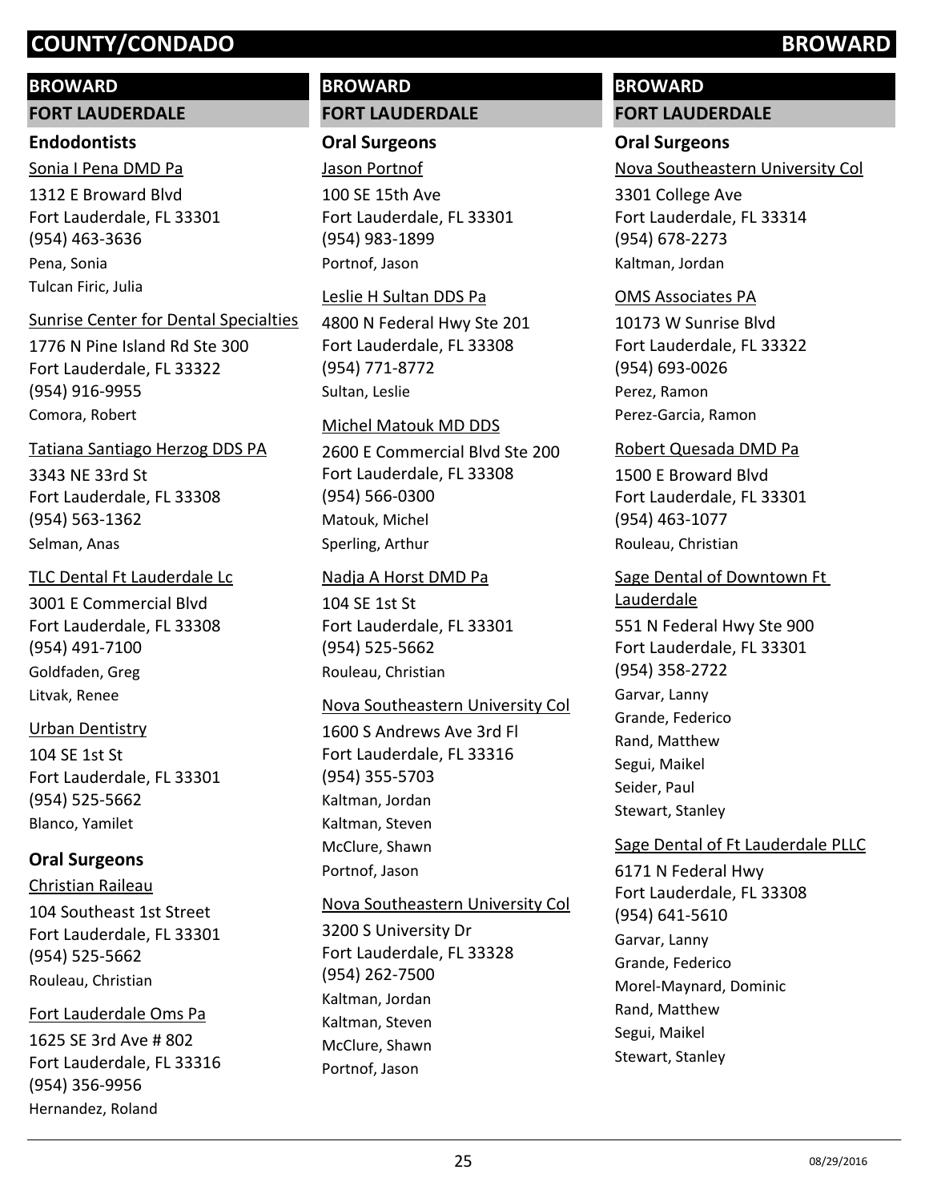## BROWARD

### FORT LAUDERDALE

#### Endodontists

Sonia I Pena DMD Pa
1312 E Broward Blvd
Fort Lauderdale, FL 33301
(954) 463-3636
Pena, Sonia
Tulcan Firic, Julia

Sunrise Center for Dental Specialties
1776 N Pine Island Rd Ste 300
Fort Lauderdale, FL 33322
(954) 916-9955
Comora, Robert

Tatiana Santiago Herzog DDS PA
3343 NE 33rd St
Fort Lauderdale, FL 33308
(954) 563-1362
Selman, Anas

TLC Dental Ft Lauderdale Lc
3001 E Commercial Blvd
Fort Lauderdale, FL 33308
(954) 491-7100
Goldfaden, Greg
Litvak, Renee

Urban Dentistry
104 SE 1st St
Fort Lauderdale, FL 33301
(954) 525-5662
Blanco, Yamilet

#### Oral Surgeons

Christian Raileau
104 Southeast 1st Street
Fort Lauderdale, FL 33301
(954) 525-5662
Rouleau, Christian

Fort Lauderdale Oms Pa
1625 SE 3rd Ave # 802
Fort Lauderdale, FL 33316
(954) 356-9956
Hernandez, Roland

## BROWARD

### FORT LAUDERDALE

#### Oral Surgeons

Jason Portnof
100 SE 15th Ave
Fort Lauderdale, FL 33301
(954) 983-1899
Portnof, Jason

Leslie H Sultan DDS Pa
4800 N Federal Hwy Ste 201
Fort Lauderdale, FL 33308
(954) 771-8772
Sultan, Leslie

Michel Matouk MD DDS
2600 E Commercial Blvd Ste 200
Fort Lauderdale, FL 33308
(954) 566-0300
Matouk, Michel
Sperling, Arthur

Nadja A Horst DMD Pa
104 SE 1st St
Fort Lauderdale, FL 33301
(954) 525-5662
Rouleau, Christian

Nova Southeastern University Col
1600 S Andrews Ave 3rd Fl
Fort Lauderdale, FL 33316
(954) 355-5703
Kaltman, Jordan
Kaltman, Steven
McClure, Shawn
Portnof, Jason

Nova Southeastern University Col
3200 S University Dr
Fort Lauderdale, FL 33328
(954) 262-7500
Kaltman, Jordan
Kaltman, Steven
McClure, Shawn
Portnof, Jason

## BROWARD

### FORT LAUDERDALE

#### Oral Surgeons

Nova Southeastern University Col
3301 College Ave
Fort Lauderdale, FL 33314
(954) 678-2273
Kaltman, Jordan

OMS Associates PA
10173 W Sunrise Blvd
Fort Lauderdale, FL 33322
(954) 693-0026
Perez, Ramon
Perez-Garcia, Ramon

Robert Quesada DMD Pa
1500 E Broward Blvd
Fort Lauderdale, FL 33301
(954) 463-1077
Rouleau, Christian

Sage Dental of Downtown Ft Lauderdale
551 N Federal Hwy Ste 900
Fort Lauderdale, FL 33301
(954) 358-2722
Garvar, Lanny
Grande, Federico
Rand, Matthew
Segui, Maikel
Seider, Paul
Stewart, Stanley

Sage Dental of Ft Lauderdale PLLC
6171 N Federal Hwy
Fort Lauderdale, FL 33308
(954) 641-5610
Garvar, Lanny
Grande, Federico
Morel-Maynard, Dominic
Rand, Matthew
Segui, Maikel
Stewart, Stanley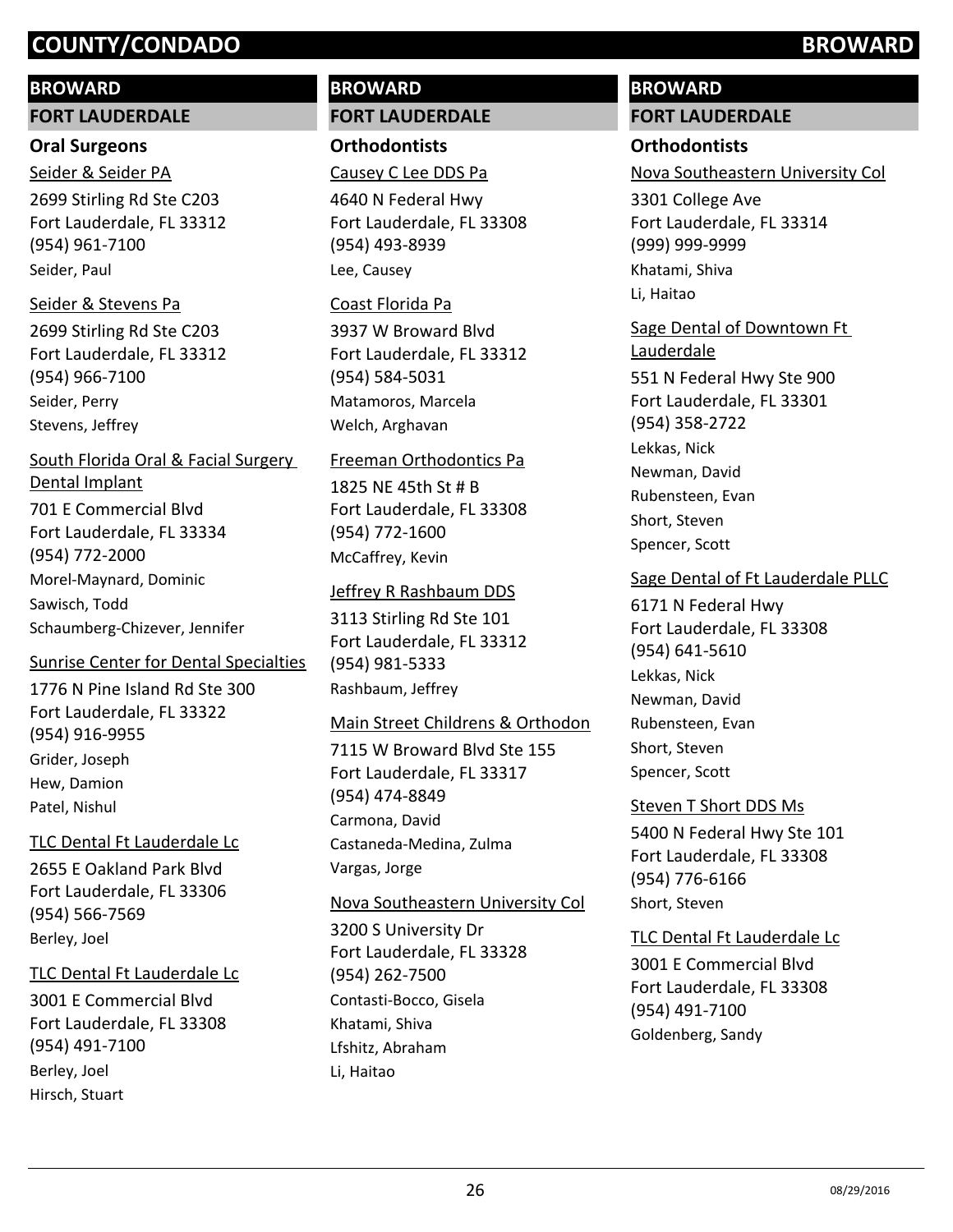# COUNTY/CONDADO BROWARD

## BROWARD

### FORT LAUDERDALE

**Oral Surgeons**

Seider & Seider PA

2699 Stirling Rd Ste C203
Fort Lauderdale, FL 33312
(954) 961-7100
Seider, Paul

Seider & Stevens Pa

2699 Stirling Rd Ste C203
Fort Lauderdale, FL 33312
(954) 966-7100
Seider, Perry
Stevens, Jeffrey

South Florida Oral & Facial Surgery Dental Implant

701 E Commercial Blvd
Fort Lauderdale, FL 33334
(954) 772-2000
Morel-Maynard, Dominic
Sawisch, Todd
Schaumberg-Chizever, Jennifer

Sunrise Center for Dental Specialties

1776 N Pine Island Rd Ste 300
Fort Lauderdale, FL 33322
(954) 916-9955
Grider, Joseph
Hew, Damion
Patel, Nishul

TLC Dental Ft Lauderdale Lc

2655 E Oakland Park Blvd
Fort Lauderdale, FL 33306
(954) 566-7569
Berley, Joel

TLC Dental Ft Lauderdale Lc

3001 E Commercial Blvd
Fort Lauderdale, FL 33308
(954) 491-7100
Berley, Joel
Hirsch, Stuart

## BROWARD

### FORT LAUDERDALE

**Orthodontists**

Causey C Lee DDS Pa

4640 N Federal Hwy
Fort Lauderdale, FL 33308
(954) 493-8939
Lee, Causey

Coast Florida Pa

3937 W Broward Blvd
Fort Lauderdale, FL 33312
(954) 584-5031
Matamoros, Marcela
Welch, Arghavan

Freeman Orthodontics Pa

1825 NE 45th St # B
Fort Lauderdale, FL 33308
(954) 772-1600
McCaffrey, Kevin

Jeffrey R Rashbaum DDS

3113 Stirling Rd Ste 101
Fort Lauderdale, FL 33312
(954) 981-5333
Rashbaum, Jeffrey

Main Street Childrens & Orthodon

7115 W Broward Blvd Ste 155
Fort Lauderdale, FL 33317
(954) 474-8849
Carmona, David
Castaneda-Medina, Zulma
Vargas, Jorge

Nova Southeastern University Col

3200 S University Dr
Fort Lauderdale, FL 33328
(954) 262-7500
Contasti-Bocco, Gisela
Khatami, Shiva
Lfshitz, Abraham
Li, Haitao

## BROWARD

### FORT LAUDERDALE

**Orthodontists**

Nova Southeastern University Col

3301 College Ave
Fort Lauderdale, FL 33314
(999) 999-9999
Khatami, Shiva
Li, Haitao

Sage Dental of Downtown Ft Lauderdale

551 N Federal Hwy Ste 900
Fort Lauderdale, FL 33301
(954) 358-2722
Lekkas, Nick
Newman, David
Rubensteen, Evan
Short, Steven
Spencer, Scott

Sage Dental of Ft Lauderdale PLLC

6171 N Federal Hwy
Fort Lauderdale, FL 33308
(954) 641-5610
Lekkas, Nick
Newman, David
Rubensteen, Evan
Short, Steven
Spencer, Scott

Steven T Short DDS Ms

5400 N Federal Hwy Ste 101
Fort Lauderdale, FL 33308
(954) 776-6166
Short, Steven

TLC Dental Ft Lauderdale Lc

3001 E Commercial Blvd
Fort Lauderdale, FL 33308
(954) 491-7100
Goldenberg, Sandy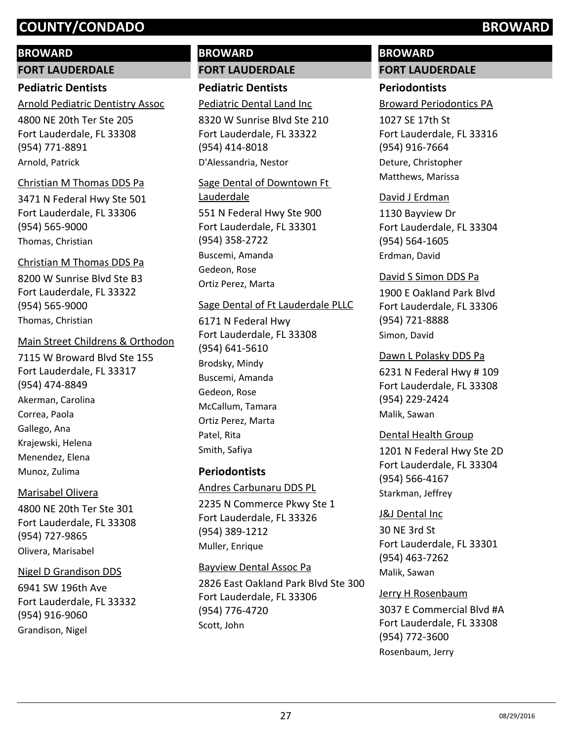# COUNTY/CONDADO BROWARD

## BROWARD

### FORT LAUDERDALE

#### Pediatric Dentists

Arnold Pediatric Dentistry Assoc

4800 NE 20th Ter Ste 205
Fort Lauderdale, FL 33308
(954) 771-8891
Arnold, Patrick

Christian M Thomas DDS Pa

3471 N Federal Hwy Ste 501
Fort Lauderdale, FL 33306
(954) 565-9000
Thomas, Christian

Christian M Thomas DDS Pa

8200 W Sunrise Blvd Ste B3
Fort Lauderdale, FL 33322
(954) 565-9000
Thomas, Christian

Main Street Childrens & Orthodon

7115 W Broward Blvd Ste 155
Fort Lauderdale, FL 33317
(954) 474-8849
Akerman, Carolina
Correa, Paola
Gallego, Ana
Krajewski, Helena
Menendez, Elena
Munoz, Zulima

Marisabel Olivera

4800 NE 20th Ter Ste 301
Fort Lauderdale, FL 33308
(954) 727-9865
Olivera, Marisabel

Nigel D Grandison DDS

6941 SW 196th Ave
Fort Lauderdale, FL 33332
(954) 916-9060
Grandison, Nigel

## BROWARD

### FORT LAUDERDALE

#### Pediatric Dentists

Pediatric Dental Land Inc

8320 W Sunrise Blvd Ste 210
Fort Lauderdale, FL 33322
(954) 414-8018
D'Alessandria, Nestor

Sage Dental of Downtown Ft Lauderdale

551 N Federal Hwy Ste 900
Fort Lauderdale, FL 33301
(954) 358-2722
Buscemi, Amanda
Gedeon, Rose
Ortiz Perez, Marta

Sage Dental of Ft Lauderdale PLLC

6171 N Federal Hwy
Fort Lauderdale, FL 33308
(954) 641-5610
Brodsky, Mindy
Buscemi, Amanda
Gedeon, Rose
McCallum, Tamara
Ortiz Perez, Marta
Patel, Rita
Smith, Safiya

#### Periodontists

Andres Carbunaru DDS PL

2235 N Commerce Pkwy Ste 1
Fort Lauderdale, FL 33326
(954) 389-1212
Muller, Enrique

Bayview Dental Assoc Pa

2826 East Oakland Park Blvd Ste 300
Fort Lauderdale, FL 33306
(954) 776-4720
Scott, John

## BROWARD

### FORT LAUDERDALE

#### Periodontists

Broward Periodontics PA

1027 SE 17th St
Fort Lauderdale, FL 33316
(954) 916-7664
Deture, Christopher
Matthews, Marissa

David J Erdman

1130 Bayview Dr
Fort Lauderdale, FL 33304
(954) 564-1605
Erdman, David

David S Simon DDS Pa

1900 E Oakland Park Blvd
Fort Lauderdale, FL 33306
(954) 721-8888
Simon, David

Dawn L Polasky DDS Pa

6231 N Federal Hwy # 109
Fort Lauderdale, FL 33308
(954) 229-2424
Malik, Sawan

Dental Health Group

1201 N Federal Hwy Ste 2D
Fort Lauderdale, FL 33304
(954) 566-4167
Starkman, Jeffrey

J&J Dental Inc

30 NE 3rd St
Fort Lauderdale, FL 33301
(954) 463-7262
Malik, Sawan

Jerry H Rosenbaum

3037 E Commercial Blvd #A
Fort Lauderdale, FL 33308
(954) 772-3600
Rosenbaum, Jerry

08/29/2016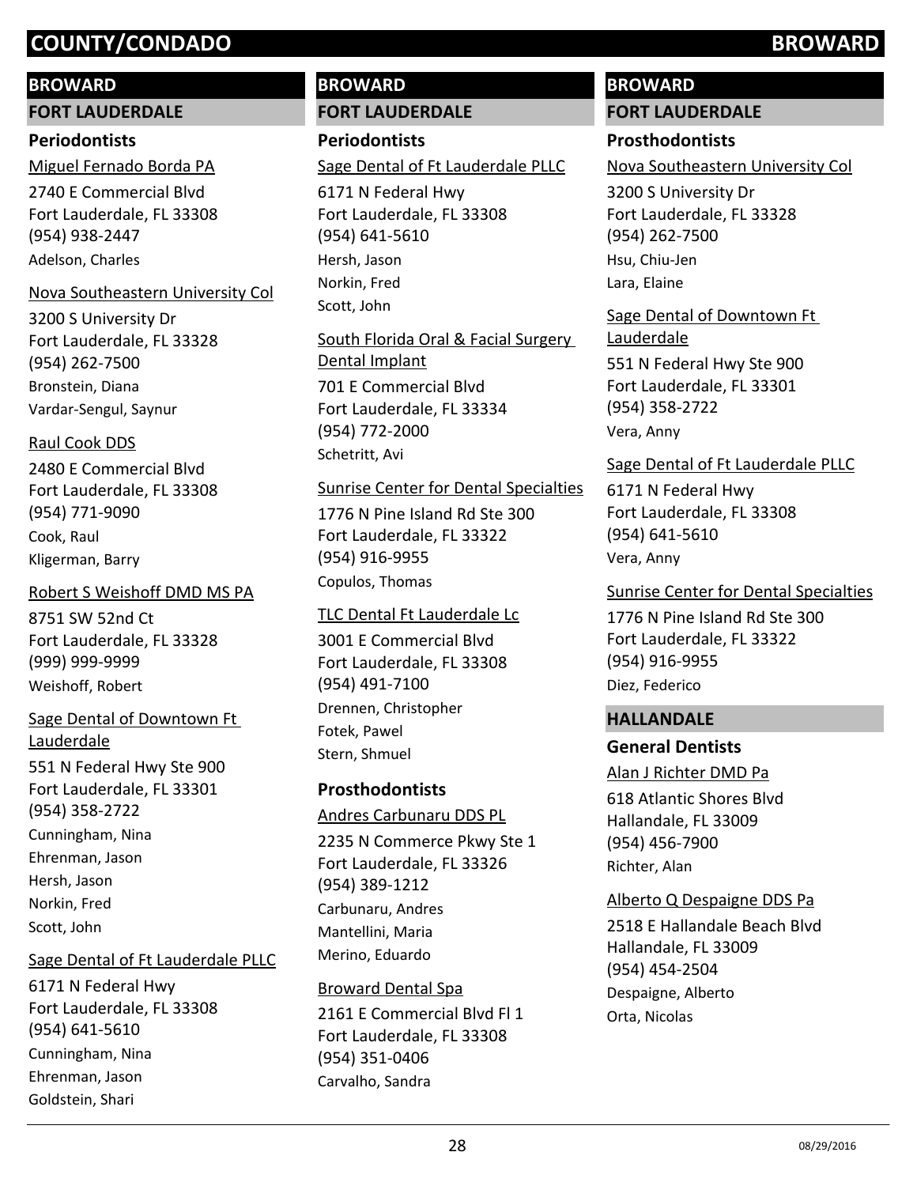## BROWARD

### FORT LAUDERDALE

#### Periodontists

Miguel Fernado Borda PA
2740 E Commercial Blvd
Fort Lauderdale, FL 33308
(954) 938-2447
Adelson, Charles

Nova Southeastern University Col
3200 S University Dr
Fort Lauderdale, FL 33328
(954) 262-7500
Bronstein, Diana
Vardar-Sengul, Saynur

Raul Cook DDS
2480 E Commercial Blvd
Fort Lauderdale, FL 33308
(954) 771-9090
Cook, Raul
Kligerman, Barry

Robert S Weishoff DMD MS PA
8751 SW 52nd Ct
Fort Lauderdale, FL 33328
(999) 999-9999
Weishoff, Robert

Sage Dental of Downtown Ft Lauderdale
551 N Federal Hwy Ste 900
Fort Lauderdale, FL 33301
(954) 358-2722
Cunningham, Nina
Ehrenman, Jason
Hersh, Jason
Norkin, Fred
Scott, John

Sage Dental of Ft Lauderdale PLLC
6171 N Federal Hwy
Fort Lauderdale, FL 33308
(954) 641-5610
Cunningham, Nina
Ehrenman, Jason
Goldstein, Shari

## BROWARD

### FORT LAUDERDALE

#### Periodontists

Sage Dental of Ft Lauderdale PLLC
6171 N Federal Hwy
Fort Lauderdale, FL 33308
(954) 641-5610
Hersh, Jason
Norkin, Fred
Scott, John

South Florida Oral & Facial Surgery Dental Implant
701 E Commercial Blvd
Fort Lauderdale, FL 33334
(954) 772-2000
Schetritt, Avi

Sunrise Center for Dental Specialties
1776 N Pine Island Rd Ste 300
Fort Lauderdale, FL 33322
(954) 916-9955
Copulos, Thomas

TLC Dental Ft Lauderdale Lc
3001 E Commercial Blvd
Fort Lauderdale, FL 33308
(954) 491-7100
Drennen, Christopher
Fotek, Pawel
Stern, Shmuel

#### Prosthodontists

Andres Carbunaru DDS PL
2235 N Commerce Pkwy Ste 1
Fort Lauderdale, FL 33326
(954) 389-1212
Carbunaru, Andres
Mantellini, Maria
Merino, Eduardo

Broward Dental Spa
2161 E Commercial Blvd Fl 1
Fort Lauderdale, FL 33308
(954) 351-0406
Carvalho, Sandra

## BROWARD

### FORT LAUDERDALE

#### Prosthodontists

Nova Southeastern University Col
3200 S University Dr
Fort Lauderdale, FL 33328
(954) 262-7500
Hsu, Chiu-Jen
Lara, Elaine

Sage Dental of Downtown Ft Lauderdale
551 N Federal Hwy Ste 900
Fort Lauderdale, FL 33301
(954) 358-2722
Vera, Anny

Sage Dental of Ft Lauderdale PLLC
6171 N Federal Hwy
Fort Lauderdale, FL 33308
(954) 641-5610
Vera, Anny

Sunrise Center for Dental Specialties
1776 N Pine Island Rd Ste 300
Fort Lauderdale, FL 33322
(954) 916-9955
Diez, Federico

### HALLANDALE

#### General Dentists

Alan J Richter DMD Pa
618 Atlantic Shores Blvd
Hallandale, FL 33009
(954) 456-7900
Richter, Alan

Alberto Q Despaigne DDS Pa
2518 E Hallandale Beach Blvd
Hallandale, FL 33009
(954) 454-2504
Despaigne, Alberto
Orta, Nicolas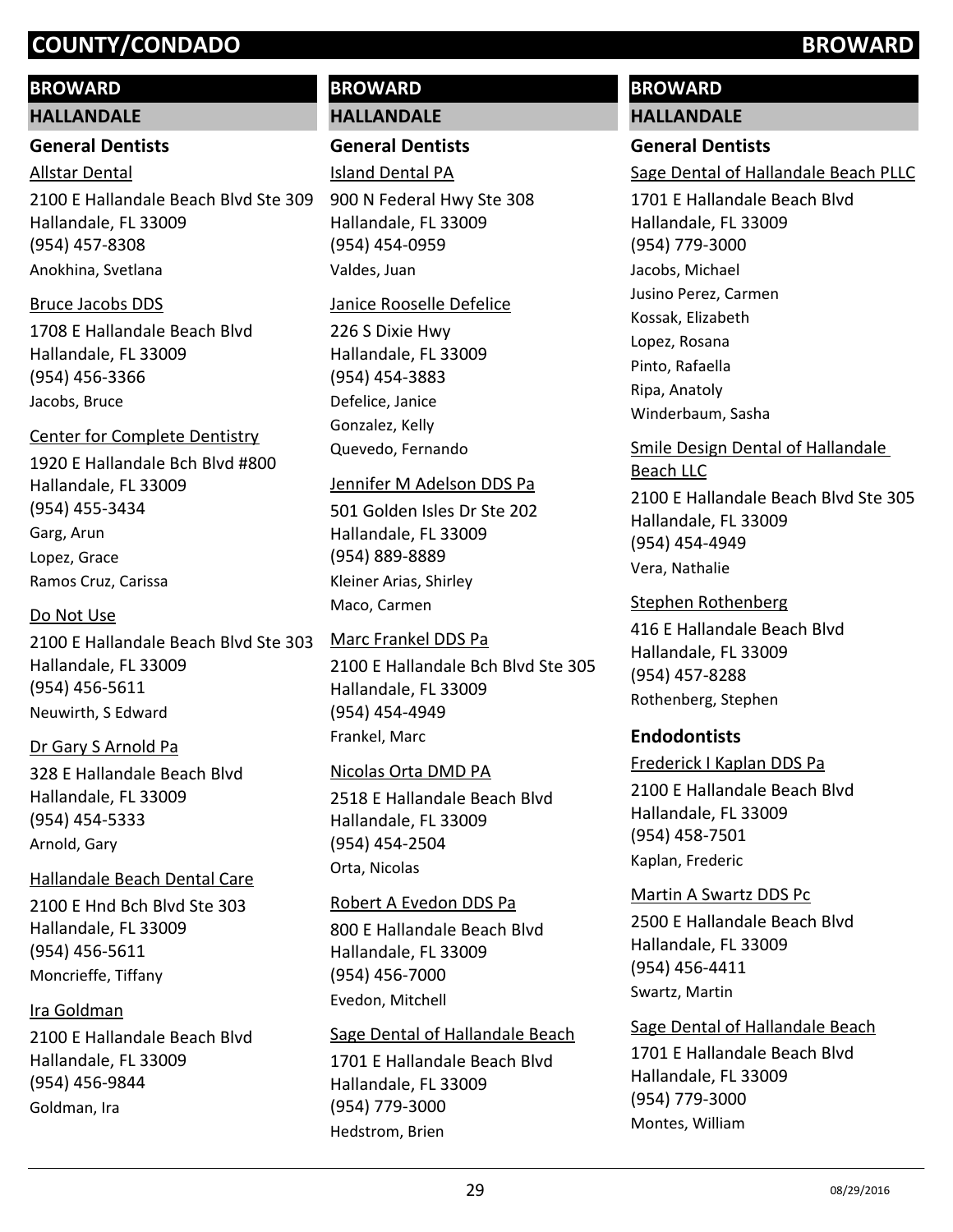# COUNTY/CONDADO BROWARD

## BROWARD

### HALLANDALE

#### General Dentists

Allstar Dental
2100 E Hallandale Beach Blvd Ste 309
Hallandale, FL 33009
(954) 457-8308
Anokhina, Svetlana

Bruce Jacobs DDS
1708 E Hallandale Beach Blvd
Hallandale, FL 33009
(954) 456-3366
Jacobs, Bruce

Center for Complete Dentistry
1920 E Hallandale Bch Blvd #800
Hallandale, FL 33009
(954) 455-3434
Garg, Arun
Lopez, Grace
Ramos Cruz, Carissa

Do Not Use
2100 E Hallandale Beach Blvd Ste 303
Hallandale, FL 33009
(954) 456-5611
Neuwirth, S Edward

Dr Gary S Arnold Pa
328 E Hallandale Beach Blvd
Hallandale, FL 33009
(954) 454-5333
Arnold, Gary

Hallandale Beach Dental Care
2100 E Hnd Bch Blvd Ste 303
Hallandale, FL 33009
(954) 456-5611
Moncrieffe, Tiffany

Ira Goldman
2100 E Hallandale Beach Blvd
Hallandale, FL 33009
(954) 456-9844
Goldman, Ira

Island Dental PA
900 N Federal Hwy Ste 308
Hallandale, FL 33009
(954) 454-0959
Valdes, Juan

Janice Rooselle Defelice
226 S Dixie Hwy
Hallandale, FL 33009
(954) 454-3883
Defelice, Janice
Gonzalez, Kelly
Quevedo, Fernando

Jennifer M Adelson DDS Pa
501 Golden Isles Dr Ste 202
Hallandale, FL 33009
(954) 889-8889
Kleiner Arias, Shirley
Maco, Carmen

Marc Frankel DDS Pa
2100 E Hallandale Bch Blvd Ste 305
Hallandale, FL 33009
(954) 454-4949
Frankel, Marc

Nicolas Orta DMD PA
2518 E Hallandale Beach Blvd
Hallandale, FL 33009
(954) 454-2504
Orta, Nicolas

Robert A Evedon DDS Pa
800 E Hallandale Beach Blvd
Hallandale, FL 33009
(954) 456-7000
Evedon, Mitchell

Sage Dental of Hallandale Beach
1701 E Hallandale Beach Blvd
Hallandale, FL 33009
(954) 779-3000
Hedstrom, Brien

Sage Dental of Hallandale Beach PLLC
1701 E Hallandale Beach Blvd
Hallandale, FL 33009
(954) 779-3000
Jacobs, Michael
Jusino Perez, Carmen
Kossak, Elizabeth
Lopez, Rosana
Pinto, Rafaella
Ripa, Anatoly
Winderbaum, Sasha

Smile Design Dental of Hallandale Beach LLC
2100 E Hallandale Beach Blvd Ste 305
Hallandale, FL 33009
(954) 454-4949
Vera, Nathalie

Stephen Rothenberg
416 E Hallandale Beach Blvd
Hallandale, FL 33009
(954) 457-8288
Rothenberg, Stephen

#### Endodontists

Frederick I Kaplan DDS Pa
2100 E Hallandale Beach Blvd
Hallandale, FL 33009
(954) 458-7501
Kaplan, Frederic

Martin A Swartz DDS Pc
2500 E Hallandale Beach Blvd
Hallandale, FL 33009
(954) 456-4411
Swartz, Martin

Sage Dental of Hallandale Beach
1701 E Hallandale Beach Blvd
Hallandale, FL 33009
(954) 779-3000
Montes, William

08/29/2016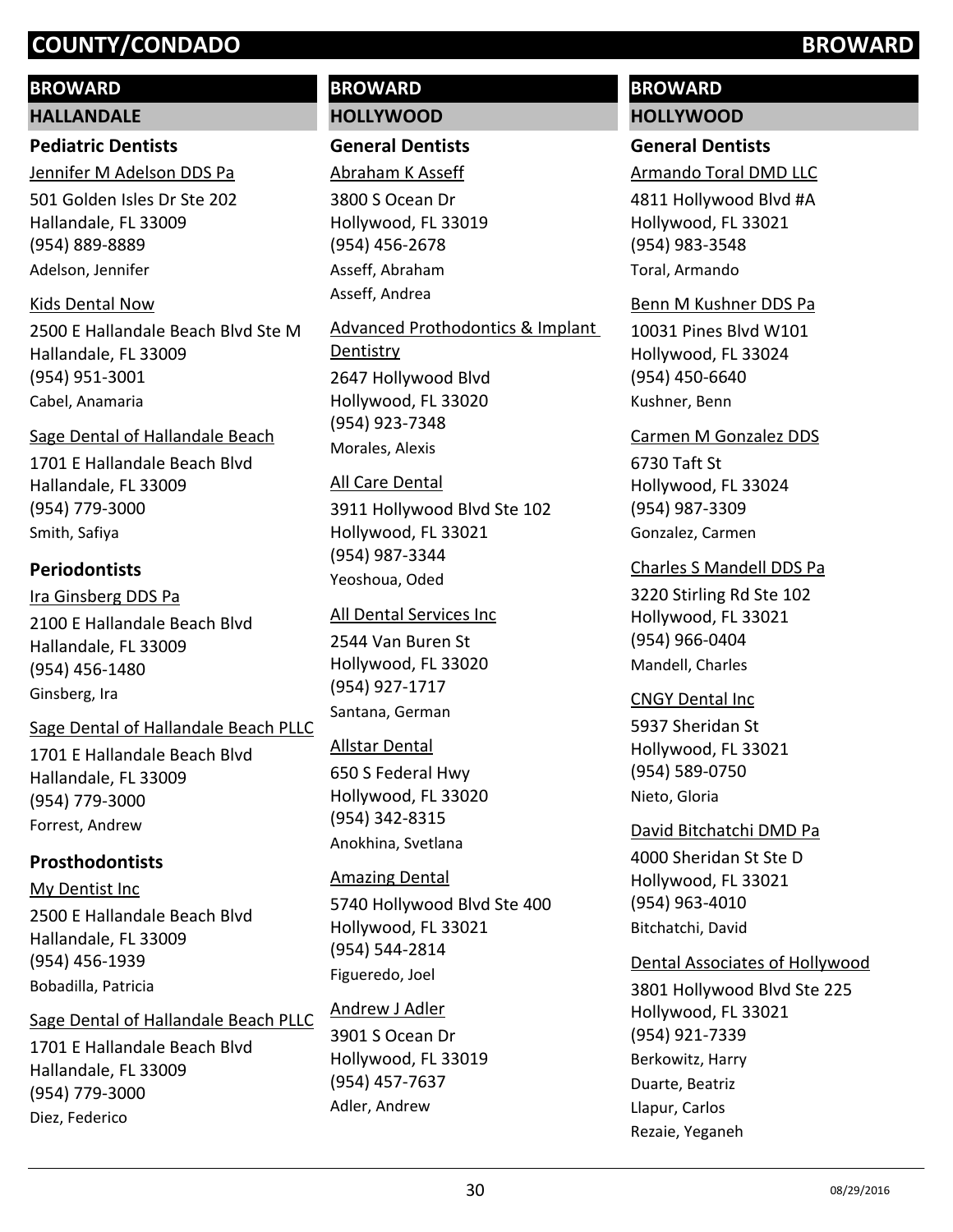# BROWARD

## BROWARD

### HALLANDALE

**Pediatric Dentists**

Jennifer M Adelson DDS Pa
501 Golden Isles Dr Ste 202
Hallandale, FL 33009
(954) 889-8889
Adelson, Jennifer

Kids Dental Now
2500 E Hallandale Beach Blvd Ste M
Hallandale, FL 33009
(954) 951-3001
Cabel, Anamaria

Sage Dental of Hallandale Beach
1701 E Hallandale Beach Blvd
Hallandale, FL 33009
(954) 779-3000
Smith, Safiya

**Periodontists**

Ira Ginsberg DDS Pa
2100 E Hallandale Beach Blvd
Hallandale, FL 33009
(954) 456-1480
Ginsberg, Ira

Sage Dental of Hallandale Beach PLLC
1701 E Hallandale Beach Blvd
Hallandale, FL 33009
(954) 779-3000
Forrest, Andrew

**Prosthodontists**

My Dentist Inc
2500 E Hallandale Beach Blvd
Hallandale, FL 33009
(954) 456-1939
Bobadilla, Patricia

Sage Dental of Hallandale Beach PLLC
1701 E Hallandale Beach Blvd
Hallandale, FL 33009
(954) 779-3000
Diez, Federico

## BROWARD

### HOLLYWOOD

**General Dentists**

Abraham K Asseff
3800 S Ocean Dr
Hollywood, FL 33019
(954) 456-2678
Asseff, Abraham
Asseff, Andrea

Advanced Prothodontics & Implant Dentistry
2647 Hollywood Blvd
Hollywood, FL 33020
(954) 923-7348
Morales, Alexis

All Care Dental
3911 Hollywood Blvd Ste 102
Hollywood, FL 33021
(954) 987-3344
Yeoshoua, Oded

All Dental Services Inc
2544 Van Buren St
Hollywood, FL 33020
(954) 927-1717
Santana, German

Allstar Dental
650 S Federal Hwy
Hollywood, FL 33020
(954) 342-8315
Anokhina, Svetlana

Amazing Dental
5740 Hollywood Blvd Ste 400
Hollywood, FL 33021
(954) 544-2814
Figueredo, Joel

Andrew J Adler
3901 S Ocean Dr
Hollywood, FL 33019
(954) 457-7637
Adler, Andrew

## BROWARD

### HOLLYWOOD

**General Dentists**

Armando Toral DMD LLC
4811 Hollywood Blvd #A
Hollywood, FL 33021
(954) 983-3548
Toral, Armando

Benn M Kushner DDS Pa
10031 Pines Blvd W101
Hollywood, FL 33024
(954) 450-6640
Kushner, Benn

Carmen M Gonzalez DDS
6730 Taft St
Hollywood, FL 33024
(954) 987-3309
Gonzalez, Carmen

Charles S Mandell DDS Pa
3220 Stirling Rd Ste 102
Hollywood, FL 33021
(954) 966-0404
Mandell, Charles

CNGY Dental Inc
5937 Sheridan St
Hollywood, FL 33021
(954) 589-0750
Nieto, Gloria

David Bitchatchi DMD Pa
4000 Sheridan St Ste D
Hollywood, FL 33021
(954) 963-4010
Bitchatchi, David

Dental Associates of Hollywood
3801 Hollywood Blvd Ste 225
Hollywood, FL 33021
(954) 921-7339
Berkowitz, Harry
Duarte, Beatriz
Llapur, Carlos
Rezaie, Yeganeh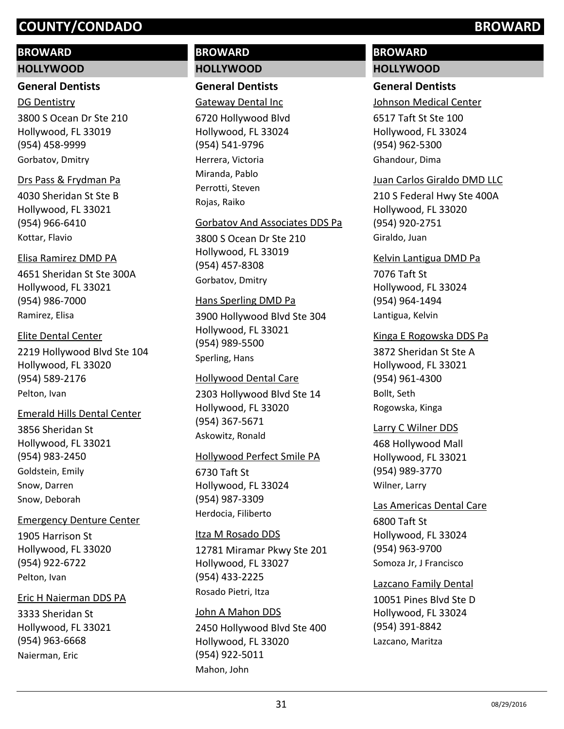## BROWARD

### HOLLYWOOD

#### General Dentists

DG Dentistry
3800 S Ocean Dr Ste 210
Hollywood, FL 33019
(954) 458-9999
Gorbatov, Dmitry

Drs Pass & Frydman Pa
4030 Sheridan St Ste B
Hollywood, FL 33021
(954) 966-6410
Kottar, Flavio

Elisa Ramirez DMD PA
4651 Sheridan St Ste 300A
Hollywood, FL 33021
(954) 986-7000
Ramirez, Elisa

Elite Dental Center
2219 Hollywood Blvd Ste 104
Hollywood, FL 33020
(954) 589-2176
Pelton, Ivan

Emerald Hills Dental Center
3856 Sheridan St
Hollywood, FL 33021
(954) 983-2450
Goldstein, Emily
Snow, Darren
Snow, Deborah

Emergency Denture Center
1905 Harrison St
Hollywood, FL 33020
(954) 922-6722
Pelton, Ivan

Eric H Naierman DDS PA
3333 Sheridan St
Hollywood, FL 33021
(954) 963-6668
Naierman, Eric

Gateway Dental Inc
6720 Hollywood Blvd
Hollywood, FL 33024
(954) 541-9796
Herrera, Victoria
Miranda, Pablo
Perrotti, Steven
Rojas, Raiko

Gorbatov And Associates DDS Pa
3800 S Ocean Dr Ste 210
Hollywood, FL 33019
(954) 457-8308
Gorbatov, Dmitry

Hans Sperling DMD Pa
3900 Hollywood Blvd Ste 304
Hollywood, FL 33021
(954) 989-5500
Sperling, Hans

Hollywood Dental Care
2303 Hollywood Blvd Ste 14
Hollywood, FL 33020
(954) 367-5671
Askowitz, Ronald

Hollywood Perfect Smile PA
6730 Taft St
Hollywood, FL 33024
(954) 987-3309
Herdocia, Filiberto

Itza M Rosado DDS
12781 Miramar Pkwy Ste 201
Hollywood, FL 33027
(954) 433-2225
Rosado Pietri, Itza

John A Mahon DDS
2450 Hollywood Blvd Ste 400
Hollywood, FL 33020
(954) 922-5011
Mahon, John

Johnson Medical Center
6517 Taft St Ste 100
Hollywood, FL 33024
(954) 962-5300
Ghandour, Dima

Juan Carlos Giraldo DMD LLC
210 S Federal Hwy Ste 400A
Hollywood, FL 33020
(954) 920-2751
Giraldo, Juan

Kelvin Lantigua DMD Pa
7076 Taft St
Hollywood, FL 33024
(954) 964-1494
Lantigua, Kelvin

Kinga E Rogowska DDS Pa
3872 Sheridan St Ste A
Hollywood, FL 33021
(954) 961-4300
Bollt, Seth
Rogowska, Kinga

Larry C Wilner DDS
468 Hollywood Mall
Hollywood, FL 33021
(954) 989-3770
Wilner, Larry

Las Americas Dental Care
6800 Taft St
Hollywood, FL 33024
(954) 963-9700
Somoza Jr, J Francisco

Lazcano Family Dental
10051 Pines Blvd Ste D
Hollywood, FL 33024
(954) 391-8842
Lazcano, Maritza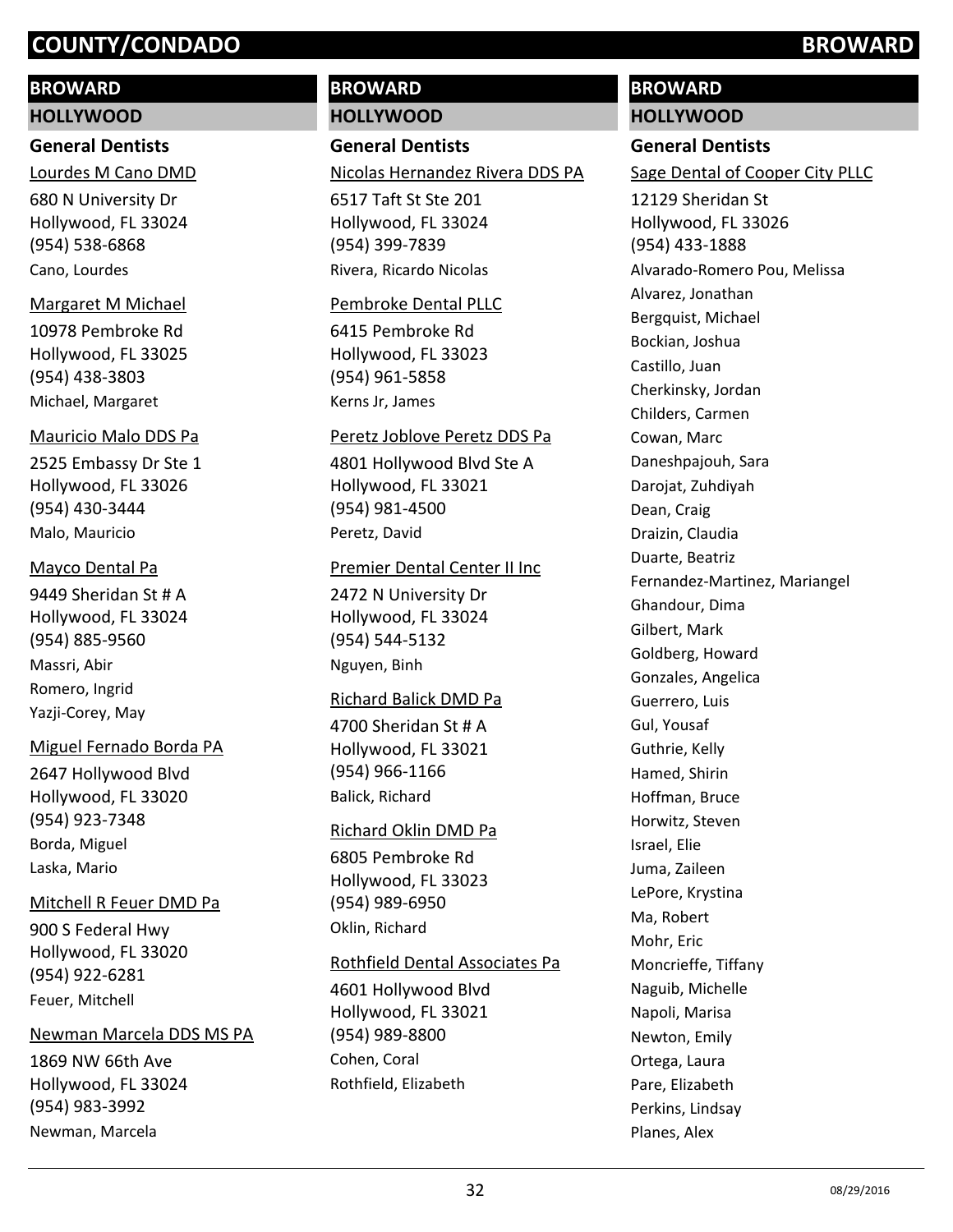# COUNTY/CONDADO BROWARD

## BROWARD

### HOLLYWOOD

#### General Dentists

Lourdes M Cano DMD
680 N University Dr
Hollywood, FL 33024
(954) 538-6868
Cano, Lourdes

Margaret M Michael
10978 Pembroke Rd
Hollywood, FL 33025
(954) 438-3803
Michael, Margaret

Mauricio Malo DDS Pa
2525 Embassy Dr Ste 1
Hollywood, FL 33026
(954) 430-3444
Malo, Mauricio

Mayco Dental Pa
9449 Sheridan St # A
Hollywood, FL 33024
(954) 885-9560
Massri, Abir
Romero, Ingrid
Yazji-Corey, May

Miguel Fernado Borda PA
2647 Hollywood Blvd
Hollywood, FL 33020
(954) 923-7348
Borda, Miguel
Laska, Mario

Mitchell R Feuer DMD Pa
900 S Federal Hwy
Hollywood, FL 33020
(954) 922-6281
Feuer, Mitchell

Newman Marcela DDS MS PA
1869 NW 66th Ave
Hollywood, FL 33024
(954) 983-3992
Newman, Marcela

## BROWARD

### HOLLYWOOD

#### General Dentists

Nicolas Hernandez Rivera DDS PA
6517 Taft St Ste 201
Hollywood, FL 33024
(954) 399-7839
Rivera, Ricardo Nicolas

Pembroke Dental PLLC
6415 Pembroke Rd
Hollywood, FL 33023
(954) 961-5858
Kerns Jr, James

Peretz Joblove Peretz DDS Pa
4801 Hollywood Blvd Ste A
Hollywood, FL 33021
(954) 981-4500
Peretz, David

Premier Dental Center II Inc
2472 N University Dr
Hollywood, FL 33024
(954) 544-5132
Nguyen, Binh

Richard Balick DMD Pa
4700 Sheridan St # A
Hollywood, FL 33021
(954) 966-1166
Balick, Richard

Richard Oklin DMD Pa
6805 Pembroke Rd
Hollywood, FL 33023
(954) 989-6950
Oklin, Richard

Rothfield Dental Associates Pa
4601 Hollywood Blvd
Hollywood, FL 33021
(954) 989-8800
Cohen, Coral
Rothfield, Elizabeth

## BROWARD

### HOLLYWOOD

#### General Dentists

Sage Dental of Cooper City PLLC
12129 Sheridan St
Hollywood, FL 33026
(954) 433-1888
Alvarado-Romero Pou, Melissa
Alvarez, Jonathan
Bergquist, Michael
Bockian, Joshua
Castillo, Juan
Cherkinsky, Jordan
Childers, Carmen
Cowan, Marc
Daneshpajouh, Sara
Darojat, Zuhdiyah
Dean, Craig
Draizin, Claudia
Duarte, Beatriz
Fernandez-Martinez, Mariangel
Ghandour, Dima
Gilbert, Mark
Goldberg, Howard
Gonzales, Angelica
Guerrero, Luis
Gul, Yousaf
Guthrie, Kelly
Hamed, Shirin
Hoffman, Bruce
Horwitz, Steven
Israel, Elie
Juma, Zaileen
LePore, Krystina
Ma, Robert
Mohr, Eric
Moncrieffe, Tiffany
Naguib, Michelle
Napoli, Marisa
Newton, Emily
Ortega, Laura
Pare, Elizabeth
Perkins, Lindsay
Planes, Alex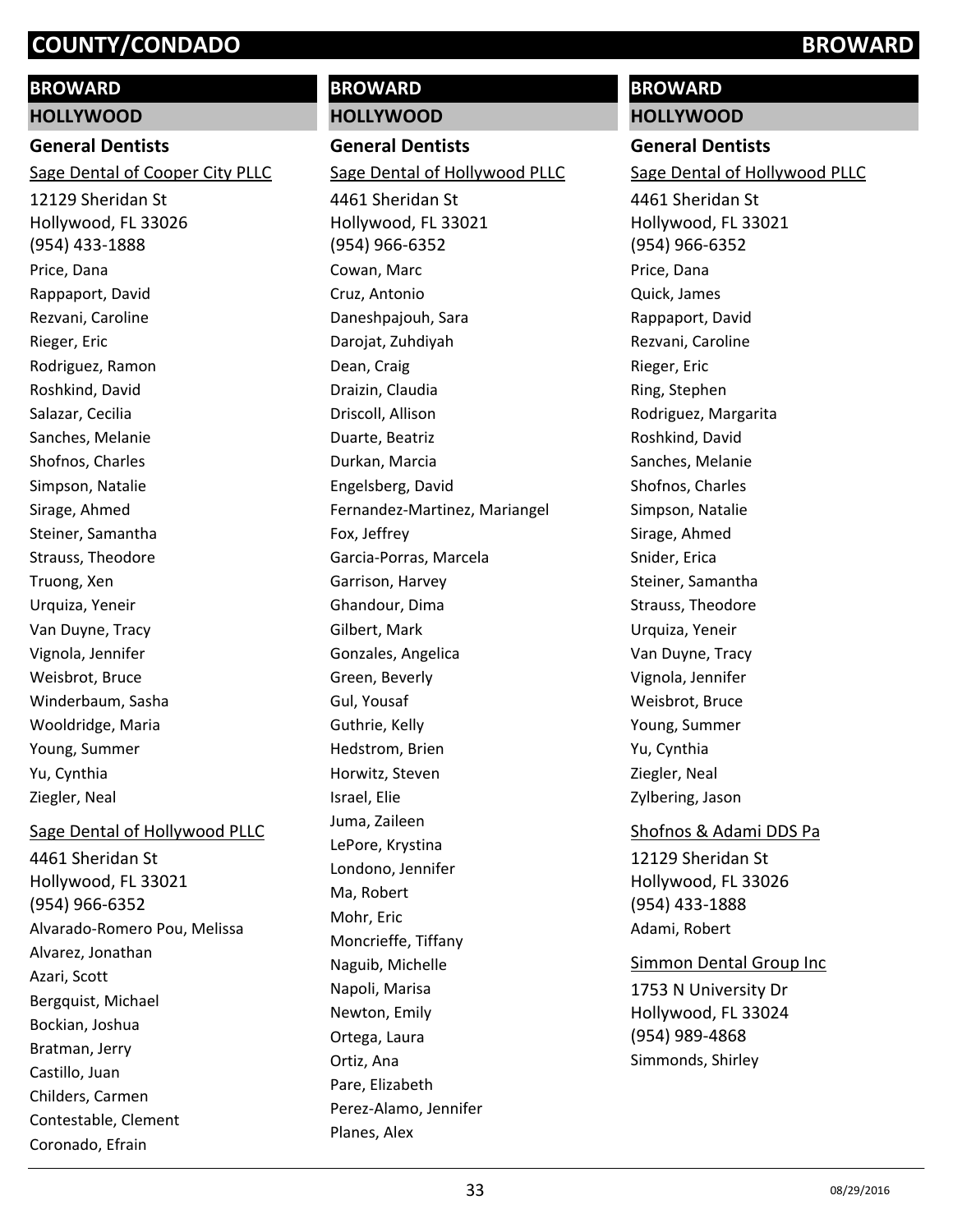# COUNTY/CONDADO BROWARD

## BROWARD

### HOLLYWOOD

**General Dentists**

Sage Dental of Cooper City PLLC

12129 Sheridan St
Hollywood, FL 33026
(954) 433-1888

Price, Dana
Rappaport, David
Rezvani, Caroline
Rieger, Eric
Rodriguez, Ramon
Roshkind, David
Salazar, Cecilia
Sanches, Melanie
Shofnos, Charles
Simpson, Natalie
Sirage, Ahmed
Steiner, Samantha
Strauss, Theodore
Truong, Xen
Urquiza, Yeneir
Van Duyne, Tracy
Vignola, Jennifer
Weisbrot, Bruce
Winderbaum, Sasha
Wooldridge, Maria
Young, Summer
Yu, Cynthia
Ziegler, Neal

Sage Dental of Hollywood PLLC

4461 Sheridan St
Hollywood, FL 33021
(954) 966-6352

Alvarado-Romero Pou, Melissa
Alvarez, Jonathan
Azari, Scott
Bergquist, Michael
Bockian, Joshua
Bratman, Jerry
Castillo, Juan
Childers, Carmen
Contestable, Clement
Coronado, Efrain

## BROWARD

### HOLLYWOOD

**General Dentists**

Sage Dental of Hollywood PLLC

4461 Sheridan St
Hollywood, FL 33021
(954) 966-6352

Cowan, Marc
Cruz, Antonio
Daneshpajouh, Sara
Darojat, Zuhdiyah
Dean, Craig
Draizin, Claudia
Driscoll, Allison
Duarte, Beatriz
Durkan, Marcia
Engelsberg, David
Fernandez-Martinez, Mariangel
Fox, Jeffrey
Garcia-Porras, Marcela
Garrison, Harvey
Ghandour, Dima
Gilbert, Mark
Gonzales, Angelica
Green, Beverly
Gul, Yousaf
Guthrie, Kelly
Hedstrom, Brien
Horwitz, Steven
Israel, Elie
Juma, Zaileen
LePore, Krystina
Londono, Jennifer
Ma, Robert
Mohr, Eric
Moncrieffe, Tiffany
Naguib, Michelle
Napoli, Marisa
Newton, Emily
Ortega, Laura
Ortiz, Ana
Pare, Elizabeth
Perez-Alamo, Jennifer
Planes, Alex

## BROWARD

### HOLLYWOOD

**General Dentists**

Sage Dental of Hollywood PLLC

4461 Sheridan St
Hollywood, FL 33021
(954) 966-6352

Price, Dana
Quick, James
Rappaport, David
Rezvani, Caroline
Rieger, Eric
Ring, Stephen
Rodriguez, Margarita
Roshkind, David
Sanches, Melanie
Shofnos, Charles
Simpson, Natalie
Sirage, Ahmed
Snider, Erica
Steiner, Samantha
Strauss, Theodore
Urquiza, Yeneir
Van Duyne, Tracy
Vignola, Jennifer
Weisbrot, Bruce
Young, Summer
Yu, Cynthia
Ziegler, Neal
Zylbering, Jason

Shofnos & Adami DDS Pa

12129 Sheridan St
Hollywood, FL 33026
(954) 433-1888

Adami, Robert

Simmon Dental Group Inc

1753 N University Dr
Hollywood, FL 33024
(954) 989-4868

Simmonds, Shirley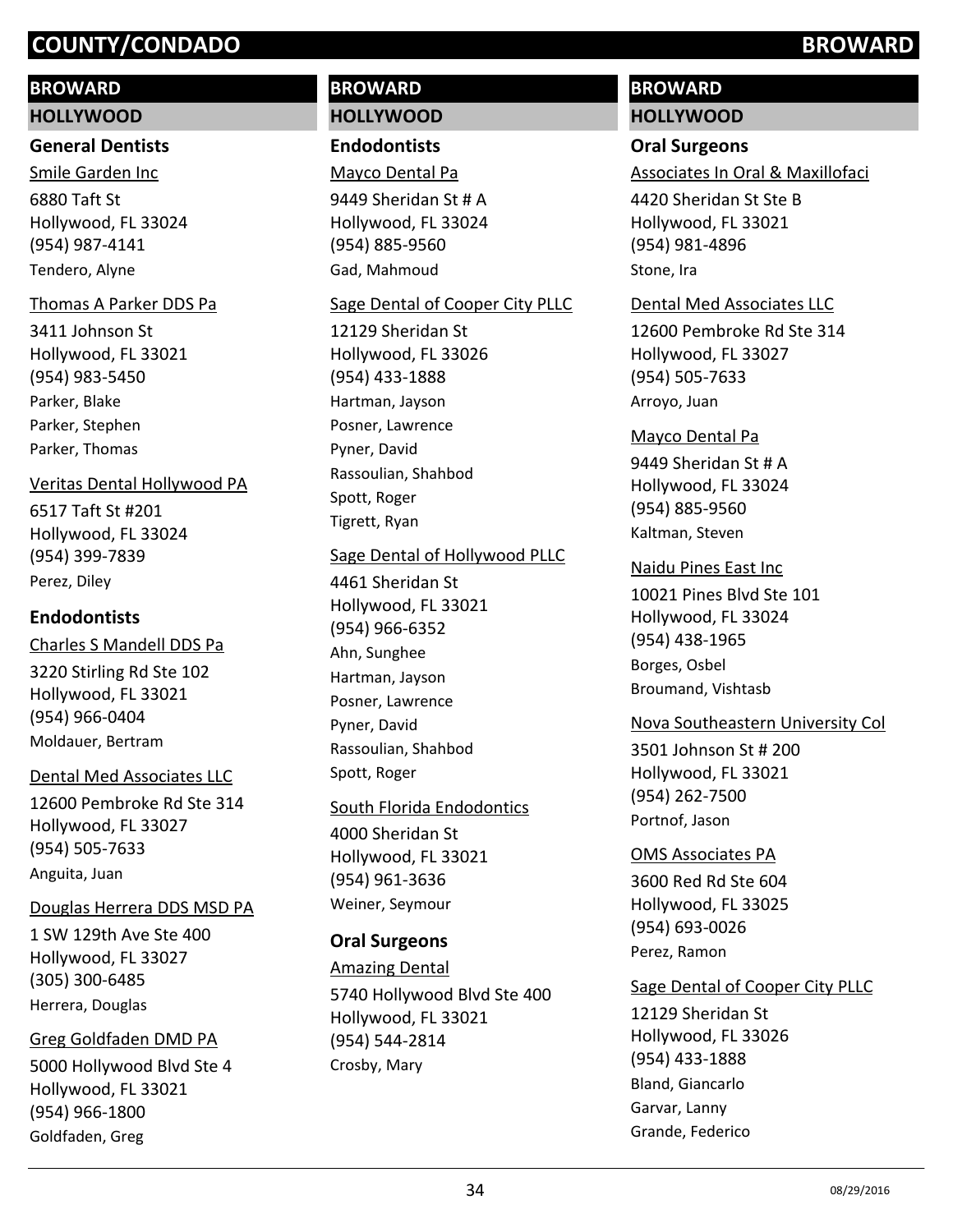# COUNTY/CONDADO BROWARD

## BROWARD

### HOLLYWOOD

#### General Dentists

Smile Garden Inc
6880 Taft St
Hollywood, FL 33024
(954) 987-4141
Tendero, Alyne

Thomas A Parker DDS Pa
3411 Johnson St
Hollywood, FL 33021
(954) 983-5450
Parker, Blake
Parker, Stephen
Parker, Thomas

Veritas Dental Hollywood PA
6517 Taft St #201
Hollywood, FL 33024
(954) 399-7839
Perez, Diley

#### Endodontists

Charles S Mandell DDS Pa
3220 Stirling Rd Ste 102
Hollywood, FL 33021
(954) 966-0404
Moldauer, Bertram

Dental Med Associates LLC
12600 Pembroke Rd Ste 314
Hollywood, FL 33027
(954) 505-7633
Anguita, Juan

Douglas Herrera DDS MSD PA
1 SW 129th Ave Ste 400
Hollywood, FL 33027
(305) 300-6485
Herrera, Douglas

Greg Goldfaden DMD PA
5000 Hollywood Blvd Ste 4
Hollywood, FL 33021
(954) 966-1800
Goldfaden, Greg

## BROWARD

### HOLLYWOOD

#### Endodontists

Mayco Dental Pa
9449 Sheridan St # A
Hollywood, FL 33024
(954) 885-9560
Gad, Mahmoud

Sage Dental of Cooper City PLLC
12129 Sheridan St
Hollywood, FL 33026
(954) 433-1888
Hartman, Jayson
Posner, Lawrence
Pyner, David
Rassoulian, Shahbod
Spott, Roger
Tigrett, Ryan

Sage Dental of Hollywood PLLC
4461 Sheridan St
Hollywood, FL 33021
(954) 966-6352
Ahn, Sunghee
Hartman, Jayson
Posner, Lawrence
Pyner, David
Rassoulian, Shahbod
Spott, Roger

South Florida Endodontics
4000 Sheridan St
Hollywood, FL 33021
(954) 961-3636
Weiner, Seymour

#### Oral Surgeons

Amazing Dental
5740 Hollywood Blvd Ste 400
Hollywood, FL 33021
(954) 544-2814
Crosby, Mary

## BROWARD

### HOLLYWOOD

#### Oral Surgeons

Associates In Oral & Maxillofaci
4420 Sheridan St Ste B
Hollywood, FL 33021
(954) 981-4896
Stone, Ira

Dental Med Associates LLC
12600 Pembroke Rd Ste 314
Hollywood, FL 33027
(954) 505-7633
Arroyo, Juan

Mayco Dental Pa
9449 Sheridan St # A
Hollywood, FL 33024
(954) 885-9560
Kaltman, Steven

Naidu Pines East Inc
10021 Pines Blvd Ste 101
Hollywood, FL 33024
(954) 438-1965
Borges, Osbel
Broumand, Vishtasb

Nova Southeastern University Col
3501 Johnson St # 200
Hollywood, FL 33021
(954) 262-7500
Portnof, Jason

OMS Associates PA
3600 Red Rd Ste 604
Hollywood, FL 33025
(954) 693-0026
Perez, Ramon

Sage Dental of Cooper City PLLC
12129 Sheridan St
Hollywood, FL 33026
(954) 433-1888
Bland, Giancarlo
Garvar, Lanny
Grande, Federico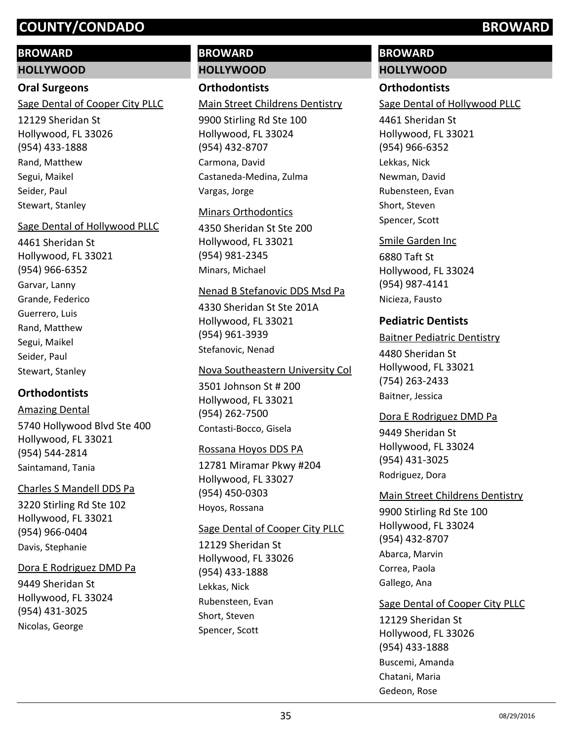## BROWARD

### HOLLYWOOD

#### Oral Surgeons

Sage Dental of Cooper City PLLC
12129 Sheridan St
Hollywood, FL 33026
(954) 433-1888
Rand, Matthew
Segui, Maikel
Seider, Paul
Stewart, Stanley

Sage Dental of Hollywood PLLC
4461 Sheridan St
Hollywood, FL 33021
(954) 966-6352
Garvar, Lanny
Grande, Federico
Guerrero, Luis
Rand, Matthew
Segui, Maikel
Seider, Paul
Stewart, Stanley

#### Orthodontists

Amazing Dental
5740 Hollywood Blvd Ste 400
Hollywood, FL 33021
(954) 544-2814
Saintamand, Tania

Charles S Mandell DDS Pa
3220 Stirling Rd Ste 102
Hollywood, FL 33021
(954) 966-0404
Davis, Stephanie

Dora E Rodriguez DMD Pa
9449 Sheridan St
Hollywood, FL 33024
(954) 431-3025
Nicolas, George

## BROWARD

### HOLLYWOOD

#### Orthodontists

Main Street Childrens Dentistry
9900 Stirling Rd Ste 100
Hollywood, FL 33024
(954) 432-8707
Carmona, David
Castaneda-Medina, Zulma
Vargas, Jorge

Minars Orthodontics
4350 Sheridan St Ste 200
Hollywood, FL 33021
(954) 981-2345
Minars, Michael

Nenad B Stefanovic DDS Msd Pa
4330 Sheridan St Ste 201A
Hollywood, FL 33021
(954) 961-3939
Stefanovic, Nenad

Nova Southeastern University Col
3501 Johnson St # 200
Hollywood, FL 33021
(954) 262-7500
Contasti-Bocco, Gisela

Rossana Hoyos DDS PA
12781 Miramar Pkwy #204
Hollywood, FL 33027
(954) 450-0303
Hoyos, Rossana

Sage Dental of Cooper City PLLC
12129 Sheridan St
Hollywood, FL 33026
(954) 433-1888
Lekkas, Nick
Rubensteen, Evan
Short, Steven
Spencer, Scott

## BROWARD

### HOLLYWOOD

#### Orthodontists

Sage Dental of Hollywood PLLC
4461 Sheridan St
Hollywood, FL 33021
(954) 966-6352
Lekkas, Nick
Newman, David
Rubensteen, Evan
Short, Steven
Spencer, Scott

Smile Garden Inc
6880 Taft St
Hollywood, FL 33024
(954) 987-4141
Nicieza, Fausto

#### Pediatric Dentists

Baitner Pediatric Dentistry
4480 Sheridan St
Hollywood, FL 33021
(754) 263-2433
Baitner, Jessica

Dora E Rodriguez DMD Pa
9449 Sheridan St
Hollywood, FL 33024
(954) 431-3025
Rodriguez, Dora

Main Street Childrens Dentistry
9900 Stirling Rd Ste 100
Hollywood, FL 33024
(954) 432-8707
Abarca, Marvin
Correa, Paola
Gallego, Ana

Sage Dental of Cooper City PLLC
12129 Sheridan St
Hollywood, FL 33026
(954) 433-1888
Buscemi, Amanda
Chatani, Maria
Gedeon, Rose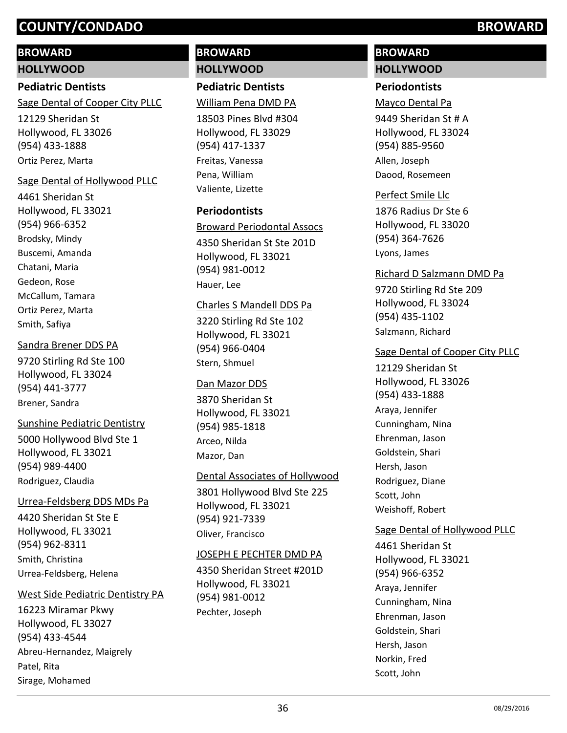## BROWARD

### HOLLYWOOD

#### Pediatric Dentists

Sage Dental of Cooper City PLLC
12129 Sheridan St
Hollywood, FL 33026
(954) 433-1888
Ortiz Perez, Marta

Sage Dental of Hollywood PLLC
4461 Sheridan St
Hollywood, FL 33021
(954) 966-6352
Brodsky, Mindy
Buscemi, Amanda
Chatani, Maria
Gedeon, Rose
McCallum, Tamara
Ortiz Perez, Marta
Smith, Safiya

Sandra Brener DDS PA
9720 Stirling Rd Ste 100
Hollywood, FL 33024
(954) 441-3777
Brener, Sandra

Sunshine Pediatric Dentistry
5000 Hollywood Blvd Ste 1
Hollywood, FL 33021
(954) 989-4400
Rodriguez, Claudia

Urrea-Feldsberg DDS MDs Pa
4420 Sheridan St Ste E
Hollywood, FL 33021
(954) 962-8311
Smith, Christina
Urrea-Feldsberg, Helena

West Side Pediatric Dentistry PA
16223 Miramar Pkwy
Hollywood, FL 33027
(954) 433-4544
Abreu-Hernandez, Maigrely
Patel, Rita
Sirage, Mohamed

William Pena DMD PA
18503 Pines Blvd #304
Hollywood, FL 33029
(954) 417-1337
Freitas, Vanessa
Pena, William
Valiente, Lizette

#### Periodontists

Broward Periodontal Assocs
4350 Sheridan St Ste 201D
Hollywood, FL 33021
(954) 981-0012
Hauer, Lee

Charles S Mandell DDS Pa
3220 Stirling Rd Ste 102
Hollywood, FL 33021
(954) 966-0404
Stern, Shmuel

Dan Mazor DDS
3870 Sheridan St
Hollywood, FL 33021
(954) 985-1818
Arceo, Nilda
Mazor, Dan

Dental Associates of Hollywood
3801 Hollywood Blvd Ste 225
Hollywood, FL 33021
(954) 921-7339
Oliver, Francisco

JOSEPH E PECHTER DMD PA
4350 Sheridan Street #201D
Hollywood, FL 33021
(954) 981-0012
Pechter, Joseph

Mayco Dental Pa
9449 Sheridan St # A
Hollywood, FL 33024
(954) 885-9560
Allen, Joseph
Daood, Rosemeen

Perfect Smile Llc
1876 Radius Dr Ste 6
Hollywood, FL 33020
(954) 364-7626
Lyons, James

Richard D Salzmann DMD Pa
9720 Stirling Rd Ste 209
Hollywood, FL 33024
(954) 435-1102
Salzmann, Richard

Sage Dental of Cooper City PLLC
12129 Sheridan St
Hollywood, FL 33026
(954) 433-1888
Araya, Jennifer
Cunningham, Nina
Ehrenman, Jason
Goldstein, Shari
Hersh, Jason
Rodriguez, Diane
Scott, John
Weishoff, Robert

Sage Dental of Hollywood PLLC
4461 Sheridan St
Hollywood, FL 33021
(954) 966-6352
Araya, Jennifer
Cunningham, Nina
Ehrenman, Jason
Goldstein, Shari
Hersh, Jason
Norkin, Fred
Scott, John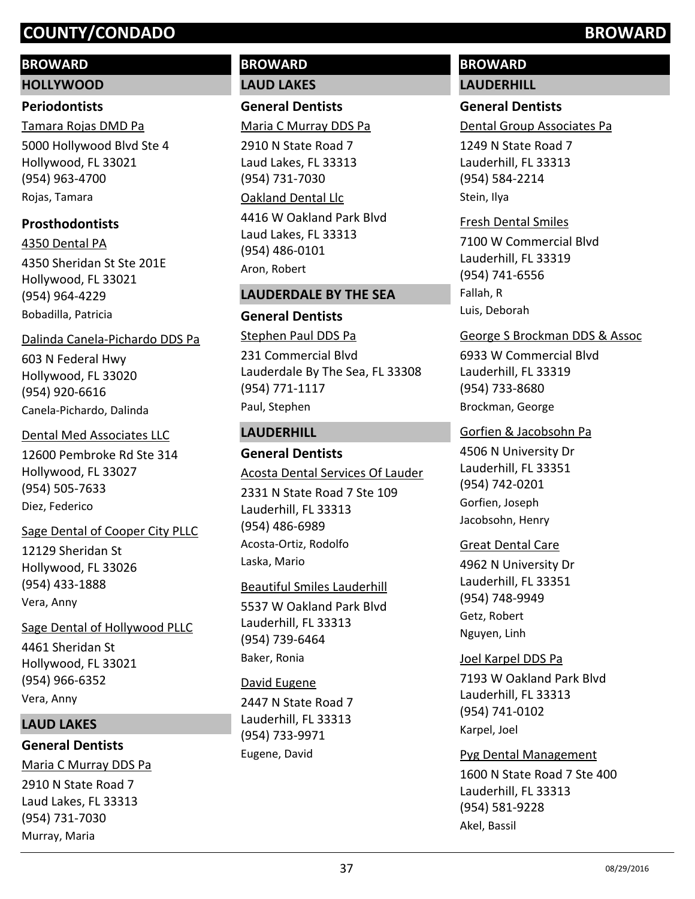# COUNTY/CONDADO BROWARD

## BROWARD

### HOLLYWOOD

#### Periodontists

Tamara Rojas DMD Pa
5000 Hollywood Blvd Ste 4
Hollywood, FL 33021
(954) 963-4700
Rojas, Tamara

#### Prosthodontists

4350 Dental PA
4350 Sheridan St Ste 201E
Hollywood, FL 33021
(954) 964-4229
Bobadilla, Patricia

Dalinda Canela-Pichardo DDS Pa
603 N Federal Hwy
Hollywood, FL 33020
(954) 920-6616
Canela-Pichardo, Dalinda

Dental Med Associates LLC
12600 Pembroke Rd Ste 314
Hollywood, FL 33027
(954) 505-7633
Diez, Federico

Sage Dental of Cooper City PLLC
12129 Sheridan St
Hollywood, FL 33026
(954) 433-1888
Vera, Anny

Sage Dental of Hollywood PLLC
4461 Sheridan St
Hollywood, FL 33021
(954) 966-6352
Vera, Anny

### LAUD LAKES

#### General Dentists

Maria C Murray DDS Pa
2910 N State Road 7
Laud Lakes, FL 33313
(954) 731-7030
Murray, Maria

## BROWARD

### LAUD LAKES

#### General Dentists

Maria C Murray DDS Pa
2910 N State Road 7
Laud Lakes, FL 33313
(954) 731-7030

Oakland Dental Llc
4416 W Oakland Park Blvd
Laud Lakes, FL 33313
(954) 486-0101
Aron, Robert

### LAUDERDALE BY THE SEA

#### General Dentists

Stephen Paul DDS Pa
231 Commercial Blvd
Lauderdale By The Sea, FL 33308
(954) 771-1117
Paul, Stephen

### LAUDERHILL

#### General Dentists

Acosta Dental Services Of Lauder
2331 N State Road 7 Ste 109
Lauderhill, FL 33313
(954) 486-6989
Acosta-Ortiz, Rodolfo
Laska, Mario

Beautiful Smiles Lauderhill
5537 W Oakland Park Blvd
Lauderhill, FL 33313
(954) 739-6464
Baker, Ronia

David Eugene
2447 N State Road 7
Lauderhill, FL 33313
(954) 733-9971
Eugene, David

## BROWARD

### LAUDERHILL

#### General Dentists

Dental Group Associates Pa
1249 N State Road 7
Lauderhill, FL 33313
(954) 584-2214
Stein, Ilya

Fresh Dental Smiles
7100 W Commercial Blvd
Lauderhill, FL 33319
(954) 741-6556
Fallah, R
Luis, Deborah

George S Brockman DDS & Assoc
6933 W Commercial Blvd
Lauderhill, FL 33319
(954) 733-8680
Brockman, George

Gorfien & Jacobsohn Pa
4506 N University Dr
Lauderhill, FL 33351
(954) 742-0201
Gorfien, Joseph
Jacobsohn, Henry

Great Dental Care
4962 N University Dr
Lauderhill, FL 33351
(954) 748-9949
Getz, Robert
Nguyen, Linh

Joel Karpel DDS Pa
7193 W Oakland Park Blvd
Lauderhill, FL 33313
(954) 741-0102
Karpel, Joel

Pyg Dental Management
1600 N State Road 7 Ste 400
Lauderhill, FL 33313
(954) 581-9228
Akel, Bassil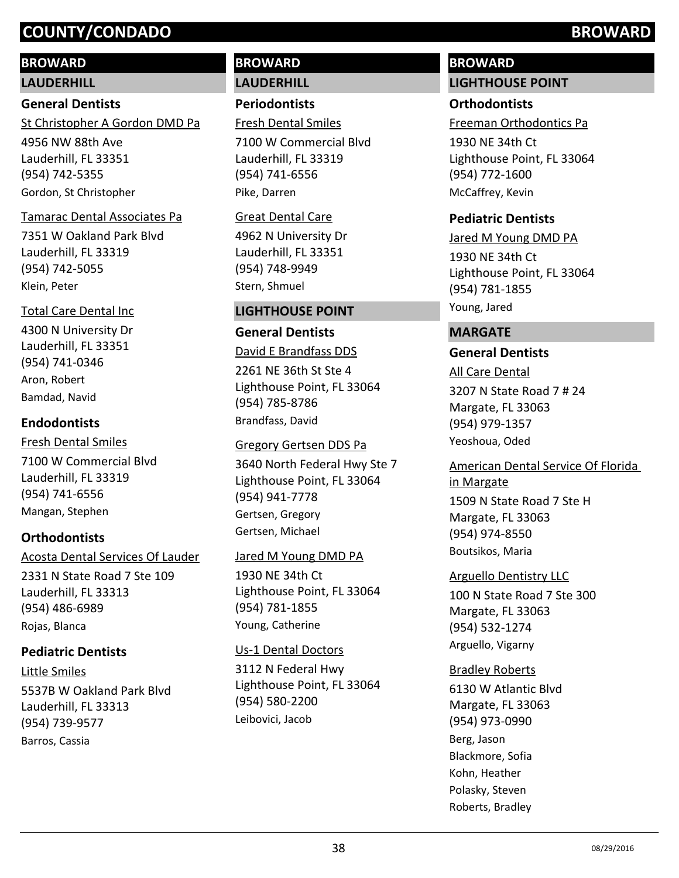# COUNTY/CONDADO BROWARD

## BROWARD

### LAUDERHILL

#### General Dentists

St Christopher A Gordon DMD Pa
4956 NW 88th Ave
Lauderhill, FL 33351
(954) 742-5355
Gordon, St Christopher

Tamarac Dental Associates Pa
7351 W Oakland Park Blvd
Lauderhill, FL 33319
(954) 742-5055
Klein, Peter

Total Care Dental Inc
4300 N University Dr
Lauderhill, FL 33351
(954) 741-0346
Aron, Robert
Bamdad, Navid

#### Endodontists

Fresh Dental Smiles
7100 W Commercial Blvd
Lauderhill, FL 33319
(954) 741-6556
Mangan, Stephen

#### Orthodontists

Acosta Dental Services Of Lauder
2331 N State Road 7 Ste 109
Lauderhill, FL 33313
(954) 486-6989
Rojas, Blanca

#### Pediatric Dentists

Little Smiles
5537B W Oakland Park Blvd
Lauderhill, FL 33313
(954) 739-9577
Barros, Cassia

## BROWARD

### LAUDERHILL

#### Periodontists

Fresh Dental Smiles
7100 W Commercial Blvd
Lauderhill, FL 33319
(954) 741-6556
Pike, Darren

Great Dental Care
4962 N University Dr
Lauderhill, FL 33351
(954) 748-9949
Stern, Shmuel

### LIGHTHOUSE POINT

#### General Dentists

David E Brandfass DDS
2261 NE 36th St Ste 4
Lighthouse Point, FL 33064
(954) 785-8786
Brandfass, David

Gregory Gertsen DDS Pa
3640 North Federal Hwy Ste 7
Lighthouse Point, FL 33064
(954) 941-7778
Gertsen, Gregory
Gertsen, Michael

Jared M Young DMD PA
1930 NE 34th Ct
Lighthouse Point, FL 33064
(954) 781-1855
Young, Catherine

Us-1 Dental Doctors
3112 N Federal Hwy
Lighthouse Point, FL 33064
(954) 580-2200
Leibovici, Jacob

## BROWARD

### LIGHTHOUSE POINT

#### Orthodontists

Freeman Orthodontics Pa
1930 NE 34th Ct
Lighthouse Point, FL 33064
(954) 772-1600
McCaffrey, Kevin

#### Pediatric Dentists

Jared M Young DMD PA
1930 NE 34th Ct
Lighthouse Point, FL 33064
(954) 781-1855
Young, Jared

### MARGATE

#### General Dentists

All Care Dental
3207 N State Road 7 # 24
Margate, FL 33063
(954) 979-1357
Yeoshoua, Oded

American Dental Service Of Florida in Margate
1509 N State Road 7 Ste H
Margate, FL 33063
(954) 974-8550
Boutsikos, Maria

Arguello Dentistry LLC
100 N State Road 7 Ste 300
Margate, FL 33063
(954) 532-1274
Arguello, Vigarny

Bradley Roberts
6130 W Atlantic Blvd
Margate, FL 33063
(954) 973-0990
Berg, Jason
Blackmore, Sofia
Kohn, Heather
Polasky, Steven
Roberts, Bradley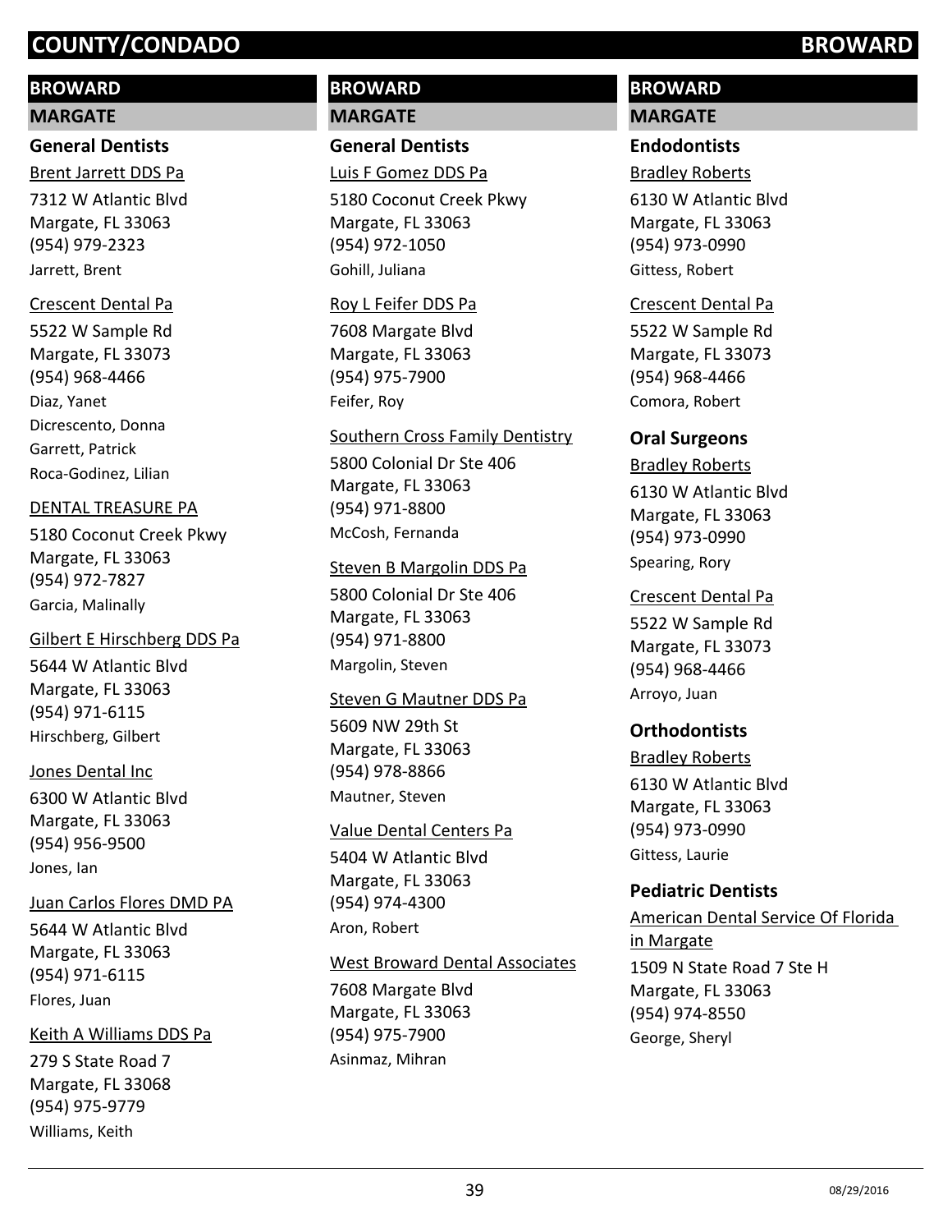# COUNTY/CONDADO BROWARD

## BROWARD

### MARGATE

#### General Dentists

Brent Jarrett DDS Pa
7312 W Atlantic Blvd
Margate, FL 33063
(954) 979-2323
Jarrett, Brent

Crescent Dental Pa
5522 W Sample Rd
Margate, FL 33073
(954) 968-4466
Diaz, Yanet
Dicrescento, Donna
Garrett, Patrick
Roca-Godinez, Lilian

DENTAL TREASURE PA
5180 Coconut Creek Pkwy
Margate, FL 33063
(954) 972-7827
Garcia, Malinally

Gilbert E Hirschberg DDS Pa
5644 W Atlantic Blvd
Margate, FL 33063
(954) 971-6115
Hirschberg, Gilbert

Jones Dental Inc
6300 W Atlantic Blvd
Margate, FL 33063
(954) 956-9500
Jones, Ian

Juan Carlos Flores DMD PA
5644 W Atlantic Blvd
Margate, FL 33063
(954) 971-6115
Flores, Juan

Keith A Williams DDS Pa
279 S State Road 7
Margate, FL 33068
(954) 975-9779
Williams, Keith

## BROWARD

### MARGATE

#### General Dentists

Luis F Gomez DDS Pa
5180 Coconut Creek Pkwy
Margate, FL 33063
(954) 972-1050
Gohill, Juliana

Roy L Feifer DDS Pa
7608 Margate Blvd
Margate, FL 33063
(954) 975-7900
Feifer, Roy

Southern Cross Family Dentistry
5800 Colonial Dr Ste 406
Margate, FL 33063
(954) 971-8800
McCosh, Fernanda

Steven B Margolin DDS Pa
5800 Colonial Dr Ste 406
Margate, FL 33063
(954) 971-8800
Margolin, Steven

Steven G Mautner DDS Pa
5609 NW 29th St
Margate, FL 33063
(954) 978-8866
Mautner, Steven

Value Dental Centers Pa
5404 W Atlantic Blvd
Margate, FL 33063
(954) 974-4300
Aron, Robert

West Broward Dental Associates
7608 Margate Blvd
Margate, FL 33063
(954) 975-7900
Asinmaz, Mihran

## BROWARD

### MARGATE

#### Endodontists

Bradley Roberts
6130 W Atlantic Blvd
Margate, FL 33063
(954) 973-0990
Gittess, Robert

Crescent Dental Pa
5522 W Sample Rd
Margate, FL 33073
(954) 968-4466
Comora, Robert

#### Oral Surgeons

Bradley Roberts
6130 W Atlantic Blvd
Margate, FL 33063
(954) 973-0990
Spearing, Rory

Crescent Dental Pa
5522 W Sample Rd
Margate, FL 33073
(954) 968-4466
Arroyo, Juan

#### Orthodontists

Bradley Roberts
6130 W Atlantic Blvd
Margate, FL 33063
(954) 973-0990
Gittess, Laurie

#### Pediatric Dentists

American Dental Service Of Florida in Margate
1509 N State Road 7 Ste H
Margate, FL 33063
(954) 974-8550
George, Sheryl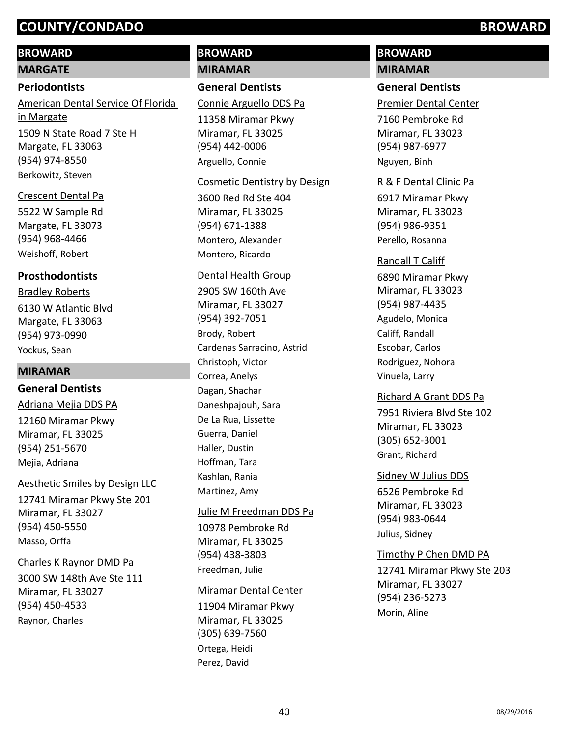# COUNTY/CONDADO BROWARD

## BROWARD

### MARGATE

#### Periodontists

American Dental Service Of Florida in Margate
1509 N State Road 7 Ste H
Margate, FL 33063
(954) 974-8550
Berkowitz, Steven

Crescent Dental Pa
5522 W Sample Rd
Margate, FL 33073
(954) 968-4466
Weishoff, Robert

#### Prosthodontists

Bradley Roberts
6130 W Atlantic Blvd
Margate, FL 33063
(954) 973-0990
Yockus, Sean

### MIRAMAR

#### General Dentists

Adriana Mejia DDS PA
12160 Miramar Pkwy
Miramar, FL 33025
(954) 251-5670
Mejia, Adriana

Aesthetic Smiles by Design LLC
12741 Miramar Pkwy Ste 201
Miramar, FL 33027
(954) 450-5550
Masso, Orffa

Charles K Raynor DMD Pa
3000 SW 148th Ave Ste 111
Miramar, FL 33027
(954) 450-4533
Raynor, Charles

## BROWARD

### MIRAMAR

#### General Dentists

Connie Arguello DDS Pa
11358 Miramar Pkwy
Miramar, FL 33025
(954) 442-0006
Arguello, Connie

Cosmetic Dentistry by Design
3600 Red Rd Ste 404
Miramar, FL 33025
(954) 671-1388
Montero, Alexander
Montero, Ricardo

Dental Health Group
2905 SW 160th Ave
Miramar, FL 33027
(954) 392-7051
Brody, Robert
Cardenas Sarracino, Astrid
Christoph, Victor
Correa, Anelys
Dagan, Shachar
Daneshpajouh, Sara
De La Rua, Lissette
Guerra, Daniel
Haller, Dustin
Hoffman, Tara
Kashlan, Rania
Martinez, Amy

Julie M Freedman DDS Pa
10978 Pembroke Rd
Miramar, FL 33025
(954) 438-3803
Freedman, Julie

Miramar Dental Center
11904 Miramar Pkwy
Miramar, FL 33025
(305) 639-7560
Ortega, Heidi
Perez, David

## BROWARD

### MIRAMAR

#### General Dentists

Premier Dental Center
7160 Pembroke Rd
Miramar, FL 33023
(954) 987-6977
Nguyen, Binh

R & F Dental Clinic Pa
6917 Miramar Pkwy
Miramar, FL 33023
(954) 986-9351
Perello, Rosanna

Randall T Califf
6890 Miramar Pkwy
Miramar, FL 33023
(954) 987-4435
Agudelo, Monica
Califf, Randall
Escobar, Carlos
Rodriguez, Nohora
Vinuela, Larry

Richard A Grant DDS Pa
7951 Riviera Blvd Ste 102
Miramar, FL 33023
(305) 652-3001
Grant, Richard

Sidney W Julius DDS
6526 Pembroke Rd
Miramar, FL 33023
(954) 983-0644
Julius, Sidney

Timothy P Chen DMD PA
12741 Miramar Pkwy Ste 203
Miramar, FL 33027
(954) 236-5273
Morin, Aline

08/29/2016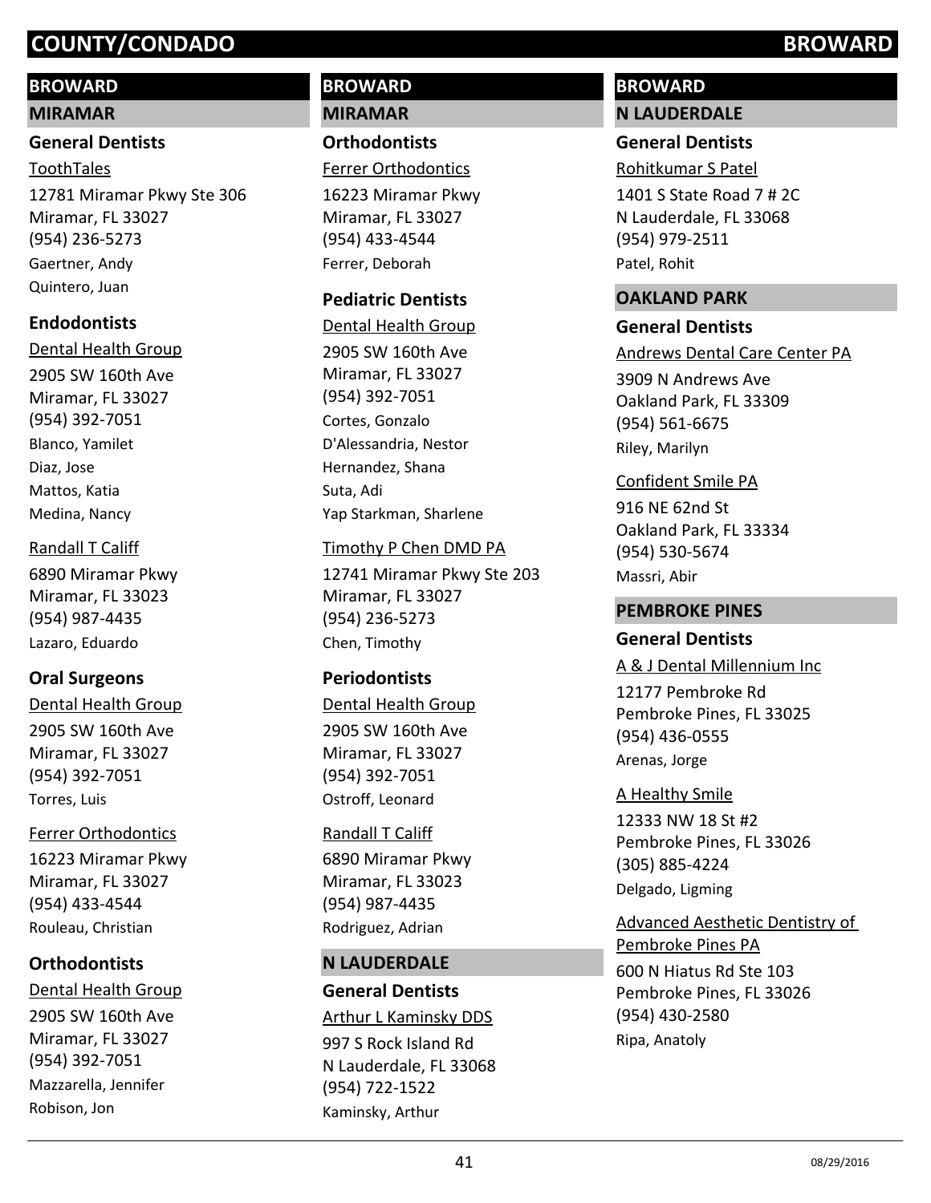## BROWARD

### MIRAMAR

#### General Dentists

ToothTales
12781 Miramar Pkwy Ste 306
Miramar, FL 33027
(954) 236-5273
Gaertner, Andy
Quintero, Juan

#### Endodontists

Dental Health Group
2905 SW 160th Ave
Miramar, FL 33027
(954) 392-7051
Blanco, Yamilet
Diaz, Jose
Mattos, Katia
Medina, Nancy

Randall T Califf
6890 Miramar Pkwy
Miramar, FL 33023
(954) 987-4435
Lazaro, Eduardo

#### Oral Surgeons

Dental Health Group
2905 SW 160th Ave
Miramar, FL 33027
(954) 392-7051
Torres, Luis

Ferrer Orthodontics
16223 Miramar Pkwy
Miramar, FL 33027
(954) 433-4544
Rouleau, Christian

#### Orthodontists

Dental Health Group
2905 SW 160th Ave
Miramar, FL 33027
(954) 392-7051
Mazzarella, Jennifer
Robison, Jon

## BROWARD

### MIRAMAR

#### Orthodontists

Ferrer Orthodontics
16223 Miramar Pkwy
Miramar, FL 33027
(954) 433-4544
Ferrer, Deborah

#### Pediatric Dentists

Dental Health Group
2905 SW 160th Ave
Miramar, FL 33027
(954) 392-7051
Cortes, Gonzalo
D'Alessandria, Nestor
Hernandez, Shana
Suta, Adi
Yap Starkman, Sharlene

Timothy P Chen DMD PA
12741 Miramar Pkwy Ste 203
Miramar, FL 33027
(954) 236-5273
Chen, Timothy

#### Periodontists

Dental Health Group
2905 SW 160th Ave
Miramar, FL 33027
(954) 392-7051
Ostroff, Leonard

Randall T Califf
6890 Miramar Pkwy
Miramar, FL 33023
(954) 987-4435
Rodriguez, Adrian

### N LAUDERDALE

#### General Dentists

Arthur L Kaminsky DDS
997 S Rock Island Rd
N Lauderdale, FL 33068
(954) 722-1522
Kaminsky, Arthur

## BROWARD

### N LAUDERDALE

#### General Dentists

Rohitkumar S Patel
1401 S State Road 7 # 2C
N Lauderdale, FL 33068
(954) 979-2511
Patel, Rohit

### OAKLAND PARK

#### General Dentists

Andrews Dental Care Center PA
3909 N Andrews Ave
Oakland Park, FL 33309
(954) 561-6675
Riley, Marilyn

Confident Smile PA
916 NE 62nd St
Oakland Park, FL 33334
(954) 530-5674
Massri, Abir

### PEMBROKE PINES

#### General Dentists

A & J Dental Millennium Inc
12177 Pembroke Rd
Pembroke Pines, FL 33025
(954) 436-0555
Arenas, Jorge

A Healthy Smile
12333 NW 18 St #2
Pembroke Pines, FL 33026
(305) 885-4224
Delgado, Ligming

Advanced Aesthetic Dentistry of Pembroke Pines PA
600 N Hiatus Rd Ste 103
Pembroke Pines, FL 33026
(954) 430-2580
Ripa, Anatoly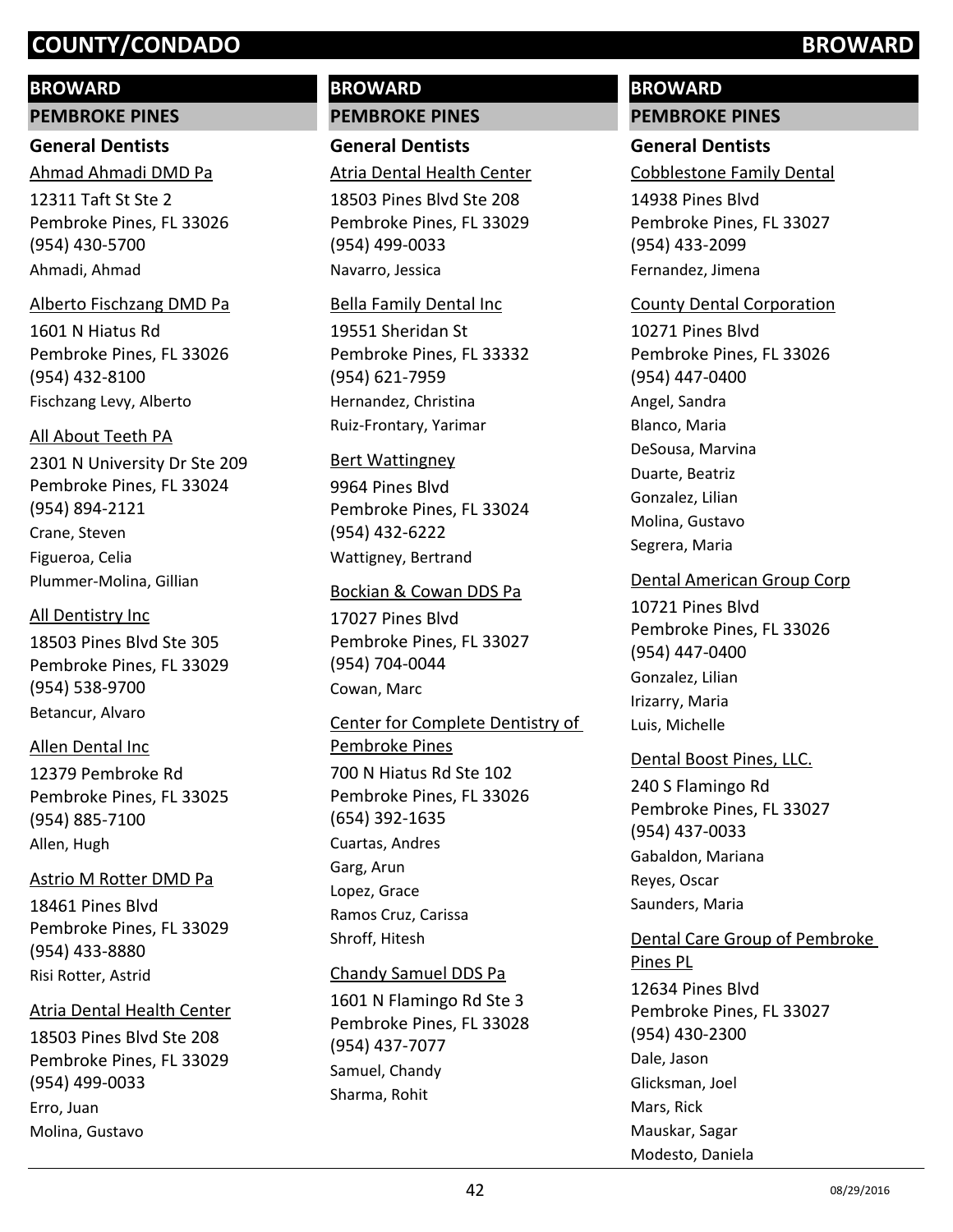# COUNTY/CONDADO — BROWARD

## BROWARD

### PEMBROKE PINES

#### General Dentists

Ahmad Ahmadi DMD Pa
12311 Taft St Ste 2
Pembroke Pines, FL 33026
(954) 430-5700
Ahmadi, Ahmad

Alberto Fischzang DMD Pa
1601 N Hiatus Rd
Pembroke Pines, FL 33026
(954) 432-8100
Fischzang Levy, Alberto

All About Teeth PA
2301 N University Dr Ste 209
Pembroke Pines, FL 33024
(954) 894-2121
Crane, Steven
Figueroa, Celia
Plummer-Molina, Gillian

All Dentistry Inc
18503 Pines Blvd Ste 305
Pembroke Pines, FL 33029
(954) 538-9700
Betancur, Alvaro

Allen Dental Inc
12379 Pembroke Rd
Pembroke Pines, FL 33025
(954) 885-7100
Allen, Hugh

Astrio M Rotter DMD Pa
18461 Pines Blvd
Pembroke Pines, FL 33029
(954) 433-8880
Risi Rotter, Astrid

Atria Dental Health Center
18503 Pines Blvd Ste 208
Pembroke Pines, FL 33029
(954) 499-0033
Erro, Juan
Molina, Gustavo

## BROWARD

### PEMBROKE PINES

#### General Dentists

Atria Dental Health Center
18503 Pines Blvd Ste 208
Pembroke Pines, FL 33029
(954) 499-0033
Navarro, Jessica

Bella Family Dental Inc
19551 Sheridan St
Pembroke Pines, FL 33332
(954) 621-7959
Hernandez, Christina
Ruiz-Frontary, Yarimar

Bert Wattingney
9964 Pines Blvd
Pembroke Pines, FL 33024
(954) 432-6222
Wattigney, Bertrand

Bockian & Cowan DDS Pa
17027 Pines Blvd
Pembroke Pines, FL 33027
(954) 704-0044
Cowan, Marc

Center for Complete Dentistry of Pembroke Pines
700 N Hiatus Rd Ste 102
Pembroke Pines, FL 33026
(654) 392-1635
Cuartas, Andres
Garg, Arun
Lopez, Grace
Ramos Cruz, Carissa
Shroff, Hitesh

Chandy Samuel DDS Pa
1601 N Flamingo Rd Ste 3
Pembroke Pines, FL 33028
(954) 437-7077
Samuel, Chandy
Sharma, Rohit

## BROWARD

### PEMBROKE PINES

#### General Dentists

Cobblestone Family Dental
14938 Pines Blvd
Pembroke Pines, FL 33027
(954) 433-2099
Fernandez, Jimena

County Dental Corporation
10271 Pines Blvd
Pembroke Pines, FL 33026
(954) 447-0400
Angel, Sandra
Blanco, Maria
DeSousa, Marvina
Duarte, Beatriz
Gonzalez, Lilian
Molina, Gustavo
Segrera, Maria

Dental American Group Corp
10721 Pines Blvd
Pembroke Pines, FL 33026
(954) 447-0400
Gonzalez, Lilian
Irizarry, Maria
Luis, Michelle

Dental Boost Pines, LLC.
240 S Flamingo Rd
Pembroke Pines, FL 33027
(954) 437-0033
Gabaldon, Mariana
Reyes, Oscar
Saunders, Maria

Dental Care Group of Pembroke Pines PL
12634 Pines Blvd
Pembroke Pines, FL 33027
(954) 430-2300
Dale, Jason
Glicksman, Joel
Mars, Rick
Mauskar, Sagar
Modesto, Daniela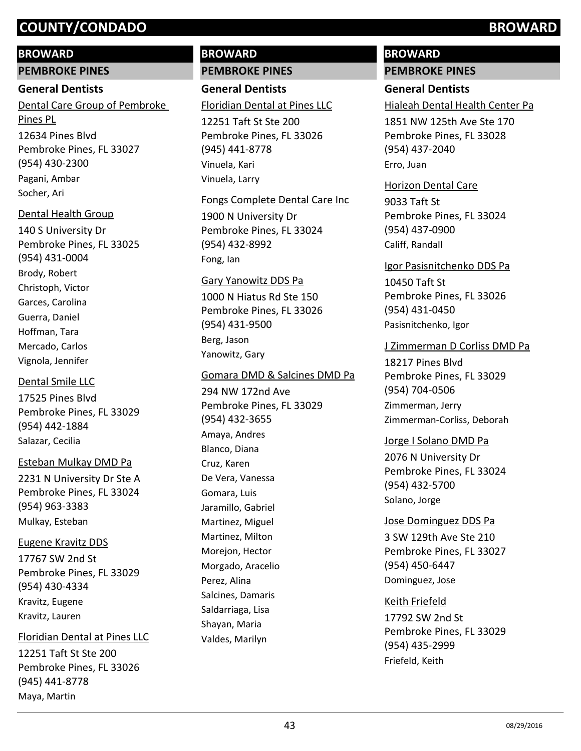# COUNTY/CONDADO BROWARD

## BROWARD

### PEMBROKE PINES

#### General Dentists

Dental Care Group of Pembroke Pines PL
12634 Pines Blvd
Pembroke Pines, FL 33027
(954) 430-2300
Pagani, Ambar
Socher, Ari

Dental Health Group
140 S University Dr
Pembroke Pines, FL 33025
(954) 431-0004
Brody, Robert
Christoph, Victor
Garces, Carolina
Guerra, Daniel
Hoffman, Tara
Mercado, Carlos
Vignola, Jennifer

Dental Smile LLC
17525 Pines Blvd
Pembroke Pines, FL 33029
(954) 442-1884
Salazar, Cecilia

Esteban Mulkay DMD Pa
2231 N University Dr Ste A
Pembroke Pines, FL 33024
(954) 963-3383
Mulkay, Esteban

Eugene Kravitz DDS
17767 SW 2nd St
Pembroke Pines, FL 33029
(954) 430-4334
Kravitz, Eugene
Kravitz, Lauren

Floridian Dental at Pines LLC
12251 Taft St Ste 200
Pembroke Pines, FL 33026
(945) 441-8778
Maya, Martin

## BROWARD

### PEMBROKE PINES

#### General Dentists

Floridian Dental at Pines LLC
12251 Taft St Ste 200
Pembroke Pines, FL 33026
(945) 441-8778
Vinuela, Kari
Vinuela, Larry

Fongs Complete Dental Care Inc
1900 N University Dr
Pembroke Pines, FL 33024
(954) 432-8992
Fong, Ian

Gary Yanowitz DDS Pa
1000 N Hiatus Rd Ste 150
Pembroke Pines, FL 33026
(954) 431-9500
Berg, Jason
Yanowitz, Gary

Gomara DMD & Salcines DMD Pa
294 NW 172nd Ave
Pembroke Pines, FL 33029
(954) 432-3655
Amaya, Andres
Blanco, Diana
Cruz, Karen
De Vera, Vanessa
Gomara, Luis
Jaramillo, Gabriel
Martinez, Miguel
Martinez, Milton
Morejon, Hector
Morgado, Aracelio
Perez, Alina
Salcines, Damaris
Saldarriaga, Lisa
Shayan, Maria
Valdes, Marilyn

## BROWARD

### PEMBROKE PINES

#### General Dentists

Hialeah Dental Health Center Pa
1851 NW 125th Ave Ste 170
Pembroke Pines, FL 33028
(954) 437-2040
Erro, Juan

Horizon Dental Care
9033 Taft St
Pembroke Pines, FL 33024
(954) 437-0900
Calif, Randall

Igor Pasisnitchenko DDS Pa
10450 Taft St
Pembroke Pines, FL 33026
(954) 431-0450
Pasisnitchenko, Igor

J Zimmerman D Corliss DMD Pa
18217 Pines Blvd
Pembroke Pines, FL 33029
(954) 704-0506
Zimmerman, Jerry
Zimmerman-Corliss, Deborah

Jorge I Solano DMD Pa
2076 N University Dr
Pembroke Pines, FL 33024
(954) 432-5700
Solano, Jorge

Jose Dominguez DDS Pa
3 SW 129th Ave Ste 210
Pembroke Pines, FL 33027
(954) 450-6447
Dominguez, Jose

Keith Friefeld
17792 SW 2nd St
Pembroke Pines, FL 33029
(954) 435-2999
Friefeld, Keith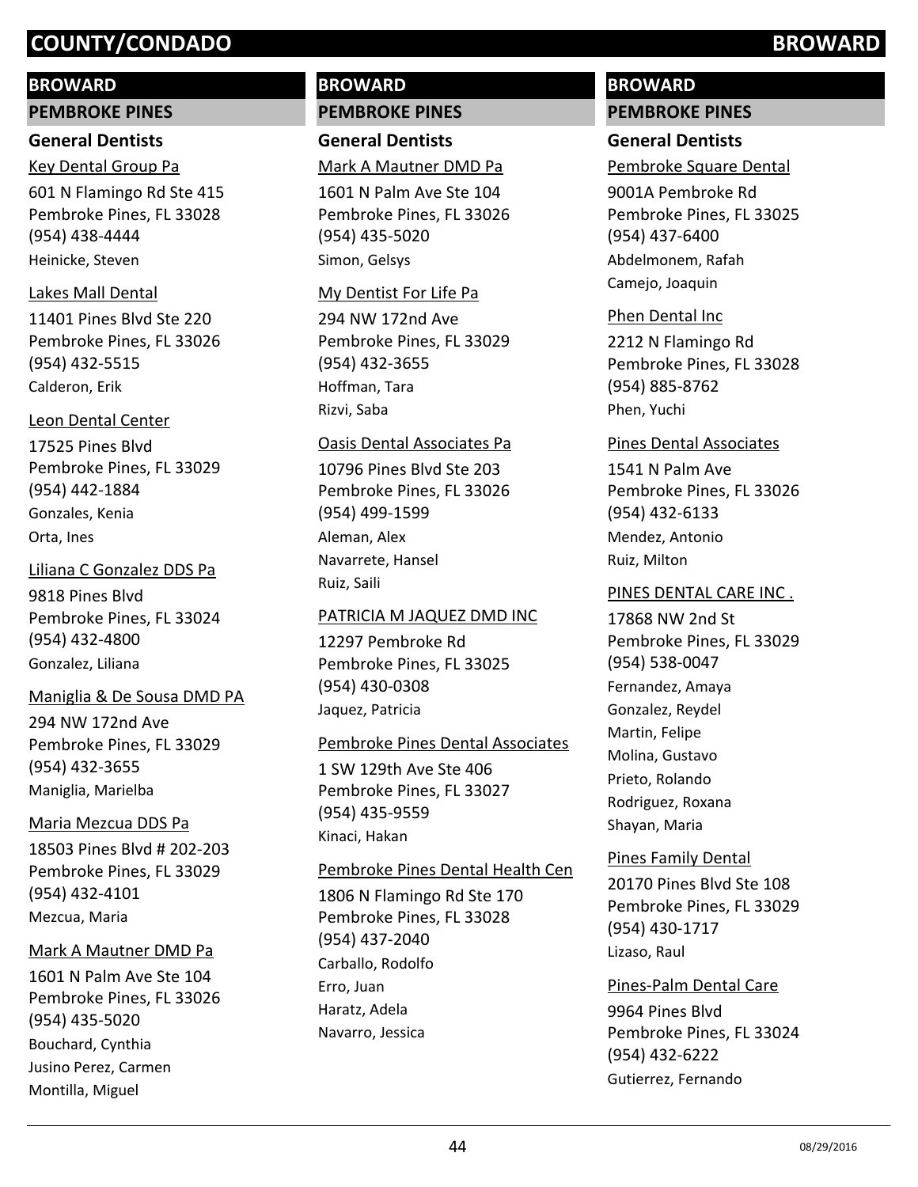# COUNTY/CONDADO BROWARD

## BROWARD

### PEMBROKE PINES

#### General Dentists

Key Dental Group Pa
601 N Flamingo Rd Ste 415
Pembroke Pines, FL 33028
(954) 438-4444
Heinicke, Steven

Lakes Mall Dental
11401 Pines Blvd Ste 220
Pembroke Pines, FL 33026
(954) 432-5515
Calderon, Erik

Leon Dental Center
17525 Pines Blvd
Pembroke Pines, FL 33029
(954) 442-1884
Gonzales, Kenia
Orta, Ines

Liliana C Gonzalez DDS Pa
9818 Pines Blvd
Pembroke Pines, FL 33024
(954) 432-4800
Gonzalez, Liliana

Maniglia & De Sousa DMD PA
294 NW 172nd Ave
Pembroke Pines, FL 33029
(954) 432-3655
Maniglia, Marielba

Maria Mezcua DDS Pa
18503 Pines Blvd # 202-203
Pembroke Pines, FL 33029
(954) 432-4101
Mezcua, Maria

Mark A Mautner DMD Pa
1601 N Palm Ave Ste 104
Pembroke Pines, FL 33026
(954) 435-5020
Bouchard, Cynthia
Jusino Perez, Carmen
Montilla, Miguel

## BROWARD

### PEMBROKE PINES

#### General Dentists

Mark A Mautner DMD Pa
1601 N Palm Ave Ste 104
Pembroke Pines, FL 33026
(954) 435-5020
Simon, Gelsys

My Dentist For Life Pa
294 NW 172nd Ave
Pembroke Pines, FL 33029
(954) 432-3655
Hoffman, Tara
Rizvi, Saba

Oasis Dental Associates Pa
10796 Pines Blvd Ste 203
Pembroke Pines, FL 33026
(954) 499-1599
Aleman, Alex
Navarrete, Hansel
Ruiz, Saili

PATRICIA M JAQUEZ DMD INC
12297 Pembroke Rd
Pembroke Pines, FL 33025
(954) 430-0308
Jaquez, Patricia

Pembroke Pines Dental Associates
1 SW 129th Ave Ste 406
Pembroke Pines, FL 33027
(954) 435-9559
Kinaci, Hakan

Pembroke Pines Dental Health Cen
1806 N Flamingo Rd Ste 170
Pembroke Pines, FL 33028
(954) 437-2040
Carballo, Rodolfo
Erro, Juan
Haratz, Adela
Navarro, Jessica

## BROWARD

### PEMBROKE PINES

#### General Dentists

Pembroke Square Dental
9001A Pembroke Rd
Pembroke Pines, FL 33025
(954) 437-6400
Abdelmonem, Rafah
Camejo, Joaquin

Phen Dental Inc
2212 N Flamingo Rd
Pembroke Pines, FL 33028
(954) 885-8762
Phen, Yuchi

Pines Dental Associates
1541 N Palm Ave
Pembroke Pines, FL 33026
(954) 432-6133
Mendez, Antonio
Ruiz, Milton

PINES DENTAL CARE INC .
17868 NW 2nd St
Pembroke Pines, FL 33029
(954) 538-0047
Fernandez, Amaya
Gonzalez, Reydel
Martin, Felipe
Molina, Gustavo
Prieto, Rolando
Rodriguez, Roxana
Shayan, Maria

Pines Family Dental
20170 Pines Blvd Ste 108
Pembroke Pines, FL 33029
(954) 430-1717
Lizaso, Raul

Pines-Palm Dental Care
9964 Pines Blvd
Pembroke Pines, FL 33024
(954) 432-6222
Gutierrez, Fernando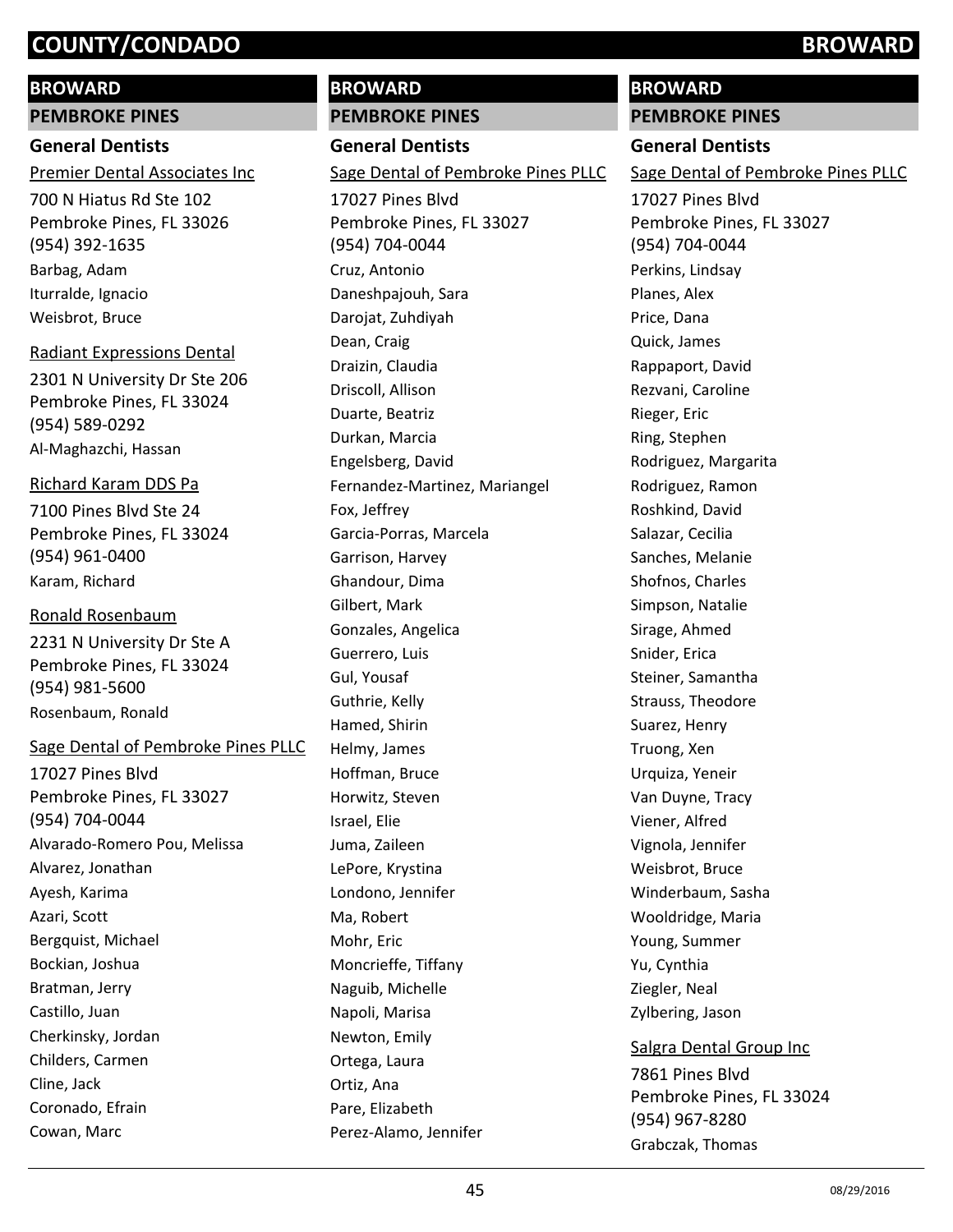## BROWARD

### PEMBROKE PINES

#### General Dentists

Premier Dental Associates Inc

700 N Hiatus Rd Ste 102
Pembroke Pines, FL 33026
(954) 392-1635

Barbag, Adam
Iturralde, Ignacio
Weisbrot, Bruce

Radiant Expressions Dental

2301 N University Dr Ste 206
Pembroke Pines, FL 33024
(954) 589-0292

Al-Maghazchi, Hassan

Richard Karam DDS Pa

7100 Pines Blvd Ste 24
Pembroke Pines, FL 33024
(954) 961-0400

Karam, Richard

Ronald Rosenbaum

2231 N University Dr Ste A
Pembroke Pines, FL 33024
(954) 981-5600

Rosenbaum, Ronald

Sage Dental of Pembroke Pines PLLC

17027 Pines Blvd
Pembroke Pines, FL 33027
(954) 704-0044

Alvarado-Romero Pou, Melissa
Alvarez, Jonathan
Ayesh, Karima
Azari, Scott
Bergquist, Michael
Bockian, Joshua
Bratman, Jerry
Castillo, Juan
Cherkinsky, Jordan
Childers, Carmen
Cline, Jack
Coronado, Efrain
Cowan, Marc
Cruz, Antonio
Daneshpajouh, Sara
Darojat, Zuhdiyah
Dean, Craig
Draizin, Claudia
Driscoll, Allison
Duarte, Beatriz
Durkan, Marcia
Engelsberg, David
Fernandez-Martinez, Mariangel
Fox, Jeffrey
Garcia-Porras, Marcela
Garrison, Harvey
Ghandour, Dima
Gilbert, Mark
Gonzales, Angelica
Guerrero, Luis
Gul, Yousaf
Guthrie, Kelly
Hamed, Shirin
Helmy, James
Hoffman, Bruce
Horwitz, Steven
Israel, Elie
Juma, Zaileen
LePore, Krystina
Londono, Jennifer
Ma, Robert
Mohr, Eric
Moncrieffe, Tiffany
Naguib, Michelle
Napoli, Marisa
Newton, Emily
Ortega, Laura
Ortiz, Ana
Pare, Elizabeth
Perez-Alamo, Jennifer
Perkins, Lindsay
Planes, Alex
Price, Dana
Quick, James
Rappaport, David
Rezvani, Caroline
Rieger, Eric
Ring, Stephen
Rodriguez, Margarita
Rodriguez, Ramon
Roshkind, David
Salazar, Cecilia
Sanches, Melanie
Shofnos, Charles
Simpson, Natalie
Sirage, Ahmed
Snider, Erica
Steiner, Samantha
Strauss, Theodore
Suarez, Henry
Truong, Xen
Urquiza, Yeneir
Van Duyne, Tracy
Viener, Alfred
Vignola, Jennifer
Weisbrot, Bruce
Winderbaum, Sasha
Wooldridge, Maria
Young, Summer
Yu, Cynthia
Ziegler, Neal
Zylbering, Jason

Salgra Dental Group Inc

7861 Pines Blvd
Pembroke Pines, FL 33024
(954) 967-8280

Grabczak, Thomas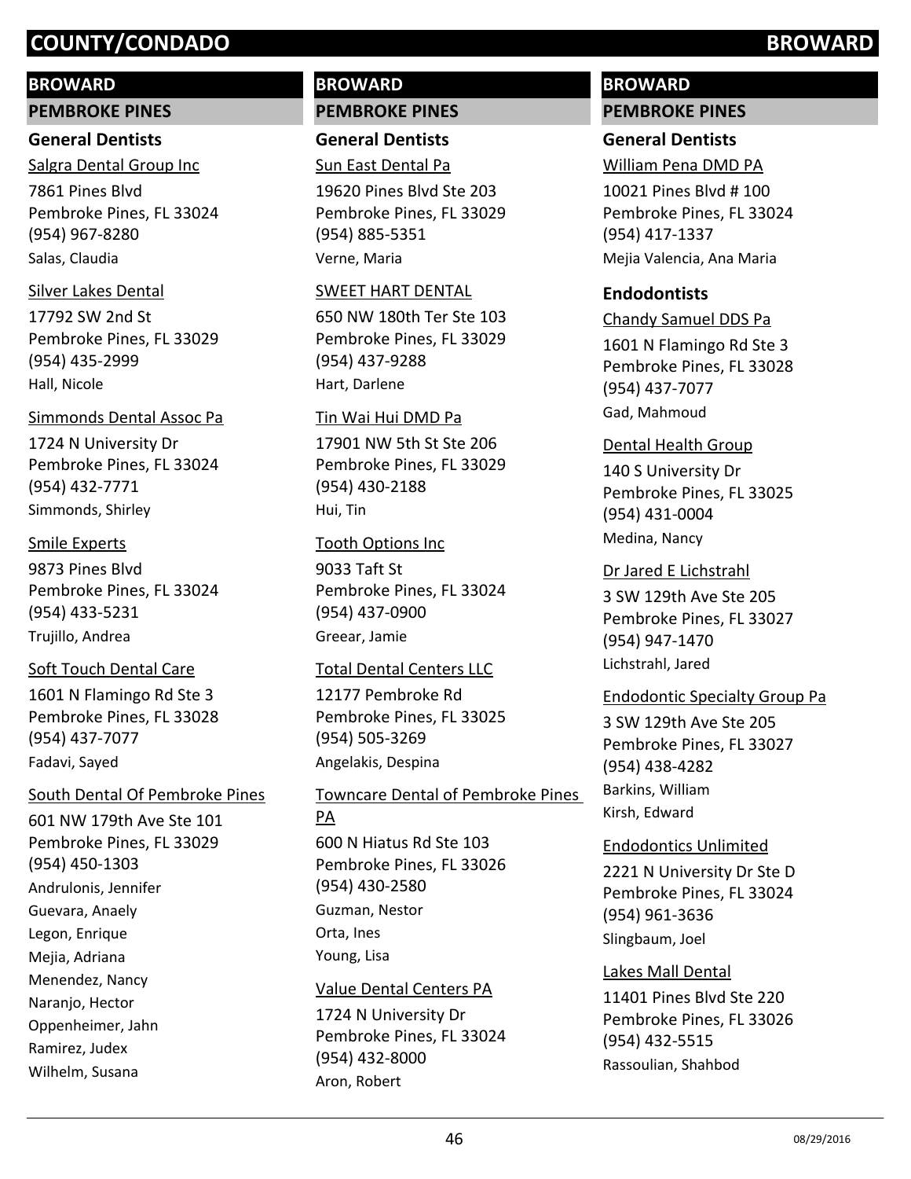## BROWARD

### PEMBROKE PINES

#### General Dentists

Salgra Dental Group Inc
7861 Pines Blvd
Pembroke Pines, FL 33024
(954) 967-8280
Salas, Claudia

Silver Lakes Dental
17792 SW 2nd St
Pembroke Pines, FL 33029
(954) 435-2999
Hall, Nicole

Simmonds Dental Assoc Pa
1724 N University Dr
Pembroke Pines, FL 33024
(954) 432-7771
Simmonds, Shirley

Smile Experts
9873 Pines Blvd
Pembroke Pines, FL 33024
(954) 433-5231
Trujillo, Andrea

Soft Touch Dental Care
1601 N Flamingo Rd Ste 3
Pembroke Pines, FL 33028
(954) 437-7077
Fadavi, Sayed

South Dental Of Pembroke Pines
601 NW 179th Ave Ste 101
Pembroke Pines, FL 33029
(954) 450-1303
Andrulonis, Jennifer
Guevara, Anaely
Legon, Enrique
Mejia, Adriana
Menendez, Nancy
Naranjo, Hector
Oppenheimer, Jahn
Ramirez, Judex
Wilhelm, Susana

Sun East Dental Pa
19620 Pines Blvd Ste 203
Pembroke Pines, FL 33029
(954) 885-5351
Verne, Maria

SWEET HART DENTAL
650 NW 180th Ter Ste 103
Pembroke Pines, FL 33029
(954) 437-9288
Hart, Darlene

Tin Wai Hui DMD Pa
17901 NW 5th St Ste 206
Pembroke Pines, FL 33029
(954) 430-2188
Hui, Tin

Tooth Options Inc
9033 Taft St
Pembroke Pines, FL 33024
(954) 437-0900
Greear, Jamie

Total Dental Centers LLC
12177 Pembroke Rd
Pembroke Pines, FL 33025
(954) 505-3269
Angelakis, Despina

Towncare Dental of Pembroke Pines PA
600 N Hiatus Rd Ste 103
Pembroke Pines, FL 33026
(954) 430-2580
Guzman, Nestor
Orta, Ines
Young, Lisa

Value Dental Centers PA
1724 N University Dr
Pembroke Pines, FL 33024
(954) 432-8000
Aron, Robert

William Pena DMD PA
10021 Pines Blvd # 100
Pembroke Pines, FL 33024
(954) 417-1337
Mejia Valencia, Ana Maria

#### Endodontists

Chandy Samuel DDS Pa
1601 N Flamingo Rd Ste 3
Pembroke Pines, FL 33028
(954) 437-7077
Gad, Mahmoud

Dental Health Group
140 S University Dr
Pembroke Pines, FL 33025
(954) 431-0004
Medina, Nancy

Dr Jared E Lichstrahl
3 SW 129th Ave Ste 205
Pembroke Pines, FL 33027
(954) 947-1470
Lichstrahl, Jared

Endodontic Specialty Group Pa
3 SW 129th Ave Ste 205
Pembroke Pines, FL 33027
(954) 438-4282
Barkins, William
Kirsh, Edward

Endodontics Unlimited
2221 N University Dr Ste D
Pembroke Pines, FL 33024
(954) 961-3636
Slingbaum, Joel

Lakes Mall Dental
11401 Pines Blvd Ste 220
Pembroke Pines, FL 33026
(954) 432-5515
Rassoulian, Shahbod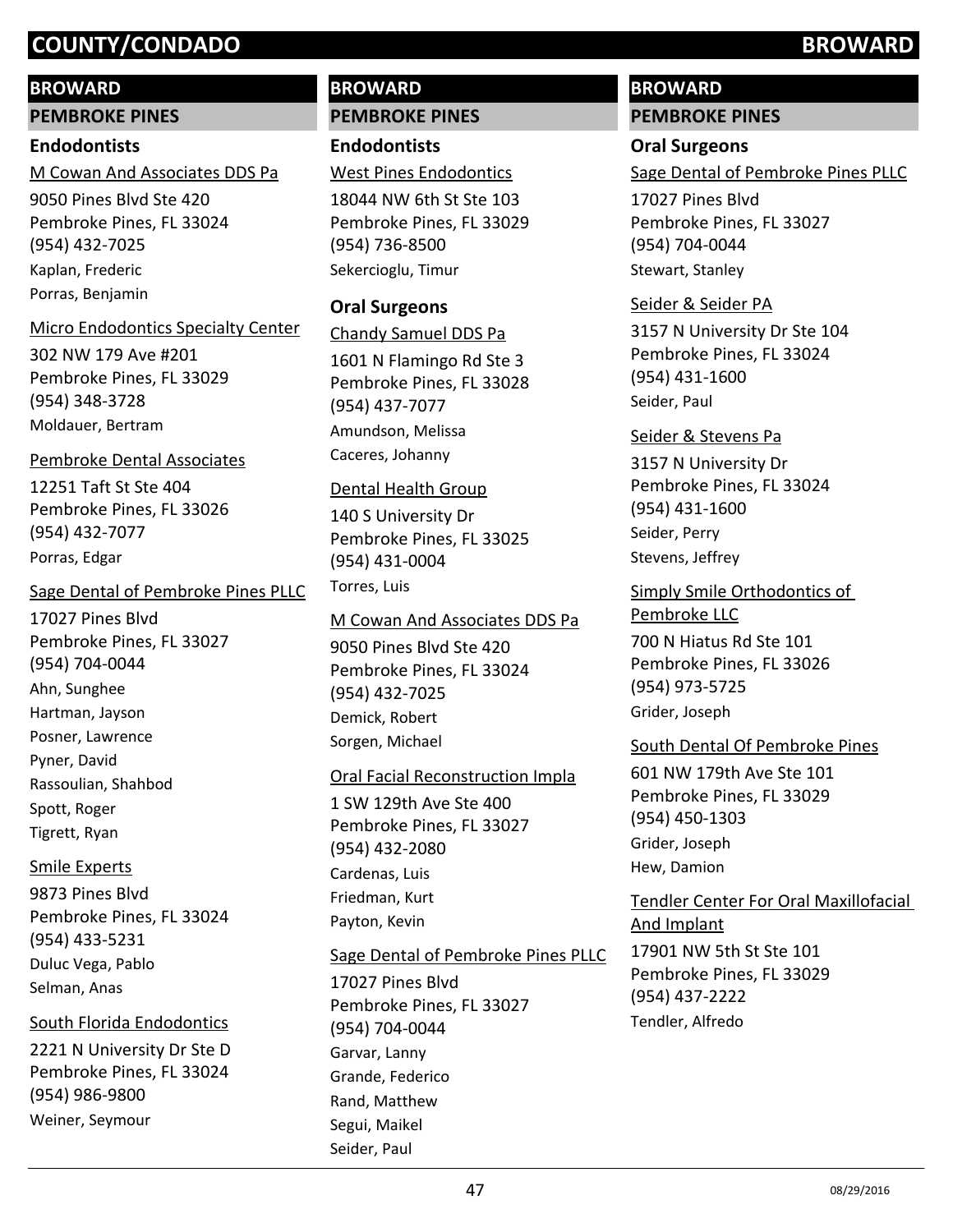# COUNTY/CONDADO BROWARD

## BROWARD

### PEMBROKE PINES

#### Endodontists

M Cowan And Associates DDS Pa
9050 Pines Blvd Ste 420
Pembroke Pines, FL 33024
(954) 432-7025
Kaplan, Frederic
Porras, Benjamin

Micro Endodontics Specialty Center
302 NW 179 Ave #201
Pembroke Pines, FL 33029
(954) 348-3728
Moldauer, Bertram

Pembroke Dental Associates
12251 Taft St Ste 404
Pembroke Pines, FL 33026
(954) 432-7077
Porras, Edgar

Sage Dental of Pembroke Pines PLLC
17027 Pines Blvd
Pembroke Pines, FL 33027
(954) 704-0044
Ahn, Sunghee
Hartman, Jayson
Posner, Lawrence
Pyner, David
Rassoulian, Shahbod
Spott, Roger
Tigrett, Ryan

Smile Experts
9873 Pines Blvd
Pembroke Pines, FL 33024
(954) 433-5231
Duluc Vega, Pablo
Selman, Anas

South Florida Endodontics
2221 N University Dr Ste D
Pembroke Pines, FL 33024
(954) 986-9800
Weiner, Seymour

## BROWARD

### PEMBROKE PINES

#### Endodontists

West Pines Endodontics
18044 NW 6th St Ste 103
Pembroke Pines, FL 33029
(954) 736-8500
Sekercioglu, Timur

#### Oral Surgeons

Chandy Samuel DDS Pa
1601 N Flamingo Rd Ste 3
Pembroke Pines, FL 33028
(954) 437-7077
Amundson, Melissa
Caceres, Johanny

Dental Health Group
140 S University Dr
Pembroke Pines, FL 33025
(954) 431-0004
Torres, Luis

M Cowan And Associates DDS Pa
9050 Pines Blvd Ste 420
Pembroke Pines, FL 33024
(954) 432-7025
Demick, Robert
Sorgen, Michael

Oral Facial Reconstruction Impla
1 SW 129th Ave Ste 400
Pembroke Pines, FL 33027
(954) 432-2080
Cardenas, Luis
Friedman, Kurt
Payton, Kevin

Sage Dental of Pembroke Pines PLLC
17027 Pines Blvd
Pembroke Pines, FL 33027
(954) 704-0044
Garvar, Lanny
Grande, Federico
Rand, Matthew
Segui, Maikel
Seider, Paul

## BROWARD

### PEMBROKE PINES

#### Oral Surgeons

Sage Dental of Pembroke Pines PLLC
17027 Pines Blvd
Pembroke Pines, FL 33027
(954) 704-0044
Stewart, Stanley

Seider & Seider PA
3157 N University Dr Ste 104
Pembroke Pines, FL 33024
(954) 431-1600
Seider, Paul

Seider & Stevens Pa
3157 N University Dr
Pembroke Pines, FL 33024
(954) 431-1600
Seider, Perry
Stevens, Jeffrey

Simply Smile Orthodontics of Pembroke LLC
700 N Hiatus Rd Ste 101
Pembroke Pines, FL 33026
(954) 973-5725
Grider, Joseph

South Dental Of Pembroke Pines
601 NW 179th Ave Ste 101
Pembroke Pines, FL 33029
(954) 450-1303
Grider, Joseph
Hew, Damion

Tendler Center For Oral Maxillofacial And Implant
17901 NW 5th St Ste 101
Pembroke Pines, FL 33029
(954) 437-2222
Tendler, Alfredo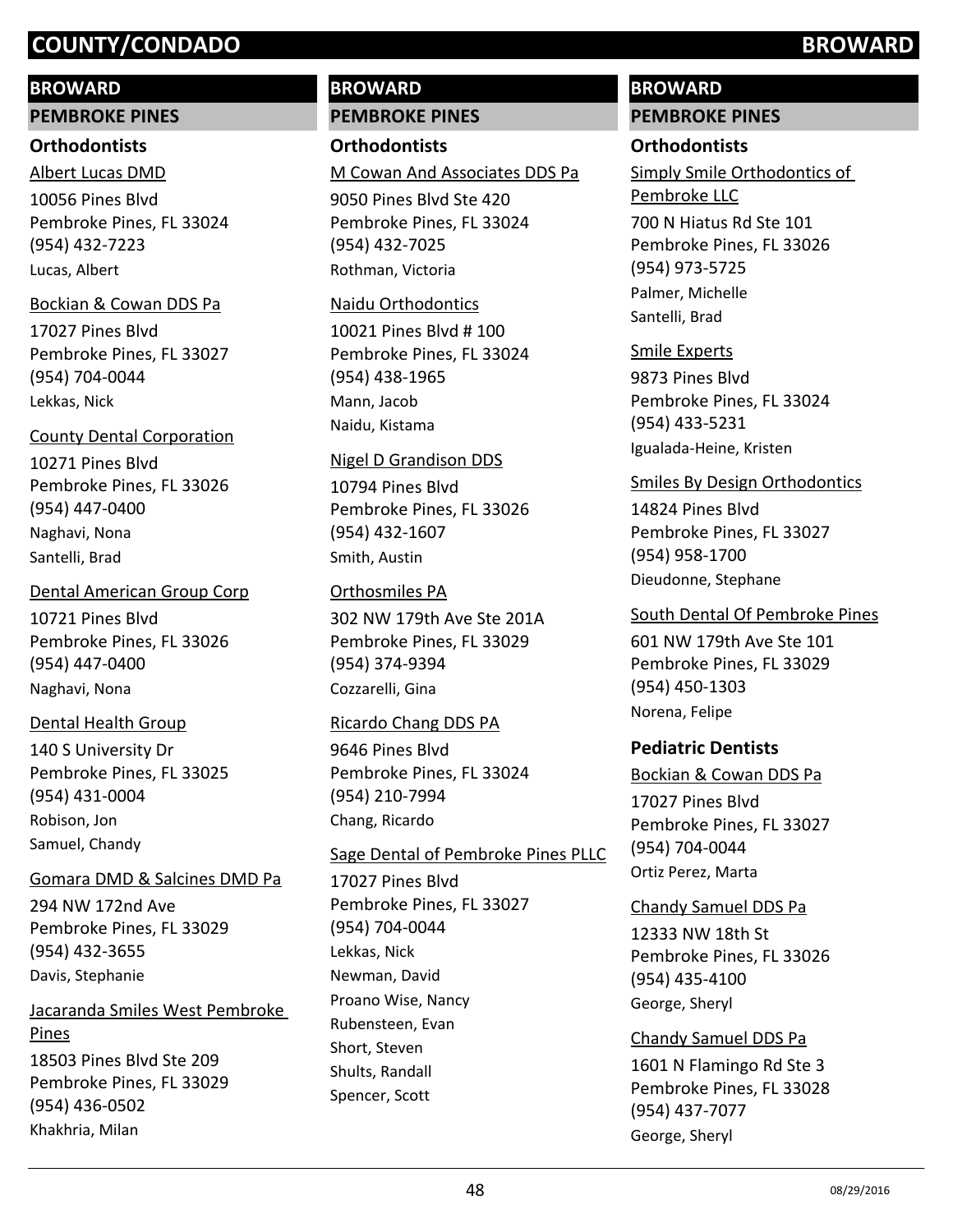# COUNTY/CONDADO BROWARD

## BROWARD

### PEMBROKE PINES

**Orthodontists**

Albert Lucas DMD
10056 Pines Blvd
Pembroke Pines, FL 33024
(954) 432-7223
Lucas, Albert

Bockian & Cowan DDS Pa
17027 Pines Blvd
Pembroke Pines, FL 33027
(954) 704-0044
Lekkas, Nick

County Dental Corporation
10271 Pines Blvd
Pembroke Pines, FL 33026
(954) 447-0400
Naghavi, Nona
Santelli, Brad

Dental American Group Corp
10721 Pines Blvd
Pembroke Pines, FL 33026
(954) 447-0400
Naghavi, Nona

Dental Health Group
140 S University Dr
Pembroke Pines, FL 33025
(954) 431-0004
Robison, Jon
Samuel, Chandy

Gomara DMD & Salcines DMD Pa
294 NW 172nd Ave
Pembroke Pines, FL 33029
(954) 432-3655
Davis, Stephanie

Jacaranda Smiles West Pembroke Pines
18503 Pines Blvd Ste 209
Pembroke Pines, FL 33029
(954) 436-0502
Khakhria, Milan

M Cowan And Associates DDS Pa
9050 Pines Blvd Ste 420
Pembroke Pines, FL 33024
(954) 432-7025
Rothman, Victoria

Naidu Orthodontics
10021 Pines Blvd # 100
Pembroke Pines, FL 33024
(954) 438-1965
Mann, Jacob
Naidu, Kistama

Nigel D Grandison DDS
10794 Pines Blvd
Pembroke Pines, FL 33026
(954) 432-1607
Smith, Austin

Orthosmiles PA
302 NW 179th Ave Ste 201A
Pembroke Pines, FL 33029
(954) 374-9394
Cozzarelli, Gina

Ricardo Chang DDS PA
9646 Pines Blvd
Pembroke Pines, FL 33024
(954) 210-7994
Chang, Ricardo

Sage Dental of Pembroke Pines PLLC
17027 Pines Blvd
Pembroke Pines, FL 33027
(954) 704-0044
Lekkas, Nick
Newman, David
Proano Wise, Nancy
Rubensteen, Evan
Short, Steven
Shults, Randall
Spencer, Scott

Simply Smile Orthodontics of Pembroke LLC
700 N Hiatus Rd Ste 101
Pembroke Pines, FL 33026
(954) 973-5725
Palmer, Michelle
Santelli, Brad

Smile Experts
9873 Pines Blvd
Pembroke Pines, FL 33024
(954) 433-5231
Igualada-Heine, Kristen

Smiles By Design Orthodontics
14824 Pines Blvd
Pembroke Pines, FL 33027
(954) 958-1700
Dieudonne, Stephane

South Dental Of Pembroke Pines
601 NW 179th Ave Ste 101
Pembroke Pines, FL 33029
(954) 450-1303
Norena, Felipe

**Pediatric Dentists**

Bockian & Cowan DDS Pa
17027 Pines Blvd
Pembroke Pines, FL 33027
(954) 704-0044
Ortiz Perez, Marta

Chandy Samuel DDS Pa
12333 NW 18th St
Pembroke Pines, FL 33026
(954) 435-4100
George, Sheryl

Chandy Samuel DDS Pa
1601 N Flamingo Rd Ste 3
Pembroke Pines, FL 33028
(954) 437-7077
George, Sheryl

08/29/2016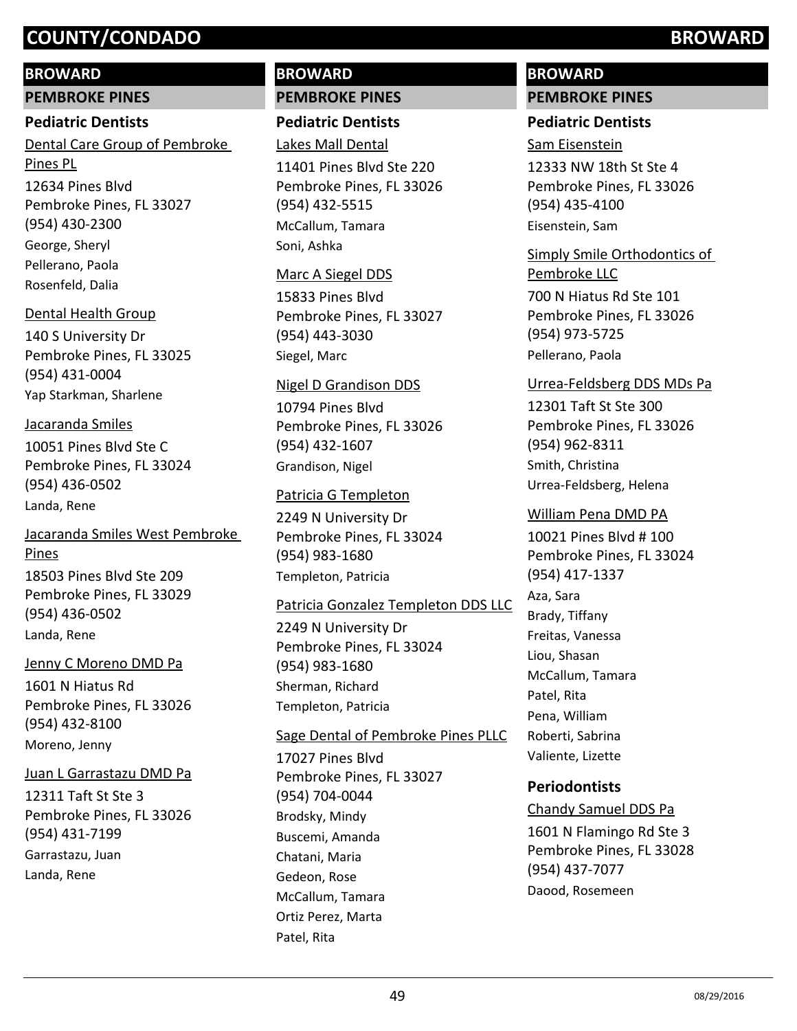# COUNTY/CONDADO BROWARD

## BROWARD

### PEMBROKE PINES

#### Pediatric Dentists

Dental Care Group of Pembroke Pines PL
12634 Pines Blvd
Pembroke Pines, FL 33027
(954) 430-2300
George, Sheryl
Pellerano, Paola
Rosenfeld, Dalia

Dental Health Group
140 S University Dr
Pembroke Pines, FL 33025
(954) 431-0004
Yap Starkman, Sharlene

Jacaranda Smiles
10051 Pines Blvd Ste C
Pembroke Pines, FL 33024
(954) 436-0502
Landa, Rene

Jacaranda Smiles West Pembroke Pines
18503 Pines Blvd Ste 209
Pembroke Pines, FL 33029
(954) 436-0502
Landa, Rene

Jenny C Moreno DMD Pa
1601 N Hiatus Rd
Pembroke Pines, FL 33026
(954) 432-8100
Moreno, Jenny

Juan L Garrastazu DMD Pa
12311 Taft St Ste 3
Pembroke Pines, FL 33026
(954) 431-7199
Garrastazu, Juan
Landa, Rene

## BROWARD

### PEMBROKE PINES

#### Pediatric Dentists

Lakes Mall Dental
11401 Pines Blvd Ste 220
Pembroke Pines, FL 33026
(954) 432-5515
McCallum, Tamara
Soni, Ashka

Marc A Siegel DDS
15833 Pines Blvd
Pembroke Pines, FL 33027
(954) 443-3030
Siegel, Marc

Nigel D Grandison DDS
10794 Pines Blvd
Pembroke Pines, FL 33026
(954) 432-1607
Grandison, Nigel

Patricia G Templeton
2249 N University Dr
Pembroke Pines, FL 33024
(954) 983-1680
Templeton, Patricia

Patricia Gonzalez Templeton DDS LLC
2249 N University Dr
Pembroke Pines, FL 33024
(954) 983-1680
Sherman, Richard
Templeton, Patricia

Sage Dental of Pembroke Pines PLLC
17027 Pines Blvd
Pembroke Pines, FL 33027
(954) 704-0044
Brodsky, Mindy
Buscemi, Amanda
Chatani, Maria
Gedeon, Rose
McCallum, Tamara
Ortiz Perez, Marta
Patel, Rita

## BROWARD

### PEMBROKE PINES

#### Pediatric Dentists

Sam Eisenstein
12333 NW 18th St Ste 4
Pembroke Pines, FL 33026
(954) 435-4100
Eisenstein, Sam

Simply Smile Orthodontics of Pembroke LLC
700 N Hiatus Rd Ste 101
Pembroke Pines, FL 33026
(954) 973-5725
Pellerano, Paola

Urrea-Feldsberg DDS MDs Pa
12301 Taft St Ste 300
Pembroke Pines, FL 33026
(954) 962-8311
Smith, Christina
Urrea-Feldsberg, Helena

William Pena DMD PA
10021 Pines Blvd # 100
Pembroke Pines, FL 33024
(954) 417-1337
Aza, Sara
Brady, Tiffany
Freitas, Vanessa
Liou, Shasan
McCallum, Tamara
Patel, Rita
Pena, William
Roberti, Sabrina
Valiente, Lizette

#### Periodontists

Chandy Samuel DDS Pa
1601 N Flamingo Rd Ste 3
Pembroke Pines, FL 33028
(954) 437-7077
Daood, Rosemeen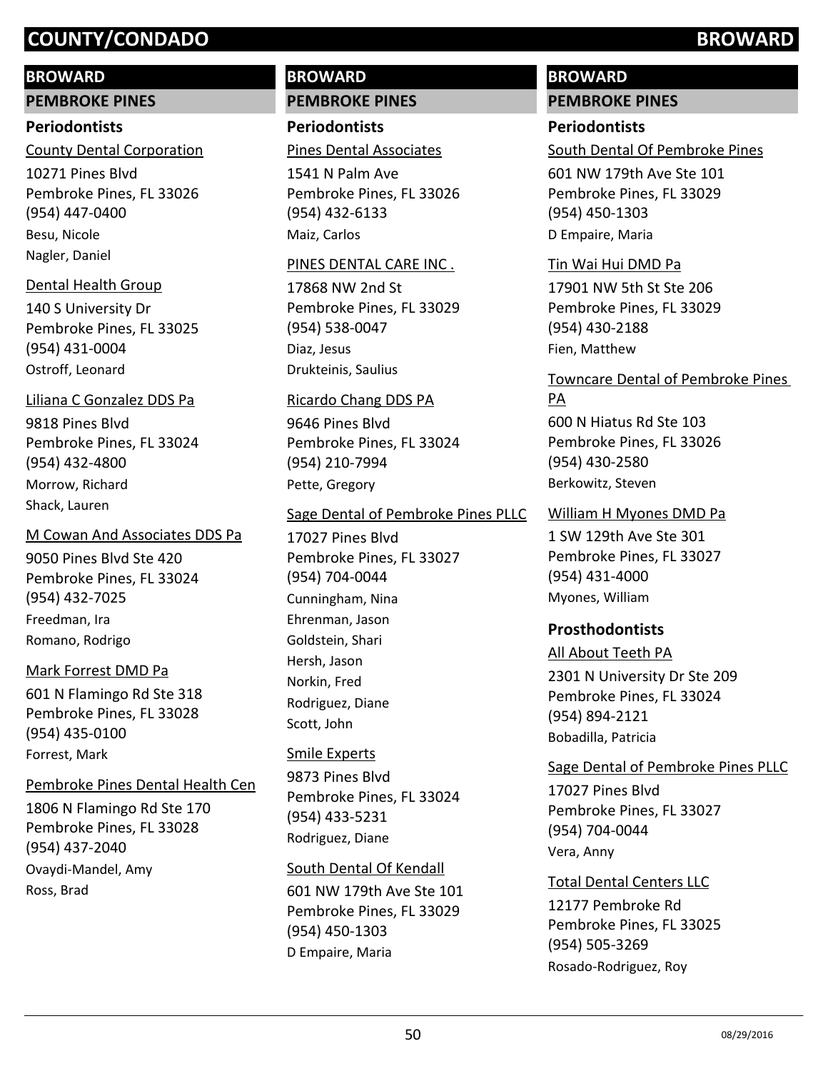# COUNTY/CONDADO BROWARD

## BROWARD

### PEMBROKE PINES

#### Periodontists

County Dental Corporation
10271 Pines Blvd
Pembroke Pines, FL 33026
(954) 447-0400
Besu, Nicole
Nagler, Daniel

Dental Health Group
140 S University Dr
Pembroke Pines, FL 33025
(954) 431-0004
Ostroff, Leonard

Liliana C Gonzalez DDS Pa
9818 Pines Blvd
Pembroke Pines, FL 33024
(954) 432-4800
Morrow, Richard
Shack, Lauren

M Cowan And Associates DDS Pa
9050 Pines Blvd Ste 420
Pembroke Pines, FL 33024
(954) 432-7025
Freedman, Ira
Romano, Rodrigo

Mark Forrest DMD Pa
601 N Flamingo Rd Ste 318
Pembroke Pines, FL 33028
(954) 435-0100
Forrest, Mark

Pembroke Pines Dental Health Cen
1806 N Flamingo Rd Ste 170
Pembroke Pines, FL 33028
(954) 437-2040
Ovaydi-Mandel, Amy
Ross, Brad

## BROWARD

### PEMBROKE PINES

#### Periodontists

Pines Dental Associates
1541 N Palm Ave
Pembroke Pines, FL 33026
(954) 432-6133
Maiz, Carlos

PINES DENTAL CARE INC .
17868 NW 2nd St
Pembroke Pines, FL 33029
(954) 538-0047
Diaz, Jesus
Drukteinis, Saulius

Ricardo Chang DDS PA
9646 Pines Blvd
Pembroke Pines, FL 33024
(954) 210-7994
Pette, Gregory

Sage Dental of Pembroke Pines PLLC
17027 Pines Blvd
Pembroke Pines, FL 33027
(954) 704-0044
Cunningham, Nina
Ehrenman, Jason
Goldstein, Shari
Hersh, Jason
Norkin, Fred
Rodriguez, Diane
Scott, John

Smile Experts
9873 Pines Blvd
Pembroke Pines, FL 33024
(954) 433-5231
Rodriguez, Diane

South Dental Of Kendall
601 NW 179th Ave Ste 101
Pembroke Pines, FL 33029
(954) 450-1303
D Empaire, Maria

## BROWARD

### PEMBROKE PINES

#### Periodontists

South Dental Of Pembroke Pines
601 NW 179th Ave Ste 101
Pembroke Pines, FL 33029
(954) 450-1303
D Empaire, Maria

Tin Wai Hui DMD Pa
17901 NW 5th St Ste 206
Pembroke Pines, FL 33029
(954) 430-2188
Fien, Matthew

Towncare Dental of Pembroke Pines PA
600 N Hiatus Rd Ste 103
Pembroke Pines, FL 33026
(954) 430-2580
Berkowitz, Steven

William H Myones DMD Pa
1 SW 129th Ave Ste 301
Pembroke Pines, FL 33027
(954) 431-4000
Myones, William

#### Prosthodontists

All About Teeth PA
2301 N University Dr Ste 209
Pembroke Pines, FL 33024
(954) 894-2121
Bobadilla, Patricia

Sage Dental of Pembroke Pines PLLC
17027 Pines Blvd
Pembroke Pines, FL 33027
(954) 704-0044
Vera, Anny

Total Dental Centers LLC
12177 Pembroke Rd
Pembroke Pines, FL 33025
(954) 505-3269
Rosado-Rodriguez, Roy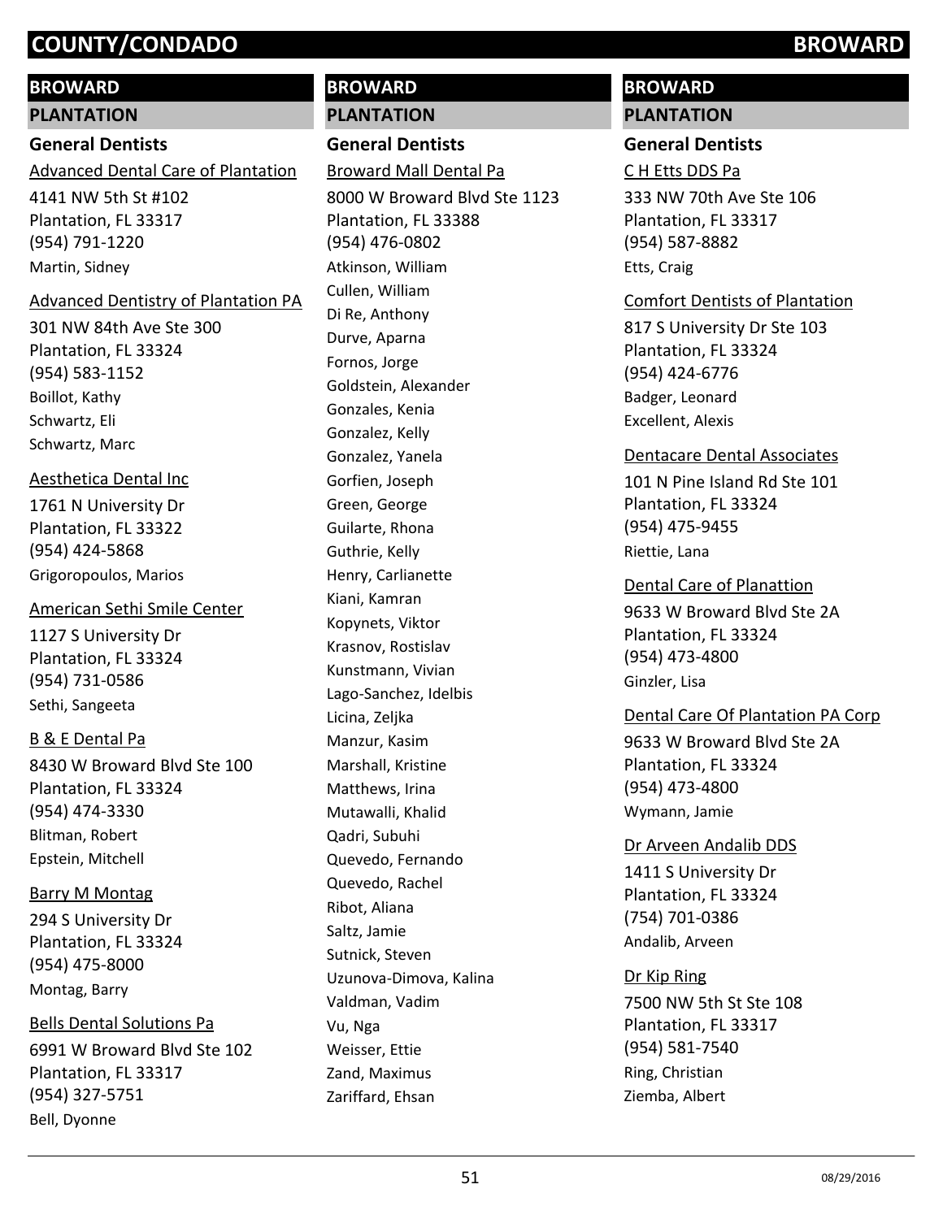# COUNTY/CONDADO BROWARD

## BROWARD

### PLANTATION

#### General Dentists

Advanced Dental Care of Plantation

4141 NW 5th St #102
Plantation, FL 33317
(954) 791-1220
Martin, Sidney

Advanced Dentistry of Plantation PA

301 NW 84th Ave Ste 300
Plantation, FL 33324
(954) 583-1152
Boillot, Kathy
Schwartz, Eli
Schwartz, Marc

Aesthetica Dental Inc

1761 N University Dr
Plantation, FL 33322
(954) 424-5868
Grigoropoulos, Marios

American Sethi Smile Center

1127 S University Dr
Plantation, FL 33324
(954) 731-0586
Sethi, Sangeeta

B & E Dental Pa

8430 W Broward Blvd Ste 100
Plantation, FL 33324
(954) 474-3330
Blitman, Robert
Epstein, Mitchell

Barry M Montag

294 S University Dr
Plantation, FL 33324
(954) 475-8000
Montag, Barry

Bells Dental Solutions Pa

6991 W Broward Blvd Ste 102
Plantation, FL 33317
(954) 327-5751
Bell, Dyonne

Broward Mall Dental Pa

8000 W Broward Blvd Ste 1123
Plantation, FL 33388
(954) 476-0802
Atkinson, William
Cullen, William
Di Re, Anthony
Durve, Aparna
Fornos, Jorge
Goldstein, Alexander
Gonzales, Kenia
Gonzalez, Kelly
Gonzalez, Yanela
Gorfien, Joseph
Green, George
Guilarte, Rhona
Guthrie, Kelly
Henry, Carlianette
Kiani, Kamran
Kopynets, Viktor
Krasnov, Rostislav
Kunstmann, Vivian
Lago-Sanchez, Idelbis
Licina, Zeljka
Manzur, Kasim
Marshall, Kristine
Matthews, Irina
Mutawalli, Khalid
Qadri, Subuhi
Quevedo, Fernando
Quevedo, Rachel
Ribot, Aliana
Saltz, Jamie
Sutnick, Steven
Uzunova-Dimova, Kalina
Valdman, Vadim
Vu, Nga
Weisser, Ettie
Zand, Maximus
Zariffard, Ehsan

C H Etts DDS Pa

333 NW 70th Ave Ste 106
Plantation, FL 33317
(954) 587-8882
Etts, Craig

Comfort Dentists of Plantation

817 S University Dr Ste 103
Plantation, FL 33324
(954) 424-6776
Badger, Leonard
Excellent, Alexis

Dentacare Dental Associates

101 N Pine Island Rd Ste 101
Plantation, FL 33324
(954) 475-9455
Riettie, Lana

Dental Care of Planattion

9633 W Broward Blvd Ste 2A
Plantation, FL 33324
(954) 473-4800
Ginzler, Lisa

Dental Care Of Plantation PA Corp

9633 W Broward Blvd Ste 2A
Plantation, FL 33324
(954) 473-4800
Wymann, Jamie

Dr Arveen Andalib DDS

1411 S University Dr
Plantation, FL 33324
(754) 701-0386
Andalib, Arveen

Dr Kip Ring

7500 NW 5th St Ste 108
Plantation, FL 33317
(954) 581-7540
Ring, Christian
Ziemba, Albert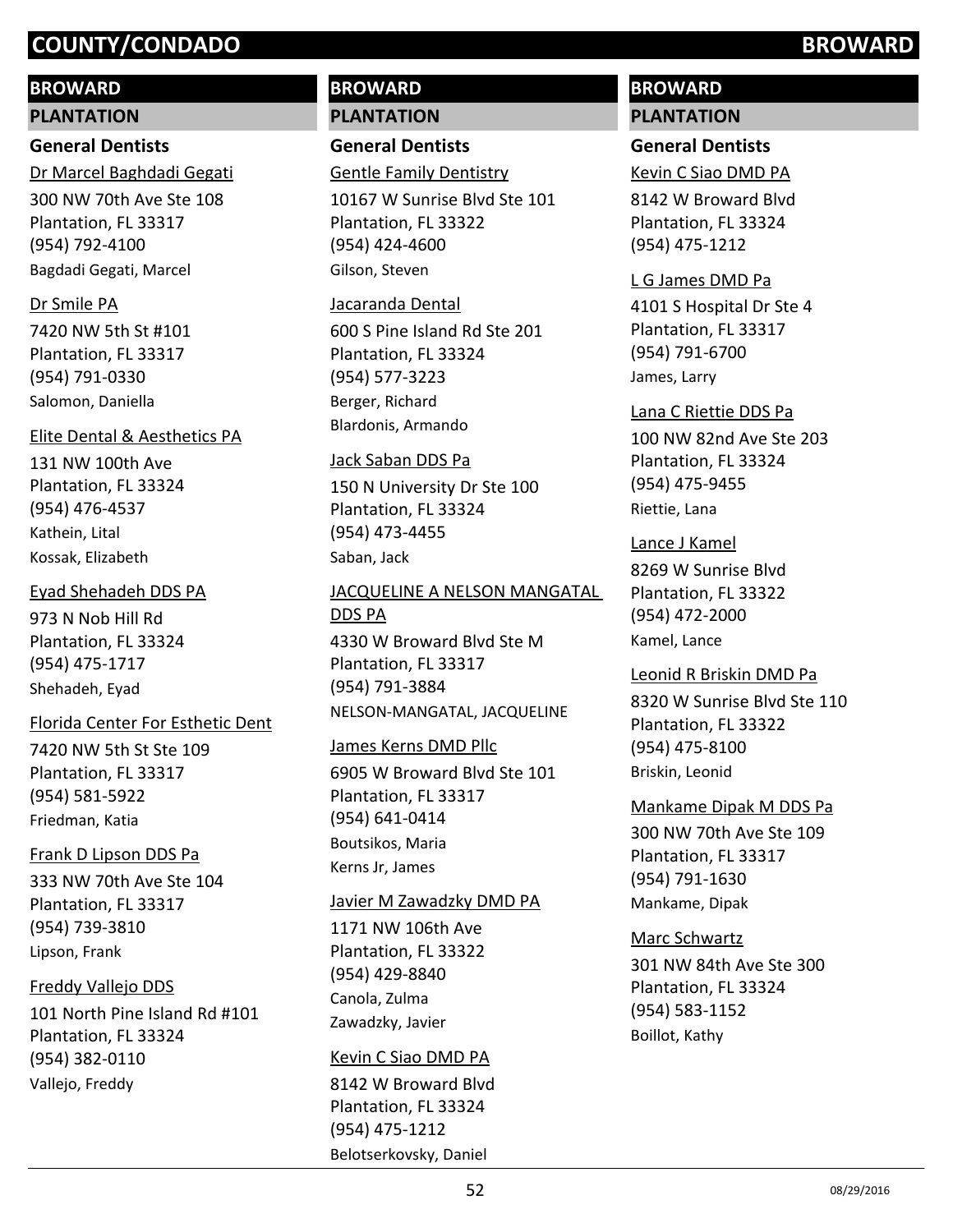## BROWARD

### PLANTATION

#### General Dentists

Dr Marcel Baghdadi Gegati
300 NW 70th Ave Ste 108
Plantation, FL 33317
(954) 792-4100
Bagdadi Gegati, Marcel

Dr Smile PA
7420 NW 5th St #101
Plantation, FL 33317
(954) 791-0330
Salomon, Daniella

Elite Dental & Aesthetics PA
131 NW 100th Ave
Plantation, FL 33324
(954) 476-4537
Kathein, Lital
Kossak, Elizabeth

Eyad Shehadeh DDS PA
973 N Nob Hill Rd
Plantation, FL 33324
(954) 475-1717
Shehadeh, Eyad

Florida Center For Esthetic Dent
7420 NW 5th St Ste 109
Plantation, FL 33317
(954) 581-5922
Friedman, Katia

Frank D Lipson DDS Pa
333 NW 70th Ave Ste 104
Plantation, FL 33317
(954) 739-3810
Lipson, Frank

Freddy Vallejo DDS
101 North Pine Island Rd #101
Plantation, FL 33324
(954) 382-0110
Vallejo, Freddy

## BROWARD

### PLANTATION

#### General Dentists

Gentle Family Dentistry
10167 W Sunrise Blvd Ste 101
Plantation, FL 33322
(954) 424-4600
Gilson, Steven

Jacaranda Dental
600 S Pine Island Rd Ste 201
Plantation, FL 33324
(954) 577-3223
Berger, Richard
Blardonis, Armando

Jack Saban DDS Pa
150 N University Dr Ste 100
Plantation, FL 33324
(954) 473-4455
Saban, Jack

JACQUELINE A NELSON MANGATAL DDS PA
4330 W Broward Blvd Ste M
Plantation, FL 33317
(954) 791-3884
NELSON-MANGATAL, JACQUELINE

James Kerns DMD Pllc
6905 W Broward Blvd Ste 101
Plantation, FL 33317
(954) 641-0414
Boutsikos, Maria
Kerns Jr, James

Javier M Zawadzky DMD PA
1171 NW 106th Ave
Plantation, FL 33322
(954) 429-8840
Canola, Zulma
Zawadzky, Javier

Kevin C Siao DMD PA
8142 W Broward Blvd
Plantation, FL 33324
(954) 475-1212
Belotserkovsky, Daniel

## BROWARD

### PLANTATION

#### General Dentists

Kevin C Siao DMD PA
8142 W Broward Blvd
Plantation, FL 33324
(954) 475-1212

L G James DMD Pa
4101 S Hospital Dr Ste 4
Plantation, FL 33317
(954) 791-6700
James, Larry

Lana C Riettie DDS Pa
100 NW 82nd Ave Ste 203
Plantation, FL 33324
(954) 475-9455
Riettie, Lana

Lance J Kamel
8269 W Sunrise Blvd
Plantation, FL 33322
(954) 472-2000
Kamel, Lance

Leonid R Briskin DMD Pa
8320 W Sunrise Blvd Ste 110
Plantation, FL 33322
(954) 475-8100
Briskin, Leonid

Mankame Dipak M DDS Pa
300 NW 70th Ave Ste 109
Plantation, FL 33317
(954) 791-1630
Mankame, Dipak

Marc Schwartz
301 NW 84th Ave Ste 300
Plantation, FL 33324
(954) 583-1152
Boillot, Kathy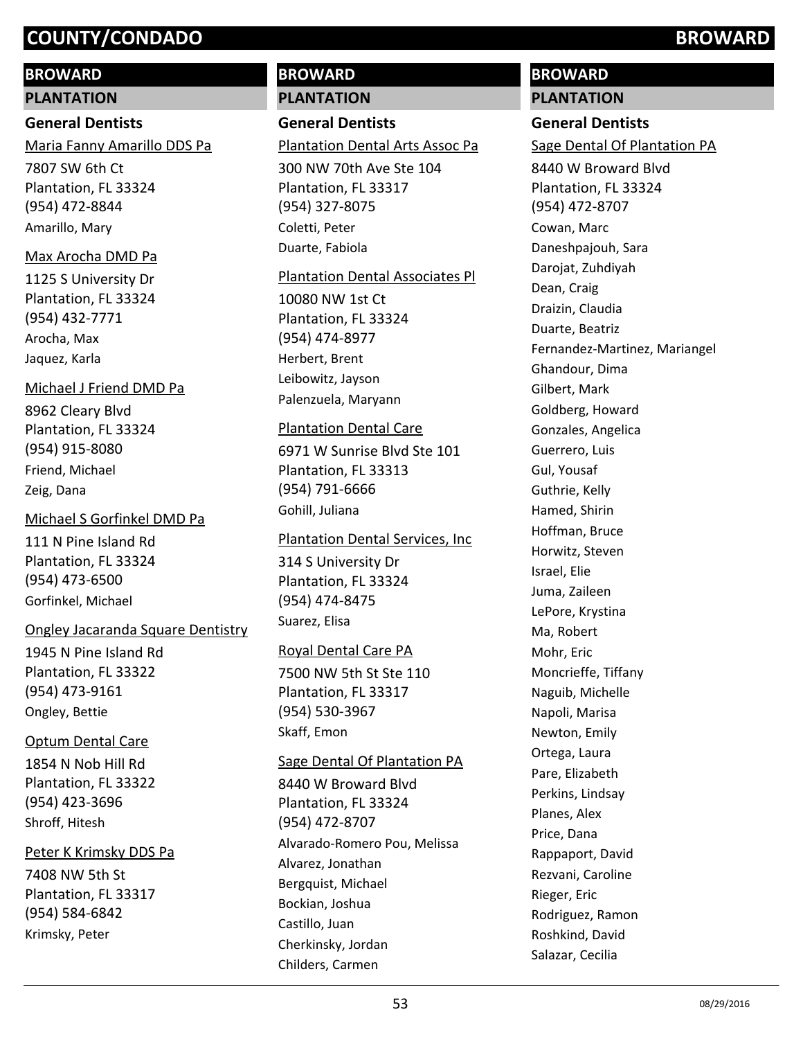# COUNTY/CONDADO BROWARD

## BROWARD

### PLANTATION

#### General Dentists

Maria Fanny Amarillo DDS Pa
7807 SW 6th Ct
Plantation, FL 33324
(954) 472-8844
Amarillo, Mary

Max Arocha DMD Pa
1125 S University Dr
Plantation, FL 33324
(954) 432-7771
Arocha, Max
Jaquez, Karla

Michael J Friend DMD Pa
8962 Cleary Blvd
Plantation, FL 33324
(954) 915-8080
Friend, Michael
Zeig, Dana

Michael S Gorfinkel DMD Pa
111 N Pine Island Rd
Plantation, FL 33324
(954) 473-6500
Gorfinkel, Michael

Ongley Jacaranda Square Dentistry
1945 N Pine Island Rd
Plantation, FL 33322
(954) 473-9161
Ongley, Bettie

Optum Dental Care
1854 N Nob Hill Rd
Plantation, FL 33322
(954) 423-3696
Shroff, Hitesh

Peter K Krimsky DDS Pa
7408 NW 5th St
Plantation, FL 33317
(954) 584-6842
Krimsky, Peter

## BROWARD

### PLANTATION

#### General Dentists

Plantation Dental Arts Assoc Pa
300 NW 70th Ave Ste 104
Plantation, FL 33317
(954) 327-8075
Coletti, Peter
Duarte, Fabiola

Plantation Dental Associates Pl
10080 NW 1st Ct
Plantation, FL 33324
(954) 474-8977
Herbert, Brent
Leibowitz, Jayson
Palenzuela, Maryann

Plantation Dental Care
6971 W Sunrise Blvd Ste 101
Plantation, FL 33313
(954) 791-6666
Gohill, Juliana

Plantation Dental Services, Inc
314 S University Dr
Plantation, FL 33324
(954) 474-8475
Suarez, Elisa

Royal Dental Care PA
7500 NW 5th St Ste 110
Plantation, FL 33317
(954) 530-3967
Skaff, Emon

Sage Dental Of Plantation PA
8440 W Broward Blvd
Plantation, FL 33324
(954) 472-8707
Alvarado-Romero Pou, Melissa
Alvarez, Jonathan
Bergquist, Michael
Bockian, Joshua
Castillo, Juan
Cherkinsky, Jordan
Childers, Carmen

## BROWARD

### PLANTATION

#### General Dentists

Sage Dental Of Plantation PA
8440 W Broward Blvd
Plantation, FL 33324
(954) 472-8707
Cowan, Marc
Daneshpajouh, Sara
Darojat, Zuhdiyah
Dean, Craig
Draizin, Claudia
Duarte, Beatriz
Fernandez-Martinez, Mariangel
Ghandour, Dima
Gilbert, Mark
Goldberg, Howard
Gonzales, Angelica
Guerrero, Luis
Gul, Yousaf
Guthrie, Kelly
Hamed, Shirin
Hoffman, Bruce
Horwitz, Steven
Israel, Elie
Juma, Zaileen
LePore, Krystina
Ma, Robert
Mohr, Eric
Moncrieffe, Tiffany
Naguib, Michelle
Napoli, Marisa
Newton, Emily
Ortega, Laura
Pare, Elizabeth
Perkins, Lindsay
Planes, Alex
Price, Dana
Rappaport, David
Rezvani, Caroline
Rieger, Eric
Rodriguez, Ramon
Roshkind, David
Salazar, Cecilia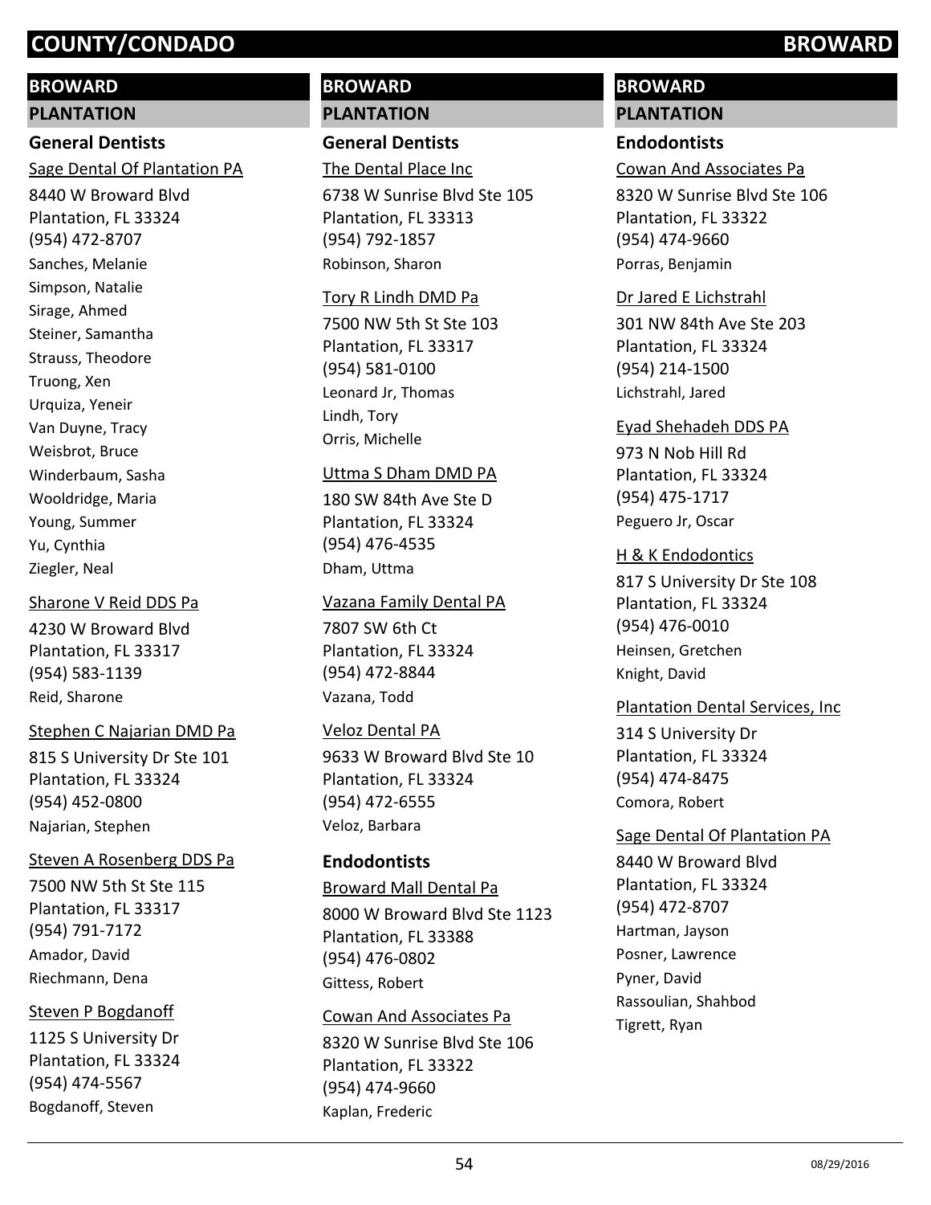# COUNTY/CONDADO BROWARD

## BROWARD

### PLANTATION

#### General Dentists

Sage Dental Of Plantation PA
8440 W Broward Blvd
Plantation, FL 33324
(954) 472-8707
Sanches, Melanie
Simpson, Natalie
Sirage, Ahmed
Steiner, Samantha
Strauss, Theodore
Truong, Xen
Urquiza, Yeneir
Van Duyne, Tracy
Weisbrot, Bruce
Winderbaum, Sasha
Wooldridge, Maria
Young, Summer
Yu, Cynthia
Ziegler, Neal

Sharone V Reid DDS Pa
4230 W Broward Blvd
Plantation, FL 33317
(954) 583-1139
Reid, Sharone

Stephen C Najarian DMD Pa
815 S University Dr Ste 101
Plantation, FL 33324
(954) 452-0800
Najarian, Stephen

Steven A Rosenberg DDS Pa
7500 NW 5th St Ste 115
Plantation, FL 33317
(954) 791-7172
Amador, David
Riechmann, Dena

Steven P Bogdanoff
1125 S University Dr
Plantation, FL 33324
(954) 474-5567
Bogdanoff, Steven

The Dental Place Inc
6738 W Sunrise Blvd Ste 105
Plantation, FL 33313
(954) 792-1857
Robinson, Sharon

Tory R Lindh DMD Pa
7500 NW 5th St Ste 103
Plantation, FL 33317
(954) 581-0100
Leonard Jr, Thomas
Lindh, Tory
Orris, Michelle

Uttma S Dham DMD PA
180 SW 84th Ave Ste D
Plantation, FL 33324
(954) 476-4535
Dham, Uttma

Vazana Family Dental PA
7807 SW 6th Ct
Plantation, FL 33324
(954) 472-8844
Vazana, Todd

Veloz Dental PA
9633 W Broward Blvd Ste 10
Plantation, FL 33324
(954) 472-6555
Veloz, Barbara

#### Endodontists

Broward Mall Dental Pa
8000 W Broward Blvd Ste 1123
Plantation, FL 33388
(954) 476-0802
Gittess, Robert

Cowan And Associates Pa
8320 W Sunrise Blvd Ste 106
Plantation, FL 33322
(954) 474-9660
Kaplan, Frederic

Cowan And Associates Pa
8320 W Sunrise Blvd Ste 106
Plantation, FL 33322
(954) 474-9660
Porras, Benjamin

Dr Jared E Lichstrahl
301 NW 84th Ave Ste 203
Plantation, FL 33324
(954) 214-1500
Lichstrahl, Jared

Eyad Shehadeh DDS PA
973 N Nob Hill Rd
Plantation, FL 33324
(954) 475-1717
Peguero Jr, Oscar

H & K Endodontics
817 S University Dr Ste 108
Plantation, FL 33324
(954) 476-0010
Heinsen, Gretchen
Knight, David

Plantation Dental Services, Inc
314 S University Dr
Plantation, FL 33324
(954) 474-8475
Comora, Robert

Sage Dental Of Plantation PA
8440 W Broward Blvd
Plantation, FL 33324
(954) 472-8707
Hartman, Jayson
Posner, Lawrence
Pyner, David
Rassoulian, Shahbod
Tigrett, Ryan

08/29/2016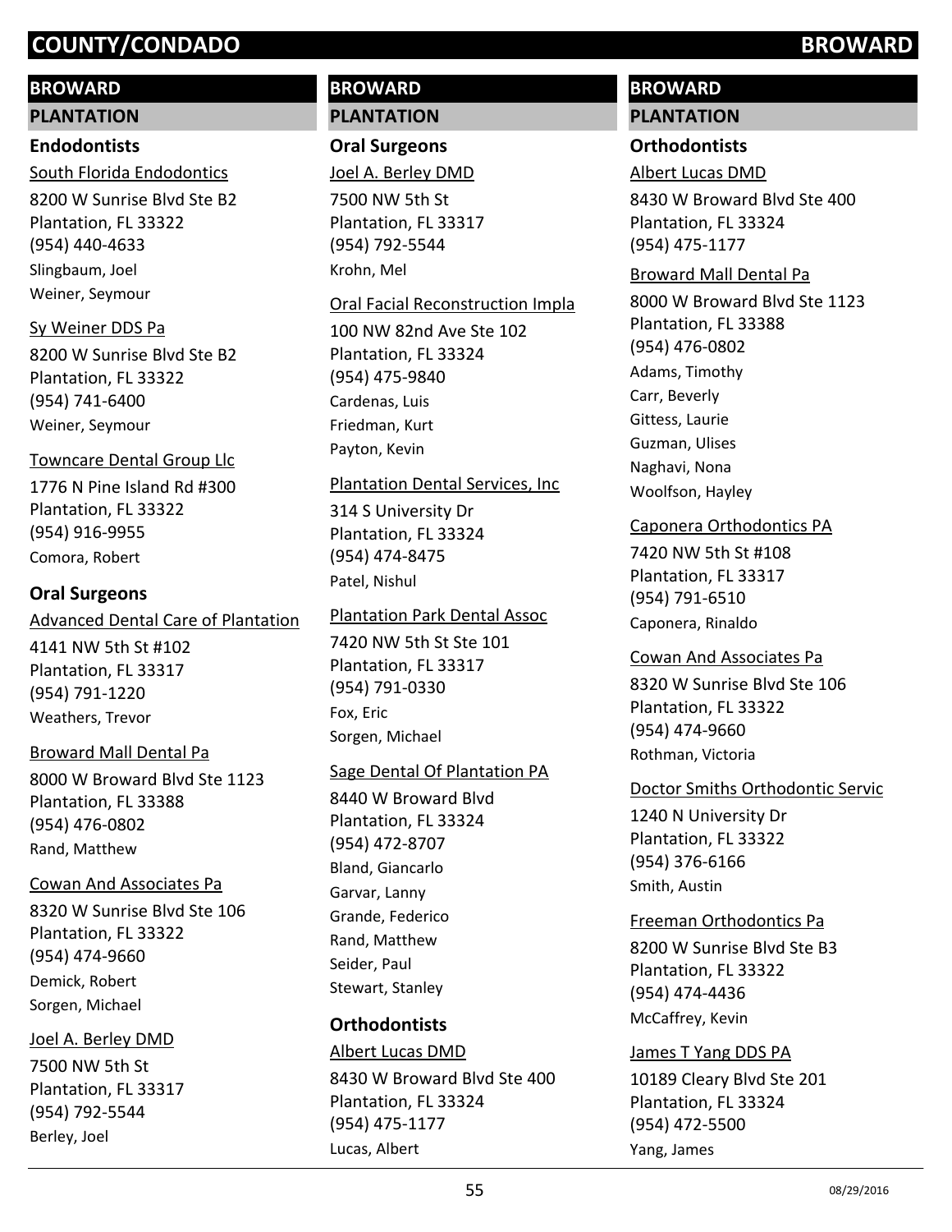# COUNTY/CONDADO BROWARD

## BROWARD

### PLANTATION

#### Endodontists

South Florida Endodontics
8200 W Sunrise Blvd Ste B2
Plantation, FL 33322
(954) 440-4633
Slingbaum, Joel
Weiner, Seymour

Sy Weiner DDS Pa
8200 W Sunrise Blvd Ste B2
Plantation, FL 33322
(954) 741-6400
Weiner, Seymour

Towncare Dental Group Llc
1776 N Pine Island Rd #300
Plantation, FL 33322
(954) 916-9955
Comora, Robert

#### Oral Surgeons

Advanced Dental Care of Plantation
4141 NW 5th St #102
Plantation, FL 33317
(954) 791-1220
Weathers, Trevor

Broward Mall Dental Pa
8000 W Broward Blvd Ste 1123
Plantation, FL 33388
(954) 476-0802
Rand, Matthew

Cowan And Associates Pa
8320 W Sunrise Blvd Ste 106
Plantation, FL 33322
(954) 474-9660
Demick, Robert
Sorgen, Michael

Joel A. Berley DMD
7500 NW 5th St
Plantation, FL 33317
(954) 792-5544
Berley, Joel

## BROWARD

### PLANTATION

#### Oral Surgeons

Joel A. Berley DMD
7500 NW 5th St
Plantation, FL 33317
(954) 792-5544
Krohn, Mel

Oral Facial Reconstruction Impla
100 NW 82nd Ave Ste 102
Plantation, FL 33324
(954) 475-9840
Cardenas, Luis
Friedman, Kurt
Payton, Kevin

Plantation Dental Services, Inc
314 S University Dr
Plantation, FL 33324
(954) 474-8475
Patel, Nishul

Plantation Park Dental Assoc
7420 NW 5th St Ste 101
Plantation, FL 33317
(954) 791-0330
Fox, Eric
Sorgen, Michael

Sage Dental Of Plantation PA
8440 W Broward Blvd
Plantation, FL 33324
(954) 472-8707
Bland, Giancarlo
Garvar, Lanny
Grande, Federico
Rand, Matthew
Seider, Paul
Stewart, Stanley

#### Orthodontists

Albert Lucas DMD
8430 W Broward Blvd Ste 400
Plantation, FL 33324
(954) 475-1177
Lucas, Albert

## BROWARD

### PLANTATION

#### Orthodontists

Albert Lucas DMD
8430 W Broward Blvd Ste 400
Plantation, FL 33324
(954) 475-1177

Broward Mall Dental Pa
8000 W Broward Blvd Ste 1123
Plantation, FL 33388
(954) 476-0802
Adams, Timothy
Carr, Beverly
Gittess, Laurie
Guzman, Ulises
Naghavi, Nona
Woolfson, Hayley

Caponera Orthodontics PA
7420 NW 5th St #108
Plantation, FL 33317
(954) 791-6510
Caponera, Rinaldo

Cowan And Associates Pa
8320 W Sunrise Blvd Ste 106
Plantation, FL 33322
(954) 474-9660
Rothman, Victoria

Doctor Smiths Orthodontic Servic
1240 N University Dr
Plantation, FL 33322
(954) 376-6166
Smith, Austin

Freeman Orthodontics Pa
8200 W Sunrise Blvd Ste B3
Plantation, FL 33322
(954) 474-4436
McCaffrey, Kevin

James T Yang DDS PA
10189 Cleary Blvd Ste 201
Plantation, FL 33324
(954) 472-5500
Yang, James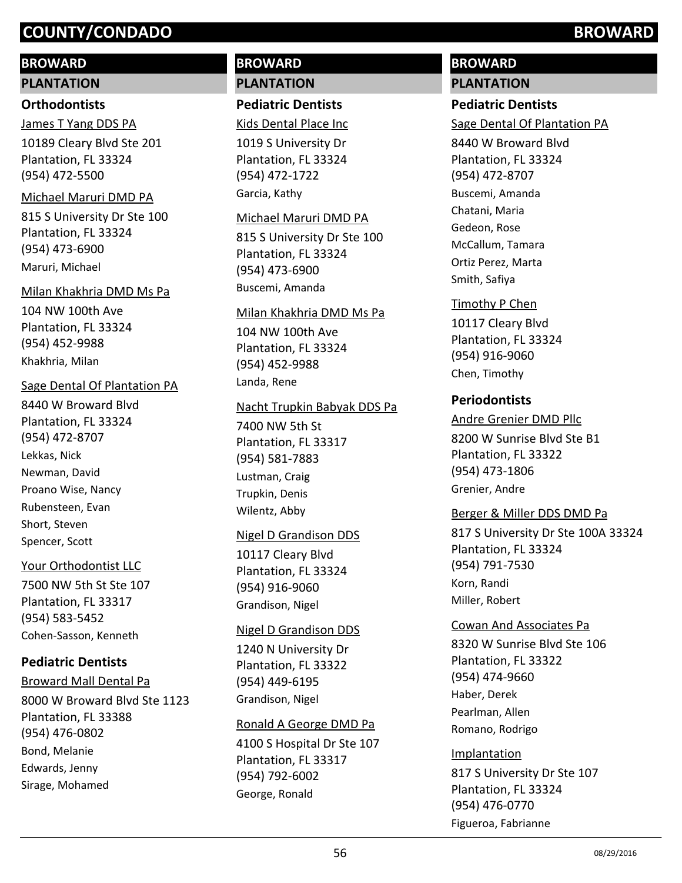## BROWARD

### PLANTATION

#### Orthodontists

James T Yang DDS PA
10189 Cleary Blvd Ste 201
Plantation, FL 33324
(954) 472-5500

Michael Maruri DMD PA
815 S University Dr Ste 100
Plantation, FL 33324
(954) 473-6900
Maruri, Michael

Milan Khakhria DMD Ms Pa
104 NW 100th Ave
Plantation, FL 33324
(954) 452-9988
Khakhria, Milan

Sage Dental Of Plantation PA
8440 W Broward Blvd
Plantation, FL 33324
(954) 472-8707
Lekkas, Nick
Newman, David
Proano Wise, Nancy
Rubensteen, Evan
Short, Steven
Spencer, Scott

Your Orthodontist LLC
7500 NW 5th St Ste 107
Plantation, FL 33317
(954) 583-5452
Cohen-Sasson, Kenneth

#### Pediatric Dentists

Broward Mall Dental Pa
8000 W Broward Blvd Ste 1123
Plantation, FL 33388
(954) 476-0802
Bond, Melanie
Edwards, Jenny
Sirage, Mohamed

Kids Dental Place Inc
1019 S University Dr
Plantation, FL 33324
(954) 472-1722
Garcia, Kathy

Michael Maruri DMD PA
815 S University Dr Ste 100
Plantation, FL 33324
(954) 473-6900
Buscemi, Amanda

Milan Khakhria DMD Ms Pa
104 NW 100th Ave
Plantation, FL 33324
(954) 452-9988
Landa, Rene

Nacht Trupkin Babyak DDS Pa
7400 NW 5th St
Plantation, FL 33317
(954) 581-7883
Lustman, Craig
Trupkin, Denis
Wilentz, Abby

Nigel D Grandison DDS
10117 Cleary Blvd
Plantation, FL 33324
(954) 916-9060
Grandison, Nigel

Nigel D Grandison DDS
1240 N University Dr
Plantation, FL 33322
(954) 449-6195
Grandison, Nigel

Ronald A George DMD Pa
4100 S Hospital Dr Ste 107
Plantation, FL 33317
(954) 792-6002
George, Ronald

Sage Dental Of Plantation PA
8440 W Broward Blvd
Plantation, FL 33324
(954) 472-8707
Buscemi, Amanda
Chatani, Maria
Gedeon, Rose
McCallum, Tamara
Ortiz Perez, Marta
Smith, Safiya

Timothy P Chen
10117 Cleary Blvd
Plantation, FL 33324
(954) 916-9060
Chen, Timothy

#### Periodontists

Andre Grenier DMD Pllc
8200 W Sunrise Blvd Ste B1
Plantation, FL 33322
(954) 473-1806
Grenier, Andre

Berger & Miller DDS DMD Pa
817 S University Dr Ste 100A 33324
Plantation, FL 33324
(954) 791-7530
Korn, Randi
Miller, Robert

Cowan And Associates Pa
8320 W Sunrise Blvd Ste 106
Plantation, FL 33322
(954) 474-9660
Haber, Derek
Pearlman, Allen
Romano, Rodrigo

Implantation
817 S University Dr Ste 107
Plantation, FL 33324
(954) 476-0770
Figueroa, Fabrianne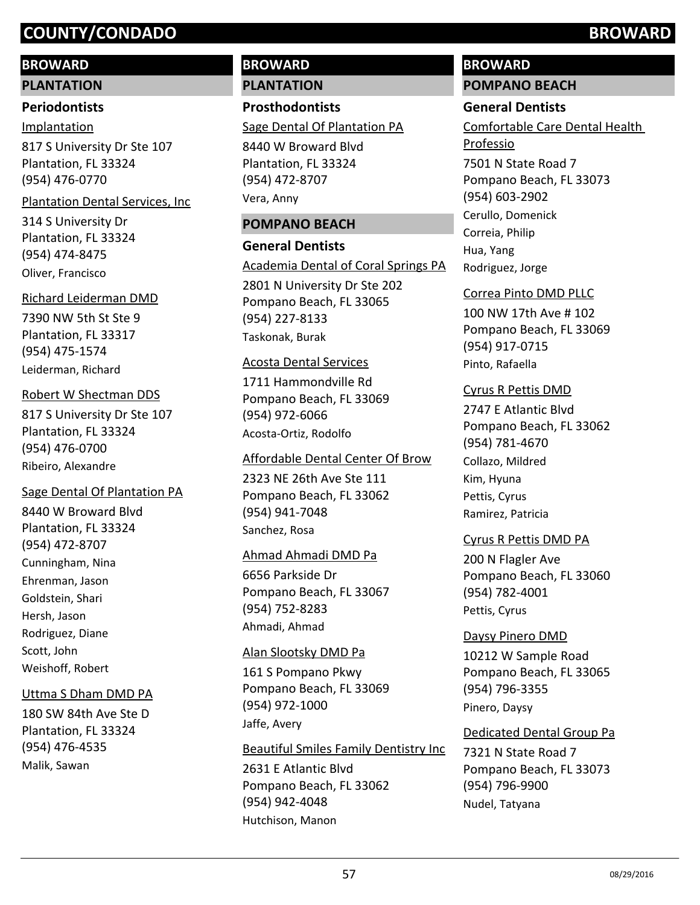## BROWARD

### PLANTATION

#### Periodontists

Implantation
817 S University Dr Ste 107
Plantation, FL 33324
(954) 476-0770

Plantation Dental Services, Inc
314 S University Dr
Plantation, FL 33324
(954) 474-8475
Oliver, Francisco

Richard Leiderman DMD
7390 NW 5th St Ste 9
Plantation, FL 33317
(954) 475-1574
Leiderman, Richard

Robert W Shectman DDS
817 S University Dr Ste 107
Plantation, FL 33324
(954) 476-0700
Ribeiro, Alexandre

Sage Dental Of Plantation PA
8440 W Broward Blvd
Plantation, FL 33324
(954) 472-8707
Cunningham, Nina
Ehrenman, Jason
Goldstein, Shari
Hersh, Jason
Rodriguez, Diane
Scott, John
Weishoff, Robert

Uttma S Dham DMD PA
180 SW 84th Ave Ste D
Plantation, FL 33324
(954) 476-4535
Malik, Sawan

## BROWARD

### PLANTATION

#### Prosthodontists

Sage Dental Of Plantation PA
8440 W Broward Blvd
Plantation, FL 33324
(954) 472-8707
Vera, Anny

### POMPANO BEACH

#### General Dentists

Academia Dental of Coral Springs PA
2801 N University Dr Ste 202
Pompano Beach, FL 33065
(954) 227-8133
Taskonak, Burak

Acosta Dental Services
1711 Hammondville Rd
Pompano Beach, FL 33069
(954) 972-6066
Acosta-Ortiz, Rodolfo

Affordable Dental Center Of Brow
2323 NE 26th Ave Ste 111
Pompano Beach, FL 33062
(954) 941-7048
Sanchez, Rosa

Ahmad Ahmadi DMD Pa
6656 Parkside Dr
Pompano Beach, FL 33067
(954) 752-8283
Ahmadi, Ahmad

Alan Slootsky DMD Pa
161 S Pompano Pkwy
Pompano Beach, FL 33069
(954) 972-1000
Jaffe, Avery

Beautiful Smiles Family Dentistry Inc
2631 E Atlantic Blvd
Pompano Beach, FL 33062
(954) 942-4048
Hutchison, Manon

## BROWARD

### POMPANO BEACH

#### General Dentists

Comfortable Care Dental Health Professio
7501 N State Road 7
Pompano Beach, FL 33073
(954) 603-2902
Cerullo, Domenick
Correia, Philip
Hua, Yang
Rodriguez, Jorge

Correa Pinto DMD PLLC
100 NW 17th Ave # 102
Pompano Beach, FL 33069
(954) 917-0715
Pinto, Rafaella

Cyrus R Pettis DMD
2747 E Atlantic Blvd
Pompano Beach, FL 33062
(954) 781-4670
Collazo, Mildred
Kim, Hyuna
Pettis, Cyrus
Ramirez, Patricia

Cyrus R Pettis DMD PA
200 N Flagler Ave
Pompano Beach, FL 33060
(954) 782-4001
Pettis, Cyrus

Daysy Pinero DMD
10212 W Sample Road
Pompano Beach, FL 33065
(954) 796-3355
Pinero, Daysy

Dedicated Dental Group Pa
7321 N State Road 7
Pompano Beach, FL 33073
(954) 796-9900
Nudel, Tatyana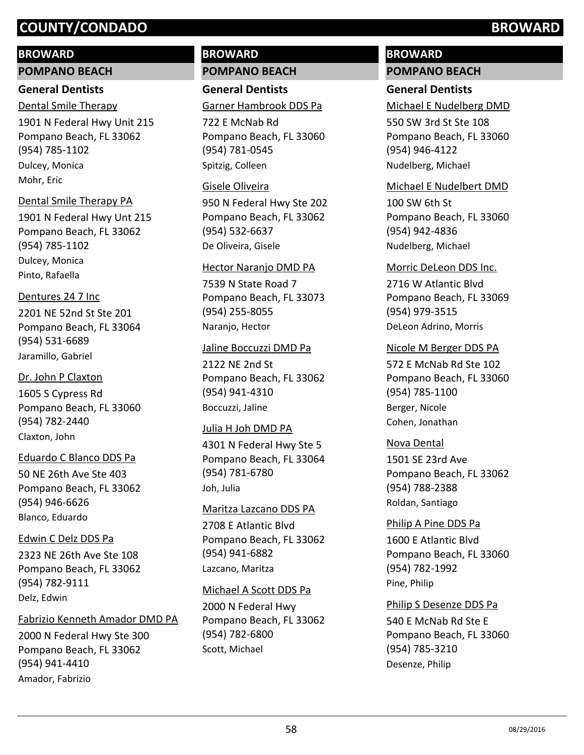# COUNTY/CONDADO BROWARD

## BROWARD

### POMPANO BEACH

#### General Dentists

Dental Smile Therapy
1901 N Federal Hwy Unit 215
Pompano Beach, FL 33062
(954) 785-1102
Dulcey, Monica
Mohr, Eric

Dental Smile Therapy PA
1901 N Federal Hwy Unt 215
Pompano Beach, FL 33062
(954) 785-1102
Dulcey, Monica
Pinto, Rafaella

Dentures 24 7 Inc
2201 NE 52nd St Ste 201
Pompano Beach, FL 33064
(954) 531-6689
Jaramillo, Gabriel

Dr. John P Claxton
1605 S Cypress Rd
Pompano Beach, FL 33060
(954) 782-2440
Claxton, John

Eduardo C Blanco DDS Pa
50 NE 26th Ave Ste 403
Pompano Beach, FL 33062
(954) 946-6626
Blanco, Eduardo

Edwin C Delz DDS Pa
2323 NE 26th Ave Ste 108
Pompano Beach, FL 33062
(954) 782-9111
Delz, Edwin

Fabrizio Kenneth Amador DMD PA
2000 N Federal Hwy Ste 300
Pompano Beach, FL 33062
(954) 941-4410
Amador, Fabrizio

## BROWARD

### POMPANO BEACH

#### General Dentists

Garner Hambrook DDS Pa
722 E McNab Rd
Pompano Beach, FL 33060
(954) 781-0545
Spitzig, Colleen

Gisele Oliveira
950 N Federal Hwy Ste 202
Pompano Beach, FL 33062
(954) 532-6637
De Oliveira, Gisele

Hector Naranjo DMD PA
7539 N State Road 7
Pompano Beach, FL 33073
(954) 255-8055
Naranjo, Hector

Jaline Boccuzzi DMD Pa
2122 NE 2nd St
Pompano Beach, FL 33062
(954) 941-4310
Boccuzzi, Jaline

Julia H Joh DMD PA
4301 N Federal Hwy Ste 5
Pompano Beach, FL 33064
(954) 781-6780
Joh, Julia

Maritza Lazcano DDS PA
2708 E Atlantic Blvd
Pompano Beach, FL 33062
(954) 941-6882
Lazcano, Maritza

Michael A Scott DDS Pa
2000 N Federal Hwy
Pompano Beach, FL 33062
(954) 782-6800
Scott, Michael

## BROWARD

### POMPANO BEACH

#### General Dentists

Michael E Nudelberg DMD
550 SW 3rd St Ste 108
Pompano Beach, FL 33060
(954) 946-4122
Nudelberg, Michael

Michael E Nudelbert DMD
100 SW 6th St
Pompano Beach, FL 33060
(954) 942-4836
Nudelberg, Michael

Morric DeLeon DDS Inc.
2716 W Atlantic Blvd
Pompano Beach, FL 33069
(954) 979-3515
DeLeon Adrino, Morris

Nicole M Berger DDS PA
572 E McNab Rd Ste 102
Pompano Beach, FL 33060
(954) 785-1100
Berger, Nicole
Cohen, Jonathan

Nova Dental
1501 SE 23rd Ave
Pompano Beach, FL 33062
(954) 788-2388
Roldan, Santiago

Philip A Pine DDS Pa
1600 E Atlantic Blvd
Pompano Beach, FL 33060
(954) 782-1992
Pine, Philip

Philip S Desenze DDS Pa
540 E McNab Rd Ste E
Pompano Beach, FL 33060
(954) 785-3210
Desenze, Philip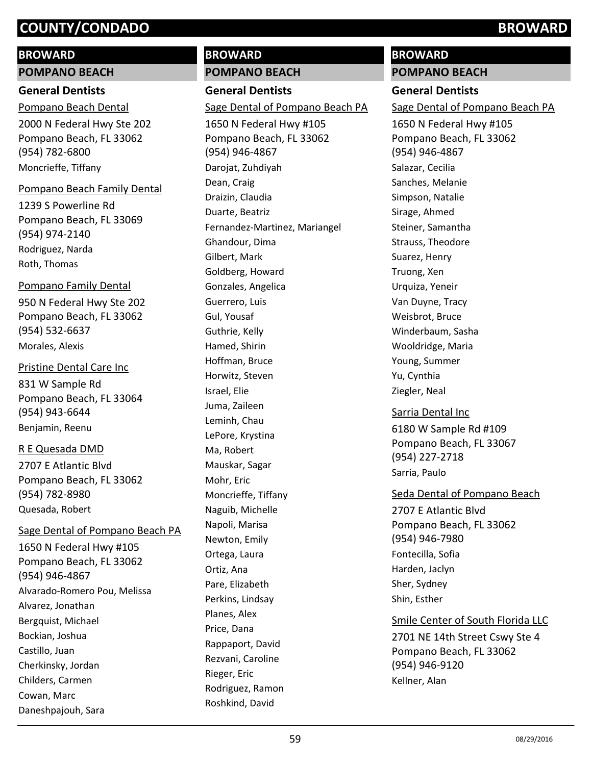# COUNTY/CONDADO BROWARD

## BROWARD

### POMPANO BEACH

#### General Dentists

Pompano Beach Dental
2000 N Federal Hwy Ste 202
Pompano Beach, FL 33062
(954) 782-6800
Moncrieffe, Tiffany

Pompano Beach Family Dental
1239 S Powerline Rd
Pompano Beach, FL 33069
(954) 974-2140
Rodriguez, Narda
Roth, Thomas

Pompano Family Dental
950 N Federal Hwy Ste 202
Pompano Beach, FL 33062
(954) 532-6637
Morales, Alexis

Pristine Dental Care Inc
831 W Sample Rd
Pompano Beach, FL 33064
(954) 943-6644
Benjamin, Reenu

R E Quesada DMD
2707 E Atlantic Blvd
Pompano Beach, FL 33062
(954) 782-8980
Quesada, Robert

Sage Dental of Pompano Beach PA
1650 N Federal Hwy #105
Pompano Beach, FL 33062
(954) 946-4867
Alvarado-Romero Pou, Melissa
Alvarez, Jonathan
Bergquist, Michael
Bockian, Joshua
Castillo, Juan
Cherkinsky, Jordan
Childers, Carmen
Cowan, Marc
Daneshpajouh, Sara

## BROWARD

### POMPANO BEACH

#### General Dentists

Sage Dental of Pompano Beach PA
1650 N Federal Hwy #105
Pompano Beach, FL 33062
(954) 946-4867
Darojat, Zuhdiyah
Dean, Craig
Draizin, Claudia
Duarte, Beatriz
Fernandez-Martinez, Mariangel
Ghandour, Dima
Gilbert, Mark
Goldberg, Howard
Gonzales, Angelica
Guerrero, Luis
Gul, Yousaf
Guthrie, Kelly
Hamed, Shirin
Hoffman, Bruce
Horwitz, Steven
Israel, Elie
Juma, Zaileen
Leminh, Chau
LePore, Krystina
Ma, Robert
Mauskar, Sagar
Mohr, Eric
Moncrieffe, Tiffany
Naguib, Michelle
Napoli, Marisa
Newton, Emily
Ortega, Laura
Ortiz, Ana
Pare, Elizabeth
Perkins, Lindsay
Planes, Alex
Price, Dana
Rappaport, David
Rezvani, Caroline
Rieger, Eric
Rodriguez, Ramon
Roshkind, David

## BROWARD

### POMPANO BEACH

#### General Dentists

Sage Dental of Pompano Beach PA
1650 N Federal Hwy #105
Pompano Beach, FL 33062
(954) 946-4867
Salazar, Cecilia
Sanches, Melanie
Simpson, Natalie
Sirage, Ahmed
Steiner, Samantha
Strauss, Theodore
Suarez, Henry
Truong, Xen
Urquiza, Yeneir
Van Duyne, Tracy
Weisbrot, Bruce
Winderbaum, Sasha
Wooldridge, Maria
Young, Summer
Yu, Cynthia
Ziegler, Neal

Sarria Dental Inc
6180 W Sample Rd #109
Pompano Beach, FL 33067
(954) 227-2718
Sarria, Paulo

Seda Dental of Pompano Beach
2707 E Atlantic Blvd
Pompano Beach, FL 33062
(954) 946-7980
Fontecilla, Sofia
Harden, Jaclyn
Sher, Sydney
Shin, Esther

Smile Center of South Florida LLC
2701 NE 14th Street Cswy Ste 4
Pompano Beach, FL 33062
(954) 946-9120
Kellner, Alan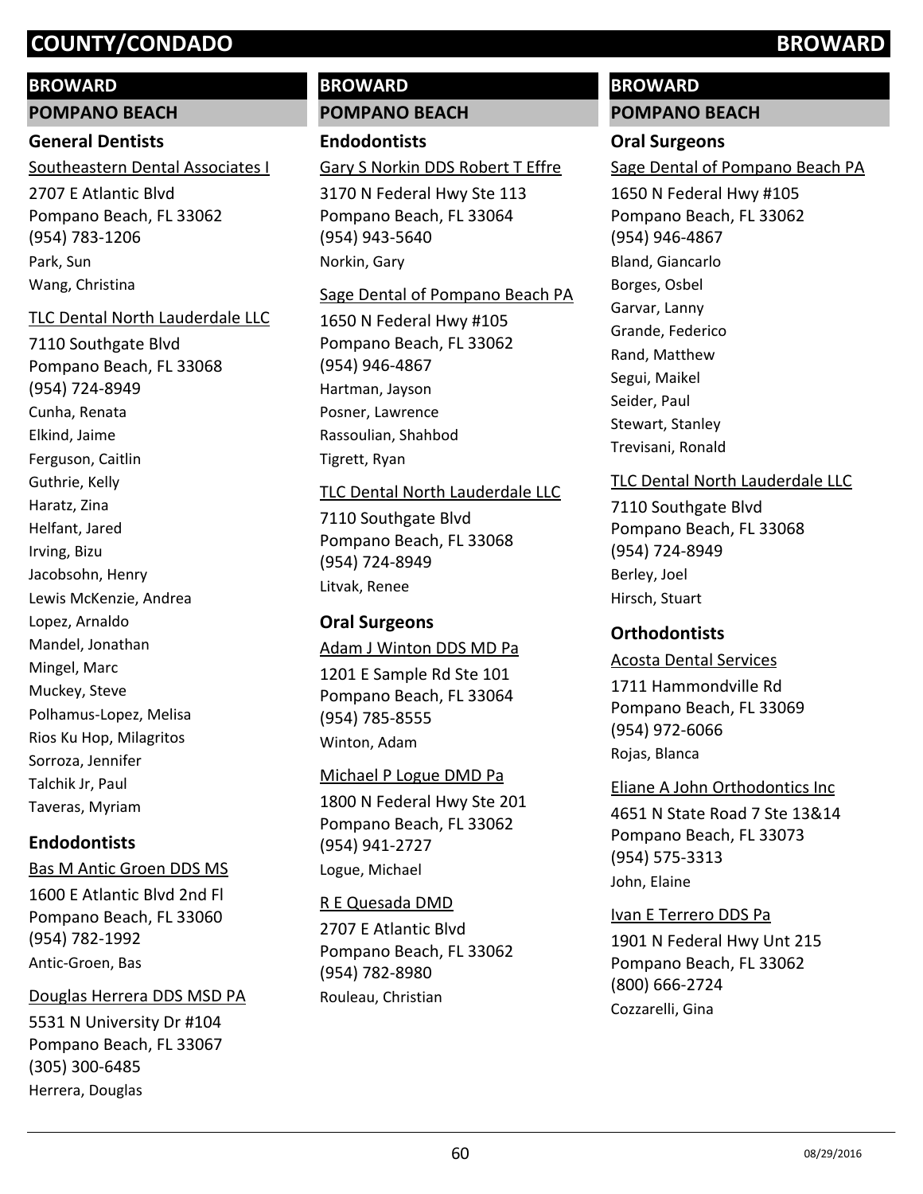## BROWARD

### POMPANO BEACH

#### General Dentists

Southeastern Dental Associates I

2707 E Atlantic Blvd
Pompano Beach, FL 33062
(954) 783-1206

Park, Sun
Wang, Christina

TLC Dental North Lauderdale LLC

7110 Southgate Blvd
Pompano Beach, FL 33068
(954) 724-8949

Cunha, Renata
Elkind, Jaime
Ferguson, Caitlin
Guthrie, Kelly
Haratz, Zina
Helfant, Jared
Irving, Bizu
Jacobsohn, Henry
Lewis McKenzie, Andrea
Lopez, Arnaldo
Mandel, Jonathan
Mingel, Marc
Muckey, Steve
Polhamus-Lopez, Melisa
Rios Ku Hop, Milagritos
Sorroza, Jennifer
Talchik Jr, Paul
Taveras, Myriam

#### Endodontists

Bas M Antic Groen DDS MS

1600 E Atlantic Blvd 2nd Fl
Pompano Beach, FL 33060
(954) 782-1992

Antic-Groen, Bas

Douglas Herrera DDS MSD PA

5531 N University Dr #104
Pompano Beach, FL 33067
(305) 300-6485

Herrera, Douglas

Gary S Norkin DDS Robert T Effre

3170 N Federal Hwy Ste 113
Pompano Beach, FL 33064
(954) 943-5640

Norkin, Gary

Sage Dental of Pompano Beach PA

1650 N Federal Hwy #105
Pompano Beach, FL 33062
(954) 946-4867

Hartman, Jayson
Posner, Lawrence
Rassoulian, Shahbod
Tigrett, Ryan

TLC Dental North Lauderdale LLC

7110 Southgate Blvd
Pompano Beach, FL 33068
(954) 724-8949

Litvak, Renee

#### Oral Surgeons

Adam J Winton DDS MD Pa

1201 E Sample Rd Ste 101
Pompano Beach, FL 33064
(954) 785-8555

Winton, Adam

Michael P Logue DMD Pa

1800 N Federal Hwy Ste 201
Pompano Beach, FL 33062
(954) 941-2727

Logue, Michael

R E Quesada DMD

2707 E Atlantic Blvd
Pompano Beach, FL 33062
(954) 782-8980

Rouleau, Christian

Sage Dental of Pompano Beach PA

1650 N Federal Hwy #105
Pompano Beach, FL 33062
(954) 946-4867

Bland, Giancarlo
Borges, Osbel
Garvar, Lanny
Grande, Federico
Rand, Matthew
Segui, Maikel
Seider, Paul
Stewart, Stanley
Trevisani, Ronald

TLC Dental North Lauderdale LLC

7110 Southgate Blvd
Pompano Beach, FL 33068
(954) 724-8949

Berley, Joel
Hirsch, Stuart

#### Orthodontists

Acosta Dental Services

1711 Hammondville Rd
Pompano Beach, FL 33069
(954) 972-6066

Rojas, Blanca

Eliane A John Orthodontics Inc

4651 N State Road 7 Ste 13&14
Pompano Beach, FL 33073
(954) 575-3313

John, Elaine

Ivan E Terrero DDS Pa

1901 N Federal Hwy Unt 215
Pompano Beach, FL 33062
(800) 666-2724

Cozzarelli, Gina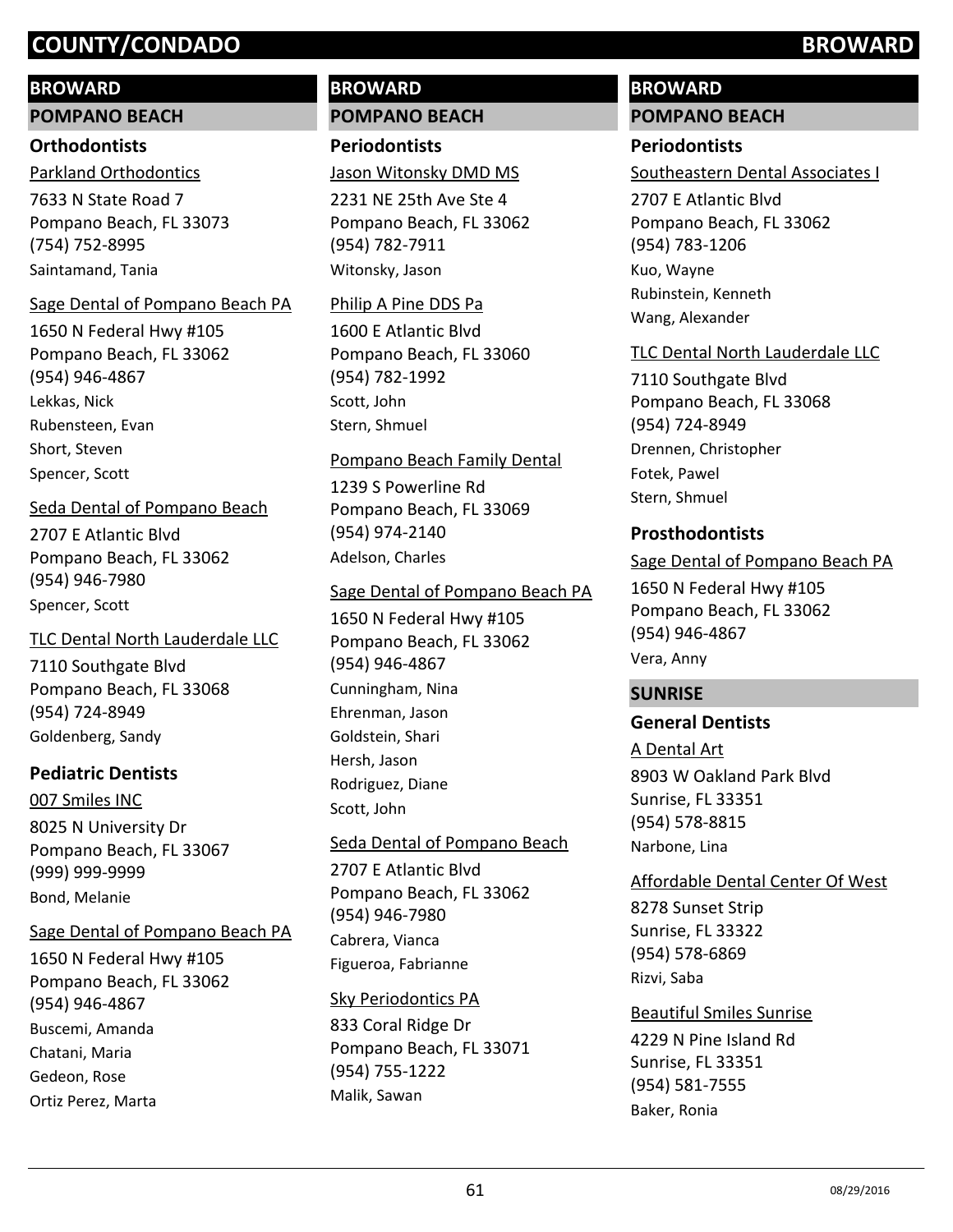## BROWARD

### POMPANO BEACH

#### Orthodontists

Parkland Orthodontics
7633 N State Road 7
Pompano Beach, FL 33073
(754) 752-8995
Saintamand, Tania

Sage Dental of Pompano Beach PA
1650 N Federal Hwy #105
Pompano Beach, FL 33062
(954) 946-4867
Lekkas, Nick
Rubensteen, Evan
Short, Steven
Spencer, Scott

Seda Dental of Pompano Beach
2707 E Atlantic Blvd
Pompano Beach, FL 33062
(954) 946-7980
Spencer, Scott

TLC Dental North Lauderdale LLC
7110 Southgate Blvd
Pompano Beach, FL 33068
(954) 724-8949
Goldenberg, Sandy

#### Pediatric Dentists

007 Smiles INC
8025 N University Dr
Pompano Beach, FL 33067
(999) 999-9999
Bond, Melanie

Sage Dental of Pompano Beach PA
1650 N Federal Hwy #105
Pompano Beach, FL 33062
(954) 946-4867
Buscemi, Amanda
Chatani, Maria
Gedeon, Rose
Ortiz Perez, Marta

## BROWARD

### POMPANO BEACH

#### Periodontists

Jason Witonsky DMD MS
2231 NE 25th Ave Ste 4
Pompano Beach, FL 33062
(954) 782-7911
Witonsky, Jason

Philip A Pine DDS Pa
1600 E Atlantic Blvd
Pompano Beach, FL 33060
(954) 782-1992
Scott, John
Stern, Shmuel

Pompano Beach Family Dental
1239 S Powerline Rd
Pompano Beach, FL 33069
(954) 974-2140
Adelson, Charles

Sage Dental of Pompano Beach PA
1650 N Federal Hwy #105
Pompano Beach, FL 33062
(954) 946-4867
Cunningham, Nina
Ehrenman, Jason
Goldstein, Shari
Hersh, Jason
Rodriguez, Diane
Scott, John

Seda Dental of Pompano Beach
2707 E Atlantic Blvd
Pompano Beach, FL 33062
(954) 946-7980
Cabrera, Vianca
Figueroa, Fabrianne

Sky Periodontics PA
833 Coral Ridge Dr
Pompano Beach, FL 33071
(954) 755-1222
Malik, Sawan

## BROWARD

### POMPANO BEACH

#### Periodontists

Southeastern Dental Associates I
2707 E Atlantic Blvd
Pompano Beach, FL 33062
(954) 783-1206
Kuo, Wayne
Rubinstein, Kenneth
Wang, Alexander

TLC Dental North Lauderdale LLC
7110 Southgate Blvd
Pompano Beach, FL 33068
(954) 724-8949
Drennen, Christopher
Fotek, Pawel
Stern, Shmuel

#### Prosthodontists

Sage Dental of Pompano Beach PA
1650 N Federal Hwy #105
Pompano Beach, FL 33062
(954) 946-4867
Vera, Anny

### SUNRISE

#### General Dentists

A Dental Art
8903 W Oakland Park Blvd
Sunrise, FL 33351
(954) 578-8815
Narbone, Lina

Affordable Dental Center Of West
8278 Sunset Strip
Sunrise, FL 33322
(954) 578-6869
Rizvi, Saba

Beautiful Smiles Sunrise
4229 N Pine Island Rd
Sunrise, FL 33351
(954) 581-7555
Baker, Ronia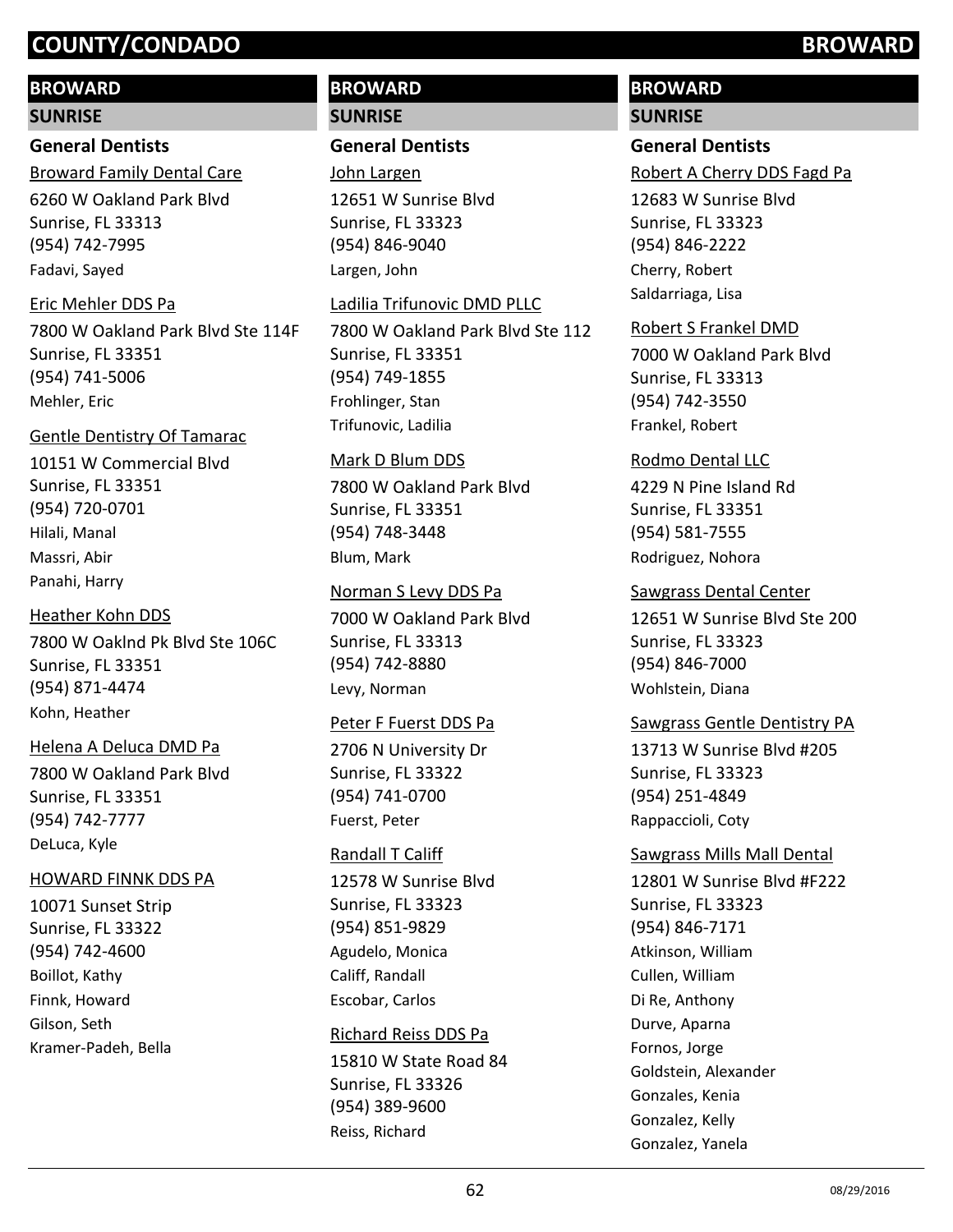# COUNTY/CONDADO BROWARD

## BROWARD

### SUNRISE

#### General Dentists

Broward Family Dental Care
6260 W Oakland Park Blvd
Sunrise, FL 33313
(954) 742-7995
Fadavi, Sayed

Eric Mehler DDS Pa
7800 W Oakland Park Blvd Ste 114F
Sunrise, FL 33351
(954) 741-5006
Mehler, Eric

Gentle Dentistry Of Tamarac
10151 W Commercial Blvd
Sunrise, FL 33351
(954) 720-0701
Hilali, Manal
Massri, Abir
Panahi, Harry

Heather Kohn DDS
7800 W Oaklnd Pk Blvd Ste 106C
Sunrise, FL 33351
(954) 871-4474
Kohn, Heather

Helena A Deluca DMD Pa
7800 W Oakland Park Blvd
Sunrise, FL 33351
(954) 742-7777
DeLuca, Kyle

HOWARD FINNK DDS PA
10071 Sunset Strip
Sunrise, FL 33322
(954) 742-4600
Boillot, Kathy
Finnk, Howard
Gilson, Seth
Kramer-Padeh, Bella

John Largen
12651 W Sunrise Blvd
Sunrise, FL 33323
(954) 846-9040
Largen, John

Ladilia Trifunovic DMD PLLC
7800 W Oakland Park Blvd Ste 112
Sunrise, FL 33351
(954) 749-1855
Frohlinger, Stan
Trifunovic, Ladilia

Mark D Blum DDS
7800 W Oakland Park Blvd
Sunrise, FL 33351
(954) 748-3448
Blum, Mark

Norman S Levy DDS Pa
7000 W Oakland Park Blvd
Sunrise, FL 33313
(954) 742-8880
Levy, Norman

Peter F Fuerst DDS Pa
2706 N University Dr
Sunrise, FL 33322
(954) 741-0700
Fuerst, Peter

Randall T Califf
12578 W Sunrise Blvd
Sunrise, FL 33323
(954) 851-9829
Agudelo, Monica
Califf, Randall
Escobar, Carlos

Richard Reiss DDS Pa
15810 W State Road 84
Sunrise, FL 33326
(954) 389-9600
Reiss, Richard

Robert A Cherry DDS Fagd Pa
12683 W Sunrise Blvd
Sunrise, FL 33323
(954) 846-2222
Cherry, Robert
Saldarriaga, Lisa

Robert S Frankel DMD
7000 W Oakland Park Blvd
Sunrise, FL 33313
(954) 742-3550
Frankel, Robert

Rodmo Dental LLC
4229 N Pine Island Rd
Sunrise, FL 33351
(954) 581-7555
Rodriguez, Nohora

Sawgrass Dental Center
12651 W Sunrise Blvd Ste 200
Sunrise, FL 33323
(954) 846-7000
Wohlstein, Diana

Sawgrass Gentle Dentistry PA
13713 W Sunrise Blvd #205
Sunrise, FL 33323
(954) 251-4849
Rappaccioli, Coty

Sawgrass Mills Mall Dental
12801 W Sunrise Blvd #F222
Sunrise, FL 33323
(954) 846-7171
Atkinson, William
Cullen, William
Di Re, Anthony
Durve, Aparna
Fornos, Jorge
Goldstein, Alexander
Gonzales, Kenia
Gonzalez, Kelly
Gonzalez, Yanela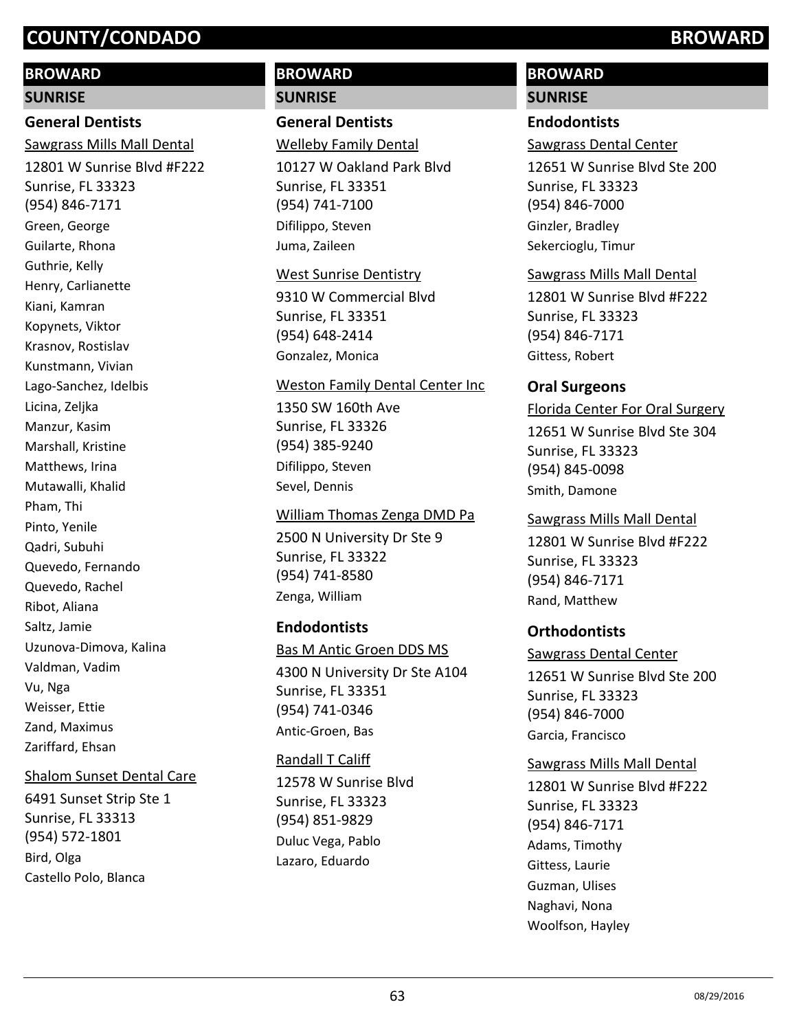# BROWARD

## SUNRISE

### General Dentists

Sawgrass Mills Mall Dental

12801 W Sunrise Blvd #F222
Sunrise, FL 33323
(954) 846-7171

Green, George
Guilarte, Rhona
Guthrie, Kelly
Henry, Carlianette
Kiani, Kamran
Kopynets, Viktor
Krasnov, Rostislav
Kunstmann, Vivian
Lago-Sanchez, Idelbis
Licina, Zeljka
Manzur, Kasim
Marshall, Kristine
Matthews, Irina
Mutawalli, Khalid
Pham, Thi
Pinto, Yenile
Qadri, Subuhi
Quevedo, Fernando
Quevedo, Rachel
Ribot, Aliana
Saltz, Jamie
Uzunova-Dimova, Kalina
Valdman, Vadim
Vu, Nga
Weisser, Ettie
Zand, Maximus
Zariffard, Ehsan

Shalom Sunset Dental Care

6491 Sunset Strip Ste 1
Sunrise, FL 33313
(954) 572-1801

Bird, Olga
Castello Polo, Blanca

Welleby Family Dental

10127 W Oakland Park Blvd
Sunrise, FL 33351
(954) 741-7100

Difilippo, Steven
Juma, Zaileen

West Sunrise Dentistry

9310 W Commercial Blvd
Sunrise, FL 33351
(954) 648-2414

Gonzalez, Monica

Weston Family Dental Center Inc

1350 SW 160th Ave
Sunrise, FL 33326
(954) 385-9240

Difilippo, Steven
Sevel, Dennis

William Thomas Zenga DMD Pa

2500 N University Dr Ste 9
Sunrise, FL 33322
(954) 741-8580

Zenga, William

### Endodontists

Bas M Antic Groen DDS MS

4300 N University Dr Ste A104
Sunrise, FL 33351
(954) 741-0346

Antic-Groen, Bas

Randall T Califf

12578 W Sunrise Blvd
Sunrise, FL 33323
(954) 851-9829

Duluc Vega, Pablo
Lazaro, Eduardo

Sawgrass Dental Center

12651 W Sunrise Blvd Ste 200
Sunrise, FL 33323
(954) 846-7000

Ginzler, Bradley
Sekercioglu, Timur

Sawgrass Mills Mall Dental

12801 W Sunrise Blvd #F222
Sunrise, FL 33323
(954) 846-7171

Gittess, Robert

### Oral Surgeons

Florida Center For Oral Surgery

12651 W Sunrise Blvd Ste 304
Sunrise, FL 33323
(954) 845-0098

Smith, Damone

Sawgrass Mills Mall Dental

12801 W Sunrise Blvd #F222
Sunrise, FL 33323
(954) 846-7171

Rand, Matthew

### Orthodontists

Sawgrass Dental Center

12651 W Sunrise Blvd Ste 200
Sunrise, FL 33323
(954) 846-7000

Garcia, Francisco

Sawgrass Mills Mall Dental

12801 W Sunrise Blvd #F222
Sunrise, FL 33323
(954) 846-7171

Adams, Timothy
Gittess, Laurie
Guzman, Ulises
Naghavi, Nona
Woolfson, Hayley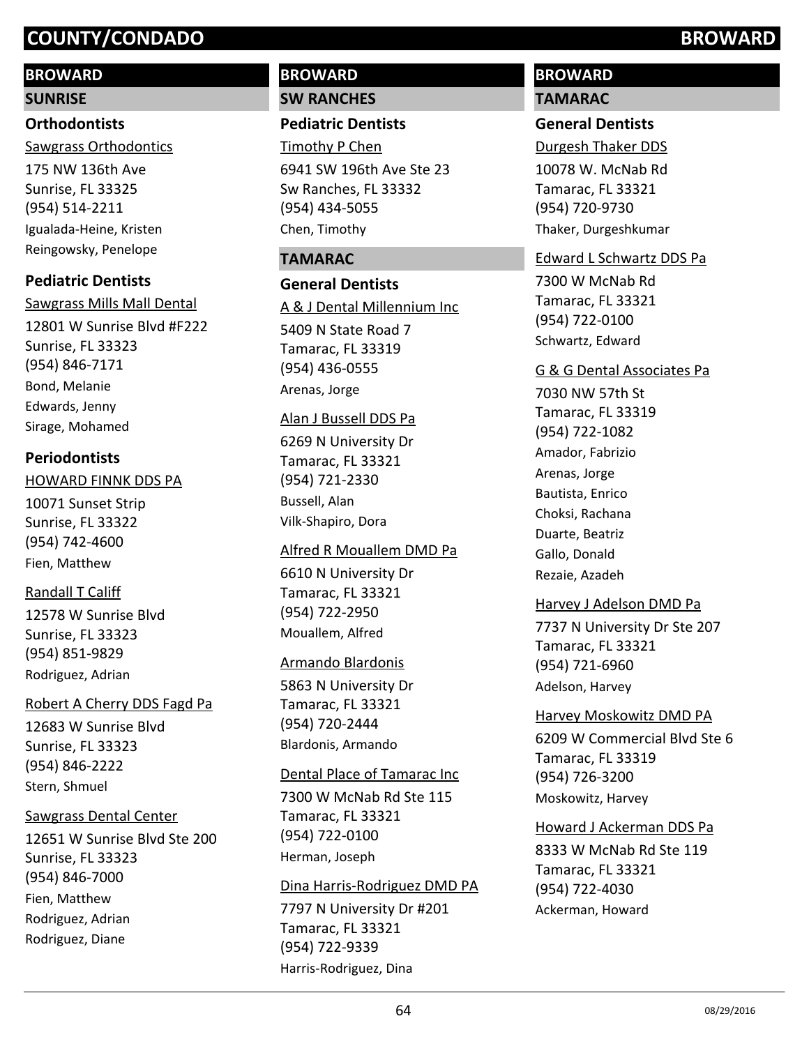# COUNTY/CONDADO — BROWARD

## BROWARD

### SUNRISE

#### Orthodontists

Sawgrass Orthodontics
175 NW 136th Ave
Sunrise, FL 33325
(954) 514-2211
Igualada-Heine, Kristen
Reingowsky, Penelope

#### Pediatric Dentists

Sawgrass Mills Mall Dental
12801 W Sunrise Blvd #F222
Sunrise, FL 33323
(954) 846-7171
Bond, Melanie
Edwards, Jenny
Sirage, Mohamed

#### Periodontists

HOWARD FINNK DDS PA
10071 Sunset Strip
Sunrise, FL 33322
(954) 742-4600
Fien, Matthew

Randall T Califf
12578 W Sunrise Blvd
Sunrise, FL 33323
(954) 851-9829
Rodriguez, Adrian

Robert A Cherry DDS Fagd Pa
12683 W Sunrise Blvd
Sunrise, FL 33323
(954) 846-2222
Stern, Shmuel

Sawgrass Dental Center
12651 W Sunrise Blvd Ste 200
Sunrise, FL 33323
(954) 846-7000
Fien, Matthew
Rodriguez, Adrian
Rodriguez, Diane

## BROWARD

### SW RANCHES

#### Pediatric Dentists

Timothy P Chen
6941 SW 196th Ave Ste 23
Sw Ranches, FL 33332
(954) 434-5055
Chen, Timothy

### TAMARAC

#### General Dentists

A & J Dental Millennium Inc
5409 N State Road 7
Tamarac, FL 33319
(954) 436-0555
Arenas, Jorge

Alan J Bussell DDS Pa
6269 N University Dr
Tamarac, FL 33321
(954) 721-2330
Bussell, Alan
Vilk-Shapiro, Dora

Alfred R Mouallem DMD Pa
6610 N University Dr
Tamarac, FL 33321
(954) 722-2950
Mouallem, Alfred

Armando Blardonis
5863 N University Dr
Tamarac, FL 33321
(954) 720-2444
Blardonis, Armando

Dental Place of Tamarac Inc
7300 W McNab Rd Ste 115
Tamarac, FL 33321
(954) 722-0100
Herman, Joseph

Dina Harris-Rodriguez DMD PA
7797 N University Dr #201
Tamarac, FL 33321
(954) 722-9339
Harris-Rodriguez, Dina

## BROWARD

### TAMARAC

#### General Dentists

Durgesh Thaker DDS
10078 W. McNab Rd
Tamarac, FL 33321
(954) 720-9730
Thaker, Durgeshkumar

Edward L Schwartz DDS Pa
7300 W McNab Rd
Tamarac, FL 33321
(954) 722-0100
Schwartz, Edward

G & G Dental Associates Pa
7030 NW 57th St
Tamarac, FL 33319
(954) 722-1082
Amador, Fabrizio
Arenas, Jorge
Bautista, Enrico
Choksi, Rachana
Duarte, Beatriz
Gallo, Donald
Rezaie, Azadeh

Harvey J Adelson DMD Pa
7737 N University Dr Ste 207
Tamarac, FL 33321
(954) 721-6960
Adelson, Harvey

Harvey Moskowitz DMD PA
6209 W Commercial Blvd Ste 6
Tamarac, FL 33319
(954) 726-3200
Moskowitz, Harvey

Howard J Ackerman DDS Pa
8333 W McNab Rd Ste 119
Tamarac, FL 33321
(954) 722-4030
Ackerman, Howard

08/29/2016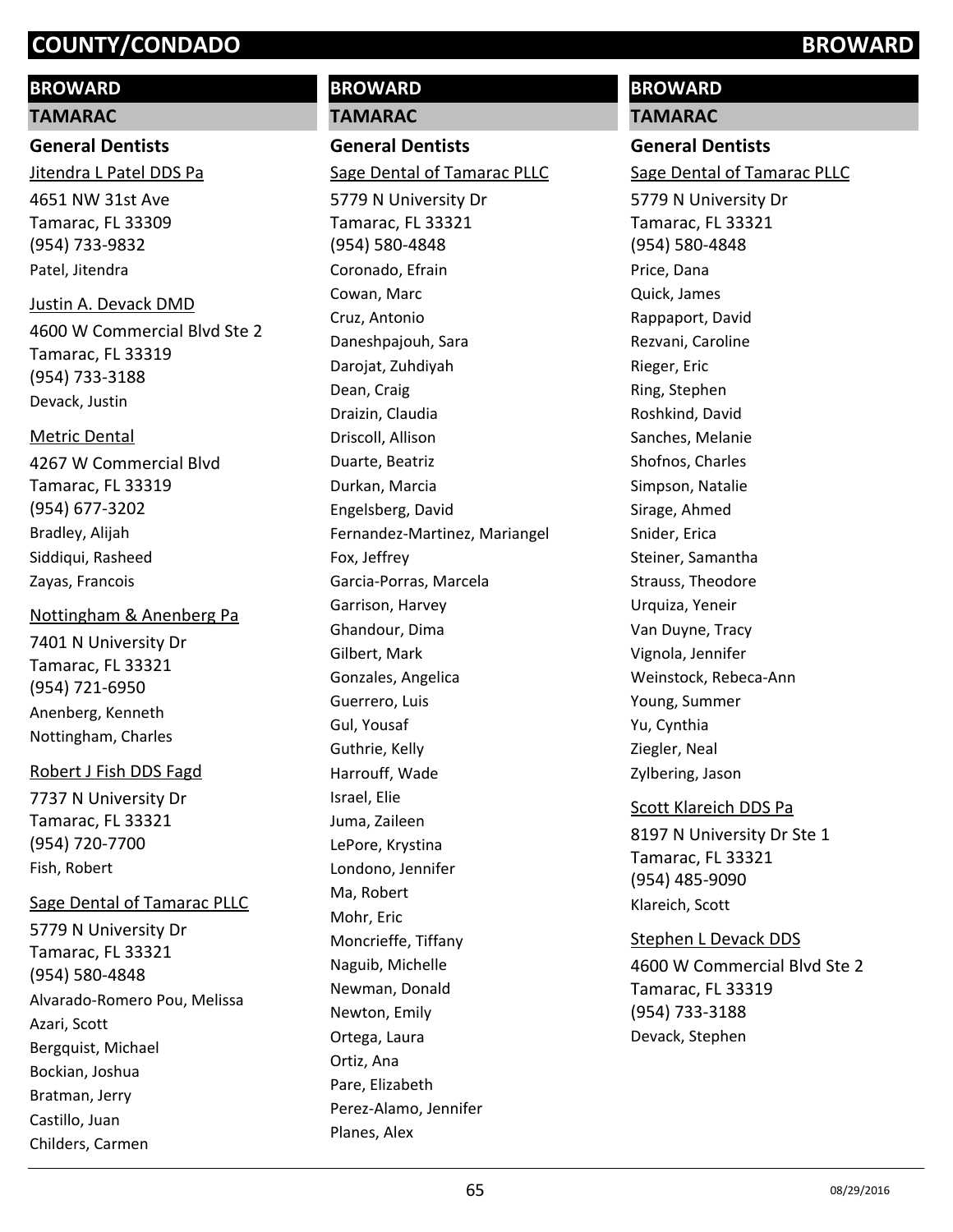## BROWARD

### TAMARAC

#### General Dentists

Jitendra L Patel DDS Pa

4651 NW 31st Ave
Tamarac, FL 33309
(954) 733-9832
Patel, Jitendra

Justin A. Devack DMD

4600 W Commercial Blvd Ste 2
Tamarac, FL 33319
(954) 733-3188
Devack, Justin

Metric Dental

4267 W Commercial Blvd
Tamarac, FL 33319
(954) 677-3202
Bradley, Alijah
Siddiqui, Rasheed
Zayas, Francois

Nottingham & Anenberg Pa

7401 N University Dr
Tamarac, FL 33321
(954) 721-6950
Anenberg, Kenneth
Nottingham, Charles

Robert J Fish DDS Fagd

7737 N University Dr
Tamarac, FL 33321
(954) 720-7700
Fish, Robert

Sage Dental of Tamarac PLLC

5779 N University Dr
Tamarac, FL 33321
(954) 580-4848
Alvarado-Romero Pou, Melissa
Azari, Scott
Bergquist, Michael
Bockian, Joshua
Bratman, Jerry
Castillo, Juan
Childers, Carmen

## BROWARD

### TAMARAC

#### General Dentists

Sage Dental of Tamarac PLLC

5779 N University Dr
Tamarac, FL 33321
(954) 580-4848
Coronado, Efrain
Cowan, Marc
Cruz, Antonio
Daneshpajouh, Sara
Darojat, Zuhdiyah
Dean, Craig
Draizin, Claudia
Driscoll, Allison
Duarte, Beatriz
Durkan, Marcia
Engelsberg, David
Fernandez-Martinez, Mariangel
Fox, Jeffrey
Garcia-Porras, Marcela
Garrison, Harvey
Ghandour, Dima
Gilbert, Mark
Gonzales, Angelica
Guerrero, Luis
Gul, Yousaf
Guthrie, Kelly
Harrouff, Wade
Israel, Elie
Juma, Zaileen
LePore, Krystina
Londono, Jennifer
Ma, Robert
Mohr, Eric
Moncrieffe, Tiffany
Naguib, Michelle
Newman, Donald
Newton, Emily
Ortega, Laura
Ortiz, Ana
Pare, Elizabeth
Perez-Alamo, Jennifer
Planes, Alex

## BROWARD

### TAMARAC

#### General Dentists

Sage Dental of Tamarac PLLC

5779 N University Dr
Tamarac, FL 33321
(954) 580-4848
Price, Dana
Quick, James
Rappaport, David
Rezvani, Caroline
Rieger, Eric
Ring, Stephen
Roshkind, David
Sanches, Melanie
Shofnos, Charles
Simpson, Natalie
Sirage, Ahmed
Snider, Erica
Steiner, Samantha
Strauss, Theodore
Urquiza, Yeneir
Van Duyne, Tracy
Vignola, Jennifer
Weinstock, Rebeca-Ann
Young, Summer
Yu, Cynthia
Ziegler, Neal
Zylbering, Jason

Scott Klareich DDS Pa

8197 N University Dr Ste 1
Tamarac, FL 33321
(954) 485-9090
Klareich, Scott

Stephen L Devack DDS

4600 W Commercial Blvd Ste 2
Tamarac, FL 33319
(954) 733-3188
Devack, Stephen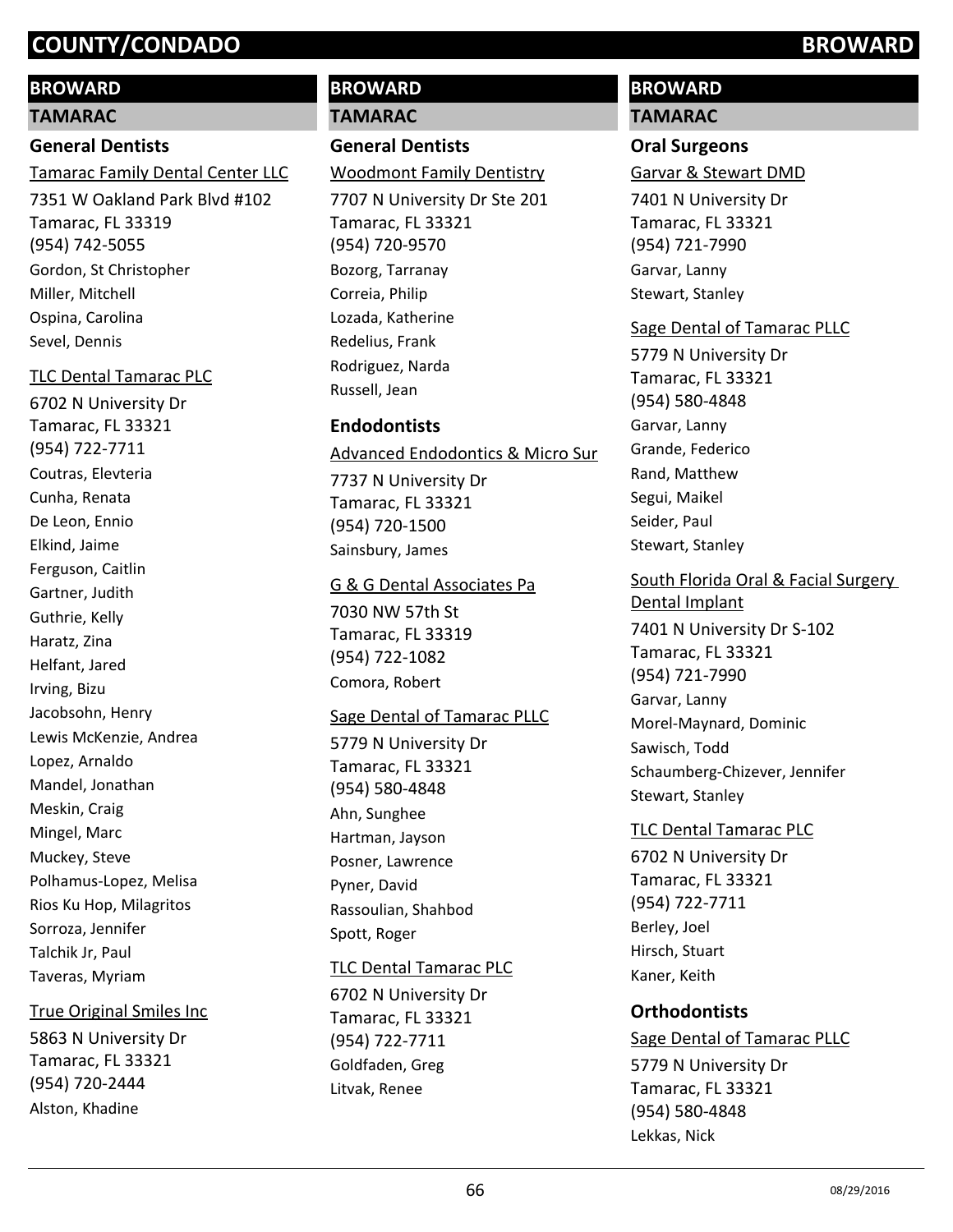# COUNTY/CONDADO BROWARD

## BROWARD

### TAMARAC

#### General Dentists

Tamarac Family Dental Center LLC
7351 W Oakland Park Blvd #102
Tamarac, FL 33319
(954) 742-5055
Gordon, St Christopher
Miller, Mitchell
Ospina, Carolina
Sevel, Dennis

TLC Dental Tamarac PLC
6702 N University Dr
Tamarac, FL 33321
(954) 722-7711
Coutras, Elevteria
Cunha, Renata
De Leon, Ennio
Elkind, Jaime
Ferguson, Caitlin
Gartner, Judith
Guthrie, Kelly
Haratz, Zina
Helfant, Jared
Irving, Bizu
Jacobsohn, Henry
Lewis McKenzie, Andrea
Lopez, Arnaldo
Mandel, Jonathan
Meskin, Craig
Mingel, Marc
Muckey, Steve
Polhamus-Lopez, Melisa
Rios Ku Hop, Milagritos
Sorroza, Jennifer
Talchik Jr, Paul
Taveras, Myriam

True Original Smiles Inc
5863 N University Dr
Tamarac, FL 33321
(954) 720-2444
Alston, Khadine

## BROWARD

### TAMARAC

#### General Dentists

Woodmont Family Dentistry
7707 N University Dr Ste 201
Tamarac, FL 33321
(954) 720-9570
Bozorg, Tarranay
Correia, Philip
Lozada, Katherine
Redelius, Frank
Rodriguez, Narda
Russell, Jean

#### Endodontists

Advanced Endodontics & Micro Sur
7737 N University Dr
Tamarac, FL 33321
(954) 720-1500
Sainsbury, James

G & G Dental Associates Pa
7030 NW 57th St
Tamarac, FL 33319
(954) 722-1082
Comora, Robert

Sage Dental of Tamarac PLLC
5779 N University Dr
Tamarac, FL 33321
(954) 580-4848
Ahn, Sunghee
Hartman, Jayson
Posner, Lawrence
Pyner, David
Rassoulian, Shahbod
Spott, Roger

TLC Dental Tamarac PLC
6702 N University Dr
Tamarac, FL 33321
(954) 722-7711
Goldfaden, Greg
Litvak, Renee

## BROWARD

### TAMARAC

#### Oral Surgeons

Garvar & Stewart DMD
7401 N University Dr
Tamarac, FL 33321
(954) 721-7990
Garvar, Lanny
Stewart, Stanley

Sage Dental of Tamarac PLLC
5779 N University Dr
Tamarac, FL 33321
(954) 580-4848
Garvar, Lanny
Grande, Federico
Rand, Matthew
Segui, Maikel
Seider, Paul
Stewart, Stanley

South Florida Oral & Facial Surgery Dental Implant
7401 N University Dr S-102
Tamarac, FL 33321
(954) 721-7990
Garvar, Lanny
Morel-Maynard, Dominic
Sawisch, Todd
Schaumberg-Chizever, Jennifer
Stewart, Stanley

TLC Dental Tamarac PLC
6702 N University Dr
Tamarac, FL 33321
(954) 722-7711
Berley, Joel
Hirsch, Stuart
Kaner, Keith

#### Orthodontists

Sage Dental of Tamarac PLLC
5779 N University Dr
Tamarac, FL 33321
(954) 580-4848
Lekkas, Nick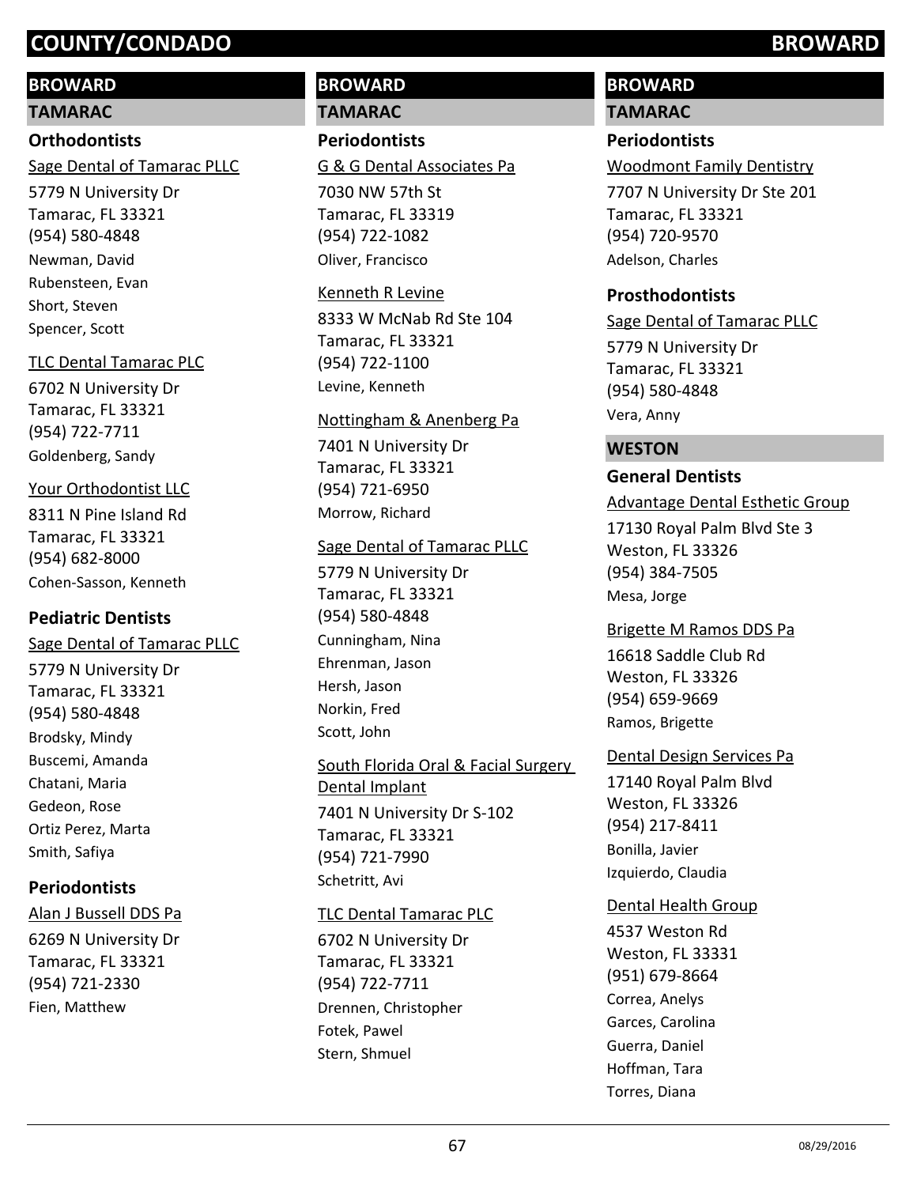# COUNTY/CONDADO — BROWARD

## BROWARD

### TAMARAC

#### Orthodontists

Sage Dental of Tamarac PLLC
5779 N University Dr
Tamarac, FL 33321
(954) 580-4848
Newman, David
Rubensteen, Evan
Short, Steven
Spencer, Scott

TLC Dental Tamarac PLC
6702 N University Dr
Tamarac, FL 33321
(954) 722-7711
Goldenberg, Sandy

Your Orthodontist LLC
8311 N Pine Island Rd
Tamarac, FL 33321
(954) 682-8000
Cohen-Sasson, Kenneth

#### Pediatric Dentists

Sage Dental of Tamarac PLLC
5779 N University Dr
Tamarac, FL 33321
(954) 580-4848
Brodsky, Mindy
Buscemi, Amanda
Chatani, Maria
Gedeon, Rose
Ortiz Perez, Marta
Smith, Safiya

#### Periodontists

Alan J Bussell DDS Pa
6269 N University Dr
Tamarac, FL 33321
(954) 721-2330
Fien, Matthew

## BROWARD

### TAMARAC

#### Periodontists

G & G Dental Associates Pa
7030 NW 57th St
Tamarac, FL 33319
(954) 722-1082
Oliver, Francisco

Kenneth R Levine
8333 W McNab Rd Ste 104
Tamarac, FL 33321
(954) 722-1100
Levine, Kenneth

Nottingham & Anenberg Pa
7401 N University Dr
Tamarac, FL 33321
(954) 721-6950
Morrow, Richard

Sage Dental of Tamarac PLLC
5779 N University Dr
Tamarac, FL 33321
(954) 580-4848
Cunningham, Nina
Ehrenman, Jason
Hersh, Jason
Norkin, Fred
Scott, John

South Florida Oral & Facial Surgery Dental Implant
7401 N University Dr S-102
Tamarac, FL 33321
(954) 721-7990
Schetritt, Avi

TLC Dental Tamarac PLC
6702 N University Dr
Tamarac, FL 33321
(954) 722-7711
Drennen, Christopher
Fotek, Pawel
Stern, Shmuel

## BROWARD

### TAMARAC

#### Periodontists

Woodmont Family Dentistry
7707 N University Dr Ste 201
Tamarac, FL 33321
(954) 720-9570
Adelson, Charles

#### Prosthodontists

Sage Dental of Tamarac PLLC
5779 N University Dr
Tamarac, FL 33321
(954) 580-4848
Vera, Anny

### WESTON

#### General Dentists

Advantage Dental Esthetic Group
17130 Royal Palm Blvd Ste 3
Weston, FL 33326
(954) 384-7505
Mesa, Jorge

Brigette M Ramos DDS Pa
16618 Saddle Club Rd
Weston, FL 33326
(954) 659-9669
Ramos, Brigette

Dental Design Services Pa
17140 Royal Palm Blvd
Weston, FL 33326
(954) 217-8411
Bonilla, Javier
Izquierdo, Claudia

Dental Health Group
4537 Weston Rd
Weston, FL 33331
(951) 679-8664
Correa, Anelys
Garces, Carolina
Guerra, Daniel
Hoffman, Tara
Torres, Diana

08/29/2016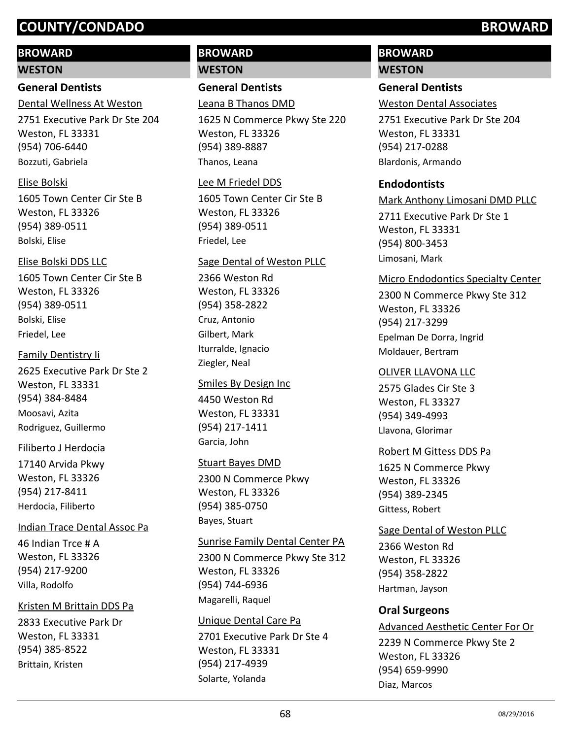# COUNTY/CONDADO BROWARD

## BROWARD

### WESTON

#### General Dentists

Dental Wellness At Weston
2751 Executive Park Dr Ste 204
Weston, FL 33331
(954) 706-6440
Bozzuti, Gabriela

Elise Bolski
1605 Town Center Cir Ste B
Weston, FL 33326
(954) 389-0511
Bolski, Elise

Elise Bolski DDS LLC
1605 Town Center Cir Ste B
Weston, FL 33326
(954) 389-0511
Bolski, Elise
Friedel, Lee

Family Dentistry Ii
2625 Executive Park Dr Ste 2
Weston, FL 33331
(954) 384-8484
Moosavi, Azita
Rodriguez, Guillermo

Filiberto J Herdocia
17140 Arvida Pkwy
Weston, FL 33326
(954) 217-8411
Herdocia, Filiberto

Indian Trace Dental Assoc Pa
46 Indian Trce # A
Weston, FL 33326
(954) 217-9200
Villa, Rodolfo

Kristen M Brittain DDS Pa
2833 Executive Park Dr
Weston, FL 33331
(954) 385-8522
Brittain, Kristen

Leana B Thanos DMD
1625 N Commerce Pkwy Ste 220
Weston, FL 33326
(954) 389-8887
Thanos, Leana

Lee M Friedel DDS
1605 Town Center Cir Ste B
Weston, FL 33326
(954) 389-0511
Friedel, Lee

Sage Dental of Weston PLLC
2366 Weston Rd
Weston, FL 33326
(954) 358-2822
Cruz, Antonio
Gilbert, Mark
Iturralde, Ignacio
Ziegler, Neal

Smiles By Design Inc
4450 Weston Rd
Weston, FL 33331
(954) 217-1411
Garcia, John

Stuart Bayes DMD
2300 N Commerce Pkwy
Weston, FL 33326
(954) 385-0750
Bayes, Stuart

Sunrise Family Dental Center PA
2300 N Commerce Pkwy Ste 312
Weston, FL 33326
(954) 744-6936
Magarelli, Raquel

Unique Dental Care Pa
2701 Executive Park Dr Ste 4
Weston, FL 33331
(954) 217-4939
Solarte, Yolanda

Weston Dental Associates
2751 Executive Park Dr Ste 204
Weston, FL 33331
(954) 217-0288
Blardonis, Armando

#### Endodontists

Mark Anthony Limosani DMD PLLC
2711 Executive Park Dr Ste 1
Weston, FL 33331
(954) 800-3453
Limosani, Mark

Micro Endodontics Specialty Center
2300 N Commerce Pkwy Ste 312
Weston, FL 33326
(954) 217-3299
Epelman De Dorra, Ingrid
Moldauer, Bertram

OLIVER LLAVONA LLC
2575 Glades Cir Ste 3
Weston, FL 33327
(954) 349-4993
Llavona, Glorimar

Robert M Gittess DDS Pa
1625 N Commerce Pkwy
Weston, FL 33326
(954) 389-2345
Gittess, Robert

Sage Dental of Weston PLLC
2366 Weston Rd
Weston, FL 33326
(954) 358-2822
Hartman, Jayson

#### Oral Surgeons

Advanced Aesthetic Center For Or
2239 N Commerce Pkwy Ste 2
Weston, FL 33326
(954) 659-9990
Diaz, Marcos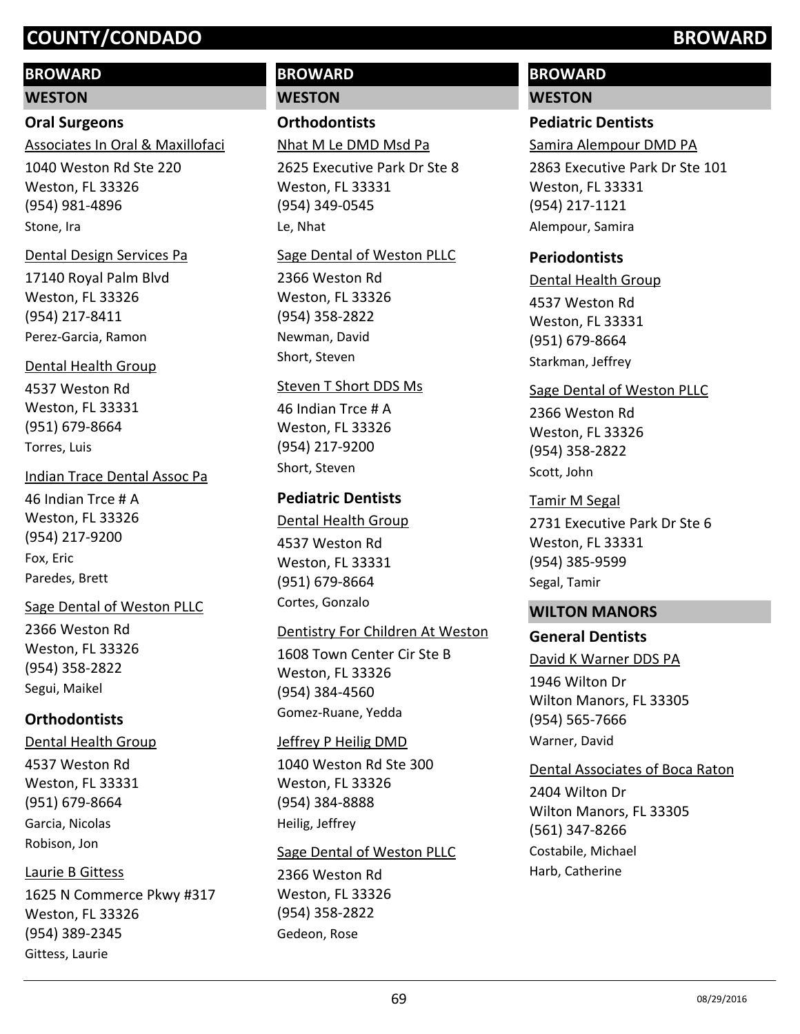# COUNTY/CONDADO BROWARD

## BROWARD

### WESTON

#### Oral Surgeons

Associates In Oral & Maxillofaci
1040 Weston Rd Ste 220
Weston, FL 33326
(954) 981-4896
Stone, Ira

Dental Design Services Pa
17140 Royal Palm Blvd
Weston, FL 33326
(954) 217-8411
Perez-Garcia, Ramon

Dental Health Group
4537 Weston Rd
Weston, FL 33331
(951) 679-8664
Torres, Luis

Indian Trace Dental Assoc Pa
46 Indian Trce # A
Weston, FL 33326
(954) 217-9200
Fox, Eric
Paredes, Brett

Sage Dental of Weston PLLC
2366 Weston Rd
Weston, FL 33326
(954) 358-2822
Segui, Maikel

#### Orthodontists

Dental Health Group
4537 Weston Rd
Weston, FL 33331
(951) 679-8664
Garcia, Nicolas
Robison, Jon

Laurie B Gittess
1625 N Commerce Pkwy #317
Weston, FL 33326
(954) 389-2345
Gittess, Laurie

## BROWARD

### WESTON

#### Orthodontists

Nhat M Le DMD Msd Pa
2625 Executive Park Dr Ste 8
Weston, FL 33331
(954) 349-0545
Le, Nhat

Sage Dental of Weston PLLC
2366 Weston Rd
Weston, FL 33326
(954) 358-2822
Newman, David
Short, Steven

Steven T Short DDS Ms
46 Indian Trce # A
Weston, FL 33326
(954) 217-9200
Short, Steven

#### Pediatric Dentists

Dental Health Group
4537 Weston Rd
Weston, FL 33331
(951) 679-8664
Cortes, Gonzalo

Dentistry For Children At Weston
1608 Town Center Cir Ste B
Weston, FL 33326
(954) 384-4560
Gomez-Ruane, Yedda

Jeffrey P Heilig DMD
1040 Weston Rd Ste 300
Weston, FL 33326
(954) 384-8888
Heilig, Jeffrey

Sage Dental of Weston PLLC
2366 Weston Rd
Weston, FL 33326
(954) 358-2822
Gedeon, Rose

## BROWARD

### WESTON

#### Pediatric Dentists

Samira Alempour DMD PA
2863 Executive Park Dr Ste 101
Weston, FL 33331
(954) 217-1121
Alempour, Samira

#### Periodontists

Dental Health Group
4537 Weston Rd
Weston, FL 33331
(951) 679-8664
Starkman, Jeffrey

Sage Dental of Weston PLLC
2366 Weston Rd
Weston, FL 33326
(954) 358-2822
Scott, John

Tamir M Segal
2731 Executive Park Dr Ste 6
Weston, FL 33331
(954) 385-9599
Segal, Tamir

### WILTON MANORS

#### General Dentists

David K Warner DDS PA
1946 Wilton Dr
Wilton Manors, FL 33305
(954) 565-7666
Warner, David

Dental Associates of Boca Raton
2404 Wilton Dr
Wilton Manors, FL 33305
(561) 347-8266
Costabile, Michael
Harb, Catherine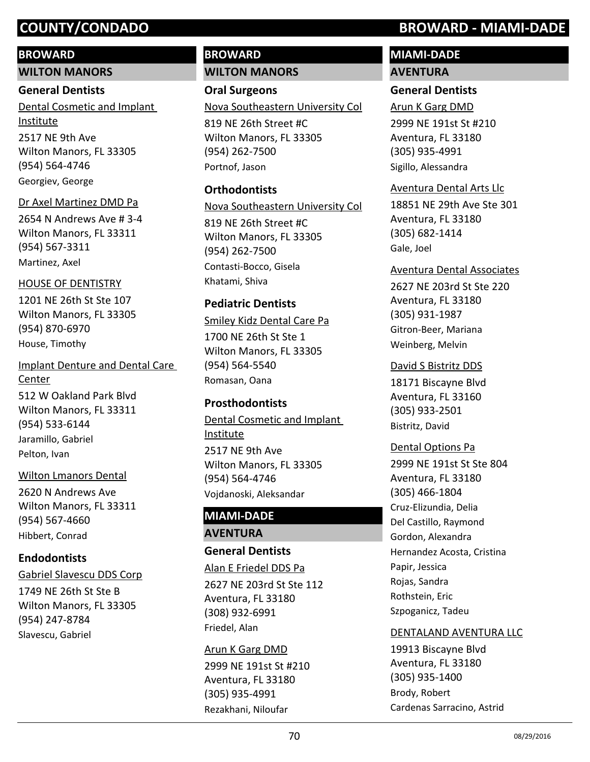# COUNTY/CONDADO — BROWARD - MIAMI-DADE

## BROWARD

### WILTON MANORS

#### General Dentists

Dental Cosmetic and Implant Institute
2517 NE 9th Ave
Wilton Manors, FL 33305
(954) 564-4746
Georgiev, George

Dr Axel Martinez DMD Pa
2654 N Andrews Ave # 3-4
Wilton Manors, FL 33311
(954) 567-3311
Martinez, Axel

HOUSE OF DENTISTRY
1201 NE 26th St Ste 107
Wilton Manors, FL 33305
(954) 870-6970
House, Timothy

Implant Denture and Dental Care Center
512 W Oakland Park Blvd
Wilton Manors, FL 33311
(954) 533-6144
Jaramillo, Gabriel
Pelton, Ivan

Wilton Lmanors Dental
2620 N Andrews Ave
Wilton Manors, FL 33311
(954) 567-4660
Hibbert, Conrad

#### Endodontists

Gabriel Slavescu DDS Corp
1749 NE 26th St Ste B
Wilton Manors, FL 33305
(954) 247-8784
Slavescu, Gabriel

## BROWARD

### WILTON MANORS

#### Oral Surgeons

Nova Southeastern University Col
819 NE 26th Street #C
Wilton Manors, FL 33305
(954) 262-7500
Portnof, Jason

#### Orthodontists

Nova Southeastern University Col
819 NE 26th Street #C
Wilton Manors, FL 33305
(954) 262-7500
Contasti-Bocco, Gisela
Khatami, Shiva

#### Pediatric Dentists

Smiley Kidz Dental Care Pa
1700 NE 26th St Ste 1
Wilton Manors, FL 33305
(954) 564-5540
Romasan, Oana

#### Prosthodontists

Dental Cosmetic and Implant Institute
2517 NE 9th Ave
Wilton Manors, FL 33305
(954) 564-4746
Vojdanoski, Aleksandar

## MIAMI-DADE

### AVENTURA

#### General Dentists

Alan E Friedel DDS Pa
2627 NE 203rd St Ste 112
Aventura, FL 33180
(308) 932-6991
Friedel, Alan

Arun K Garg DMD
2999 NE 191st St #210
Aventura, FL 33180
(305) 935-4991
Rezakhani, Niloufar

## MIAMI-DADE

### AVENTURA

#### General Dentists

Arun K Garg DMD
2999 NE 191st St #210
Aventura, FL 33180
(305) 935-4991
Sigillo, Alessandra

Aventura Dental Arts Llc
18851 NE 29th Ave Ste 301
Aventura, FL 33180
(305) 682-1414
Gale, Joel

Aventura Dental Associates
2627 NE 203rd St Ste 220
Aventura, FL 33180
(305) 931-1987
Gitron-Beer, Mariana
Weinberg, Melvin

David S Bistritz DDS
18171 Biscayne Blvd
Aventura, FL 33160
(305) 933-2501
Bistritz, David

Dental Options Pa
2999 NE 191st St Ste 804
Aventura, FL 33180
(305) 466-1804
Cruz-Elizundia, Delia
Del Castillo, Raymond
Gordon, Alexandra
Hernandez Acosta, Cristina
Papir, Jessica
Rojas, Sandra
Rothstein, Eric
Szpoganicz, Tadeu

DENTALAND AVENTURA LLC
19913 Biscayne Blvd
Aventura, FL 33180
(305) 935-1400
Brody, Robert
Cardenas Sarracino, Astrid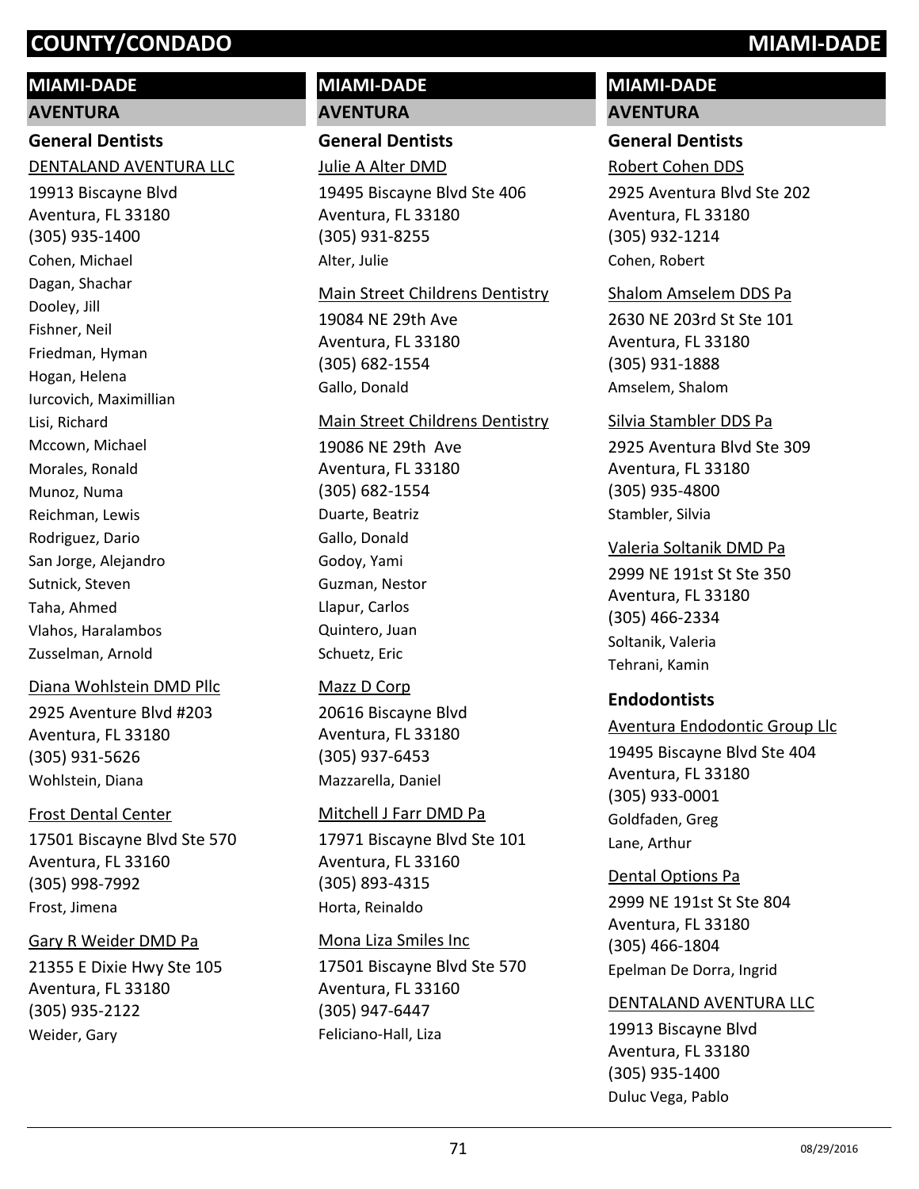# COUNTY/CONDADO MIAMI-DADE

## MIAMI-DADE

### AVENTURA

#### General Dentists

DENTALAND AVENTURA LLC

19913 Biscayne Blvd
Aventura, FL 33180
(305) 935-1400

Cohen, Michael
Dagan, Shachar
Dooley, Jill
Fishner, Neil
Friedman, Hyman
Hogan, Helena
Iurcovich, Maximillian
Lisi, Richard
Mccown, Michael
Morales, Ronald
Munoz, Numa
Reichman, Lewis
Rodriguez, Dario
San Jorge, Alejandro
Sutnick, Steven
Taha, Ahmed
Vlahos, Haralambos
Zusselman, Arnold

Diana Wohlstein DMD Pllc

2925 Aventure Blvd #203
Aventura, FL 33180
(305) 931-5626

Wohlstein, Diana

Frost Dental Center

17501 Biscayne Blvd Ste 570
Aventura, FL 33160
(305) 998-7992

Frost, Jimena

Gary R Weider DMD Pa

21355 E Dixie Hwy Ste 105
Aventura, FL 33180
(305) 935-2122

Weider, Gary

Julie A Alter DMD

19495 Biscayne Blvd Ste 406
Aventura, FL 33180
(305) 931-8255

Alter, Julie

Main Street Childrens Dentistry

19084 NE 29th Ave
Aventura, FL 33180
(305) 682-1554

Gallo, Donald

Main Street Childrens Dentistry

19086 NE 29th Ave
Aventura, FL 33180
(305) 682-1554

Duarte, Beatriz
Gallo, Donald
Godoy, Yami
Guzman, Nestor
Llapur, Carlos
Quintero, Juan
Schuetz, Eric

Mazz D Corp

20616 Biscayne Blvd
Aventura, FL 33180
(305) 937-6453

Mazzarella, Daniel

Mitchell J Farr DMD Pa

17971 Biscayne Blvd Ste 101
Aventura, FL 33160
(305) 893-4315

Horta, Reinaldo

Mona Liza Smiles Inc

17501 Biscayne Blvd Ste 570
Aventura, FL 33160
(305) 947-6447

Feliciano-Hall, Liza

Robert Cohen DDS

2925 Aventura Blvd Ste 202
Aventura, FL 33180
(305) 932-1214

Cohen, Robert

Shalom Amselem DDS Pa

2630 NE 203rd St Ste 101
Aventura, FL 33180
(305) 931-1888

Amselem, Shalom

Silvia Stambler DDS Pa

2925 Aventura Blvd Ste 309
Aventura, FL 33180
(305) 935-4800

Stambler, Silvia

Valeria Soltanik DMD Pa

2999 NE 191st St Ste 350
Aventura, FL 33180
(305) 466-2334

Soltanik, Valeria
Tehrani, Kamin

#### Endodontists

Aventura Endodontic Group Llc

19495 Biscayne Blvd Ste 404
Aventura, FL 33180
(305) 933-0001

Goldfaden, Greg
Lane, Arthur

Dental Options Pa

2999 NE 191st St Ste 804
Aventura, FL 33180
(305) 466-1804

Epelman De Dorra, Ingrid

DENTALAND AVENTURA LLC

19913 Biscayne Blvd
Aventura, FL 33180
(305) 935-1400

Duluc Vega, Pablo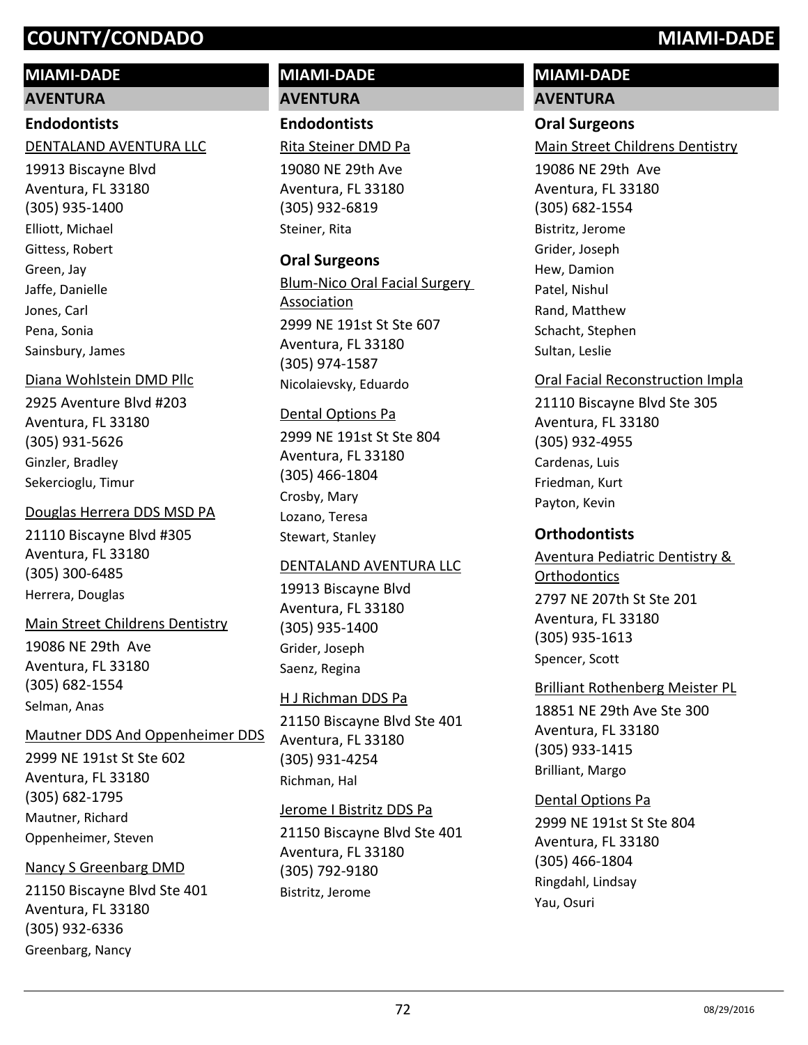# COUNTY/CONDADO — MIAMI-DADE

## MIAMI-DADE

### AVENTURA

#### Endodontists

DENTALAND AVENTURA LLC
19913 Biscayne Blvd
Aventura, FL 33180
(305) 935-1400
Elliott, Michael
Gittess, Robert
Green, Jay
Jaffe, Danielle
Jones, Carl
Pena, Sonia
Sainsbury, James

Diana Wohlstein DMD Pllc
2925 Aventure Blvd #203
Aventura, FL 33180
(305) 931-5626
Ginzler, Bradley
Sekercioglu, Timur

Douglas Herrera DDS MSD PA
21110 Biscayne Blvd #305
Aventura, FL 33180
(305) 300-6485
Herrera, Douglas

Main Street Childrens Dentistry
19086 NE 29th Ave
Aventura, FL 33180
(305) 682-1554
Selman, Anas

Mautner DDS And Oppenheimer DDS
2999 NE 191st St Ste 602
Aventura, FL 33180
(305) 682-1795
Mautner, Richard
Oppenheimer, Steven

Nancy S Greenbarg DMD
21150 Biscayne Blvd Ste 401
Aventura, FL 33180
(305) 932-6336
Greenbarg, Nancy

Rita Steiner DMD Pa
19080 NE 29th Ave
Aventura, FL 33180
(305) 932-6819
Steiner, Rita

#### Oral Surgeons

Blum-Nico Oral Facial Surgery Association
2999 NE 191st St Ste 607
Aventura, FL 33180
(305) 974-1587
Nicolaievsky, Eduardo

Dental Options Pa
2999 NE 191st St Ste 804
Aventura, FL 33180
(305) 466-1804
Crosby, Mary
Lozano, Teresa
Stewart, Stanley

DENTALAND AVENTURA LLC
19913 Biscayne Blvd
Aventura, FL 33180
(305) 935-1400
Grider, Joseph
Saenz, Regina

H J Richman DDS Pa
21150 Biscayne Blvd Ste 401
Aventura, FL 33180
(305) 931-4254
Richman, Hal

Jerome I Bistritz DDS Pa
21150 Biscayne Blvd Ste 401
Aventura, FL 33180
(305) 792-9180
Bistritz, Jerome

Main Street Childrens Dentistry
19086 NE 29th Ave
Aventura, FL 33180
(305) 682-1554
Bistritz, Jerome
Grider, Joseph
Hew, Damion
Patel, Nishul
Rand, Matthew
Schacht, Stephen
Sultan, Leslie

Oral Facial Reconstruction Impla
21110 Biscayne Blvd Ste 305
Aventura, FL 33180
(305) 932-4955
Cardenas, Luis
Friedman, Kurt
Payton, Kevin

#### Orthodontists

Aventura Pediatric Dentistry & Orthodontics
2797 NE 207th St Ste 201
Aventura, FL 33180
(305) 935-1613
Spencer, Scott

Brilliant Rothenberg Meister PL
18851 NE 29th Ave Ste 300
Aventura, FL 33180
(305) 933-1415
Brilliant, Margo

Dental Options Pa
2999 NE 191st St Ste 804
Aventura, FL 33180
(305) 466-1804
Ringdahl, Lindsay
Yau, Osuri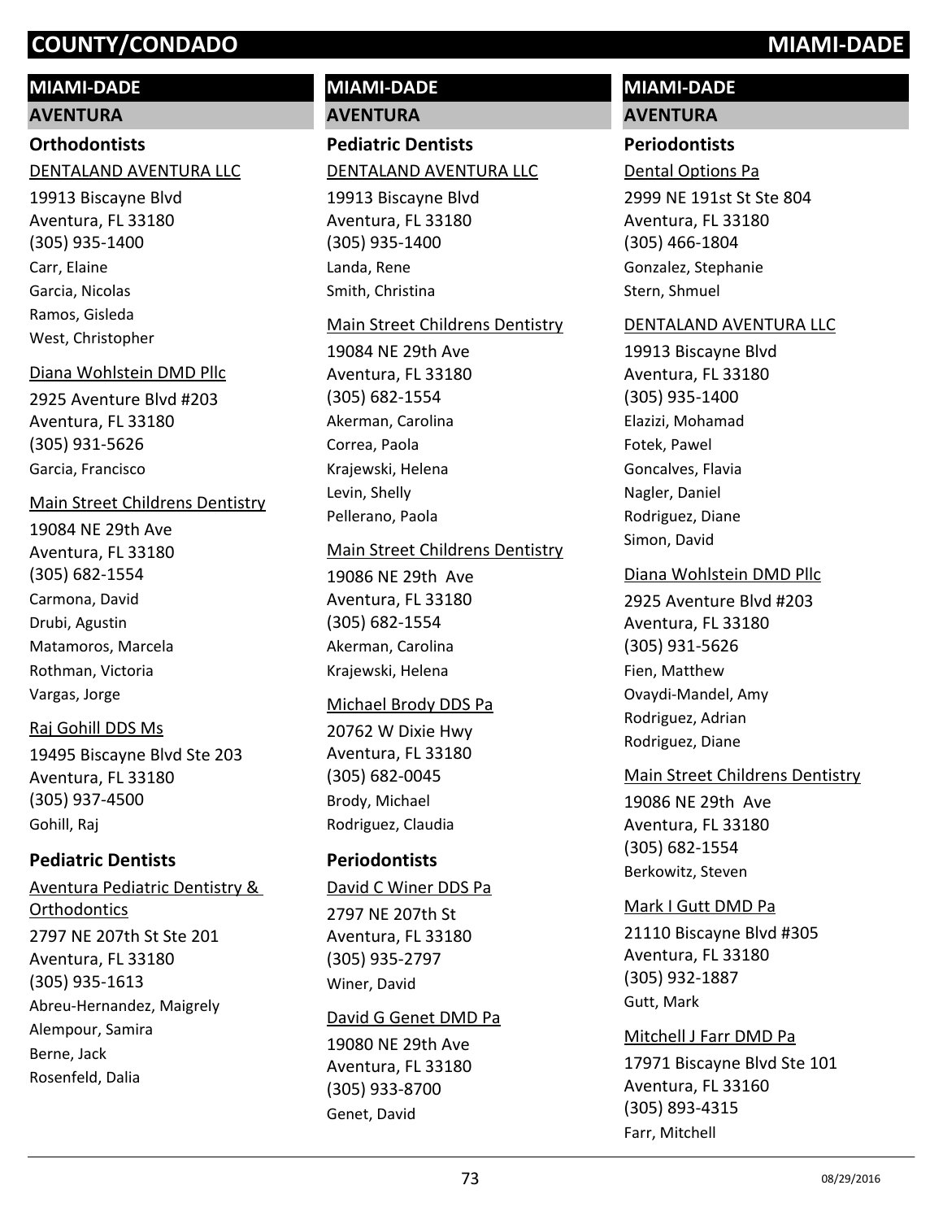# COUNTY/CONDADO MIAMI-DADE

## MIAMI-DADE

### AVENTURA

#### Orthodontists

DENTALAND AVENTURA LLC

19913 Biscayne Blvd
Aventura, FL 33180
(305) 935-1400

Carr, Elaine
Garcia, Nicolas
Ramos, Gisleda
West, Christopher

Diana Wohlstein DMD Pllc

2925 Aventure Blvd #203
Aventura, FL 33180
(305) 931-5626

Garcia, Francisco

Main Street Childrens Dentistry

19084 NE 29th Ave
Aventura, FL 33180
(305) 682-1554

Carmona, David
Drubi, Agustin
Matamoros, Marcela
Rothman, Victoria
Vargas, Jorge

Raj Gohill DDS Ms

19495 Biscayne Blvd Ste 203
Aventura, FL 33180
(305) 937-4500

Gohill, Raj

#### Pediatric Dentists

Aventura Pediatric Dentistry & Orthodontics

2797 NE 207th St Ste 201
Aventura, FL 33180
(305) 935-1613

Abreu-Hernandez, Maigrely
Alempour, Samira
Berne, Jack
Rosenfeld, Dalia

## MIAMI-DADE

### AVENTURA

#### Pediatric Dentists

DENTALAND AVENTURA LLC

19913 Biscayne Blvd
Aventura, FL 33180
(305) 935-1400

Landa, Rene
Smith, Christina

Main Street Childrens Dentistry

19084 NE 29th Ave
Aventura, FL 33180
(305) 682-1554

Akerman, Carolina
Correa, Paola
Krajewski, Helena
Levin, Shelly
Pellerano, Paola

Main Street Childrens Dentistry

19086 NE 29th Ave
Aventura, FL 33180
(305) 682-1554

Akerman, Carolina
Krajewski, Helena

Michael Brody DDS Pa

20762 W Dixie Hwy
Aventura, FL 33180
(305) 682-0045

Brody, Michael
Rodriguez, Claudia

#### Periodontists

David C Winer DDS Pa

2797 NE 207th St
Aventura, FL 33180
(305) 935-2797

Winer, David

David G Genet DMD Pa

19080 NE 29th Ave
Aventura, FL 33180
(305) 933-8700

Genet, David

## MIAMI-DADE

### AVENTURA

#### Periodontists

Dental Options Pa

2999 NE 191st St Ste 804
Aventura, FL 33180
(305) 466-1804

Gonzalez, Stephanie
Stern, Shmuel

DENTALAND AVENTURA LLC

19913 Biscayne Blvd
Aventura, FL 33180
(305) 935-1400

Elazizi, Mohamad
Fotek, Pawel
Goncalves, Flavia
Nagler, Daniel
Rodriguez, Diane
Simon, David

Diana Wohlstein DMD Pllc

2925 Aventure Blvd #203
Aventura, FL 33180
(305) 931-5626

Fien, Matthew
Ovaydi-Mandel, Amy
Rodriguez, Adrian
Rodriguez, Diane

Main Street Childrens Dentistry

19086 NE 29th Ave
Aventura, FL 33180
(305) 682-1554

Berkowitz, Steven

Mark I Gutt DMD Pa

21110 Biscayne Blvd #305
Aventura, FL 33180
(305) 932-1887

Gutt, Mark

Mitchell J Farr DMD Pa

17971 Biscayne Blvd Ste 101
Aventura, FL 33160
(305) 893-4315

Farr, Mitchell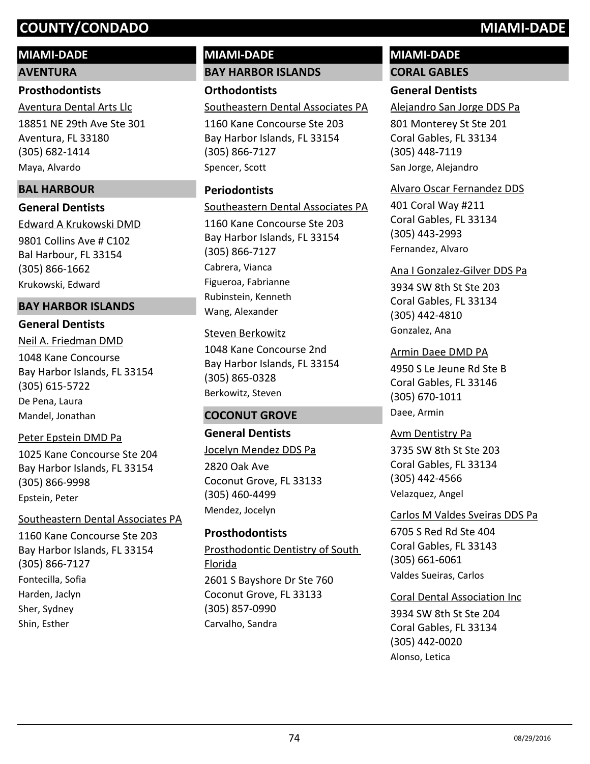# COUNTY/CONDADO MIAMI-DADE

## MIAMI-DADE

### AVENTURA

#### Prosthodontists

Aventura Dental Arts Llc
18851 NE 29th Ave Ste 301
Aventura, FL 33180
(305) 682-1414
Maya, Alvardo

### BAL HARBOUR

#### General Dentists

Edward A Krukowski DMD
9801 Collins Ave # C102
Bal Harbour, FL 33154
(305) 866-1662
Krukowski, Edward

### BAY HARBOR ISLANDS

#### General Dentists

Neil A. Friedman DMD
1048 Kane Concourse
Bay Harbor Islands, FL 33154
(305) 615-5722
De Pena, Laura
Mandel, Jonathan

Peter Epstein DMD Pa
1025 Kane Concourse Ste 204
Bay Harbor Islands, FL 33154
(305) 866-9998
Epstein, Peter

Southeastern Dental Associates PA
1160 Kane Concourse Ste 203
Bay Harbor Islands, FL 33154
(305) 866-7127
Fontecilla, Sofia
Harden, Jaclyn
Sher, Sydney
Shin, Esther

## MIAMI-DADE

### BAY HARBOR ISLANDS

#### Orthodontists

Southeastern Dental Associates PA
1160 Kane Concourse Ste 203
Bay Harbor Islands, FL 33154
(305) 866-7127
Spencer, Scott

#### Periodontists

Southeastern Dental Associates PA
1160 Kane Concourse Ste 203
Bay Harbor Islands, FL 33154
(305) 866-7127
Cabrera, Vianca
Figueroa, Fabrianne
Rubinstein, Kenneth
Wang, Alexander

Steven Berkowitz
1048 Kane Concourse 2nd
Bay Harbor Islands, FL 33154
(305) 865-0328
Berkowitz, Steven

### COCONUT GROVE

#### General Dentists

Jocelyn Mendez DDS Pa
2820 Oak Ave
Coconut Grove, FL 33133
(305) 460-4499
Mendez, Jocelyn

#### Prosthodontists

Prosthodontic Dentistry of South Florida
2601 S Bayshore Dr Ste 760
Coconut Grove, FL 33133
(305) 857-0990
Carvalho, Sandra

## MIAMI-DADE

### CORAL GABLES

#### General Dentists

Alejandro San Jorge DDS Pa
801 Monterey St Ste 201
Coral Gables, FL 33134
(305) 448-7119
San Jorge, Alejandro

Alvaro Oscar Fernandez DDS
401 Coral Way #211
Coral Gables, FL 33134
(305) 443-2993
Fernandez, Alvaro

Ana I Gonzalez-Gilver DDS Pa
3934 SW 8th St Ste 203
Coral Gables, FL 33134
(305) 442-4810
Gonzalez, Ana

Armin Daee DMD PA
4950 S Le Jeune Rd Ste B
Coral Gables, FL 33146
(305) 670-1011
Daee, Armin

Avm Dentistry Pa
3735 SW 8th St Ste 203
Coral Gables, FL 33134
(305) 442-4566
Velazquez, Angel

Carlos M Valdes Sveiras DDS Pa
6705 S Red Rd Ste 404
Coral Gables, FL 33143
(305) 661-6061
Valdes Sueiras, Carlos

Coral Dental Association Inc
3934 SW 8th St Ste 204
Coral Gables, FL 33134
(305) 442-0020
Alonso, Letica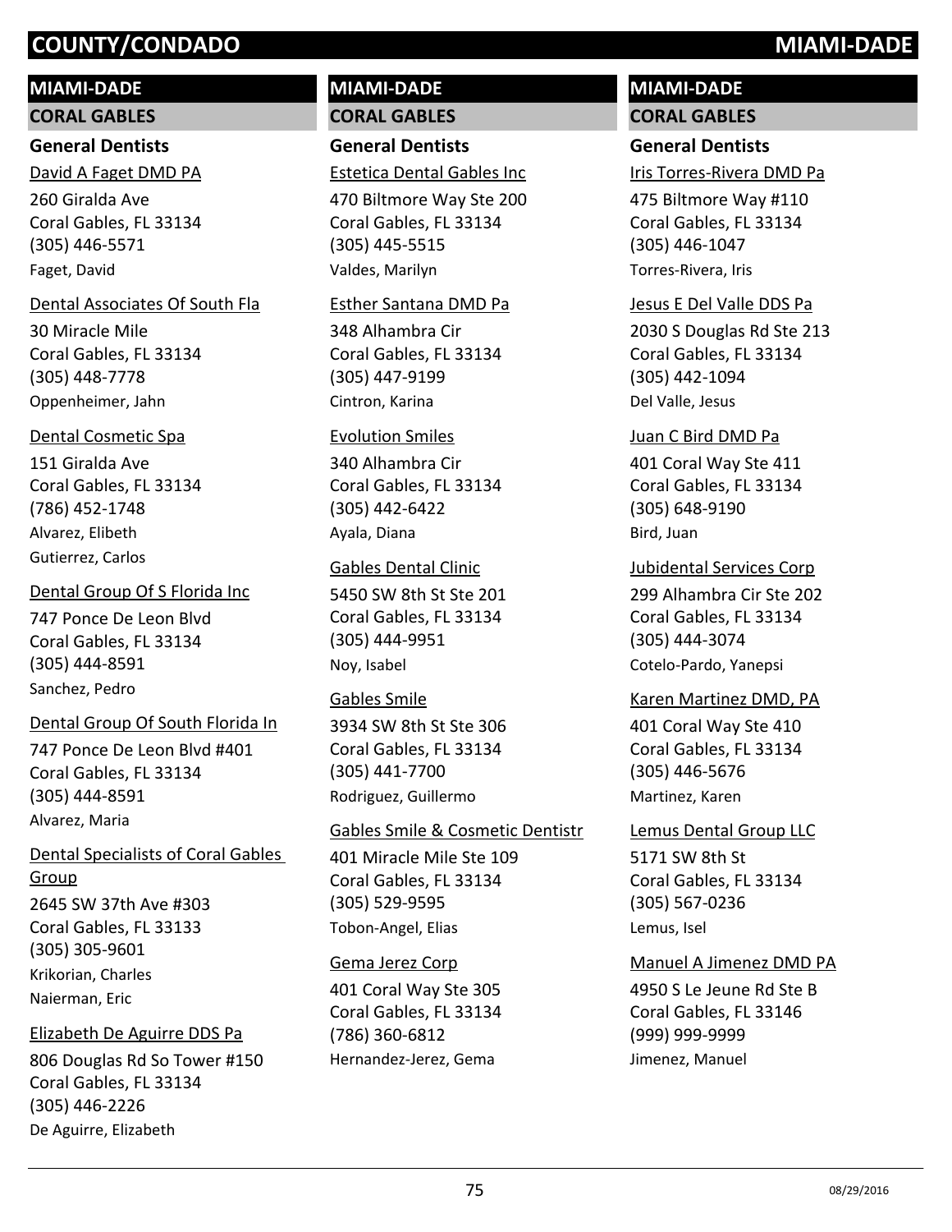# COUNTY/CONDADO MIAMI-DADE

## MIAMI-DADE

### CORAL GABLES

#### General Dentists

David A Faget DMD PA
260 Giralda Ave
Coral Gables, FL 33134
(305) 446-5571
Faget, David

Dental Associates Of South Fla
30 Miracle Mile
Coral Gables, FL 33134
(305) 448-7778
Oppenheimer, Jahn

Dental Cosmetic Spa
151 Giralda Ave
Coral Gables, FL 33134
(786) 452-1748
Alvarez, Elibeth
Gutierrez, Carlos

Dental Group Of S Florida Inc
747 Ponce De Leon Blvd
Coral Gables, FL 33134
(305) 444-8591
Sanchez, Pedro

Dental Group Of South Florida In
747 Ponce De Leon Blvd #401
Coral Gables, FL 33134
(305) 444-8591
Alvarez, Maria

Dental Specialists of Coral Gables Group
2645 SW 37th Ave #303
Coral Gables, FL 33133
(305) 305-9601
Krikorian, Charles
Naierman, Eric

Elizabeth De Aguirre DDS Pa
806 Douglas Rd So Tower #150
Coral Gables, FL 33134
(305) 446-2226
De Aguirre, Elizabeth

Estetica Dental Gables Inc
470 Biltmore Way Ste 200
Coral Gables, FL 33134
(305) 445-5515
Valdes, Marilyn

Esther Santana DMD Pa
348 Alhambra Cir
Coral Gables, FL 33134
(305) 447-9199
Cintron, Karina

Evolution Smiles
340 Alhambra Cir
Coral Gables, FL 33134
(305) 442-6422
Ayala, Diana

Gables Dental Clinic
5450 SW 8th St Ste 201
Coral Gables, FL 33134
(305) 444-9951
Noy, Isabel

Gables Smile
3934 SW 8th St Ste 306
Coral Gables, FL 33134
(305) 441-7700
Rodriguez, Guillermo

Gables Smile & Cosmetic Dentistr
401 Miracle Mile Ste 109
Coral Gables, FL 33134
(305) 529-9595
Tobon-Angel, Elias

Gema Jerez Corp
401 Coral Way Ste 305
Coral Gables, FL 33134
(786) 360-6812
Hernandez-Jerez, Gema

Iris Torres-Rivera DMD Pa
475 Biltmore Way #110
Coral Gables, FL 33134
(305) 446-1047
Torres-Rivera, Iris

Jesus E Del Valle DDS Pa
2030 S Douglas Rd Ste 213
Coral Gables, FL 33134
(305) 442-1094
Del Valle, Jesus

Juan C Bird DMD Pa
401 Coral Way Ste 411
Coral Gables, FL 33134
(305) 648-9190
Bird, Juan

Jubidental Services Corp
299 Alhambra Cir Ste 202
Coral Gables, FL 33134
(305) 444-3074
Cotelo-Pardo, Yanepsi

Karen Martinez DMD, PA
401 Coral Way Ste 410
Coral Gables, FL 33134
(305) 446-5676
Martinez, Karen

Lemus Dental Group LLC
5171 SW 8th St
Coral Gables, FL 33134
(305) 567-0236
Lemus, Isel

Manuel A Jimenez DMD PA
4950 S Le Jeune Rd Ste B
Coral Gables, FL 33146
(999) 999-9999
Jimenez, Manuel

08/29/2016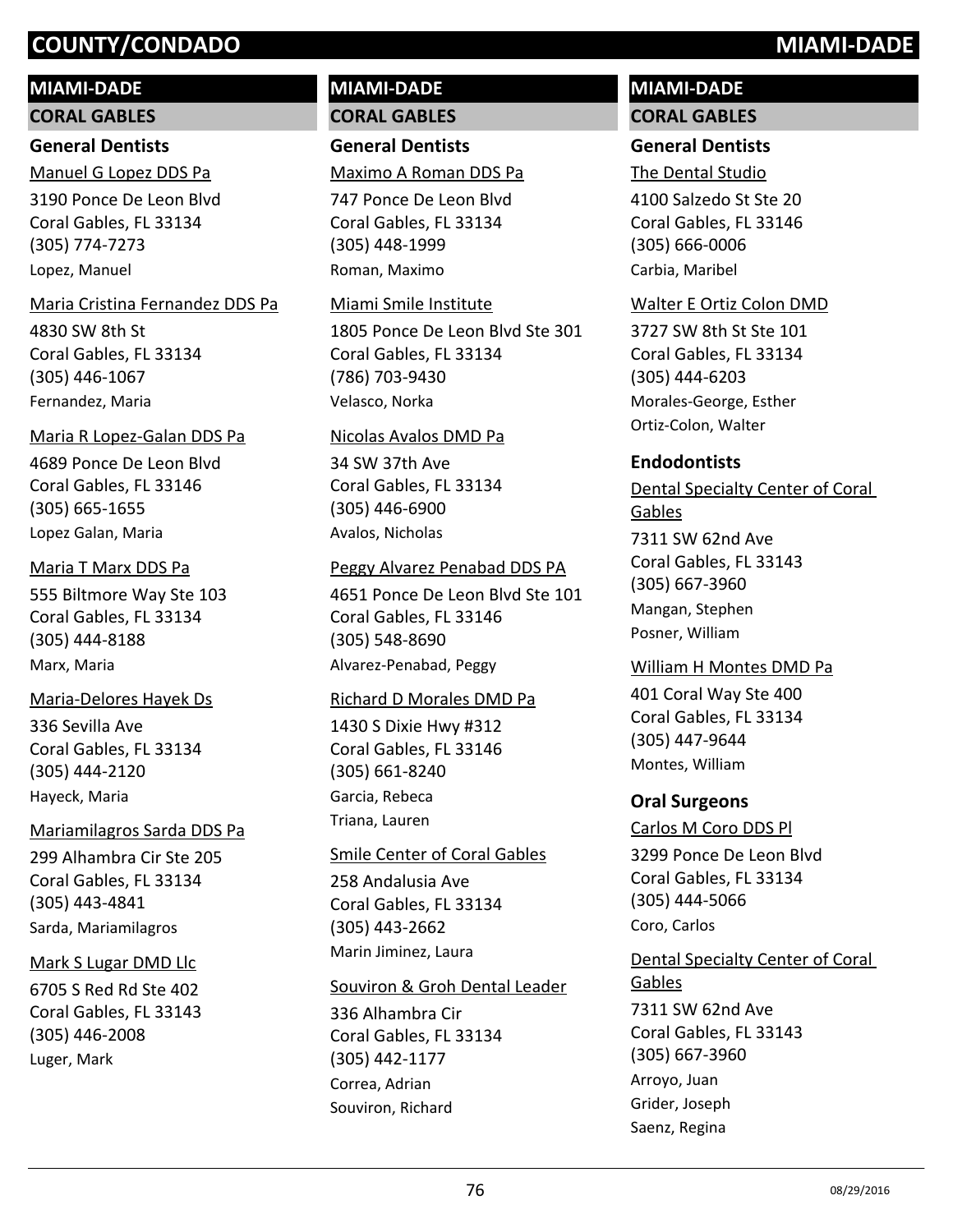# COUNTY/CONDADO — MIAMI-DADE

## MIAMI-DADE

### CORAL GABLES

#### General Dentists

Manuel G Lopez DDS Pa
3190 Ponce De Leon Blvd
Coral Gables, FL 33134
(305) 774-7273
Lopez, Manuel

Maria Cristina Fernandez DDS Pa
4830 SW 8th St
Coral Gables, FL 33134
(305) 446-1067
Fernandez, Maria

Maria R Lopez-Galan DDS Pa
4689 Ponce De Leon Blvd
Coral Gables, FL 33146
(305) 665-1655
Lopez Galan, Maria

Maria T Marx DDS Pa
555 Biltmore Way Ste 103
Coral Gables, FL 33134
(305) 444-8188
Marx, Maria

Maria-Delores Hayek Ds
336 Sevilla Ave
Coral Gables, FL 33134
(305) 444-2120
Hayeck, Maria

Mariamilagros Sarda DDS Pa
299 Alhambra Cir Ste 205
Coral Gables, FL 33134
(305) 443-4841
Sarda, Mariamilagros

Mark S Lugar DMD Llc
6705 S Red Rd Ste 402
Coral Gables, FL 33143
(305) 446-2008
Luger, Mark

Maximo A Roman DDS Pa
747 Ponce De Leon Blvd
Coral Gables, FL 33134
(305) 448-1999
Roman, Maximo

Miami Smile Institute
1805 Ponce De Leon Blvd Ste 301
Coral Gables, FL 33134
(786) 703-9430
Velasco, Norka

Nicolas Avalos DMD Pa
34 SW 37th Ave
Coral Gables, FL 33134
(305) 446-6900
Avalos, Nicholas

Peggy Alvarez Penabad DDS PA
4651 Ponce De Leon Blvd Ste 101
Coral Gables, FL 33146
(305) 548-8690
Alvarez-Penabad, Peggy

Richard D Morales DMD Pa
1430 S Dixie Hwy #312
Coral Gables, FL 33146
(305) 661-8240
Garcia, Rebeca
Triana, Lauren

Smile Center of Coral Gables
258 Andalusia Ave
Coral Gables, FL 33134
(305) 443-2662
Marin Jiminez, Laura

Souviron & Groh Dental Leader
336 Alhambra Cir
Coral Gables, FL 33134
(305) 442-1177
Correa, Adrian
Souviron, Richard

The Dental Studio
4100 Salzedo St Ste 20
Coral Gables, FL 33146
(305) 666-0006
Carbia, Maribel

Walter E Ortiz Colon DMD
3727 SW 8th St Ste 101
Coral Gables, FL 33134
(305) 444-6203
Morales-George, Esther
Ortiz-Colon, Walter

#### Endodontists

Dental Specialty Center of Coral Gables
7311 SW 62nd Ave
Coral Gables, FL 33143
(305) 667-3960
Mangan, Stephen
Posner, William

William H Montes DMD Pa
401 Coral Way Ste 400
Coral Gables, FL 33134
(305) 447-9644
Montes, William

#### Oral Surgeons

Carlos M Coro DDS Pl
3299 Ponce De Leon Blvd
Coral Gables, FL 33134
(305) 444-5066
Coro, Carlos

Dental Specialty Center of Coral Gables
7311 SW 62nd Ave
Coral Gables, FL 33143
(305) 667-3960
Arroyo, Juan
Grider, Joseph
Saenz, Regina

08/29/2016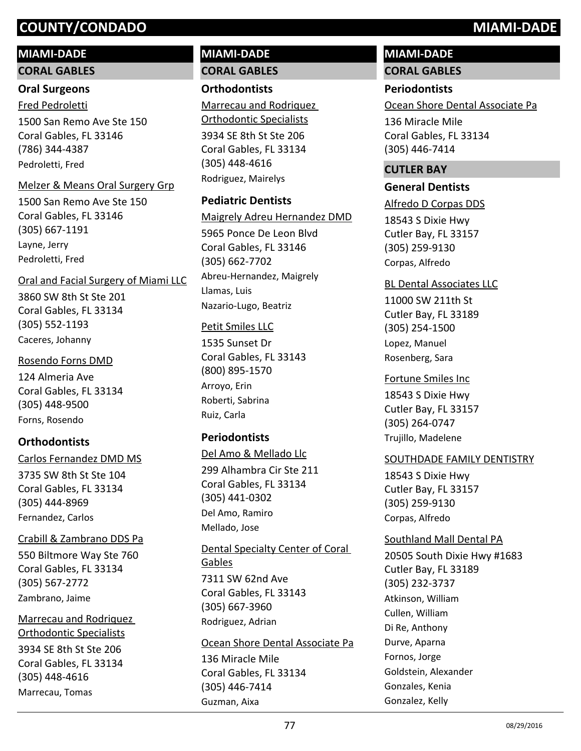# COUNTY/CONDADO — MIAMI-DADE

## MIAMI-DADE

### CORAL GABLES

#### Oral Surgeons

Fred Pedroletti
1500 San Remo Ave Ste 150
Coral Gables, FL 33146
(786) 344-4387
Pedroletti, Fred

Melzer & Means Oral Surgery Grp
1500 San Remo Ave Ste 150
Coral Gables, FL 33146
(305) 667-1191
Layne, Jerry
Pedroletti, Fred

Oral and Facial Surgery of Miami LLC
3860 SW 8th St Ste 201
Coral Gables, FL 33134
(305) 552-1193
Caceres, Johanny

Rosendo Forns DMD
124 Almeria Ave
Coral Gables, FL 33134
(305) 448-9500
Forns, Rosendo

#### Orthodontists

Carlos Fernandez DMD MS
3735 SW 8th St Ste 104
Coral Gables, FL 33134
(305) 444-8969
Fernandez, Carlos

Crabill & Zambrano DDS Pa
550 Biltmore Way Ste 760
Coral Gables, FL 33134
(305) 567-2772
Zambrano, Jaime

Marrecau and Rodriquez Orthodontic Specialists
3934 SE 8th St Ste 206
Coral Gables, FL 33134
(305) 448-4616
Marrecau, Tomas

## MIAMI-DADE

### CORAL GABLES

#### Orthodontists

Marrecau and Rodriquez Orthodontic Specialists
3934 SE 8th St Ste 206
Coral Gables, FL 33134
(305) 448-4616
Rodriguez, Mairelys

#### Pediatric Dentists

Maigrely Adreu Hernandez DMD
5965 Ponce De Leon Blvd
Coral Gables, FL 33146
(305) 662-7702
Abreu-Hernandez, Maigrely
Llamas, Luis
Nazario-Lugo, Beatriz

Petit Smiles LLC
1535 Sunset Dr
Coral Gables, FL 33143
(800) 895-1570
Arroyo, Erin
Roberti, Sabrina
Ruiz, Carla

#### Periodontists

Del Amo & Mellado Llc
299 Alhambra Cir Ste 211
Coral Gables, FL 33134
(305) 441-0302
Del Amo, Ramiro
Mellado, Jose

Dental Specialty Center of Coral Gables
7311 SW 62nd Ave
Coral Gables, FL 33143
(305) 667-3960
Rodriguez, Adrian

Ocean Shore Dental Associate Pa
136 Miracle Mile
Coral Gables, FL 33134
(305) 446-7414
Guzman, Aixa

## MIAMI-DADE

### CORAL GABLES

#### Periodontists

Ocean Shore Dental Associate Pa
136 Miracle Mile
Coral Gables, FL 33134
(305) 446-7414

### CUTLER BAY

#### General Dentists

Alfredo D Corpas DDS
18543 S Dixie Hwy
Cutler Bay, FL 33157
(305) 259-9130
Corpas, Alfredo

BL Dental Associates LLC
11000 SW 211th St
Cutler Bay, FL 33189
(305) 254-1500
Lopez, Manuel
Rosenberg, Sara

Fortune Smiles Inc
18543 S Dixie Hwy
Cutler Bay, FL 33157
(305) 264-0747
Trujillo, Madelene

SOUTHDADE FAMILY DENTISTRY
18543 S Dixie Hwy
Cutler Bay, FL 33157
(305) 259-9130
Corpas, Alfredo

Southland Mall Dental PA
20505 South Dixie Hwy #1683
Cutler Bay, FL 33189
(305) 232-3737
Atkinson, William
Cullen, William
Di Re, Anthony
Durve, Aparna
Fornos, Jorge
Goldstein, Alexander
Gonzales, Kenia
Gonzalez, Kelly

08/29/2016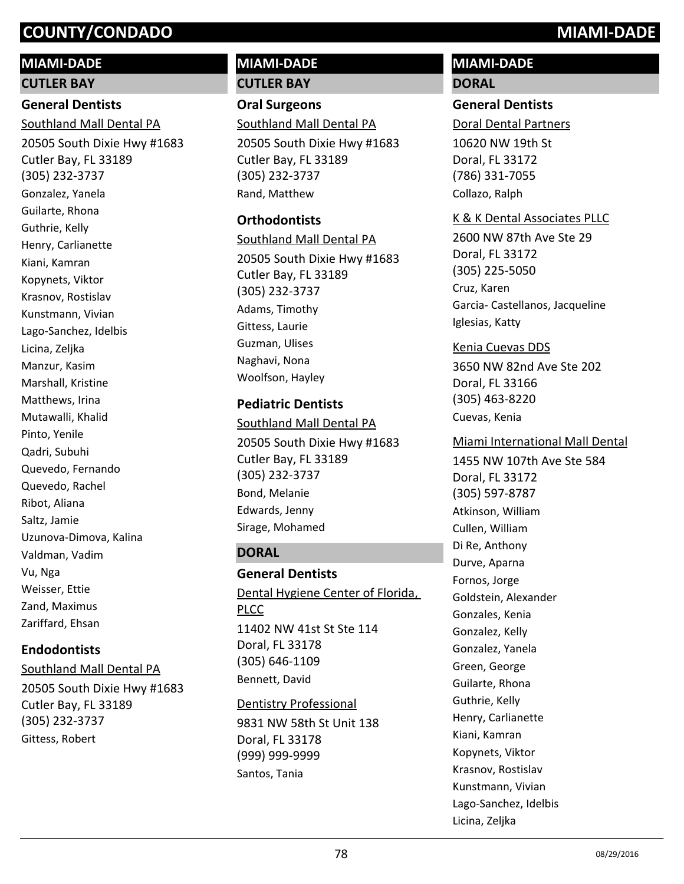## MIAMI-DADE

### CUTLER BAY

#### General Dentists

Southland Mall Dental PA

20505 South Dixie Hwy #1683
Cutler Bay, FL 33189
(305) 232-3737

Gonzalez, Yanela
Guilarte, Rhona
Guthrie, Kelly
Henry, Carlianette
Kiani, Kamran
Kopynets, Viktor
Krasnov, Rostislav
Kunstmann, Vivian
Lago-Sanchez, Idelbis
Licina, Zeljka
Manzur, Kasim
Marshall, Kristine
Matthews, Irina
Mutawalli, Khalid
Pinto, Yenile
Qadri, Subuhi
Quevedo, Fernando
Quevedo, Rachel
Ribot, Aliana
Saltz, Jamie
Uzunova-Dimova, Kalina
Valdman, Vadim
Vu, Nga
Weisser, Ettie
Zand, Maximus
Zariffard, Ehsan

#### Endodontists

Southland Mall Dental PA

20505 South Dixie Hwy #1683
Cutler Bay, FL 33189
(305) 232-3737

Gittess, Robert

## MIAMI-DADE

### CUTLER BAY

#### Oral Surgeons

Southland Mall Dental PA

20505 South Dixie Hwy #1683
Cutler Bay, FL 33189
(305) 232-3737

Rand, Matthew

#### Orthodontists

Southland Mall Dental PA

20505 South Dixie Hwy #1683
Cutler Bay, FL 33189
(305) 232-3737

Adams, Timothy
Gittess, Laurie
Guzman, Ulises
Naghavi, Nona
Woolfson, Hayley

#### Pediatric Dentists

Southland Mall Dental PA

20505 South Dixie Hwy #1683
Cutler Bay, FL 33189
(305) 232-3737

Bond, Melanie
Edwards, Jenny
Sirage, Mohamed

### DORAL

#### General Dentists

Dental Hygiene Center of Florida, PLCC

11402 NW 41st St Ste 114
Doral, FL 33178
(305) 646-1109

Bennett, David

Dentistry Professional

9831 NW 58th St Unit 138
Doral, FL 33178
(999) 999-9999

Santos, Tania

## MIAMI-DADE

### DORAL

#### General Dentists

Doral Dental Partners

10620 NW 19th St
Doral, FL 33172
(786) 331-7055

Collazo, Ralph

K & K Dental Associates PLLC

2600 NW 87th Ave Ste 29
Doral, FL 33172
(305) 225-5050

Cruz, Karen
Garcia- Castellanos, Jacqueline
Iglesias, Katty

Kenia Cuevas DDS

3650 NW 82nd Ave Ste 202
Doral, FL 33166
(305) 463-8220

Cuevas, Kenia

Miami International Mall Dental

1455 NW 107th Ave Ste 584
Doral, FL 33172
(305) 597-8787

Atkinson, William
Cullen, William
Di Re, Anthony
Durve, Aparna
Fornos, Jorge
Goldstein, Alexander
Gonzales, Kenia
Gonzalez, Kelly
Gonzalez, Yanela
Green, George
Guilarte, Rhona
Guthrie, Kelly
Henry, Carlianette
Kiani, Kamran
Kopynets, Viktor
Krasnov, Rostislav
Kunstmann, Vivian
Lago-Sanchez, Idelbis
Licina, Zeljka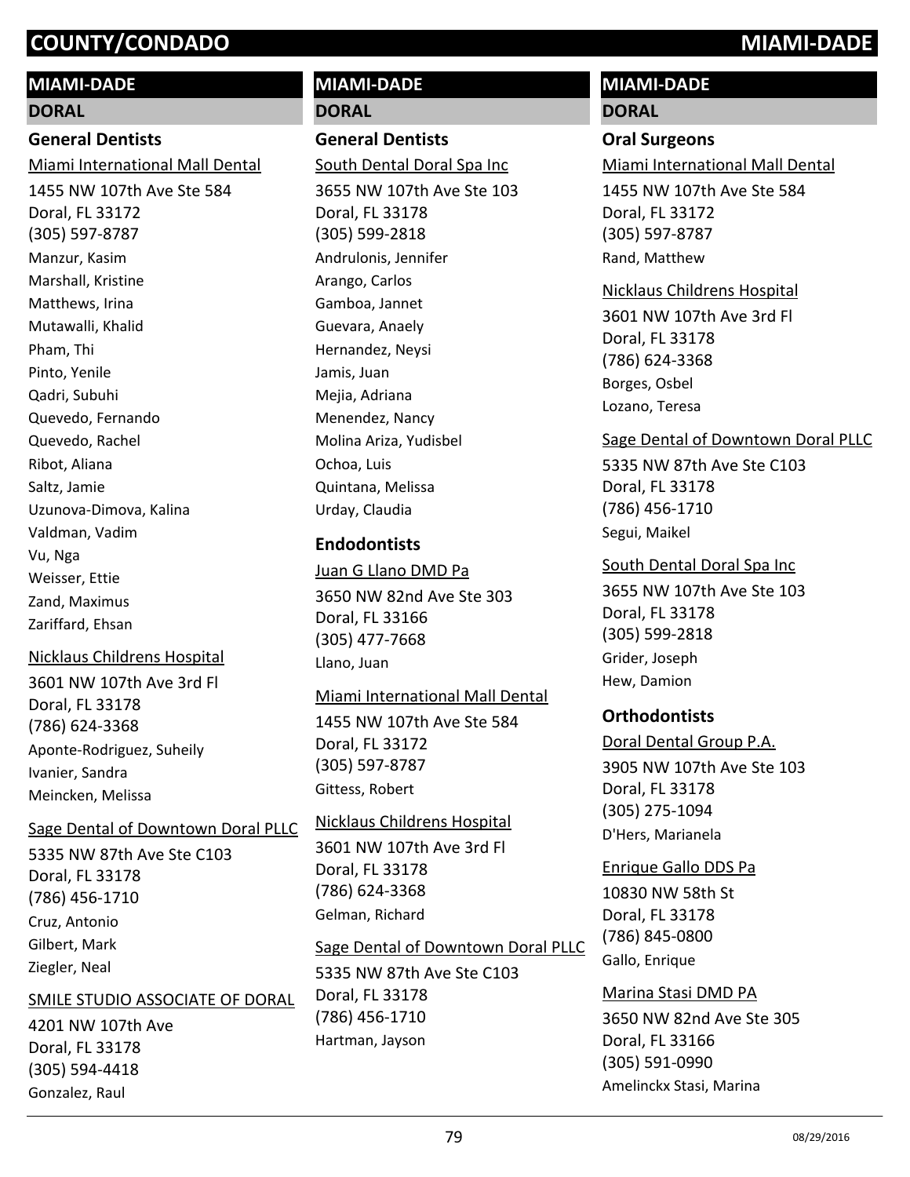## MIAMI-DADE

### DORAL

#### General Dentists

Miami International Mall Dental
1455 NW 107th Ave Ste 584
Doral, FL 33172
(305) 597-8787
Manzur, Kasim
Marshall, Kristine
Matthews, Irina
Mutawalli, Khalid
Pham, Thi
Pinto, Yenile
Qadri, Subuhi
Quevedo, Fernando
Quevedo, Rachel
Ribot, Aliana
Saltz, Jamie
Uzunova-Dimova, Kalina
Valdman, Vadim
Vu, Nga
Weisser, Ettie
Zand, Maximus
Zariffard, Ehsan

Nicklaus Childrens Hospital
3601 NW 107th Ave 3rd Fl
Doral, FL 33178
(786) 624-3368
Aponte-Rodriguez, Suheily
Ivanier, Sandra
Meincken, Melissa

Sage Dental of Downtown Doral PLLC
5335 NW 87th Ave Ste C103
Doral, FL 33178
(786) 456-1710
Cruz, Antonio
Gilbert, Mark
Ziegler, Neal

SMILE STUDIO ASSOCIATE OF DORAL
4201 NW 107th Ave
Doral, FL 33178
(305) 594-4418
Gonzalez, Raul

South Dental Doral Spa Inc
3655 NW 107th Ave Ste 103
Doral, FL 33178
(305) 599-2818
Andrulonis, Jennifer
Arango, Carlos
Gamboa, Jannet
Guevara, Anaely
Hernandez, Neysi
Jamis, Juan
Mejia, Adriana
Menendez, Nancy
Molina Ariza, Yudisbel
Ochoa, Luis
Quintana, Melissa
Urday, Claudia

#### Endodontists

Juan G Llano DMD Pa
3650 NW 82nd Ave Ste 303
Doral, FL 33166
(305) 477-7668
Llano, Juan

Miami International Mall Dental
1455 NW 107th Ave Ste 584
Doral, FL 33172
(305) 597-8787
Gittess, Robert

Nicklaus Childrens Hospital
3601 NW 107th Ave 3rd Fl
Doral, FL 33178
(786) 624-3368
Gelman, Richard

Sage Dental of Downtown Doral PLLC
5335 NW 87th Ave Ste C103
Doral, FL 33178
(786) 456-1710
Hartman, Jayson

#### Oral Surgeons

Miami International Mall Dental
1455 NW 107th Ave Ste 584
Doral, FL 33172
(305) 597-8787
Rand, Matthew

Nicklaus Childrens Hospital
3601 NW 107th Ave 3rd Fl
Doral, FL 33178
(786) 624-3368
Borges, Osbel
Lozano, Teresa

Sage Dental of Downtown Doral PLLC
5335 NW 87th Ave Ste C103
Doral, FL 33178
(786) 456-1710
Segui, Maikel

South Dental Doral Spa Inc
3655 NW 107th Ave Ste 103
Doral, FL 33178
(305) 599-2818
Grider, Joseph
Hew, Damion

#### Orthodontists

Doral Dental Group P.A.
3905 NW 107th Ave Ste 103
Doral, FL 33178
(305) 275-1094
D'Hers, Marianela

Enrique Gallo DDS Pa
10830 NW 58th St
Doral, FL 33178
(786) 845-0800
Gallo, Enrique

Marina Stasi DMD PA
3650 NW 82nd Ave Ste 305
Doral, FL 33166
(305) 591-0990
Amelinckx Stasi, Marina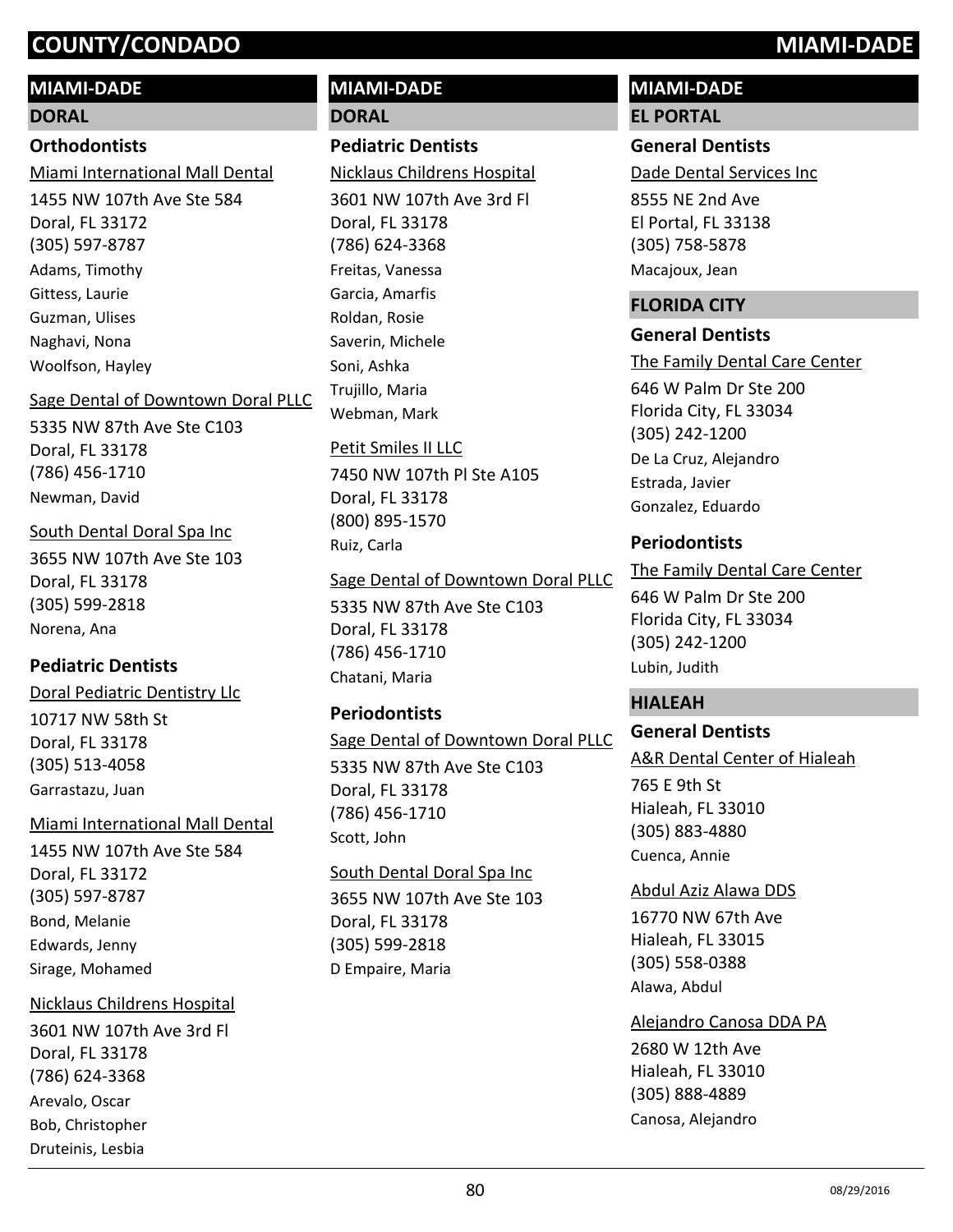## MIAMI-DADE

### DORAL

#### Orthodontists

Miami International Mall Dental
1455 NW 107th Ave Ste 584
Doral, FL 33172
(305) 597-8787
Adams, Timothy
Gittess, Laurie
Guzman, Ulises
Naghavi, Nona
Woolfson, Hayley

Sage Dental of Downtown Doral PLLC
5335 NW 87th Ave Ste C103
Doral, FL 33178
(786) 456-1710
Newman, David

South Dental Doral Spa Inc
3655 NW 107th Ave Ste 103
Doral, FL 33178
(305) 599-2818
Norena, Ana

#### Pediatric Dentists

Doral Pediatric Dentistry Llc
10717 NW 58th St
Doral, FL 33178
(305) 513-4058
Garrastazu, Juan

Miami International Mall Dental
1455 NW 107th Ave Ste 584
Doral, FL 33172
(305) 597-8787
Bond, Melanie
Edwards, Jenny
Sirage, Mohamed

Nicklaus Childrens Hospital
3601 NW 107th Ave 3rd Fl
Doral, FL 33178
(786) 624-3368
Arevalo, Oscar
Bob, Christopher
Druteinis, Lesbia
Freitas, Vanessa
Garcia, Amarfis
Roldan, Rosie
Saverin, Michele
Soni, Ashka
Trujillo, Maria
Webman, Mark

Petit Smiles II LLC
7450 NW 107th Pl Ste A105
Doral, FL 33178
(800) 895-1570
Ruiz, Carla

Sage Dental of Downtown Doral PLLC
5335 NW 87th Ave Ste C103
Doral, FL 33178
(786) 456-1710
Chatani, Maria

#### Periodontists

Sage Dental of Downtown Doral PLLC
5335 NW 87th Ave Ste C103
Doral, FL 33178
(786) 456-1710
Scott, John

South Dental Doral Spa Inc
3655 NW 107th Ave Ste 103
Doral, FL 33178
(305) 599-2818
D Empaire, Maria

### EL PORTAL

#### General Dentists

Dade Dental Services Inc
8555 NE 2nd Ave
El Portal, FL 33138
(305) 758-5878
Macajoux, Jean

### FLORIDA CITY

#### General Dentists

The Family Dental Care Center
646 W Palm Dr Ste 200
Florida City, FL 33034
(305) 242-1200
De La Cruz, Alejandro
Estrada, Javier
Gonzalez, Eduardo

#### Periodontists

The Family Dental Care Center
646 W Palm Dr Ste 200
Florida City, FL 33034
(305) 242-1200
Lubin, Judith

### HIALEAH

#### General Dentists

A&R Dental Center of Hialeah
765 E 9th St
Hialeah, FL 33010
(305) 883-4880
Cuenca, Annie

Abdul Aziz Alawa DDS
16770 NW 67th Ave
Hialeah, FL 33015
(305) 558-0388
Alawa, Abdul

Alejandro Canosa DDA PA
2680 W 12th Ave
Hialeah, FL 33010
(305) 888-4889
Canosa, Alejandro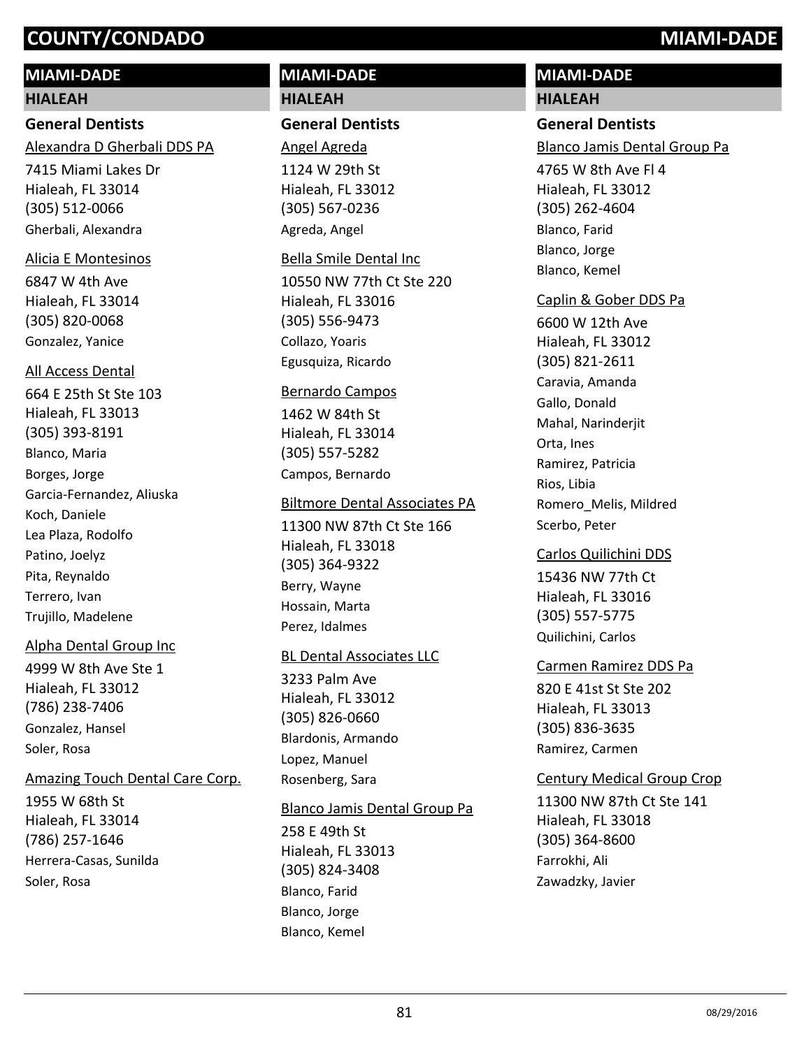# COUNTY/CONDADO MIAMI-DADE

## MIAMI-DADE

### HIALEAH

#### General Dentists

Alexandra D Gherbali DDS PA
7415 Miami Lakes Dr
Hialeah, FL 33014
(305) 512-0066
Gherbali, Alexandra

Alicia E Montesinos
6847 W 4th Ave
Hialeah, FL 33014
(305) 820-0068
Gonzalez, Yanice

All Access Dental
664 E 25th St Ste 103
Hialeah, FL 33013
(305) 393-8191
Blanco, Maria
Borges, Jorge
Garcia-Fernandez, Aliuska
Koch, Daniele
Lea Plaza, Rodolfo
Patino, Joelyz
Pita, Reynaldo
Terrero, Ivan
Trujillo, Madelene

Alpha Dental Group Inc
4999 W 8th Ave Ste 1
Hialeah, FL 33012
(786) 238-7406
Gonzalez, Hansel
Soler, Rosa

Amazing Touch Dental Care Corp.
1955 W 68th St
Hialeah, FL 33014
(786) 257-1646
Herrera-Casas, Sunilda
Soler, Rosa

Angel Agreda
1124 W 29th St
Hialeah, FL 33012
(305) 567-0236
Agreda, Angel

Bella Smile Dental Inc
10550 NW 77th Ct Ste 220
Hialeah, FL 33016
(305) 556-9473
Collazo, Yoaris
Egusquiza, Ricardo

Bernardo Campos
1462 W 84th St
Hialeah, FL 33014
(305) 557-5282
Campos, Bernardo

Biltmore Dental Associates PA
11300 NW 87th Ct Ste 166
Hialeah, FL 33018
(305) 364-9322
Berry, Wayne
Hossain, Marta
Perez, Idalmes

BL Dental Associates LLC
3233 Palm Ave
Hialeah, FL 33012
(305) 826-0660
Blardonis, Armando
Lopez, Manuel
Rosenberg, Sara

Blanco Jamis Dental Group Pa
258 E 49th St
Hialeah, FL 33013
(305) 824-3408
Blanco, Farid
Blanco, Jorge
Blanco, Kemel

Blanco Jamis Dental Group Pa
4765 W 8th Ave Fl 4
Hialeah, FL 33012
(305) 262-4604
Blanco, Farid
Blanco, Jorge
Blanco, Kemel

Caplin & Gober DDS Pa
6600 W 12th Ave
Hialeah, FL 33012
(305) 821-2611
Caravia, Amanda
Gallo, Donald
Mahal, Narinderjit
Orta, Ines
Ramirez, Patricia
Rios, Libia
Romero_Melis, Mildred
Scerbo, Peter

Carlos Quilichini DDS
15436 NW 77th Ct
Hialeah, FL 33016
(305) 557-5775
Quilichini, Carlos

Carmen Ramirez DDS Pa
820 E 41st St Ste 202
Hialeah, FL 33013
(305) 836-3635
Ramirez, Carmen

Century Medical Group Crop
11300 NW 87th Ct Ste 141
Hialeah, FL 33018
(305) 364-8600
Farrokhi, Ali
Zawadzky, Javier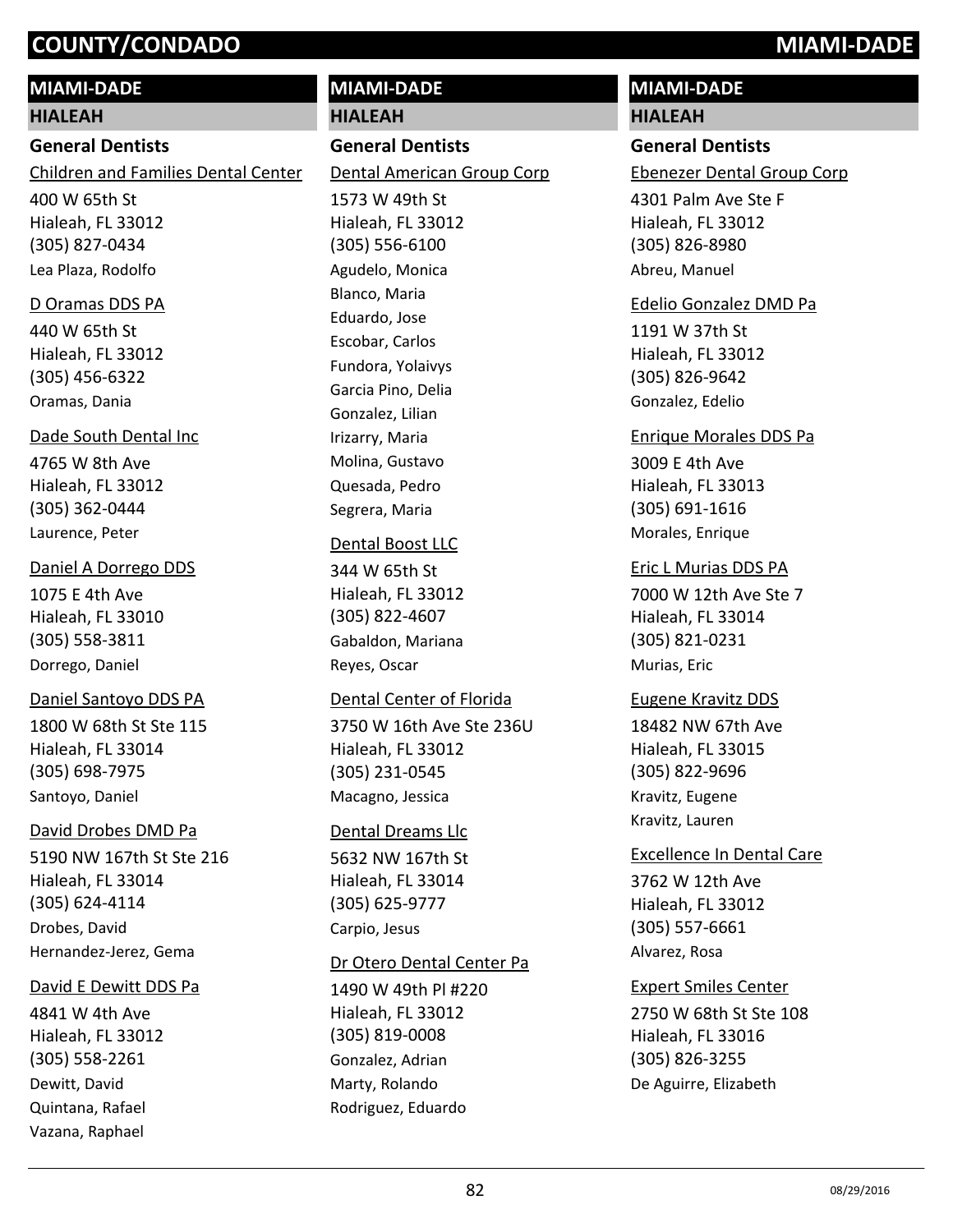## MIAMI-DADE

### HIALEAH

#### General Dentists

Children and Families Dental Center
400 W 65th St
Hialeah, FL 33012
(305) 827-0434
Lea Plaza, Rodolfo

D Oramas DDS PA
440 W 65th St
Hialeah, FL 33012
(305) 456-6322
Oramas, Dania

Dade South Dental Inc
4765 W 8th Ave
Hialeah, FL 33012
(305) 362-0444
Laurence, Peter

Daniel A Dorrego DDS
1075 E 4th Ave
Hialeah, FL 33010
(305) 558-3811
Dorrego, Daniel

Daniel Santoyo DDS PA
1800 W 68th St Ste 115
Hialeah, FL 33014
(305) 698-7975
Santoyo, Daniel

David Drobes DMD Pa
5190 NW 167th St Ste 216
Hialeah, FL 33014
(305) 624-4114
Drobes, David
Hernandez-Jerez, Gema

David E Dewitt DDS Pa
4841 W 4th Ave
Hialeah, FL 33012
(305) 558-2261
Dewitt, David
Quintana, Rafael
Vazana, Raphael

Dental American Group Corp
1573 W 49th St
Hialeah, FL 33012
(305) 556-6100
Agudelo, Monica
Blanco, Maria
Eduardo, Jose
Escobar, Carlos
Fundora, Yolaivys
Garcia Pino, Delia
Gonzalez, Lilian
Irizarry, Maria
Molina, Gustavo
Quesada, Pedro
Segrera, Maria

Dental Boost LLC
344 W 65th St
Hialeah, FL 33012
(305) 822-4607
Gabaldon, Mariana
Reyes, Oscar

Dental Center of Florida
3750 W 16th Ave Ste 236U
Hialeah, FL 33012
(305) 231-0545
Macagno, Jessica

Dental Dreams Llc
5632 NW 167th St
Hialeah, FL 33014
(305) 625-9777
Carpio, Jesus

Dr Otero Dental Center Pa
1490 W 49th Pl #220
Hialeah, FL 33012
(305) 819-0008
Gonzalez, Adrian
Marty, Rolando
Rodriguez, Eduardo

Ebenezer Dental Group Corp
4301 Palm Ave Ste F
Hialeah, FL 33012
(305) 826-8980
Abreu, Manuel

Edelio Gonzalez DMD Pa
1191 W 37th St
Hialeah, FL 33012
(305) 826-9642
Gonzalez, Edelio

Enrique Morales DDS Pa
3009 E 4th Ave
Hialeah, FL 33013
(305) 691-1616
Morales, Enrique

Eric L Murias DDS PA
7000 W 12th Ave Ste 7
Hialeah, FL 33014
(305) 821-0231
Murias, Eric

Eugene Kravitz DDS
18482 NW 67th Ave
Hialeah, FL 33015
(305) 822-9696
Kravitz, Eugene
Kravitz, Lauren

Excellence In Dental Care
3762 W 12th Ave
Hialeah, FL 33012
(305) 557-6661
Alvarez, Rosa

Expert Smiles Center
2750 W 68th St Ste 108
Hialeah, FL 33016
(305) 826-3255
De Aguirre, Elizabeth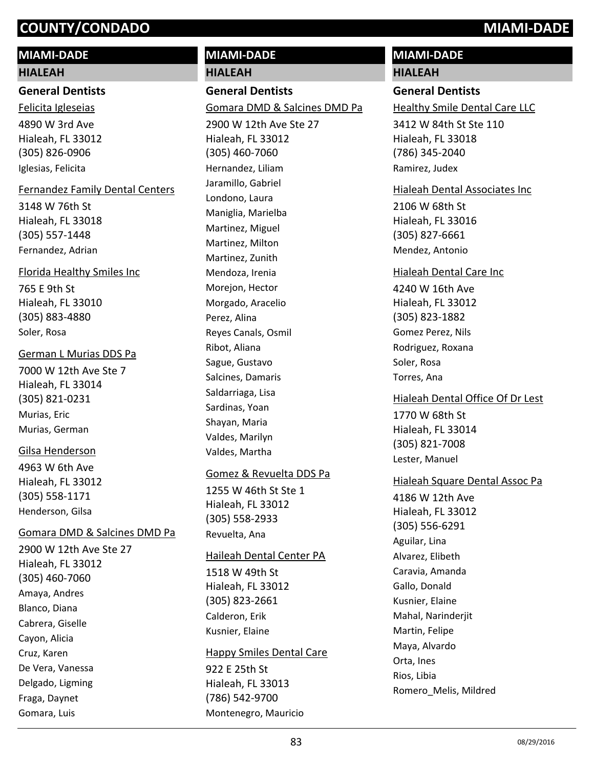## MIAMI-DADE

### HIALEAH

#### General Dentists

Felicita Igleseias
4890 W 3rd Ave
Hialeah, FL 33012
(305) 826-0906
Iglesias, Felicita

Fernandez Family Dental Centers
3148 W 76th St
Hialeah, FL 33018
(305) 557-1448
Fernandez, Adrian

Florida Healthy Smiles Inc
765 E 9th St
Hialeah, FL 33010
(305) 883-4880
Soler, Rosa

German L Murias DDS Pa
7000 W 12th Ave Ste 7
Hialeah, FL 33014
(305) 821-0231
Murias, Eric
Murias, German

Gilsa Henderson
4963 W 6th Ave
Hialeah, FL 33012
(305) 558-1171
Henderson, Gilsa

Gomara DMD & Salcines DMD Pa
2900 W 12th Ave Ste 27
Hialeah, FL 33012
(305) 460-7060
Amaya, Andres
Blanco, Diana
Cabrera, Giselle
Cayon, Alicia
Cruz, Karen
De Vera, Vanessa
Delgado, Ligming
Fraga, Daynet
Gomara, Luis

## MIAMI-DADE

### HIALEAH

#### General Dentists

Gomara DMD & Salcines DMD Pa
2900 W 12th Ave Ste 27
Hialeah, FL 33012
(305) 460-7060
Hernandez, Liliam
Jaramillo, Gabriel
Londono, Laura
Maniglia, Marielba
Martinez, Miguel
Martinez, Milton
Martinez, Zunith
Mendoza, Irenia
Morejon, Hector
Morgado, Aracelio
Perez, Alina
Reyes Canals, Osmil
Ribot, Aliana
Sague, Gustavo
Salcines, Damaris
Saldarriaga, Lisa
Sardinas, Yoan
Shayan, Maria
Valdes, Marilyn
Valdes, Martha

Gomez & Revuelta DDS Pa
1255 W 46th St Ste 1
Hialeah, FL 33012
(305) 558-2933
Revuelta, Ana

Haileah Dental Center PA
1518 W 49th St
Hialeah, FL 33012
(305) 823-2661
Calderon, Erik
Kusnier, Elaine

Happy Smiles Dental Care
922 E 25th St
Hialeah, FL 33013
(786) 542-9700
Montenegro, Mauricio

## MIAMI-DADE

### HIALEAH

#### General Dentists

Healthy Smile Dental Care LLC
3412 W 84th St Ste 110
Hialeah, FL 33018
(786) 345-2040
Ramirez, Judex

Hialeah Dental Associates Inc
2106 W 68th St
Hialeah, FL 33016
(305) 827-6661
Mendez, Antonio

Hialeah Dental Care Inc
4240 W 16th Ave
Hialeah, FL 33012
(305) 823-1882
Gomez Perez, Nils
Rodriguez, Roxana
Soler, Rosa
Torres, Ana

Hialeah Dental Office Of Dr Lest
1770 W 68th St
Hialeah, FL 33014
(305) 821-7008
Lester, Manuel

Hialeah Square Dental Assoc Pa
4186 W 12th Ave
Hialeah, FL 33012
(305) 556-6291
Aguilar, Lina
Alvarez, Elibeth
Caravia, Amanda
Gallo, Donald
Kusnier, Elaine
Mahal, Narinderjit
Martin, Felipe
Maya, Alvardo
Orta, Ines
Rios, Libia
Romero_Melis, Mildred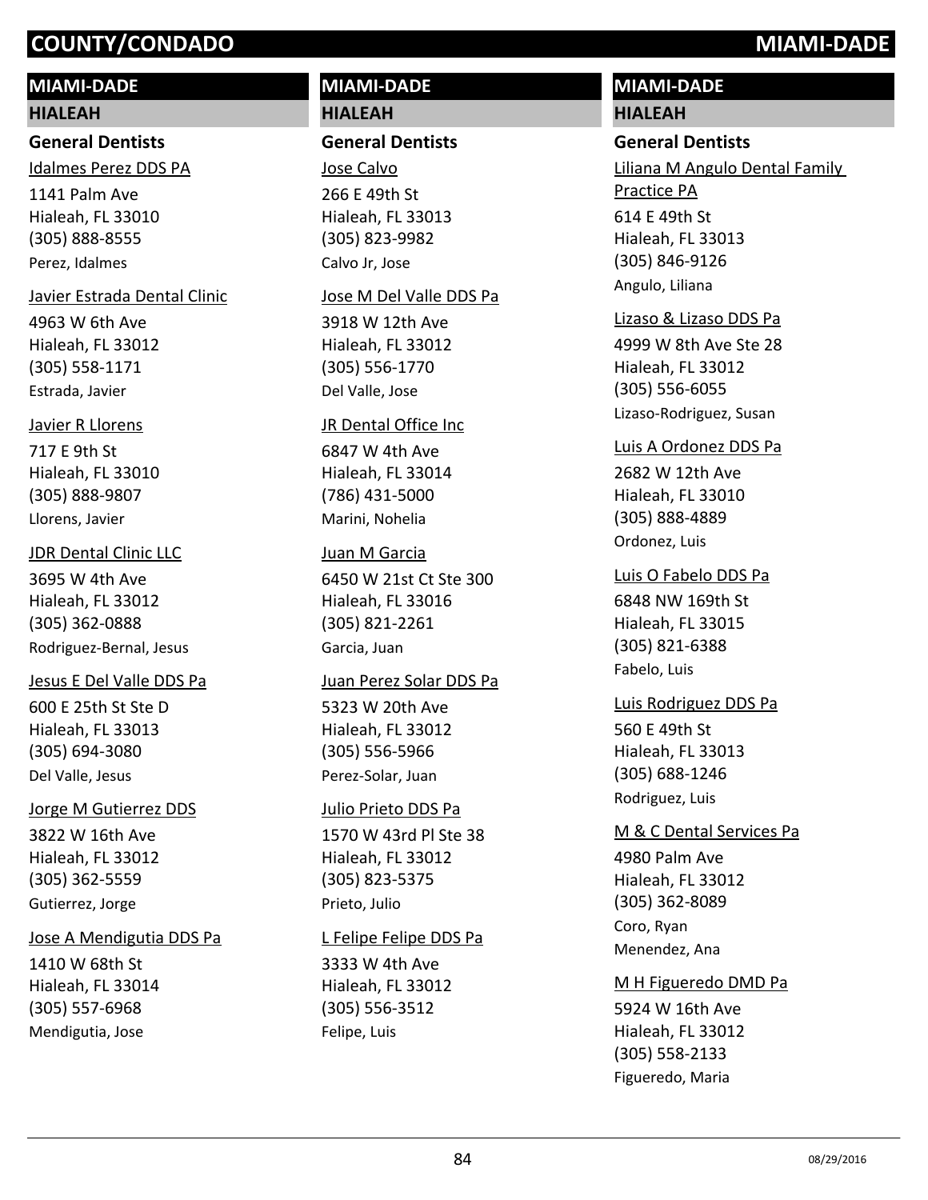# COUNTY/CONDADO MIAMI-DADE

## MIAMI-DADE

### HIALEAH

#### General Dentists

Idalmes Perez DDS PA
1141 Palm Ave
Hialeah, FL 33010
(305) 888-8555
Perez, Idalmes

Javier Estrada Dental Clinic
4963 W 6th Ave
Hialeah, FL 33012
(305) 558-1171
Estrada, Javier

Javier R Llorens
717 E 9th St
Hialeah, FL 33010
(305) 888-9807
Llorens, Javier

JDR Dental Clinic LLC
3695 W 4th Ave
Hialeah, FL 33012
(305) 362-0888
Rodriguez-Bernal, Jesus

Jesus E Del Valle DDS Pa
600 E 25th St Ste D
Hialeah, FL 33013
(305) 694-3080
Del Valle, Jesus

Jorge M Gutierrez DDS
3822 W 16th Ave
Hialeah, FL 33012
(305) 362-5559
Gutierrez, Jorge

Jose A Mendigutia DDS Pa
1410 W 68th St
Hialeah, FL 33014
(305) 557-6968
Mendigutia, Jose

Jose Calvo
266 E 49th St
Hialeah, FL 33013
(305) 823-9982
Calvo Jr, Jose

Jose M Del Valle DDS Pa
3918 W 12th Ave
Hialeah, FL 33012
(305) 556-1770
Del Valle, Jose

JR Dental Office Inc
6847 W 4th Ave
Hialeah, FL 33014
(786) 431-5000
Marini, Nohelia

Juan M Garcia
6450 W 21st Ct Ste 300
Hialeah, FL 33016
(305) 821-2261
Garcia, Juan

Juan Perez Solar DDS Pa
5323 W 20th Ave
Hialeah, FL 33012
(305) 556-5966
Perez-Solar, Juan

Julio Prieto DDS Pa
1570 W 43rd Pl Ste 38
Hialeah, FL 33012
(305) 823-5375
Prieto, Julio

L Felipe Felipe DDS Pa
3333 W 4th Ave
Hialeah, FL 33012
(305) 556-3512
Felipe, Luis

Liliana M Angulo Dental Family Practice PA
614 E 49th St
Hialeah, FL 33013
(305) 846-9126
Angulo, Liliana

Lizaso & Lizaso DDS Pa
4999 W 8th Ave Ste 28
Hialeah, FL 33012
(305) 556-6055
Lizaso-Rodriguez, Susan

Luis A Ordonez DDS Pa
2682 W 12th Ave
Hialeah, FL 33010
(305) 888-4889
Ordonez, Luis

Luis O Fabelo DDS Pa
6848 NW 169th St
Hialeah, FL 33015
(305) 821-6388
Fabelo, Luis

Luis Rodriguez DDS Pa
560 E 49th St
Hialeah, FL 33013
(305) 688-1246
Rodriguez, Luis

M & C Dental Services Pa
4980 Palm Ave
Hialeah, FL 33012
(305) 362-8089
Coro, Ryan
Menendez, Ana

M H Figueredo DMD Pa
5924 W 16th Ave
Hialeah, FL 33012
(305) 558-2133
Figueredo, Maria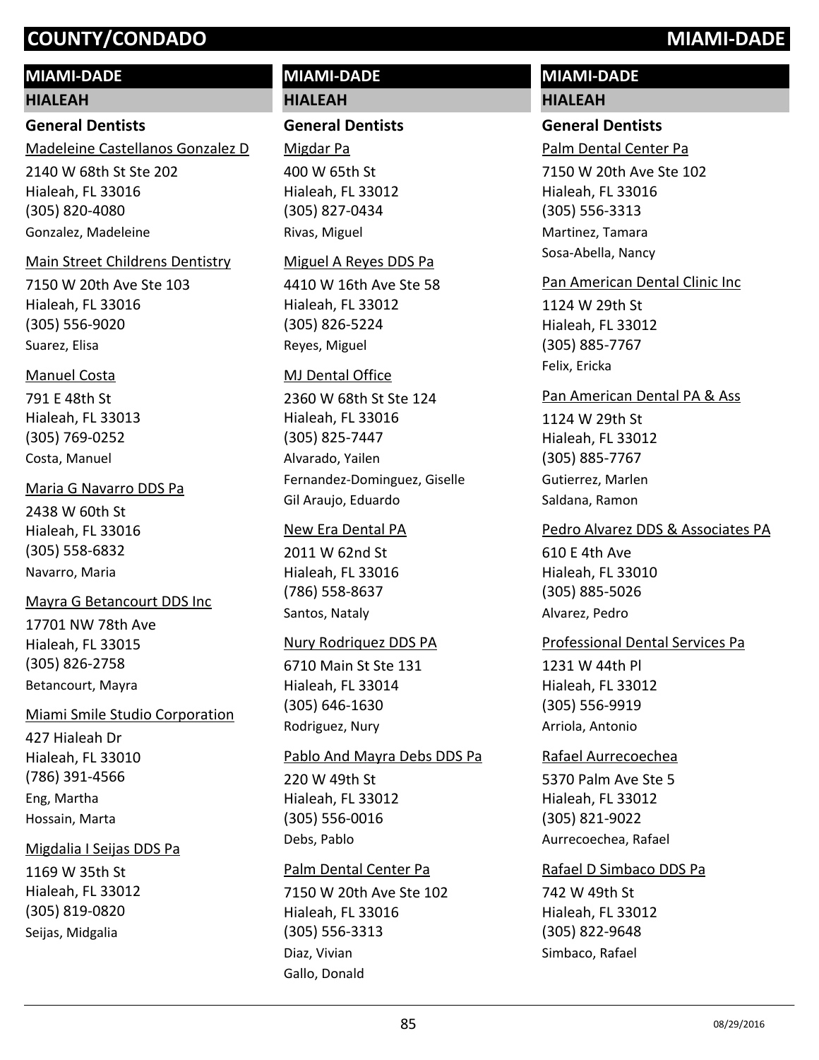## MIAMI-DADE

### HIALEAH

#### General Dentists

Madeleine Castellanos Gonzalez D
2140 W 68th St Ste 202
Hialeah, FL 33016
(305) 820-4080
Gonzalez, Madeleine

Main Street Childrens Dentistry
7150 W 20th Ave Ste 103
Hialeah, FL 33016
(305) 556-9020
Suarez, Elisa

Manuel Costa
791 E 48th St
Hialeah, FL 33013
(305) 769-0252
Costa, Manuel

Maria G Navarro DDS Pa
2438 W 60th St
Hialeah, FL 33016
(305) 558-6832
Navarro, Maria

Mayra G Betancourt DDS Inc
17701 NW 78th Ave
Hialeah, FL 33015
(305) 826-2758
Betancourt, Mayra

Miami Smile Studio Corporation
427 Hialeah Dr
Hialeah, FL 33010
(786) 391-4566
Eng, Martha
Hossain, Marta

Migdalia I Seijas DDS Pa
1169 W 35th St
Hialeah, FL 33012
(305) 819-0820
Seijas, Midgalia

Migdar Pa
400 W 65th St
Hialeah, FL 33012
(305) 827-0434
Rivas, Miguel

Miguel A Reyes DDS Pa
4410 W 16th Ave Ste 58
Hialeah, FL 33012
(305) 826-5224
Reyes, Miguel

MJ Dental Office
2360 W 68th St Ste 124
Hialeah, FL 33016
(305) 825-7447
Alvarado, Yailen
Fernandez-Dominguez, Giselle
Gil Araujo, Eduardo

New Era Dental PA
2011 W 62nd St
Hialeah, FL 33016
(786) 558-8637
Santos, Nataly

Nury Rodriquez DDS PA
6710 Main St Ste 131
Hialeah, FL 33014
(305) 646-1630
Rodriguez, Nury

Pablo And Mayra Debs DDS Pa
220 W 49th St
Hialeah, FL 33012
(305) 556-0016
Debs, Pablo

Palm Dental Center Pa
7150 W 20th Ave Ste 102
Hialeah, FL 33016
(305) 556-3313
Diaz, Vivian
Gallo, Donald

Palm Dental Center Pa
7150 W 20th Ave Ste 102
Hialeah, FL 33016
(305) 556-3313
Martinez, Tamara
Sosa-Abella, Nancy

Pan American Dental Clinic Inc
1124 W 29th St
Hialeah, FL 33012
(305) 885-7767
Felix, Ericka

Pan American Dental PA & Ass
1124 W 29th St
Hialeah, FL 33012
(305) 885-7767
Gutierrez, Marlen
Saldana, Ramon

Pedro Alvarez DDS & Associates PA
610 E 4th Ave
Hialeah, FL 33010
(305) 885-5026
Alvarez, Pedro

Professional Dental Services Pa
1231 W 44th Pl
Hialeah, FL 33012
(305) 556-9919
Arriola, Antonio

Rafael Aurrecoechea
5370 Palm Ave Ste 5
Hialeah, FL 33012
(305) 821-9022
Aurrecoechea, Rafael

Rafael D Simbaco DDS Pa
742 W 49th St
Hialeah, FL 33012
(305) 822-9648
Simbaco, Rafael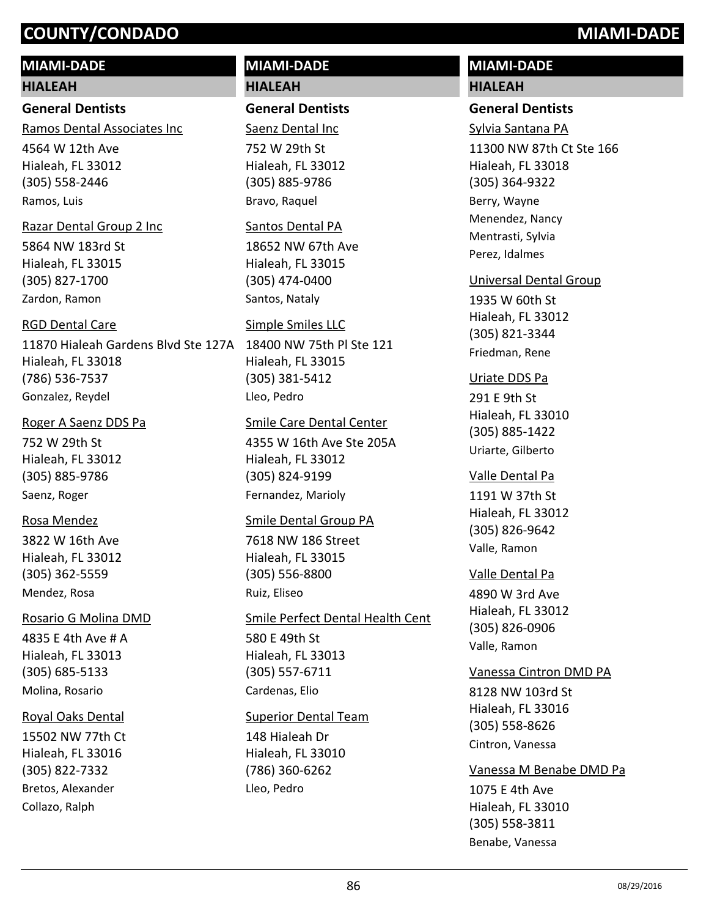## MIAMI-DADE

### HIALEAH

#### General Dentists

Ramos Dental Associates Inc
4564 W 12th Ave
Hialeah, FL 33012
(305) 558-2446
Ramos, Luis

Razar Dental Group 2 Inc
5864 NW 183rd St
Hialeah, FL 33015
(305) 827-1700
Zardon, Ramon

RGD Dental Care
11870 Hialeah Gardens Blvd Ste 127A
Hialeah, FL 33018
(786) 536-7537
Gonzalez, Reydel

Roger A Saenz DDS Pa
752 W 29th St
Hialeah, FL 33012
(305) 885-9786
Saenz, Roger

Rosa Mendez
3822 W 16th Ave
Hialeah, FL 33012
(305) 362-5559
Mendez, Rosa

Rosario G Molina DMD
4835 E 4th Ave # A
Hialeah, FL 33013
(305) 685-5133
Molina, Rosario

Royal Oaks Dental
15502 NW 77th Ct
Hialeah, FL 33016
(305) 822-7332
Bretos, Alexander
Collazo, Ralph

Saenz Dental Inc
752 W 29th St
Hialeah, FL 33012
(305) 885-9786
Bravo, Raquel

Santos Dental PA
18652 NW 67th Ave
Hialeah, FL 33015
(305) 474-0400
Santos, Nataly

Simple Smiles LLC
18400 NW 75th Pl Ste 121
Hialeah, FL 33015
(305) 381-5412
Lleo, Pedro

Smile Care Dental Center
4355 W 16th Ave Ste 205A
Hialeah, FL 33012
(305) 824-9199
Fernandez, Marioly

Smile Dental Group PA
7618 NW 186 Street
Hialeah, FL 33015
(305) 556-8800
Ruiz, Eliseo

Smile Perfect Dental Health Cent
580 E 49th St
Hialeah, FL 33013
(305) 557-6711
Cardenas, Elio

Superior Dental Team
148 Hialeah Dr
Hialeah, FL 33010
(786) 360-6262
Lleo, Pedro

Sylvia Santana PA
11300 NW 87th Ct Ste 166
Hialeah, FL 33018
(305) 364-9322
Berry, Wayne
Menendez, Nancy
Mentrasti, Sylvia
Perez, Idalmes

Universal Dental Group
1935 W 60th St
Hialeah, FL 33012
(305) 821-3344
Friedman, Rene

Uriate DDS Pa
291 E 9th St
Hialeah, FL 33010
(305) 885-1422
Uriarte, Gilberto

Valle Dental Pa
1191 W 37th St
Hialeah, FL 33012
(305) 826-9642
Valle, Ramon

Valle Dental Pa
4890 W 3rd Ave
Hialeah, FL 33012
(305) 826-0906
Valle, Ramon

Vanessa Cintron DMD PA
8128 NW 103rd St
Hialeah, FL 33016
(305) 558-8626
Cintron, Vanessa

Vanessa M Benabe DMD Pa
1075 E 4th Ave
Hialeah, FL 33010
(305) 558-3811
Benabe, Vanessa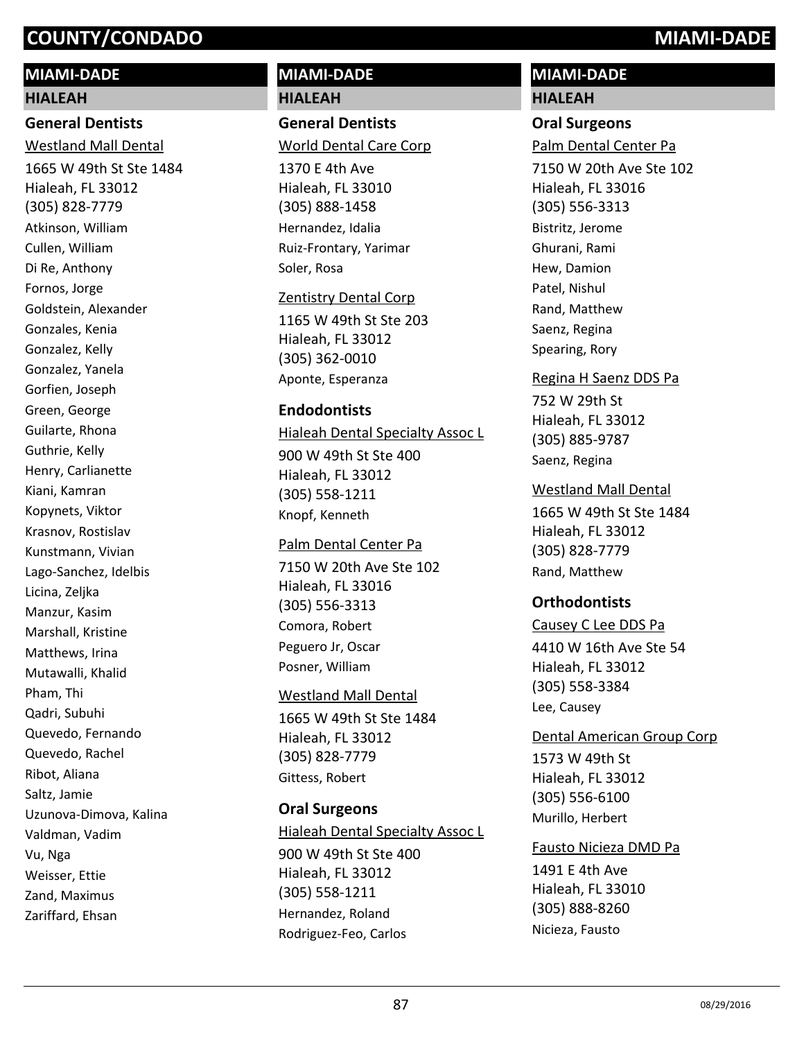# COUNTY/CONDADO MIAMI-DADE

## MIAMI-DADE

### HIALEAH

#### General Dentists

Westland Mall Dental
1665 W 49th St Ste 1484
Hialeah, FL 33012
(305) 828-7779
Atkinson, William
Cullen, William
Di Re, Anthony
Fornos, Jorge
Goldstein, Alexander
Gonzales, Kenia
Gonzalez, Kelly
Gonzalez, Yanela
Gorfien, Joseph
Green, George
Guilarte, Rhona
Guthrie, Kelly
Henry, Carlianette
Kiani, Kamran
Kopynets, Viktor
Krasnov, Rostislav
Kunstmann, Vivian
Lago-Sanchez, Idelbis
Licina, Zeljka
Manzur, Kasim
Marshall, Kristine
Matthews, Irina
Mutawalli, Khalid
Pham, Thi
Qadri, Subuhi
Quevedo, Fernando
Quevedo, Rachel
Ribot, Aliana
Saltz, Jamie
Uzunova-Dimova, Kalina
Valdman, Vadim
Vu, Nga
Weisser, Ettie
Zand, Maximus
Zariffard, Ehsan

World Dental Care Corp
1370 E 4th Ave
Hialeah, FL 33010
(305) 888-1458
Hernandez, Idalia
Ruiz-Frontary, Yarimar
Soler, Rosa

Zentistry Dental Corp
1165 W 49th St Ste 203
Hialeah, FL 33012
(305) 362-0010
Aponte, Esperanza

#### Endodontists

Hialeah Dental Specialty Assoc L
900 W 49th St Ste 400
Hialeah, FL 33012
(305) 558-1211
Knopf, Kenneth

Palm Dental Center Pa
7150 W 20th Ave Ste 102
Hialeah, FL 33016
(305) 556-3313
Comora, Robert
Peguero Jr, Oscar
Posner, William

Westland Mall Dental
1665 W 49th St Ste 1484
Hialeah, FL 33012
(305) 828-7779
Gittess, Robert

#### Oral Surgeons

Hialeah Dental Specialty Assoc L
900 W 49th St Ste 400
Hialeah, FL 33012
(305) 558-1211
Hernandez, Roland
Rodriguez-Feo, Carlos

Palm Dental Center Pa
7150 W 20th Ave Ste 102
Hialeah, FL 33016
(305) 556-3313
Bistritz, Jerome
Ghurani, Rami
Hew, Damion
Patel, Nishul
Rand, Matthew
Saenz, Regina
Spearing, Rory

Regina H Saenz DDS Pa
752 W 29th St
Hialeah, FL 33012
(305) 885-9787
Saenz, Regina

Westland Mall Dental
1665 W 49th St Ste 1484
Hialeah, FL 33012
(305) 828-7779
Rand, Matthew

#### Orthodontists

Causey C Lee DDS Pa
4410 W 16th Ave Ste 54
Hialeah, FL 33012
(305) 558-3384
Lee, Causey

Dental American Group Corp
1573 W 49th St
Hialeah, FL 33012
(305) 556-6100
Murillo, Herbert

Fausto Nicieza DMD Pa
1491 E 4th Ave
Hialeah, FL 33010
(305) 888-8260
Nicieza, Fausto

08/29/2016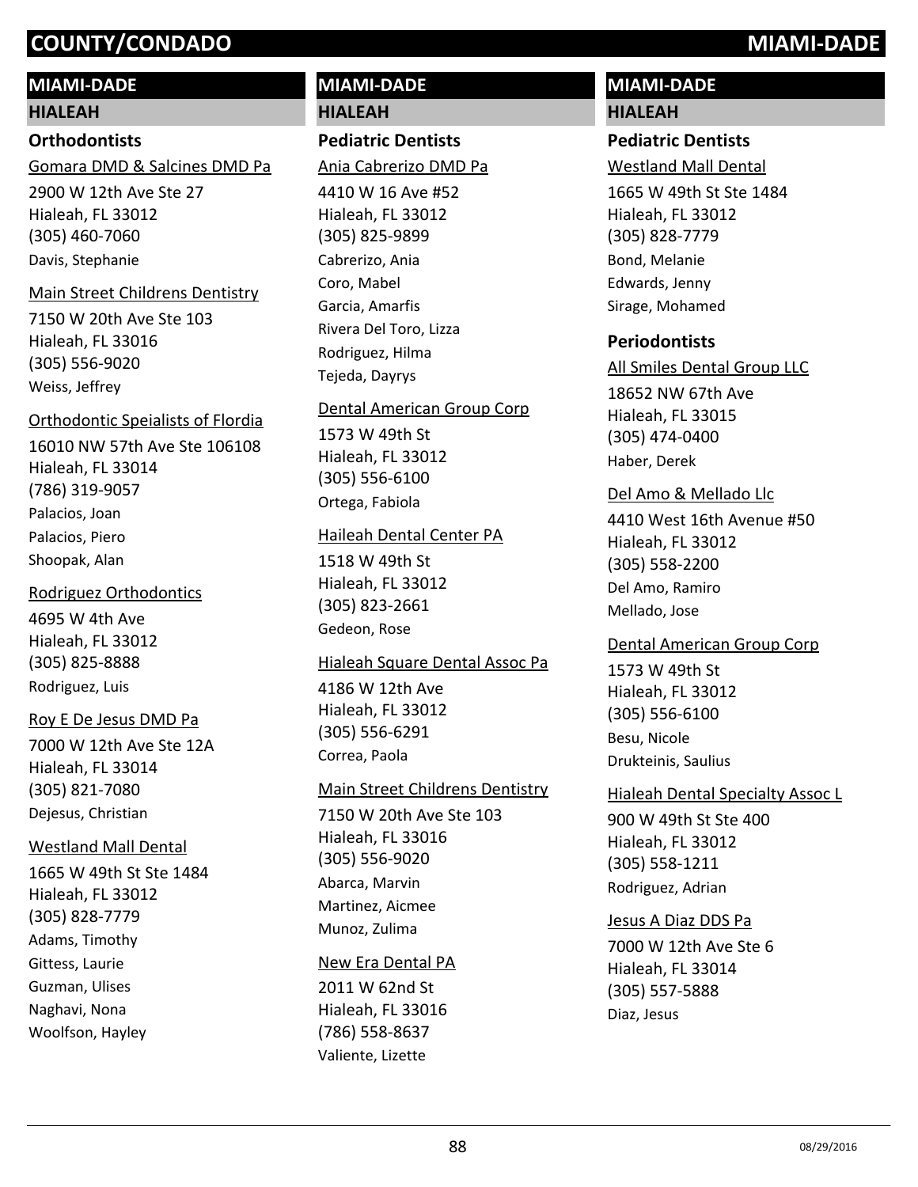# COUNTY/CONDADO MIAMI-DADE

## MIAMI-DADE

### HIALEAH

#### Orthodontists

Gomara DMD & Salcines DMD Pa
2900 W 12th Ave Ste 27
Hialeah, FL 33012
(305) 460-7060
Davis, Stephanie

Main Street Childrens Dentistry
7150 W 20th Ave Ste 103
Hialeah, FL 33016
(305) 556-9020
Weiss, Jeffrey

Orthodontic Speialists of Flordia
16010 NW 57th Ave Ste 106108
Hialeah, FL 33014
(786) 319-9057
Palacios, Joan
Palacios, Piero
Shoopak, Alan

Rodriguez Orthodontics
4695 W 4th Ave
Hialeah, FL 33012
(305) 825-8888
Rodriguez, Luis

Roy E De Jesus DMD Pa
7000 W 12th Ave Ste 12A
Hialeah, FL 33014
(305) 821-7080
Dejesus, Christian

Westland Mall Dental
1665 W 49th St Ste 1484
Hialeah, FL 33012
(305) 828-7779
Adams, Timothy
Gittess, Laurie
Guzman, Ulises
Naghavi, Nona
Woolfson, Hayley

## MIAMI-DADE

### HIALEAH

#### Pediatric Dentists

Ania Cabrerizo DMD Pa
4410 W 16 Ave #52
Hialeah, FL 33012
(305) 825-9899
Cabrerizo, Ania
Coro, Mabel
Garcia, Amarfis
Rivera Del Toro, Lizza
Rodriguez, Hilma
Tejeda, Dayrys

Dental American Group Corp
1573 W 49th St
Hialeah, FL 33012
(305) 556-6100
Ortega, Fabiola

Haileah Dental Center PA
1518 W 49th St
Hialeah, FL 33012
(305) 823-2661
Gedeon, Rose

Hialeah Square Dental Assoc Pa
4186 W 12th Ave
Hialeah, FL 33012
(305) 556-6291
Correa, Paola

Main Street Childrens Dentistry
7150 W 20th Ave Ste 103
Hialeah, FL 33016
(305) 556-9020
Abarca, Marvin
Martinez, Aicmee
Munoz, Zulima

New Era Dental PA
2011 W 62nd St
Hialeah, FL 33016
(786) 558-8637
Valiente, Lizette

## MIAMI-DADE

### HIALEAH

#### Pediatric Dentists

Westland Mall Dental
1665 W 49th St Ste 1484
Hialeah, FL 33012
(305) 828-7779
Bond, Melanie
Edwards, Jenny
Sirage, Mohamed

#### Periodontists

All Smiles Dental Group LLC
18652 NW 67th Ave
Hialeah, FL 33015
(305) 474-0400
Haber, Derek

Del Amo & Mellado Llc
4410 West 16th Avenue #50
Hialeah, FL 33012
(305) 558-2200
Del Amo, Ramiro
Mellado, Jose

Dental American Group Corp
1573 W 49th St
Hialeah, FL 33012
(305) 556-6100
Besu, Nicole
Drukteinis, Saulius

Hialeah Dental Specialty Assoc L
900 W 49th St Ste 400
Hialeah, FL 33012
(305) 558-1211
Rodriguez, Adrian

Jesus A Diaz DDS Pa
7000 W 12th Ave Ste 6
Hialeah, FL 33014
(305) 557-5888
Diaz, Jesus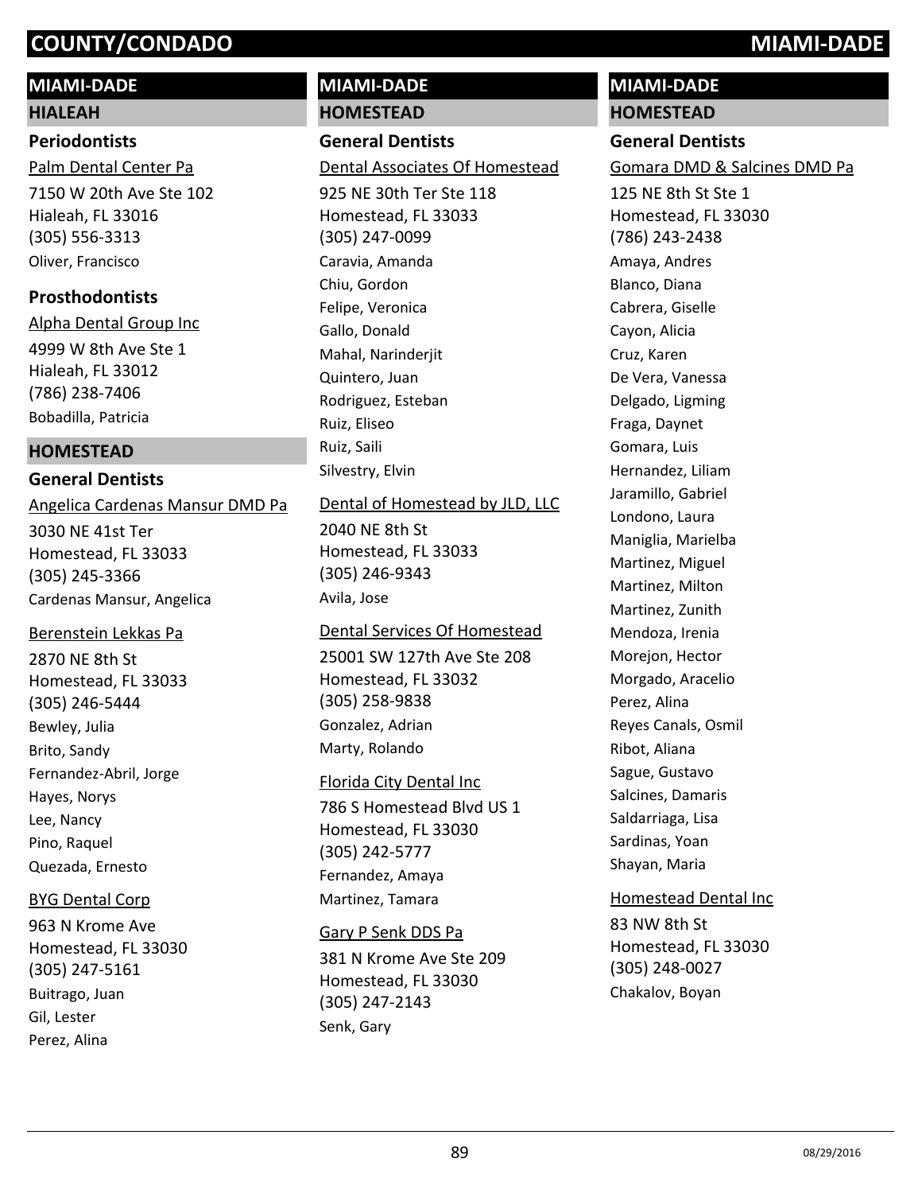# COUNTY/CONDADO — MIAMI-DADE

## MIAMI-DADE

### HIALEAH

#### Periodontists

Palm Dental Center Pa
7150 W 20th Ave Ste 102
Hialeah, FL 33016
(305) 556-3313
Oliver, Francisco

#### Prosthodontists

Alpha Dental Group Inc
4999 W 8th Ave Ste 1
Hialeah, FL 33012
(786) 238-7406
Bobadilla, Patricia

### HOMESTEAD

#### General Dentists

Angelica Cardenas Mansur DMD Pa
3030 NE 41st Ter
Homestead, FL 33033
(305) 245-3366
Cardenas Mansur, Angelica

Berenstein Lekkas Pa
2870 NE 8th St
Homestead, FL 33033
(305) 246-5444
Bewley, Julia
Brito, Sandy
Fernandez-Abril, Jorge
Hayes, Norys
Lee, Nancy
Pino, Raquel
Quezada, Ernesto

BYG Dental Corp
963 N Krome Ave
Homestead, FL 33030
(305) 247-5161
Buitrago, Juan
Gil, Lester
Perez, Alina

## MIAMI-DADE

### HOMESTEAD

#### General Dentists

Dental Associates Of Homestead
925 NE 30th Ter Ste 118
Homestead, FL 33033
(305) 247-0099
Caravia, Amanda
Chiu, Gordon
Felipe, Veronica
Gallo, Donald
Mahal, Narinderjit
Quintero, Juan
Rodriguez, Esteban
Ruiz, Eliseo
Ruiz, Saili
Silvestry, Elvin

Dental of Homestead by JLD, LLC
2040 NE 8th St
Homestead, FL 33033
(305) 246-9343
Avila, Jose

Dental Services Of Homestead
25001 SW 127th Ave Ste 208
Homestead, FL 33032
(305) 258-9838
Gonzalez, Adrian
Marty, Rolando

Florida City Dental Inc
786 S Homestead Blvd US 1
Homestead, FL 33030
(305) 242-5777
Fernandez, Amaya
Martinez, Tamara

Gary P Senk DDS Pa
381 N Krome Ave Ste 209
Homestead, FL 33030
(305) 247-2143
Senk, Gary

## MIAMI-DADE

### HOMESTEAD

#### General Dentists

Gomara DMD & Salcines DMD Pa
125 NE 8th St Ste 1
Homestead, FL 33030
(786) 243-2438
Amaya, Andres
Blanco, Diana
Cabrera, Giselle
Cayon, Alicia
Cruz, Karen
De Vera, Vanessa
Delgado, Ligming
Fraga, Daynet
Gomara, Luis
Hernandez, Liliam
Jaramillo, Gabriel
Londono, Laura
Maniglia, Marielba
Martinez, Miguel
Martinez, Milton
Martinez, Zunith
Mendoza, Irenia
Morejon, Hector
Morgado, Aracelio
Perez, Alina
Reyes Canals, Osmil
Ribot, Aliana
Sague, Gustavo
Salcines, Damaris
Saldarriaga, Lisa
Sardinas, Yoan
Shayan, Maria

Homestead Dental Inc
83 NW 8th St
Homestead, FL 33030
(305) 248-0027
Chakalov, Boyan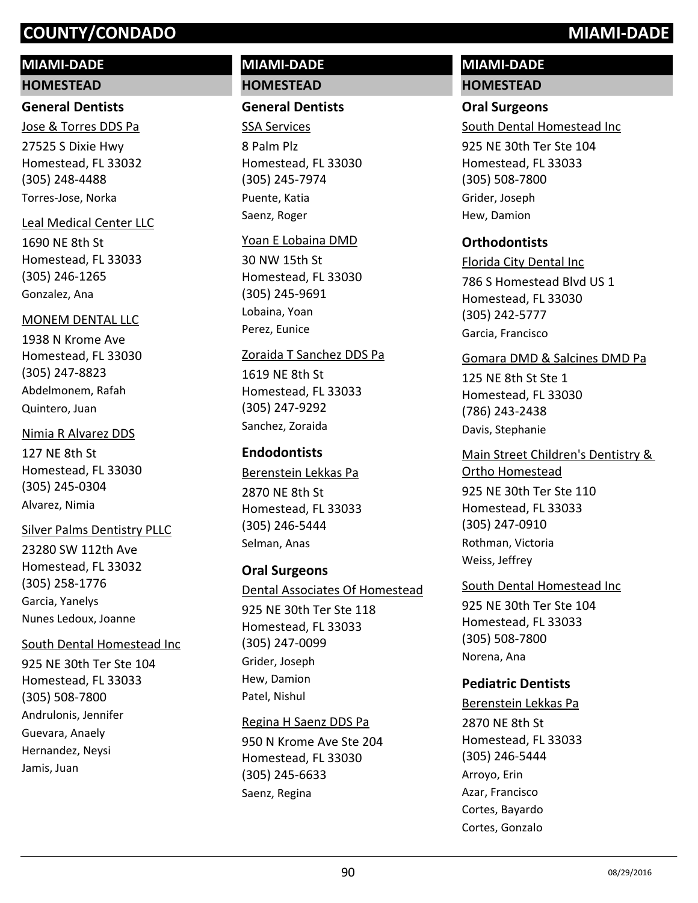## MIAMI-DADE

### HOMESTEAD

#### General Dentists

Jose & Torres DDS Pa
27525 S Dixie Hwy
Homestead, FL 33032
(305) 248-4488
Torres-Jose, Norka

Leal Medical Center LLC
1690 NE 8th St
Homestead, FL 33033
(305) 246-1265
Gonzalez, Ana

MONEM DENTAL LLC
1938 N Krome Ave
Homestead, FL 33030
(305) 247-8823
Abdelmonem, Rafah
Quintero, Juan

Nimia R Alvarez DDS
127 NE 8th St
Homestead, FL 33030
(305) 245-0304
Alvarez, Nimia

Silver Palms Dentistry PLLC
23280 SW 112th Ave
Homestead, FL 33032
(305) 258-1776
Garcia, Yanelys
Nunes Ledoux, Joanne

South Dental Homestead Inc
925 NE 30th Ter Ste 104
Homestead, FL 33033
(305) 508-7800
Andrulonis, Jennifer
Guevara, Anaely
Hernandez, Neysi
Jamis, Juan

## MIAMI-DADE

### HOMESTEAD

#### General Dentists

SSA Services
8 Palm Plz
Homestead, FL 33030
(305) 245-7974
Puente, Katia
Saenz, Roger

Yoan E Lobaina DMD
30 NW 15th St
Homestead, FL 33030
(305) 245-9691
Lobaina, Yoan
Perez, Eunice

Zoraida T Sanchez DDS Pa
1619 NE 8th St
Homestead, FL 33033
(305) 247-9292
Sanchez, Zoraida

#### Endodontists

Berenstein Lekkas Pa
2870 NE 8th St
Homestead, FL 33033
(305) 246-5444
Selman, Anas

#### Oral Surgeons

Dental Associates Of Homestead
925 NE 30th Ter Ste 118
Homestead, FL 33033
(305) 247-0099
Grider, Joseph
Hew, Damion
Patel, Nishul

Regina H Saenz DDS Pa
950 N Krome Ave Ste 204
Homestead, FL 33030
(305) 245-6633
Saenz, Regina

## MIAMI-DADE

### HOMESTEAD

#### Oral Surgeons

South Dental Homestead Inc
925 NE 30th Ter Ste 104
Homestead, FL 33033
(305) 508-7800
Grider, Joseph
Hew, Damion

#### Orthodontists

Florida City Dental Inc
786 S Homestead Blvd US 1
Homestead, FL 33030
(305) 242-5777
Garcia, Francisco

Gomara DMD & Salcines DMD Pa
125 NE 8th St Ste 1
Homestead, FL 33030
(786) 243-2438
Davis, Stephanie

Main Street Children's Dentistry & Ortho Homestead
925 NE 30th Ter Ste 110
Homestead, FL 33033
(305) 247-0910
Rothman, Victoria
Weiss, Jeffrey

South Dental Homestead Inc
925 NE 30th Ter Ste 104
Homestead, FL 33033
(305) 508-7800
Norena, Ana

#### Pediatric Dentists

Berenstein Lekkas Pa
2870 NE 8th St
Homestead, FL 33033
(305) 246-5444
Arroyo, Erin
Azar, Francisco
Cortes, Bayardo
Cortes, Gonzalo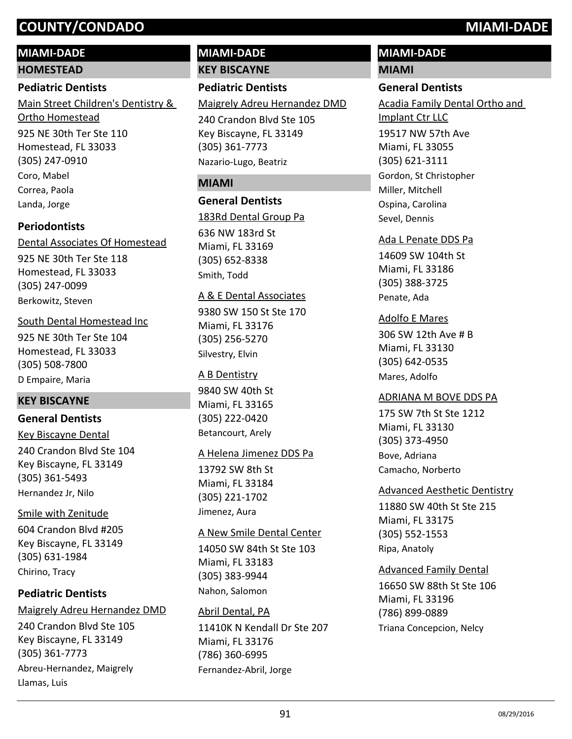## MIAMI-DADE

### HOMESTEAD

#### Pediatric Dentists

Main Street Children's Dentistry & Ortho Homestead
925 NE 30th Ter Ste 110
Homestead, FL 33033
(305) 247-0910
Coro, Mabel
Correa, Paola
Landa, Jorge

#### Periodontists

Dental Associates Of Homestead
925 NE 30th Ter Ste 118
Homestead, FL 33033
(305) 247-0099
Berkowitz, Steven

South Dental Homestead Inc
925 NE 30th Ter Ste 104
Homestead, FL 33033
(305) 508-7800
D Empaire, Maria

### KEY BISCAYNE

#### General Dentists

Key Biscayne Dental
240 Crandon Blvd Ste 104
Key Biscayne, FL 33149
(305) 361-5493
Hernandez Jr, Nilo

Smile with Zenitude
604 Crandon Blvd #205
Key Biscayne, FL 33149
(305) 631-1984
Chirino, Tracy

#### Pediatric Dentists

Maigrely Adreu Hernandez DMD
240 Crandon Blvd Ste 105
Key Biscayne, FL 33149
(305) 361-7773
Abreu-Hernandez, Maigrely
Llamas, Luis

## MIAMI-DADE

### KEY BISCAYNE

#### Pediatric Dentists

Maigrely Adreu Hernandez DMD
240 Crandon Blvd Ste 105
Key Biscayne, FL 33149
(305) 361-7773
Nazario-Lugo, Beatriz

### MIAMI

#### General Dentists

183Rd Dental Group Pa
636 NW 183rd St
Miami, FL 33169
(305) 652-8338
Smith, Todd

A & E Dental Associates
9380 SW 150 St Ste 170
Miami, FL 33176
(305) 256-5270
Silvestry, Elvin

A B Dentistry
9840 SW 40th St
Miami, FL 33165
(305) 222-0420
Betancourt, Arely

A Helena Jimenez DDS Pa
13792 SW 8th St
Miami, FL 33184
(305) 221-1702
Jimenez, Aura

A New Smile Dental Center
14050 SW 84th St Ste 103
Miami, FL 33183
(305) 383-9944
Nahon, Salomon

Abril Dental, PA
11410K N Kendall Dr Ste 207
Miami, FL 33176
(786) 360-6995
Fernandez-Abril, Jorge

## MIAMI-DADE

### MIAMI

#### General Dentists

Acadia Family Dental Ortho and Implant Ctr LLC
19517 NW 57th Ave
Miami, FL 33055
(305) 621-3111
Gordon, St Christopher
Miller, Mitchell
Ospina, Carolina
Sevel, Dennis

Ada L Penate DDS Pa
14609 SW 104th St
Miami, FL 33186
(305) 388-3725
Penate, Ada

Adolfo E Mares
306 SW 12th Ave # B
Miami, FL 33130
(305) 642-0535
Mares, Adolfo

ADRIANA M BOVE DDS PA
175 SW 7th St Ste 1212
Miami, FL 33130
(305) 373-4950
Bove, Adriana
Camacho, Norberto

Advanced Aesthetic Dentistry
11880 SW 40th St Ste 215
Miami, FL 33175
(305) 552-1553
Ripa, Anatoly

Advanced Family Dental
16650 SW 88th St Ste 106
Miami, FL 33196
(786) 899-0889
Triana Concepcion, Nelcy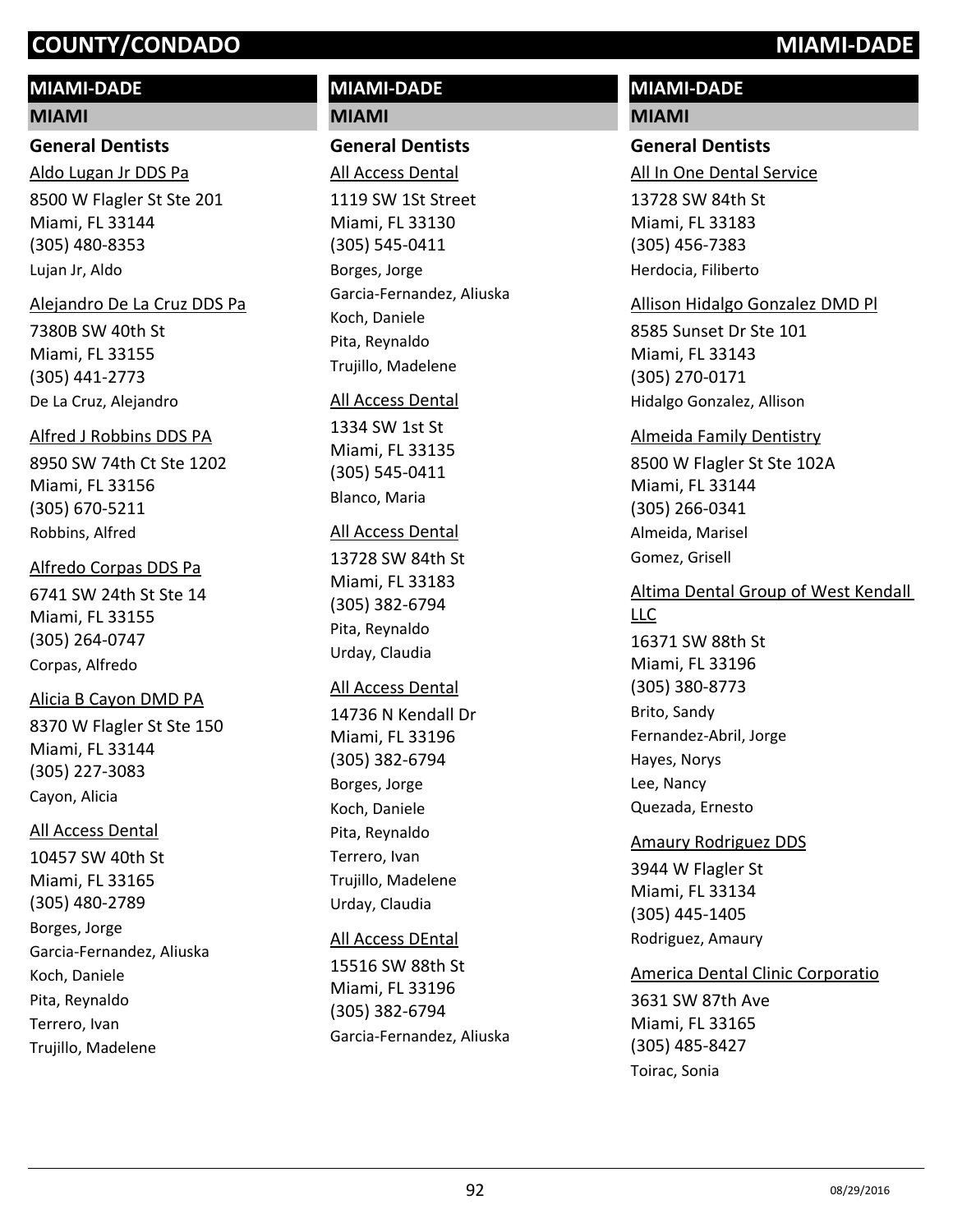# COUNTY/CONDADO — MIAMI-DADE

## MIAMI-DADE

### MIAMI

#### General Dentists

Aldo Lugan Jr DDS Pa
8500 W Flagler St Ste 201
Miami, FL 33144
(305) 480-8353
Lujan Jr, Aldo

Alejandro De La Cruz DDS Pa
7380B SW 40th St
Miami, FL 33155
(305) 441-2773
De La Cruz, Alejandro

Alfred J Robbins DDS PA
8950 SW 74th Ct Ste 1202
Miami, FL 33156
(305) 670-5211
Robbins, Alfred

Alfredo Corpas DDS Pa
6741 SW 24th St Ste 14
Miami, FL 33155
(305) 264-0747
Corpas, Alfredo

Alicia B Cayon DMD PA
8370 W Flagler St Ste 150
Miami, FL 33144
(305) 227-3083
Cayon, Alicia

All Access Dental
10457 SW 40th St
Miami, FL 33165
(305) 480-2789
Borges, Jorge
Garcia-Fernandez, Aliuska
Koch, Daniele
Pita, Reynaldo
Terrero, Ivan
Trujillo, Madelene

All Access Dental
1119 SW 1St Street
Miami, FL 33130
(305) 545-0411
Borges, Jorge
Garcia-Fernandez, Aliuska
Koch, Daniele
Pita, Reynaldo
Trujillo, Madelene

All Access Dental
1334 SW 1st St
Miami, FL 33135
(305) 545-0411
Blanco, Maria

All Access Dental
13728 SW 84th St
Miami, FL 33183
(305) 382-6794
Pita, Reynaldo
Urday, Claudia

All Access Dental
14736 N Kendall Dr
Miami, FL 33196
(305) 382-6794
Borges, Jorge
Koch, Daniele
Pita, Reynaldo
Terrero, Ivan
Trujillo, Madelene
Urday, Claudia

All Access DEntal
15516 SW 88th St
Miami, FL 33196
(305) 382-6794
Garcia-Fernandez, Aliuska

All In One Dental Service
13728 SW 84th St
Miami, FL 33183
(305) 456-7383
Herdocia, Filiberto

Allison Hidalgo Gonzalez DMD Pl
8585 Sunset Dr Ste 101
Miami, FL 33143
(305) 270-0171
Hidalgo Gonzalez, Allison

Almeida Family Dentistry
8500 W Flagler St Ste 102A
Miami, FL 33144
(305) 266-0341
Almeida, Marisel
Gomez, Grisell

Altima Dental Group of West Kendall LLC
16371 SW 88th St
Miami, FL 33196
(305) 380-8773
Brito, Sandy
Fernandez-Abril, Jorge
Hayes, Norys
Lee, Nancy
Quezada, Ernesto

Amaury Rodriguez DDS
3944 W Flagler St
Miami, FL 33134
(305) 445-1405
Rodriguez, Amaury

America Dental Clinic Corporatio
3631 SW 87th Ave
Miami, FL 33165
(305) 485-8427
Toirac, Sonia

08/29/2016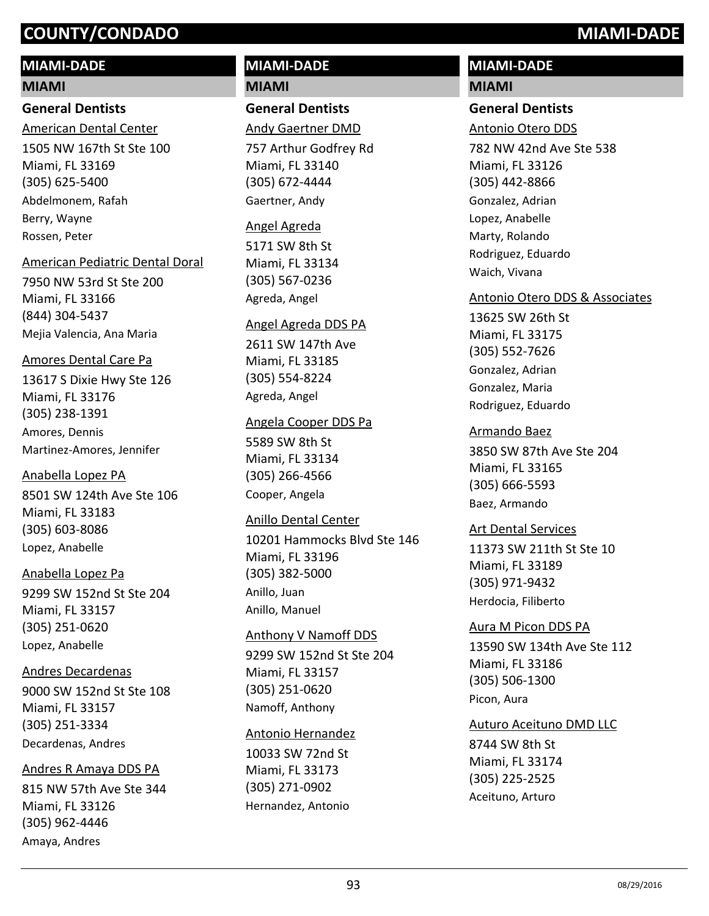# COUNTY/CONDADO — MIAMI-DADE

## MIAMI-DADE

### MIAMI

#### General Dentists

American Dental Center
1505 NW 167th St Ste 100
Miami, FL 33169
(305) 625-5400
Abdelmonem, Rafah
Berry, Wayne
Rossen, Peter

American Pediatric Dental Doral
7950 NW 53rd St Ste 200
Miami, FL 33166
(844) 304-5437
Mejia Valencia, Ana Maria

Amores Dental Care Pa
13617 S Dixie Hwy Ste 126
Miami, FL 33176
(305) 238-1391
Amores, Dennis
Martinez-Amores, Jennifer

Anabella Lopez PA
8501 SW 124th Ave Ste 106
Miami, FL 33183
(305) 603-8086
Lopez, Anabelle

Anabella Lopez Pa
9299 SW 152nd St Ste 204
Miami, FL 33157
(305) 251-0620
Lopez, Anabelle

Andres Decardenas
9000 SW 152nd St Ste 108
Miami, FL 33157
(305) 251-3334
Decardenas, Andres

Andres R Amaya DDS PA
815 NW 57th Ave Ste 344
Miami, FL 33126
(305) 962-4446
Amaya, Andres

Andy Gaertner DMD
757 Arthur Godfrey Rd
Miami, FL 33140
(305) 672-4444
Gaertner, Andy

Angel Agreda
5171 SW 8th St
Miami, FL 33134
(305) 567-0236
Agreda, Angel

Angel Agreda DDS PA
2611 SW 147th Ave
Miami, FL 33185
(305) 554-8224
Agreda, Angel

Angela Cooper DDS Pa
5589 SW 8th St
Miami, FL 33134
(305) 266-4566
Cooper, Angela

Anillo Dental Center
10201 Hammocks Blvd Ste 146
Miami, FL 33196
(305) 382-5000
Anillo, Juan
Anillo, Manuel

Anthony V Namoff DDS
9299 SW 152nd St Ste 204
Miami, FL 33157
(305) 251-0620
Namoff, Anthony

Antonio Hernandez
10033 SW 72nd St
Miami, FL 33173
(305) 271-0902
Hernandez, Antonio

Antonio Otero DDS
782 NW 42nd Ave Ste 538
Miami, FL 33126
(305) 442-8866
Gonzalez, Adrian
Lopez, Anabelle
Marty, Rolando
Rodriguez, Eduardo
Waich, Vivana

Antonio Otero DDS & Associates
13625 SW 26th St
Miami, FL 33175
(305) 552-7626
Gonzalez, Adrian
Gonzalez, Maria
Rodriguez, Eduardo

Armando Baez
3850 SW 87th Ave Ste 204
Miami, FL 33165
(305) 666-5593
Baez, Armando

Art Dental Services
11373 SW 211th St Ste 10
Miami, FL 33189
(305) 971-9432
Herdocia, Filiberto

Aura M Picon DDS PA
13590 SW 134th Ave Ste 112
Miami, FL 33186
(305) 506-1300
Picon, Aura

Auturo Aceituno DMD LLC
8744 SW 8th St
Miami, FL 33174
(305) 225-2525
Aceituno, Arturo

08/29/2016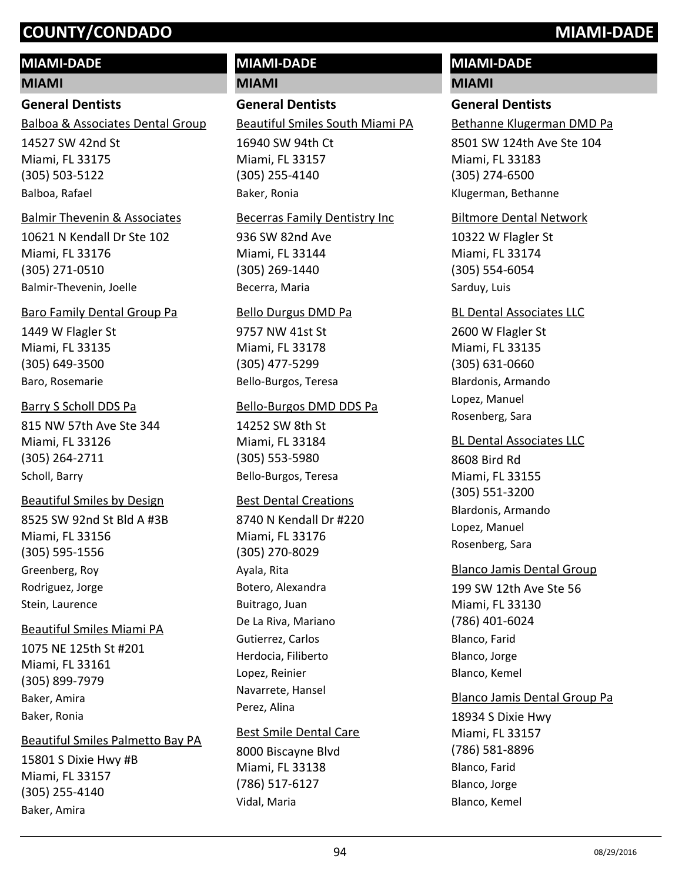# COUNTY/CONDADO MIAMI-DADE

## MIAMI-DADE

### MIAMI

#### General Dentists

Balboa & Associates Dental Group
14527 SW 42nd St
Miami, FL 33175
(305) 503-5122
Balboa, Rafael

Balmir Thevenin & Associates
10621 N Kendall Dr Ste 102
Miami, FL 33176
(305) 271-0510
Balmir-Thevenin, Joelle

Baro Family Dental Group Pa
1449 W Flagler St
Miami, FL 33135
(305) 649-3500
Baro, Rosemarie

Barry S Scholl DDS Pa
815 NW 57th Ave Ste 344
Miami, FL 33126
(305) 264-2711
Scholl, Barry

Beautiful Smiles by Design
8525 SW 92nd St Bld A #3B
Miami, FL 33156
(305) 595-1556
Greenberg, Roy
Rodriguez, Jorge
Stein, Laurence

Beautiful Smiles Miami PA
1075 NE 125th St #201
Miami, FL 33161
(305) 899-7979
Baker, Amira
Baker, Ronia

Beautiful Smiles Palmetto Bay PA
15801 S Dixie Hwy #B
Miami, FL 33157
(305) 255-4140
Baker, Amira

Beautiful Smiles South Miami PA
16940 SW 94th Ct
Miami, FL 33157
(305) 255-4140
Baker, Ronia

Becerras Family Dentistry Inc
936 SW 82nd Ave
Miami, FL 33144
(305) 269-1440
Becerra, Maria

Bello Durgus DMD Pa
9757 NW 41st St
Miami, FL 33178
(305) 477-5299
Bello-Burgos, Teresa

Bello-Burgos DMD DDS Pa
14252 SW 8th St
Miami, FL 33184
(305) 553-5980
Bello-Burgos, Teresa

Best Dental Creations
8740 N Kendall Dr #220
Miami, FL 33176
(305) 270-8029
Ayala, Rita
Botero, Alexandra
Buitrago, Juan
De La Riva, Mariano
Gutierrez, Carlos
Herdocia, Filiberto
Lopez, Reinier
Navarrete, Hansel
Perez, Alina

Best Smile Dental Care
8000 Biscayne Blvd
Miami, FL 33138
(786) 517-6127
Vidal, Maria

Bethanne Klugerman DMD Pa
8501 SW 124th Ave Ste 104
Miami, FL 33183
(305) 274-6500
Klugerman, Bethanne

Biltmore Dental Network
10322 W Flagler St
Miami, FL 33174
(305) 554-6054
Sarduy, Luis

BL Dental Associates LLC
2600 W Flagler St
Miami, FL 33135
(305) 631-0660
Blardonis, Armando
Lopez, Manuel
Rosenberg, Sara

BL Dental Associates LLC
8608 Bird Rd
Miami, FL 33155
(305) 551-3200
Blardonis, Armando
Lopez, Manuel
Rosenberg, Sara

Blanco Jamis Dental Group
199 SW 12th Ave Ste 56
Miami, FL 33130
(786) 401-6024
Blanco, Farid
Blanco, Jorge
Blanco, Kemel

Blanco Jamis Dental Group Pa
18934 S Dixie Hwy
Miami, FL 33157
(786) 581-8896
Blanco, Farid
Blanco, Jorge
Blanco, Kemel

08/29/2016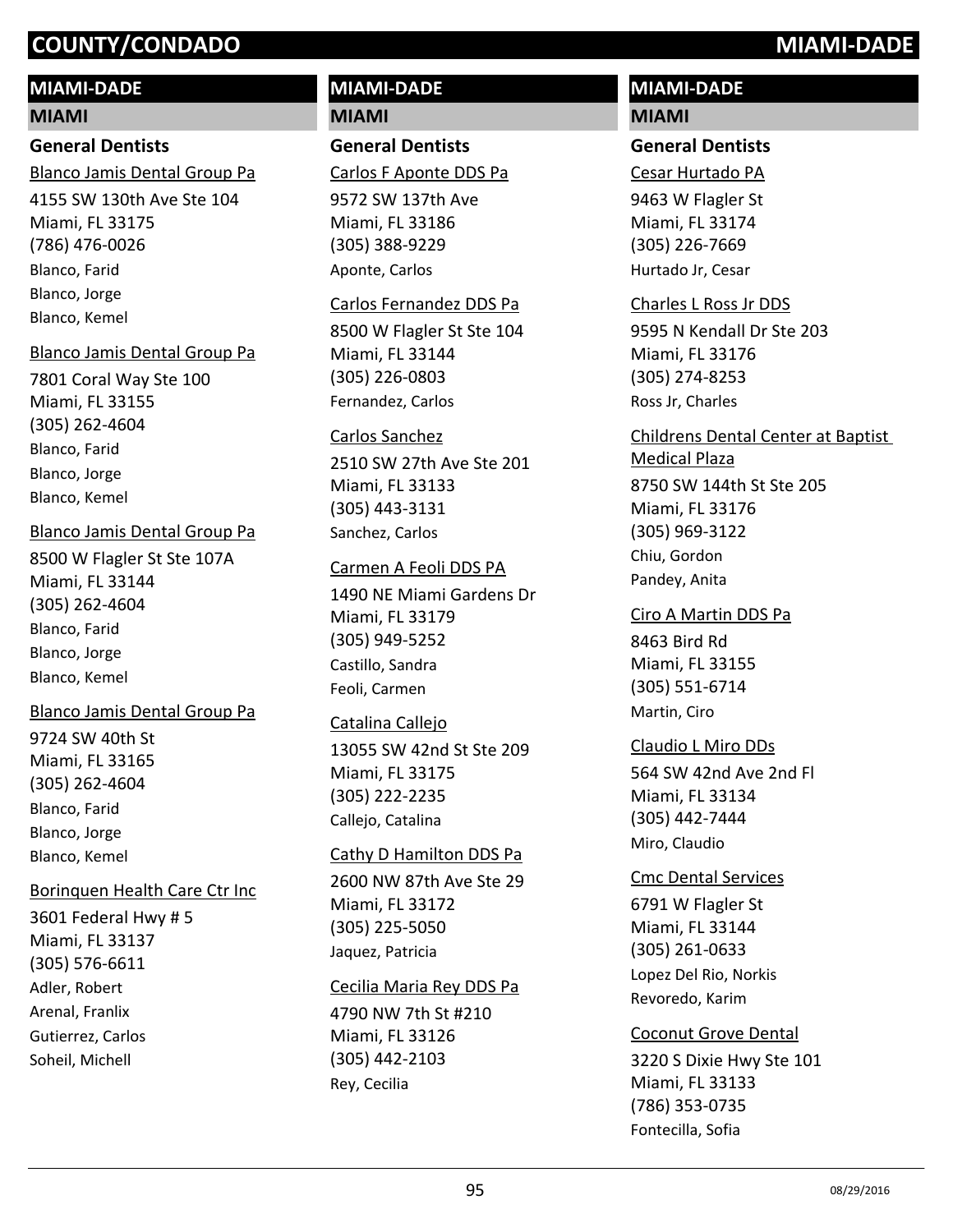# MIAMI-DADE

## MIAMI

### General Dentists

Blanco Jamis Dental Group Pa
4155 SW 130th Ave Ste 104
Miami, FL 33175
(786) 476-0026
Blanco, Farid
Blanco, Jorge
Blanco, Kemel

Blanco Jamis Dental Group Pa
7801 Coral Way Ste 100
Miami, FL 33155
(305) 262-4604
Blanco, Farid
Blanco, Jorge
Blanco, Kemel

Blanco Jamis Dental Group Pa
8500 W Flagler St Ste 107A
Miami, FL 33144
(305) 262-4604
Blanco, Farid
Blanco, Jorge
Blanco, Kemel

Blanco Jamis Dental Group Pa
9724 SW 40th St
Miami, FL 33165
(305) 262-4604
Blanco, Farid
Blanco, Jorge
Blanco, Kemel

Borinquen Health Care Ctr Inc
3601 Federal Hwy # 5
Miami, FL 33137
(305) 576-6611
Adler, Robert
Arenal, Franlix
Gutierrez, Carlos
Soheil, Michell

Carlos F Aponte DDS Pa
9572 SW 137th Ave
Miami, FL 33186
(305) 388-9229
Aponte, Carlos

Carlos Fernandez DDS Pa
8500 W Flagler St Ste 104
Miami, FL 33144
(305) 226-0803
Fernandez, Carlos

Carlos Sanchez
2510 SW 27th Ave Ste 201
Miami, FL 33133
(305) 443-3131
Sanchez, Carlos

Carmen A Feoli DDS PA
1490 NE Miami Gardens Dr
Miami, FL 33179
(305) 949-5252
Castillo, Sandra
Feoli, Carmen

Catalina Callejo
13055 SW 42nd St Ste 209
Miami, FL 33175
(305) 222-2235
Callejo, Catalina

Cathy D Hamilton DDS Pa
2600 NW 87th Ave Ste 29
Miami, FL 33172
(305) 225-5050
Jaquez, Patricia

Cecilia Maria Rey DDS Pa
4790 NW 7th St #210
Miami, FL 33126
(305) 442-2103
Rey, Cecilia

Cesar Hurtado PA
9463 W Flagler St
Miami, FL 33174
(305) 226-7669
Hurtado Jr, Cesar

Charles L Ross Jr DDS
9595 N Kendall Dr Ste 203
Miami, FL 33176
(305) 274-8253
Ross Jr, Charles

Childrens Dental Center at Baptist Medical Plaza
8750 SW 144th St Ste 205
Miami, FL 33176
(305) 969-3122
Chiu, Gordon
Pandey, Anita

Ciro A Martin DDS Pa
8463 Bird Rd
Miami, FL 33155
(305) 551-6714
Martin, Ciro

Claudio L Miro DDs
564 SW 42nd Ave 2nd Fl
Miami, FL 33134
(305) 442-7444
Miro, Claudio

Cmc Dental Services
6791 W Flagler St
Miami, FL 33144
(305) 261-0633
Lopez Del Rio, Norkis
Revoredo, Karim

Coconut Grove Dental
3220 S Dixie Hwy Ste 101
Miami, FL 33133
(786) 353-0735
Fontecilla, Sofia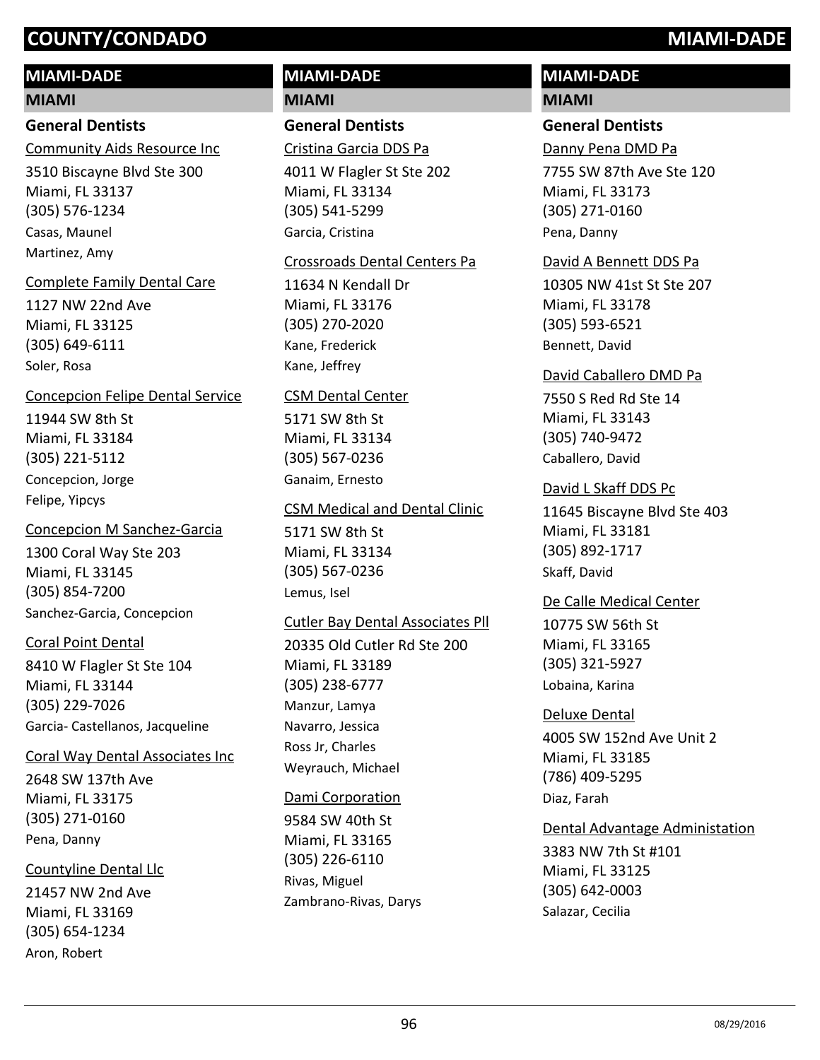## MIAMI-DADE

### MIAMI

#### General Dentists

Community Aids Resource Inc
3510 Biscayne Blvd Ste 300
Miami, FL 33137
(305) 576-1234
Casas, Maunel
Martinez, Amy

Complete Family Dental Care
1127 NW 22nd Ave
Miami, FL 33125
(305) 649-6111
Soler, Rosa

Concepcion Felipe Dental Service
11944 SW 8th St
Miami, FL 33184
(305) 221-5112
Concepcion, Jorge
Felipe, Yipcys

Concepcion M Sanchez-Garcia
1300 Coral Way Ste 203
Miami, FL 33145
(305) 854-7200
Sanchez-Garcia, Concepcion

Coral Point Dental
8410 W Flagler St Ste 104
Miami, FL 33144
(305) 229-7026
Garcia- Castellanos, Jacqueline

Coral Way Dental Associates Inc
2648 SW 137th Ave
Miami, FL 33175
(305) 271-0160
Pena, Danny

Countyline Dental Llc
21457 NW 2nd Ave
Miami, FL 33169
(305) 654-1234
Aron, Robert

Cristina Garcia DDS Pa
4011 W Flagler St Ste 202
Miami, FL 33134
(305) 541-5299
Garcia, Cristina

Crossroads Dental Centers Pa
11634 N Kendall Dr
Miami, FL 33176
(305) 270-2020
Kane, Frederick
Kane, Jeffrey

CSM Dental Center
5171 SW 8th St
Miami, FL 33134
(305) 567-0236
Ganaim, Ernesto

CSM Medical and Dental Clinic
5171 SW 8th St
Miami, FL 33134
(305) 567-0236
Lemus, Isel

Cutler Bay Dental Associates Pll
20335 Old Cutler Rd Ste 200
Miami, FL 33189
(305) 238-6777
Manzur, Lamya
Navarro, Jessica
Ross Jr, Charles
Weyrauch, Michael

Dami Corporation
9584 SW 40th St
Miami, FL 33165
(305) 226-6110
Rivas, Miguel
Zambrano-Rivas, Darys

Danny Pena DMD Pa
7755 SW 87th Ave Ste 120
Miami, FL 33173
(305) 271-0160
Pena, Danny

David A Bennett DDS Pa
10305 NW 41st St Ste 207
Miami, FL 33178
(305) 593-6521
Bennett, David

David Caballero DMD Pa
7550 S Red Rd Ste 14
Miami, FL 33143
(305) 740-9472
Caballero, David

David L Skaff DDS Pc
11645 Biscayne Blvd Ste 403
Miami, FL 33181
(305) 892-1717
Skaff, David

De Calle Medical Center
10775 SW 56th St
Miami, FL 33165
(305) 321-5927
Lobaina, Karina

Deluxe Dental
4005 SW 152nd Ave Unit 2
Miami, FL 33185
(786) 409-5295
Diaz, Farah

Dental Advantage Administation
3383 NW 7th St #101
Miami, FL 33125
(305) 642-0003
Salazar, Cecilia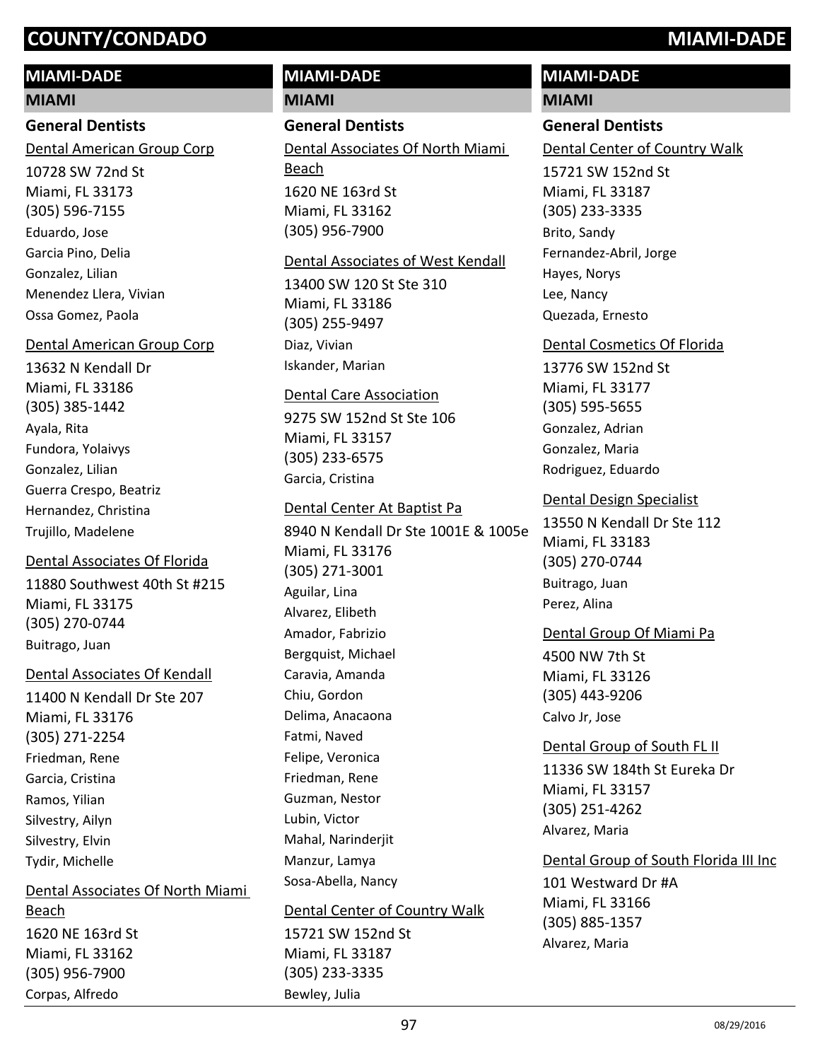## MIAMI-DADE

### MIAMI

#### General Dentists

Dental American Group Corp
10728 SW 72nd St
Miami, FL 33173
(305) 596-7155
Eduardo, Jose
Garcia Pino, Delia
Gonzalez, Lilian
Menendez Llera, Vivian
Ossa Gomez, Paola

Dental American Group Corp
13632 N Kendall Dr
Miami, FL 33186
(305) 385-1442
Ayala, Rita
Fundora, Yolaivys
Gonzalez, Lilian
Guerra Crespo, Beatriz
Hernandez, Christina
Trujillo, Madelene

Dental Associates Of Florida
11880 Southwest 40th St #215
Miami, FL 33175
(305) 270-0744
Buitrago, Juan

Dental Associates Of Kendall
11400 N Kendall Dr Ste 207
Miami, FL 33176
(305) 271-2254
Friedman, Rene
Garcia, Cristina
Ramos, Yilian
Silvestry, Ailyn
Silvestry, Elvin
Tydir, Michelle

Dental Associates Of North Miami Beach
1620 NE 163rd St
Miami, FL 33162
(305) 956-7900
Corpas, Alfredo

Dental Associates Of North Miami Beach
1620 NE 163rd St
Miami, FL 33162
(305) 956-7900

Dental Associates of West Kendall
13400 SW 120 St Ste 310
Miami, FL 33186
(305) 255-9497
Diaz, Vivian
Iskander, Marian

Dental Care Association
9275 SW 152nd St Ste 106
Miami, FL 33157
(305) 233-6575
Garcia, Cristina

Dental Center At Baptist Pa
8940 N Kendall Dr Ste 1001E & 1005e
Miami, FL 33176
(305) 271-3001
Aguilar, Lina
Alvarez, Elibeth
Amador, Fabrizio
Bergquist, Michael
Caravia, Amanda
Chiu, Gordon
Delima, Anacaona
Fatmi, Naved
Felipe, Veronica
Friedman, Rene
Guzman, Nestor
Lubin, Victor
Mahal, Narinderjit
Manzur, Lamya
Sosa-Abella, Nancy

Dental Center of Country Walk
15721 SW 152nd St
Miami, FL 33187
(305) 233-3335
Bewley, Julia

Dental Center of Country Walk
15721 SW 152nd St
Miami, FL 33187
(305) 233-3335
Brito, Sandy
Fernandez-Abril, Jorge
Hayes, Norys
Lee, Nancy
Quezada, Ernesto

Dental Cosmetics Of Florida
13776 SW 152nd St
Miami, FL 33177
(305) 595-5655
Gonzalez, Adrian
Gonzalez, Maria
Rodriguez, Eduardo

Dental Design Specialist
13550 N Kendall Dr Ste 112
Miami, FL 33183
(305) 270-0744
Buitrago, Juan
Perez, Alina

Dental Group Of Miami Pa
4500 NW 7th St
Miami, FL 33126
(305) 443-9206
Calvo Jr, Jose

Dental Group of South FL II
11336 SW 184th St Eureka Dr
Miami, FL 33157
(305) 251-4262
Alvarez, Maria

Dental Group of South Florida III Inc
101 Westward Dr #A
Miami, FL 33166
(305) 885-1357
Alvarez, Maria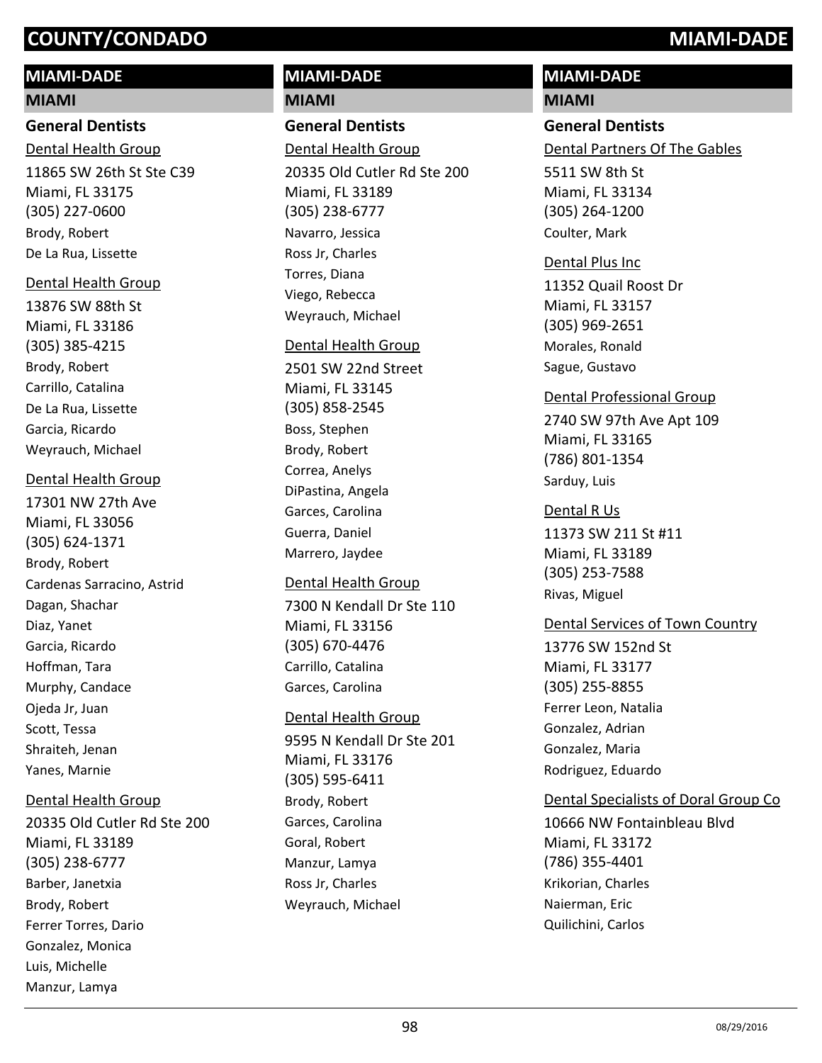## MIAMI-DADE

### MIAMI

#### General Dentists

Dental Health Group
11865 SW 26th St Ste C39
Miami, FL 33175
(305) 227-0600
Brody, Robert
De La Rua, Lissette

Dental Health Group
13876 SW 88th St
Miami, FL 33186
(305) 385-4215
Brody, Robert
Carrillo, Catalina
De La Rua, Lissette
Garcia, Ricardo
Weyrauch, Michael

Dental Health Group
17301 NW 27th Ave
Miami, FL 33056
(305) 624-1371
Brody, Robert
Cardenas Sarracino, Astrid
Dagan, Shachar
Diaz, Yanet
Garcia, Ricardo
Hoffman, Tara
Murphy, Candace
Ojeda Jr, Juan
Scott, Tessa
Shraiteh, Jenan
Yanes, Marnie

Dental Health Group
20335 Old Cutler Rd Ste 200
Miami, FL 33189
(305) 238-6777
Barber, Janetxia
Brody, Robert
Ferrer Torres, Dario
Gonzalez, Monica
Luis, Michelle
Manzur, Lamya

## MIAMI-DADE

### MIAMI

#### General Dentists

Dental Health Group
20335 Old Cutler Rd Ste 200
Miami, FL 33189
(305) 238-6777
Navarro, Jessica
Ross Jr, Charles
Torres, Diana
Viego, Rebecca
Weyrauch, Michael

Dental Health Group
2501 SW 22nd Street
Miami, FL 33145
(305) 858-2545
Boss, Stephen
Brody, Robert
Correa, Anelys
DiPastina, Angela
Garces, Carolina
Guerra, Daniel
Marrero, Jaydee

Dental Health Group
7300 N Kendall Dr Ste 110
Miami, FL 33156
(305) 670-4476
Carrillo, Catalina
Garces, Carolina

Dental Health Group
9595 N Kendall Dr Ste 201
Miami, FL 33176
(305) 595-6411
Brody, Robert
Garces, Carolina
Goral, Robert
Manzur, Lamya
Ross Jr, Charles
Weyrauch, Michael

## MIAMI-DADE

### MIAMI

#### General Dentists

Dental Partners Of The Gables
5511 SW 8th St
Miami, FL 33134
(305) 264-1200
Coulter, Mark

Dental Plus Inc
11352 Quail Roost Dr
Miami, FL 33157
(305) 969-2651
Morales, Ronald
Sague, Gustavo

Dental Professional Group
2740 SW 97th Ave Apt 109
Miami, FL 33165
(786) 801-1354
Sarduy, Luis

Dental R Us
11373 SW 211 St #11
Miami, FL 33189
(305) 253-7588
Rivas, Miguel

Dental Services of Town Country
13776 SW 152nd St
Miami, FL 33177
(305) 255-8855
Ferrer Leon, Natalia
Gonzalez, Adrian
Gonzalez, Maria
Rodriguez, Eduardo

Dental Specialists of Doral Group Co
10666 NW Fontainbleau Blvd
Miami, FL 33172
(786) 355-4401
Krikorian, Charles
Naierman, Eric
Quilichini, Carlos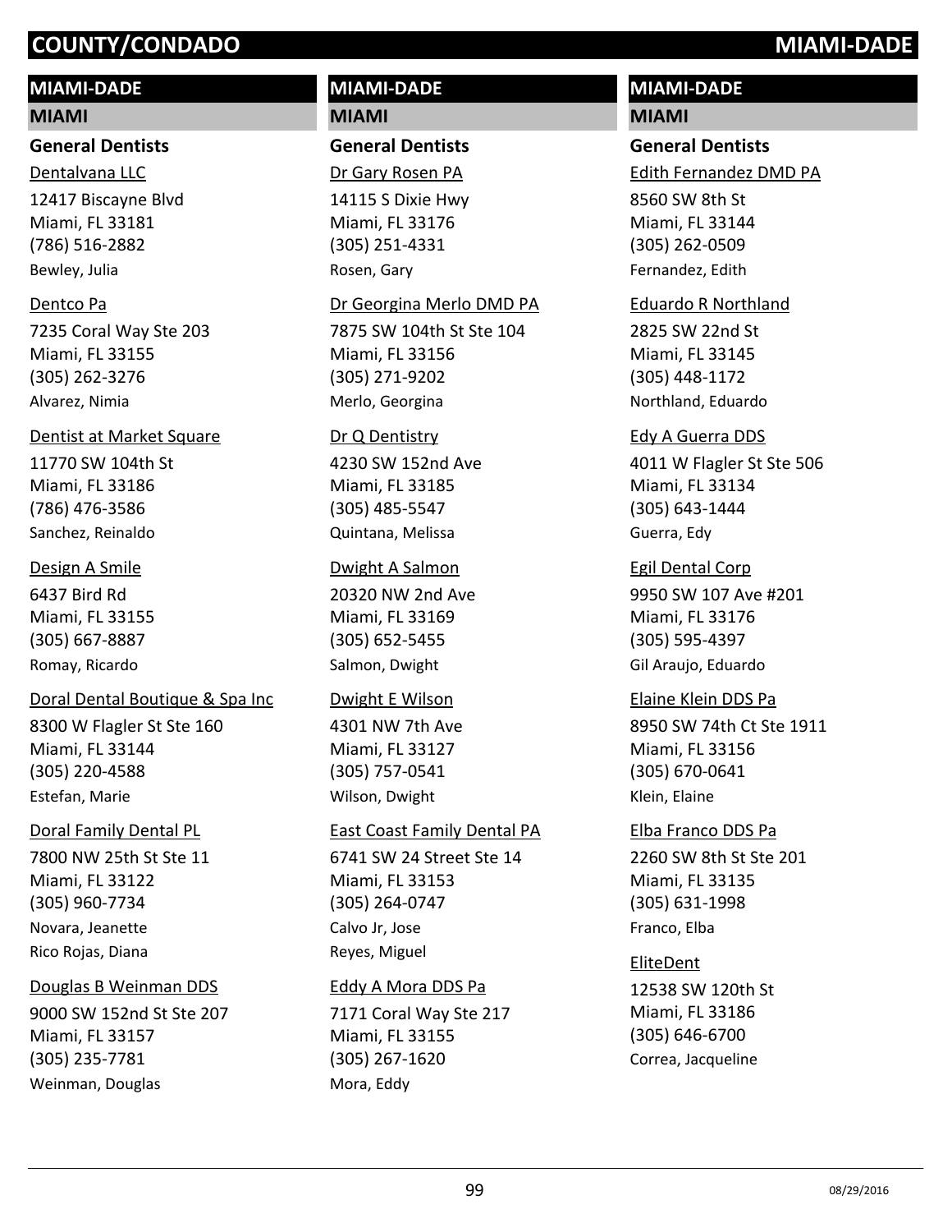# COUNTY/CONDADO MIAMI-DADE

## MIAMI-DADE

### MIAMI

#### General Dentists

Dentalvana LLC
12417 Biscayne Blvd
Miami, FL 33181
(786) 516-2882
Bewley, Julia

Dentco Pa
7235 Coral Way Ste 203
Miami, FL 33155
(305) 262-3276
Alvarez, Nimia

Dentist at Market Square
11770 SW 104th St
Miami, FL 33186
(786) 476-3586
Sanchez, Reinaldo

Design A Smile
6437 Bird Rd
Miami, FL 33155
(305) 667-8887
Romay, Ricardo

Doral Dental Boutique & Spa Inc
8300 W Flagler St Ste 160
Miami, FL 33144
(305) 220-4588
Estefan, Marie

Doral Family Dental PL
7800 NW 25th St Ste 11
Miami, FL 33122
(305) 960-7734
Novara, Jeanette
Rico Rojas, Diana

Douglas B Weinman DDS
9000 SW 152nd St Ste 207
Miami, FL 33157
(305) 235-7781
Weinman, Douglas

Dr Gary Rosen PA
14115 S Dixie Hwy
Miami, FL 33176
(305) 251-4331
Rosen, Gary

Dr Georgina Merlo DMD PA
7875 SW 104th St Ste 104
Miami, FL 33156
(305) 271-9202
Merlo, Georgina

Dr Q Dentistry
4230 SW 152nd Ave
Miami, FL 33185
(305) 485-5547
Quintana, Melissa

Dwight A Salmon
20320 NW 2nd Ave
Miami, FL 33169
(305) 652-5455
Salmon, Dwight

Dwight E Wilson
4301 NW 7th Ave
Miami, FL 33127
(305) 757-0541
Wilson, Dwight

East Coast Family Dental PA
6741 SW 24 Street Ste 14
Miami, FL 33153
(305) 264-0747
Calvo Jr, Jose
Reyes, Miguel

Eddy A Mora DDS Pa
7171 Coral Way Ste 217
Miami, FL 33155
(305) 267-1620
Mora, Eddy

Edith Fernandez DMD PA
8560 SW 8th St
Miami, FL 33144
(305) 262-0509
Fernandez, Edith

Eduardo R Northland
2825 SW 22nd St
Miami, FL 33145
(305) 448-1172
Northland, Eduardo

Edy A Guerra DDS
4011 W Flagler St Ste 506
Miami, FL 33134
(305) 643-1444
Guerra, Edy

Egil Dental Corp
9950 SW 107 Ave #201
Miami, FL 33176
(305) 595-4397
Gil Araujo, Eduardo

Elaine Klein DDS Pa
8950 SW 74th Ct Ste 1911
Miami, FL 33156
(305) 670-0641
Klein, Elaine

Elba Franco DDS Pa
2260 SW 8th St Ste 201
Miami, FL 33135
(305) 631-1998
Franco, Elba

EliteDent
12538 SW 120th St
Miami, FL 33186
(305) 646-6700
Correa, Jacqueline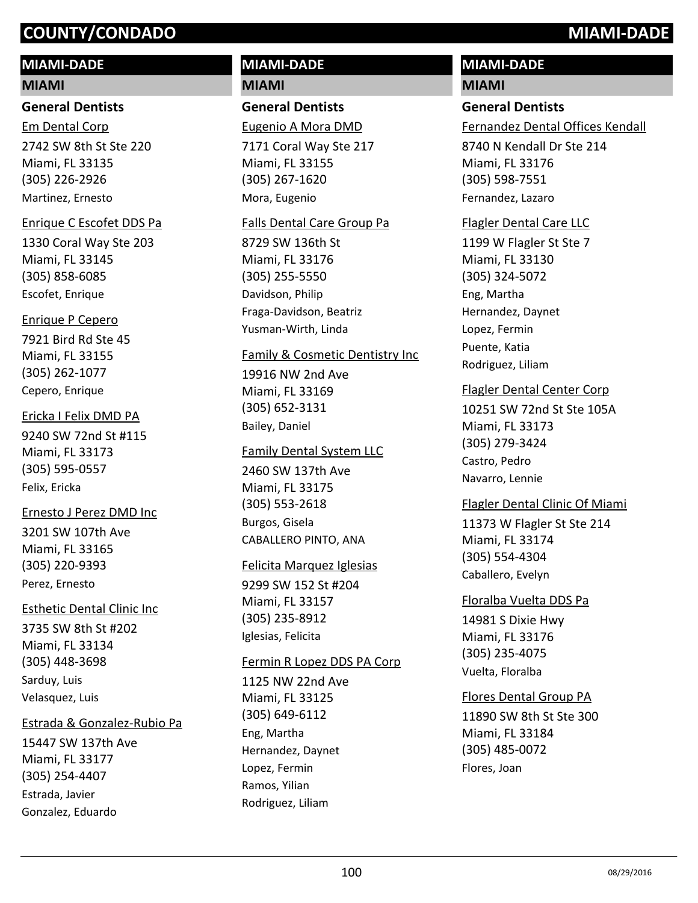## MIAMI-DADE

### MIAMI

#### General Dentists

<u>Em Dental Corp</u>
2742 SW 8th St Ste 220
Miami, FL 33135
(305) 226-2926
Martinez, Ernesto

<u>Enrique C Escofet DDS Pa</u>
1330 Coral Way Ste 203
Miami, FL 33145
(305) 858-6085
Escofet, Enrique

<u>Enrique P Cepero</u>
7921 Bird Rd Ste 45
Miami, FL 33155
(305) 262-1077
Cepero, Enrique

<u>Ericka I Felix DMD PA</u>
9240 SW 72nd St #115
Miami, FL 33173
(305) 595-0557
Felix, Ericka

<u>Ernesto J Perez DMD Inc</u>
3201 SW 107th Ave
Miami, FL 33165
(305) 220-9393
Perez, Ernesto

<u>Esthetic Dental Clinic Inc</u>
3735 SW 8th St #202
Miami, FL 33134
(305) 448-3698
Sarduy, Luis
Velasquez, Luis

<u>Estrada & Gonzalez-Rubio Pa</u>
15447 SW 137th Ave
Miami, FL 33177
(305) 254-4407
Estrada, Javier
Gonzalez, Eduardo

<u>Eugenio A Mora DMD</u>
7171 Coral Way Ste 217
Miami, FL 33155
(305) 267-1620
Mora, Eugenio

<u>Falls Dental Care Group Pa</u>
8729 SW 136th St
Miami, FL 33176
(305) 255-5550
Davidson, Philip
Fraga-Davidson, Beatriz
Yusman-Wirth, Linda

<u>Family & Cosmetic Dentistry Inc</u>
19916 NW 2nd Ave
Miami, FL 33169
(305) 652-3131
Bailey, Daniel

<u>Family Dental System LLC</u>
2460 SW 137th Ave
Miami, FL 33175
(305) 553-2618
Burgos, Gisela
CABALLERO PINTO, ANA

<u>Felicita Marquez Iglesias</u>
9299 SW 152 St #204
Miami, FL 33157
(305) 235-8912
Iglesias, Felicita

<u>Fermin R Lopez DDS PA Corp</u>
1125 NW 22nd Ave
Miami, FL 33125
(305) 649-6112
Eng, Martha
Hernandez, Daynet
Lopez, Fermin
Ramos, Yilian
Rodriguez, Liliam

<u>Fernandez Dental Offices Kendall</u>
8740 N Kendall Dr Ste 214
Miami, FL 33176
(305) 598-7551
Fernandez, Lazaro

<u>Flagler Dental Care LLC</u>
1199 W Flagler St Ste 7
Miami, FL 33130
(305) 324-5072
Eng, Martha
Hernandez, Daynet
Lopez, Fermin
Puente, Katia
Rodriguez, Liliam

<u>Flagler Dental Center Corp</u>
10251 SW 72nd St Ste 105A
Miami, FL 33173
(305) 279-3424
Castro, Pedro
Navarro, Lennie

<u>Flagler Dental Clinic Of Miami</u>
11373 W Flagler St Ste 214
Miami, FL 33174
(305) 554-4304
Caballero, Evelyn

<u>Floralba Vuelta DDS Pa</u>
14981 S Dixie Hwy
Miami, FL 33176
(305) 235-4075
Vuelta, Floralba

<u>Flores Dental Group PA</u>
11890 SW 8th St Ste 300
Miami, FL 33184
(305) 485-0072
Flores, Joan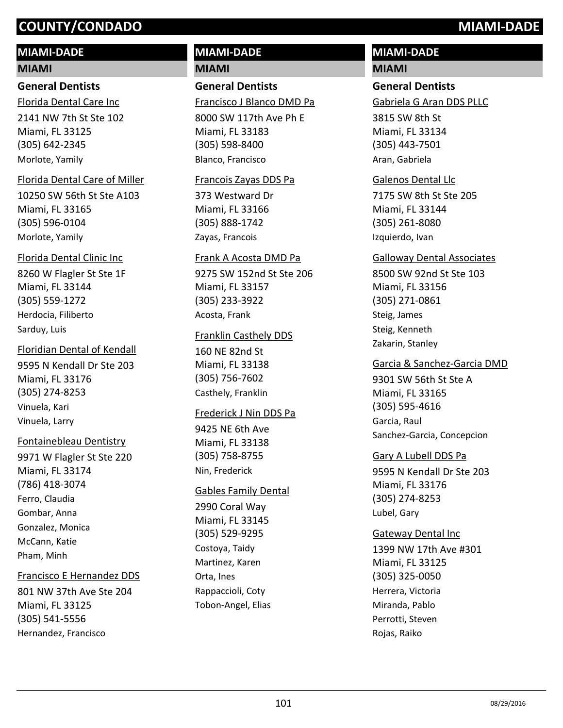# COUNTY/CONDADO MIAMI-DADE

## MIAMI-DADE

### MIAMI

#### General Dentists

Florida Dental Care Inc
2141 NW 7th St Ste 102
Miami, FL 33125
(305) 642-2345
Morlote, Yamily

Florida Dental Care of Miller
10250 SW 56th St Ste A103
Miami, FL 33165
(305) 596-0104
Morlote, Yamily

Florida Dental Clinic Inc
8260 W Flagler St Ste 1F
Miami, FL 33144
(305) 559-1272
Herdocia, Filiberto
Sarduy, Luis

Floridian Dental of Kendall
9595 N Kendall Dr Ste 203
Miami, FL 33176
(305) 274-8253
Vinuela, Kari
Vinuela, Larry

Fontainebleau Dentistry
9971 W Flagler St Ste 220
Miami, FL 33174
(786) 418-3074
Ferro, Claudia
Gombar, Anna
Gonzalez, Monica
McCann, Katie
Pham, Minh

Francisco E Hernandez DDS
801 NW 37th Ave Ste 204
Miami, FL 33125
(305) 541-5556
Hernandez, Francisco

Francisco J Blanco DMD Pa
8000 SW 117th Ave Ph E
Miami, FL 33183
(305) 598-8400
Blanco, Francisco

Francois Zayas DDS Pa
373 Westward Dr
Miami, FL 33166
(305) 888-1742
Zayas, Francois

Frank A Acosta DMD Pa
9275 SW 152nd St Ste 206
Miami, FL 33157
(305) 233-3922
Acosta, Frank

Franklin Casthely DDS
160 NE 82nd St
Miami, FL 33138
(305) 756-7602
Casthely, Franklin

Frederick J Nin DDS Pa
9425 NE 6th Ave
Miami, FL 33138
(305) 758-8755
Nin, Frederick

Gables Family Dental
2990 Coral Way
Miami, FL 33145
(305) 529-9295
Costoya, Taidy
Martinez, Karen
Orta, Ines
Rappaccioli, Coty
Tobon-Angel, Elias

Gabriela G Aran DDS PLLC
3815 SW 8th St
Miami, FL 33134
(305) 443-7501
Aran, Gabriela

Galenos Dental Llc
7175 SW 8th St Ste 205
Miami, FL 33144
(305) 261-8080
Izquierdo, Ivan

Galloway Dental Associates
8500 SW 92nd St Ste 103
Miami, FL 33156
(305) 271-0861
Steig, James
Steig, Kenneth
Zakarin, Stanley

Garcia & Sanchez-Garcia DMD
9301 SW 56th St Ste A
Miami, FL 33165
(305) 595-4616
Garcia, Raul
Sanchez-Garcia, Concepcion

Gary A Lubell DDS Pa
9595 N Kendall Dr Ste 203
Miami, FL 33176
(305) 274-8253
Lubel, Gary

Gateway Dental Inc
1399 NW 17th Ave #301
Miami, FL 33125
(305) 325-0050
Herrera, Victoria
Miranda, Pablo
Perrotti, Steven
Rojas, Raiko

08/29/2016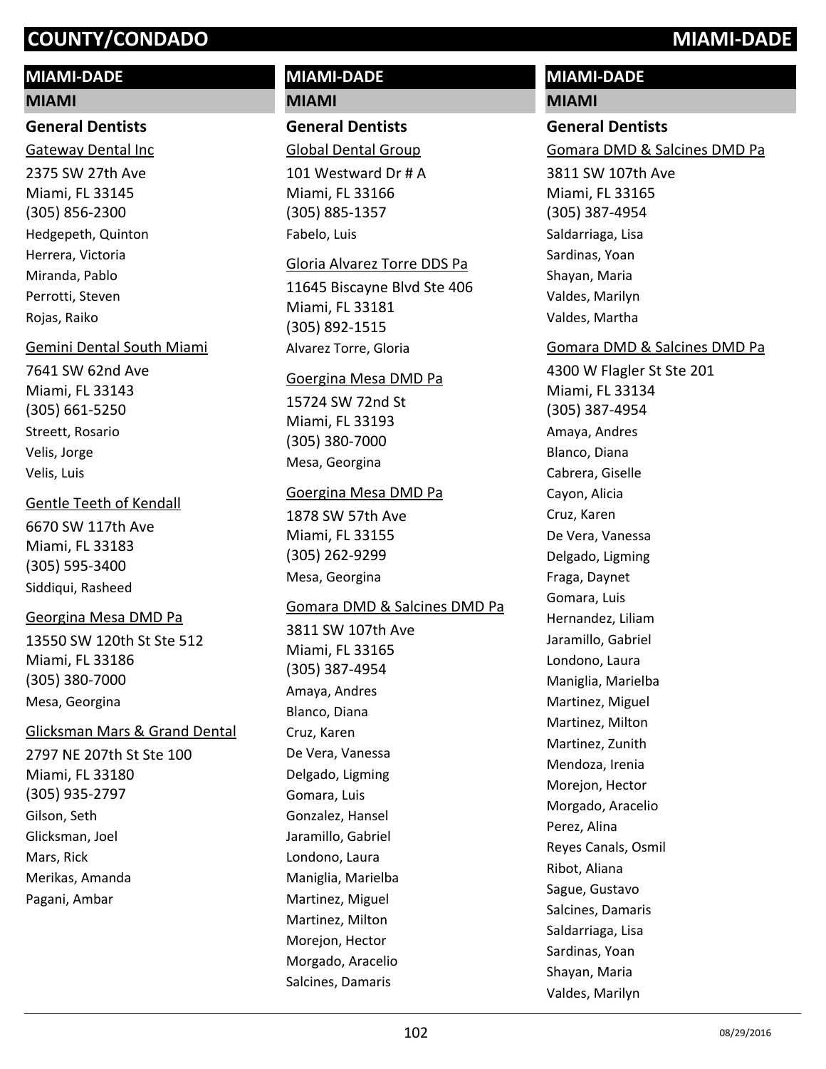# COUNTY/CONDADO MIAMI-DADE

## MIAMI-DADE

### MIAMI

#### General Dentists

Gateway Dental Inc
2375 SW 27th Ave
Miami, FL 33145
(305) 856-2300
Hedgepeth, Quinton
Herrera, Victoria
Miranda, Pablo
Perrotti, Steven
Rojas, Raiko

Gemini Dental South Miami
7641 SW 62nd Ave
Miami, FL 33143
(305) 661-5250
Streett, Rosario
Velis, Jorge
Velis, Luis

Gentle Teeth of Kendall
6670 SW 117th Ave
Miami, FL 33183
(305) 595-3400
Siddiqui, Rasheed

Georgina Mesa DMD Pa
13550 SW 120th St Ste 512
Miami, FL 33186
(305) 380-7000
Mesa, Georgina

Glicksman Mars & Grand Dental
2797 NE 207th St Ste 100
Miami, FL 33180
(305) 935-2797
Gilson, Seth
Glicksman, Joel
Mars, Rick
Merikas, Amanda
Pagani, Ambar

## MIAMI-DADE

### MIAMI

#### General Dentists

Global Dental Group
101 Westward Dr # A
Miami, FL 33166
(305) 885-1357
Fabelo, Luis

Gloria Alvarez Torre DDS Pa
11645 Biscayne Blvd Ste 406
Miami, FL 33181
(305) 892-1515
Alvarez Torre, Gloria

Goergina Mesa DMD Pa
15724 SW 72nd St
Miami, FL 33193
(305) 380-7000
Mesa, Georgina

Goergina Mesa DMD Pa
1878 SW 57th Ave
Miami, FL 33155
(305) 262-9299
Mesa, Georgina

Gomara DMD & Salcines DMD Pa
3811 SW 107th Ave
Miami, FL 33165
(305) 387-4954
Amaya, Andres
Blanco, Diana
Cruz, Karen
De Vera, Vanessa
Delgado, Ligming
Gomara, Luis
Gonzalez, Hansel
Jaramillo, Gabriel
Londono, Laura
Maniglia, Marielba
Martinez, Miguel
Martinez, Milton
Morejon, Hector
Morgado, Aracelio
Salcines, Damaris

## MIAMI-DADE

### MIAMI

#### General Dentists

Gomara DMD & Salcines DMD Pa
3811 SW 107th Ave
Miami, FL 33165
(305) 387-4954
Saldarriaga, Lisa
Sardinas, Yoan
Shayan, Maria
Valdes, Marilyn
Valdes, Martha

Gomara DMD & Salcines DMD Pa
4300 W Flagler St Ste 201
Miami, FL 33134
(305) 387-4954
Amaya, Andres
Blanco, Diana
Cabrera, Giselle
Cayon, Alicia
Cruz, Karen
De Vera, Vanessa
Delgado, Ligming
Fraga, Daynet
Gomara, Luis
Hernandez, Liliam
Jaramillo, Gabriel
Londono, Laura
Maniglia, Marielba
Martinez, Miguel
Martinez, Milton
Martinez, Zunith
Mendoza, Irenia
Morejon, Hector
Morgado, Aracelio
Perez, Alina
Reyes Canals, Osmil
Ribot, Aliana
Sague, Gustavo
Salcines, Damaris
Saldarriaga, Lisa
Sardinas, Yoan
Shayan, Maria
Valdes, Marilyn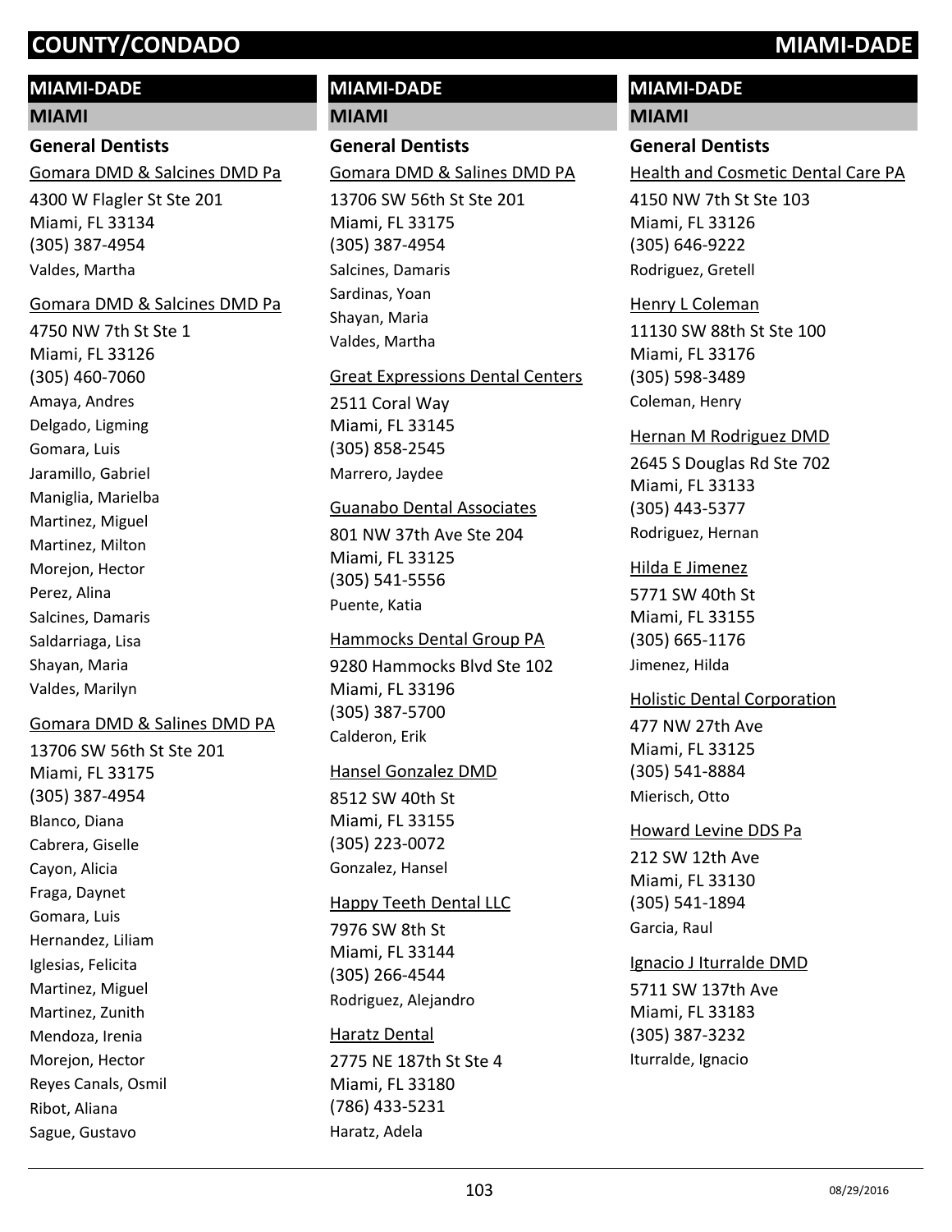## MIAMI-DADE

### MIAMI

#### General Dentists

Gomara DMD & Salcines DMD Pa
4300 W Flagler St Ste 201
Miami, FL 33134
(305) 387-4954
Valdes, Martha

Gomara DMD & Salcines DMD Pa
4750 NW 7th St Ste 1
Miami, FL 33126
(305) 460-7060
Amaya, Andres
Delgado, Ligming
Gomara, Luis
Jaramillo, Gabriel
Maniglia, Marielba
Martinez, Miguel
Martinez, Milton
Morejon, Hector
Perez, Alina
Salcines, Damaris
Saldarriaga, Lisa
Shayan, Maria
Valdes, Marilyn

Gomara DMD & Salines DMD PA
13706 SW 56th St Ste 201
Miami, FL 33175
(305) 387-4954
Blanco, Diana
Cabrera, Giselle
Cayon, Alicia
Fraga, Daynet
Gomara, Luis
Hernandez, Liliam
Iglesias, Felicita
Martinez, Miguel
Martinez, Zunith
Mendoza, Irenia
Morejon, Hector
Reyes Canals, Osmil
Ribot, Aliana
Sague, Gustavo

## MIAMI-DADE

### MIAMI

#### General Dentists

Gomara DMD & Salines DMD PA
13706 SW 56th St Ste 201
Miami, FL 33175
(305) 387-4954
Salcines, Damaris
Sardinas, Yoan
Shayan, Maria
Valdes, Martha

Great Expressions Dental Centers
2511 Coral Way
Miami, FL 33145
(305) 858-2545
Marrero, Jaydee

Guanabo Dental Associates
801 NW 37th Ave Ste 204
Miami, FL 33125
(305) 541-5556
Puente, Katia

Hammocks Dental Group PA
9280 Hammocks Blvd Ste 102
Miami, FL 33196
(305) 387-5700
Calderon, Erik

Hansel Gonzalez DMD
8512 SW 40th St
Miami, FL 33155
(305) 223-0072
Gonzalez, Hansel

Happy Teeth Dental LLC
7976 SW 8th St
Miami, FL 33144
(305) 266-4544
Rodriguez, Alejandro

Haratz Dental
2775 NE 187th St Ste 4
Miami, FL 33180
(786) 433-5231
Haratz, Adela

## MIAMI-DADE

### MIAMI

#### General Dentists

Health and Cosmetic Dental Care PA
4150 NW 7th St Ste 103
Miami, FL 33126
(305) 646-9222
Rodriguez, Gretell

Henry L Coleman
11130 SW 88th St Ste 100
Miami, FL 33176
(305) 598-3489
Coleman, Henry

Hernan M Rodriguez DMD
2645 S Douglas Rd Ste 702
Miami, FL 33133
(305) 443-5377
Rodriguez, Hernan

Hilda E Jimenez
5771 SW 40th St
Miami, FL 33155
(305) 665-1176
Jimenez, Hilda

Holistic Dental Corporation
477 NW 27th Ave
Miami, FL 33125
(305) 541-8884
Mierisch, Otto

Howard Levine DDS Pa
212 SW 12th Ave
Miami, FL 33130
(305) 541-1894
Garcia, Raul

Ignacio J Iturralde DMD
5711 SW 137th Ave
Miami, FL 33183
(305) 387-3232
Iturralde, Ignacio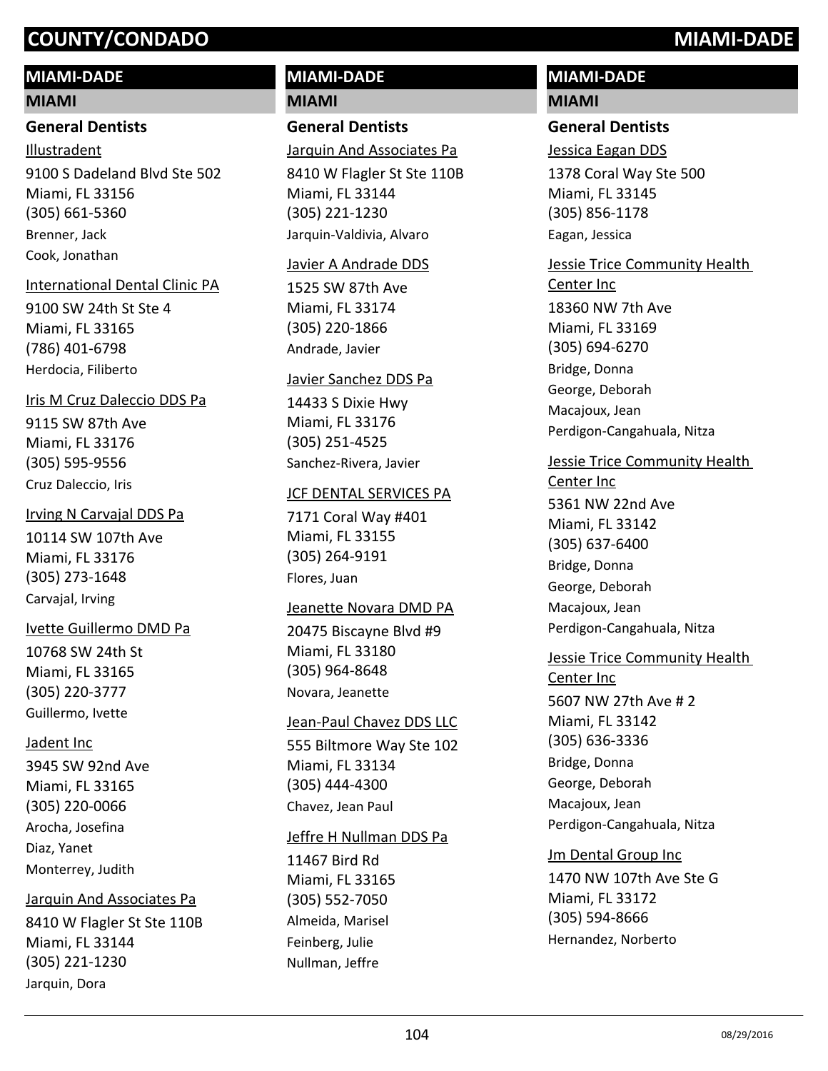# COUNTY/CONDADO — MIAMI-DADE

## MIAMI-DADE

### MIAMI

#### General Dentists

Illustradent
9100 S Dadeland Blvd Ste 502
Miami, FL 33156
(305) 661-5360
Brenner, Jack
Cook, Jonathan

International Dental Clinic PA
9100 SW 24th St Ste 4
Miami, FL 33165
(786) 401-6798
Herdocia, Filiberto

Iris M Cruz Daleccio DDS Pa
9115 SW 87th Ave
Miami, FL 33176
(305) 595-9556
Cruz Daleccio, Iris

Irving N Carvajal DDS Pa
10114 SW 107th Ave
Miami, FL 33176
(305) 273-1648
Carvajal, Irving

Ivette Guillermo DMD Pa
10768 SW 24th St
Miami, FL 33165
(305) 220-3777
Guillermo, Ivette

Jadent Inc
3945 SW 92nd Ave
Miami, FL 33165
(305) 220-0066
Arocha, Josefina
Diaz, Yanet
Monterrey, Judith

Jarquin And Associates Pa
8410 W Flagler St Ste 110B
Miami, FL 33144
(305) 221-1230
Jarquin, Dora

Jarquin And Associates Pa
8410 W Flagler St Ste 110B
Miami, FL 33144
(305) 221-1230
Jarquin-Valdivia, Alvaro

Javier A Andrade DDS
1525 SW 87th Ave
Miami, FL 33174
(305) 220-1866
Andrade, Javier

Javier Sanchez DDS Pa
14433 S Dixie Hwy
Miami, FL 33176
(305) 251-4525
Sanchez-Rivera, Javier

JCF DENTAL SERVICES PA
7171 Coral Way #401
Miami, FL 33155
(305) 264-9191
Flores, Juan

Jeanette Novara DMD PA
20475 Biscayne Blvd #9
Miami, FL 33180
(305) 964-8648
Novara, Jeanette

Jean-Paul Chavez DDS LLC
555 Biltmore Way Ste 102
Miami, FL 33134
(305) 444-4300
Chavez, Jean Paul

Jeffre H Nullman DDS Pa
11467 Bird Rd
Miami, FL 33165
(305) 552-7050
Almeida, Marisel
Feinberg, Julie
Nullman, Jeffre

Jessica Eagan DDS
1378 Coral Way Ste 500
Miami, FL 33145
(305) 856-1178
Eagan, Jessica

Jessie Trice Community Health Center Inc
18360 NW 7th Ave
Miami, FL 33169
(305) 694-6270
Bridge, Donna
George, Deborah
Macajoux, Jean
Perdigon-Cangahuala, Nitza

Jessie Trice Community Health Center Inc
5361 NW 22nd Ave
Miami, FL 33142
(305) 637-6400
Bridge, Donna
George, Deborah
Macajoux, Jean
Perdigon-Cangahuala, Nitza

Jessie Trice Community Health Center Inc
5607 NW 27th Ave # 2
Miami, FL 33142
(305) 636-3336
Bridge, Donna
George, Deborah
Macajoux, Jean
Perdigon-Cangahuala, Nitza

Jm Dental Group Inc
1470 NW 107th Ave Ste G
Miami, FL 33172
(305) 594-8666
Hernandez, Norberto

08/29/2016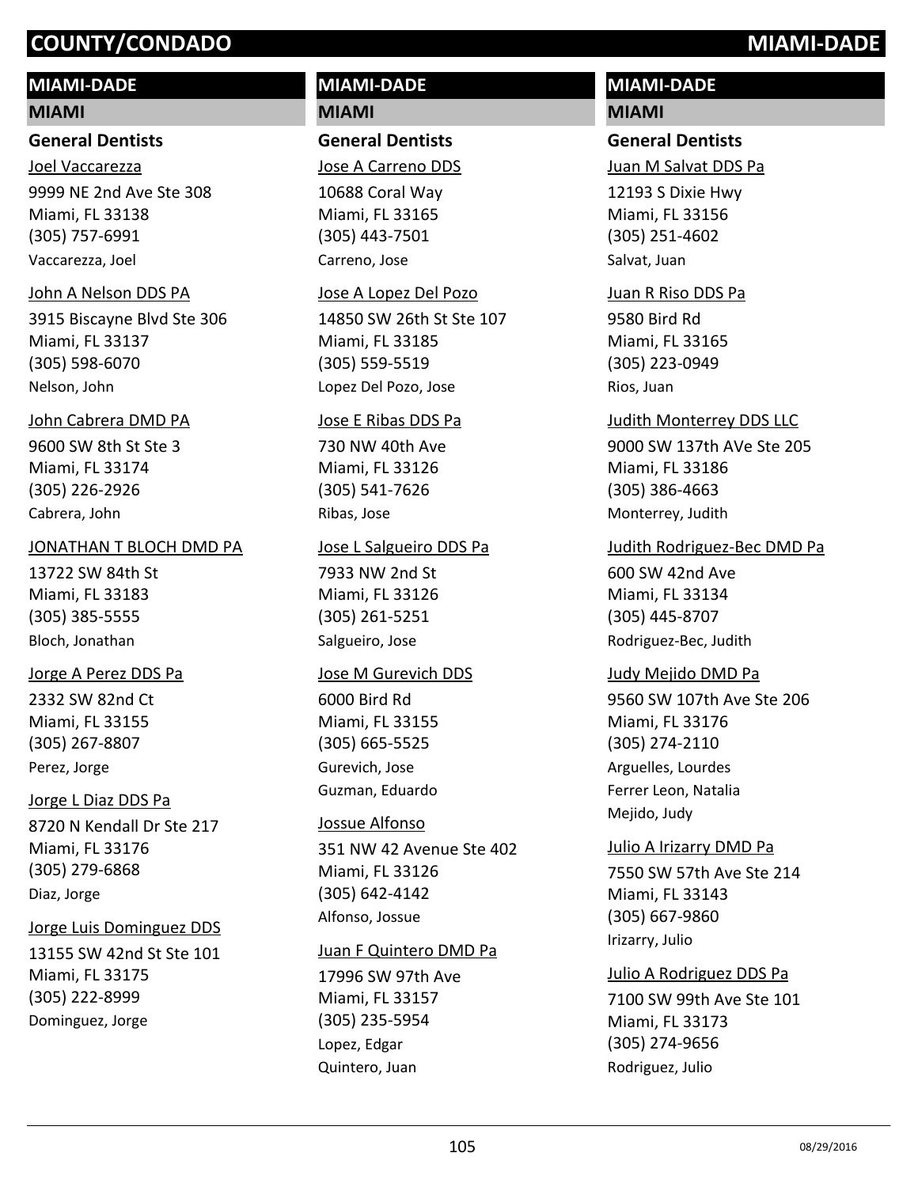# COUNTY/CONDADO MIAMI-DADE

## MIAMI-DADE

### MIAMI

#### General Dentists

Joel Vaccarezza
9999 NE 2nd Ave Ste 308
Miami, FL 33138
(305) 757-6991
Vaccarezza, Joel

John A Nelson DDS PA
3915 Biscayne Blvd Ste 306
Miami, FL 33137
(305) 598-6070
Nelson, John

John Cabrera DMD PA
9600 SW 8th St Ste 3
Miami, FL 33174
(305) 226-2926
Cabrera, John

JONATHAN T BLOCH DMD PA
13722 SW 84th St
Miami, FL 33183
(305) 385-5555
Bloch, Jonathan

Jorge A Perez DDS Pa
2332 SW 82nd Ct
Miami, FL 33155
(305) 267-8807
Perez, Jorge

Jorge L Diaz DDS Pa
8720 N Kendall Dr Ste 217
Miami, FL 33176
(305) 279-6868
Diaz, Jorge

Jorge Luis Dominguez DDS
13155 SW 42nd St Ste 101
Miami, FL 33175
(305) 222-8999
Dominguez, Jorge

Jose A Carreno DDS
10688 Coral Way
Miami, FL 33165
(305) 443-7501
Carreno, Jose

Jose A Lopez Del Pozo
14850 SW 26th St Ste 107
Miami, FL 33185
(305) 559-5519
Lopez Del Pozo, Jose

Jose E Ribas DDS Pa
730 NW 40th Ave
Miami, FL 33126
(305) 541-7626
Ribas, Jose

Jose L Salgueiro DDS Pa
7933 NW 2nd St
Miami, FL 33126
(305) 261-5251
Salgueiro, Jose

Jose M Gurevich DDS
6000 Bird Rd
Miami, FL 33155
(305) 665-5525
Gurevich, Jose
Guzman, Eduardo

Jossue Alfonso
351 NW 42 Avenue Ste 402
Miami, FL 33126
(305) 642-4142
Alfonso, Jossue

Juan F Quintero DMD Pa
17996 SW 97th Ave
Miami, FL 33157
(305) 235-5954
Lopez, Edgar
Quintero, Juan

Juan M Salvat DDS Pa
12193 S Dixie Hwy
Miami, FL 33156
(305) 251-4602
Salvat, Juan

Juan R Riso DDS Pa
9580 Bird Rd
Miami, FL 33165
(305) 223-0949
Rios, Juan

Judith Monterrey DDS LLC
9000 SW 137th AVe Ste 205
Miami, FL 33186
(305) 386-4663
Monterrey, Judith

Judith Rodriguez-Bec DMD Pa
600 SW 42nd Ave
Miami, FL 33134
(305) 445-8707
Rodriguez-Bec, Judith

Judy Mejido DMD Pa
9560 SW 107th Ave Ste 206
Miami, FL 33176
(305) 274-2110
Arguelles, Lourdes
Ferrer Leon, Natalia
Mejido, Judy

Julio A Irizarry DMD Pa
7550 SW 57th Ave Ste 214
Miami, FL 33143
(305) 667-9860
Irizarry, Julio

Julio A Rodriguez DDS Pa
7100 SW 99th Ave Ste 101
Miami, FL 33173
(305) 274-9656
Rodriguez, Julio

08/29/2016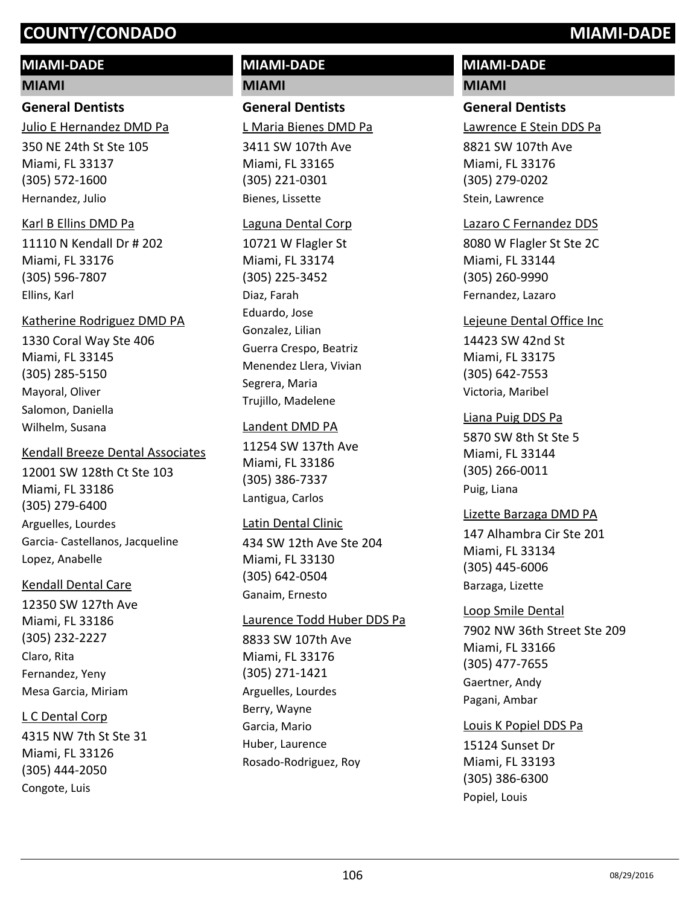# COUNTY/CONDADO MIAMI-DADE

## MIAMI-DADE

### MIAMI

#### General Dentists

Julio E Hernandez DMD Pa
350 NE 24th St Ste 105
Miami, FL 33137
(305) 572-1600
Hernandez, Julio

Karl B Ellins DMD Pa
11110 N Kendall Dr # 202
Miami, FL 33176
(305) 596-7807
Ellins, Karl

Katherine Rodriguez DMD PA
1330 Coral Way Ste 406
Miami, FL 33145
(305) 285-5150
Mayoral, Oliver
Salomon, Daniella
Wilhelm, Susana

Kendall Breeze Dental Associates
12001 SW 128th Ct Ste 103
Miami, FL 33186
(305) 279-6400
Arguelles, Lourdes
Garcia- Castellanos, Jacqueline
Lopez, Anabelle

Kendall Dental Care
12350 SW 127th Ave
Miami, FL 33186
(305) 232-2227
Claro, Rita
Fernandez, Yeny
Mesa Garcia, Miriam

L C Dental Corp
4315 NW 7th St Ste 31
Miami, FL 33126
(305) 444-2050
Congote, Luis

L Maria Bienes DMD Pa
3411 SW 107th Ave
Miami, FL 33165
(305) 221-0301
Bienes, Lissette

Laguna Dental Corp
10721 W Flagler St
Miami, FL 33174
(305) 225-3452
Diaz, Farah
Eduardo, Jose
Gonzalez, Lilian
Guerra Crespo, Beatriz
Menendez Llera, Vivian
Segrera, Maria
Trujillo, Madelene

Landent DMD PA
11254 SW 137th Ave
Miami, FL 33186
(305) 386-7337
Lantigua, Carlos

Latin Dental Clinic
434 SW 12th Ave Ste 204
Miami, FL 33130
(305) 642-0504
Ganaim, Ernesto

Laurence Todd Huber DDS Pa
8833 SW 107th Ave
Miami, FL 33176
(305) 271-1421
Arguelles, Lourdes
Berry, Wayne
Garcia, Mario
Huber, Laurence
Rosado-Rodriguez, Roy

Lawrence E Stein DDS Pa
8821 SW 107th Ave
Miami, FL 33176
(305) 279-0202
Stein, Lawrence

Lazaro C Fernandez DDS
8080 W Flagler St Ste 2C
Miami, FL 33144
(305) 260-9990
Fernandez, Lazaro

Lejeune Dental Office Inc
14423 SW 42nd St
Miami, FL 33175
(305) 642-7553
Victoria, Maribel

Liana Puig DDS Pa
5870 SW 8th St Ste 5
Miami, FL 33144
(305) 266-0011
Puig, Liana

Lizette Barzaga DMD PA
147 Alhambra Cir Ste 201
Miami, FL 33134
(305) 445-6006
Barzaga, Lizette

Loop Smile Dental
7902 NW 36th Street Ste 209
Miami, FL 33166
(305) 477-7655
Gaertner, Andy
Pagani, Ambar

Louis K Popiel DDS Pa
15124 Sunset Dr
Miami, FL 33193
(305) 386-6300
Popiel, Louis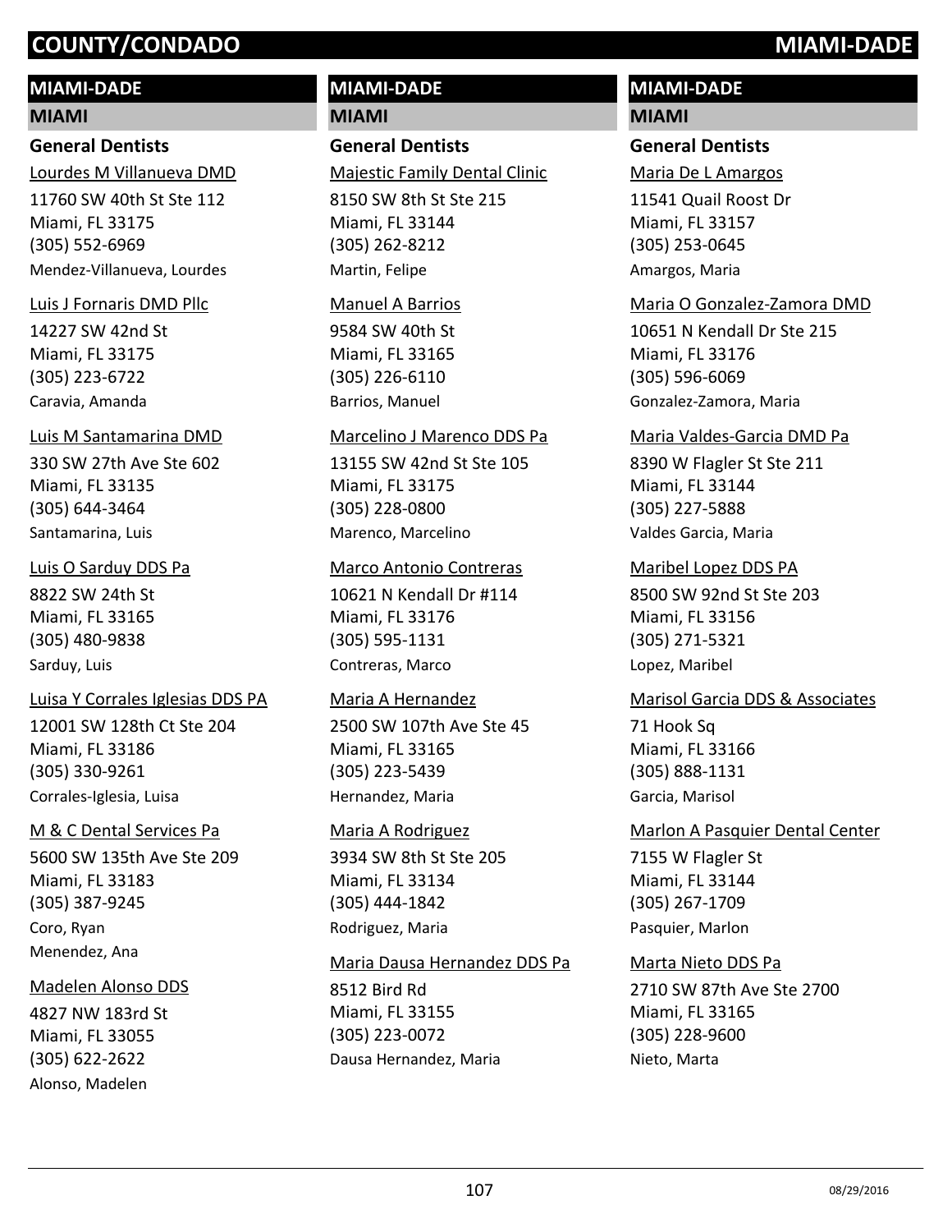# COUNTY/CONDADO — MIAMI-DADE

## MIAMI-DADE

### MIAMI

#### General Dentists

Lourdes M Villanueva DMD
11760 SW 40th St Ste 112
Miami, FL 33175
(305) 552-6969
Mendez-Villanueva, Lourdes

Luis J Fornaris DMD Pllc
14227 SW 42nd St
Miami, FL 33175
(305) 223-6722
Caravia, Amanda

Luis M Santamarina DMD
330 SW 27th Ave Ste 602
Miami, FL 33135
(305) 644-3464
Santamarina, Luis

Luis O Sarduy DDS Pa
8822 SW 24th St
Miami, FL 33165
(305) 480-9838
Sarduy, Luis

Luisa Y Corrales Iglesias DDS PA
12001 SW 128th Ct Ste 204
Miami, FL 33186
(305) 330-9261
Corrales-Iglesia, Luisa

M & C Dental Services Pa
5600 SW 135th Ave Ste 209
Miami, FL 33183
(305) 387-9245
Coro, Ryan
Menendez, Ana

Madelen Alonso DDS
4827 NW 183rd St
Miami, FL 33055
(305) 622-2622
Alonso, Madelen

Majestic Family Dental Clinic
8150 SW 8th St Ste 215
Miami, FL 33144
(305) 262-8212
Martin, Felipe

Manuel A Barrios
9584 SW 40th St
Miami, FL 33165
(305) 226-6110
Barrios, Manuel

Marcelino J Marenco DDS Pa
13155 SW 42nd St Ste 105
Miami, FL 33175
(305) 228-0800
Marenco, Marcelino

Marco Antonio Contreras
10621 N Kendall Dr #114
Miami, FL 33176
(305) 595-1131
Contreras, Marco

Maria A Hernandez
2500 SW 107th Ave Ste 45
Miami, FL 33165
(305) 223-5439
Hernandez, Maria

Maria A Rodriguez
3934 SW 8th St Ste 205
Miami, FL 33134
(305) 444-1842
Rodriguez, Maria

Maria Dausa Hernandez DDS Pa
8512 Bird Rd
Miami, FL 33155
(305) 223-0072
Dausa Hernandez, Maria

Maria De L Amargos
11541 Quail Roost Dr
Miami, FL 33157
(305) 253-0645
Amargos, Maria

Maria O Gonzalez-Zamora DMD
10651 N Kendall Dr Ste 215
Miami, FL 33176
(305) 596-6069
Gonzalez-Zamora, Maria

Maria Valdes-Garcia DMD Pa
8390 W Flagler St Ste 211
Miami, FL 33144
(305) 227-5888
Valdes Garcia, Maria

Maribel Lopez DDS PA
8500 SW 92nd St Ste 203
Miami, FL 33156
(305) 271-5321
Lopez, Maribel

Marisol Garcia DDS & Associates
71 Hook Sq
Miami, FL 33166
(305) 888-1131
Garcia, Marisol

Marlon A Pasquier Dental Center
7155 W Flagler St
Miami, FL 33144
(305) 267-1709
Pasquier, Marlon

Marta Nieto DDS Pa
2710 SW 87th Ave Ste 2700
Miami, FL 33165
(305) 228-9600
Nieto, Marta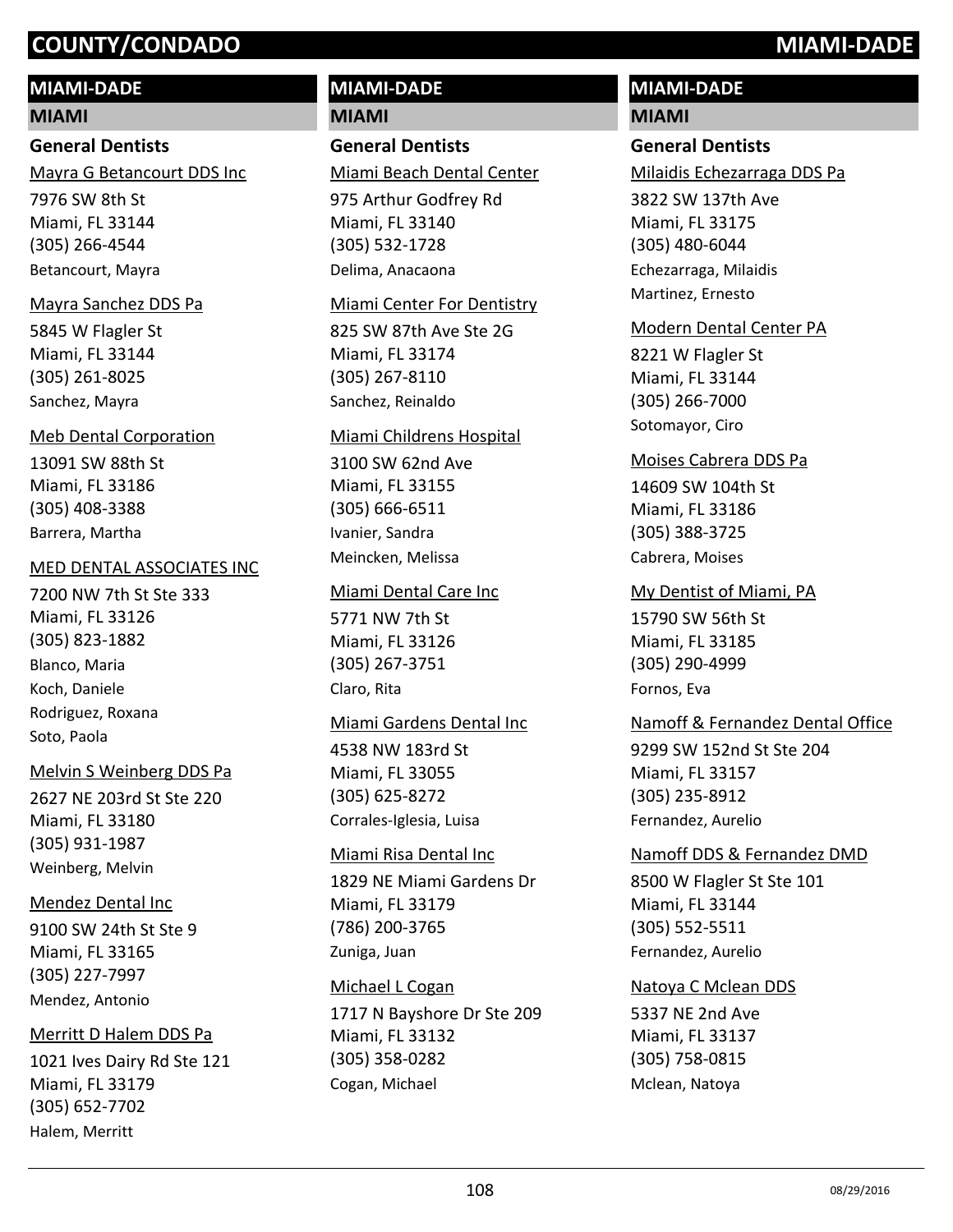# COUNTY/CONDADO MIAMI-DADE

## MIAMI-DADE

### MIAMI

#### General Dentists

Mayra G Betancourt DDS Inc
7976 SW 8th St
Miami, FL 33144
(305) 266-4544
Betancourt, Mayra

Mayra Sanchez DDS Pa
5845 W Flagler St
Miami, FL 33144
(305) 261-8025
Sanchez, Mayra

Meb Dental Corporation
13091 SW 88th St
Miami, FL 33186
(305) 408-3388
Barrera, Martha

MED DENTAL ASSOCIATES INC
7200 NW 7th St Ste 333
Miami, FL 33126
(305) 823-1882
Blanco, Maria
Koch, Daniele
Rodriguez, Roxana
Soto, Paola

Melvin S Weinberg DDS Pa
2627 NE 203rd St Ste 220
Miami, FL 33180
(305) 931-1987
Weinberg, Melvin

Mendez Dental Inc
9100 SW 24th St Ste 9
Miami, FL 33165
(305) 227-7997
Mendez, Antonio

Merritt D Halem DDS Pa
1021 Ives Dairy Rd Ste 121
Miami, FL 33179
(305) 652-7702
Halem, Merritt

Miami Beach Dental Center
975 Arthur Godfrey Rd
Miami, FL 33140
(305) 532-1728
Delima, Anacaona

Miami Center For Dentistry
825 SW 87th Ave Ste 2G
Miami, FL 33174
(305) 267-8110
Sanchez, Reinaldo

Miami Childrens Hospital
3100 SW 62nd Ave
Miami, FL 33155
(305) 666-6511
Ivanier, Sandra
Meincken, Melissa

Miami Dental Care Inc
5771 NW 7th St
Miami, FL 33126
(305) 267-3751
Claro, Rita

Miami Gardens Dental Inc
4538 NW 183rd St
Miami, FL 33055
(305) 625-8272
Corrales-Iglesia, Luisa

Miami Risa Dental Inc
1829 NE Miami Gardens Dr
Miami, FL 33179
(786) 200-3765
Zuniga, Juan

Michael L Cogan
1717 N Bayshore Dr Ste 209
Miami, FL 33132
(305) 358-0282
Cogan, Michael

Milaidis Echezarraga DDS Pa
3822 SW 137th Ave
Miami, FL 33175
(305) 480-6044
Echezarraga, Milaidis
Martinez, Ernesto

Modern Dental Center PA
8221 W Flagler St
Miami, FL 33144
(305) 266-7000
Sotomayor, Ciro

Moises Cabrera DDS Pa
14609 SW 104th St
Miami, FL 33186
(305) 388-3725
Cabrera, Moises

My Dentist of Miami, PA
15790 SW 56th St
Miami, FL 33185
(305) 290-4999
Fornos, Eva

Namoff & Fernandez Dental Office
9299 SW 152nd St Ste 204
Miami, FL 33157
(305) 235-8912
Fernandez, Aurelio

Namoff DDS & Fernandez DMD
8500 W Flagler St Ste 101
Miami, FL 33144
(305) 552-5511
Fernandez, Aurelio

Natoya C Mclean DDS
5337 NE 2nd Ave
Miami, FL 33137
(305) 758-0815
Mclean, Natoya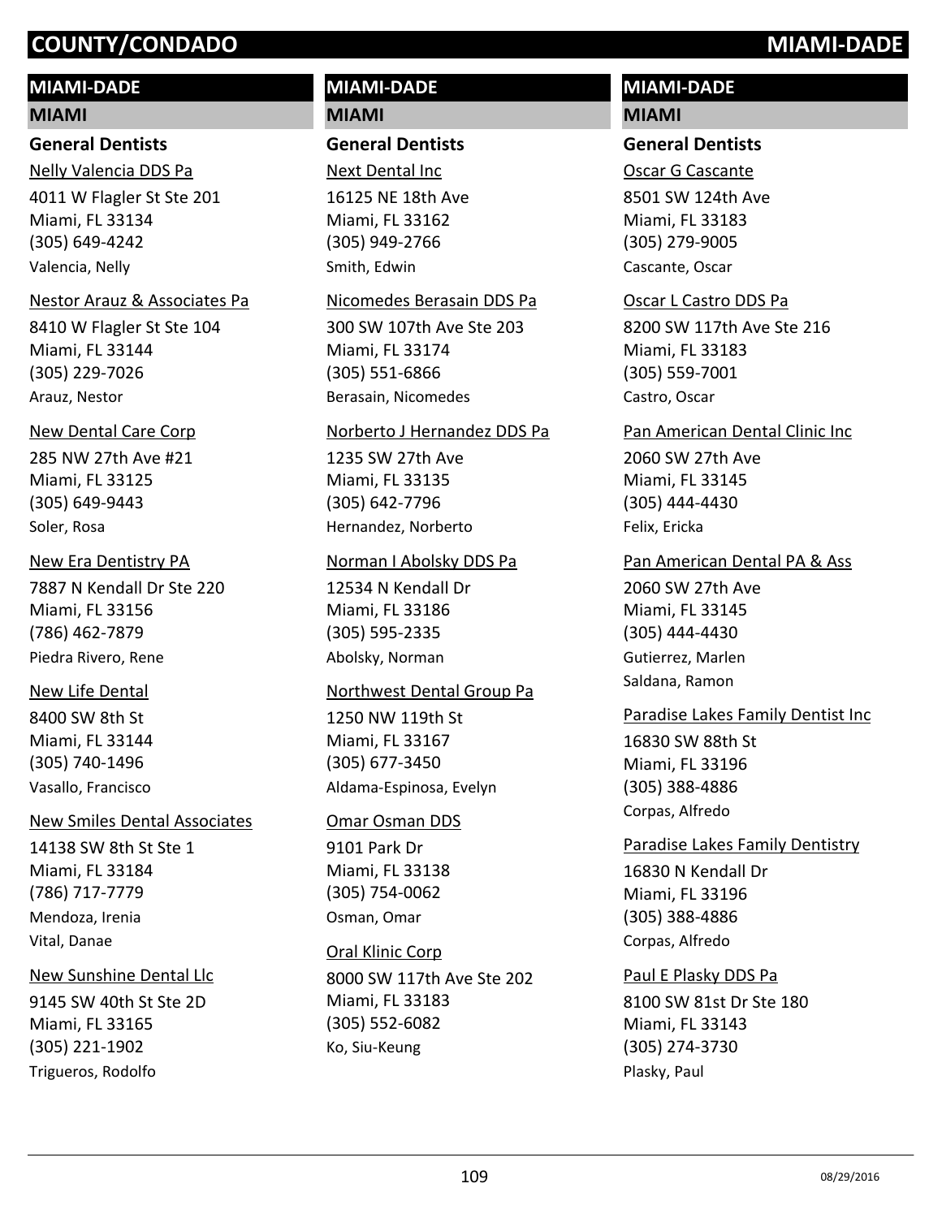# COUNTY/CONDADO MIAMI-DADE

## MIAMI-DADE

### MIAMI

#### General Dentists

Nelly Valencia DDS Pa
4011 W Flagler St Ste 201
Miami, FL 33134
(305) 649-4242
Valencia, Nelly

Nestor Arauz & Associates Pa
8410 W Flagler St Ste 104
Miami, FL 33144
(305) 229-7026
Arauz, Nestor

New Dental Care Corp
285 NW 27th Ave #21
Miami, FL 33125
(305) 649-9443
Soler, Rosa

New Era Dentistry PA
7887 N Kendall Dr Ste 220
Miami, FL 33156
(786) 462-7879
Piedra Rivero, Rene

New Life Dental
8400 SW 8th St
Miami, FL 33144
(305) 740-1496
Vasallo, Francisco

New Smiles Dental Associates
14138 SW 8th St Ste 1
Miami, FL 33184
(786) 717-7779
Mendoza, Irenia
Vital, Danae

New Sunshine Dental Llc
9145 SW 40th St Ste 2D
Miami, FL 33165
(305) 221-1902
Trigueros, Rodolfo

Next Dental Inc
16125 NE 18th Ave
Miami, FL 33162
(305) 949-2766
Smith, Edwin

Nicomedes Berasain DDS Pa
300 SW 107th Ave Ste 203
Miami, FL 33174
(305) 551-6866
Berasain, Nicomedes

Norberto J Hernandez DDS Pa
1235 SW 27th Ave
Miami, FL 33135
(305) 642-7796
Hernandez, Norberto

Norman I Abolsky DDS Pa
12534 N Kendall Dr
Miami, FL 33186
(305) 595-2335
Abolsky, Norman

Northwest Dental Group Pa
1250 NW 119th St
Miami, FL 33167
(305) 677-3450
Aldama-Espinosa, Evelyn

Omar Osman DDS
9101 Park Dr
Miami, FL 33138
(305) 754-0062
Osman, Omar

Oral Klinic Corp
8000 SW 117th Ave Ste 202
Miami, FL 33183
(305) 552-6082
Ko, Siu-Keung

Oscar G Cascante
8501 SW 124th Ave
Miami, FL 33183
(305) 279-9005
Cascante, Oscar

Oscar L Castro DDS Pa
8200 SW 117th Ave Ste 216
Miami, FL 33183
(305) 559-7001
Castro, Oscar

Pan American Dental Clinic Inc
2060 SW 27th Ave
Miami, FL 33145
(305) 444-4430
Felix, Ericka

Pan American Dental PA & Ass
2060 SW 27th Ave
Miami, FL 33145
(305) 444-4430
Gutierrez, Marlen
Saldana, Ramon

Paradise Lakes Family Dentist Inc
16830 SW 88th St
Miami, FL 33196
(305) 388-4886
Corpas, Alfredo

Paradise Lakes Family Dentistry
16830 N Kendall Dr
Miami, FL 33196
(305) 388-4886
Corpas, Alfredo

Paul E Plasky DDS Pa
8100 SW 81st Dr Ste 180
Miami, FL 33143
(305) 274-3730
Plasky, Paul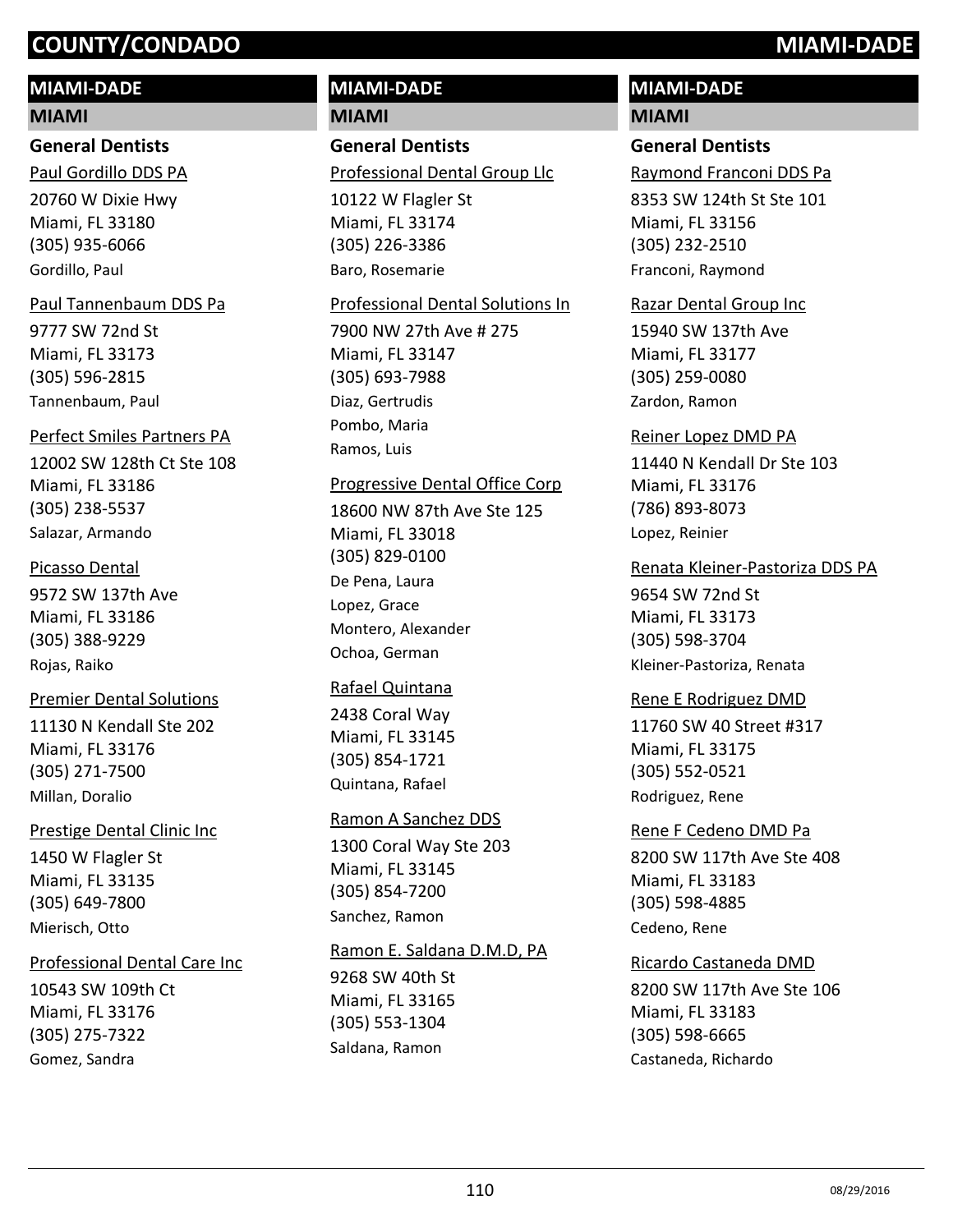# COUNTY/CONDADO — MIAMI-DADE

## MIAMI-DADE

### MIAMI

#### General Dentists

Paul Gordillo DDS PA
20760 W Dixie Hwy
Miami, FL 33180
(305) 935-6066
Gordillo, Paul

Paul Tannenbaum DDS Pa
9777 SW 72nd St
Miami, FL 33173
(305) 596-2815
Tannenbaum, Paul

Perfect Smiles Partners PA
12002 SW 128th Ct Ste 108
Miami, FL 33186
(305) 238-5537
Salazar, Armando

Picasso Dental
9572 SW 137th Ave
Miami, FL 33186
(305) 388-9229
Rojas, Raiko

Premier Dental Solutions
11130 N Kendall Ste 202
Miami, FL 33176
(305) 271-7500
Millan, Doralio

Prestige Dental Clinic Inc
1450 W Flagler St
Miami, FL 33135
(305) 649-7800
Mierisch, Otto

Professional Dental Care Inc
10543 SW 109th Ct
Miami, FL 33176
(305) 275-7322
Gomez, Sandra

## MIAMI-DADE

### MIAMI

#### General Dentists

Professional Dental Group Llc
10122 W Flagler St
Miami, FL 33174
(305) 226-3386
Baro, Rosemarie

Professional Dental Solutions In
7900 NW 27th Ave # 275
Miami, FL 33147
(305) 693-7988
Diaz, Gertrudis
Pombo, Maria
Ramos, Luis

Progressive Dental Office Corp
18600 NW 87th Ave Ste 125
Miami, FL 33018
(305) 829-0100
De Pena, Laura
Lopez, Grace
Montero, Alexander
Ochoa, German

Rafael Quintana
2438 Coral Way
Miami, FL 33145
(305) 854-1721
Quintana, Rafael

Ramon A Sanchez DDS
1300 Coral Way Ste 203
Miami, FL 33145
(305) 854-7200
Sanchez, Ramon

Ramon E. Saldana D.M.D, PA
9268 SW 40th St
Miami, FL 33165
(305) 553-1304
Saldana, Ramon

## MIAMI-DADE

### MIAMI

#### General Dentists

Raymond Franconi DDS Pa
8353 SW 124th St Ste 101
Miami, FL 33156
(305) 232-2510
Franconi, Raymond

Razar Dental Group Inc
15940 SW 137th Ave
Miami, FL 33177
(305) 259-0080
Zardon, Ramon

Reiner Lopez DMD PA
11440 N Kendall Dr Ste 103
Miami, FL 33176
(786) 893-8073
Lopez, Reinier

Renata Kleiner-Pastoriza DDS PA
9654 SW 72nd St
Miami, FL 33173
(305) 598-3704
Kleiner-Pastoriza, Renata

Rene E Rodriguez DMD
11760 SW 40 Street #317
Miami, FL 33175
(305) 552-0521
Rodriguez, Rene

Rene F Cedeno DMD Pa
8200 SW 117th Ave Ste 408
Miami, FL 33183
(305) 598-4885
Cedeno, Rene

Ricardo Castaneda DMD
8200 SW 117th Ave Ste 106
Miami, FL 33183
(305) 598-6665
Castaneda, Richardo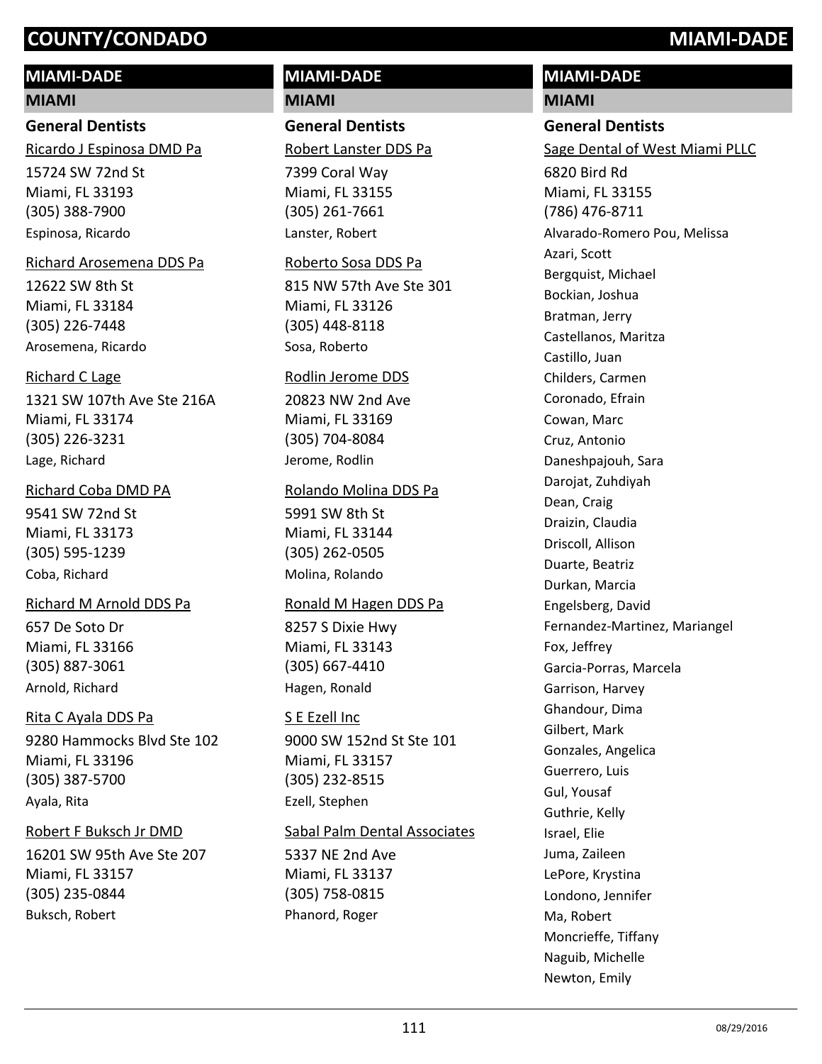## MIAMI-DADE

### MIAMI

#### General Dentists

Ricardo J Espinosa DMD Pa
15724 SW 72nd St
Miami, FL 33193
(305) 388-7900
Espinosa, Ricardo

Richard Arosemena DDS Pa
12622 SW 8th St
Miami, FL 33184
(305) 226-7448
Arosemena, Ricardo

Richard C Lage
1321 SW 107th Ave Ste 216A
Miami, FL 33174
(305) 226-3231
Lage, Richard

Richard Coba DMD PA
9541 SW 72nd St
Miami, FL 33173
(305) 595-1239
Coba, Richard

Richard M Arnold DDS Pa
657 De Soto Dr
Miami, FL 33166
(305) 887-3061
Arnold, Richard

Rita C Ayala DDS Pa
9280 Hammocks Blvd Ste 102
Miami, FL 33196
(305) 387-5700
Ayala, Rita

Robert F Buksch Jr DMD
16201 SW 95th Ave Ste 207
Miami, FL 33157
(305) 235-0844
Buksch, Robert

Robert Lanster DDS Pa
7399 Coral Way
Miami, FL 33155
(305) 261-7661
Lanster, Robert

Roberto Sosa DDS Pa
815 NW 57th Ave Ste 301
Miami, FL 33126
(305) 448-8118
Sosa, Roberto

Rodlin Jerome DDS
20823 NW 2nd Ave
Miami, FL 33169
(305) 704-8084
Jerome, Rodlin

Rolando Molina DDS Pa
5991 SW 8th St
Miami, FL 33144
(305) 262-0505
Molina, Rolando

Ronald M Hagen DDS Pa
8257 S Dixie Hwy
Miami, FL 33143
(305) 667-4410
Hagen, Ronald

S E Ezell Inc
9000 SW 152nd St Ste 101
Miami, FL 33157
(305) 232-8515
Ezell, Stephen

Sabal Palm Dental Associates
5337 NE 2nd Ave
Miami, FL 33137
(305) 758-0815
Phanord, Roger

Sage Dental of West Miami PLLC
6820 Bird Rd
Miami, FL 33155
(786) 476-8711
Alvarado-Romero Pou, Melissa
Azari, Scott
Bergquist, Michael
Bockian, Joshua
Bratman, Jerry
Castellanos, Maritza
Castillo, Juan
Childers, Carmen
Coronado, Efrain
Cowan, Marc
Cruz, Antonio
Daneshpajouh, Sara
Darojat, Zuhdiyah
Dean, Craig
Draizin, Claudia
Driscoll, Allison
Duarte, Beatriz
Durkan, Marcia
Engelsberg, David
Fernandez-Martinez, Mariangel
Fox, Jeffrey
Garcia-Porras, Marcela
Garrison, Harvey
Ghandour, Dima
Gilbert, Mark
Gonzales, Angelica
Guerrero, Luis
Gul, Yousaf
Guthrie, Kelly
Israel, Elie
Juma, Zaileen
LePore, Krystina
Londono, Jennifer
Ma, Robert
Moncrieffe, Tiffany
Naguib, Michelle
Newton, Emily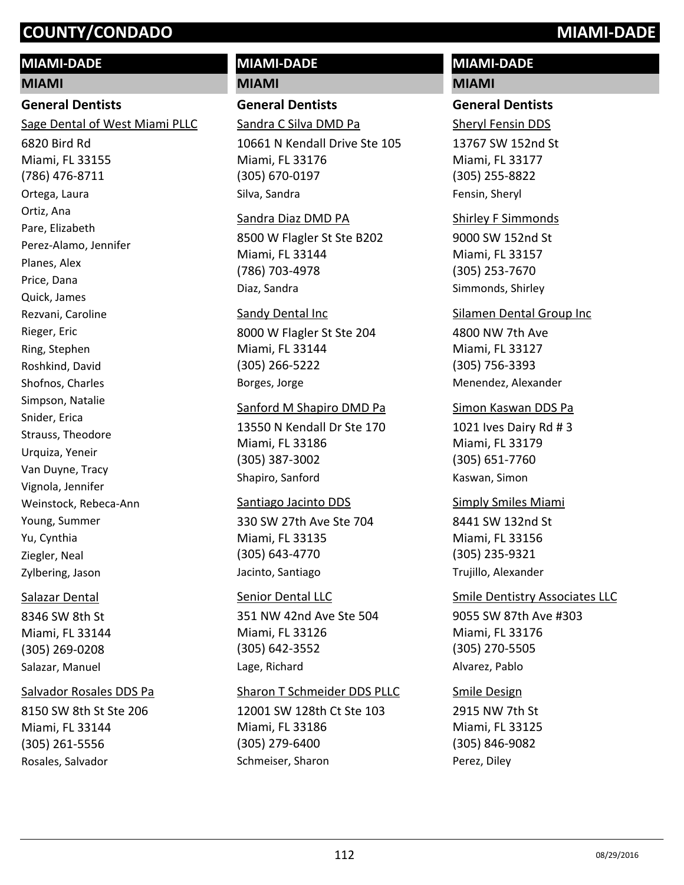# COUNTY/CONDADO MIAMI-DADE

## MIAMI-DADE

### MIAMI

#### General Dentists

Sage Dental of West Miami PLLC
6820 Bird Rd
Miami, FL 33155
(786) 476-8711
Ortega, Laura
Ortiz, Ana
Pare, Elizabeth
Perez-Alamo, Jennifer
Planes, Alex
Price, Dana
Quick, James
Rezvani, Caroline
Rieger, Eric
Ring, Stephen
Roshkind, David
Shofnos, Charles
Simpson, Natalie
Snider, Erica
Strauss, Theodore
Urquiza, Yeneir
Van Duyne, Tracy
Vignola, Jennifer
Weinstock, Rebeca-Ann
Young, Summer
Yu, Cynthia
Ziegler, Neal
Zylbering, Jason

Salazar Dental
8346 SW 8th St
Miami, FL 33144
(305) 269-0208
Salazar, Manuel

Salvador Rosales DDS Pa
8150 SW 8th St Ste 206
Miami, FL 33144
(305) 261-5556
Rosales, Salvador

Sandra C Silva DMD Pa
10661 N Kendall Drive Ste 105
Miami, FL 33176
(305) 670-0197
Silva, Sandra

Sandra Diaz DMD PA
8500 W Flagler St Ste B202
Miami, FL 33144
(786) 703-4978
Diaz, Sandra

Sandy Dental Inc
8000 W Flagler St Ste 204
Miami, FL 33144
(305) 266-5222
Borges, Jorge

Sanford M Shapiro DMD Pa
13550 N Kendall Dr Ste 170
Miami, FL 33186
(305) 387-3002
Shapiro, Sanford

Santiago Jacinto DDS
330 SW 27th Ave Ste 704
Miami, FL 33135
(305) 643-4770
Jacinto, Santiago

Senior Dental LLC
351 NW 42nd Ave Ste 504
Miami, FL 33126
(305) 642-3552
Lage, Richard

Sharon T Schmeider DDS PLLC
12001 SW 128th Ct Ste 103
Miami, FL 33186
(305) 279-6400
Schmeiser, Sharon

Sheryl Fensin DDS
13767 SW 152nd St
Miami, FL 33177
(305) 255-8822
Fensin, Sheryl

Shirley F Simmonds
9000 SW 152nd St
Miami, FL 33157
(305) 253-7670
Simmonds, Shirley

Silamen Dental Group Inc
4800 NW 7th Ave
Miami, FL 33127
(305) 756-3393
Menendez, Alexander

Simon Kaswan DDS Pa
1021 Ives Dairy Rd # 3
Miami, FL 33179
(305) 651-7760
Kaswan, Simon

Simply Smiles Miami
8441 SW 132nd St
Miami, FL 33156
(305) 235-9321
Trujillo, Alexander

Smile Dentistry Associates LLC
9055 SW 87th Ave #303
Miami, FL 33176
(305) 270-5505
Alvarez, Pablo

Smile Design
2915 NW 7th St
Miami, FL 33125
(305) 846-9082
Perez, Diley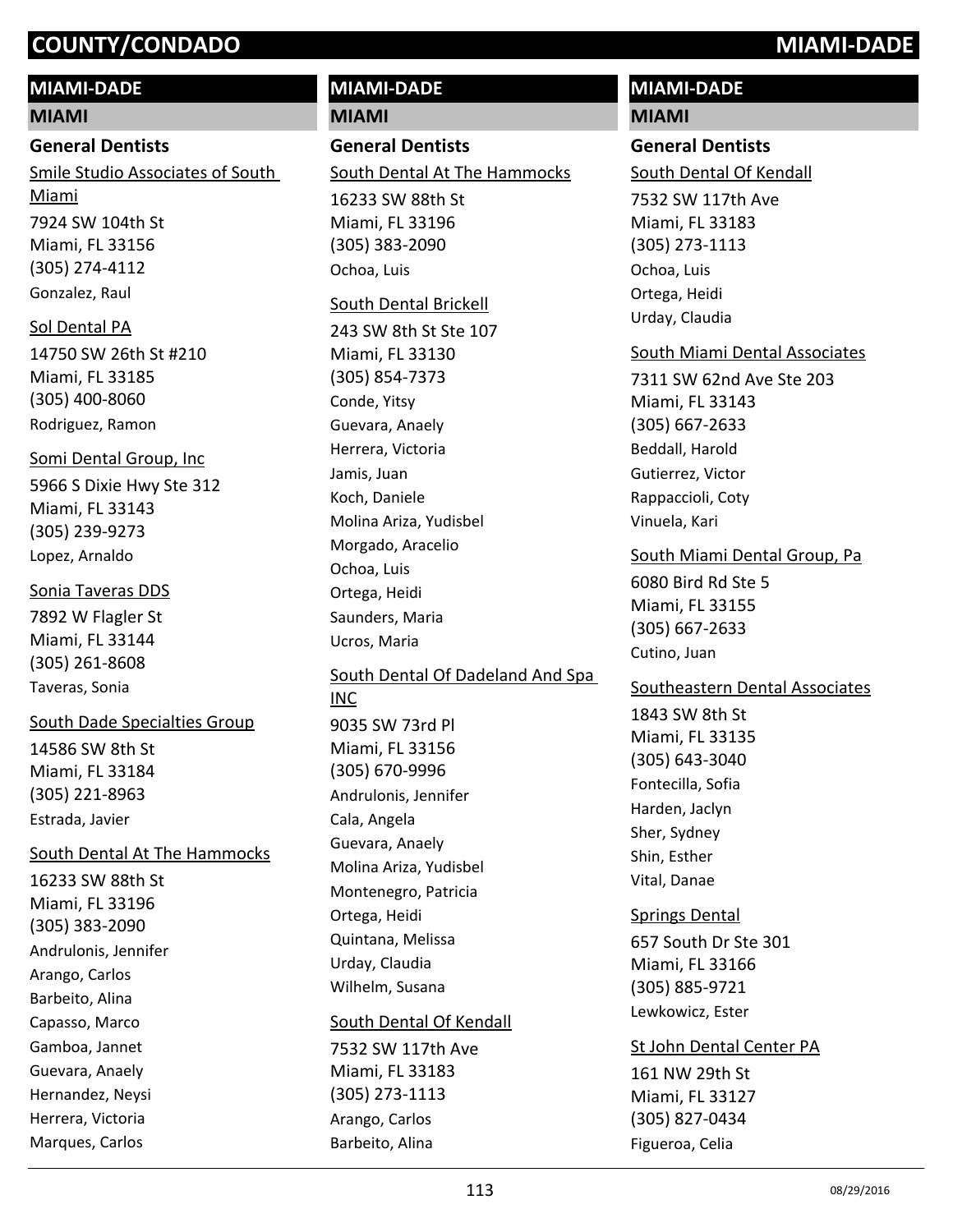## MIAMI-DADE

### MIAMI

#### General Dentists

Smile Studio Associates of South Miami
7924 SW 104th St
Miami, FL 33156
(305) 274-4112
Gonzalez, Raul

Sol Dental PA
14750 SW 26th St #210
Miami, FL 33185
(305) 400-8060
Rodriguez, Ramon

Somi Dental Group, Inc
5966 S Dixie Hwy Ste 312
Miami, FL 33143
(305) 239-9273
Lopez, Arnaldo

Sonia Taveras DDS
7892 W Flagler St
Miami, FL 33144
(305) 261-8608
Taveras, Sonia

South Dade Specialties Group
14586 SW 8th St
Miami, FL 33184
(305) 221-8963
Estrada, Javier

South Dental At The Hammocks
16233 SW 88th St
Miami, FL 33196
(305) 383-2090
Andrulonis, Jennifer
Arango, Carlos
Barbeito, Alina
Capasso, Marco
Gamboa, Jannet
Guevara, Anaely
Hernandez, Neysi
Herrera, Victoria
Marques, Carlos

## MIAMI-DADE

### MIAMI

#### General Dentists

South Dental At The Hammocks
16233 SW 88th St
Miami, FL 33196
(305) 383-2090
Ochoa, Luis

South Dental Brickell
243 SW 8th St Ste 107
Miami, FL 33130
(305) 854-7373
Conde, Yitsy
Guevara, Anaely
Herrera, Victoria
Jamis, Juan
Koch, Daniele
Molina Ariza, Yudisbel
Morgado, Aracelio
Ochoa, Luis
Ortega, Heidi
Saunders, Maria
Ucros, Maria

South Dental Of Dadeland And Spa INC
9035 SW 73rd Pl
Miami, FL 33156
(305) 670-9996
Andrulonis, Jennifer
Cala, Angela
Guevara, Anaely
Molina Ariza, Yudisbel
Montenegro, Patricia
Ortega, Heidi
Quintana, Melissa
Urday, Claudia
Wilhelm, Susana

South Dental Of Kendall
7532 SW 117th Ave
Miami, FL 33183
(305) 273-1113
Arango, Carlos
Barbeito, Alina

## MIAMI-DADE

### MIAMI

#### General Dentists

South Dental Of Kendall
7532 SW 117th Ave
Miami, FL 33183
(305) 273-1113
Ochoa, Luis
Ortega, Heidi
Urday, Claudia

South Miami Dental Associates
7311 SW 62nd Ave Ste 203
Miami, FL 33143
(305) 667-2633
Beddall, Harold
Gutierrez, Victor
Rappaccioli, Coty
Vinuela, Kari

South Miami Dental Group, Pa
6080 Bird Rd Ste 5
Miami, FL 33155
(305) 667-2633
Cutino, Juan

Southeastern Dental Associates
1843 SW 8th St
Miami, FL 33135
(305) 643-3040
Fontecilla, Sofia
Harden, Jaclyn
Sher, Sydney
Shin, Esther
Vital, Danae

Springs Dental
657 South Dr Ste 301
Miami, FL 33166
(305) 885-9721
Lewkowicz, Ester

St John Dental Center PA
161 NW 29th St
Miami, FL 33127
(305) 827-0434
Figueroa, Celia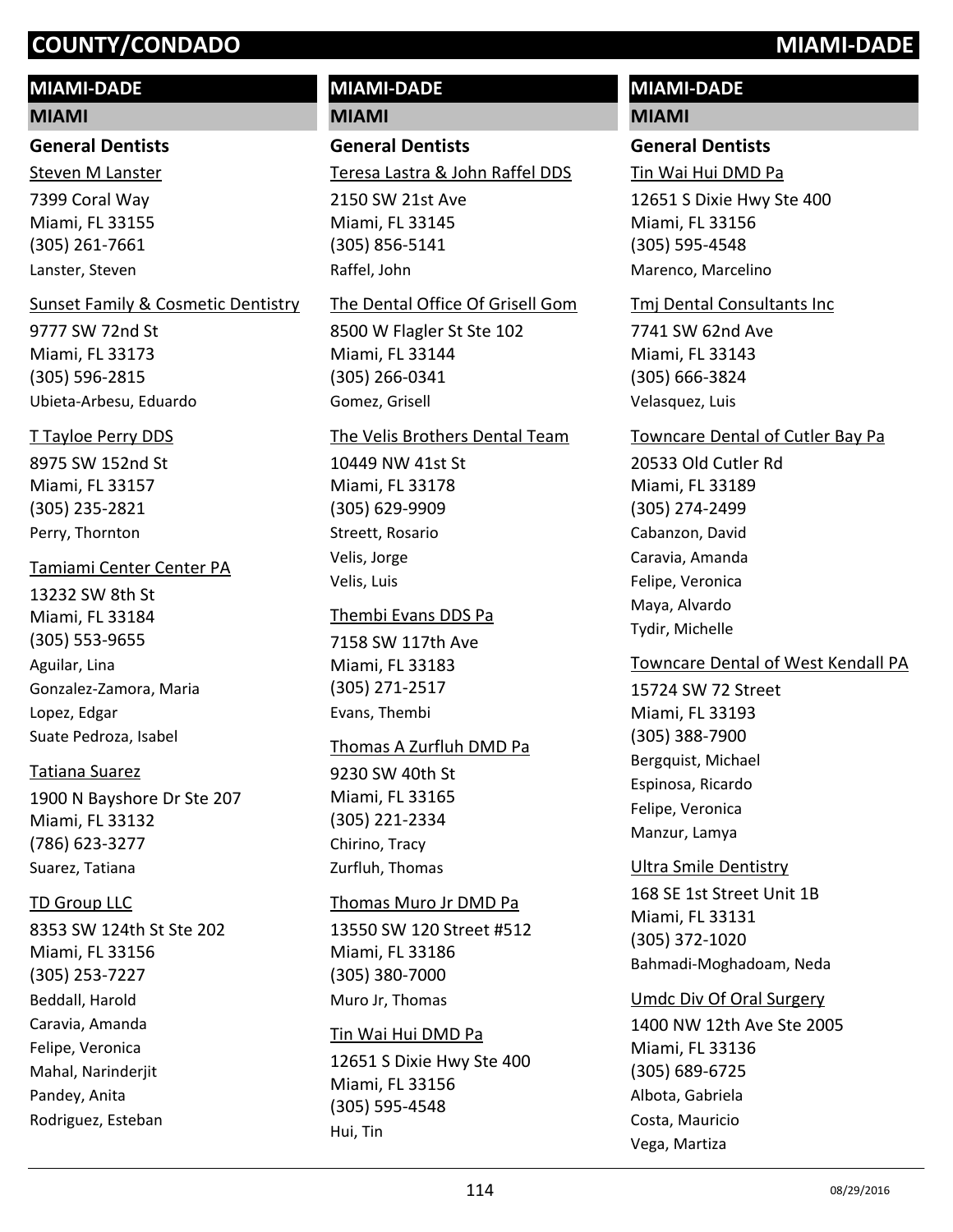## MIAMI-DADE

### MIAMI

#### General Dentists

Steven M Lanster
7399 Coral Way
Miami, FL 33155
(305) 261-7661
Lanster, Steven

Sunset Family & Cosmetic Dentistry
9777 SW 72nd St
Miami, FL 33173
(305) 596-2815
Ubieta-Arbesu, Eduardo

T Tayloe Perry DDS
8975 SW 152nd St
Miami, FL 33157
(305) 235-2821
Perry, Thornton

Tamiami Center Center PA
13232 SW 8th St
Miami, FL 33184
(305) 553-9655
Aguilar, Lina
Gonzalez-Zamora, Maria
Lopez, Edgar
Suate Pedroza, Isabel

Tatiana Suarez
1900 N Bayshore Dr Ste 207
Miami, FL 33132
(786) 623-3277
Suarez, Tatiana

TD Group LLC
8353 SW 124th St Ste 202
Miami, FL 33156
(305) 253-7227
Beddall, Harold
Caravia, Amanda
Felipe, Veronica
Mahal, Narinderjit
Pandey, Anita
Rodriguez, Esteban

Teresa Lastra & John Raffel DDS
2150 SW 21st Ave
Miami, FL 33145
(305) 856-5141
Raffel, John

The Dental Office Of Grisell Gom
8500 W Flagler St Ste 102
Miami, FL 33144
(305) 266-0341
Gomez, Grisell

The Velis Brothers Dental Team
10449 NW 41st St
Miami, FL 33178
(305) 629-9909
Streett, Rosario
Velis, Jorge
Velis, Luis

Thembi Evans DDS Pa
7158 SW 117th Ave
Miami, FL 33183
(305) 271-2517
Evans, Thembi

Thomas A Zurfluh DMD Pa
9230 SW 40th St
Miami, FL 33165
(305) 221-2334
Chirino, Tracy
Zurfluh, Thomas

Thomas Muro Jr DMD Pa
13550 SW 120 Street #512
Miami, FL 33186
(305) 380-7000
Muro Jr, Thomas

Tin Wai Hui DMD Pa
12651 S Dixie Hwy Ste 400
Miami, FL 33156
(305) 595-4548
Hui, Tin

Tin Wai Hui DMD Pa
12651 S Dixie Hwy Ste 400
Miami, FL 33156
(305) 595-4548
Marenco, Marcelino

Tmj Dental Consultants Inc
7741 SW 62nd Ave
Miami, FL 33143
(305) 666-3824
Velasquez, Luis

Towncare Dental of Cutler Bay Pa
20533 Old Cutler Rd
Miami, FL 33189
(305) 274-2499
Cabanzon, David
Caravia, Amanda
Felipe, Veronica
Maya, Alvardo
Tydir, Michelle

Towncare Dental of West Kendall PA
15724 SW 72 Street
Miami, FL 33193
(305) 388-7900
Bergquist, Michael
Espinosa, Ricardo
Felipe, Veronica
Manzur, Lamya

Ultra Smile Dentistry
168 SE 1st Street Unit 1B
Miami, FL 33131
(305) 372-1020
Bahmadi-Moghadoam, Neda

Umdc Div Of Oral Surgery
1400 NW 12th Ave Ste 2005
Miami, FL 33136
(305) 689-6725
Albota, Gabriela
Costa, Mauricio
Vega, Martiza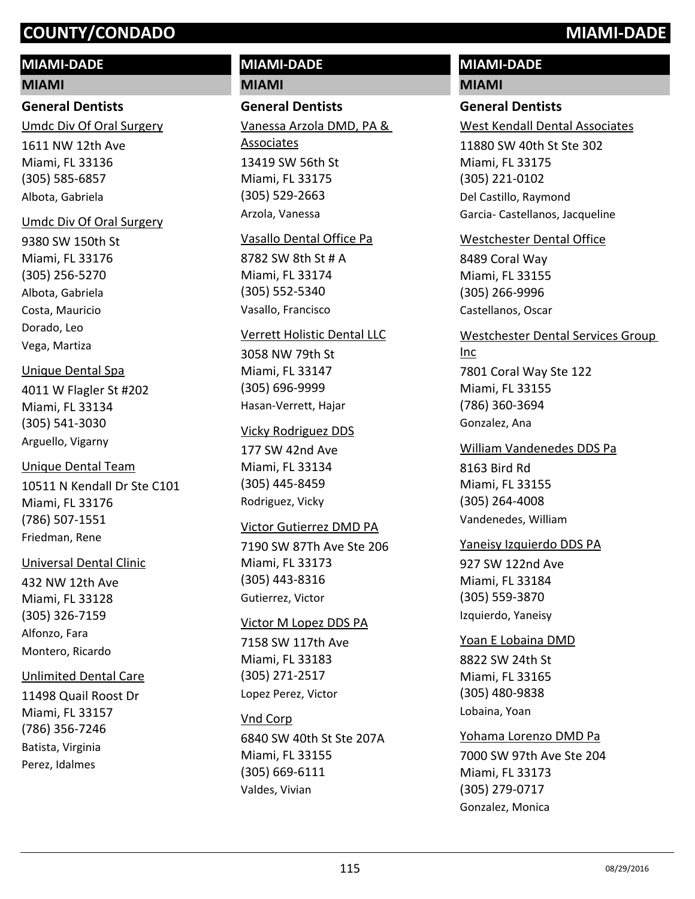# COUNTY/CONDADO MIAMI-DADE

## MIAMI-DADE

### MIAMI

#### General Dentists

Umdc Div Of Oral Surgery
1611 NW 12th Ave
Miami, FL 33136
(305) 585-6857
Albota, Gabriela

Umdc Div Of Oral Surgery
9380 SW 150th St
Miami, FL 33176
(305) 256-5270
Albota, Gabriela
Costa, Mauricio
Dorado, Leo
Vega, Martiza

Unique Dental Spa
4011 W Flagler St #202
Miami, FL 33134
(305) 541-3030
Arguello, Vigarny

Unique Dental Team
10511 N Kendall Dr Ste C101
Miami, FL 33176
(786) 507-1551
Friedman, Rene

Universal Dental Clinic
432 NW 12th Ave
Miami, FL 33128
(305) 326-7159
Alfonzo, Fara
Montero, Ricardo

Unlimited Dental Care
11498 Quail Roost Dr
Miami, FL 33157
(786) 356-7246
Batista, Virginia
Perez, Idalmes

Vanessa Arzola DMD, PA & Associates
13419 SW 56th St
Miami, FL 33175
(305) 529-2663
Arzola, Vanessa

Vasallo Dental Office Pa
8782 SW 8th St # A
Miami, FL 33174
(305) 552-5340
Vasallo, Francisco

Verrett Holistic Dental LLC
3058 NW 79th St
Miami, FL 33147
(305) 696-9999
Hasan-Verrett, Hajar

Vicky Rodriguez DDS
177 SW 42nd Ave
Miami, FL 33134
(305) 445-8459
Rodriguez, Vicky

Victor Gutierrez DMD PA
7190 SW 87Th Ave Ste 206
Miami, FL 33173
(305) 443-8316
Gutierrez, Victor

Victor M Lopez DDS PA
7158 SW 117th Ave
Miami, FL 33183
(305) 271-2517
Lopez Perez, Victor

Vnd Corp
6840 SW 40th St Ste 207A
Miami, FL 33155
(305) 669-6111
Valdes, Vivian

West Kendall Dental Associates
11880 SW 40th St Ste 302
Miami, FL 33175
(305) 221-0102
Del Castillo, Raymond
Garcia- Castellanos, Jacqueline

Westchester Dental Office
8489 Coral Way
Miami, FL 33155
(305) 266-9996
Castellanos, Oscar

Westchester Dental Services Group Inc
7801 Coral Way Ste 122
Miami, FL 33155
(786) 360-3694
Gonzalez, Ana

William Vandenedes DDS Pa
8163 Bird Rd
Miami, FL 33155
(305) 264-4008
Vandenedes, William

Yaneisy Izquierdo DDS PA
927 SW 122nd Ave
Miami, FL 33184
(305) 559-3870
Izquierdo, Yaneisy

Yoan E Lobaina DMD
8822 SW 24th St
Miami, FL 33165
(305) 480-9838
Lobaina, Yoan

Yohama Lorenzo DMD Pa
7000 SW 97th Ave Ste 204
Miami, FL 33173
(305) 279-0717
Gonzalez, Monica

08/29/2016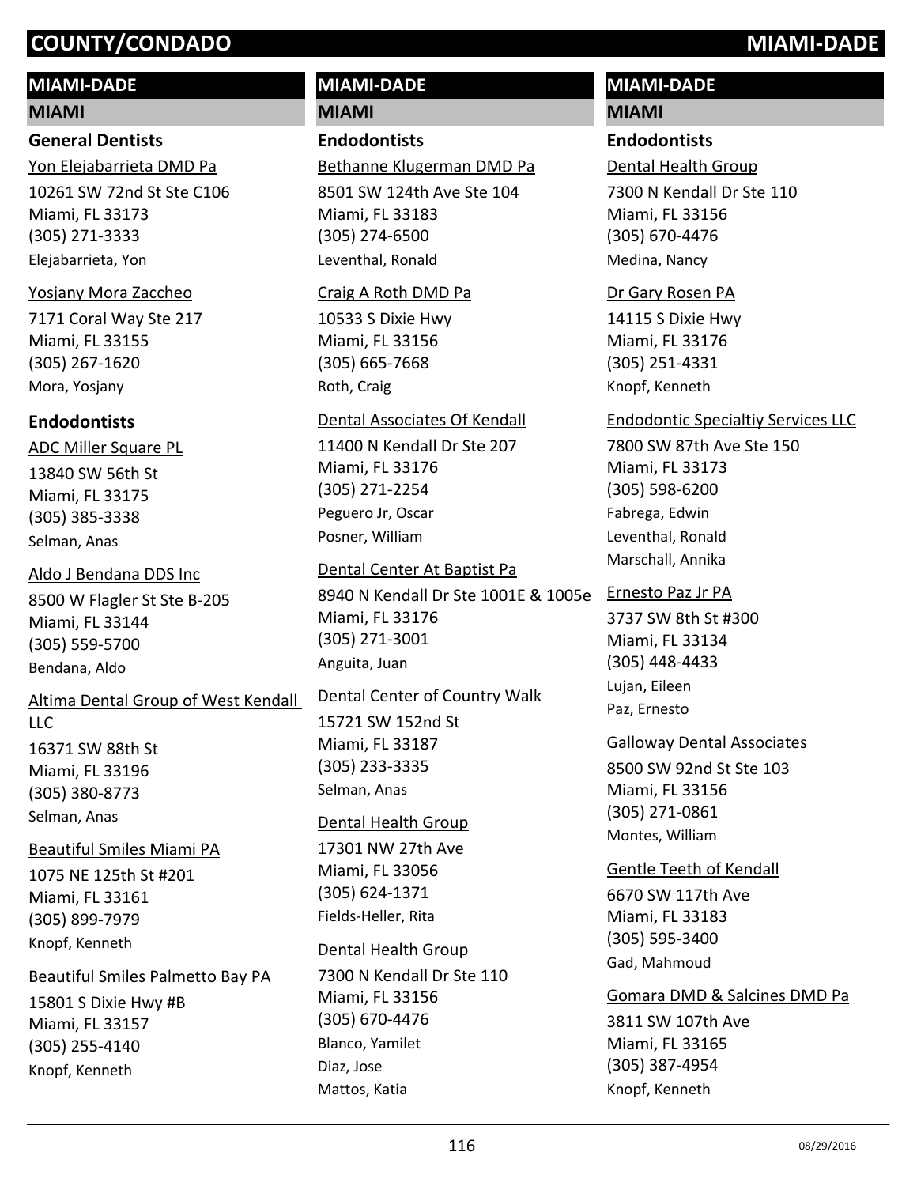## MIAMI-DADE

### MIAMI

#### General Dentists

Yon Elejabarrieta DMD Pa
10261 SW 72nd St Ste C106
Miami, FL 33173
(305) 271-3333
Elejabarrieta, Yon

Yosjany Mora Zaccheo
7171 Coral Way Ste 217
Miami, FL 33155
(305) 267-1620
Mora, Yosjany

#### Endodontists

ADC Miller Square PL
13840 SW 56th St
Miami, FL 33175
(305) 385-3338
Selman, Anas

Aldo J Bendana DDS Inc
8500 W Flagler St Ste B-205
Miami, FL 33144
(305) 559-5700
Bendana, Aldo

Altima Dental Group of West Kendall LLC
16371 SW 88th St
Miami, FL 33196
(305) 380-8773
Selman, Anas

Beautiful Smiles Miami PA
1075 NE 125th St #201
Miami, FL 33161
(305) 899-7979
Knopf, Kenneth

Beautiful Smiles Palmetto Bay PA
15801 S Dixie Hwy #B
Miami, FL 33157
(305) 255-4140
Knopf, Kenneth

## MIAMI-DADE

### MIAMI

#### Endodontists

Bethanne Klugerman DMD Pa
8501 SW 124th Ave Ste 104
Miami, FL 33183
(305) 274-6500
Leventhal, Ronald

Craig A Roth DMD Pa
10533 S Dixie Hwy
Miami, FL 33156
(305) 665-7668
Roth, Craig

Dental Associates Of Kendall
11400 N Kendall Dr Ste 207
Miami, FL 33176
(305) 271-2254
Peguero Jr, Oscar
Posner, William

Dental Center At Baptist Pa
8940 N Kendall Dr Ste 1001E & 1005e
Miami, FL 33176
(305) 271-3001
Anguita, Juan

Dental Center of Country Walk
15721 SW 152nd St
Miami, FL 33187
(305) 233-3335
Selman, Anas

Dental Health Group
17301 NW 27th Ave
Miami, FL 33056
(305) 624-1371
Fields-Heller, Rita

Dental Health Group
7300 N Kendall Dr Ste 110
Miami, FL 33156
(305) 670-4476
Blanco, Yamilet
Diaz, Jose
Mattos, Katia

## MIAMI-DADE

### MIAMI

#### Endodontists

Dental Health Group
7300 N Kendall Dr Ste 110
Miami, FL 33156
(305) 670-4476
Medina, Nancy

Dr Gary Rosen PA
14115 S Dixie Hwy
Miami, FL 33176
(305) 251-4331
Knopf, Kenneth

Endodontic Specialtiy Services LLC
7800 SW 87th Ave Ste 150
Miami, FL 33173
(305) 598-6200
Fabrega, Edwin
Leventhal, Ronald
Marschall, Annika

Ernesto Paz Jr PA
3737 SW 8th St #300
Miami, FL 33134
(305) 448-4433
Lujan, Eileen
Paz, Ernesto

Galloway Dental Associates
8500 SW 92nd St Ste 103
Miami, FL 33156
(305) 271-0861
Montes, William

Gentle Teeth of Kendall
6670 SW 117th Ave
Miami, FL 33183
(305) 595-3400
Gad, Mahmoud

Gomara DMD & Salcines DMD Pa
3811 SW 107th Ave
Miami, FL 33165
(305) 387-4954
Knopf, Kenneth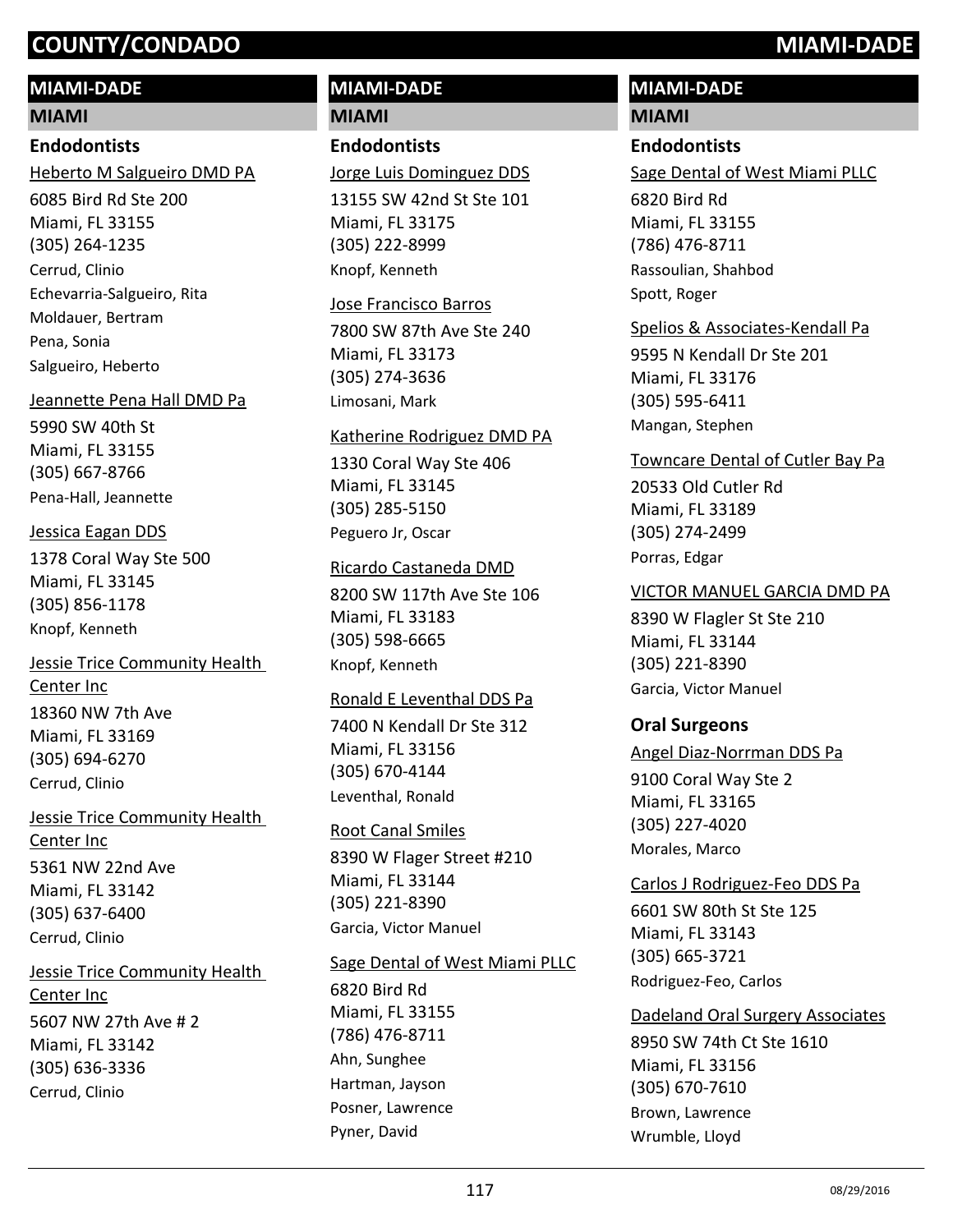# COUNTY/CONDADO MIAMI-DADE

## MIAMI-DADE

### MIAMI

#### Endodontists

Heberto M Salgueiro DMD PA
6085 Bird Rd Ste 200
Miami, FL 33155
(305) 264-1235
Cerrud, Clinio
Echevarria-Salgueiro, Rita
Moldauer, Bertram
Pena, Sonia
Salgueiro, Heberto

Jeannette Pena Hall DMD Pa
5990 SW 40th St
Miami, FL 33155
(305) 667-8766
Pena-Hall, Jeannette

Jessica Eagan DDS
1378 Coral Way Ste 500
Miami, FL 33145
(305) 856-1178
Knopf, Kenneth

Jessie Trice Community Health Center Inc
18360 NW 7th Ave
Miami, FL 33169
(305) 694-6270
Cerrud, Clinio

Jessie Trice Community Health Center Inc
5361 NW 22nd Ave
Miami, FL 33142
(305) 637-6400
Cerrud, Clinio

Jessie Trice Community Health Center Inc
5607 NW 27th Ave # 2
Miami, FL 33142
(305) 636-3336
Cerrud, Clinio

Jorge Luis Dominguez DDS
13155 SW 42nd St Ste 101
Miami, FL 33175
(305) 222-8999
Knopf, Kenneth

Jose Francisco Barros
7800 SW 87th Ave Ste 240
Miami, FL 33173
(305) 274-3636
Limosani, Mark

Katherine Rodriguez DMD PA
1330 Coral Way Ste 406
Miami, FL 33145
(305) 285-5150
Peguero Jr, Oscar

Ricardo Castaneda DMD
8200 SW 117th Ave Ste 106
Miami, FL 33183
(305) 598-6665
Knopf, Kenneth

Ronald E Leventhal DDS Pa
7400 N Kendall Dr Ste 312
Miami, FL 33156
(305) 670-4144
Leventhal, Ronald

Root Canal Smiles
8390 W Flager Street #210
Miami, FL 33144
(305) 221-8390
Garcia, Victor Manuel

Sage Dental of West Miami PLLC
6820 Bird Rd
Miami, FL 33155
(786) 476-8711
Ahn, Sunghee
Hartman, Jayson
Posner, Lawrence
Pyner, David

Sage Dental of West Miami PLLC
6820 Bird Rd
Miami, FL 33155
(786) 476-8711
Rassoulian, Shahbod
Spott, Roger

Spelios & Associates-Kendall Pa
9595 N Kendall Dr Ste 201
Miami, FL 33176
(305) 595-6411
Mangan, Stephen

Towncare Dental of Cutler Bay Pa
20533 Old Cutler Rd
Miami, FL 33189
(305) 274-2499
Porras, Edgar

VICTOR MANUEL GARCIA DMD PA
8390 W Flagler St Ste 210
Miami, FL 33144
(305) 221-8390
Garcia, Victor Manuel

#### Oral Surgeons

Angel Diaz-Norrman DDS Pa
9100 Coral Way Ste 2
Miami, FL 33165
(305) 227-4020
Morales, Marco

Carlos J Rodriguez-Feo DDS Pa
6601 SW 80th St Ste 125
Miami, FL 33143
(305) 665-3721
Rodriguez-Feo, Carlos

Dadeland Oral Surgery Associates
8950 SW 74th Ct Ste 1610
Miami, FL 33156
(305) 670-7610
Brown, Lawrence
Wrumble, Lloyd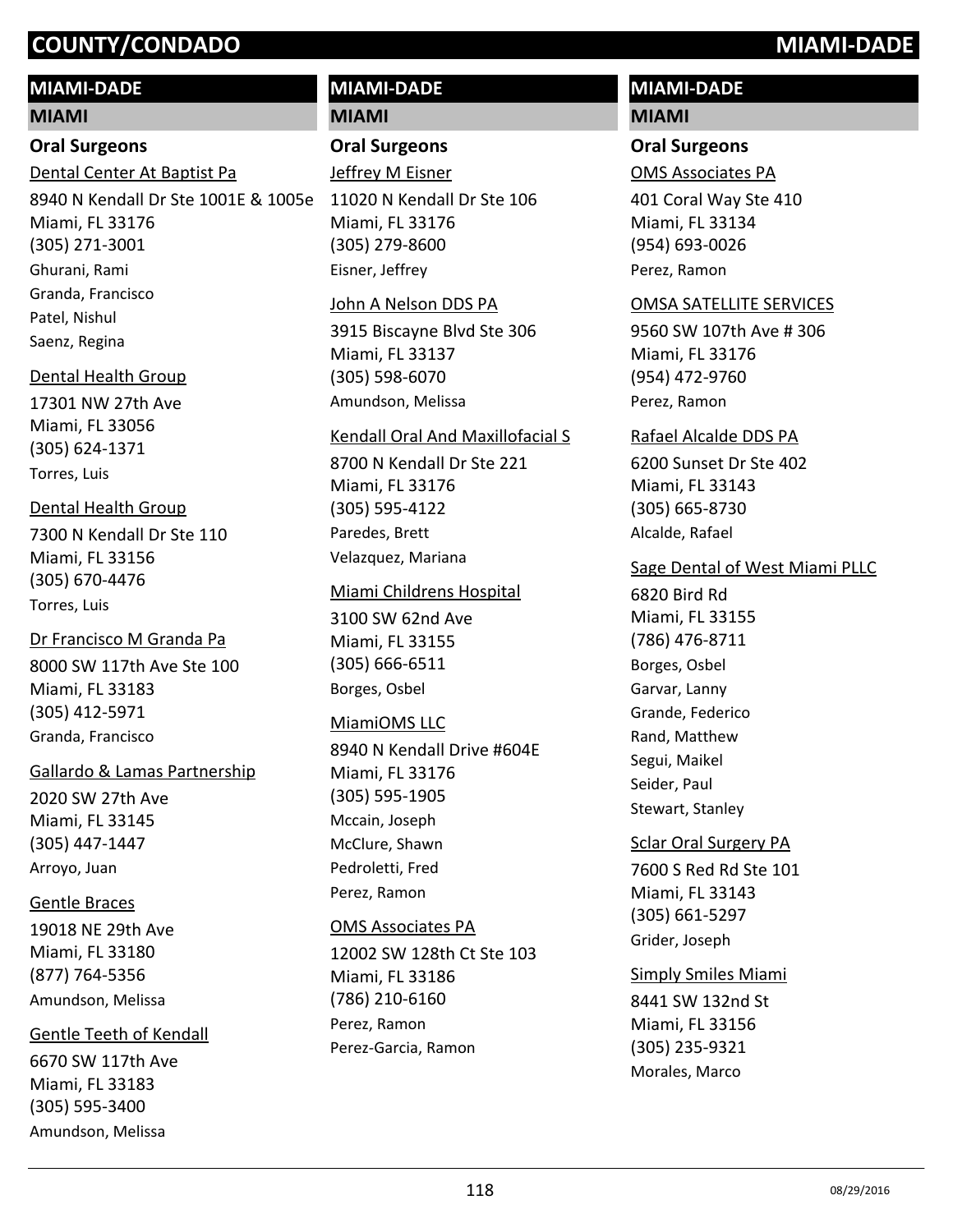# COUNTY/CONDADO MIAMI-DADE

## MIAMI-DADE

### MIAMI

#### Oral Surgeons

Dental Center At Baptist Pa
8940 N Kendall Dr Ste 1001E & 1005e
Miami, FL 33176
(305) 271-3001
Ghurani, Rami
Granda, Francisco
Patel, Nishul
Saenz, Regina

Dental Health Group
17301 NW 27th Ave
Miami, FL 33056
(305) 624-1371
Torres, Luis

Dental Health Group
7300 N Kendall Dr Ste 110
Miami, FL 33156
(305) 670-4476
Torres, Luis

Dr Francisco M Granda Pa
8000 SW 117th Ave Ste 100
Miami, FL 33183
(305) 412-5971
Granda, Francisco

Gallardo & Lamas Partnership
2020 SW 27th Ave
Miami, FL 33145
(305) 447-1447
Arroyo, Juan

Gentle Braces
19018 NE 29th Ave
Miami, FL 33180
(877) 764-5356
Amundson, Melissa

Gentle Teeth of Kendall
6670 SW 117th Ave
Miami, FL 33183
(305) 595-3400
Amundson, Melissa

Jeffrey M Eisner
11020 N Kendall Dr Ste 106
Miami, FL 33176
(305) 279-8600
Eisner, Jeffrey

John A Nelson DDS PA
3915 Biscayne Blvd Ste 306
Miami, FL 33137
(305) 598-6070
Amundson, Melissa

Kendall Oral And Maxillofacial S
8700 N Kendall Dr Ste 221
Miami, FL 33176
(305) 595-4122
Paredes, Brett
Velazquez, Mariana

Miami Childrens Hospital
3100 SW 62nd Ave
Miami, FL 33155
(305) 666-6511
Borges, Osbel

MiamiOMS LLC
8940 N Kendall Drive #604E
Miami, FL 33176
(305) 595-1905
Mccain, Joseph
McClure, Shawn
Pedroletti, Fred
Perez, Ramon

OMS Associates PA
12002 SW 128th Ct Ste 103
Miami, FL 33186
(786) 210-6160
Perez, Ramon
Perez-Garcia, Ramon

OMS Associates PA
401 Coral Way Ste 410
Miami, FL 33134
(954) 693-0026
Perez, Ramon

OMSA SATELLITE SERVICES
9560 SW 107th Ave # 306
Miami, FL 33176
(954) 472-9760
Perez, Ramon

Rafael Alcalde DDS PA
6200 Sunset Dr Ste 402
Miami, FL 33143
(305) 665-8730
Alcalde, Rafael

Sage Dental of West Miami PLLC
6820 Bird Rd
Miami, FL 33155
(786) 476-8711
Borges, Osbel
Garvar, Lanny
Grande, Federico
Rand, Matthew
Segui, Maikel
Seider, Paul
Stewart, Stanley

Sclar Oral Surgery PA
7600 S Red Rd Ste 101
Miami, FL 33143
(305) 661-5297
Grider, Joseph

Simply Smiles Miami
8441 SW 132nd St
Miami, FL 33156
(305) 235-9321
Morales, Marco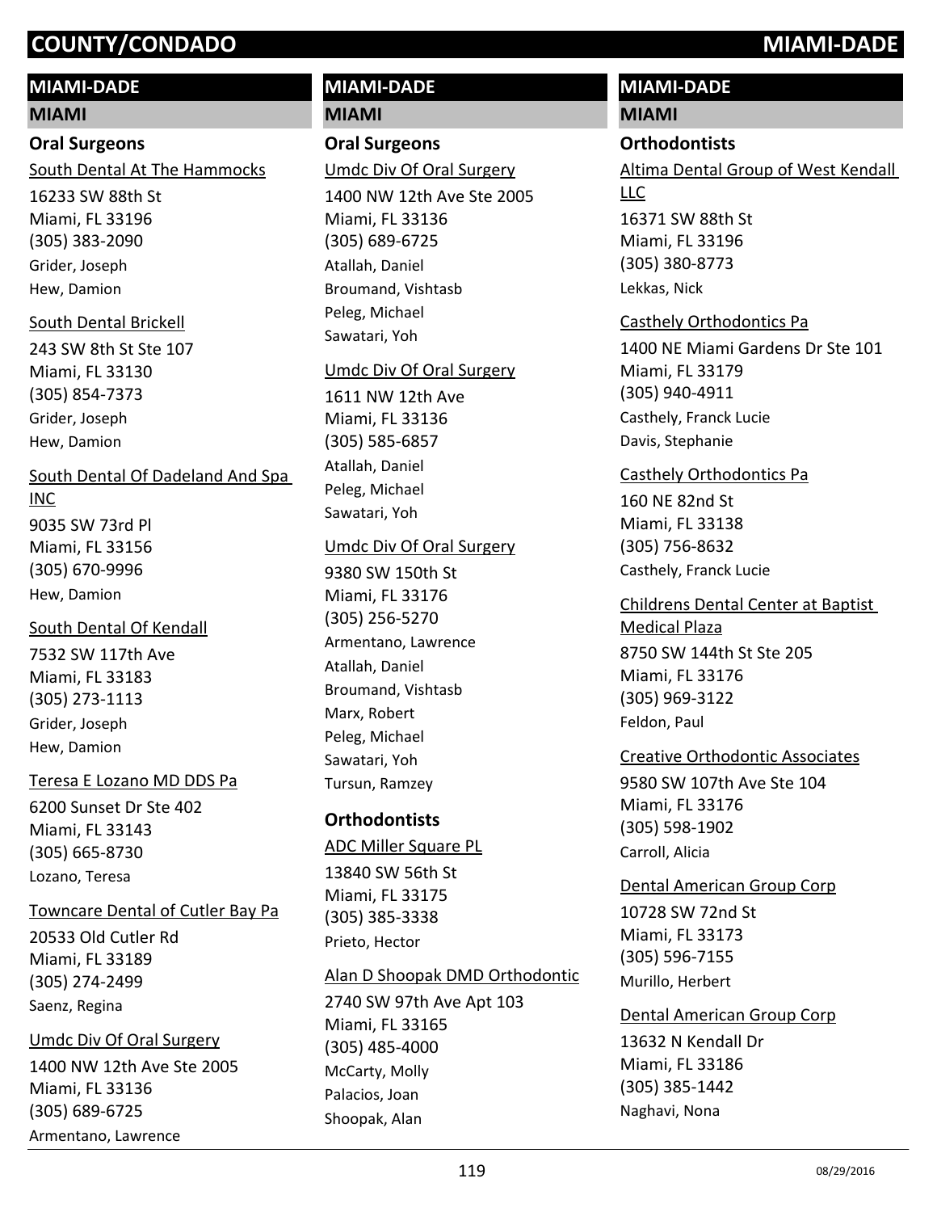# COUNTY/CONDADO MIAMI-DADE

## MIAMI-DADE

### MIAMI

#### Oral Surgeons

South Dental At The Hammocks
16233 SW 88th St
Miami, FL 33196
(305) 383-2090
Grider, Joseph
Hew, Damion

South Dental Brickell
243 SW 8th St Ste 107
Miami, FL 33130
(305) 854-7373
Grider, Joseph
Hew, Damion

South Dental Of Dadeland And Spa INC
9035 SW 73rd Pl
Miami, FL 33156
(305) 670-9996
Hew, Damion

South Dental Of Kendall
7532 SW 117th Ave
Miami, FL 33183
(305) 273-1113
Grider, Joseph
Hew, Damion

Teresa E Lozano MD DDS Pa
6200 Sunset Dr Ste 402
Miami, FL 33143
(305) 665-8730
Lozano, Teresa

Towncare Dental of Cutler Bay Pa
20533 Old Cutler Rd
Miami, FL 33189
(305) 274-2499
Saenz, Regina

Umdc Div Of Oral Surgery
1400 NW 12th Ave Ste 2005
Miami, FL 33136
(305) 689-6725
Armentano, Lawrence

## MIAMI-DADE

### MIAMI

#### Oral Surgeons

Umdc Div Of Oral Surgery
1400 NW 12th Ave Ste 2005
Miami, FL 33136
(305) 689-6725
Atallah, Daniel
Broumand, Vishtasb
Peleg, Michael
Sawatari, Yoh

Umdc Div Of Oral Surgery
1611 NW 12th Ave
Miami, FL 33136
(305) 585-6857
Atallah, Daniel
Peleg, Michael
Sawatari, Yoh

Umdc Div Of Oral Surgery
9380 SW 150th St
Miami, FL 33176
(305) 256-5270
Armentano, Lawrence
Atallah, Daniel
Broumand, Vishtasb
Marx, Robert
Peleg, Michael
Sawatari, Yoh
Tursun, Ramzey

#### Orthodontists

ADC Miller Square PL
13840 SW 56th St
Miami, FL 33175
(305) 385-3338
Prieto, Hector

Alan D Shoopak DMD Orthodontic
2740 SW 97th Ave Apt 103
Miami, FL 33165
(305) 485-4000
McCarty, Molly
Palacios, Joan
Shoopak, Alan

## MIAMI-DADE

### MIAMI

#### Orthodontists

Altima Dental Group of West Kendall LLC
16371 SW 88th St
Miami, FL 33196
(305) 380-8773
Lekkas, Nick

Casthely Orthodontics Pa
1400 NE Miami Gardens Dr Ste 101
Miami, FL 33179
(305) 940-4911
Casthely, Franck Lucie
Davis, Stephanie

Casthely Orthodontics Pa
160 NE 82nd St
Miami, FL 33138
(305) 756-8632
Casthely, Franck Lucie

Childrens Dental Center at Baptist Medical Plaza
8750 SW 144th St Ste 205
Miami, FL 33176
(305) 969-3122
Feldon, Paul

Creative Orthodontic Associates
9580 SW 107th Ave Ste 104
Miami, FL 33176
(305) 598-1902
Carroll, Alicia

Dental American Group Corp
10728 SW 72nd St
Miami, FL 33173
(305) 596-7155
Murillo, Herbert

Dental American Group Corp
13632 N Kendall Dr
Miami, FL 33186
(305) 385-1442
Naghavi, Nona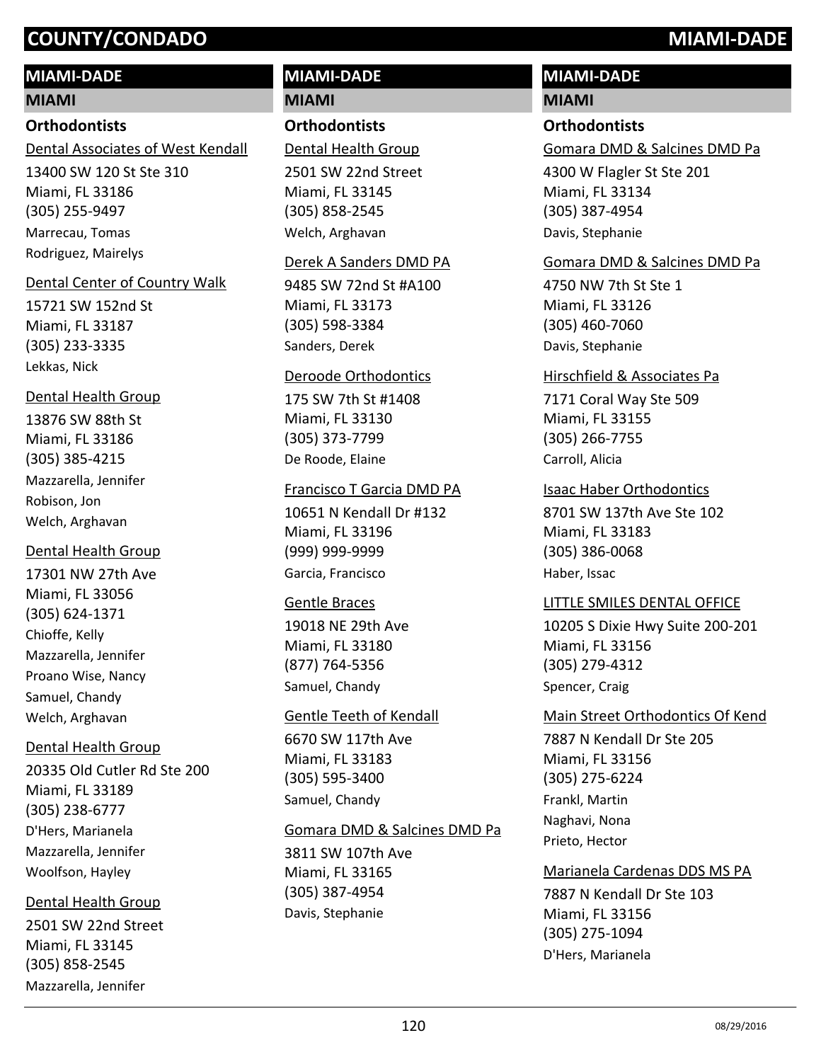# COUNTY/CONDADO — MIAMI-DADE

## MIAMI-DADE

### MIAMI

#### Orthodontists

Dental Associates of West Kendall
13400 SW 120 St Ste 310
Miami, FL 33186
(305) 255-9497
Marrecau, Tomas
Rodriguez, Mairelys

Dental Center of Country Walk
15721 SW 152nd St
Miami, FL 33187
(305) 233-3335
Lekkas, Nick

Dental Health Group
13876 SW 88th St
Miami, FL 33186
(305) 385-4215
Mazzarella, Jennifer
Robison, Jon
Welch, Arghavan

Dental Health Group
17301 NW 27th Ave
Miami, FL 33056
(305) 624-1371
Chioffe, Kelly
Mazzarella, Jennifer
Proano Wise, Nancy
Samuel, Chandy
Welch, Arghavan

Dental Health Group
20335 Old Cutler Rd Ste 200
Miami, FL 33189
(305) 238-6777
D'Hers, Marianela
Mazzarella, Jennifer
Woolfson, Hayley

Dental Health Group
2501 SW 22nd Street
Miami, FL 33145
(305) 858-2545
Mazzarella, Jennifer

## MIAMI-DADE

### MIAMI

#### Orthodontists

Dental Health Group
2501 SW 22nd Street
Miami, FL 33145
(305) 858-2545
Welch, Arghavan

Derek A Sanders DMD PA
9485 SW 72nd St #A100
Miami, FL 33173
(305) 598-3384
Sanders, Derek

Deroode Orthodontics
175 SW 7th St #1408
Miami, FL 33130
(305) 373-7799
De Roode, Elaine

Francisco T Garcia DMD PA
10651 N Kendall Dr #132
Miami, FL 33196
(999) 999-9999
Garcia, Francisco

Gentle Braces
19018 NE 29th Ave
Miami, FL 33180
(877) 764-5356
Samuel, Chandy

Gentle Teeth of Kendall
6670 SW 117th Ave
Miami, FL 33183
(305) 595-3400
Samuel, Chandy

Gomara DMD & Salcines DMD Pa
3811 SW 107th Ave
Miami, FL 33165
(305) 387-4954
Davis, Stephanie

## MIAMI-DADE

### MIAMI

#### Orthodontists

Gomara DMD & Salcines DMD Pa
4300 W Flagler St Ste 201
Miami, FL 33134
(305) 387-4954
Davis, Stephanie

Gomara DMD & Salcines DMD Pa
4750 NW 7th St Ste 1
Miami, FL 33126
(305) 460-7060
Davis, Stephanie

Hirschfield & Associates Pa
7171 Coral Way Ste 509
Miami, FL 33155
(305) 266-7755
Carroll, Alicia

Isaac Haber Orthodontics
8701 SW 137th Ave Ste 102
Miami, FL 33183
(305) 386-0068
Haber, Issac

LITTLE SMILES DENTAL OFFICE
10205 S Dixie Hwy Suite 200-201
Miami, FL 33156
(305) 279-4312
Spencer, Craig

Main Street Orthodontics Of Kend
7887 N Kendall Dr Ste 205
Miami, FL 33156
(305) 275-6224
Frankl, Martin
Naghavi, Nona
Prieto, Hector

Marianela Cardenas DDS MS PA
7887 N Kendall Dr Ste 103
Miami, FL 33156
(305) 275-1094
D'Hers, Marianela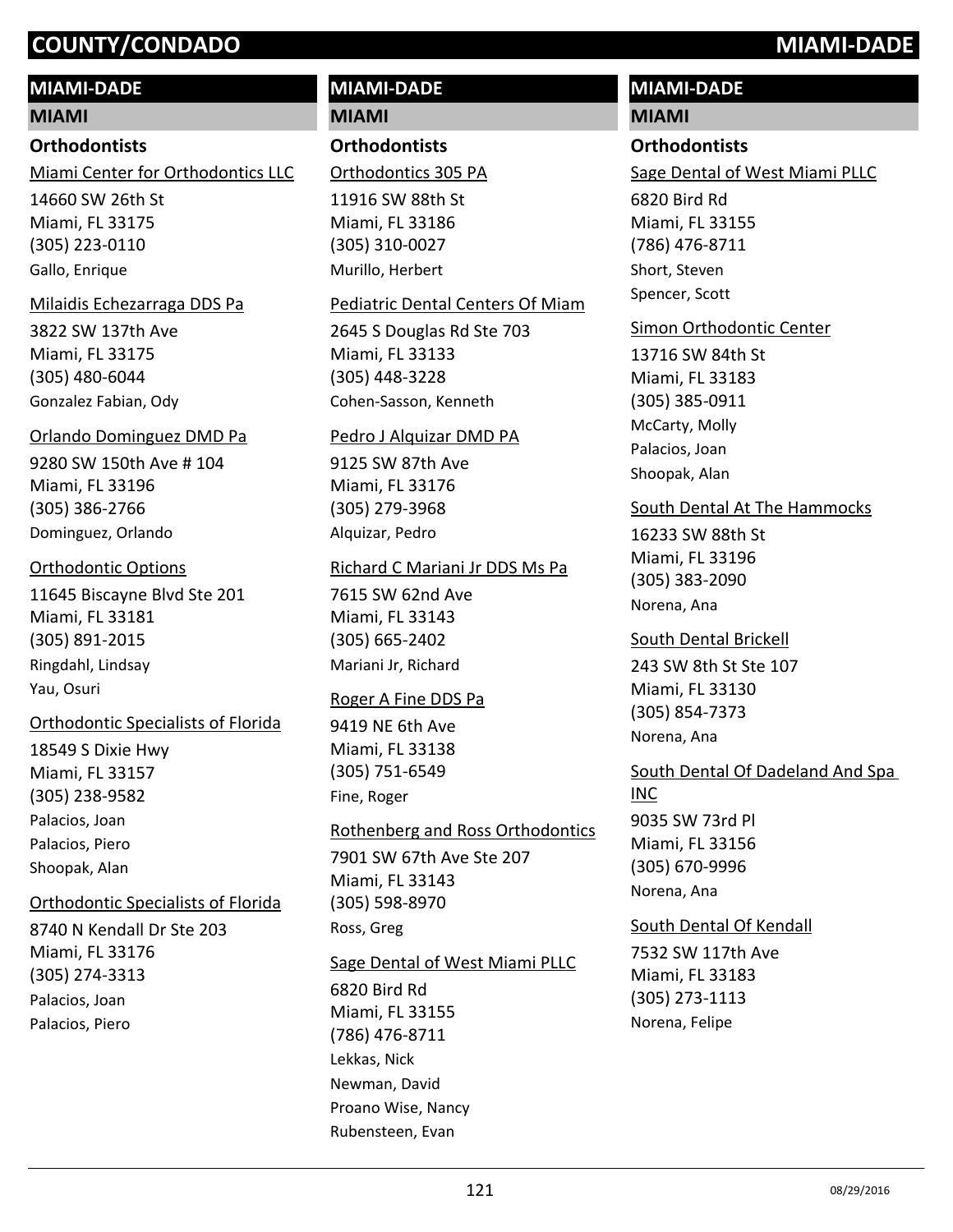## MIAMI-DADE

### MIAMI

#### Orthodontists

Miami Center for Orthodontics LLC
14660 SW 26th St
Miami, FL 33175
(305) 223-0110
Gallo, Enrique

Milaidis Echezarraga DDS Pa
3822 SW 137th Ave
Miami, FL 33175
(305) 480-6044
Gonzalez Fabian, Ody

Orlando Dominguez DMD Pa
9280 SW 150th Ave # 104
Miami, FL 33196
(305) 386-2766
Dominguez, Orlando

Orthodontic Options
11645 Biscayne Blvd Ste 201
Miami, FL 33181
(305) 891-2015
Ringdahl, Lindsay
Yau, Osuri

Orthodontic Specialists of Florida
18549 S Dixie Hwy
Miami, FL 33157
(305) 238-9582
Palacios, Joan
Palacios, Piero
Shoopak, Alan

Orthodontic Specialists of Florida
8740 N Kendall Dr Ste 203
Miami, FL 33176
(305) 274-3313
Palacios, Joan
Palacios, Piero

## MIAMI-DADE

### MIAMI

#### Orthodontists

Orthodontics 305 PA
11916 SW 88th St
Miami, FL 33186
(305) 310-0027
Murillo, Herbert

Pediatric Dental Centers Of Miam
2645 S Douglas Rd Ste 703
Miami, FL 33133
(305) 448-3228
Cohen-Sasson, Kenneth

Pedro J Alquizar DMD PA
9125 SW 87th Ave
Miami, FL 33176
(305) 279-3968
Alquizar, Pedro

Richard C Mariani Jr DDS Ms Pa
7615 SW 62nd Ave
Miami, FL 33143
(305) 665-2402
Mariani Jr, Richard

Roger A Fine DDS Pa
9419 NE 6th Ave
Miami, FL 33138
(305) 751-6549
Fine, Roger

Rothenberg and Ross Orthodontics
7901 SW 67th Ave Ste 207
Miami, FL 33143
(305) 598-8970
Ross, Greg

Sage Dental of West Miami PLLC
6820 Bird Rd
Miami, FL 33155
(786) 476-8711
Lekkas, Nick
Newman, David
Proano Wise, Nancy
Rubensteen, Evan

## MIAMI-DADE

### MIAMI

#### Orthodontists

Sage Dental of West Miami PLLC
6820 Bird Rd
Miami, FL 33155
(786) 476-8711
Short, Steven
Spencer, Scott

Simon Orthodontic Center
13716 SW 84th St
Miami, FL 33183
(305) 385-0911
McCarty, Molly
Palacios, Joan
Shoopak, Alan

South Dental At The Hammocks
16233 SW 88th St
Miami, FL 33196
(305) 383-2090
Norena, Ana

South Dental Brickell
243 SW 8th St Ste 107
Miami, FL 33130
(305) 854-7373
Norena, Ana

South Dental Of Dadeland And Spa INC
9035 SW 73rd Pl
Miami, FL 33156
(305) 670-9996
Norena, Ana

South Dental Of Kendall
7532 SW 117th Ave
Miami, FL 33183
(305) 273-1113
Norena, Felipe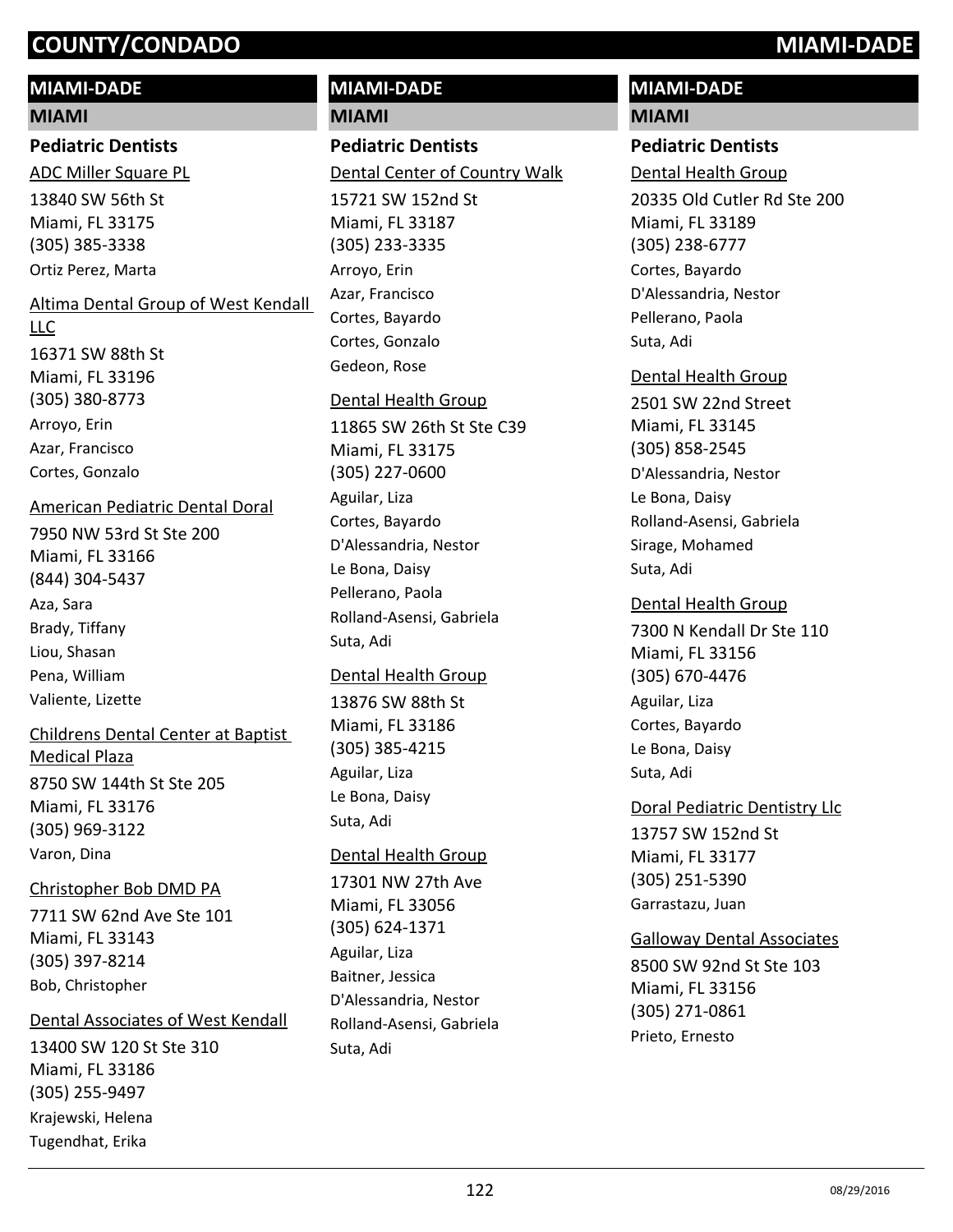# COUNTY/CONDADO MIAMI-DADE

## MIAMI-DADE

### MIAMI

#### Pediatric Dentists

ADC Miller Square PL
13840 SW 56th St
Miami, FL 33175
(305) 385-3338
Ortiz Perez, Marta

Altima Dental Group of West Kendall LLC
16371 SW 88th St
Miami, FL 33196
(305) 380-8773
Arroyo, Erin
Azar, Francisco
Cortes, Gonzalo

American Pediatric Dental Doral
7950 NW 53rd St Ste 200
Miami, FL 33166
(844) 304-5437
Aza, Sara
Brady, Tiffany
Liou, Shasan
Pena, William
Valiente, Lizette

Childrens Dental Center at Baptist Medical Plaza
8750 SW 144th St Ste 205
Miami, FL 33176
(305) 969-3122
Varon, Dina

Christopher Bob DMD PA
7711 SW 62nd Ave Ste 101
Miami, FL 33143
(305) 397-8214
Bob, Christopher

Dental Associates of West Kendall
13400 SW 120 St Ste 310
Miami, FL 33186
(305) 255-9497
Krajewski, Helena
Tugendhat, Erika

Dental Center of Country Walk
15721 SW 152nd St
Miami, FL 33187
(305) 233-3335
Arroyo, Erin
Azar, Francisco
Cortes, Bayardo
Cortes, Gonzalo
Gedeon, Rose

Dental Health Group
11865 SW 26th St Ste C39
Miami, FL 33175
(305) 227-0600
Aguilar, Liza
Cortes, Bayardo
D'Alessandria, Nestor
Le Bona, Daisy
Pellerano, Paola
Rolland-Asensi, Gabriela
Suta, Adi

Dental Health Group
13876 SW 88th St
Miami, FL 33186
(305) 385-4215
Aguilar, Liza
Le Bona, Daisy
Suta, Adi

Dental Health Group
17301 NW 27th Ave
Miami, FL 33056
(305) 624-1371
Aguilar, Liza
Baitner, Jessica
D'Alessandria, Nestor
Rolland-Asensi, Gabriela
Suta, Adi

Dental Health Group
20335 Old Cutler Rd Ste 200
Miami, FL 33189
(305) 238-6777
Cortes, Bayardo
D'Alessandria, Nestor
Pellerano, Paola
Suta, Adi

Dental Health Group
2501 SW 22nd Street
Miami, FL 33145
(305) 858-2545
D'Alessandria, Nestor
Le Bona, Daisy
Rolland-Asensi, Gabriela
Sirage, Mohamed
Suta, Adi

Dental Health Group
7300 N Kendall Dr Ste 110
Miami, FL 33156
(305) 670-4476
Aguilar, Liza
Cortes, Bayardo
Le Bona, Daisy
Suta, Adi

Doral Pediatric Dentistry Llc
13757 SW 152nd St
Miami, FL 33177
(305) 251-5390
Garrastazu, Juan

Galloway Dental Associates
8500 SW 92nd St Ste 103
Miami, FL 33156
(305) 271-0861
Prieto, Ernesto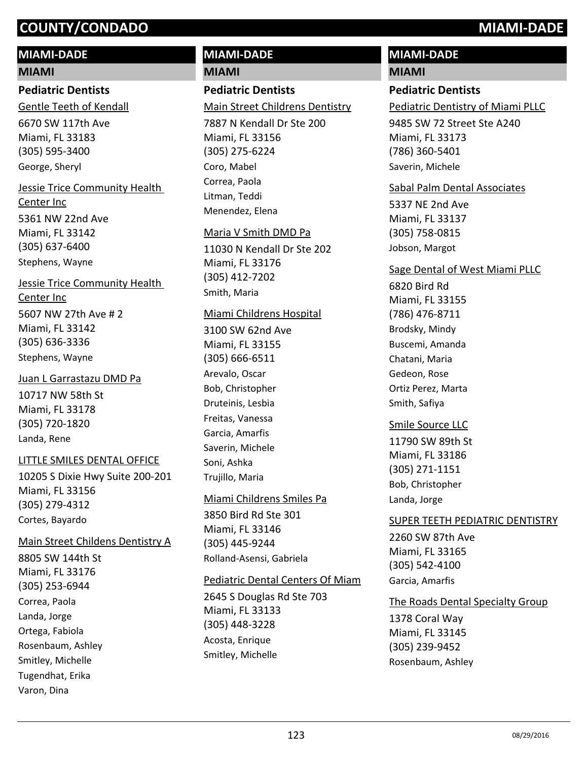# COUNTY/CONDADO — MIAMI-DADE

## MIAMI-DADE

### MIAMI

#### Pediatric Dentists

Gentle Teeth of Kendall
6670 SW 117th Ave
Miami, FL 33183
(305) 595-3400
George, Sheryl

Jessie Trice Community Health Center Inc
5361 NW 22nd Ave
Miami, FL 33142
(305) 637-6400
Stephens, Wayne

Jessie Trice Community Health Center Inc
5607 NW 27th Ave # 2
Miami, FL 33142
(305) 636-3336
Stephens, Wayne

Juan L Garrastazu DMD Pa
10717 NW 58th St
Miami, FL 33178
(305) 720-1820
Landa, Rene

LITTLE SMILES DENTAL OFFICE
10205 S Dixie Hwy Suite 200-201
Miami, FL 33156
(305) 279-4312
Cortes, Bayardo

Main Street Childens Dentistry A
8805 SW 144th St
Miami, FL 33176
(305) 253-6944
Correa, Paola
Landa, Jorge
Ortega, Fabiola
Rosenbaum, Ashley
Smitley, Michelle
Tugendhat, Erika
Varon, Dina

Main Street Childrens Dentistry
7887 N Kendall Dr Ste 200
Miami, FL 33156
(305) 275-6224
Coro, Mabel
Correa, Paola
Litman, Teddi
Menendez, Elena

Maria V Smith DMD Pa
11030 N Kendall Dr Ste 202
Miami, FL 33176
(305) 412-7202
Smith, Maria

Miami Childrens Hospital
3100 SW 62nd Ave
Miami, FL 33155
(305) 666-6511
Arevalo, Oscar
Bob, Christopher
Druteinis, Lesbia
Freitas, Vanessa
Garcia, Amarfis
Saverin, Michele
Soni, Ashka
Trujillo, Maria

Miami Childrens Smiles Pa
3850 Bird Rd Ste 301
Miami, FL 33146
(305) 445-9244
Rolland-Asensi, Gabriela

Pediatric Dental Centers Of Miam
2645 S Douglas Rd Ste 703
Miami, FL 33133
(305) 448-3228
Acosta, Enrique
Smitley, Michelle

Pediatric Dentistry of Miami PLLC
9485 SW 72 Street Ste A240
Miami, FL 33173
(786) 360-5401
Saverin, Michele

Sabal Palm Dental Associates
5337 NE 2nd Ave
Miami, FL 33137
(305) 758-0815
Jobson, Margot

Sage Dental of West Miami PLLC
6820 Bird Rd
Miami, FL 33155
(786) 476-8711
Brodsky, Mindy
Buscemi, Amanda
Chatani, Maria
Gedeon, Rose
Ortiz Perez, Marta
Smith, Safiya

Smile Source LLC
11790 SW 89th St
Miami, FL 33186
(305) 271-1151
Bob, Christopher
Landa, Jorge

SUPER TEETH PEDIATRIC DENTISTRY
2260 SW 87th Ave
Miami, FL 33165
(305) 542-4100
Garcia, Amarfis

The Roads Dental Specialty Group
1378 Coral Way
Miami, FL 33145
(305) 239-9452
Rosenbaum, Ashley

08/29/2016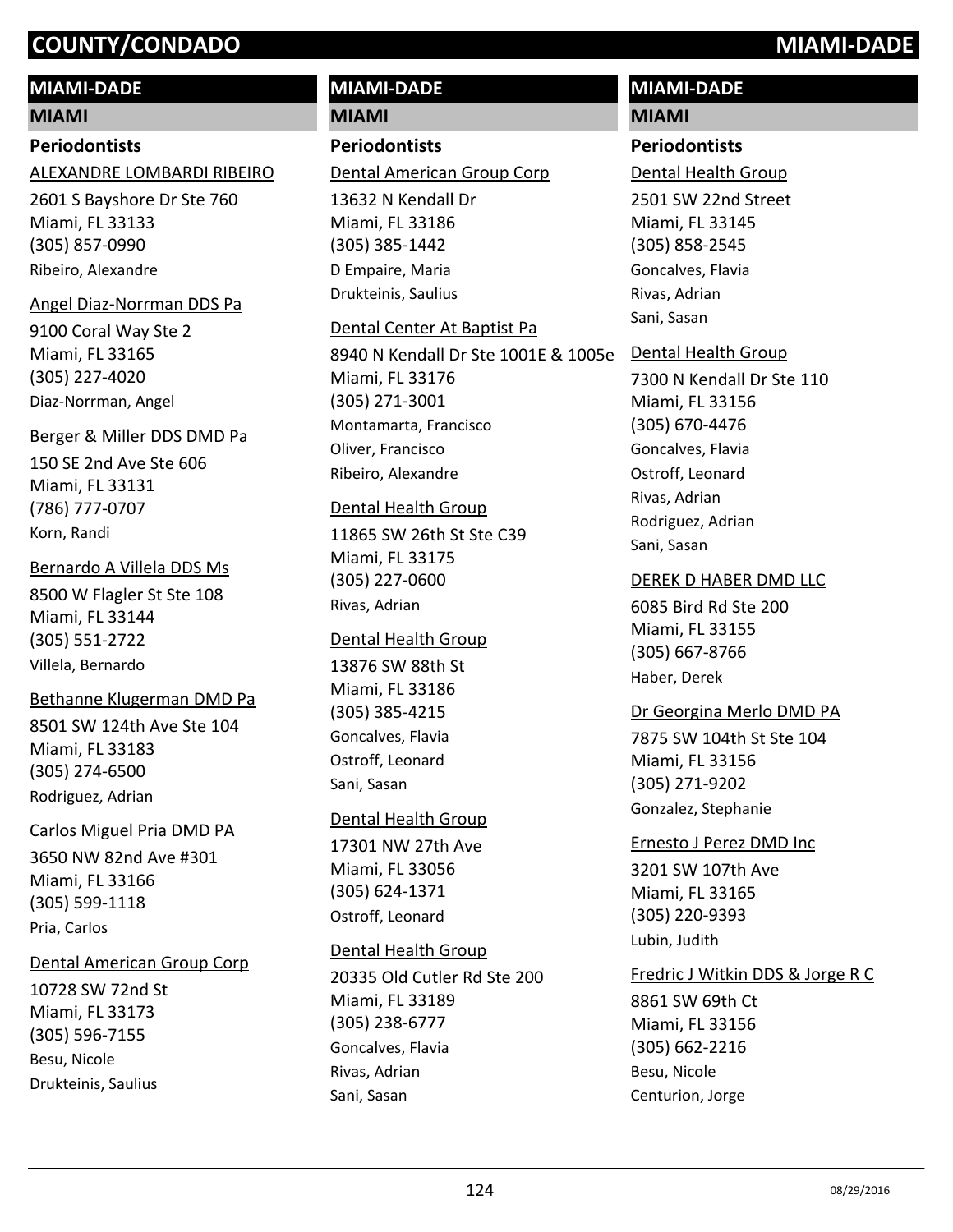# COUNTY/CONDADO — MIAMI-DADE

## MIAMI-DADE

### MIAMI

#### Periodontists

ALEXANDRE LOMBARDI RIBEIRO
2601 S Bayshore Dr Ste 760
Miami, FL 33133
(305) 857-0990
Ribeiro, Alexandre

Angel Diaz-Norrman DDS Pa
9100 Coral Way Ste 2
Miami, FL 33165
(305) 227-4020
Diaz-Norrman, Angel

Berger & Miller DDS DMD Pa
150 SE 2nd Ave Ste 606
Miami, FL 33131
(786) 777-0707
Korn, Randi

Bernardo A Villela DDS Ms
8500 W Flagler St Ste 108
Miami, FL 33144
(305) 551-2722
Villela, Bernardo

Bethanne Klugerman DMD Pa
8501 SW 124th Ave Ste 104
Miami, FL 33183
(305) 274-6500
Rodriguez, Adrian

Carlos Miguel Pria DMD PA
3650 NW 82nd Ave #301
Miami, FL 33166
(305) 599-1118
Pria, Carlos

Dental American Group Corp
10728 SW 72nd St
Miami, FL 33173
(305) 596-7155
Besu, Nicole
Drukteinis, Saulius

Dental American Group Corp
13632 N Kendall Dr
Miami, FL 33186
(305) 385-1442
D Empaire, Maria
Drukteinis, Saulius

Dental Center At Baptist Pa
8940 N Kendall Dr Ste 1001E & 1005e
Miami, FL 33176
(305) 271-3001
Montamarta, Francisco
Oliver, Francisco
Ribeiro, Alexandre

Dental Health Group
11865 SW 26th St Ste C39
Miami, FL 33175
(305) 227-0600
Rivas, Adrian

Dental Health Group
13876 SW 88th St
Miami, FL 33186
(305) 385-4215
Goncalves, Flavia
Ostroff, Leonard
Sani, Sasan

Dental Health Group
17301 NW 27th Ave
Miami, FL 33056
(305) 624-1371
Ostroff, Leonard

Dental Health Group
20335 Old Cutler Rd Ste 200
Miami, FL 33189
(305) 238-6777
Goncalves, Flavia
Rivas, Adrian
Sani, Sasan

Dental Health Group
2501 SW 22nd Street
Miami, FL 33145
(305) 858-2545
Goncalves, Flavia
Rivas, Adrian
Sani, Sasan

Dental Health Group
7300 N Kendall Dr Ste 110
Miami, FL 33156
(305) 670-4476
Goncalves, Flavia
Ostroff, Leonard
Rivas, Adrian
Rodriguez, Adrian
Sani, Sasan

DEREK D HABER DMD LLC
6085 Bird Rd Ste 200
Miami, FL 33155
(305) 667-8766
Haber, Derek

Dr Georgina Merlo DMD PA
7875 SW 104th St Ste 104
Miami, FL 33156
(305) 271-9202
Gonzalez, Stephanie

Ernesto J Perez DMD Inc
3201 SW 107th Ave
Miami, FL 33165
(305) 220-9393
Lubin, Judith

Fredric J Witkin DDS & Jorge R C
8861 SW 69th Ct
Miami, FL 33156
(305) 662-2216
Besu, Nicole
Centurion, Jorge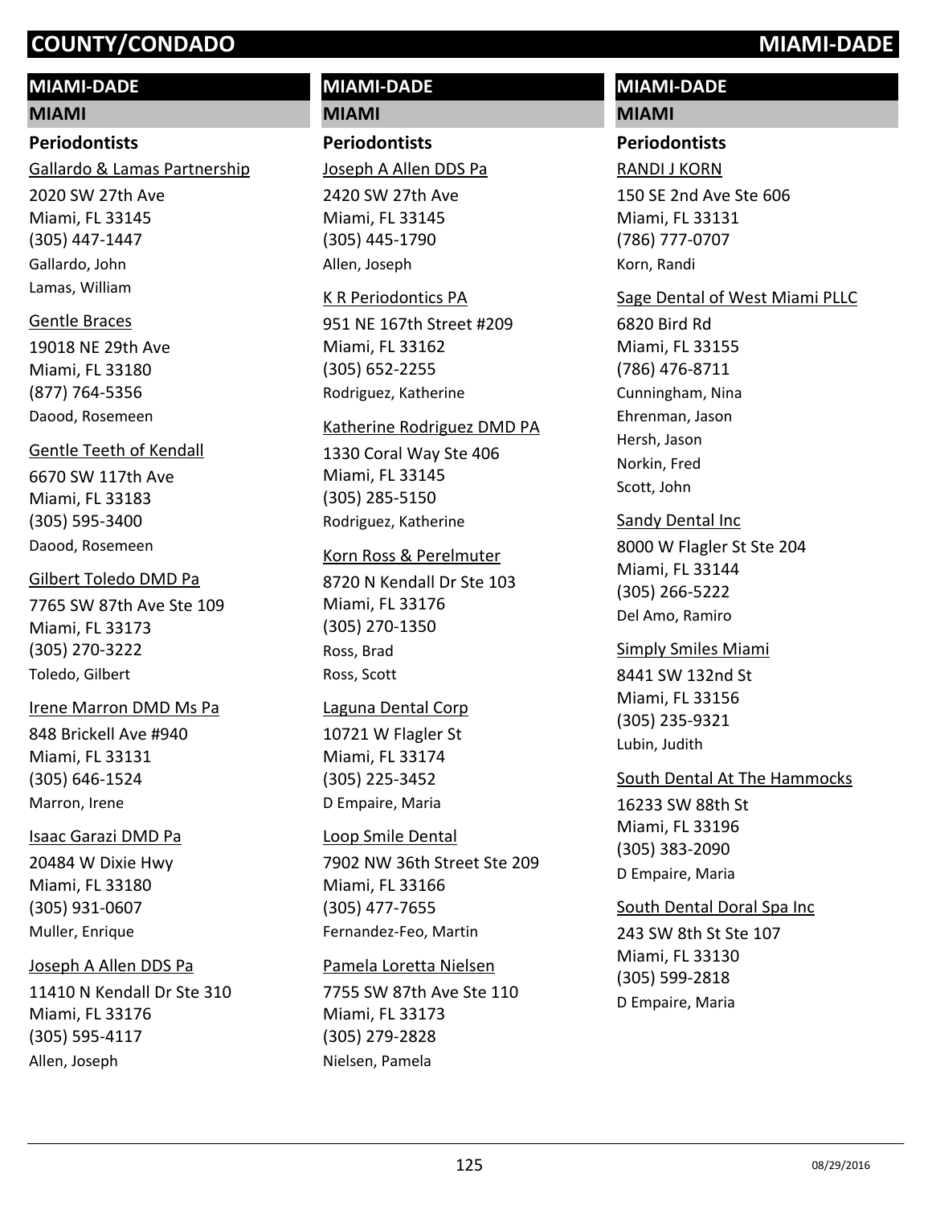# COUNTY/CONDADO MIAMI-DADE

## MIAMI-DADE

### MIAMI

#### Periodontists

Gallardo & Lamas Partnership
2020 SW 27th Ave
Miami, FL 33145
(305) 447-1447
Gallardo, John
Lamas, William

Gentle Braces
19018 NE 29th Ave
Miami, FL 33180
(877) 764-5356
Daood, Rosemeen

Gentle Teeth of Kendall
6670 SW 117th Ave
Miami, FL 33183
(305) 595-3400
Daood, Rosemeen

Gilbert Toledo DMD Pa
7765 SW 87th Ave Ste 109
Miami, FL 33173
(305) 270-3222
Toledo, Gilbert

Irene Marron DMD Ms Pa
848 Brickell Ave #940
Miami, FL 33131
(305) 646-1524
Marron, Irene

Isaac Garazi DMD Pa
20484 W Dixie Hwy
Miami, FL 33180
(305) 931-0607
Muller, Enrique

Joseph A Allen DDS Pa
11410 N Kendall Dr Ste 310
Miami, FL 33176
(305) 595-4117
Allen, Joseph

## MIAMI-DADE

### MIAMI

#### Periodontists

Joseph A Allen DDS Pa
2420 SW 27th Ave
Miami, FL 33145
(305) 445-1790
Allen, Joseph

K R Periodontics PA
951 NE 167th Street #209
Miami, FL 33162
(305) 652-2255
Rodriguez, Katherine

Katherine Rodriguez DMD PA
1330 Coral Way Ste 406
Miami, FL 33145
(305) 285-5150
Rodriguez, Katherine

Korn Ross & Perelmuter
8720 N Kendall Dr Ste 103
Miami, FL 33176
(305) 270-1350
Ross, Brad
Ross, Scott

Laguna Dental Corp
10721 W Flagler St
Miami, FL 33174
(305) 225-3452
D Empaire, Maria

Loop Smile Dental
7902 NW 36th Street Ste 209
Miami, FL 33166
(305) 477-7655
Fernandez-Feo, Martin

Pamela Loretta Nielsen
7755 SW 87th Ave Ste 110
Miami, FL 33173
(305) 279-2828
Nielsen, Pamela

## MIAMI-DADE

### MIAMI

#### Periodontists

RANDI J KORN
150 SE 2nd Ave Ste 606
Miami, FL 33131
(786) 777-0707
Korn, Randi

Sage Dental of West Miami PLLC
6820 Bird Rd
Miami, FL 33155
(786) 476-8711
Cunningham, Nina
Ehrenman, Jason
Hersh, Jason
Norkin, Fred
Scott, John

Sandy Dental Inc
8000 W Flagler St Ste 204
Miami, FL 33144
(305) 266-5222
Del Amo, Ramiro

Simply Smiles Miami
8441 SW 132nd St
Miami, FL 33156
(305) 235-9321
Lubin, Judith

South Dental At The Hammocks
16233 SW 88th St
Miami, FL 33196
(305) 383-2090
D Empaire, Maria

South Dental Doral Spa Inc
243 SW 8th St Ste 107
Miami, FL 33130
(305) 599-2818
D Empaire, Maria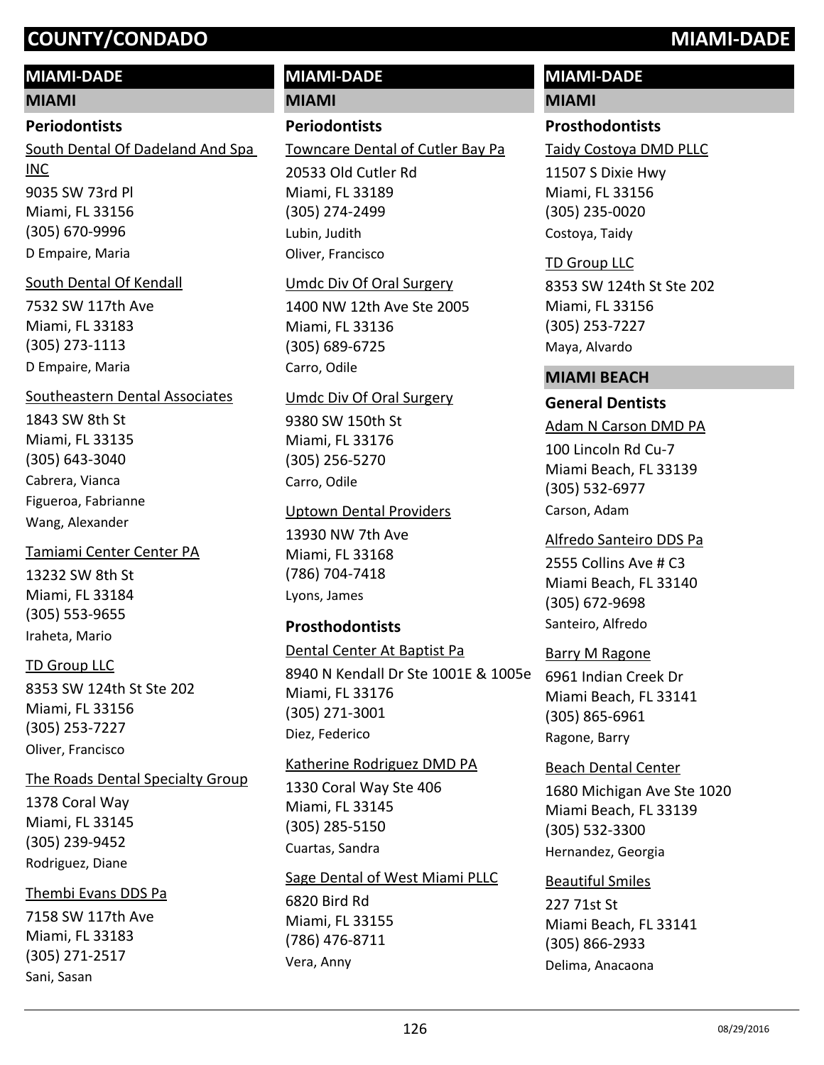# COUNTY/CONDADO — MIAMI-DADE

## MIAMI-DADE

### MIAMI

#### Periodontists

South Dental Of Dadeland And Spa INC
9035 SW 73rd Pl
Miami, FL 33156
(305) 670-9996
D Empaire, Maria

South Dental Of Kendall
7532 SW 117th Ave
Miami, FL 33183
(305) 273-1113
D Empaire, Maria

Southeastern Dental Associates
1843 SW 8th St
Miami, FL 33135
(305) 643-3040
Cabrera, Vianca
Figueroa, Fabrianne
Wang, Alexander

Tamiami Center Center PA
13232 SW 8th St
Miami, FL 33184
(305) 553-9655
Iraheta, Mario

TD Group LLC
8353 SW 124th St Ste 202
Miami, FL 33156
(305) 253-7227
Oliver, Francisco

The Roads Dental Specialty Group
1378 Coral Way
Miami, FL 33145
(305) 239-9452
Rodriguez, Diane

Thembi Evans DDS Pa
7158 SW 117th Ave
Miami, FL 33183
(305) 271-2517
Sani, Sasan

Towncare Dental of Cutler Bay Pa
20533 Old Cutler Rd
Miami, FL 33189
(305) 274-2499
Lubin, Judith
Oliver, Francisco

Umdc Div Of Oral Surgery
1400 NW 12th Ave Ste 2005
Miami, FL 33136
(305) 689-6725
Carro, Odile

Umdc Div Of Oral Surgery
9380 SW 150th St
Miami, FL 33176
(305) 256-5270
Carro, Odile

Uptown Dental Providers
13930 NW 7th Ave
Miami, FL 33168
(786) 704-7418
Lyons, James

#### Prosthodontists

Dental Center At Baptist Pa
8940 N Kendall Dr Ste 1001E & 1005e
Miami, FL 33176
(305) 271-3001
Diez, Federico

Katherine Rodriguez DMD PA
1330 Coral Way Ste 406
Miami, FL 33145
(305) 285-5150
Cuartas, Sandra

Sage Dental of West Miami PLLC
6820 Bird Rd
Miami, FL 33155
(786) 476-8711
Vera, Anny

Taidy Costoya DMD PLLC
11507 S Dixie Hwy
Miami, FL 33156
(305) 235-0020
Costoya, Taidy

TD Group LLC
8353 SW 124th St Ste 202
Miami, FL 33156
(305) 253-7227
Maya, Alvardo

### MIAMI BEACH

#### General Dentists

Adam N Carson DMD PA
100 Lincoln Rd Cu-7
Miami Beach, FL 33139
(305) 532-6977
Carson, Adam

Alfredo Santeiro DDS Pa
2555 Collins Ave # C3
Miami Beach, FL 33140
(305) 672-9698
Santeiro, Alfredo

Barry M Ragone
6961 Indian Creek Dr
Miami Beach, FL 33141
(305) 865-6961
Ragone, Barry

Beach Dental Center
1680 Michigan Ave Ste 1020
Miami Beach, FL 33139
(305) 532-3300
Hernandez, Georgia

Beautiful Smiles
227 71st St
Miami Beach, FL 33141
(305) 866-2933
Delima, Anacaona

08/29/2016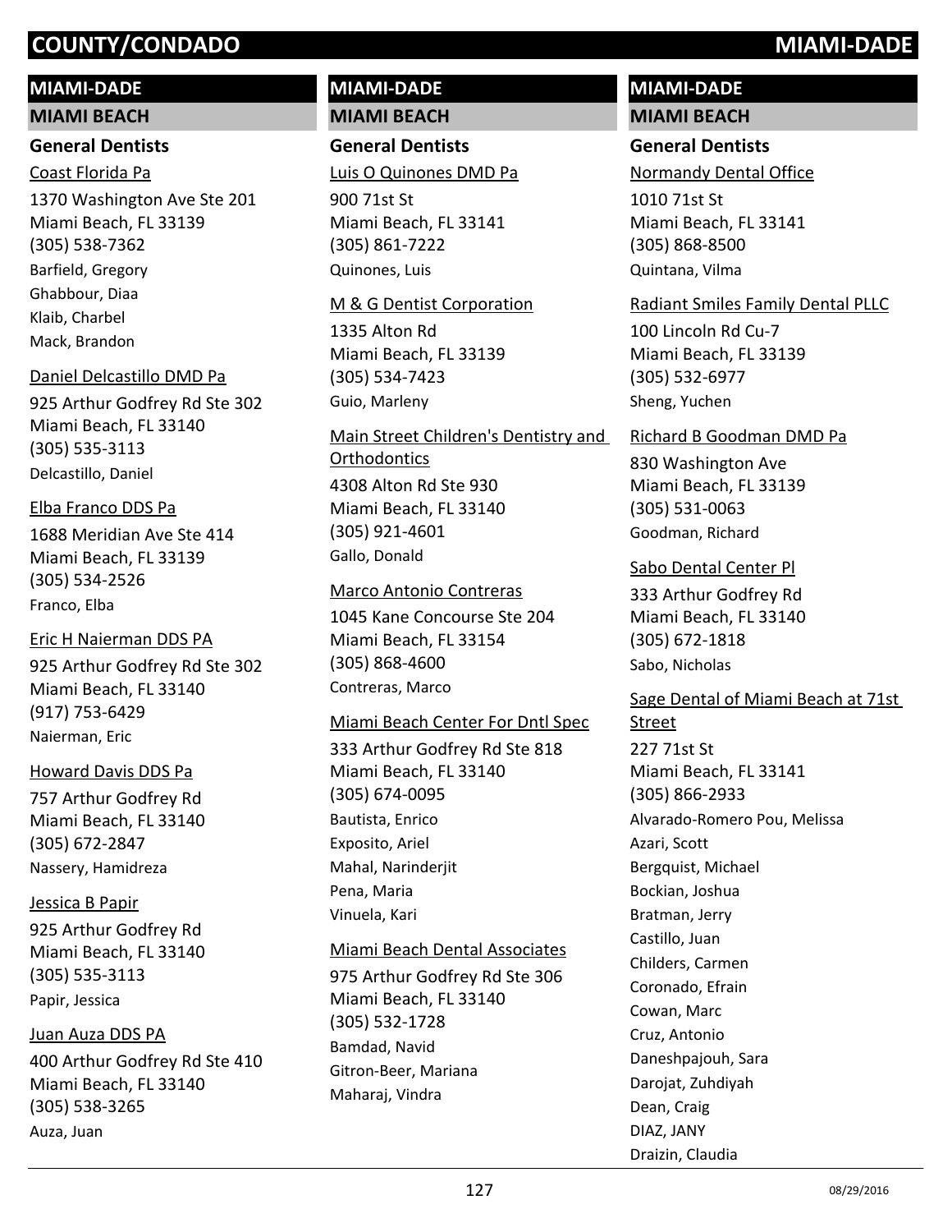## MIAMI-DADE

### MIAMI BEACH

#### General Dentists

Coast Florida Pa
1370 Washington Ave Ste 201
Miami Beach, FL 33139
(305) 538-7362
Barfield, Gregory
Ghabbour, Diaa
Klaib, Charbel
Mack, Brandon

Daniel Delcastillo DMD Pa
925 Arthur Godfrey Rd Ste 302
Miami Beach, FL 33140
(305) 535-3113
Delcastillo, Daniel

Elba Franco DDS Pa
1688 Meridian Ave Ste 414
Miami Beach, FL 33139
(305) 534-2526
Franco, Elba

Eric H Naierman DDS PA
925 Arthur Godfrey Rd Ste 302
Miami Beach, FL 33140
(917) 753-6429
Naierman, Eric

Howard Davis DDS Pa
757 Arthur Godfrey Rd
Miami Beach, FL 33140
(305) 672-2847
Nassery, Hamidreza

Jessica B Papir
925 Arthur Godfrey Rd
Miami Beach, FL 33140
(305) 535-3113
Papir, Jessica

Juan Auza DDS PA
400 Arthur Godfrey Rd Ste 410
Miami Beach, FL 33140
(305) 538-3265
Auza, Juan

Luis O Quinones DMD Pa
900 71st St
Miami Beach, FL 33141
(305) 861-7222
Quinones, Luis

M & G Dentist Corporation
1335 Alton Rd
Miami Beach, FL 33139
(305) 534-7423
Guio, Marleny

Main Street Children's Dentistry and Orthodontics
4308 Alton Rd Ste 930
Miami Beach, FL 33140
(305) 921-4601
Gallo, Donald

Marco Antonio Contreras
1045 Kane Concourse Ste 204
Miami Beach, FL 33154
(305) 868-4600
Contreras, Marco

Miami Beach Center For Dntl Spec
333 Arthur Godfrey Rd Ste 818
Miami Beach, FL 33140
(305) 674-0095
Bautista, Enrico
Exposito, Ariel
Mahal, Narinderjit
Pena, Maria
Vinuela, Kari

Miami Beach Dental Associates
975 Arthur Godfrey Rd Ste 306
Miami Beach, FL 33140
(305) 532-1728
Bamdad, Navid
Gitron-Beer, Mariana
Maharaj, Vindra

Normandy Dental Office
1010 71st St
Miami Beach, FL 33141
(305) 868-8500
Quintana, Vilma

Radiant Smiles Family Dental PLLC
100 Lincoln Rd Cu-7
Miami Beach, FL 33139
(305) 532-6977
Sheng, Yuchen

Richard B Goodman DMD Pa
830 Washington Ave
Miami Beach, FL 33139
(305) 531-0063
Goodman, Richard

Sabo Dental Center Pl
333 Arthur Godfrey Rd
Miami Beach, FL 33140
(305) 672-1818
Sabo, Nicholas

Sage Dental of Miami Beach at 71st Street
227 71st St
Miami Beach, FL 33141
(305) 866-2933
Alvarado-Romero Pou, Melissa
Azari, Scott
Bergquist, Michael
Bockian, Joshua
Bratman, Jerry
Castillo, Juan
Childers, Carmen
Coronado, Efrain
Cowan, Marc
Cruz, Antonio
Daneshpajouh, Sara
Darojat, Zuhdiyah
Dean, Craig
DIAZ, JANY
Draizin, Claudia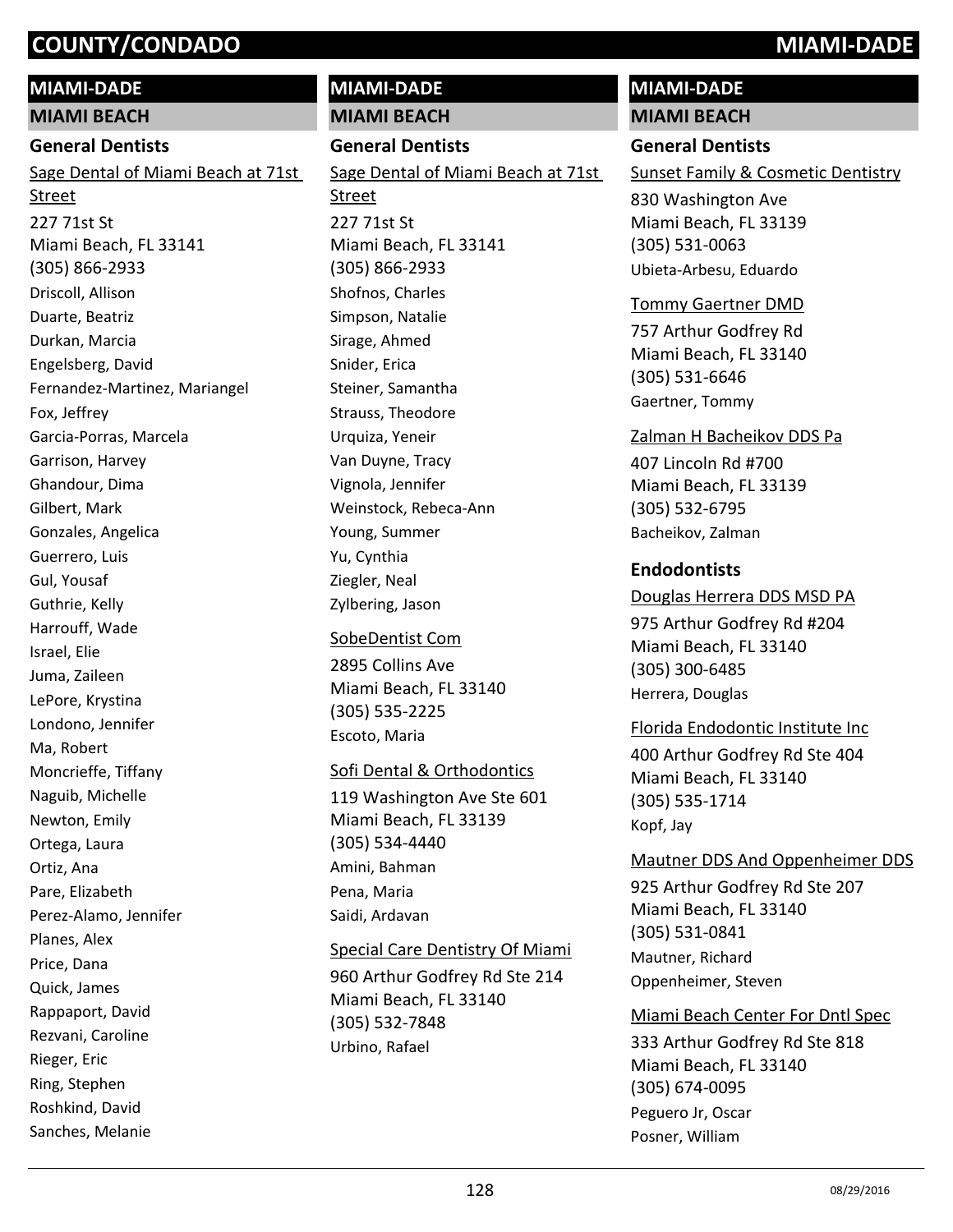# COUNTY/CONDADO — MIAMI-DADE

## MIAMI-DADE

### MIAMI BEACH

#### General Dentists

Sage Dental of Miami Beach at 71st Street
227 71st St
Miami Beach, FL 33141
(305) 866-2933
Driscoll, Allison
Duarte, Beatriz
Durkan, Marcia
Engelsberg, David
Fernandez-Martinez, Mariangel
Fox, Jeffrey
Garcia-Porras, Marcela
Garrison, Harvey
Ghandour, Dima
Gilbert, Mark
Gonzales, Angelica
Guerrero, Luis
Gul, Yousaf
Guthrie, Kelly
Harrouff, Wade
Israel, Elie
Juma, Zaileen
LePore, Krystina
Londono, Jennifer
Ma, Robert
Moncrieffe, Tiffany
Naguib, Michelle
Newton, Emily
Ortega, Laura
Ortiz, Ana
Pare, Elizabeth
Perez-Alamo, Jennifer
Planes, Alex
Price, Dana
Quick, James
Rappaport, David
Rezvani, Caroline
Rieger, Eric
Ring, Stephen
Roshkind, David
Sanches, Melanie

## MIAMI-DADE

### MIAMI BEACH

#### General Dentists

Sage Dental of Miami Beach at 71st Street
227 71st St
Miami Beach, FL 33141
(305) 866-2933
Shofnos, Charles
Simpson, Natalie
Sirage, Ahmed
Snider, Erica
Steiner, Samantha
Strauss, Theodore
Urquiza, Yeneir
Van Duyne, Tracy
Vignola, Jennifer
Weinstock, Rebeca-Ann
Young, Summer
Yu, Cynthia
Ziegler, Neal
Zylbering, Jason

SobeDentist Com
2895 Collins Ave
Miami Beach, FL 33140
(305) 535-2225
Escoto, Maria

Sofi Dental & Orthodontics
119 Washington Ave Ste 601
Miami Beach, FL 33139
(305) 534-4440
Amini, Bahman
Pena, Maria
Saidi, Ardavan

Special Care Dentistry Of Miami
960 Arthur Godfrey Rd Ste 214
Miami Beach, FL 33140
(305) 532-7848
Urbino, Rafael

## MIAMI-DADE

### MIAMI BEACH

#### General Dentists

Sunset Family & Cosmetic Dentistry
830 Washington Ave
Miami Beach, FL 33139
(305) 531-0063
Ubieta-Arbesu, Eduardo

Tommy Gaertner DMD
757 Arthur Godfrey Rd
Miami Beach, FL 33140
(305) 531-6646
Gaertner, Tommy

Zalman H Bacheikov DDS Pa
407 Lincoln Rd #700
Miami Beach, FL 33139
(305) 532-6795
Bacheikov, Zalman

#### Endodontists

Douglas Herrera DDS MSD PA
975 Arthur Godfrey Rd #204
Miami Beach, FL 33140
(305) 300-6485
Herrera, Douglas

Florida Endodontic Institute Inc
400 Arthur Godfrey Rd Ste 404
Miami Beach, FL 33140
(305) 535-1714
Kopf, Jay

Mautner DDS And Oppenheimer DDS
925 Arthur Godfrey Rd Ste 207
Miami Beach, FL 33140
(305) 531-0841
Mautner, Richard
Oppenheimer, Steven

Miami Beach Center For Dntl Spec
333 Arthur Godfrey Rd Ste 818
Miami Beach, FL 33140
(305) 674-0095
Peguero Jr, Oscar
Posner, William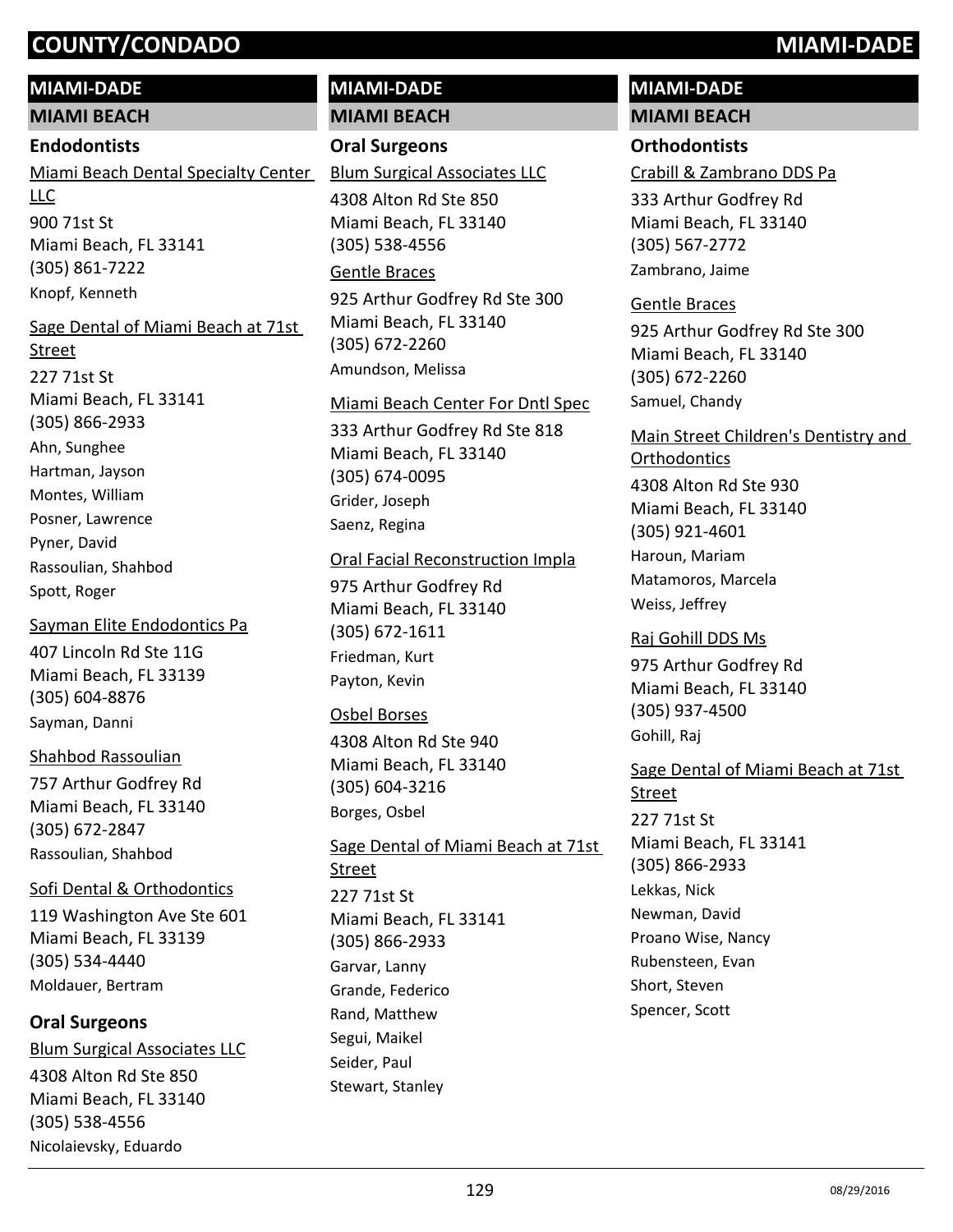# COUNTY/CONDADO — MIAMI-DADE

## MIAMI-DADE

### MIAMI BEACH

#### Endodontists

Miami Beach Dental Specialty Center LLC
900 71st St
Miami Beach, FL 33141
(305) 861-7222
Knopf, Kenneth

Sage Dental of Miami Beach at 71st Street
227 71st St
Miami Beach, FL 33141
(305) 866-2933
Ahn, Sunghee
Hartman, Jayson
Montes, William
Posner, Lawrence
Pyner, David
Rassoulian, Shahbod
Spott, Roger

Sayman Elite Endodontics Pa
407 Lincoln Rd Ste 11G
Miami Beach, FL 33139
(305) 604-8876
Sayman, Danni

Shahbod Rassoulian
757 Arthur Godfrey Rd
Miami Beach, FL 33140
(305) 672-2847
Rassoulian, Shahbod

Sofi Dental & Orthodontics
119 Washington Ave Ste 601
Miami Beach, FL 33139
(305) 534-4440
Moldauer, Bertram

#### Oral Surgeons

Blum Surgical Associates LLC
4308 Alton Rd Ste 850
Miami Beach, FL 33140
(305) 538-4556
Nicolaievsky, Eduardo

## MIAMI-DADE

### MIAMI BEACH

#### Oral Surgeons

Blum Surgical Associates LLC
4308 Alton Rd Ste 850
Miami Beach, FL 33140
(305) 538-4556

Gentle Braces
925 Arthur Godfrey Rd Ste 300
Miami Beach, FL 33140
(305) 672-2260
Amundson, Melissa

Miami Beach Center For Dntl Spec
333 Arthur Godfrey Rd Ste 818
Miami Beach, FL 33140
(305) 674-0095
Grider, Joseph
Saenz, Regina

Oral Facial Reconstruction Impla
975 Arthur Godfrey Rd
Miami Beach, FL 33140
(305) 672-1611
Friedman, Kurt
Payton, Kevin

Osbel Borses
4308 Alton Rd Ste 940
Miami Beach, FL 33140
(305) 604-3216
Borges, Osbel

Sage Dental of Miami Beach at 71st Street
227 71st St
Miami Beach, FL 33141
(305) 866-2933
Garvar, Lanny
Grande, Federico
Rand, Matthew
Segui, Maikel
Seider, Paul
Stewart, Stanley

## MIAMI-DADE

### MIAMI BEACH

#### Orthodontists

Crabill & Zambrano DDS Pa
333 Arthur Godfrey Rd
Miami Beach, FL 33140
(305) 567-2772
Zambrano, Jaime

Gentle Braces
925 Arthur Godfrey Rd Ste 300
Miami Beach, FL 33140
(305) 672-2260
Samuel, Chandy

Main Street Children's Dentistry and Orthodontics
4308 Alton Rd Ste 930
Miami Beach, FL 33140
(305) 921-4601
Haroun, Mariam
Matamoros, Marcela
Weiss, Jeffrey

Raj Gohill DDS Ms
975 Arthur Godfrey Rd
Miami Beach, FL 33140
(305) 937-4500
Gohill, Raj

Sage Dental of Miami Beach at 71st Street
227 71st St
Miami Beach, FL 33141
(305) 866-2933
Lekkas, Nick
Newman, David
Proano Wise, Nancy
Rubensteen, Evan
Short, Steven
Spencer, Scott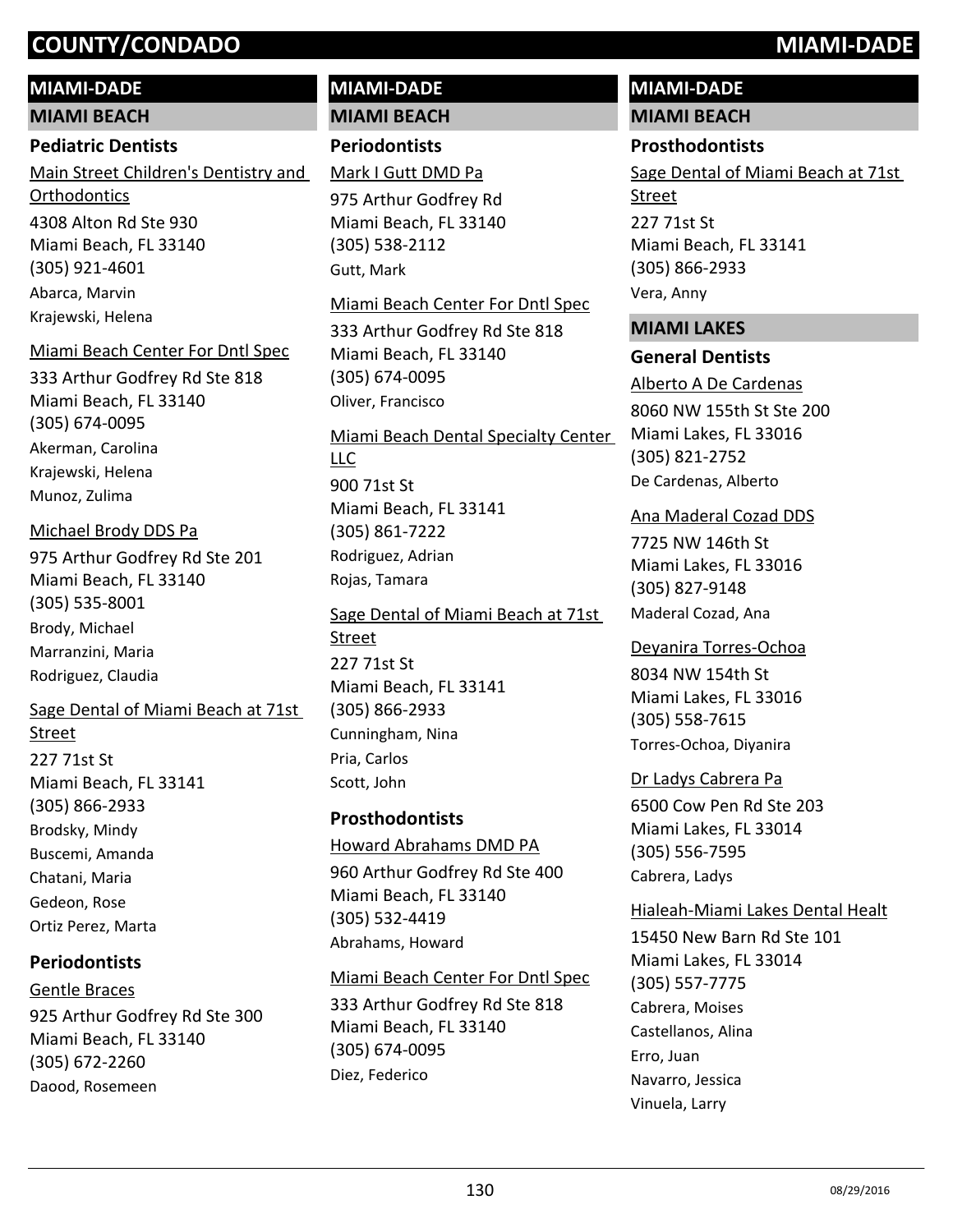## MIAMI-DADE

### MIAMI BEACH

**Pediatric Dentists**

Main Street Children's Dentistry and Orthodontics
4308 Alton Rd Ste 930
Miami Beach, FL 33140
(305) 921-4601
Abarca, Marvin
Krajewski, Helena

Miami Beach Center For Dntl Spec
333 Arthur Godfrey Rd Ste 818
Miami Beach, FL 33140
(305) 674-0095
Akerman, Carolina
Krajewski, Helena
Munoz, Zulima

Michael Brody DDS Pa
975 Arthur Godfrey Rd Ste 201
Miami Beach, FL 33140
(305) 535-8001
Brody, Michael
Marranzini, Maria
Rodriguez, Claudia

Sage Dental of Miami Beach at 71st Street
227 71st St
Miami Beach, FL 33141
(305) 866-2933
Brodsky, Mindy
Buscemi, Amanda
Chatani, Maria
Gedeon, Rose
Ortiz Perez, Marta

**Periodontists**

Gentle Braces
925 Arthur Godfrey Rd Ste 300
Miami Beach, FL 33140
(305) 672-2260
Daood, Rosemeen

## MIAMI-DADE

### MIAMI BEACH

**Periodontists**

Mark I Gutt DMD Pa
975 Arthur Godfrey Rd
Miami Beach, FL 33140
(305) 538-2112
Gutt, Mark

Miami Beach Center For Dntl Spec
333 Arthur Godfrey Rd Ste 818
Miami Beach, FL 33140
(305) 674-0095
Oliver, Francisco

Miami Beach Dental Specialty Center LLC
900 71st St
Miami Beach, FL 33141
(305) 861-7222
Rodriguez, Adrian
Rojas, Tamara

Sage Dental of Miami Beach at 71st Street
227 71st St
Miami Beach, FL 33141
(305) 866-2933
Cunningham, Nina
Pria, Carlos
Scott, John

**Prosthodontists**

Howard Abrahams DMD PA
960 Arthur Godfrey Rd Ste 400
Miami Beach, FL 33140
(305) 532-4419
Abrahams, Howard

Miami Beach Center For Dntl Spec
333 Arthur Godfrey Rd Ste 818
Miami Beach, FL 33140
(305) 674-0095
Diez, Federico

## MIAMI-DADE

### MIAMI BEACH

**Prosthodontists**

Sage Dental of Miami Beach at 71st Street
227 71st St
Miami Beach, FL 33141
(305) 866-2933
Vera, Anny

### MIAMI LAKES

**General Dentists**

Alberto A De Cardenas
8060 NW 155th St Ste 200
Miami Lakes, FL 33016
(305) 821-2752
De Cardenas, Alberto

Ana Maderal Cozad DDS
7725 NW 146th St
Miami Lakes, FL 33016
(305) 827-9148
Maderal Cozad, Ana

Deyanira Torres-Ochoa
8034 NW 154th St
Miami Lakes, FL 33016
(305) 558-7615
Torres-Ochoa, Diyanira

Dr Ladys Cabrera Pa
6500 Cow Pen Rd Ste 203
Miami Lakes, FL 33014
(305) 556-7595
Cabrera, Ladys

Hialeah-Miami Lakes Dental Healt
15450 New Barn Rd Ste 101
Miami Lakes, FL 33014
(305) 557-7775
Cabrera, Moises
Castellanos, Alina
Erro, Juan
Navarro, Jessica
Vinuela, Larry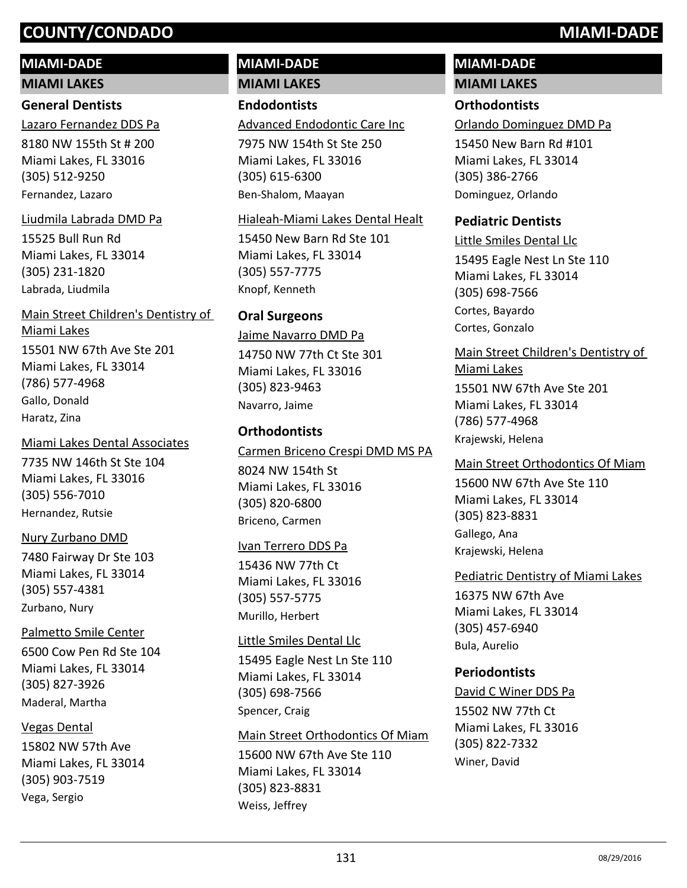# COUNTY/CONDADO — MIAMI-DADE

## MIAMI-DADE

### MIAMI LAKES

#### General Dentists

Lazaro Fernandez DDS Pa
8180 NW 155th St # 200
Miami Lakes, FL 33016
(305) 512-9250
Fernandez, Lazaro

Liudmila Labrada DMD Pa
15525 Bull Run Rd
Miami Lakes, FL 33014
(305) 231-1820
Labrada, Liudmila

Main Street Children's Dentistry of Miami Lakes
15501 NW 67th Ave Ste 201
Miami Lakes, FL 33014
(786) 577-4968
Gallo, Donald
Haratz, Zina

Miami Lakes Dental Associates
7735 NW 146th St Ste 104
Miami Lakes, FL 33016
(305) 556-7010
Hernandez, Rutsie

Nury Zurbano DMD
7480 Fairway Dr Ste 103
Miami Lakes, FL 33014
(305) 557-4381
Zurbano, Nury

Palmetto Smile Center
6500 Cow Pen Rd Ste 104
Miami Lakes, FL 33014
(305) 827-3926
Maderal, Martha

Vegas Dental
15802 NW 57th Ave
Miami Lakes, FL 33014
(305) 903-7519
Vega, Sergio

## MIAMI-DADE

### MIAMI LAKES

#### Endodontists

Advanced Endodontic Care Inc
7975 NW 154th St Ste 250
Miami Lakes, FL 33016
(305) 615-6300
Ben-Shalom, Maayan

Hialeah-Miami Lakes Dental Healt
15450 New Barn Rd Ste 101
Miami Lakes, FL 33014
(305) 557-7775
Knopf, Kenneth

#### Oral Surgeons

Jaime Navarro DMD Pa
14750 NW 77th Ct Ste 301
Miami Lakes, FL 33016
(305) 823-9463
Navarro, Jaime

#### Orthodontists

Carmen Briceno Crespi DMD MS PA
8024 NW 154th St
Miami Lakes, FL 33016
(305) 820-6800
Briceno, Carmen

Ivan Terrero DDS Pa
15436 NW 77th Ct
Miami Lakes, FL 33016
(305) 557-5775
Murillo, Herbert

Little Smiles Dental Llc
15495 Eagle Nest Ln Ste 110
Miami Lakes, FL 33014
(305) 698-7566
Spencer, Craig

Main Street Orthodontics Of Miam
15600 NW 67th Ave Ste 110
Miami Lakes, FL 33014
(305) 823-8831
Weiss, Jeffrey

## MIAMI-DADE

### MIAMI LAKES

#### Orthodontists

Orlando Dominguez DMD Pa
15450 New Barn Rd #101
Miami Lakes, FL 33014
(305) 386-2766
Dominguez, Orlando

#### Pediatric Dentists

Little Smiles Dental Llc
15495 Eagle Nest Ln Ste 110
Miami Lakes, FL 33014
(305) 698-7566
Cortes, Bayardo
Cortes, Gonzalo

Main Street Children's Dentistry of Miami Lakes
15501 NW 67th Ave Ste 201
Miami Lakes, FL 33014
(786) 577-4968
Krajewski, Helena

Main Street Orthodontics Of Miam
15600 NW 67th Ave Ste 110
Miami Lakes, FL 33014
(305) 823-8831
Gallego, Ana
Krajewski, Helena

Pediatric Dentistry of Miami Lakes
16375 NW 67th Ave
Miami Lakes, FL 33014
(305) 457-6940
Bula, Aurelio

#### Periodontists

David C Winer DDS Pa
15502 NW 77th Ct
Miami Lakes, FL 33016
(305) 822-7332
Winer, David

08/29/2016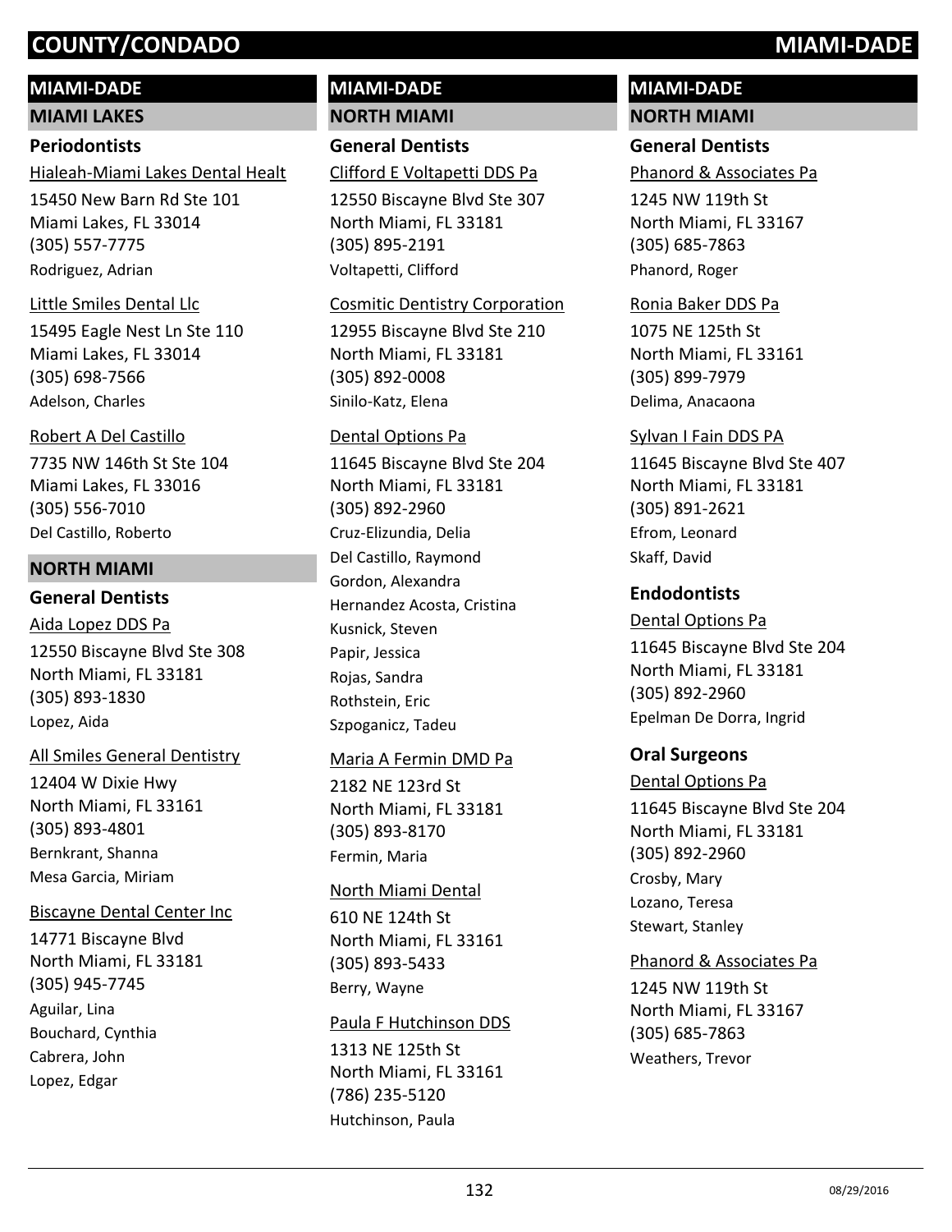# COUNTY/CONDADO MIAMI-DADE

## MIAMI-DADE

### MIAMI LAKES

#### Periodontists

Hialeah-Miami Lakes Dental Healt
15450 New Barn Rd Ste 101
Miami Lakes, FL 33014
(305) 557-7775
Rodriguez, Adrian

Little Smiles Dental Llc
15495 Eagle Nest Ln Ste 110
Miami Lakes, FL 33014
(305) 698-7566
Adelson, Charles

Robert A Del Castillo
7735 NW 146th St Ste 104
Miami Lakes, FL 33016
(305) 556-7010
Del Castillo, Roberto

### NORTH MIAMI

#### General Dentists

Aida Lopez DDS Pa
12550 Biscayne Blvd Ste 308
North Miami, FL 33181
(305) 893-1830
Lopez, Aida

All Smiles General Dentistry
12404 W Dixie Hwy
North Miami, FL 33161
(305) 893-4801
Bernkrant, Shanna
Mesa Garcia, Miriam

Biscayne Dental Center Inc
14771 Biscayne Blvd
North Miami, FL 33181
(305) 945-7745
Aguilar, Lina
Bouchard, Cynthia
Cabrera, John
Lopez, Edgar

## MIAMI-DADE

### NORTH MIAMI

#### General Dentists

Clifford E Voltapetti DDS Pa
12550 Biscayne Blvd Ste 307
North Miami, FL 33181
(305) 895-2191
Voltapetti, Clifford

Cosmitic Dentistry Corporation
12955 Biscayne Blvd Ste 210
North Miami, FL 33181
(305) 892-0008
Sinilo-Katz, Elena

Dental Options Pa
11645 Biscayne Blvd Ste 204
North Miami, FL 33181
(305) 892-2960
Cruz-Elizundia, Delia
Del Castillo, Raymond
Gordon, Alexandra
Hernandez Acosta, Cristina
Kusnick, Steven
Papir, Jessica
Rojas, Sandra
Rothstein, Eric
Szpoganicz, Tadeu

Maria A Fermin DMD Pa
2182 NE 123rd St
North Miami, FL 33181
(305) 893-8170
Fermin, Maria

North Miami Dental
610 NE 124th St
North Miami, FL 33161
(305) 893-5433
Berry, Wayne

Paula F Hutchinson DDS
1313 NE 125th St
North Miami, FL 33161
(786) 235-5120
Hutchinson, Paula

## MIAMI-DADE

### NORTH MIAMI

#### General Dentists

Phanord & Associates Pa
1245 NW 119th St
North Miami, FL 33167
(305) 685-7863
Phanord, Roger

Ronia Baker DDS Pa
1075 NE 125th St
North Miami, FL 33161
(305) 899-7979
Delima, Anacaona

Sylvan I Fain DDS PA
11645 Biscayne Blvd Ste 407
North Miami, FL 33181
(305) 891-2621
Efrom, Leonard
Skaff, David

#### Endodontists

Dental Options Pa
11645 Biscayne Blvd Ste 204
North Miami, FL 33181
(305) 892-2960
Epelman De Dorra, Ingrid

#### Oral Surgeons

Dental Options Pa
11645 Biscayne Blvd Ste 204
North Miami, FL 33181
(305) 892-2960
Crosby, Mary
Lozano, Teresa
Stewart, Stanley

Phanord & Associates Pa
1245 NW 119th St
North Miami, FL 33167
(305) 685-7863
Weathers, Trevor

08/29/2016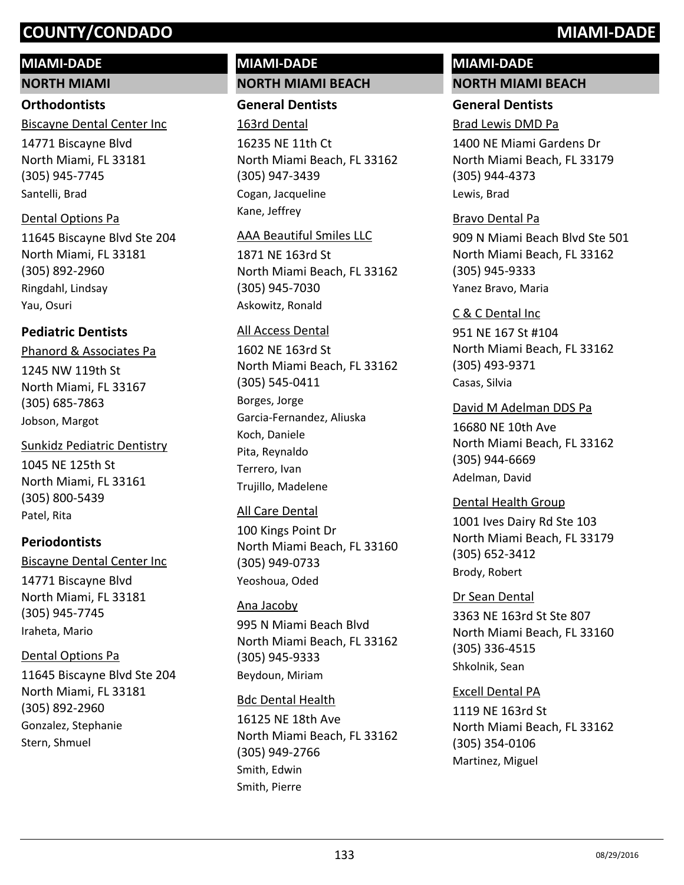# COUNTY/CONDADO MIAMI-DADE

## MIAMI-DADE

### NORTH MIAMI

#### Orthodontists

Biscayne Dental Center Inc
14771 Biscayne Blvd
North Miami, FL 33181
(305) 945-7745
Santelli, Brad

Dental Options Pa
11645 Biscayne Blvd Ste 204
North Miami, FL 33181
(305) 892-2960
Ringdahl, Lindsay
Yau, Osuri

#### Pediatric Dentists

Phanord & Associates Pa
1245 NW 119th St
North Miami, FL 33167
(305) 685-7863
Jobson, Margot

Sunkidz Pediatric Dentistry
1045 NE 125th St
North Miami, FL 33161
(305) 800-5439
Patel, Rita

#### Periodontists

Biscayne Dental Center Inc
14771 Biscayne Blvd
North Miami, FL 33181
(305) 945-7745
Iraheta, Mario

Dental Options Pa
11645 Biscayne Blvd Ste 204
North Miami, FL 33181
(305) 892-2960
Gonzalez, Stephanie
Stern, Shmuel

## MIAMI-DADE

### NORTH MIAMI BEACH

#### General Dentists

163rd Dental
16235 NE 11th Ct
North Miami Beach, FL 33162
(305) 947-3439
Cogan, Jacqueline
Kane, Jeffrey

AAA Beautiful Smiles LLC
1871 NE 163rd St
North Miami Beach, FL 33162
(305) 945-7030
Askowitz, Ronald

All Access Dental
1602 NE 163rd St
North Miami Beach, FL 33162
(305) 545-0411
Borges, Jorge
Garcia-Fernandez, Aliuska
Koch, Daniele
Pita, Reynaldo
Terrero, Ivan
Trujillo, Madelene

All Care Dental
100 Kings Point Dr
North Miami Beach, FL 33160
(305) 949-0733
Yeoshoua, Oded

Ana Jacoby
995 N Miami Beach Blvd
North Miami Beach, FL 33162
(305) 945-9333
Beydoun, Miriam

Bdc Dental Health
16125 NE 18th Ave
North Miami Beach, FL 33162
(305) 949-2766
Smith, Edwin
Smith, Pierre

## MIAMI-DADE

### NORTH MIAMI BEACH

#### General Dentists

Brad Lewis DMD Pa
1400 NE Miami Gardens Dr
North Miami Beach, FL 33179
(305) 944-4373
Lewis, Brad

Bravo Dental Pa
909 N Miami Beach Blvd Ste 501
North Miami Beach, FL 33162
(305) 945-9333
Yanez Bravo, Maria

C & C Dental Inc
951 NE 167 St #104
North Miami Beach, FL 33162
(305) 493-9371
Casas, Silvia

David M Adelman DDS Pa
16680 NE 10th Ave
North Miami Beach, FL 33162
(305) 944-6669
Adelman, David

Dental Health Group
1001 Ives Dairy Rd Ste 103
North Miami Beach, FL 33179
(305) 652-3412
Brody, Robert

Dr Sean Dental
3363 NE 163rd St Ste 807
North Miami Beach, FL 33160
(305) 336-4515
Shkolnik, Sean

Excell Dental PA
1119 NE 163rd St
North Miami Beach, FL 33162
(305) 354-0106
Martinez, Miguel

08/29/2016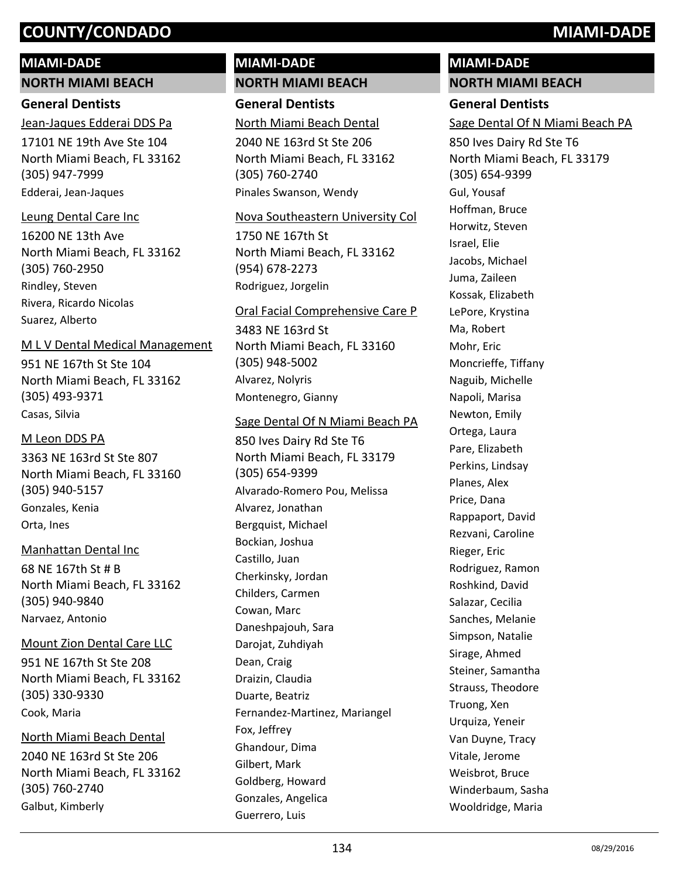## MIAMI-DADE

### NORTH MIAMI BEACH

#### General Dentists

Jean-Jaques Edderai DDS Pa
17101 NE 19th Ave Ste 104
North Miami Beach, FL 33162
(305) 947-7999
Edderai, Jean-Jaques

Leung Dental Care Inc
16200 NE 13th Ave
North Miami Beach, FL 33162
(305) 760-2950
Rindley, Steven
Rivera, Ricardo Nicolas
Suarez, Alberto

M L V Dental Medical Management
951 NE 167th St Ste 104
North Miami Beach, FL 33162
(305) 493-9371
Casas, Silvia

M Leon DDS PA
3363 NE 163rd St Ste 807
North Miami Beach, FL 33160
(305) 940-5157
Gonzales, Kenia
Orta, Ines

Manhattan Dental Inc
68 NE 167th St # B
North Miami Beach, FL 33162
(305) 940-9840
Narvaez, Antonio

Mount Zion Dental Care LLC
951 NE 167th St Ste 208
North Miami Beach, FL 33162
(305) 330-9330
Cook, Maria

North Miami Beach Dental
2040 NE 163rd St Ste 206
North Miami Beach, FL 33162
(305) 760-2740
Galbut, Kimberly

## MIAMI-DADE

### NORTH MIAMI BEACH

#### General Dentists

North Miami Beach Dental
2040 NE 163rd St Ste 206
North Miami Beach, FL 33162
(305) 760-2740
Pinales Swanson, Wendy

Nova Southeastern University Col
1750 NE 167th St
North Miami Beach, FL 33162
(954) 678-2273
Rodriguez, Jorgelin

Oral Facial Comprehensive Care P
3483 NE 163rd St
North Miami Beach, FL 33160
(305) 948-5002
Alvarez, Nolyris
Montenegro, Gianny

Sage Dental Of N Miami Beach PA
850 Ives Dairy Rd Ste T6
North Miami Beach, FL 33179
(305) 654-9399
Alvarado-Romero Pou, Melissa
Alvarez, Jonathan
Bergquist, Michael
Bockian, Joshua
Castillo, Juan
Cherkinsky, Jordan
Childers, Carmen
Cowan, Marc
Daneshpajouh, Sara
Darojat, Zuhdiyah
Dean, Craig
Draizin, Claudia
Duarte, Beatriz
Fernandez-Martinez, Mariangel
Fox, Jeffrey
Ghandour, Dima
Gilbert, Mark
Goldberg, Howard
Gonzales, Angelica
Guerrero, Luis

## MIAMI-DADE

### NORTH MIAMI BEACH

#### General Dentists

Sage Dental Of N Miami Beach PA
850 Ives Dairy Rd Ste T6
North Miami Beach, FL 33179
(305) 654-9399
Gul, Yousaf
Hoffman, Bruce
Horwitz, Steven
Israel, Elie
Jacobs, Michael
Juma, Zaileen
Kossak, Elizabeth
LePore, Krystina
Ma, Robert
Mohr, Eric
Moncrieffe, Tiffany
Naguib, Michelle
Napoli, Marisa
Newton, Emily
Ortega, Laura
Pare, Elizabeth
Perkins, Lindsay
Planes, Alex
Price, Dana
Rappaport, David
Rezvani, Caroline
Rieger, Eric
Rodriguez, Ramon
Roshkind, David
Salazar, Cecilia
Sanches, Melanie
Simpson, Natalie
Sirage, Ahmed
Steiner, Samantha
Strauss, Theodore
Truong, Xen
Urquiza, Yeneir
Van Duyne, Tracy
Vitale, Jerome
Weisbrot, Bruce
Winderbaum, Sasha
Wooldridge, Maria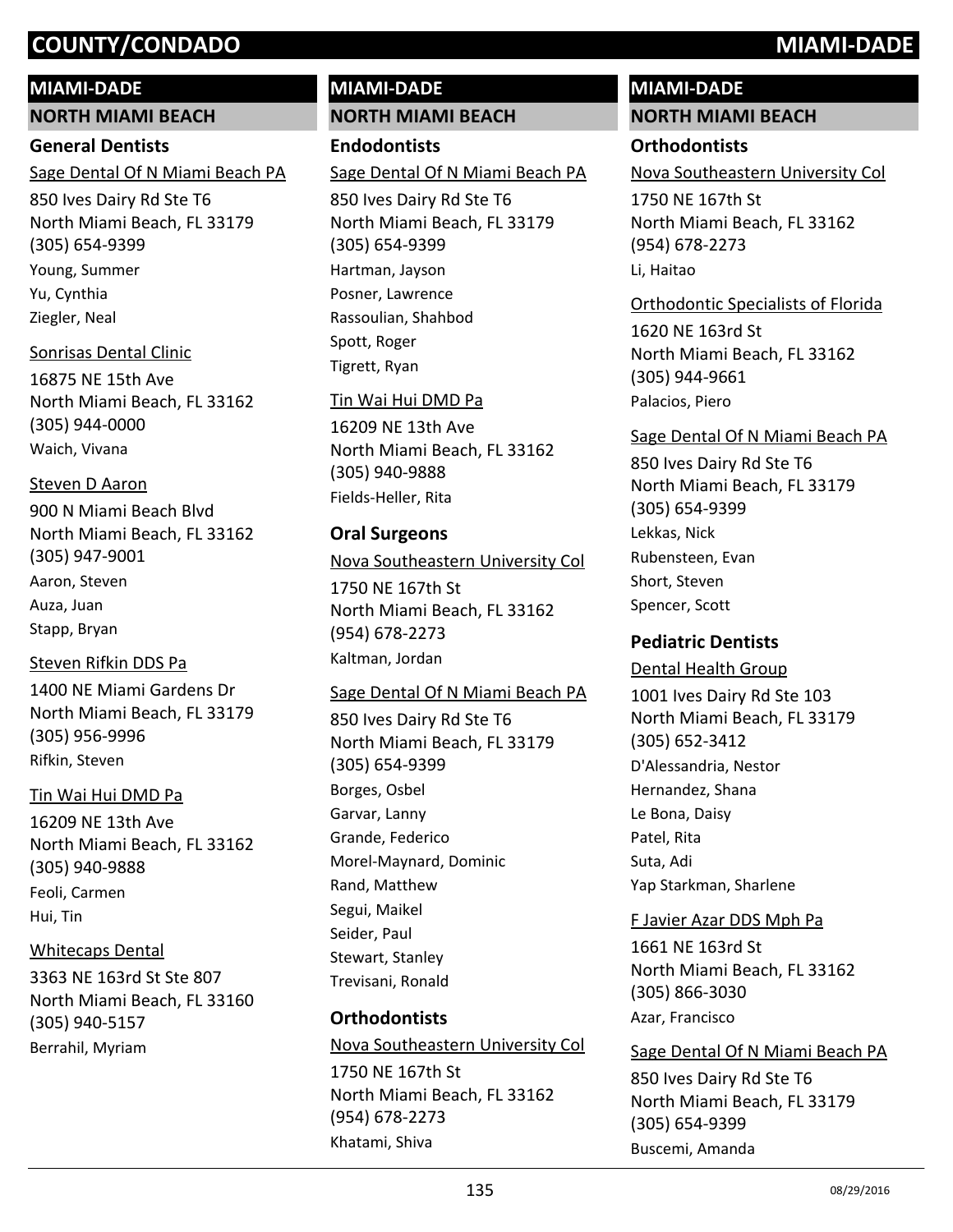# COUNTY/CONDADO — MIAMI-DADE

## MIAMI-DADE

### NORTH MIAMI BEACH

#### General Dentists

Sage Dental Of N Miami Beach PA
850 Ives Dairy Rd Ste T6
North Miami Beach, FL 33179
(305) 654-9399
Young, Summer
Yu, Cynthia
Ziegler, Neal

Sonrisas Dental Clinic
16875 NE 15th Ave
North Miami Beach, FL 33162
(305) 944-0000
Waich, Vivana

Steven D Aaron
900 N Miami Beach Blvd
North Miami Beach, FL 33162
(305) 947-9001
Aaron, Steven
Auza, Juan
Stapp, Bryan

Steven Rifkin DDS Pa
1400 NE Miami Gardens Dr
North Miami Beach, FL 33179
(305) 956-9996
Rifkin, Steven

Tin Wai Hui DMD Pa
16209 NE 13th Ave
North Miami Beach, FL 33162
(305) 940-9888
Feoli, Carmen
Hui, Tin

Whitecaps Dental
3363 NE 163rd St Ste 807
North Miami Beach, FL 33160
(305) 940-5157
Berrahil, Myriam

## MIAMI-DADE

### NORTH MIAMI BEACH

#### Endodontists

Sage Dental Of N Miami Beach PA
850 Ives Dairy Rd Ste T6
North Miami Beach, FL 33179
(305) 654-9399
Hartman, Jayson
Posner, Lawrence
Rassoulian, Shahbod
Spott, Roger
Tigrett, Ryan

Tin Wai Hui DMD Pa
16209 NE 13th Ave
North Miami Beach, FL 33162
(305) 940-9888
Fields-Heller, Rita

#### Oral Surgeons

Nova Southeastern University Col
1750 NE 167th St
North Miami Beach, FL 33162
(954) 678-2273
Kaltman, Jordan

Sage Dental Of N Miami Beach PA
850 Ives Dairy Rd Ste T6
North Miami Beach, FL 33179
(305) 654-9399
Borges, Osbel
Garvar, Lanny
Grande, Federico
Morel-Maynard, Dominic
Rand, Matthew
Segui, Maikel
Seider, Paul
Stewart, Stanley
Trevisani, Ronald

#### Orthodontists

Nova Southeastern University Col
1750 NE 167th St
North Miami Beach, FL 33162
(954) 678-2273
Khatami, Shiva

## MIAMI-DADE

### NORTH MIAMI BEACH

#### Orthodontists

Nova Southeastern University Col
1750 NE 167th St
North Miami Beach, FL 33162
(954) 678-2273
Li, Haitao

Orthodontic Specialists of Florida
1620 NE 163rd St
North Miami Beach, FL 33162
(305) 944-9661
Palacios, Piero

Sage Dental Of N Miami Beach PA
850 Ives Dairy Rd Ste T6
North Miami Beach, FL 33179
(305) 654-9399
Lekkas, Nick
Rubensteen, Evan
Short, Steven
Spencer, Scott

#### Pediatric Dentists

Dental Health Group
1001 Ives Dairy Rd Ste 103
North Miami Beach, FL 33179
(305) 652-3412
D'Alessandria, Nestor
Hernandez, Shana
Le Bona, Daisy
Patel, Rita
Suta, Adi
Yap Starkman, Sharlene

F Javier Azar DDS Mph Pa
1661 NE 163rd St
North Miami Beach, FL 33162
(305) 866-3030
Azar, Francisco

Sage Dental Of N Miami Beach PA
850 Ives Dairy Rd Ste T6
North Miami Beach, FL 33179
(305) 654-9399
Buscemi, Amanda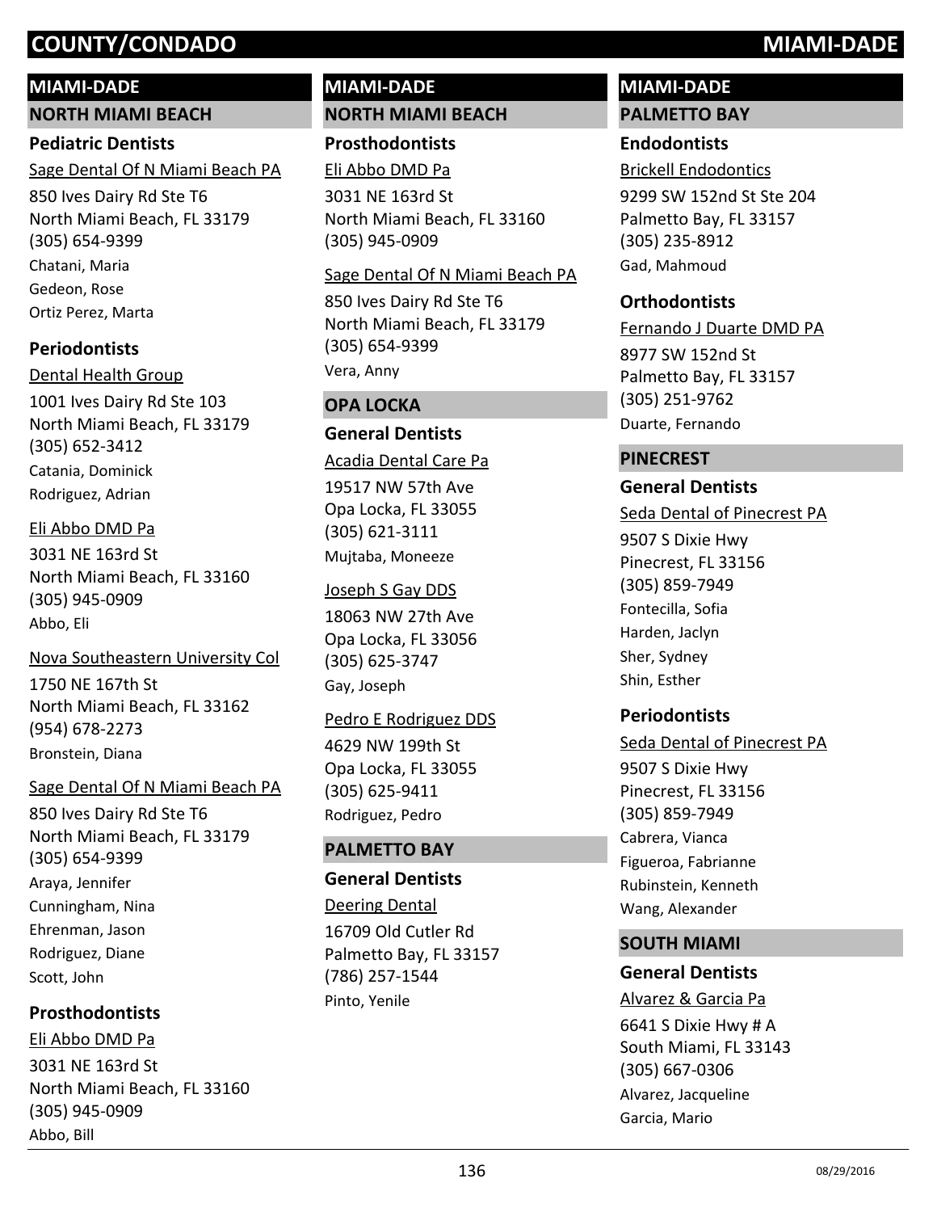# COUNTY/CONDADO — MIAMI-DADE

## MIAMI-DADE

### NORTH MIAMI BEACH

#### Pediatric Dentists

Sage Dental Of N Miami Beach PA
850 Ives Dairy Rd Ste T6
North Miami Beach, FL 33179
(305) 654-9399
Chatani, Maria
Gedeon, Rose
Ortiz Perez, Marta

#### Periodontists

Dental Health Group
1001 Ives Dairy Rd Ste 103
North Miami Beach, FL 33179
(305) 652-3412
Catania, Dominick
Rodriguez, Adrian

Eli Abbo DMD Pa
3031 NE 163rd St
North Miami Beach, FL 33160
(305) 945-0909
Abbo, Eli

Nova Southeastern University Col
1750 NE 167th St
North Miami Beach, FL 33162
(954) 678-2273
Bronstein, Diana

Sage Dental Of N Miami Beach PA
850 Ives Dairy Rd Ste T6
North Miami Beach, FL 33179
(305) 654-9399
Araya, Jennifer
Cunningham, Nina
Ehrenman, Jason
Rodriguez, Diane
Scott, John

#### Prosthodontists

Eli Abbo DMD Pa
3031 NE 163rd St
North Miami Beach, FL 33160
(305) 945-0909
Abbo, Bill

## MIAMI-DADE

### NORTH MIAMI BEACH

#### Prosthodontists

Eli Abbo DMD Pa
3031 NE 163rd St
North Miami Beach, FL 33160
(305) 945-0909

Sage Dental Of N Miami Beach PA
850 Ives Dairy Rd Ste T6
North Miami Beach, FL 33179
(305) 654-9399
Vera, Anny

### OPA LOCKA

#### General Dentists

Acadia Dental Care Pa
19517 NW 57th Ave
Opa Locka, FL 33055
(305) 621-3111
Mujtaba, Moneeze

Joseph S Gay DDS
18063 NW 27th Ave
Opa Locka, FL 33056
(305) 625-3747
Gay, Joseph

Pedro E Rodriguez DDS
4629 NW 199th St
Opa Locka, FL 33055
(305) 625-9411
Rodriguez, Pedro

### PALMETTO BAY

#### General Dentists

Deering Dental
16709 Old Cutler Rd
Palmetto Bay, FL 33157
(786) 257-1544
Pinto, Yenile

## MIAMI-DADE

### PALMETTO BAY

#### Endodontists

Brickell Endodontics
9299 SW 152nd St Ste 204
Palmetto Bay, FL 33157
(305) 235-8912
Gad, Mahmoud

#### Orthodontists

Fernando J Duarte DMD PA
8977 SW 152nd St
Palmetto Bay, FL 33157
(305) 251-9762
Duarte, Fernando

### PINECREST

#### General Dentists

Seda Dental of Pinecrest PA
9507 S Dixie Hwy
Pinecrest, FL 33156
(305) 859-7949
Fontecilla, Sofia
Harden, Jaclyn
Sher, Sydney
Shin, Esther

#### Periodontists

Seda Dental of Pinecrest PA
9507 S Dixie Hwy
Pinecrest, FL 33156
(305) 859-7949
Cabrera, Vianca
Figueroa, Fabrianne
Rubinstein, Kenneth
Wang, Alexander

### SOUTH MIAMI

#### General Dentists

Alvarez & Garcia Pa
6641 S Dixie Hwy # A
South Miami, FL 33143
(305) 667-0306
Alvarez, Jacqueline
Garcia, Mario

08/29/2016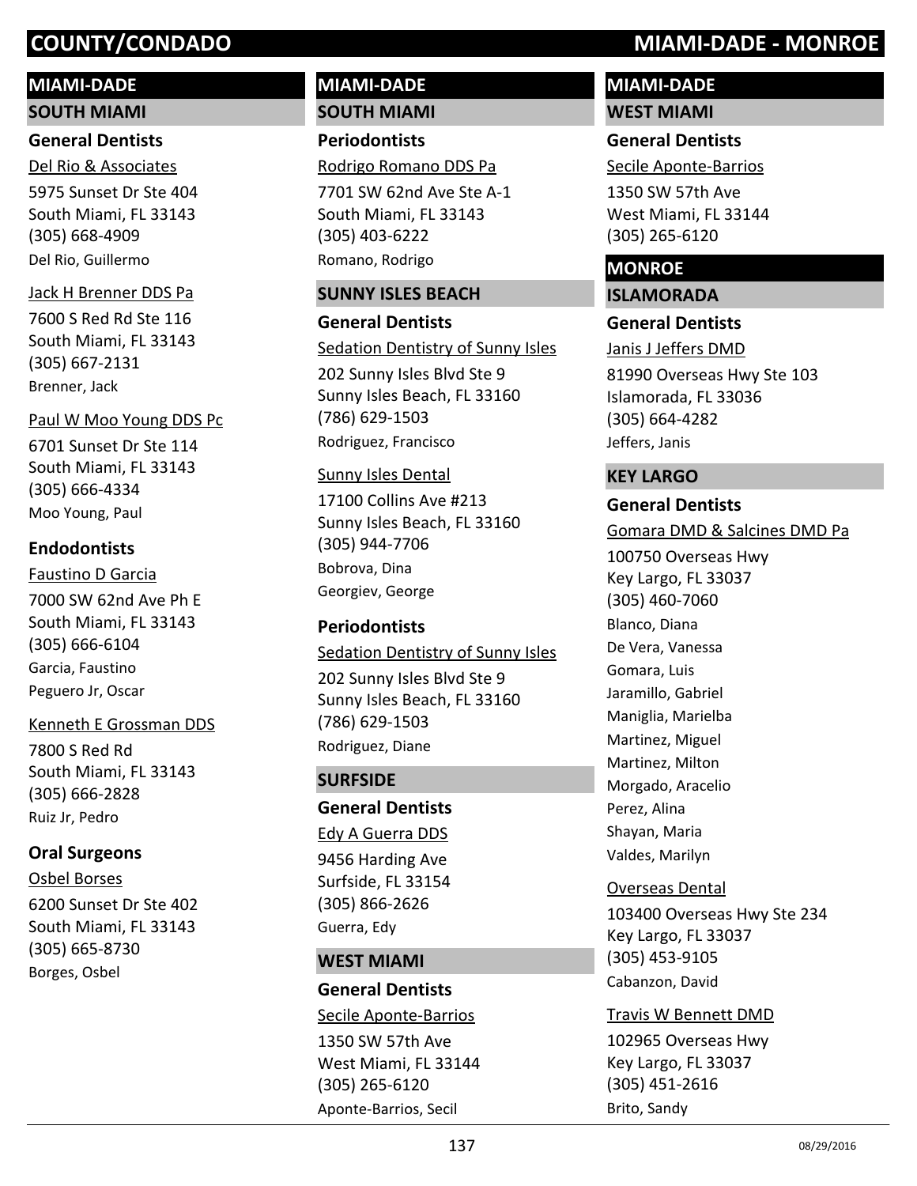# COUNTY/CONDADO — MIAMI-DADE - MONROE

## MIAMI-DADE

### SOUTH MIAMI

#### General Dentists

Del Rio & Associates
5975 Sunset Dr Ste 404
South Miami, FL 33143
(305) 668-4909
Del Rio, Guillermo

Jack H Brenner DDS Pa
7600 S Red Rd Ste 116
South Miami, FL 33143
(305) 667-2131
Brenner, Jack

Paul W Moo Young DDS Pc
6701 Sunset Dr Ste 114
South Miami, FL 33143
(305) 666-4334
Moo Young, Paul

#### Endodontists

Faustino D Garcia
7000 SW 62nd Ave Ph E
South Miami, FL 33143
(305) 666-6104
Garcia, Faustino
Peguero Jr, Oscar

Kenneth E Grossman DDS
7800 S Red Rd
South Miami, FL 33143
(305) 666-2828
Ruiz Jr, Pedro

#### Oral Surgeons

Osbel Borses
6200 Sunset Dr Ste 402
South Miami, FL 33143
(305) 665-8730
Borges, Osbel

## MIAMI-DADE

### SOUTH MIAMI

#### Periodontists

Rodrigo Romano DDS Pa
7701 SW 62nd Ave Ste A-1
South Miami, FL 33143
(305) 403-6222
Romano, Rodrigo

### SUNNY ISLES BEACH

#### General Dentists

Sedation Dentistry of Sunny Isles
202 Sunny Isles Blvd Ste 9
Sunny Isles Beach, FL 33160
(786) 629-1503
Rodriguez, Francisco

Sunny Isles Dental
17100 Collins Ave #213
Sunny Isles Beach, FL 33160
(305) 944-7706
Bobrova, Dina
Georgiev, George

#### Periodontists

Sedation Dentistry of Sunny Isles
202 Sunny Isles Blvd Ste 9
Sunny Isles Beach, FL 33160
(786) 629-1503
Rodriguez, Diane

### SURFSIDE

#### General Dentists

Edy A Guerra DDS
9456 Harding Ave
Surfside, FL 33154
(305) 866-2626
Guerra, Edy

### WEST MIAMI

#### General Dentists

Secile Aponte-Barrios
1350 SW 57th Ave
West Miami, FL 33144
(305) 265-6120
Aponte-Barrios, Secil

## MIAMI-DADE

### WEST MIAMI

#### General Dentists

Secile Aponte-Barrios
1350 SW 57th Ave
West Miami, FL 33144
(305) 265-6120

## MONROE

### ISLAMORADA

#### General Dentists

Janis J Jeffers DMD
81990 Overseas Hwy Ste 103
Islamorada, FL 33036
(305) 664-4282
Jeffers, Janis

### KEY LARGO

#### General Dentists

Gomara DMD & Salcines DMD Pa
100750 Overseas Hwy
Key Largo, FL 33037
(305) 460-7060
Blanco, Diana
De Vera, Vanessa
Gomara, Luis
Jaramillo, Gabriel
Maniglia, Marielba
Martinez, Miguel
Martinez, Milton
Morgado, Aracelio
Perez, Alina
Shayan, Maria
Valdes, Marilyn

Overseas Dental
103400 Overseas Hwy Ste 234
Key Largo, FL 33037
(305) 453-9105
Cabanzon, David

Travis W Bennett DMD
102965 Overseas Hwy
Key Largo, FL 33037
(305) 451-2616
Brito, Sandy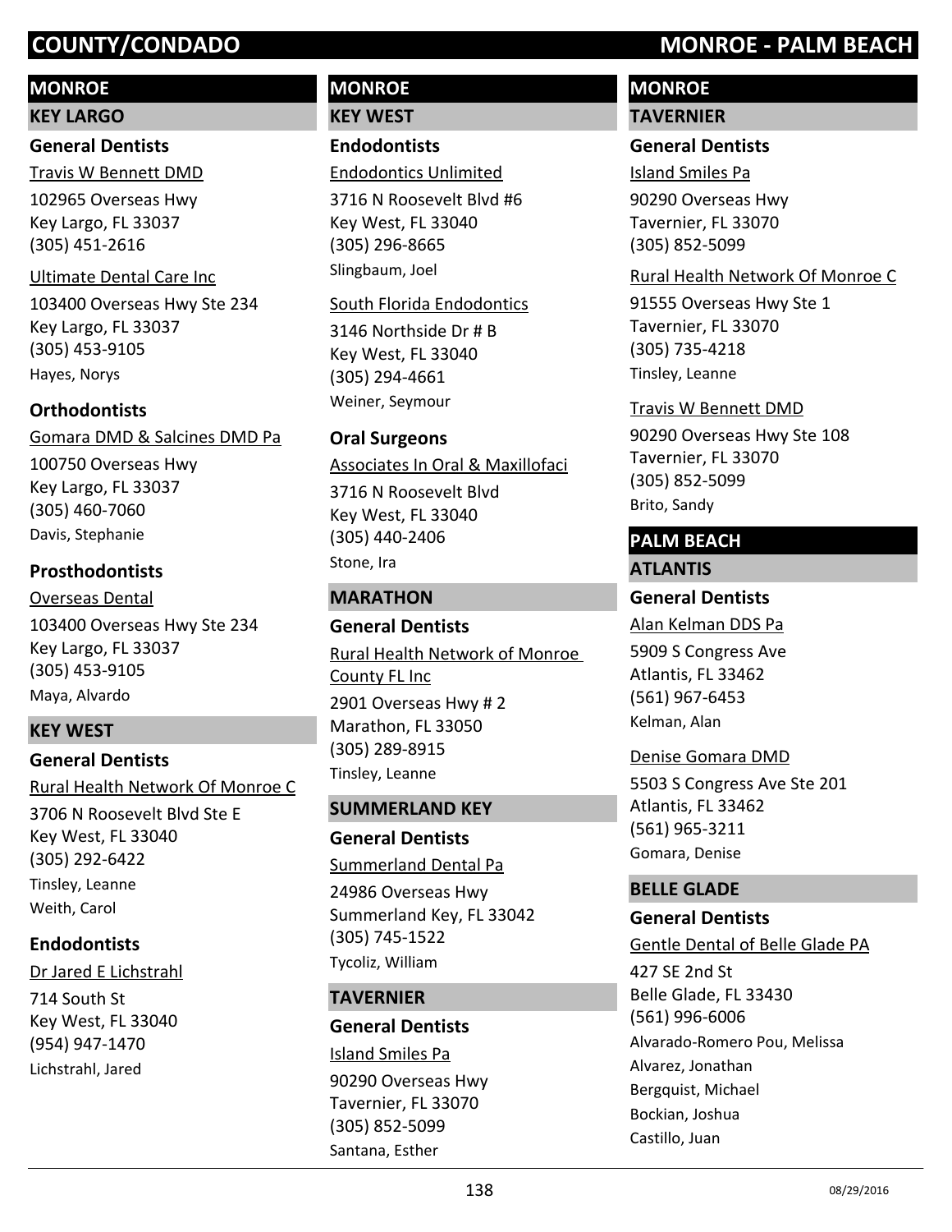# COUNTY/CONDADO — MONROE - PALM BEACH

## MONROE

### KEY LARGO

#### General Dentists

Travis W Bennett DMD
102965 Overseas Hwy
Key Largo, FL 33037
(305) 451-2616

Ultimate Dental Care Inc
103400 Overseas Hwy Ste 234
Key Largo, FL 33037
(305) 453-9105
Hayes, Norys

#### Orthodontists

Gomara DMD & Salcines DMD Pa
100750 Overseas Hwy
Key Largo, FL 33037
(305) 460-7060
Davis, Stephanie

#### Prosthodontists

Overseas Dental
103400 Overseas Hwy Ste 234
Key Largo, FL 33037
(305) 453-9105
Maya, Alvardo

### KEY WEST

#### General Dentists

Rural Health Network Of Monroe C
3706 N Roosevelt Blvd Ste E
Key West, FL 33040
(305) 292-6422
Tinsley, Leanne
Weith, Carol

#### Endodontists

Dr Jared E Lichstrahl
714 South St
Key West, FL 33040
(954) 947-1470
Lichstrahl, Jared

## MONROE

### KEY WEST

#### Endodontists

Endodontics Unlimited
3716 N Roosevelt Blvd #6
Key West, FL 33040
(305) 296-8665
Slingbaum, Joel

South Florida Endodontics
3146 Northside Dr # B
Key West, FL 33040
(305) 294-4661
Weiner, Seymour

#### Oral Surgeons

Associates In Oral & Maxillofaci
3716 N Roosevelt Blvd
Key West, FL 33040
(305) 440-2406
Stone, Ira

### MARATHON

#### General Dentists

Rural Health Network of Monroe County FL Inc
2901 Overseas Hwy # 2
Marathon, FL 33050
(305) 289-8915
Tinsley, Leanne

### SUMMERLAND KEY

#### General Dentists

Summerland Dental Pa
24986 Overseas Hwy
Summerland Key, FL 33042
(305) 745-1522
Tycoliz, William

### TAVERNIER

#### General Dentists

Island Smiles Pa
90290 Overseas Hwy
Tavernier, FL 33070
(305) 852-5099
Santana, Esther

## MONROE

### TAVERNIER

#### General Dentists

Island Smiles Pa
90290 Overseas Hwy
Tavernier, FL 33070
(305) 852-5099

Rural Health Network Of Monroe C
91555 Overseas Hwy Ste 1
Tavernier, FL 33070
(305) 735-4218
Tinsley, Leanne

Travis W Bennett DMD
90290 Overseas Hwy Ste 108
Tavernier, FL 33070
(305) 852-5099
Brito, Sandy

## PALM BEACH

### ATLANTIS

#### General Dentists

Alan Kelman DDS Pa
5909 S Congress Ave
Atlantis, FL 33462
(561) 967-6453
Kelman, Alan

Denise Gomara DMD
5503 S Congress Ave Ste 201
Atlantis, FL 33462
(561) 965-3211
Gomara, Denise

### BELLE GLADE

#### General Dentists

Gentle Dental of Belle Glade PA
427 SE 2nd St
Belle Glade, FL 33430
(561) 996-6006
Alvarado-Romero Pou, Melissa
Alvarez, Jonathan
Bergquist, Michael
Bockian, Joshua
Castillo, Juan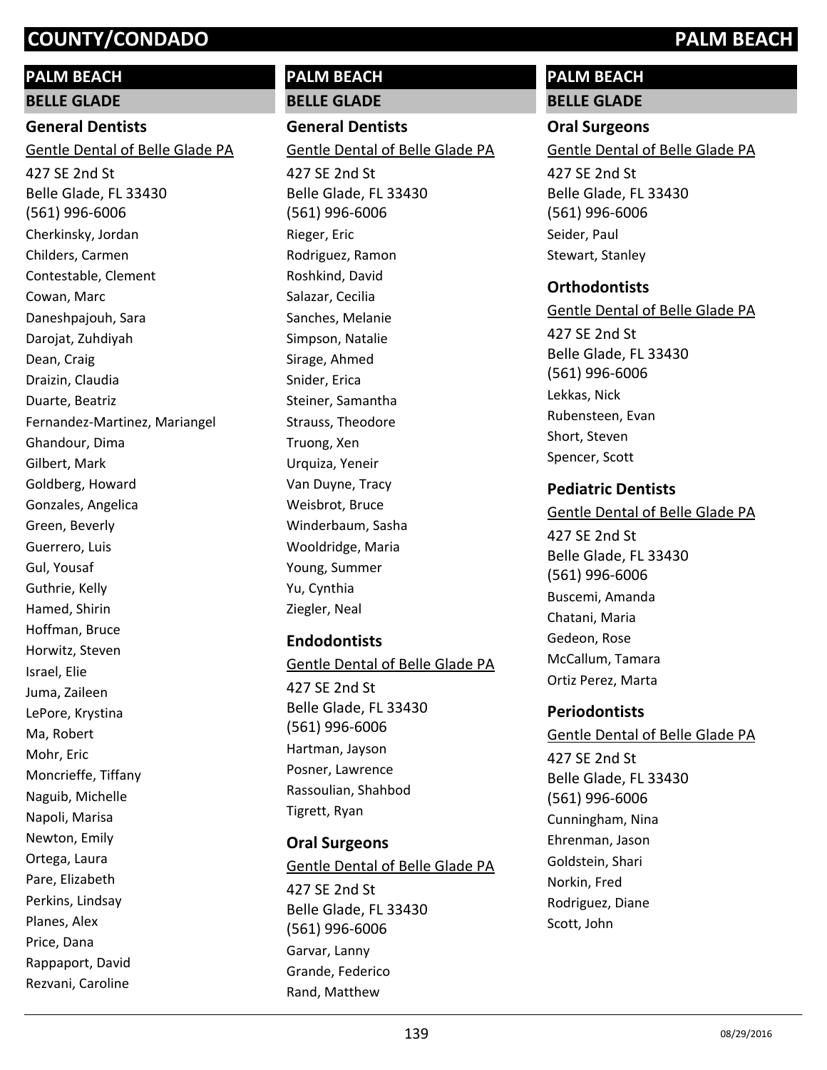## PALM BEACH

### BELLE GLADE

#### General Dentists

Gentle Dental of Belle Glade PA

427 SE 2nd St
Belle Glade, FL 33430
(561) 996-6006

Cherkinsky, Jordan
Childers, Carmen
Contestable, Clement
Cowan, Marc
Daneshpajouh, Sara
Darojat, Zuhdiyah
Dean, Craig
Draizin, Claudia
Duarte, Beatriz
Fernandez-Martinez, Mariangel
Ghandour, Dima
Gilbert, Mark
Goldberg, Howard
Gonzales, Angelica
Green, Beverly
Guerrero, Luis
Gul, Yousaf
Guthrie, Kelly
Hamed, Shirin
Hoffman, Bruce
Horwitz, Steven
Israel, Elie
Juma, Zaileen
LePore, Krystina
Ma, Robert
Mohr, Eric
Moncrieffe, Tiffany
Naguib, Michelle
Napoli, Marisa
Newton, Emily
Ortega, Laura
Pare, Elizabeth
Perkins, Lindsay
Planes, Alex
Price, Dana
Rappaport, David
Rezvani, Caroline

## PALM BEACH

### BELLE GLADE

#### General Dentists

Gentle Dental of Belle Glade PA

427 SE 2nd St
Belle Glade, FL 33430
(561) 996-6006

Rieger, Eric
Rodriguez, Ramon
Roshkind, David
Salazar, Cecilia
Sanches, Melanie
Simpson, Natalie
Sirage, Ahmed
Snider, Erica
Steiner, Samantha
Strauss, Theodore
Truong, Xen
Urquiza, Yeneir
Van Duyne, Tracy
Weisbrot, Bruce
Winderbaum, Sasha
Wooldridge, Maria
Young, Summer
Yu, Cynthia
Ziegler, Neal

#### Endodontists

Gentle Dental of Belle Glade PA

427 SE 2nd St
Belle Glade, FL 33430
(561) 996-6006

Hartman, Jayson
Posner, Lawrence
Rassoulian, Shahbod
Tigrett, Ryan

#### Oral Surgeons

Gentle Dental of Belle Glade PA

427 SE 2nd St
Belle Glade, FL 33430
(561) 996-6006

Garvar, Lanny
Grande, Federico
Rand, Matthew

## PALM BEACH

### BELLE GLADE

#### Oral Surgeons

Gentle Dental of Belle Glade PA

427 SE 2nd St
Belle Glade, FL 33430
(561) 996-6006

Seider, Paul
Stewart, Stanley

#### Orthodontists

Gentle Dental of Belle Glade PA

427 SE 2nd St
Belle Glade, FL 33430
(561) 996-6006

Lekkas, Nick
Rubensteen, Evan
Short, Steven
Spencer, Scott

#### Pediatric Dentists

Gentle Dental of Belle Glade PA

427 SE 2nd St
Belle Glade, FL 33430
(561) 996-6006

Buscemi, Amanda
Chatani, Maria
Gedeon, Rose
McCallum, Tamara
Ortiz Perez, Marta

#### Periodontists

Gentle Dental of Belle Glade PA

427 SE 2nd St
Belle Glade, FL 33430
(561) 996-6006

Cunningham, Nina
Ehrenman, Jason
Goldstein, Shari
Norkin, Fred
Rodriguez, Diane
Scott, John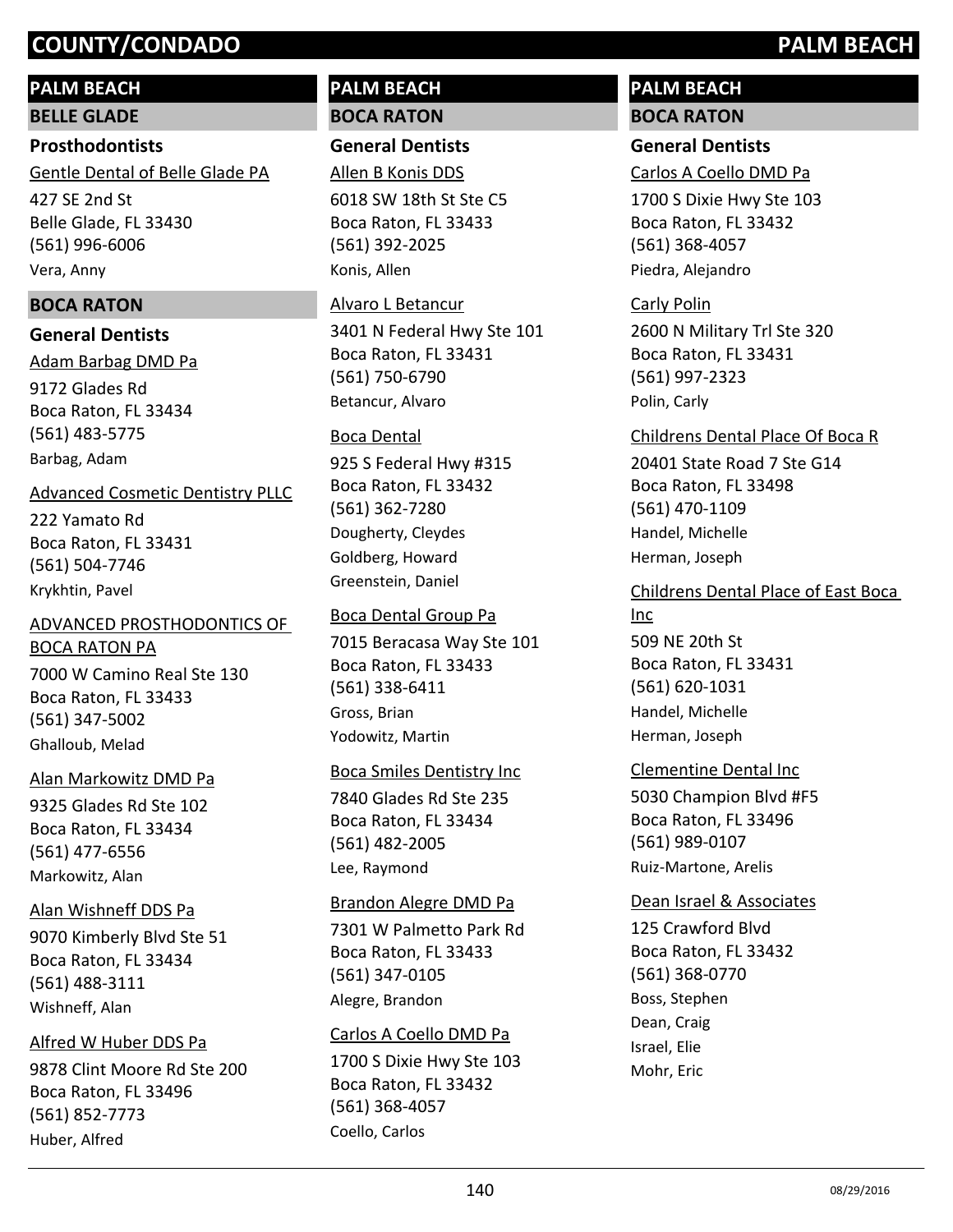## PALM BEACH

### BELLE GLADE

#### Prosthodontists

Gentle Dental of Belle Glade PA
427 SE 2nd St
Belle Glade, FL 33430
(561) 996-6006
Vera, Anny

### BOCA RATON

#### General Dentists

Adam Barbag DMD Pa
9172 Glades Rd
Boca Raton, FL 33434
(561) 483-5775
Barbag, Adam

Advanced Cosmetic Dentistry PLLC
222 Yamato Rd
Boca Raton, FL 33431
(561) 504-7746
Krykhtin, Pavel

ADVANCED PROSTHODONTICS OF BOCA RATON PA
7000 W Camino Real Ste 130
Boca Raton, FL 33433
(561) 347-5002
Ghalloub, Melad

Alan Markowitz DMD Pa
9325 Glades Rd Ste 102
Boca Raton, FL 33434
(561) 477-6556
Markowitz, Alan

Alan Wishneff DDS Pa
9070 Kimberly Blvd Ste 51
Boca Raton, FL 33434
(561) 488-3111
Wishneff, Alan

Alfred W Huber DDS Pa
9878 Clint Moore Rd Ste 200
Boca Raton, FL 33496
(561) 852-7773
Huber, Alfred

Allen B Konis DDS
6018 SW 18th St Ste C5
Boca Raton, FL 33433
(561) 392-2025
Konis, Allen

Alvaro L Betancur
3401 N Federal Hwy Ste 101
Boca Raton, FL 33431
(561) 750-6790
Betancur, Alvaro

Boca Dental
925 S Federal Hwy #315
Boca Raton, FL 33432
(561) 362-7280
Dougherty, Cleydes
Goldberg, Howard
Greenstein, Daniel

Boca Dental Group Pa
7015 Beracasa Way Ste 101
Boca Raton, FL 33433
(561) 338-6411
Gross, Brian
Yodowitz, Martin

Boca Smiles Dentistry Inc
7840 Glades Rd Ste 235
Boca Raton, FL 33434
(561) 482-2005
Lee, Raymond

Brandon Alegre DMD Pa
7301 W Palmetto Park Rd
Boca Raton, FL 33433
(561) 347-0105
Alegre, Brandon

Carlos A Coello DMD Pa
1700 S Dixie Hwy Ste 103
Boca Raton, FL 33432
(561) 368-4057
Coello, Carlos

Carlos A Coello DMD Pa
1700 S Dixie Hwy Ste 103
Boca Raton, FL 33432
(561) 368-4057
Piedra, Alejandro

Carly Polin
2600 N Military Trl Ste 320
Boca Raton, FL 33431
(561) 997-2323
Polin, Carly

Childrens Dental Place Of Boca R
20401 State Road 7 Ste G14
Boca Raton, FL 33498
(561) 470-1109
Handel, Michelle
Herman, Joseph

Childrens Dental Place of East Boca Inc
509 NE 20th St
Boca Raton, FL 33431
(561) 620-1031
Handel, Michelle
Herman, Joseph

Clementine Dental Inc
5030 Champion Blvd #F5
Boca Raton, FL 33496
(561) 989-0107
Ruiz-Martone, Arelis

Dean Israel & Associates
125 Crawford Blvd
Boca Raton, FL 33432
(561) 368-0770
Boss, Stephen
Dean, Craig
Israel, Elie
Mohr, Eric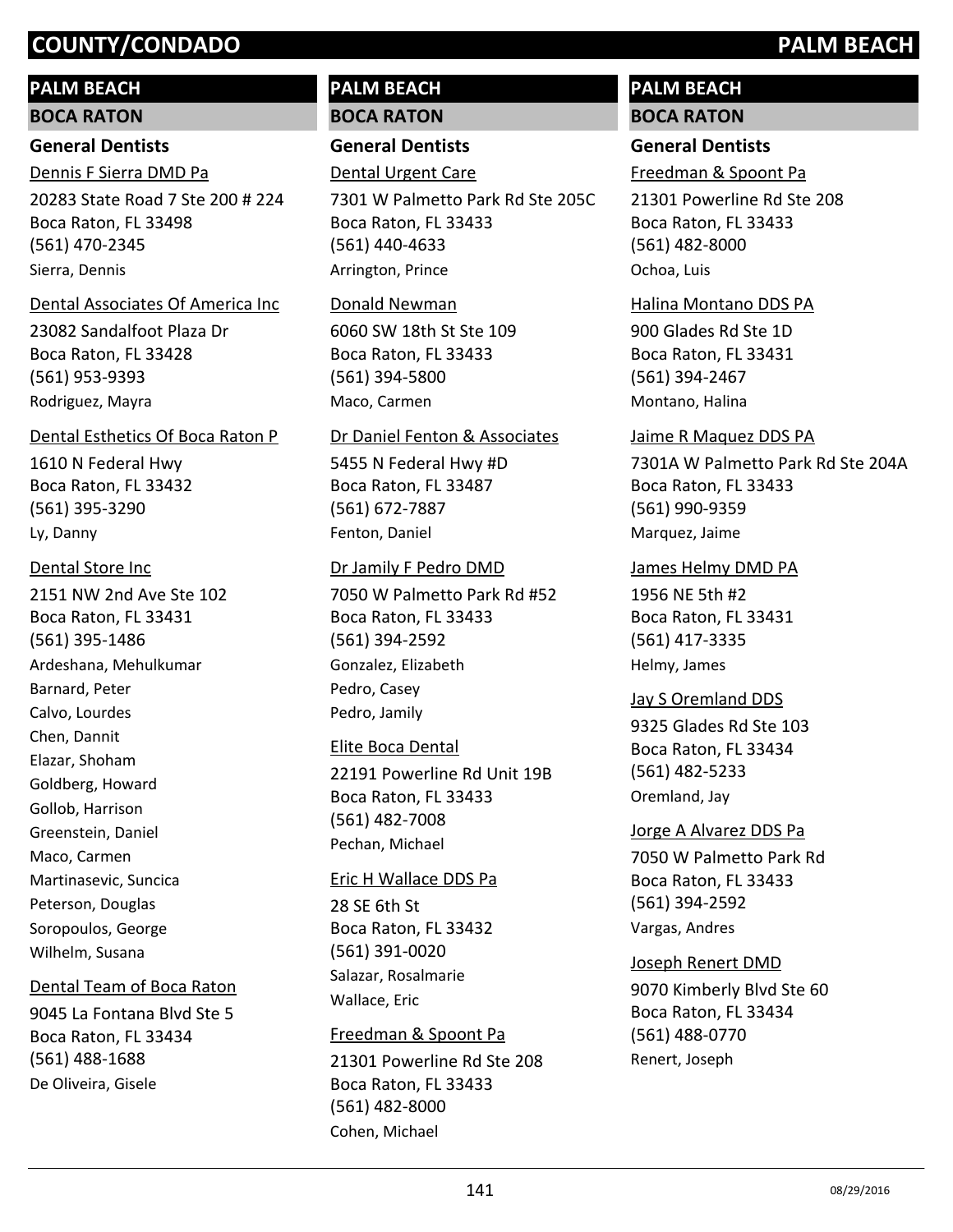# COUNTY/CONDADO PALM BEACH

## PALM BEACH

### BOCA RATON

#### General Dentists

Dennis F Sierra DMD Pa
20283 State Road 7 Ste 200 # 224
Boca Raton, FL 33498
(561) 470-2345
Sierra, Dennis

Dental Associates Of America Inc
23082 Sandalfoot Plaza Dr
Boca Raton, FL 33428
(561) 953-9393
Rodriguez, Mayra

Dental Esthetics Of Boca Raton P
1610 N Federal Hwy
Boca Raton, FL 33432
(561) 395-3290
Ly, Danny

Dental Store Inc
2151 NW 2nd Ave Ste 102
Boca Raton, FL 33431
(561) 395-1486
Ardeshana, Mehulkumar
Barnard, Peter
Calvo, Lourdes
Chen, Dannit
Elazar, Shoham
Goldberg, Howard
Gollob, Harrison
Greenstein, Daniel
Maco, Carmen
Martinasevic, Suncica
Peterson, Douglas
Soropoulos, George
Wilhelm, Susana

Dental Team of Boca Raton
9045 La Fontana Blvd Ste 5
Boca Raton, FL 33434
(561) 488-1688
De Oliveira, Gisele

Dental Urgent Care
7301 W Palmetto Park Rd Ste 205C
Boca Raton, FL 33433
(561) 440-4633
Arrington, Prince

Donald Newman
6060 SW 18th St Ste 109
Boca Raton, FL 33433
(561) 394-5800
Maco, Carmen

Dr Daniel Fenton & Associates
5455 N Federal Hwy #D
Boca Raton, FL 33487
(561) 672-7887
Fenton, Daniel

Dr Jamily F Pedro DMD
7050 W Palmetto Park Rd #52
Boca Raton, FL 33433
(561) 394-2592
Gonzalez, Elizabeth
Pedro, Casey
Pedro, Jamily

Elite Boca Dental
22191 Powerline Rd Unit 19B
Boca Raton, FL 33433
(561) 482-7008
Pechan, Michael

Eric H Wallace DDS Pa
28 SE 6th St
Boca Raton, FL 33432
(561) 391-0020
Salazar, Rosalmarie
Wallace, Eric

Freedman & Spoont Pa
21301 Powerline Rd Ste 208
Boca Raton, FL 33433
(561) 482-8000
Cohen, Michael

Freedman & Spoont Pa
21301 Powerline Rd Ste 208
Boca Raton, FL 33433
(561) 482-8000
Ochoa, Luis

Halina Montano DDS PA
900 Glades Rd Ste 1D
Boca Raton, FL 33431
(561) 394-2467
Montano, Halina

Jaime R Maquez DDS PA
7301A W Palmetto Park Rd Ste 204A
Boca Raton, FL 33433
(561) 990-9359
Marquez, Jaime

James Helmy DMD PA
1956 NE 5th #2
Boca Raton, FL 33431
(561) 417-3335
Helmy, James

Jay S Oremland DDS
9325 Glades Rd Ste 103
Boca Raton, FL 33434
(561) 482-5233
Oremland, Jay

Jorge A Alvarez DDS Pa
7050 W Palmetto Park Rd
Boca Raton, FL 33433
(561) 394-2592
Vargas, Andres

Joseph Renert DMD
9070 Kimberly Blvd Ste 60
Boca Raton, FL 33434
(561) 488-0770
Renert, Joseph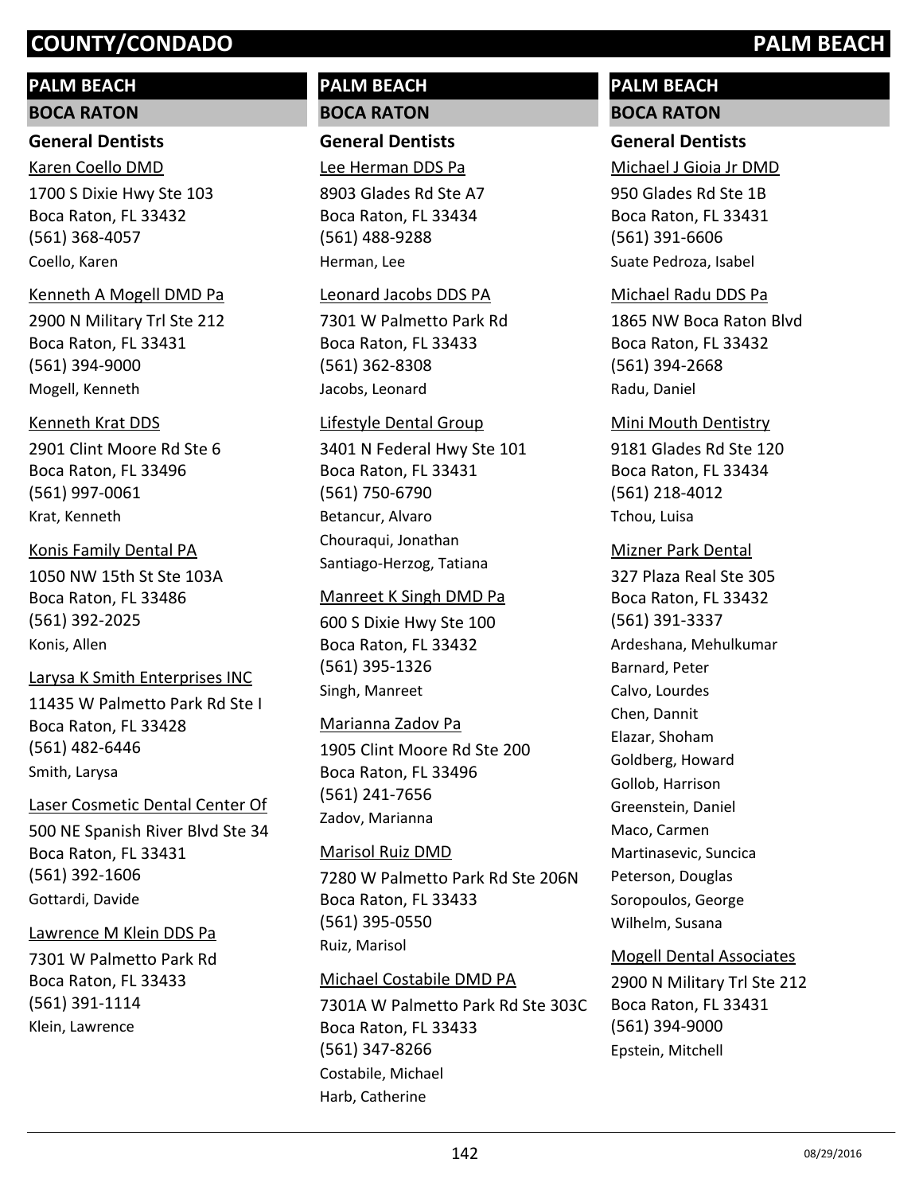## PALM BEACH

### BOCA RATON

#### General Dentists

Karen Coello DMD
1700 S Dixie Hwy Ste 103
Boca Raton, FL 33432
(561) 368-4057
Coello, Karen

Kenneth A Mogell DMD Pa
2900 N Military Trl Ste 212
Boca Raton, FL 33431
(561) 394-9000
Mogell, Kenneth

Kenneth Krat DDS
2901 Clint Moore Rd Ste 6
Boca Raton, FL 33496
(561) 997-0061
Krat, Kenneth

Konis Family Dental PA
1050 NW 15th St Ste 103A
Boca Raton, FL 33486
(561) 392-2025
Konis, Allen

Larysa K Smith Enterprises INC
11435 W Palmetto Park Rd Ste I
Boca Raton, FL 33428
(561) 482-6446
Smith, Larysa

Laser Cosmetic Dental Center Of
500 NE Spanish River Blvd Ste 34
Boca Raton, FL 33431
(561) 392-1606
Gottardi, Davide

Lawrence M Klein DDS Pa
7301 W Palmetto Park Rd
Boca Raton, FL 33433
(561) 391-1114
Klein, Lawrence

Lee Herman DDS Pa
8903 Glades Rd Ste A7
Boca Raton, FL 33434
(561) 488-9288
Herman, Lee

Leonard Jacobs DDS PA
7301 W Palmetto Park Rd
Boca Raton, FL 33433
(561) 362-8308
Jacobs, Leonard

Lifestyle Dental Group
3401 N Federal Hwy Ste 101
Boca Raton, FL 33431
(561) 750-6790
Betancur, Alvaro
Chouraqui, Jonathan
Santiago-Herzog, Tatiana

Manreet K Singh DMD Pa
600 S Dixie Hwy Ste 100
Boca Raton, FL 33432
(561) 395-1326
Singh, Manreet

Marianna Zadov Pa
1905 Clint Moore Rd Ste 200
Boca Raton, FL 33496
(561) 241-7656
Zadov, Marianna

Marisol Ruiz DMD
7280 W Palmetto Park Rd Ste 206N
Boca Raton, FL 33433
(561) 395-0550
Ruiz, Marisol

Michael Costabile DMD PA
7301A W Palmetto Park Rd Ste 303C
Boca Raton, FL 33433
(561) 347-8266
Costabile, Michael
Harb, Catherine

Michael J Gioia Jr DMD
950 Glades Rd Ste 1B
Boca Raton, FL 33431
(561) 391-6606
Suate Pedroza, Isabel

Michael Radu DDS Pa
1865 NW Boca Raton Blvd
Boca Raton, FL 33432
(561) 394-2668
Radu, Daniel

Mini Mouth Dentistry
9181 Glades Rd Ste 120
Boca Raton, FL 33434
(561) 218-4012
Tchou, Luisa

Mizner Park Dental
327 Plaza Real Ste 305
Boca Raton, FL 33432
(561) 391-3337
Ardeshana, Mehulkumar
Barnard, Peter
Calvo, Lourdes
Chen, Dannit
Elazar, Shoham
Goldberg, Howard
Gollob, Harrison
Greenstein, Daniel
Maco, Carmen
Martinasevic, Suncica
Peterson, Douglas
Soropoulos, George
Wilhelm, Susana

Mogell Dental Associates
2900 N Military Trl Ste 212
Boca Raton, FL 33431
(561) 394-9000
Epstein, Mitchell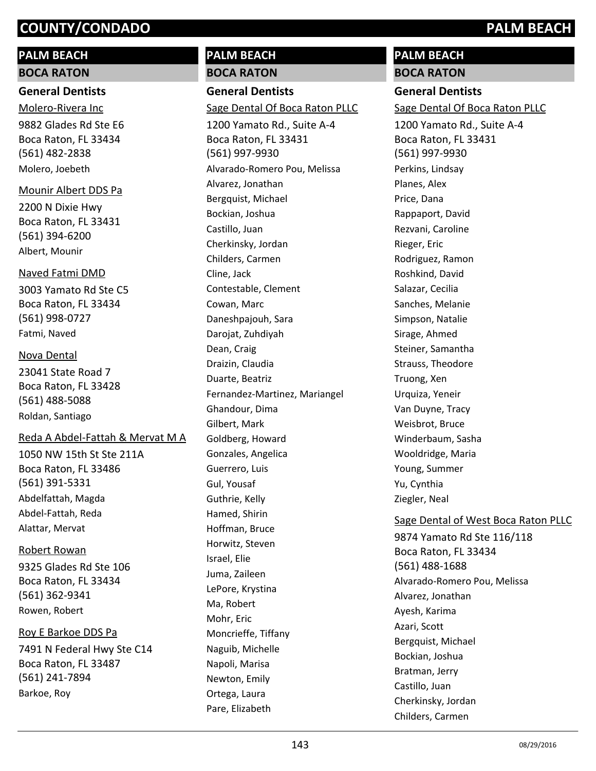## PALM BEACH

### BOCA RATON

#### General Dentists

Molero-Rivera Inc
9882 Glades Rd Ste E6
Boca Raton, FL 33434
(561) 482-2838
Molero, Joebeth

Mounir Albert DDS Pa
2200 N Dixie Hwy
Boca Raton, FL 33431
(561) 394-6200
Albert, Mounir

Naved Fatmi DMD
3003 Yamato Rd Ste C5
Boca Raton, FL 33434
(561) 998-0727
Fatmi, Naved

Nova Dental
23041 State Road 7
Boca Raton, FL 33428
(561) 488-5088
Roldan, Santiago

Reda A Abdel-Fattah & Mervat M A
1050 NW 15th St Ste 211A
Boca Raton, FL 33486
(561) 391-5331
Abdelfattah, Magda
Abdel-Fattah, Reda
Alattar, Mervat

Robert Rowan
9325 Glades Rd Ste 106
Boca Raton, FL 33434
(561) 362-9341
Rowen, Robert

Roy E Barkoe DDS Pa
7491 N Federal Hwy Ste C14
Boca Raton, FL 33487
(561) 241-7894
Barkoe, Roy

## PALM BEACH

### BOCA RATON

#### General Dentists

Sage Dental Of Boca Raton PLLC
1200 Yamato Rd., Suite A-4
Boca Raton, FL 33431
(561) 997-9930
Alvarado-Romero Pou, Melissa
Alvarez, Jonathan
Bergquist, Michael
Bockian, Joshua
Castillo, Juan
Cherkinsky, Jordan
Childers, Carmen
Cline, Jack
Contestable, Clement
Cowan, Marc
Daneshpajouh, Sara
Darojat, Zuhdiyah
Dean, Craig
Draizin, Claudia
Duarte, Beatriz
Fernandez-Martinez, Mariangel
Ghandour, Dima
Gilbert, Mark
Goldberg, Howard
Gonzales, Angelica
Guerrero, Luis
Gul, Yousaf
Guthrie, Kelly
Hamed, Shirin
Hoffman, Bruce
Horwitz, Steven
Israel, Elie
Juma, Zaileen
LePore, Krystina
Ma, Robert
Mohr, Eric
Moncrieffe, Tiffany
Naguib, Michelle
Napoli, Marisa
Newton, Emily
Ortega, Laura
Pare, Elizabeth

## PALM BEACH

### BOCA RATON

#### General Dentists

Sage Dental Of Boca Raton PLLC
1200 Yamato Rd., Suite A-4
Boca Raton, FL 33431
(561) 997-9930
Perkins, Lindsay
Planes, Alex
Price, Dana
Rappaport, David
Rezvani, Caroline
Rieger, Eric
Rodriguez, Ramon
Roshkind, David
Salazar, Cecilia
Sanches, Melanie
Simpson, Natalie
Sirage, Ahmed
Steiner, Samantha
Strauss, Theodore
Truong, Xen
Urquiza, Yeneir
Van Duyne, Tracy
Weisbrot, Bruce
Winderbaum, Sasha
Wooldridge, Maria
Young, Summer
Yu, Cynthia
Ziegler, Neal

Sage Dental of West Boca Raton PLLC
9874 Yamato Rd Ste 116/118
Boca Raton, FL 33434
(561) 488-1688
Alvarado-Romero Pou, Melissa
Alvarez, Jonathan
Ayesh, Karima
Azari, Scott
Bergquist, Michael
Bockian, Joshua
Bratman, Jerry
Castillo, Juan
Cherkinsky, Jordan
Childers, Carmen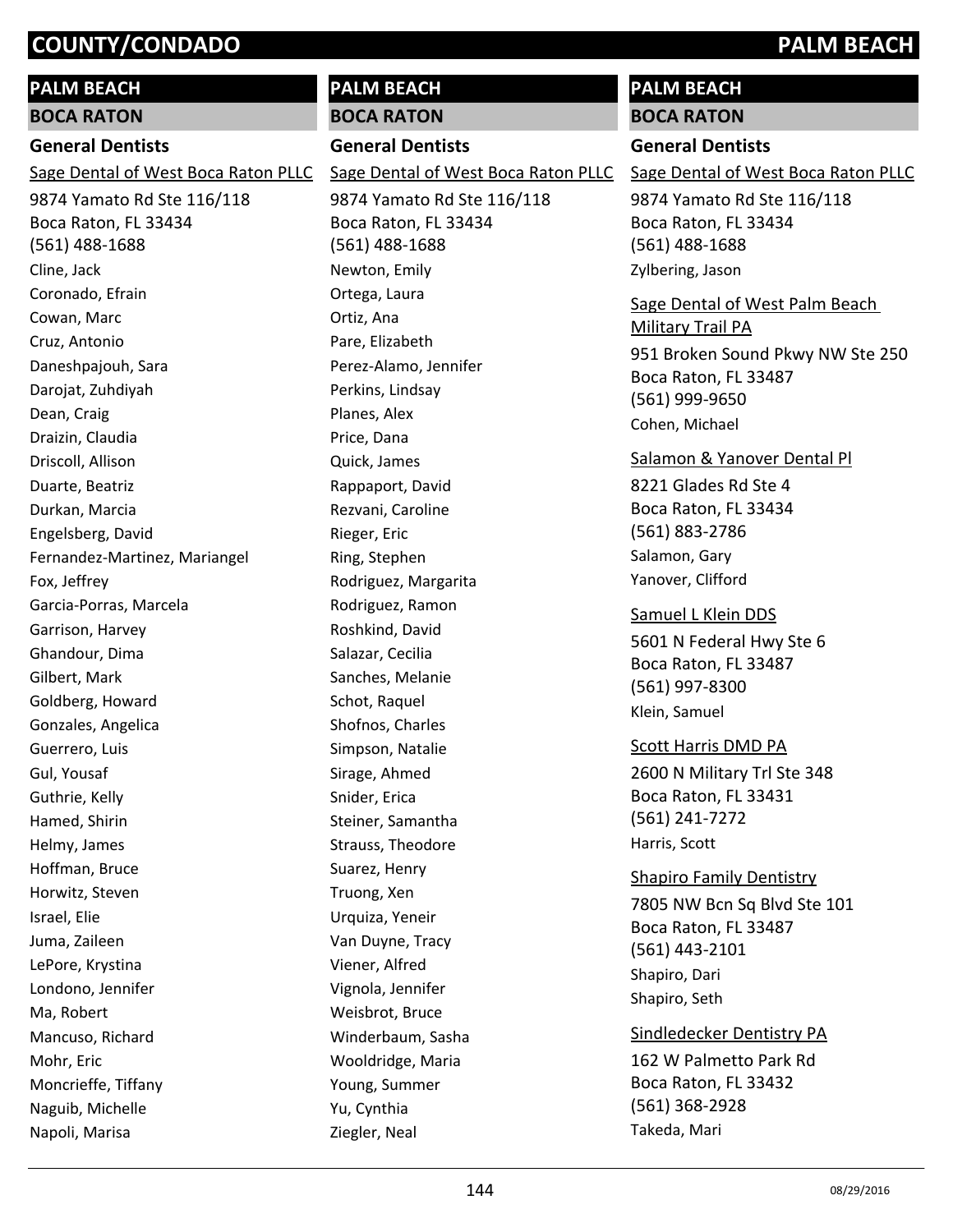## PALM BEACH

### BOCA RATON

#### General Dentists

Sage Dental of West Boca Raton PLLC

9874 Yamato Rd Ste 116/118
Boca Raton, FL 33434
(561) 488-1688

Cline, Jack
Coronado, Efrain
Cowan, Marc
Cruz, Antonio
Daneshpajouh, Sara
Darojat, Zuhdiyah
Dean, Craig
Draizin, Claudia
Driscoll, Allison
Duarte, Beatriz
Durkan, Marcia
Engelsberg, David
Fernandez-Martinez, Mariangel
Fox, Jeffrey
Garcia-Porras, Marcela
Garrison, Harvey
Ghandour, Dima
Gilbert, Mark
Goldberg, Howard
Gonzales, Angelica
Guerrero, Luis
Gul, Yousaf
Guthrie, Kelly
Hamed, Shirin
Helmy, James
Hoffman, Bruce
Horwitz, Steven
Israel, Elie
Juma, Zaileen
LePore, Krystina
Londono, Jennifer
Ma, Robert
Mancuso, Richard
Mohr, Eric
Moncrieffe, Tiffany
Naguib, Michelle
Napoli, Marisa
Newton, Emily
Ortega, Laura
Ortiz, Ana
Pare, Elizabeth
Perez-Alamo, Jennifer
Perkins, Lindsay
Planes, Alex
Price, Dana
Quick, James
Rappaport, David
Rezvani, Caroline
Rieger, Eric
Ring, Stephen
Rodriguez, Margarita
Rodriguez, Ramon
Roshkind, David
Salazar, Cecilia
Sanches, Melanie
Schot, Raquel
Shofnos, Charles
Simpson, Natalie
Sirage, Ahmed
Snider, Erica
Steiner, Samantha
Strauss, Theodore
Suarez, Henry
Truong, Xen
Urquiza, Yeneir
Van Duyne, Tracy
Viener, Alfred
Vignola, Jennifer
Weisbrot, Bruce
Winderbaum, Sasha
Wooldridge, Maria
Young, Summer
Yu, Cynthia
Ziegler, Neal
Zylbering, Jason

Sage Dental of West Palm Beach Military Trail PA

951 Broken Sound Pkwy NW Ste 250
Boca Raton, FL 33487
(561) 999-9650

Cohen, Michael

Salamon & Yanover Dental Pl

8221 Glades Rd Ste 4
Boca Raton, FL 33434
(561) 883-2786

Salamon, Gary
Yanover, Clifford

Samuel L Klein DDS

5601 N Federal Hwy Ste 6
Boca Raton, FL 33487
(561) 997-8300

Klein, Samuel

Scott Harris DMD PA

2600 N Military Trl Ste 348
Boca Raton, FL 33431
(561) 241-7272

Harris, Scott

Shapiro Family Dentistry

7805 NW Bcn Sq Blvd Ste 101
Boca Raton, FL 33487
(561) 443-2101

Shapiro, Dari
Shapiro, Seth

Sindledecker Dentistry PA

162 W Palmetto Park Rd
Boca Raton, FL 33432
(561) 368-2928

Takeda, Mari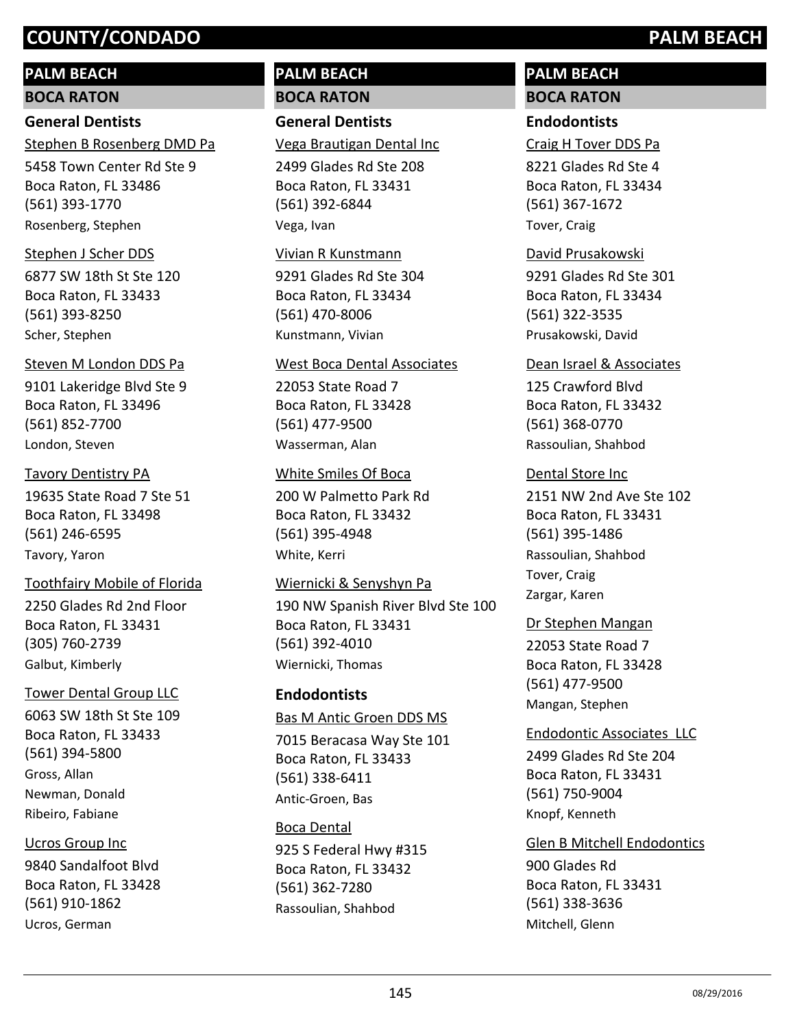## PALM BEACH

### BOCA RATON

#### General Dentists

Stephen B Rosenberg DMD Pa
5458 Town Center Rd Ste 9
Boca Raton, FL 33486
(561) 393-1770
Rosenberg, Stephen

Stephen J Scher DDS
6877 SW 18th St Ste 120
Boca Raton, FL 33433
(561) 393-8250
Scher, Stephen

Steven M London DDS Pa
9101 Lakeridge Blvd Ste 9
Boca Raton, FL 33496
(561) 852-7700
London, Steven

Tavory Dentistry PA
19635 State Road 7 Ste 51
Boca Raton, FL 33498
(561) 246-6595
Tavory, Yaron

Toothfairy Mobile of Florida
2250 Glades Rd 2nd Floor
Boca Raton, FL 33431
(305) 760-2739
Galbut, Kimberly

Tower Dental Group LLC
6063 SW 18th St Ste 109
Boca Raton, FL 33433
(561) 394-5800
Gross, Allan
Newman, Donald
Ribeiro, Fabiane

Ucros Group Inc
9840 Sandalfoot Blvd
Boca Raton, FL 33428
(561) 910-1862
Ucros, German

Vega Brautigan Dental Inc
2499 Glades Rd Ste 208
Boca Raton, FL 33431
(561) 392-6844
Vega, Ivan

Vivian R Kunstmann
9291 Glades Rd Ste 304
Boca Raton, FL 33434
(561) 470-8006
Kunstmann, Vivian

West Boca Dental Associates
22053 State Road 7
Boca Raton, FL 33428
(561) 477-9500
Wasserman, Alan

White Smiles Of Boca
200 W Palmetto Park Rd
Boca Raton, FL 33432
(561) 395-4948
White, Kerri

Wiernicki & Senyshyn Pa
190 NW Spanish River Blvd Ste 100
Boca Raton, FL 33431
(561) 392-4010
Wiernicki, Thomas

#### Endodontists

Bas M Antic Groen DDS MS
7015 Beracasa Way Ste 101
Boca Raton, FL 33433
(561) 338-6411
Antic-Groen, Bas

Boca Dental
925 S Federal Hwy #315
Boca Raton, FL 33432
(561) 362-7280
Rassoulian, Shahbod

Craig H Tover DDS Pa
8221 Glades Rd Ste 4
Boca Raton, FL 33434
(561) 367-1672
Tover, Craig

David Prusakowski
9291 Glades Rd Ste 301
Boca Raton, FL 33434
(561) 322-3535
Prusakowski, David

Dean Israel & Associates
125 Crawford Blvd
Boca Raton, FL 33432
(561) 368-0770
Rassoulian, Shahbod

Dental Store Inc
2151 NW 2nd Ave Ste 102
Boca Raton, FL 33431
(561) 395-1486
Rassoulian, Shahbod
Tover, Craig
Zargar, Karen

Dr Stephen Mangan
22053 State Road 7
Boca Raton, FL 33428
(561) 477-9500
Mangan, Stephen

Endodontic Associates LLC
2499 Glades Rd Ste 204
Boca Raton, FL 33431
(561) 750-9004
Knopf, Kenneth

Glen B Mitchell Endodontics
900 Glades Rd
Boca Raton, FL 33431
(561) 338-3636
Mitchell, Glenn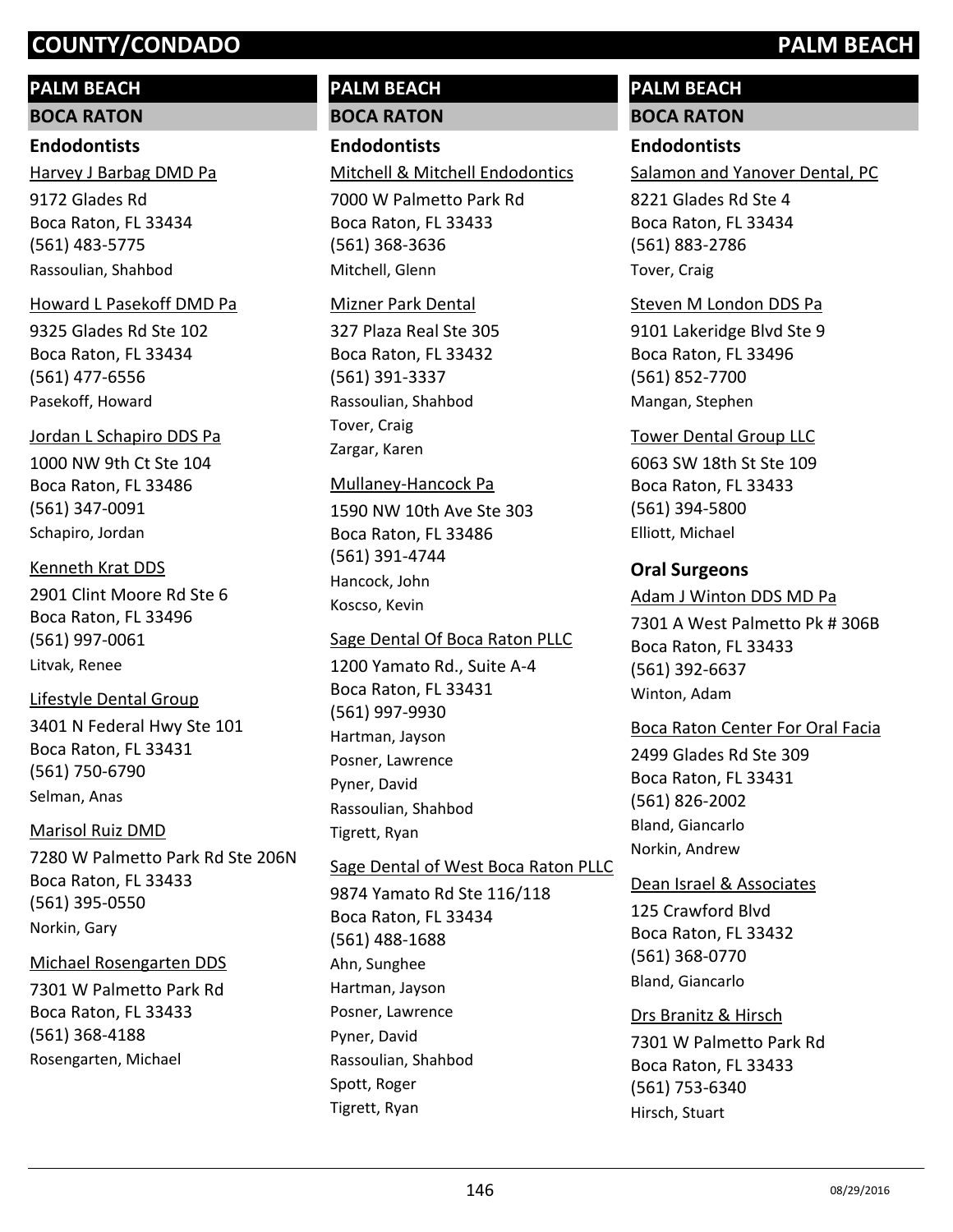# COUNTY/CONDADO — PALM BEACH

## PALM BEACH

### BOCA RATON

#### Endodontists

Harvey J Barbag DMD Pa
9172 Glades Rd
Boca Raton, FL 33434
(561) 483-5775
Rassoulian, Shahbod

Howard L Pasekoff DMD Pa
9325 Glades Rd Ste 102
Boca Raton, FL 33434
(561) 477-6556
Pasekoff, Howard

Jordan L Schapiro DDS Pa
1000 NW 9th Ct Ste 104
Boca Raton, FL 33486
(561) 347-0091
Schapiro, Jordan

Kenneth Krat DDS
2901 Clint Moore Rd Ste 6
Boca Raton, FL 33496
(561) 997-0061
Litvak, Renee

Lifestyle Dental Group
3401 N Federal Hwy Ste 101
Boca Raton, FL 33431
(561) 750-6790
Selman, Anas

Marisol Ruiz DMD
7280 W Palmetto Park Rd Ste 206N
Boca Raton, FL 33433
(561) 395-0550
Norkin, Gary

Michael Rosengarten DDS
7301 W Palmetto Park Rd
Boca Raton, FL 33433
(561) 368-4188
Rosengarten, Michael

Mitchell & Mitchell Endodontics
7000 W Palmetto Park Rd
Boca Raton, FL 33433
(561) 368-3636
Mitchell, Glenn

Mizner Park Dental
327 Plaza Real Ste 305
Boca Raton, FL 33432
(561) 391-3337
Rassoulian, Shahbod
Tover, Craig
Zargar, Karen

Mullaney-Hancock Pa
1590 NW 10th Ave Ste 303
Boca Raton, FL 33486
(561) 391-4744
Hancock, John
Koscso, Kevin

Sage Dental Of Boca Raton PLLC
1200 Yamato Rd., Suite A-4
Boca Raton, FL 33431
(561) 997-9930
Hartman, Jayson
Posner, Lawrence
Pyner, David
Rassoulian, Shahbod
Tigrett, Ryan

Sage Dental of West Boca Raton PLLC
9874 Yamato Rd Ste 116/118
Boca Raton, FL 33434
(561) 488-1688
Ahn, Sunghee
Hartman, Jayson
Posner, Lawrence
Pyner, David
Rassoulian, Shahbod
Spott, Roger
Tigrett, Ryan

Salamon and Yanover Dental, PC
8221 Glades Rd Ste 4
Boca Raton, FL 33434
(561) 883-2786
Tover, Craig

Steven M London DDS Pa
9101 Lakeridge Blvd Ste 9
Boca Raton, FL 33496
(561) 852-7700
Mangan, Stephen

Tower Dental Group LLC
6063 SW 18th St Ste 109
Boca Raton, FL 33433
(561) 394-5800
Elliott, Michael

#### Oral Surgeons

Adam J Winton DDS MD Pa
7301 A West Palmetto Pk # 306B
Boca Raton, FL 33433
(561) 392-6637
Winton, Adam

Boca Raton Center For Oral Facia
2499 Glades Rd Ste 309
Boca Raton, FL 33431
(561) 826-2002
Bland, Giancarlo
Norkin, Andrew

Dean Israel & Associates
125 Crawford Blvd
Boca Raton, FL 33432
(561) 368-0770
Bland, Giancarlo

Drs Branitz & Hirsch
7301 W Palmetto Park Rd
Boca Raton, FL 33433
(561) 753-6340
Hirsch, Stuart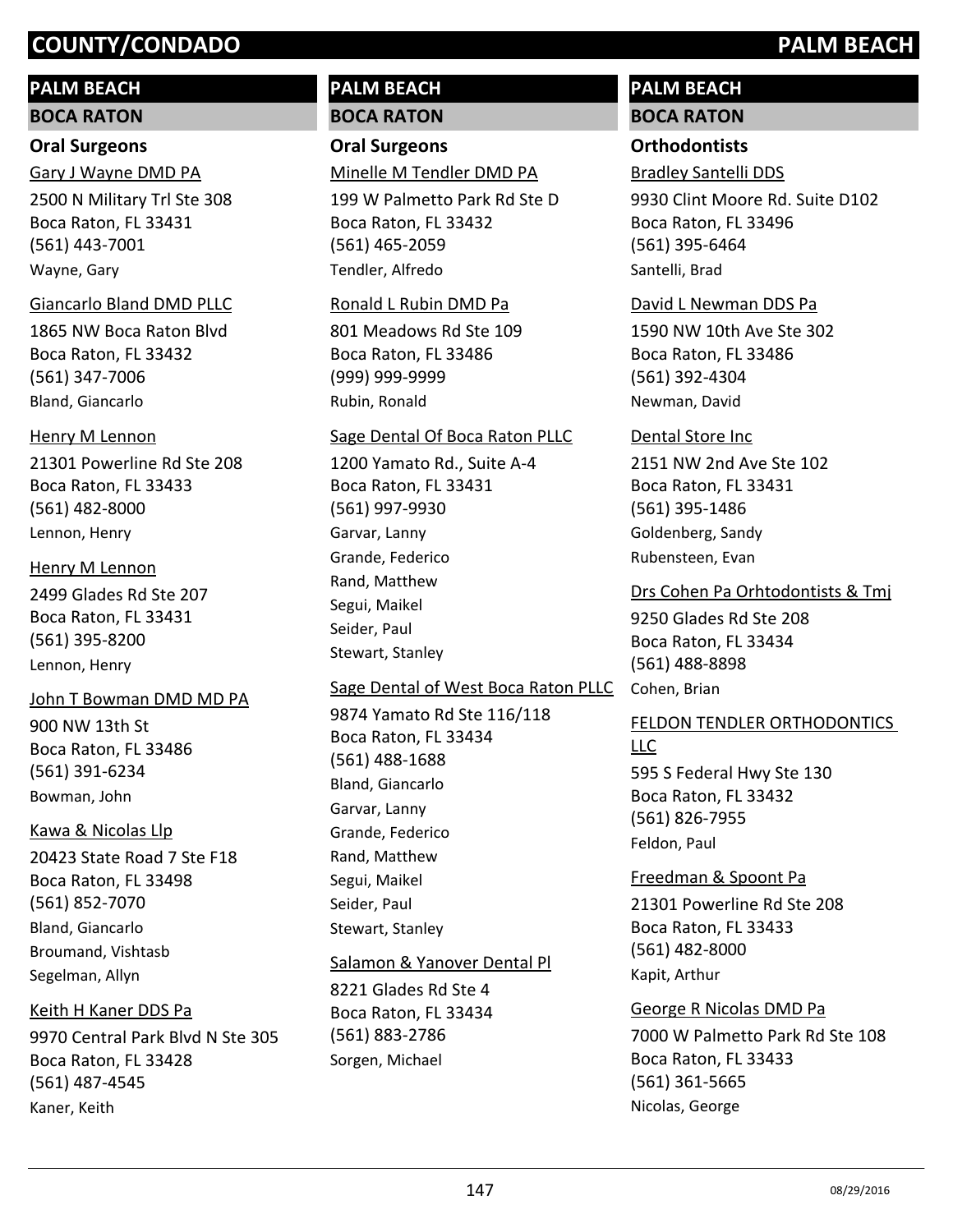## PALM BEACH

### BOCA RATON

#### Oral Surgeons

Gary J Wayne DMD PA
2500 N Military Trl Ste 308
Boca Raton, FL 33431
(561) 443-7001
Wayne, Gary

Giancarlo Bland DMD PLLC
1865 NW Boca Raton Blvd
Boca Raton, FL 33432
(561) 347-7006
Bland, Giancarlo

Henry M Lennon
21301 Powerline Rd Ste 208
Boca Raton, FL 33433
(561) 482-8000
Lennon, Henry

Henry M Lennon
2499 Glades Rd Ste 207
Boca Raton, FL 33431
(561) 395-8200
Lennon, Henry

John T Bowman DMD MD PA
900 NW 13th St
Boca Raton, FL 33486
(561) 391-6234
Bowman, John

Kawa & Nicolas Llp
20423 State Road 7 Ste F18
Boca Raton, FL 33498
(561) 852-7070
Bland, Giancarlo
Broumand, Vishtasb
Segelman, Allyn

Keith H Kaner DDS Pa
9970 Central Park Blvd N Ste 305
Boca Raton, FL 33428
(561) 487-4545
Kaner, Keith

## PALM BEACH

### BOCA RATON

#### Oral Surgeons

Minelle M Tendler DMD PA
199 W Palmetto Park Rd Ste D
Boca Raton, FL 33432
(561) 465-2059
Tendler, Alfredo

Ronald L Rubin DMD Pa
801 Meadows Rd Ste 109
Boca Raton, FL 33486
(999) 999-9999
Rubin, Ronald

Sage Dental Of Boca Raton PLLC
1200 Yamato Rd., Suite A-4
Boca Raton, FL 33431
(561) 997-9930
Garvar, Lanny
Grande, Federico
Rand, Matthew
Segui, Maikel
Seider, Paul
Stewart, Stanley

Sage Dental of West Boca Raton PLLC
9874 Yamato Rd Ste 116/118
Boca Raton, FL 33434
(561) 488-1688
Bland, Giancarlo
Garvar, Lanny
Grande, Federico
Rand, Matthew
Segui, Maikel
Seider, Paul
Stewart, Stanley

Salamon & Yanover Dental Pl
8221 Glades Rd Ste 4
Boca Raton, FL 33434
(561) 883-2786
Sorgen, Michael

## PALM BEACH

### BOCA RATON

#### Orthodontists

Bradley Santelli DDS
9930 Clint Moore Rd. Suite D102
Boca Raton, FL 33496
(561) 395-6464
Santelli, Brad

David L Newman DDS Pa
1590 NW 10th Ave Ste 302
Boca Raton, FL 33486
(561) 392-4304
Newman, David

Dental Store Inc
2151 NW 2nd Ave Ste 102
Boca Raton, FL 33431
(561) 395-1486
Goldenberg, Sandy
Rubensteen, Evan

Drs Cohen Pa Orhtodontists & Tmj
9250 Glades Rd Ste 208
Boca Raton, FL 33434
(561) 488-8898
Cohen, Brian

FELDON TENDLER ORTHODONTICS LLC
595 S Federal Hwy Ste 130
Boca Raton, FL 33432
(561) 826-7955
Feldon, Paul

Freedman & Spoont Pa
21301 Powerline Rd Ste 208
Boca Raton, FL 33433
(561) 482-8000
Kapit, Arthur

George R Nicolas DMD Pa
7000 W Palmetto Park Rd Ste 108
Boca Raton, FL 33433
(561) 361-5665
Nicolas, George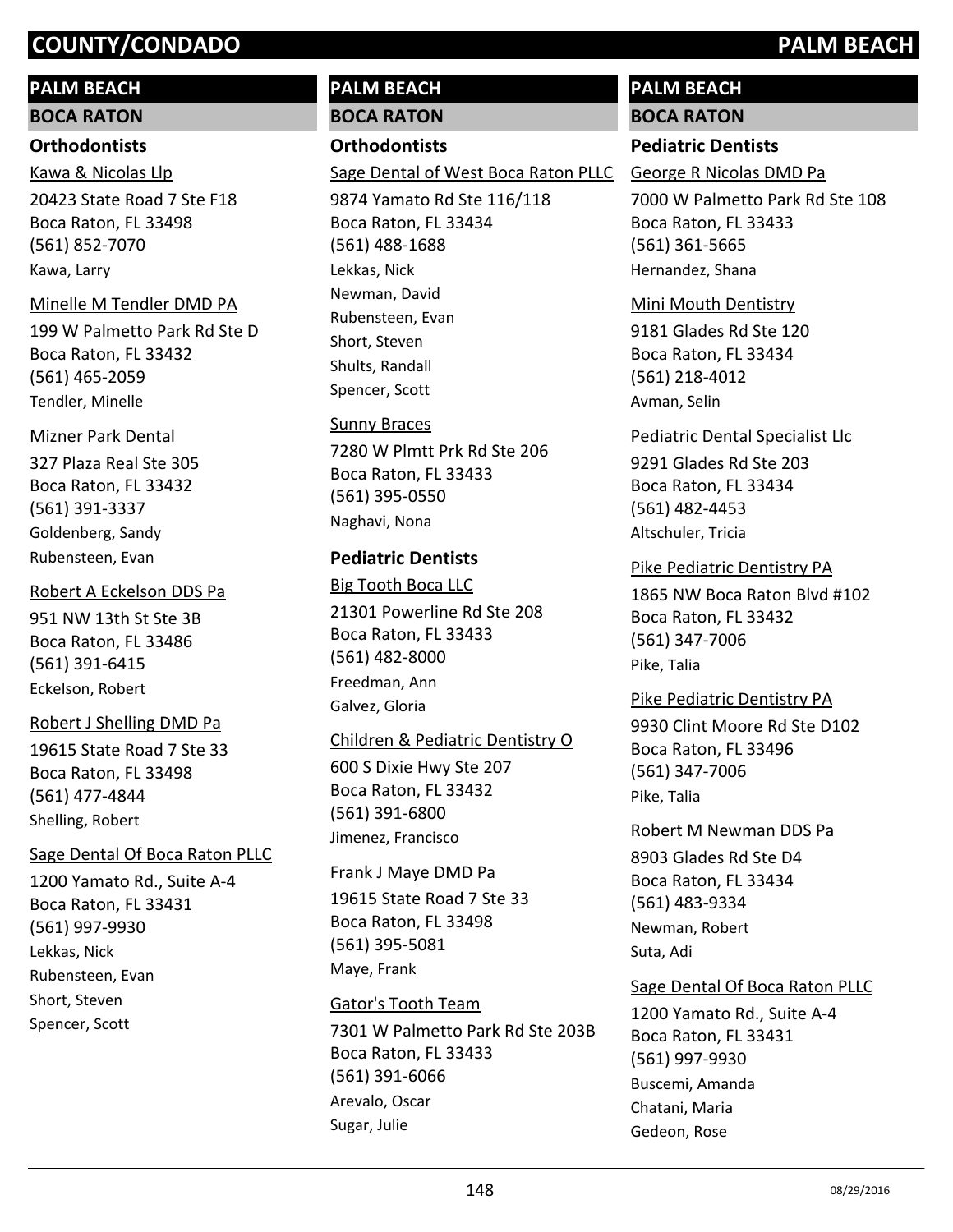## PALM BEACH

### BOCA RATON

#### Orthodontists

Kawa & Nicolas Llp
20423 State Road 7 Ste F18
Boca Raton, FL 33498
(561) 852-7070
Kawa, Larry

Minelle M Tendler DMD PA
199 W Palmetto Park Rd Ste D
Boca Raton, FL 33432
(561) 465-2059
Tendler, Minelle

Mizner Park Dental
327 Plaza Real Ste 305
Boca Raton, FL 33432
(561) 391-3337
Goldenberg, Sandy
Rubensteen, Evan

Robert A Eckelson DDS Pa
951 NW 13th St Ste 3B
Boca Raton, FL 33486
(561) 391-6415
Eckelson, Robert

Robert J Shelling DMD Pa
19615 State Road 7 Ste 33
Boca Raton, FL 33498
(561) 477-4844
Shelling, Robert

Sage Dental Of Boca Raton PLLC
1200 Yamato Rd., Suite A-4
Boca Raton, FL 33431
(561) 997-9930
Lekkas, Nick
Rubensteen, Evan
Short, Steven
Spencer, Scott

Sage Dental of West Boca Raton PLLC
9874 Yamato Rd Ste 116/118
Boca Raton, FL 33434
(561) 488-1688
Lekkas, Nick
Newman, David
Rubensteen, Evan
Short, Steven
Shults, Randall
Spencer, Scott

Sunny Braces
7280 W Plmtt Prk Rd Ste 206
Boca Raton, FL 33433
(561) 395-0550
Naghavi, Nona

#### Pediatric Dentists

Big Tooth Boca LLC
21301 Powerline Rd Ste 208
Boca Raton, FL 33433
(561) 482-8000
Freedman, Ann
Galvez, Gloria

Children & Pediatric Dentistry O
600 S Dixie Hwy Ste 207
Boca Raton, FL 33432
(561) 391-6800
Jimenez, Francisco

Frank J Maye DMD Pa
19615 State Road 7 Ste 33
Boca Raton, FL 33498
(561) 395-5081
Maye, Frank

Gator's Tooth Team
7301 W Palmetto Park Rd Ste 203B
Boca Raton, FL 33433
(561) 391-6066
Arevalo, Oscar
Sugar, Julie

George R Nicolas DMD Pa
7000 W Palmetto Park Rd Ste 108
Boca Raton, FL 33433
(561) 361-5665
Hernandez, Shana

Mini Mouth Dentistry
9181 Glades Rd Ste 120
Boca Raton, FL 33434
(561) 218-4012
Avman, Selin

Pediatric Dental Specialist Llc
9291 Glades Rd Ste 203
Boca Raton, FL 33434
(561) 482-4453
Altschuler, Tricia

Pike Pediatric Dentistry PA
1865 NW Boca Raton Blvd #102
Boca Raton, FL 33432
(561) 347-7006
Pike, Talia

Pike Pediatric Dentistry PA
9930 Clint Moore Rd Ste D102
Boca Raton, FL 33496
(561) 347-7006
Pike, Talia

Robert M Newman DDS Pa
8903 Glades Rd Ste D4
Boca Raton, FL 33434
(561) 483-9334
Newman, Robert
Suta, Adi

Sage Dental Of Boca Raton PLLC
1200 Yamato Rd., Suite A-4
Boca Raton, FL 33431
(561) 997-9930
Buscemi, Amanda
Chatani, Maria
Gedeon, Rose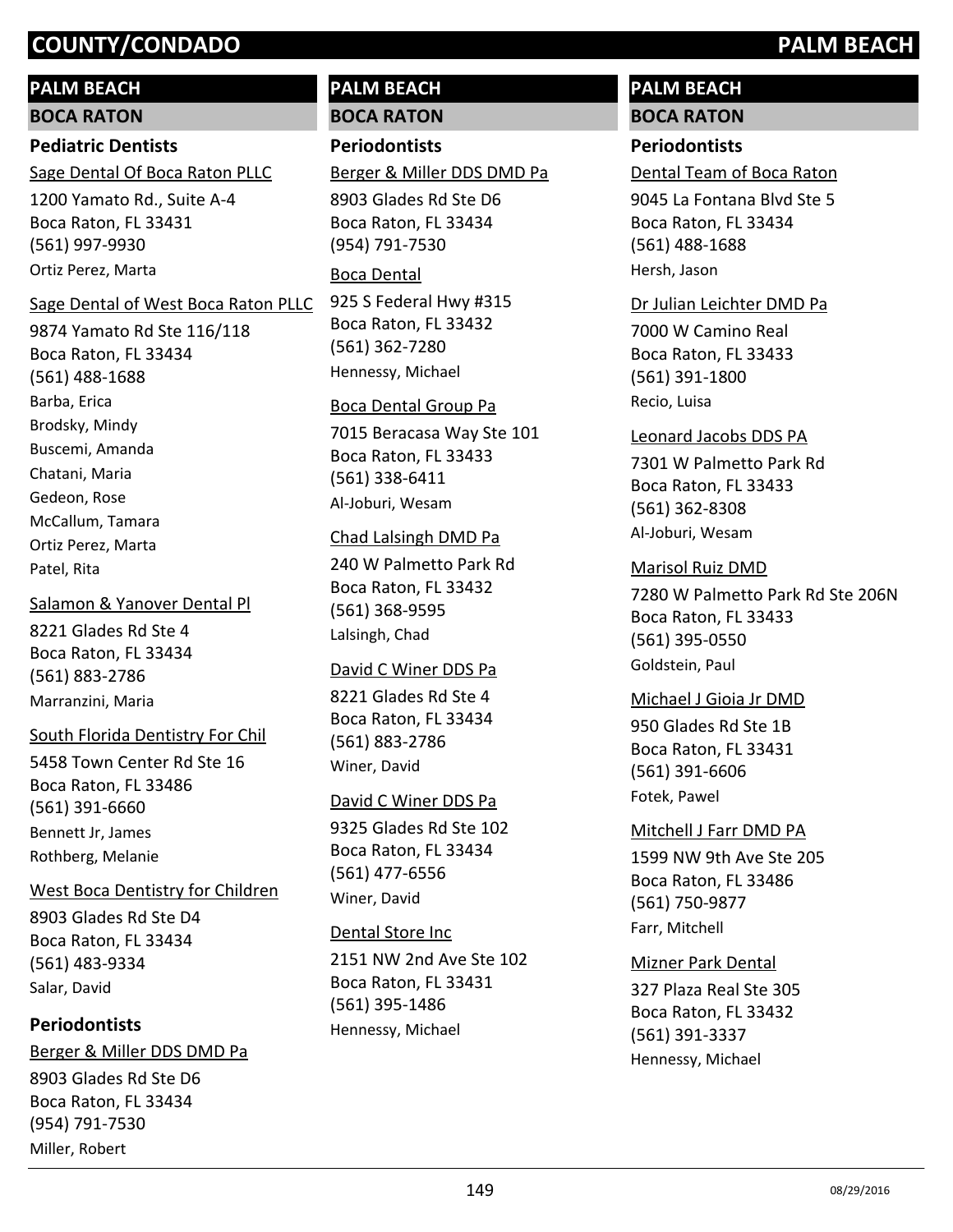# COUNTY/CONDADO PALM BEACH

## PALM BEACH

### BOCA RATON

#### Pediatric Dentists

Sage Dental Of Boca Raton PLLC
1200 Yamato Rd., Suite A-4
Boca Raton, FL 33431
(561) 997-9930
Ortiz Perez, Marta

Sage Dental of West Boca Raton PLLC
9874 Yamato Rd Ste 116/118
Boca Raton, FL 33434
(561) 488-1688
Barba, Erica
Brodsky, Mindy
Buscemi, Amanda
Chatani, Maria
Gedeon, Rose
McCallum, Tamara
Ortiz Perez, Marta
Patel, Rita

Salamon & Yanover Dental Pl
8221 Glades Rd Ste 4
Boca Raton, FL 33434
(561) 883-2786
Marranzini, Maria

South Florida Dentistry For Chil
5458 Town Center Rd Ste 16
Boca Raton, FL 33486
(561) 391-6660
Bennett Jr, James
Rothberg, Melanie

West Boca Dentistry for Children
8903 Glades Rd Ste D4
Boca Raton, FL 33434
(561) 483-9334
Salar, David

#### Periodontists

Berger & Miller DDS DMD Pa
8903 Glades Rd Ste D6
Boca Raton, FL 33434
(954) 791-7530
Miller, Robert

## PALM BEACH

### BOCA RATON

#### Periodontists

Berger & Miller DDS DMD Pa
8903 Glades Rd Ste D6
Boca Raton, FL 33434
(954) 791-7530

Boca Dental
925 S Federal Hwy #315
Boca Raton, FL 33432
(561) 362-7280
Hennessy, Michael

Boca Dental Group Pa
7015 Beracasa Way Ste 101
Boca Raton, FL 33433
(561) 338-6411
Al-Joburi, Wesam

Chad Lalsingh DMD Pa
240 W Palmetto Park Rd
Boca Raton, FL 33432
(561) 368-9595
Lalsingh, Chad

David C Winer DDS Pa
8221 Glades Rd Ste 4
Boca Raton, FL 33434
(561) 883-2786
Winer, David

David C Winer DDS Pa
9325 Glades Rd Ste 102
Boca Raton, FL 33434
(561) 477-6556
Winer, David

Dental Store Inc
2151 NW 2nd Ave Ste 102
Boca Raton, FL 33431
(561) 395-1486
Hennessy, Michael

## PALM BEACH

### BOCA RATON

#### Periodontists

Dental Team of Boca Raton
9045 La Fontana Blvd Ste 5
Boca Raton, FL 33434
(561) 488-1688
Hersh, Jason

Dr Julian Leichter DMD Pa
7000 W Camino Real
Boca Raton, FL 33433
(561) 391-1800
Recio, Luisa

Leonard Jacobs DDS PA
7301 W Palmetto Park Rd
Boca Raton, FL 33433
(561) 362-8308
Al-Joburi, Wesam

Marisol Ruiz DMD
7280 W Palmetto Park Rd Ste 206N
Boca Raton, FL 33433
(561) 395-0550
Goldstein, Paul

Michael J Gioia Jr DMD
950 Glades Rd Ste 1B
Boca Raton, FL 33431
(561) 391-6606
Fotek, Pawel

Mitchell J Farr DMD PA
1599 NW 9th Ave Ste 205
Boca Raton, FL 33486
(561) 750-9877
Farr, Mitchell

Mizner Park Dental
327 Plaza Real Ste 305
Boca Raton, FL 33432
(561) 391-3337
Hennessy, Michael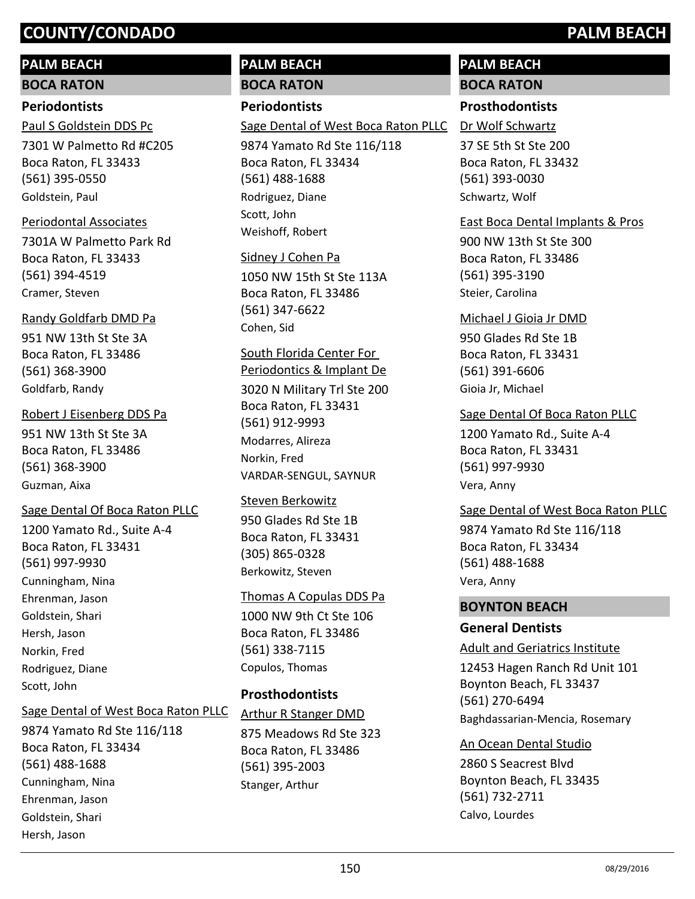# COUNTY/CONDADO — PALM BEACH

## PALM BEACH

### BOCA RATON

#### Periodontists

Paul S Goldstein DDS Pc
7301 W Palmetto Rd #C205
Boca Raton, FL 33433
(561) 395-0550
Goldstein, Paul

Periodontal Associates
7301A W Palmetto Park Rd
Boca Raton, FL 33433
(561) 394-4519
Cramer, Steven

Randy Goldfarb DMD Pa
951 NW 13th St Ste 3A
Boca Raton, FL 33486
(561) 368-3900
Goldfarb, Randy

Robert J Eisenberg DDS Pa
951 NW 13th St Ste 3A
Boca Raton, FL 33486
(561) 368-3900
Guzman, Aixa

Sage Dental Of Boca Raton PLLC
1200 Yamato Rd., Suite A-4
Boca Raton, FL 33431
(561) 997-9930
Cunningham, Nina
Ehrenman, Jason
Goldstein, Shari
Hersh, Jason
Norkin, Fred
Rodriguez, Diane
Scott, John

Sage Dental of West Boca Raton PLLC
9874 Yamato Rd Ste 116/118
Boca Raton, FL 33434
(561) 488-1688
Cunningham, Nina
Ehrenman, Jason
Goldstein, Shari
Hersh, Jason

## PALM BEACH

### BOCA RATON

#### Periodontists

Sage Dental of West Boca Raton PLLC
9874 Yamato Rd Ste 116/118
Boca Raton, FL 33434
(561) 488-1688
Rodriguez, Diane
Scott, John
Weishoff, Robert

Sidney J Cohen Pa
1050 NW 15th St Ste 113A
Boca Raton, FL 33486
(561) 347-6622
Cohen, Sid

South Florida Center For Periodontics & Implant De
3020 N Military Trl Ste 200
Boca Raton, FL 33431
(561) 912-9993
Modarres, Alireza
Norkin, Fred
VARDAR-SENGUL, SAYNUR

Steven Berkowitz
950 Glades Rd Ste 1B
Boca Raton, FL 33431
(305) 865-0328
Berkowitz, Steven

Thomas A Copulas DDS Pa
1000 NW 9th Ct Ste 106
Boca Raton, FL 33486
(561) 338-7115
Copulos, Thomas

#### Prosthodontists

Arthur R Stanger DMD
875 Meadows Rd Ste 323
Boca Raton, FL 33486
(561) 395-2003
Stanger, Arthur

## PALM BEACH

### BOCA RATON

#### Prosthodontists

Dr Wolf Schwartz
37 SE 5th St Ste 200
Boca Raton, FL 33432
(561) 393-0030
Schwartz, Wolf

East Boca Dental Implants & Pros
900 NW 13th St Ste 300
Boca Raton, FL 33486
(561) 395-3190
Steier, Carolina

Michael J Gioia Jr DMD
950 Glades Rd Ste 1B
Boca Raton, FL 33431
(561) 391-6606
Gioia Jr, Michael

Sage Dental Of Boca Raton PLLC
1200 Yamato Rd., Suite A-4
Boca Raton, FL 33431
(561) 997-9930
Vera, Anny

Sage Dental of West Boca Raton PLLC
9874 Yamato Rd Ste 116/118
Boca Raton, FL 33434
(561) 488-1688
Vera, Anny

### BOYNTON BEACH

#### General Dentists

Adult and Geriatrics Institute
12453 Hagen Ranch Rd Unit 101
Boynton Beach, FL 33437
(561) 270-6494
Baghdassarian-Mencia, Rosemary

An Ocean Dental Studio
2860 S Seacrest Blvd
Boynton Beach, FL 33435
(561) 732-2711
Calvo, Lourdes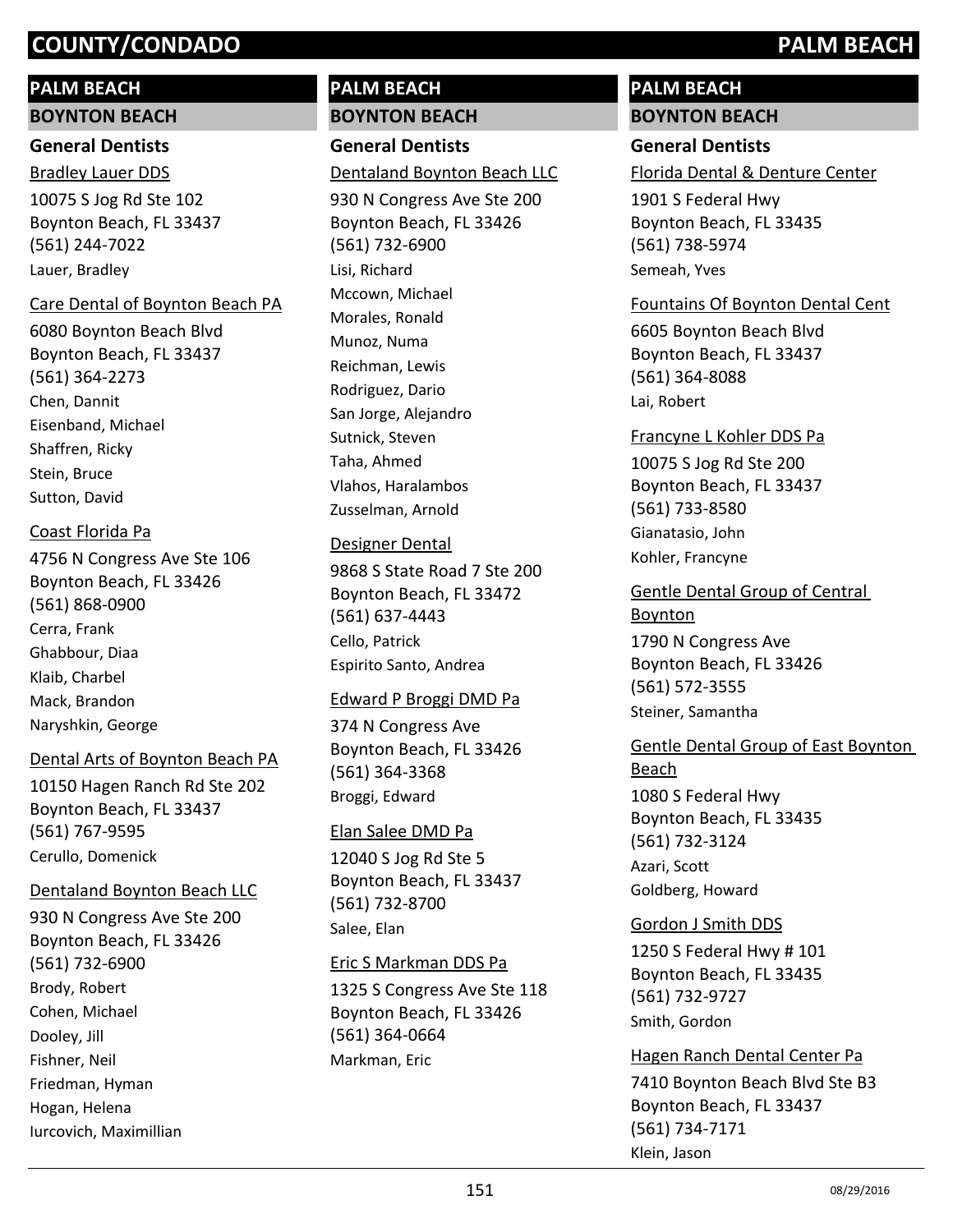## PALM BEACH

### BOYNTON BEACH

#### General Dentists

Bradley Lauer DDS
10075 S Jog Rd Ste 102
Boynton Beach, FL 33437
(561) 244-7022
Lauer, Bradley

Care Dental of Boynton Beach PA
6080 Boynton Beach Blvd
Boynton Beach, FL 33437
(561) 364-2273
Chen, Dannit
Eisenband, Michael
Shaffren, Ricky
Stein, Bruce
Sutton, David

Coast Florida Pa
4756 N Congress Ave Ste 106
Boynton Beach, FL 33426
(561) 868-0900
Cerra, Frank
Ghabbour, Diaa
Klaib, Charbel
Mack, Brandon
Naryshkin, George

Dental Arts of Boynton Beach PA
10150 Hagen Ranch Rd Ste 202
Boynton Beach, FL 33437
(561) 767-9595
Cerullo, Domenick

Dentaland Boynton Beach LLC
930 N Congress Ave Ste 200
Boynton Beach, FL 33426
(561) 732-6900
Brody, Robert
Cohen, Michael
Dooley, Jill
Fishner, Neil
Friedman, Hyman
Hogan, Helena
Iurcovich, Maximillian

Dentaland Boynton Beach LLC
930 N Congress Ave Ste 200
Boynton Beach, FL 33426
(561) 732-6900
Lisi, Richard
Mccown, Michael
Morales, Ronald
Munoz, Numa
Reichman, Lewis
Rodriguez, Dario
San Jorge, Alejandro
Sutnick, Steven
Taha, Ahmed
Vlahos, Haralambos
Zusselman, Arnold

Designer Dental
9868 S State Road 7 Ste 200
Boynton Beach, FL 33472
(561) 637-4443
Cello, Patrick
Espirito Santo, Andrea

Edward P Broggi DMD Pa
374 N Congress Ave
Boynton Beach, FL 33426
(561) 364-3368
Broggi, Edward

Elan Salee DMD Pa
12040 S Jog Rd Ste 5
Boynton Beach, FL 33437
(561) 732-8700
Salee, Elan

Eric S Markman DDS Pa
1325 S Congress Ave Ste 118
Boynton Beach, FL 33426
(561) 364-0664
Markman, Eric

Florida Dental & Denture Center
1901 S Federal Hwy
Boynton Beach, FL 33435
(561) 738-5974
Semeah, Yves

Fountains Of Boynton Dental Cent
6605 Boynton Beach Blvd
Boynton Beach, FL 33437
(561) 364-8088
Lai, Robert

Francyne L Kohler DDS Pa
10075 S Jog Rd Ste 200
Boynton Beach, FL 33437
(561) 733-8580
Gianatasio, John
Kohler, Francyne

Gentle Dental Group of Central Boynton
1790 N Congress Ave
Boynton Beach, FL 33426
(561) 572-3555
Steiner, Samantha

Gentle Dental Group of East Boynton Beach
1080 S Federal Hwy
Boynton Beach, FL 33435
(561) 732-3124
Azari, Scott
Goldberg, Howard

Gordon J Smith DDS
1250 S Federal Hwy # 101
Boynton Beach, FL 33435
(561) 732-9727
Smith, Gordon

Hagen Ranch Dental Center Pa
7410 Boynton Beach Blvd Ste B3
Boynton Beach, FL 33437
(561) 734-7171
Klein, Jason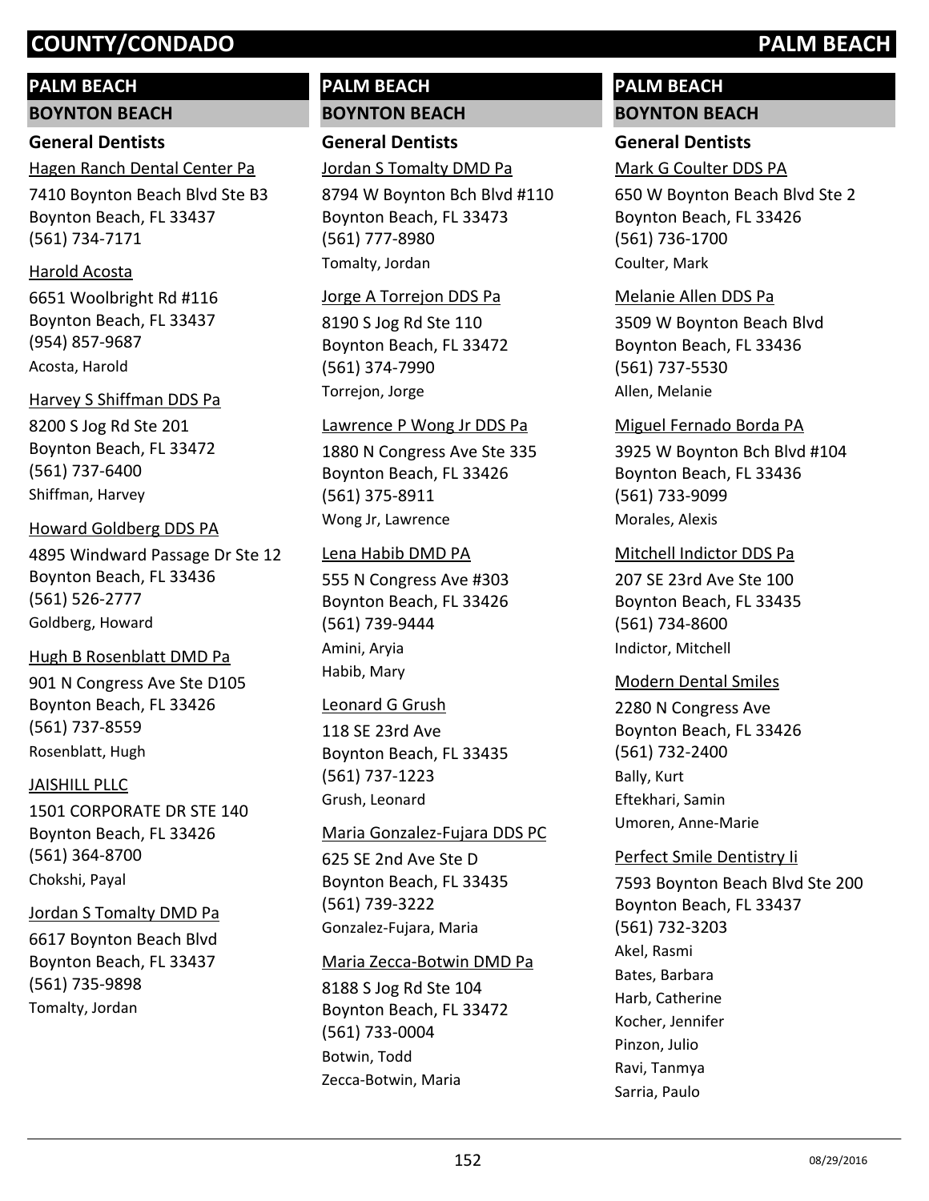## PALM BEACH

### BOYNTON BEACH

#### General Dentists

Hagen Ranch Dental Center Pa
7410 Boynton Beach Blvd Ste B3
Boynton Beach, FL 33437
(561) 734-7171

Harold Acosta
6651 Woolbright Rd #116
Boynton Beach, FL 33437
(954) 857-9687
Acosta, Harold

Harvey S Shiffman DDS Pa
8200 S Jog Rd Ste 201
Boynton Beach, FL 33472
(561) 737-6400
Shiffman, Harvey

Howard Goldberg DDS PA
4895 Windward Passage Dr Ste 12
Boynton Beach, FL 33436
(561) 526-2777
Goldberg, Howard

Hugh B Rosenblatt DMD Pa
901 N Congress Ave Ste D105
Boynton Beach, FL 33426
(561) 737-8559
Rosenblatt, Hugh

JAISHILL PLLC
1501 CORPORATE DR STE 140
Boynton Beach, FL 33426
(561) 364-8700
Chokshi, Payal

Jordan S Tomalty DMD Pa
6617 Boynton Beach Blvd
Boynton Beach, FL 33437
(561) 735-9898
Tomalty, Jordan

Jordan S Tomalty DMD Pa
8794 W Boynton Bch Blvd #110
Boynton Beach, FL 33473
(561) 777-8980
Tomalty, Jordan

Jorge A Torrejon DDS Pa
8190 S Jog Rd Ste 110
Boynton Beach, FL 33472
(561) 374-7990
Torrejon, Jorge

Lawrence P Wong Jr DDS Pa
1880 N Congress Ave Ste 335
Boynton Beach, FL 33426
(561) 375-8911
Wong Jr, Lawrence

Lena Habib DMD PA
555 N Congress Ave #303
Boynton Beach, FL 33426
(561) 739-9444
Amini, Aryia
Habib, Mary

Leonard G Grush
118 SE 23rd Ave
Boynton Beach, FL 33435
(561) 737-1223
Grush, Leonard

Maria Gonzalez-Fujara DDS PC
625 SE 2nd Ave Ste D
Boynton Beach, FL 33435
(561) 739-3222
Gonzalez-Fujara, Maria

Maria Zecca-Botwin DMD Pa
8188 S Jog Rd Ste 104
Boynton Beach, FL 33472
(561) 733-0004
Botwin, Todd
Zecca-Botwin, Maria

Mark G Coulter DDS PA
650 W Boynton Beach Blvd Ste 2
Boynton Beach, FL 33426
(561) 736-1700
Coulter, Mark

Melanie Allen DDS Pa
3509 W Boynton Beach Blvd
Boynton Beach, FL 33436
(561) 737-5530
Allen, Melanie

Miguel Fernado Borda PA
3925 W Boynton Bch Blvd #104
Boynton Beach, FL 33436
(561) 733-9099
Morales, Alexis

Mitchell Indictor DDS Pa
207 SE 23rd Ave Ste 100
Boynton Beach, FL 33435
(561) 734-8600
Indictor, Mitchell

Modern Dental Smiles
2280 N Congress Ave
Boynton Beach, FL 33426
(561) 732-2400
Bally, Kurt
Eftekhari, Samin
Umoren, Anne-Marie

Perfect Smile Dentistry Ii
7593 Boynton Beach Blvd Ste 200
Boynton Beach, FL 33437
(561) 732-3203
Akel, Rasmi
Bates, Barbara
Harb, Catherine
Kocher, Jennifer
Pinzon, Julio
Ravi, Tanmya
Sarria, Paulo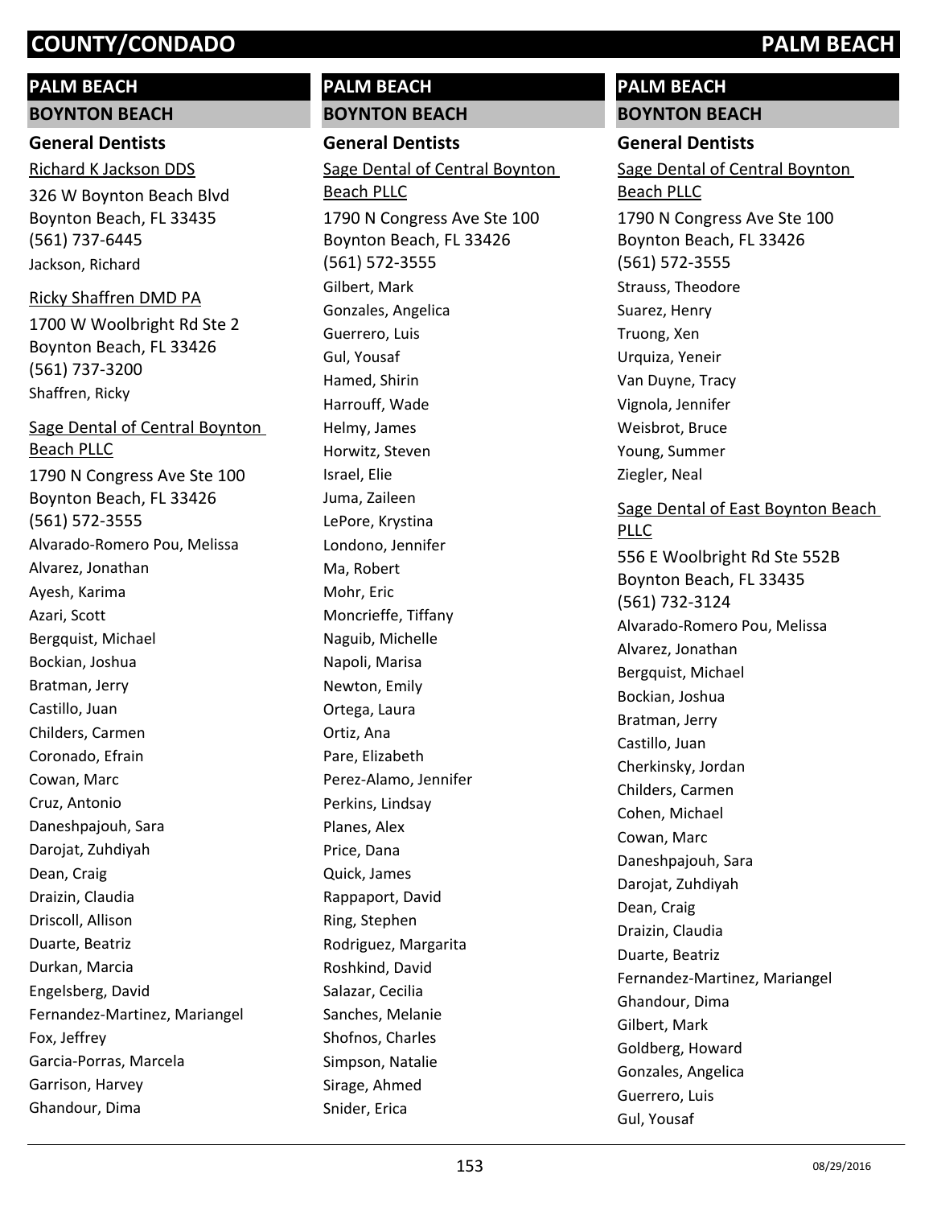## PALM BEACH

### BOYNTON BEACH

#### General Dentists

Richard K Jackson DDS

326 W Boynton Beach Blvd
Boynton Beach, FL 33435
(561) 737-6445
Jackson, Richard

Ricky Shaffren DMD PA

1700 W Woolbright Rd Ste 2
Boynton Beach, FL 33426
(561) 737-3200
Shaffren, Ricky

Sage Dental of Central Boynton Beach PLLC

1790 N Congress Ave Ste 100
Boynton Beach, FL 33426
(561) 572-3555
Alvarado-Romero Pou, Melissa
Alvarez, Jonathan
Ayesh, Karima
Azari, Scott
Bergquist, Michael
Bockian, Joshua
Bratman, Jerry
Castillo, Juan
Childers, Carmen
Coronado, Efrain
Cowan, Marc
Cruz, Antonio
Daneshpajouh, Sara
Darojat, Zuhdiyah
Dean, Craig
Draizin, Claudia
Driscoll, Allison
Duarte, Beatriz
Durkan, Marcia
Engelsberg, David
Fernandez-Martinez, Mariangel
Fox, Jeffrey
Garcia-Porras, Marcela
Garrison, Harvey
Ghandour, Dima

## PALM BEACH

### BOYNTON BEACH

#### General Dentists

Sage Dental of Central Boynton Beach PLLC

1790 N Congress Ave Ste 100
Boynton Beach, FL 33426
(561) 572-3555
Gilbert, Mark
Gonzales, Angelica
Guerrero, Luis
Gul, Yousaf
Hamed, Shirin
Harrouff, Wade
Helmy, James
Horwitz, Steven
Israel, Elie
Juma, Zaileen
LePore, Krystina
Londono, Jennifer
Ma, Robert
Mohr, Eric
Moncrieffe, Tiffany
Naguib, Michelle
Napoli, Marisa
Newton, Emily
Ortega, Laura
Ortiz, Ana
Pare, Elizabeth
Perez-Alamo, Jennifer
Perkins, Lindsay
Planes, Alex
Price, Dana
Quick, James
Rappaport, David
Ring, Stephen
Rodriguez, Margarita
Roshkind, David
Salazar, Cecilia
Sanches, Melanie
Shofnos, Charles
Simpson, Natalie
Sirage, Ahmed
Snider, Erica

## PALM BEACH

### BOYNTON BEACH

#### General Dentists

Sage Dental of Central Boynton Beach PLLC

1790 N Congress Ave Ste 100
Boynton Beach, FL 33426
(561) 572-3555
Strauss, Theodore
Suarez, Henry
Truong, Xen
Urquiza, Yeneir
Van Duyne, Tracy
Vignola, Jennifer
Weisbrot, Bruce
Young, Summer
Ziegler, Neal

Sage Dental of East Boynton Beach PLLC

556 E Woolbright Rd Ste 552B
Boynton Beach, FL 33435
(561) 732-3124
Alvarado-Romero Pou, Melissa
Alvarez, Jonathan
Bergquist, Michael
Bockian, Joshua
Bratman, Jerry
Castillo, Juan
Cherkinsky, Jordan
Childers, Carmen
Cohen, Michael
Cowan, Marc
Daneshpajouh, Sara
Darojat, Zuhdiyah
Dean, Craig
Draizin, Claudia
Duarte, Beatriz
Fernandez-Martinez, Mariangel
Ghandour, Dima
Gilbert, Mark
Goldberg, Howard
Gonzales, Angelica
Guerrero, Luis
Gul, Yousaf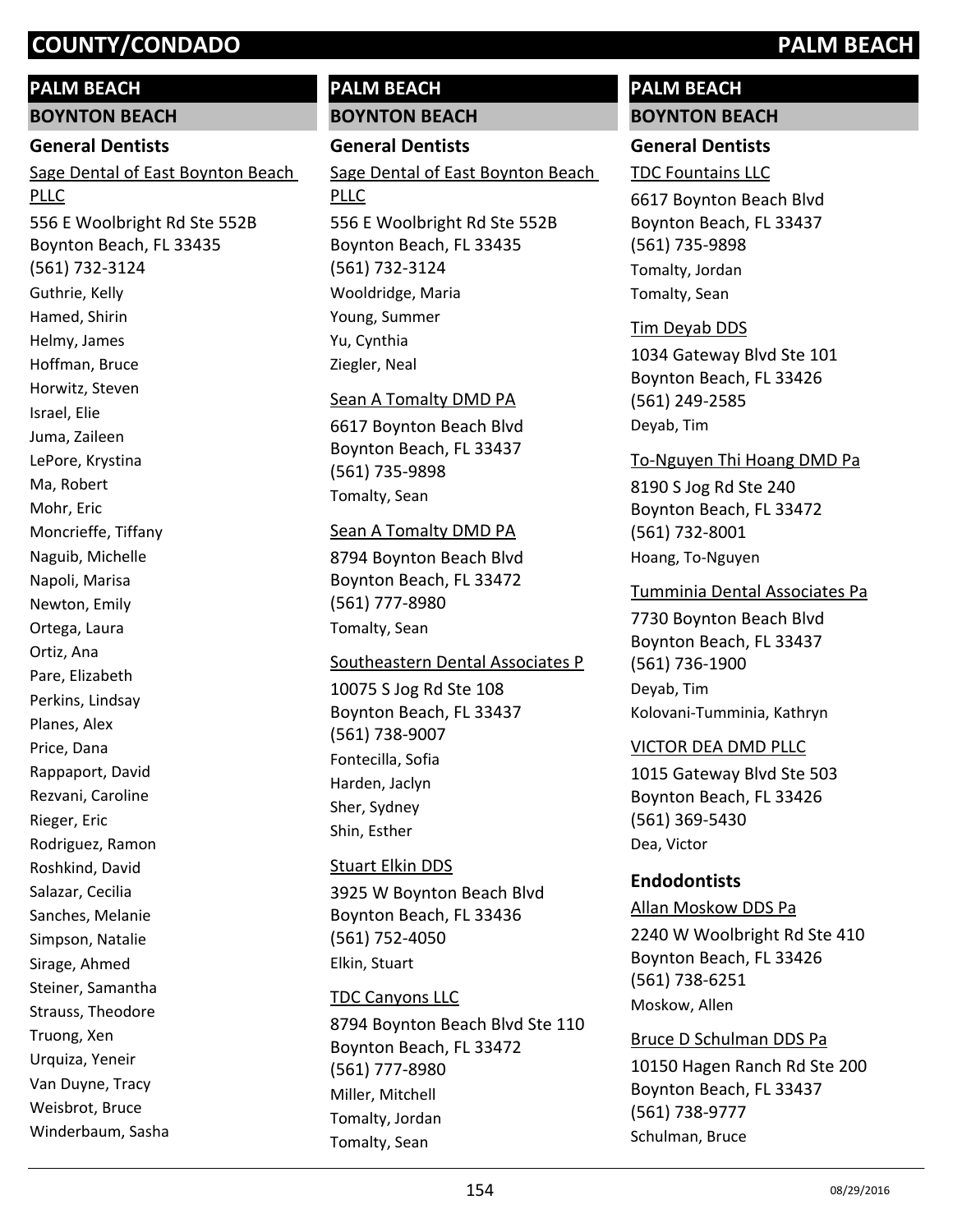## PALM BEACH

### BOYNTON BEACH

#### General Dentists

Sage Dental of East Boynton Beach PLLC
556 E Woolbright Rd Ste 552B
Boynton Beach, FL 33435
(561) 732-3124
Guthrie, Kelly
Hamed, Shirin
Helmy, James
Hoffman, Bruce
Horwitz, Steven
Israel, Elie
Juma, Zaileen
LePore, Krystina
Ma, Robert
Mohr, Eric
Moncrieffe, Tiffany
Naguib, Michelle
Napoli, Marisa
Newton, Emily
Ortega, Laura
Ortiz, Ana
Pare, Elizabeth
Perkins, Lindsay
Planes, Alex
Price, Dana
Rappaport, David
Rezvani, Caroline
Rieger, Eric
Rodriguez, Ramon
Roshkind, David
Salazar, Cecilia
Sanches, Melanie
Simpson, Natalie
Sirage, Ahmed
Steiner, Samantha
Strauss, Theodore
Truong, Xen
Urquiza, Yeneir
Van Duyne, Tracy
Weisbrot, Bruce
Winderbaum, Sasha

## PALM BEACH

### BOYNTON BEACH

#### General Dentists

Sage Dental of East Boynton Beach PLLC
556 E Woolbright Rd Ste 552B
Boynton Beach, FL 33435
(561) 732-3124
Wooldridge, Maria
Young, Summer
Yu, Cynthia
Ziegler, Neal

Sean A Tomalty DMD PA
6617 Boynton Beach Blvd
Boynton Beach, FL 33437
(561) 735-9898
Tomalty, Sean

Sean A Tomalty DMD PA
8794 Boynton Beach Blvd
Boynton Beach, FL 33472
(561) 777-8980
Tomalty, Sean

Southeastern Dental Associates P
10075 S Jog Rd Ste 108
Boynton Beach, FL 33437
(561) 738-9007
Fontecilla, Sofia
Harden, Jaclyn
Sher, Sydney
Shin, Esther

Stuart Elkin DDS
3925 W Boynton Beach Blvd
Boynton Beach, FL 33436
(561) 752-4050
Elkin, Stuart

TDC Canyons LLC
8794 Boynton Beach Blvd Ste 110
Boynton Beach, FL 33472
(561) 777-8980
Miller, Mitchell
Tomalty, Jordan
Tomalty, Sean

## PALM BEACH

### BOYNTON BEACH

#### General Dentists

TDC Fountains LLC
6617 Boynton Beach Blvd
Boynton Beach, FL 33437
(561) 735-9898
Tomalty, Jordan
Tomalty, Sean

Tim Deyab DDS
1034 Gateway Blvd Ste 101
Boynton Beach, FL 33426
(561) 249-2585
Deyab, Tim

To-Nguyen Thi Hoang DMD Pa
8190 S Jog Rd Ste 240
Boynton Beach, FL 33472
(561) 732-8001
Hoang, To-Nguyen

Tumminia Dental Associates Pa
7730 Boynton Beach Blvd
Boynton Beach, FL 33437
(561) 736-1900
Deyab, Tim
Kolovani-Tumminia, Kathryn

VICTOR DEA DMD PLLC
1015 Gateway Blvd Ste 503
Boynton Beach, FL 33426
(561) 369-5430
Dea, Victor

#### Endodontists

Allan Moskow DDS Pa
2240 W Woolbright Rd Ste 410
Boynton Beach, FL 33426
(561) 738-6251
Moskow, Allen

Bruce D Schulman DDS Pa
10150 Hagen Ranch Rd Ste 200
Boynton Beach, FL 33437
(561) 738-9777
Schulman, Bruce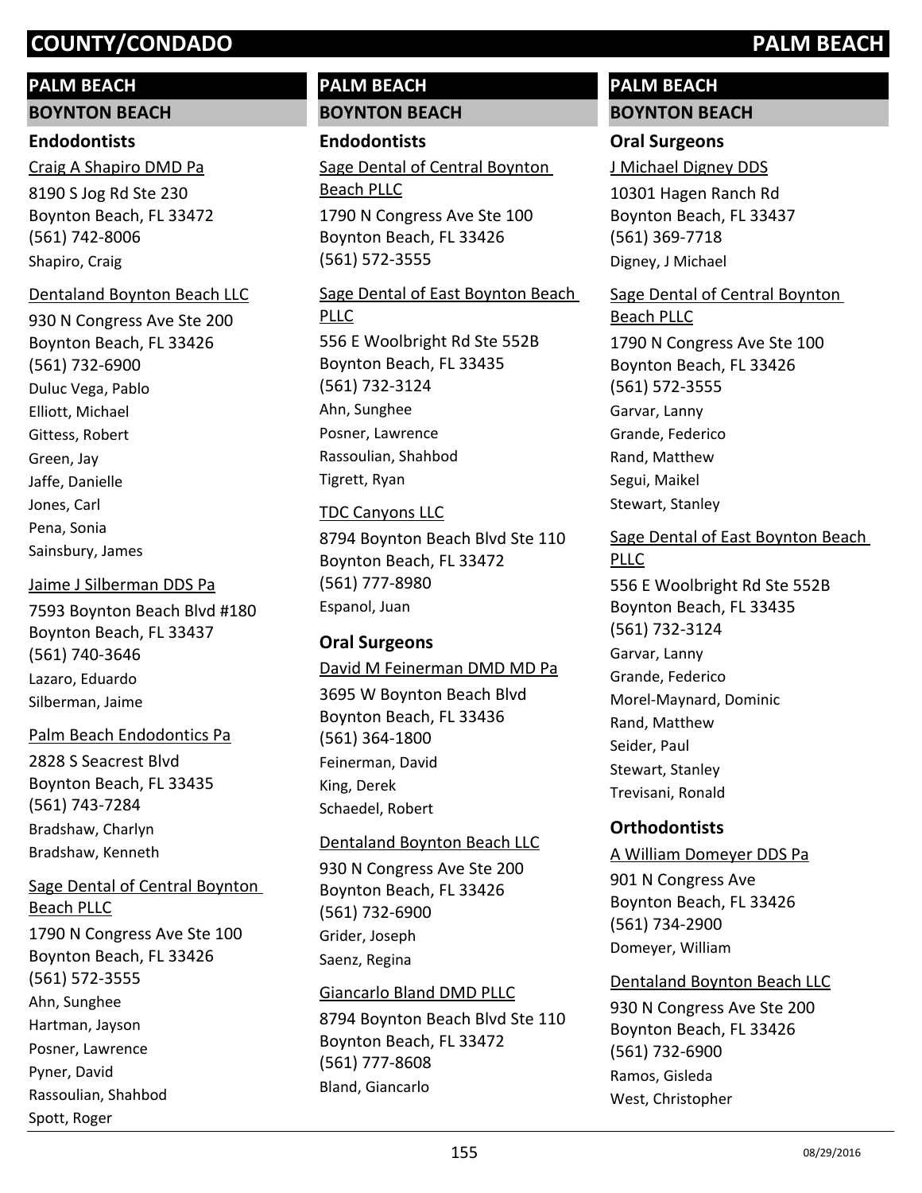## PALM BEACH

### BOYNTON BEACH

#### Endodontists

Craig A Shapiro DMD Pa
8190 S Jog Rd Ste 230
Boynton Beach, FL 33472
(561) 742-8006
Shapiro, Craig

Dentaland Boynton Beach LLC
930 N Congress Ave Ste 200
Boynton Beach, FL 33426
(561) 732-6900
Duluc Vega, Pablo
Elliott, Michael
Gittess, Robert
Green, Jay
Jaffe, Danielle
Jones, Carl
Pena, Sonia
Sainsbury, James

Jaime J Silberman DDS Pa
7593 Boynton Beach Blvd #180
Boynton Beach, FL 33437
(561) 740-3646
Lazaro, Eduardo
Silberman, Jaime

Palm Beach Endodontics Pa
2828 S Seacrest Blvd
Boynton Beach, FL 33435
(561) 743-7284
Bradshaw, Charlyn
Bradshaw, Kenneth

Sage Dental of Central Boynton Beach PLLC
1790 N Congress Ave Ste 100
Boynton Beach, FL 33426
(561) 572-3555
Ahn, Sunghee
Hartman, Jayson
Posner, Lawrence
Pyner, David
Rassoulian, Shahbod
Spott, Roger

## PALM BEACH

### BOYNTON BEACH

#### Endodontists

Sage Dental of Central Boynton Beach PLLC
1790 N Congress Ave Ste 100
Boynton Beach, FL 33426
(561) 572-3555

Sage Dental of East Boynton Beach PLLC
556 E Woolbright Rd Ste 552B
Boynton Beach, FL 33435
(561) 732-3124
Ahn, Sunghee
Posner, Lawrence
Rassoulian, Shahbod
Tigrett, Ryan

TDC Canyons LLC
8794 Boynton Beach Blvd Ste 110
Boynton Beach, FL 33472
(561) 777-8980
Espanol, Juan

#### Oral Surgeons

David M Feinerman DMD MD Pa
3695 W Boynton Beach Blvd
Boynton Beach, FL 33436
(561) 364-1800
Feinerman, David
King, Derek
Schaedel, Robert

Dentaland Boynton Beach LLC
930 N Congress Ave Ste 200
Boynton Beach, FL 33426
(561) 732-6900
Grider, Joseph
Saenz, Regina

Giancarlo Bland DMD PLLC
8794 Boynton Beach Blvd Ste 110
Boynton Beach, FL 33472
(561) 777-8608
Bland, Giancarlo

## PALM BEACH

### BOYNTON BEACH

#### Oral Surgeons

J Michael Digney DDS
10301 Hagen Ranch Rd
Boynton Beach, FL 33437
(561) 369-7718
Digney, J Michael

Sage Dental of Central Boynton Beach PLLC
1790 N Congress Ave Ste 100
Boynton Beach, FL 33426
(561) 572-3555
Garvar, Lanny
Grande, Federico
Rand, Matthew
Segui, Maikel
Stewart, Stanley

Sage Dental of East Boynton Beach PLLC
556 E Woolbright Rd Ste 552B
Boynton Beach, FL 33435
(561) 732-3124
Garvar, Lanny
Grande, Federico
Morel-Maynard, Dominic
Rand, Matthew
Seider, Paul
Stewart, Stanley
Trevisani, Ronald

#### Orthodontists

A William Domeyer DDS Pa
901 N Congress Ave
Boynton Beach, FL 33426
(561) 734-2900
Domeyer, William

Dentaland Boynton Beach LLC
930 N Congress Ave Ste 200
Boynton Beach, FL 33426
(561) 732-6900
Ramos, Gisleda
West, Christopher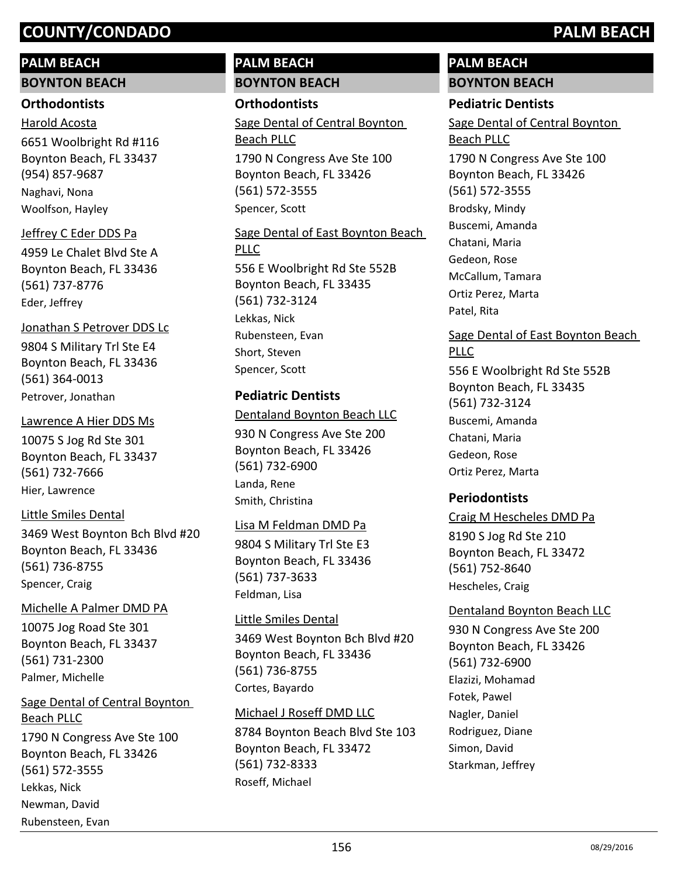# COUNTY/CONDADO — PALM BEACH

## PALM BEACH

### BOYNTON BEACH

#### Orthodontists

Harold Acosta
6651 Woolbright Rd #116
Boynton Beach, FL 33437
(954) 857-9687
Naghavi, Nona
Woolfson, Hayley

Jeffrey C Eder DDS Pa
4959 Le Chalet Blvd Ste A
Boynton Beach, FL 33436
(561) 737-8776
Eder, Jeffrey

Jonathan S Petrover DDS Lc
9804 S Military Trl Ste E4
Boynton Beach, FL 33436
(561) 364-0013
Petrover, Jonathan

Lawrence A Hier DDS Ms
10075 S Jog Rd Ste 301
Boynton Beach, FL 33437
(561) 732-7666
Hier, Lawrence

Little Smiles Dental
3469 West Boynton Bch Blvd #20
Boynton Beach, FL 33436
(561) 736-8755
Spencer, Craig

Michelle A Palmer DMD PA
10075 Jog Road Ste 301
Boynton Beach, FL 33437
(561) 731-2300
Palmer, Michelle

Sage Dental of Central Boynton Beach PLLC
1790 N Congress Ave Ste 100
Boynton Beach, FL 33426
(561) 572-3555
Lekkas, Nick
Newman, David
Rubensteen, Evan

## PALM BEACH

### BOYNTON BEACH

#### Orthodontists

Sage Dental of Central Boynton Beach PLLC
1790 N Congress Ave Ste 100
Boynton Beach, FL 33426
(561) 572-3555
Spencer, Scott

Sage Dental of East Boynton Beach PLLC
556 E Woolbright Rd Ste 552B
Boynton Beach, FL 33435
(561) 732-3124
Lekkas, Nick
Rubensteen, Evan
Short, Steven
Spencer, Scott

#### Pediatric Dentists

Dentaland Boynton Beach LLC
930 N Congress Ave Ste 200
Boynton Beach, FL 33426
(561) 732-6900
Landa, Rene
Smith, Christina

Lisa M Feldman DMD Pa
9804 S Military Trl Ste E3
Boynton Beach, FL 33436
(561) 737-3633
Feldman, Lisa

Little Smiles Dental
3469 West Boynton Bch Blvd #20
Boynton Beach, FL 33436
(561) 736-8755
Cortes, Bayardo

Michael J Roseff DMD LLC
8784 Boynton Beach Blvd Ste 103
Boynton Beach, FL 33472
(561) 732-8333
Roseff, Michael

## PALM BEACH

### BOYNTON BEACH

#### Pediatric Dentists

Sage Dental of Central Boynton Beach PLLC
1790 N Congress Ave Ste 100
Boynton Beach, FL 33426
(561) 572-3555
Brodsky, Mindy
Buscemi, Amanda
Chatani, Maria
Gedeon, Rose
McCallum, Tamara
Ortiz Perez, Marta
Patel, Rita

Sage Dental of East Boynton Beach PLLC
556 E Woolbright Rd Ste 552B
Boynton Beach, FL 33435
(561) 732-3124
Buscemi, Amanda
Chatani, Maria
Gedeon, Rose
Ortiz Perez, Marta

#### Periodontists

Craig M Hescheles DMD Pa
8190 S Jog Rd Ste 210
Boynton Beach, FL 33472
(561) 752-8640
Hescheles, Craig

Dentaland Boynton Beach LLC
930 N Congress Ave Ste 200
Boynton Beach, FL 33426
(561) 732-6900
Elazizi, Mohamad
Fotek, Pawel
Nagler, Daniel
Rodriguez, Diane
Simon, David
Starkman, Jeffrey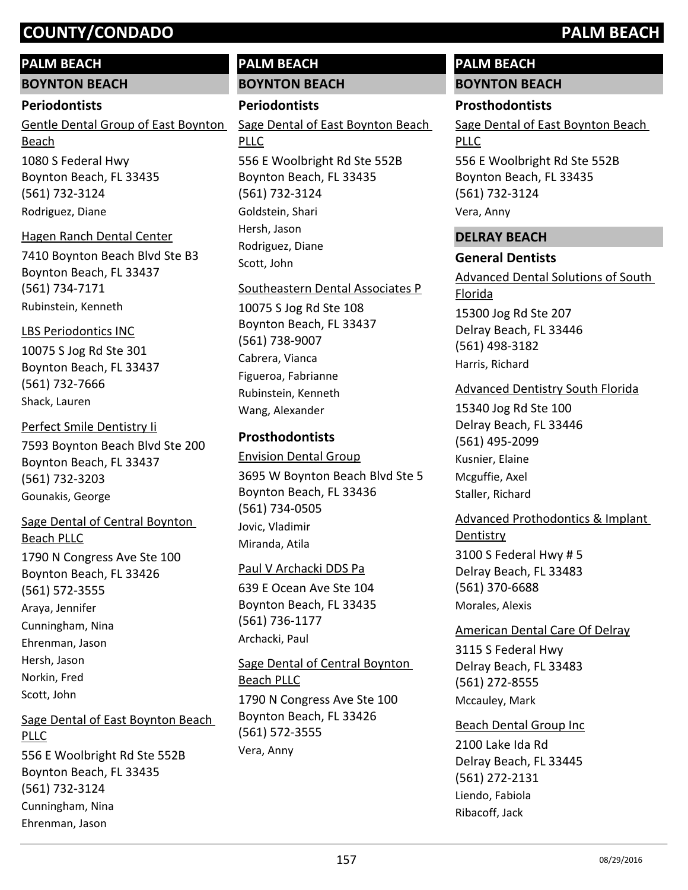## PALM BEACH

### BOYNTON BEACH

#### Periodontists

Gentle Dental Group of East Boynton Beach
1080 S Federal Hwy
Boynton Beach, FL 33435
(561) 732-3124
Rodriguez, Diane

Hagen Ranch Dental Center
7410 Boynton Beach Blvd Ste B3
Boynton Beach, FL 33437
(561) 734-7171
Rubinstein, Kenneth

LBS Periodontics INC
10075 S Jog Rd Ste 301
Boynton Beach, FL 33437
(561) 732-7666
Shack, Lauren

Perfect Smile Dentistry Ii
7593 Boynton Beach Blvd Ste 200
Boynton Beach, FL 33437
(561) 732-3203
Gounakis, George

Sage Dental of Central Boynton Beach PLLC
1790 N Congress Ave Ste 100
Boynton Beach, FL 33426
(561) 572-3555
Araya, Jennifer
Cunningham, Nina
Ehrenman, Jason
Hersh, Jason
Norkin, Fred
Scott, John

Sage Dental of East Boynton Beach PLLC
556 E Woolbright Rd Ste 552B
Boynton Beach, FL 33435
(561) 732-3124
Cunningham, Nina
Ehrenman, Jason
Goldstein, Shari
Hersh, Jason
Rodriguez, Diane
Scott, John

Southeastern Dental Associates P
10075 S Jog Rd Ste 108
Boynton Beach, FL 33437
(561) 738-9007
Cabrera, Vianca
Figueroa, Fabrianne
Rubinstein, Kenneth
Wang, Alexander

#### Prosthodontists

Envision Dental Group
3695 W Boynton Beach Blvd Ste 5
Boynton Beach, FL 33436
(561) 734-0505
Jovic, Vladimir
Miranda, Atila

Paul V Archacki DDS Pa
639 E Ocean Ave Ste 104
Boynton Beach, FL 33435
(561) 736-1177
Archacki, Paul

Sage Dental of Central Boynton Beach PLLC
1790 N Congress Ave Ste 100
Boynton Beach, FL 33426
(561) 572-3555
Vera, Anny

Sage Dental of East Boynton Beach PLLC
556 E Woolbright Rd Ste 552B
Boynton Beach, FL 33435
(561) 732-3124
Vera, Anny

### DELRAY BEACH

#### General Dentists

Advanced Dental Solutions of South Florida
15300 Jog Rd Ste 207
Delray Beach, FL 33446
(561) 498-3182
Harris, Richard

Advanced Dentistry South Florida
15340 Jog Rd Ste 100
Delray Beach, FL 33446
(561) 495-2099
Kusnier, Elaine
Mcguffie, Axel
Staller, Richard

Advanced Prothodontics & Implant Dentistry
3100 S Federal Hwy # 5
Delray Beach, FL 33483
(561) 370-6688
Morales, Alexis

American Dental Care Of Delray
3115 S Federal Hwy
Delray Beach, FL 33483
(561) 272-8555
Mccauley, Mark

Beach Dental Group Inc
2100 Lake Ida Rd
Delray Beach, FL 33445
(561) 272-2131
Liendo, Fabiola
Ribacoff, Jack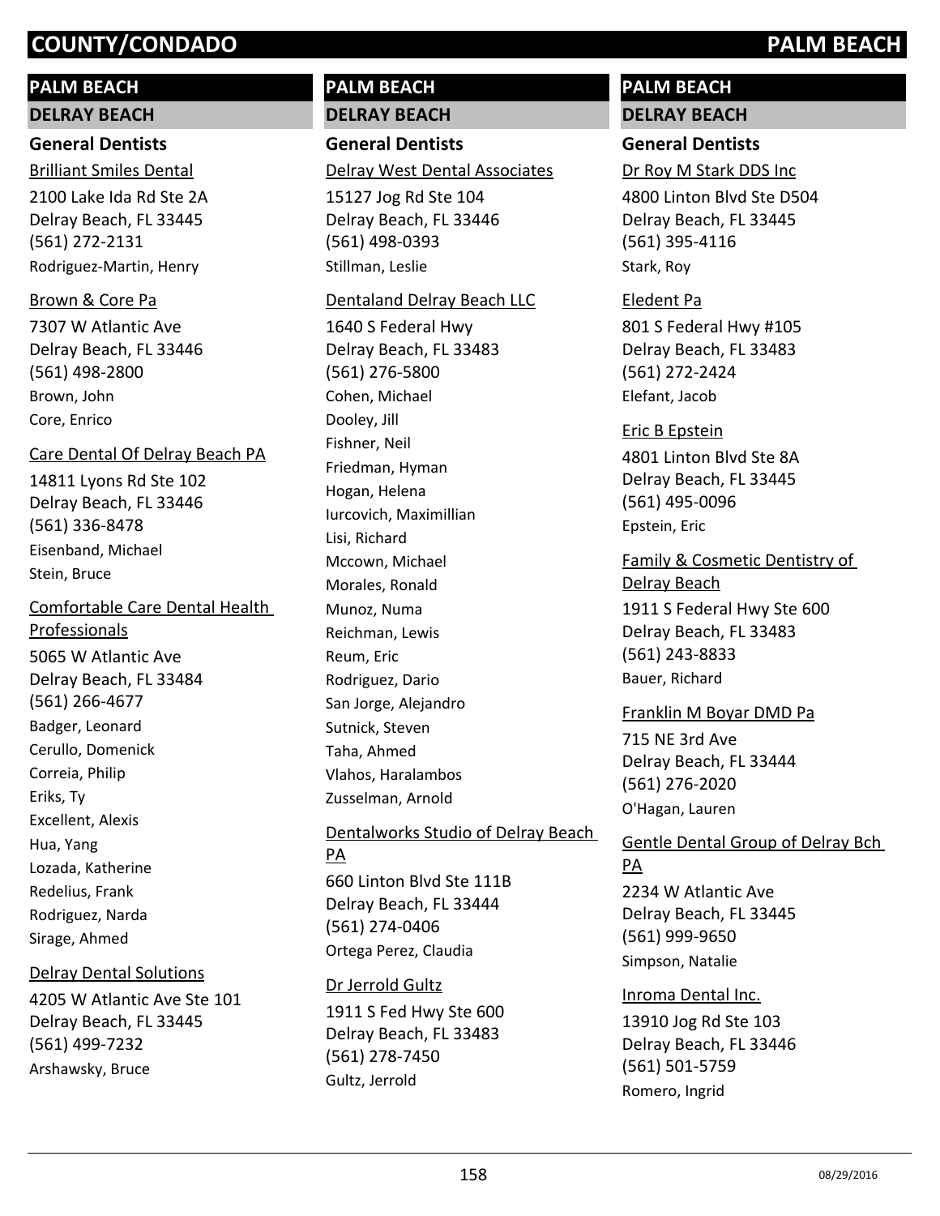## PALM BEACH

### DELRAY BEACH

#### General Dentists

Brilliant Smiles Dental

2100 Lake Ida Rd Ste 2A
Delray Beach, FL 33445
(561) 272-2131

Rodriguez-Martin, Henry

Brown & Core Pa

7307 W Atlantic Ave
Delray Beach, FL 33446
(561) 498-2800

Brown, John
Core, Enrico

Care Dental Of Delray Beach PA

14811 Lyons Rd Ste 102
Delray Beach, FL 33446
(561) 336-8478

Eisenband, Michael
Stein, Bruce

Comfortable Care Dental Health Professionals

5065 W Atlantic Ave
Delray Beach, FL 33484
(561) 266-4677

Badger, Leonard
Cerullo, Domenick
Correia, Philip
Eriks, Ty
Excellent, Alexis
Hua, Yang
Lozada, Katherine
Redelius, Frank
Rodriguez, Narda
Sirage, Ahmed

Delray Dental Solutions

4205 W Atlantic Ave Ste 101
Delray Beach, FL 33445
(561) 499-7232

Arshawsky, Bruce

Delray West Dental Associates

15127 Jog Rd Ste 104
Delray Beach, FL 33446
(561) 498-0393

Stillman, Leslie

Dentaland Delray Beach LLC

1640 S Federal Hwy
Delray Beach, FL 33483
(561) 276-5800

Cohen, Michael
Dooley, Jill
Fishner, Neil
Friedman, Hyman
Hogan, Helena
Iurcovich, Maximillian
Lisi, Richard
Mccown, Michael
Morales, Ronald
Munoz, Numa
Reichman, Lewis
Reum, Eric
Rodriguez, Dario
San Jorge, Alejandro
Sutnick, Steven
Taha, Ahmed
Vlahos, Haralambos
Zusselman, Arnold

Dentalworks Studio of Delray Beach PA

660 Linton Blvd Ste 111B
Delray Beach, FL 33444
(561) 274-0406

Ortega Perez, Claudia

Dr Jerrold Gultz

1911 S Fed Hwy Ste 600
Delray Beach, FL 33483
(561) 278-7450

Gultz, Jerrold

Dr Roy M Stark DDS Inc

4800 Linton Blvd Ste D504
Delray Beach, FL 33445
(561) 395-4116

Stark, Roy

Eledent Pa

801 S Federal Hwy #105
Delray Beach, FL 33483
(561) 272-2424

Elefant, Jacob

Eric B Epstein

4801 Linton Blvd Ste 8A
Delray Beach, FL 33445
(561) 495-0096

Epstein, Eric

Family & Cosmetic Dentistry of Delray Beach

1911 S Federal Hwy Ste 600
Delray Beach, FL 33483
(561) 243-8833

Bauer, Richard

Franklin M Boyar DMD Pa

715 NE 3rd Ave
Delray Beach, FL 33444
(561) 276-2020

O'Hagan, Lauren

Gentle Dental Group of Delray Bch PA

2234 W Atlantic Ave
Delray Beach, FL 33445
(561) 999-9650

Simpson, Natalie

Inroma Dental Inc.

13910 Jog Rd Ste 103
Delray Beach, FL 33446
(561) 501-5759

Romero, Ingrid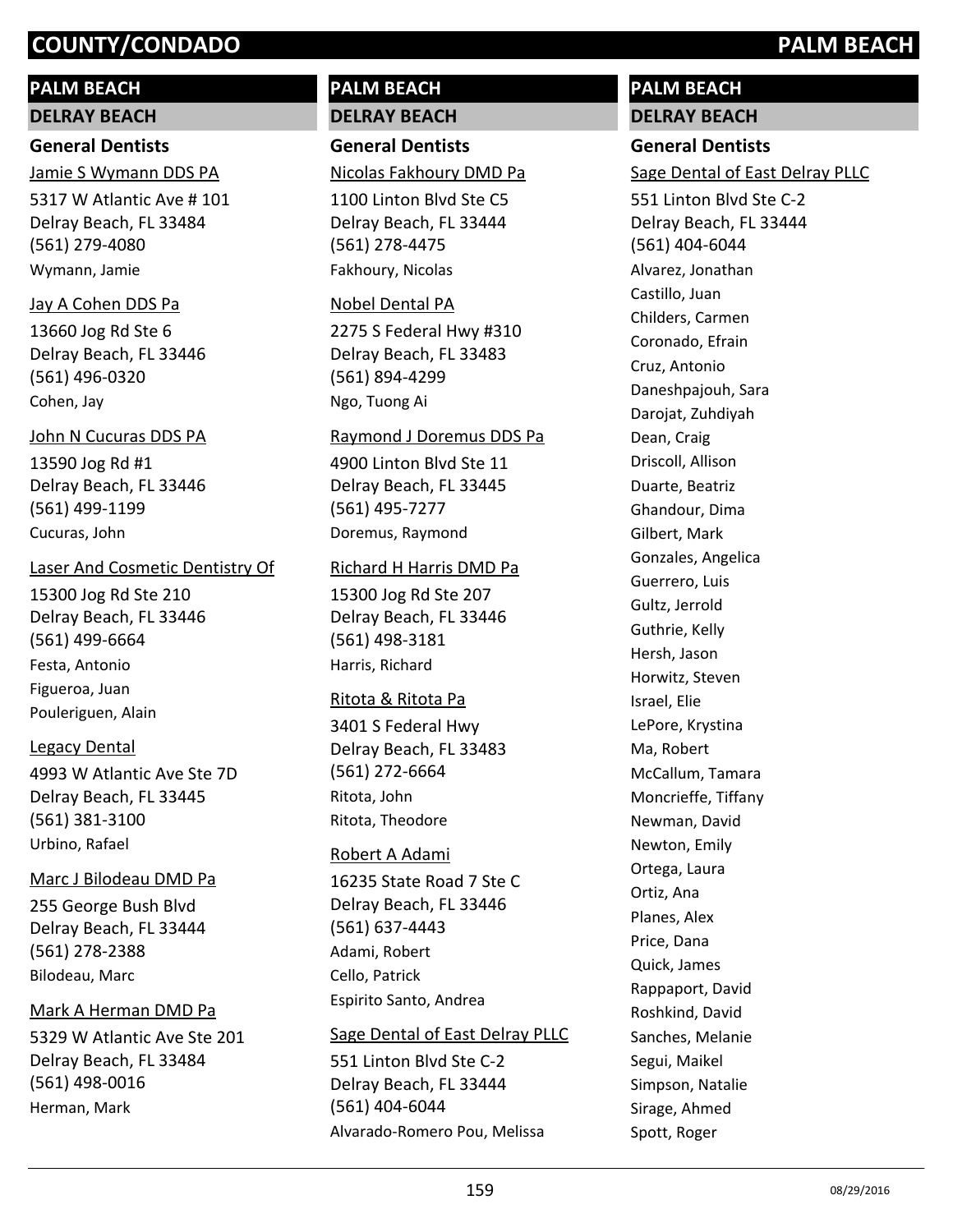# COUNTY/CONDADO PALM BEACH

## PALM BEACH

### DELRAY BEACH

#### General Dentists

Jamie S Wymann DDS PA
5317 W Atlantic Ave # 101
Delray Beach, FL 33484
(561) 279-4080
Wymann, Jamie

Jay A Cohen DDS Pa
13660 Jog Rd Ste 6
Delray Beach, FL 33446
(561) 496-0320
Cohen, Jay

John N Cucuras DDS PA
13590 Jog Rd #1
Delray Beach, FL 33446
(561) 499-1199
Cucuras, John

Laser And Cosmetic Dentistry Of
15300 Jog Rd Ste 210
Delray Beach, FL 33446
(561) 499-6664
Festa, Antonio
Figueroa, Juan
Pouleriguen, Alain

Legacy Dental
4993 W Atlantic Ave Ste 7D
Delray Beach, FL 33445
(561) 381-3100
Urbino, Rafael

Marc J Bilodeau DMD Pa
255 George Bush Blvd
Delray Beach, FL 33444
(561) 278-2388
Bilodeau, Marc

Mark A Herman DMD Pa
5329 W Atlantic Ave Ste 201
Delray Beach, FL 33484
(561) 498-0016
Herman, Mark

## PALM BEACH

### DELRAY BEACH

#### General Dentists

Nicolas Fakhoury DMD Pa
1100 Linton Blvd Ste C5
Delray Beach, FL 33444
(561) 278-4475
Fakhoury, Nicolas

Nobel Dental PA
2275 S Federal Hwy #310
Delray Beach, FL 33483
(561) 894-4299
Ngo, Tuong Ai

Raymond J Doremus DDS Pa
4900 Linton Blvd Ste 11
Delray Beach, FL 33445
(561) 495-7277
Doremus, Raymond

Richard H Harris DMD Pa
15300 Jog Rd Ste 207
Delray Beach, FL 33446
(561) 498-3181
Harris, Richard

Ritota & Ritota Pa
3401 S Federal Hwy
Delray Beach, FL 33483
(561) 272-6664
Ritota, John
Ritota, Theodore

Robert A Adami
16235 State Road 7 Ste C
Delray Beach, FL 33446
(561) 637-4443
Adami, Robert
Cello, Patrick
Espirito Santo, Andrea

Sage Dental of East Delray PLLC
551 Linton Blvd Ste C-2
Delray Beach, FL 33444
(561) 404-6044
Alvarado-Romero Pou, Melissa

## PALM BEACH

### DELRAY BEACH

#### General Dentists

Sage Dental of East Delray PLLC
551 Linton Blvd Ste C-2
Delray Beach, FL 33444
(561) 404-6044
Alvarez, Jonathan
Castillo, Juan
Childers, Carmen
Coronado, Efrain
Cruz, Antonio
Daneshpajouh, Sara
Darojat, Zuhdiyah
Dean, Craig
Driscoll, Allison
Duarte, Beatriz
Ghandour, Dima
Gilbert, Mark
Gonzales, Angelica
Guerrero, Luis
Gultz, Jerrold
Guthrie, Kelly
Hersh, Jason
Horwitz, Steven
Israel, Elie
LePore, Krystina
Ma, Robert
McCallum, Tamara
Moncrieffe, Tiffany
Newman, David
Newton, Emily
Ortega, Laura
Ortiz, Ana
Planes, Alex
Price, Dana
Quick, James
Rappaport, David
Roshkind, David
Sanches, Melanie
Segui, Maikel
Simpson, Natalie
Sirage, Ahmed
Spott, Roger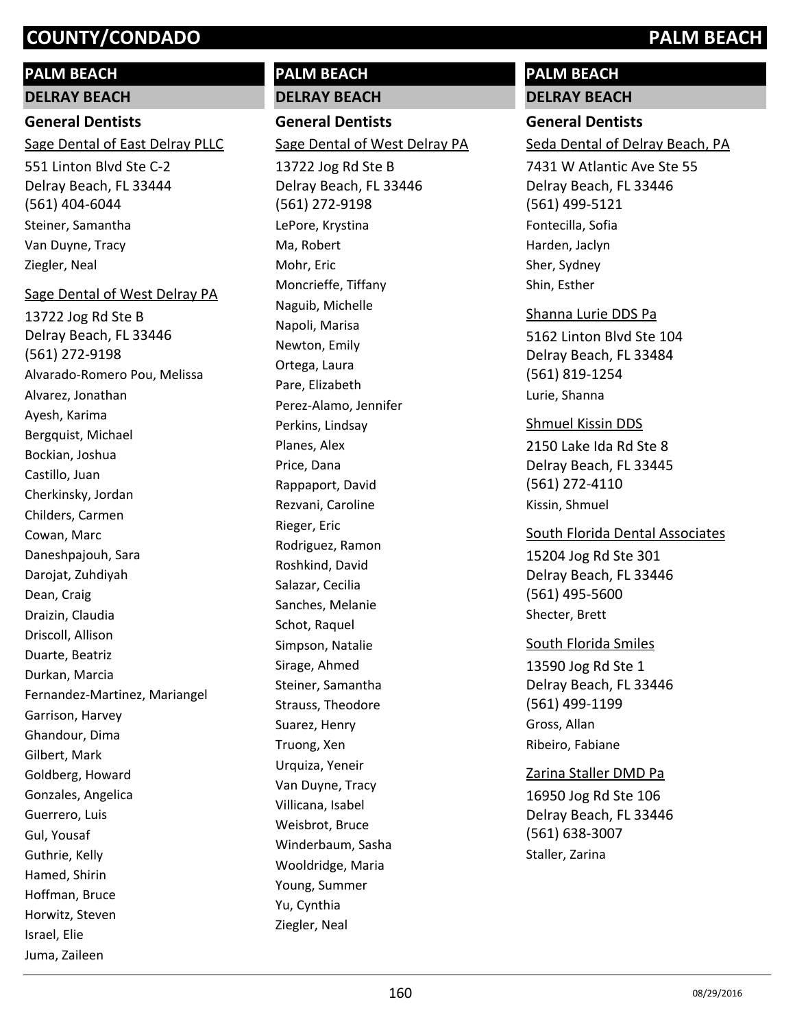# COUNTY/CONDADO PALM BEACH

## PALM BEACH

### DELRAY BEACH

#### General Dentists

Sage Dental of East Delray PLLC

551 Linton Blvd Ste C-2
Delray Beach, FL 33444
(561) 404-6044

Steiner, Samantha
Van Duyne, Tracy
Ziegler, Neal

Sage Dental of West Delray PA

13722 Jog Rd Ste B
Delray Beach, FL 33446
(561) 272-9198

Alvarado-Romero Pou, Melissa
Alvarez, Jonathan
Ayesh, Karima
Bergquist, Michael
Bockian, Joshua
Castillo, Juan
Cherkinsky, Jordan
Childers, Carmen
Cowan, Marc
Daneshpajouh, Sara
Darojat, Zuhdiyah
Dean, Craig
Draizin, Claudia
Driscoll, Allison
Duarte, Beatriz
Durkan, Marcia
Fernandez-Martinez, Mariangel
Garrison, Harvey
Ghandour, Dima
Gilbert, Mark
Goldberg, Howard
Gonzales, Angelica
Guerrero, Luis
Gul, Yousaf
Guthrie, Kelly
Hamed, Shirin
Hoffman, Bruce
Horwitz, Steven
Israel, Elie
Juma, Zaileen

## PALM BEACH

### DELRAY BEACH

#### General Dentists

Sage Dental of West Delray PA

13722 Jog Rd Ste B
Delray Beach, FL 33446
(561) 272-9198

LePore, Krystina
Ma, Robert
Mohr, Eric
Moncrieffe, Tiffany
Naguib, Michelle
Napoli, Marisa
Newton, Emily
Ortega, Laura
Pare, Elizabeth
Perez-Alamo, Jennifer
Perkins, Lindsay
Planes, Alex
Price, Dana
Rappaport, David
Rezvani, Caroline
Rieger, Eric
Rodriguez, Ramon
Roshkind, David
Salazar, Cecilia
Sanches, Melanie
Schot, Raquel
Simpson, Natalie
Sirage, Ahmed
Steiner, Samantha
Strauss, Theodore
Suarez, Henry
Truong, Xen
Urquiza, Yeneir
Van Duyne, Tracy
Villicana, Isabel
Weisbrot, Bruce
Winderbaum, Sasha
Wooldridge, Maria
Young, Summer
Yu, Cynthia
Ziegler, Neal

## PALM BEACH

### DELRAY BEACH

#### General Dentists

Seda Dental of Delray Beach, PA

7431 W Atlantic Ave Ste 55
Delray Beach, FL 33446
(561) 499-5121

Fontecilla, Sofia
Harden, Jaclyn
Sher, Sydney
Shin, Esther

Shanna Lurie DDS Pa

5162 Linton Blvd Ste 104
Delray Beach, FL 33484
(561) 819-1254

Lurie, Shanna

Shmuel Kissin DDS

2150 Lake Ida Rd Ste 8
Delray Beach, FL 33445
(561) 272-4110

Kissin, Shmuel

South Florida Dental Associates

15204 Jog Rd Ste 301
Delray Beach, FL 33446
(561) 495-5600

Shecter, Brett

South Florida Smiles

13590 Jog Rd Ste 1
Delray Beach, FL 33446
(561) 499-1199

Gross, Allan
Ribeiro, Fabiane

Zarina Staller DMD Pa

16950 Jog Rd Ste 106
Delray Beach, FL 33446
(561) 638-3007

Staller, Zarina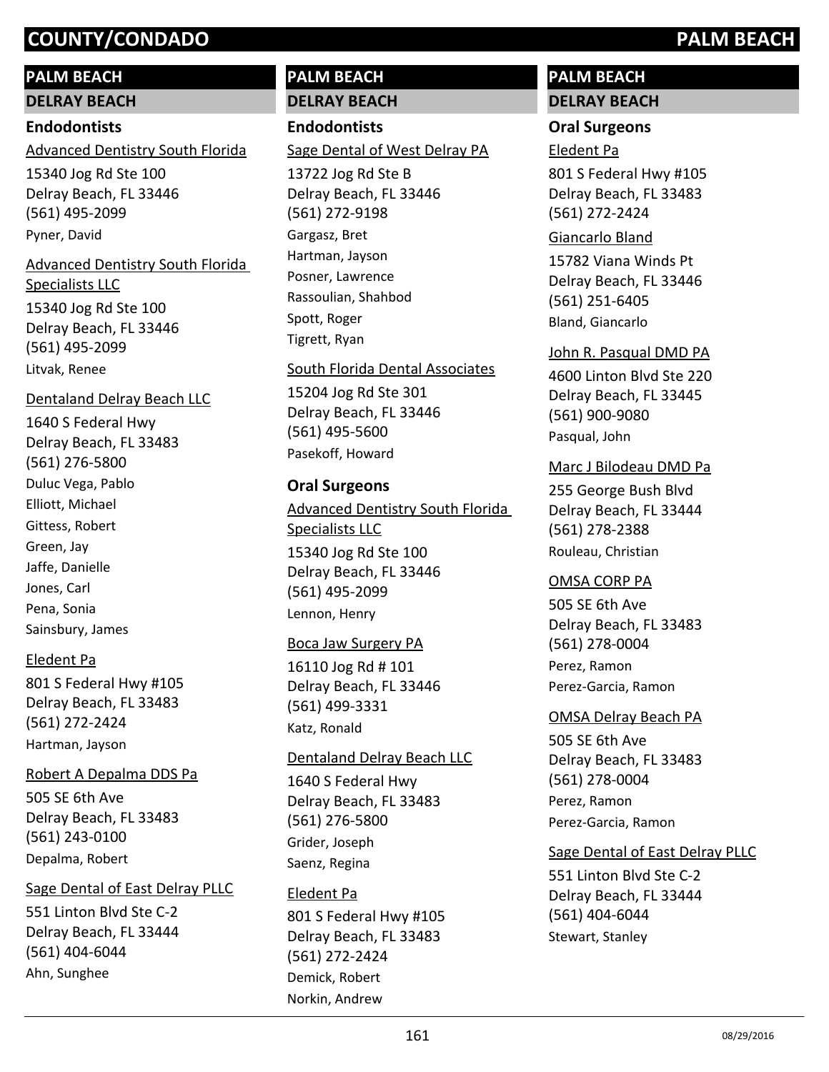# COUNTY/CONDADO — PALM BEACH

## PALM BEACH

### DELRAY BEACH

#### Endodontists

Advanced Dentistry South Florida
15340 Jog Rd Ste 100
Delray Beach, FL 33446
(561) 495-2099
Pyner, David

Advanced Dentistry South Florida Specialists LLC
15340 Jog Rd Ste 100
Delray Beach, FL 33446
(561) 495-2099
Litvak, Renee

Dentaland Delray Beach LLC
1640 S Federal Hwy
Delray Beach, FL 33483
(561) 276-5800
Duluc Vega, Pablo
Elliott, Michael
Gittess, Robert
Green, Jay
Jaffe, Danielle
Jones, Carl
Pena, Sonia
Sainsbury, James

Eledent Pa
801 S Federal Hwy #105
Delray Beach, FL 33483
(561) 272-2424
Hartman, Jayson

Robert A Depalma DDS Pa
505 SE 6th Ave
Delray Beach, FL 33483
(561) 243-0100
Depalma, Robert

Sage Dental of East Delray PLLC
551 Linton Blvd Ste C-2
Delray Beach, FL 33444
(561) 404-6044
Ahn, Sunghee

## PALM BEACH

### DELRAY BEACH

#### Endodontists

Sage Dental of West Delray PA
13722 Jog Rd Ste B
Delray Beach, FL 33446
(561) 272-9198
Gargasz, Bret
Hartman, Jayson
Posner, Lawrence
Rassoulian, Shahbod
Spott, Roger
Tigrett, Ryan

South Florida Dental Associates
15204 Jog Rd Ste 301
Delray Beach, FL 33446
(561) 495-5600
Pasekoff, Howard

#### Oral Surgeons

Advanced Dentistry South Florida Specialists LLC
15340 Jog Rd Ste 100
Delray Beach, FL 33446
(561) 495-2099
Lennon, Henry

Boca Jaw Surgery PA
16110 Jog Rd # 101
Delray Beach, FL 33446
(561) 499-3331
Katz, Ronald

Dentaland Delray Beach LLC
1640 S Federal Hwy
Delray Beach, FL 33483
(561) 276-5800
Grider, Joseph
Saenz, Regina

Eledent Pa
801 S Federal Hwy #105
Delray Beach, FL 33483
(561) 272-2424
Demick, Robert
Norkin, Andrew

## PALM BEACH

### DELRAY BEACH

#### Oral Surgeons

Eledent Pa
801 S Federal Hwy #105
Delray Beach, FL 33483
(561) 272-2424

Giancarlo Bland
15782 Viana Winds Pt
Delray Beach, FL 33446
(561) 251-6405
Bland, Giancarlo

John R. Pasqual DMD PA
4600 Linton Blvd Ste 220
Delray Beach, FL 33445
(561) 900-9080
Pasqual, John

Marc J Bilodeau DMD Pa
255 George Bush Blvd
Delray Beach, FL 33444
(561) 278-2388
Rouleau, Christian

OMSA CORP PA
505 SE 6th Ave
Delray Beach, FL 33483
(561) 278-0004
Perez, Ramon
Perez-Garcia, Ramon

OMSA Delray Beach PA
505 SE 6th Ave
Delray Beach, FL 33483
(561) 278-0004
Perez, Ramon
Perez-Garcia, Ramon

Sage Dental of East Delray PLLC
551 Linton Blvd Ste C-2
Delray Beach, FL 33444
(561) 404-6044
Stewart, Stanley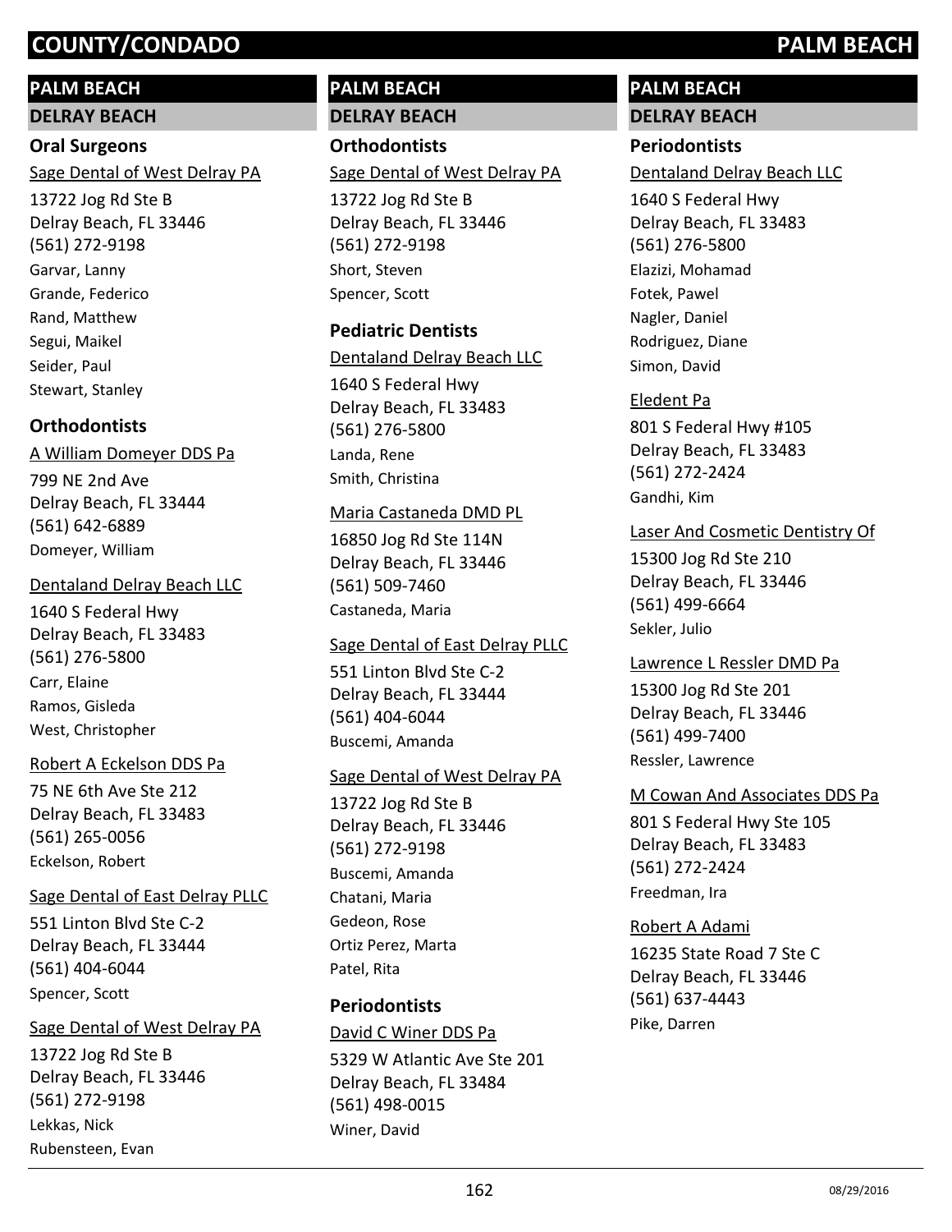## PALM BEACH

### DELRAY BEACH

#### Oral Surgeons

Sage Dental of West Delray PA
13722 Jog Rd Ste B
Delray Beach, FL 33446
(561) 272-9198
Garvar, Lanny
Grande, Federico
Rand, Matthew
Segui, Maikel
Seider, Paul
Stewart, Stanley

#### Orthodontists

A William Domeyer DDS Pa
799 NE 2nd Ave
Delray Beach, FL 33444
(561) 642-6889
Domeyer, William

Dentaland Delray Beach LLC
1640 S Federal Hwy
Delray Beach, FL 33483
(561) 276-5800
Carr, Elaine
Ramos, Gisleda
West, Christopher

Robert A Eckelson DDS Pa
75 NE 6th Ave Ste 212
Delray Beach, FL 33483
(561) 265-0056
Eckelson, Robert

Sage Dental of East Delray PLLC
551 Linton Blvd Ste C-2
Delray Beach, FL 33444
(561) 404-6044
Spencer, Scott

Sage Dental of West Delray PA
13722 Jog Rd Ste B
Delray Beach, FL 33446
(561) 272-9198
Lekkas, Nick
Rubensteen, Evan

## PALM BEACH

### DELRAY BEACH

#### Orthodontists

Sage Dental of West Delray PA
13722 Jog Rd Ste B
Delray Beach, FL 33446
(561) 272-9198
Short, Steven
Spencer, Scott

#### Pediatric Dentists

Dentaland Delray Beach LLC
1640 S Federal Hwy
Delray Beach, FL 33483
(561) 276-5800
Landa, Rene
Smith, Christina

Maria Castaneda DMD PL
16850 Jog Rd Ste 114N
Delray Beach, FL 33446
(561) 509-7460
Castaneda, Maria

Sage Dental of East Delray PLLC
551 Linton Blvd Ste C-2
Delray Beach, FL 33444
(561) 404-6044
Buscemi, Amanda

Sage Dental of West Delray PA
13722 Jog Rd Ste B
Delray Beach, FL 33446
(561) 272-9198
Buscemi, Amanda
Chatani, Maria
Gedeon, Rose
Ortiz Perez, Marta
Patel, Rita

#### Periodontists

David C Winer DDS Pa
5329 W Atlantic Ave Ste 201
Delray Beach, FL 33484
(561) 498-0015
Winer, David

## PALM BEACH

### DELRAY BEACH

#### Periodontists

Dentaland Delray Beach LLC
1640 S Federal Hwy
Delray Beach, FL 33483
(561) 276-5800
Elazizi, Mohamad
Fotek, Pawel
Nagler, Daniel
Rodriguez, Diane
Simon, David

Eledent Pa
801 S Federal Hwy #105
Delray Beach, FL 33483
(561) 272-2424
Gandhi, Kim

Laser And Cosmetic Dentistry Of
15300 Jog Rd Ste 210
Delray Beach, FL 33446
(561) 499-6664
Sekler, Julio

Lawrence L Ressler DMD Pa
15300 Jog Rd Ste 201
Delray Beach, FL 33446
(561) 499-7400
Ressler, Lawrence

M Cowan And Associates DDS Pa
801 S Federal Hwy Ste 105
Delray Beach, FL 33483
(561) 272-2424
Freedman, Ira

Robert A Adami
16235 State Road 7 Ste C
Delray Beach, FL 33446
(561) 637-4443
Pike, Darren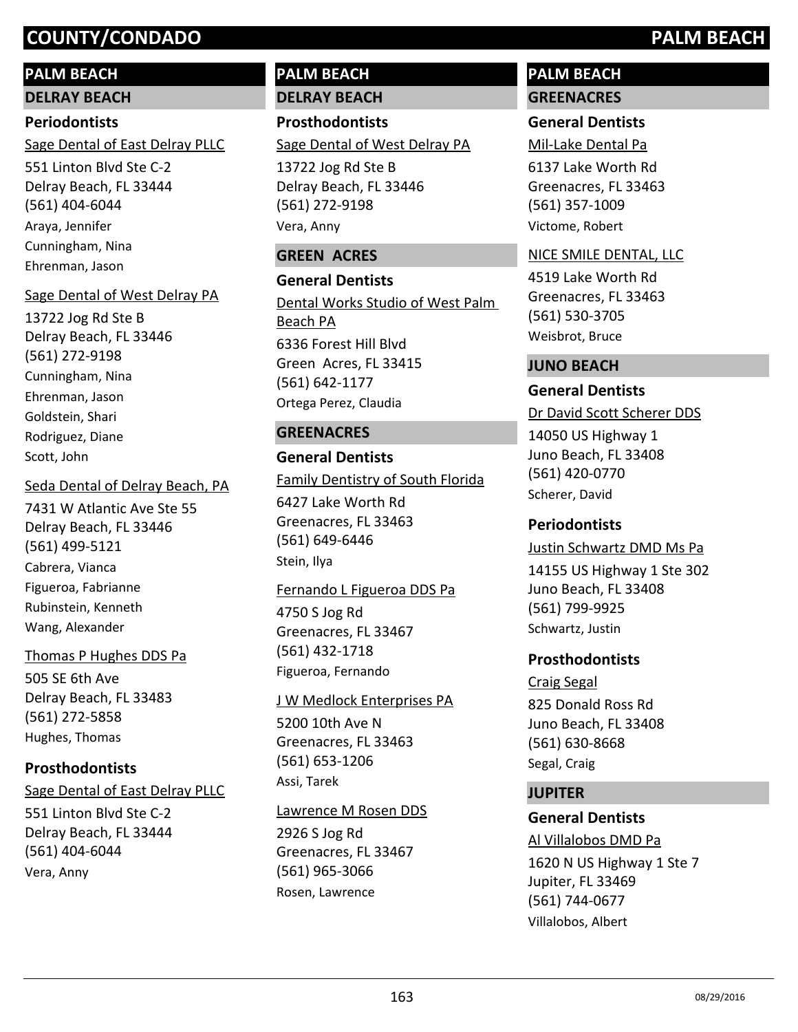# COUNTY/CONDADO — PALM BEACH

## PALM BEACH

### DELRAY BEACH

#### Periodontists

Sage Dental of East Delray PLLC
551 Linton Blvd Ste C-2
Delray Beach, FL 33444
(561) 404-6044
Araya, Jennifer
Cunningham, Nina
Ehrenman, Jason

Sage Dental of West Delray PA
13722 Jog Rd Ste B
Delray Beach, FL 33446
(561) 272-9198
Cunningham, Nina
Ehrenman, Jason
Goldstein, Shari
Rodriguez, Diane
Scott, John

Seda Dental of Delray Beach, PA
7431 W Atlantic Ave Ste 55
Delray Beach, FL 33446
(561) 499-5121
Cabrera, Vianca
Figueroa, Fabrianne
Rubinstein, Kenneth
Wang, Alexander

Thomas P Hughes DDS Pa
505 SE 6th Ave
Delray Beach, FL 33483
(561) 272-5858
Hughes, Thomas

#### Prosthodontists

Sage Dental of East Delray PLLC
551 Linton Blvd Ste C-2
Delray Beach, FL 33444
(561) 404-6044
Vera, Anny

## PALM BEACH

### DELRAY BEACH

#### Prosthodontists

Sage Dental of West Delray PA
13722 Jog Rd Ste B
Delray Beach, FL 33446
(561) 272-9198
Vera, Anny

### GREEN ACRES

#### General Dentists

Dental Works Studio of West Palm Beach PA
6336 Forest Hill Blvd
Green Acres, FL 33415
(561) 642-1177
Ortega Perez, Claudia

### GREENACRES

#### General Dentists

Family Dentistry of South Florida
6427 Lake Worth Rd
Greenacres, FL 33463
(561) 649-6446
Stein, Ilya

Fernando L Figueroa DDS Pa
4750 S Jog Rd
Greenacres, FL 33467
(561) 432-1718
Figueroa, Fernando

J W Medlock Enterprises PA
5200 10th Ave N
Greenacres, FL 33463
(561) 653-1206
Assi, Tarek

Lawrence M Rosen DDS
2926 S Jog Rd
Greenacres, FL 33467
(561) 965-3066
Rosen, Lawrence

## PALM BEACH

### GREENACRES

#### General Dentists

Mil-Lake Dental Pa
6137 Lake Worth Rd
Greenacres, FL 33463
(561) 357-1009
Victome, Robert

NICE SMILE DENTAL, LLC
4519 Lake Worth Rd
Greenacres, FL 33463
(561) 530-3705
Weisbrot, Bruce

### JUNO BEACH

#### General Dentists

Dr David Scott Scherer DDS
14050 US Highway 1
Juno Beach, FL 33408
(561) 420-0770
Scherer, David

#### Periodontists

Justin Schwartz DMD Ms Pa
14155 US Highway 1 Ste 302
Juno Beach, FL 33408
(561) 799-9925
Schwartz, Justin

#### Prosthodontists

Craig Segal
825 Donald Ross Rd
Juno Beach, FL 33408
(561) 630-8668
Segal, Craig

### JUPITER

#### General Dentists

Al Villalobos DMD Pa
1620 N US Highway 1 Ste 7
Jupiter, FL 33469
(561) 744-0677
Villalobos, Albert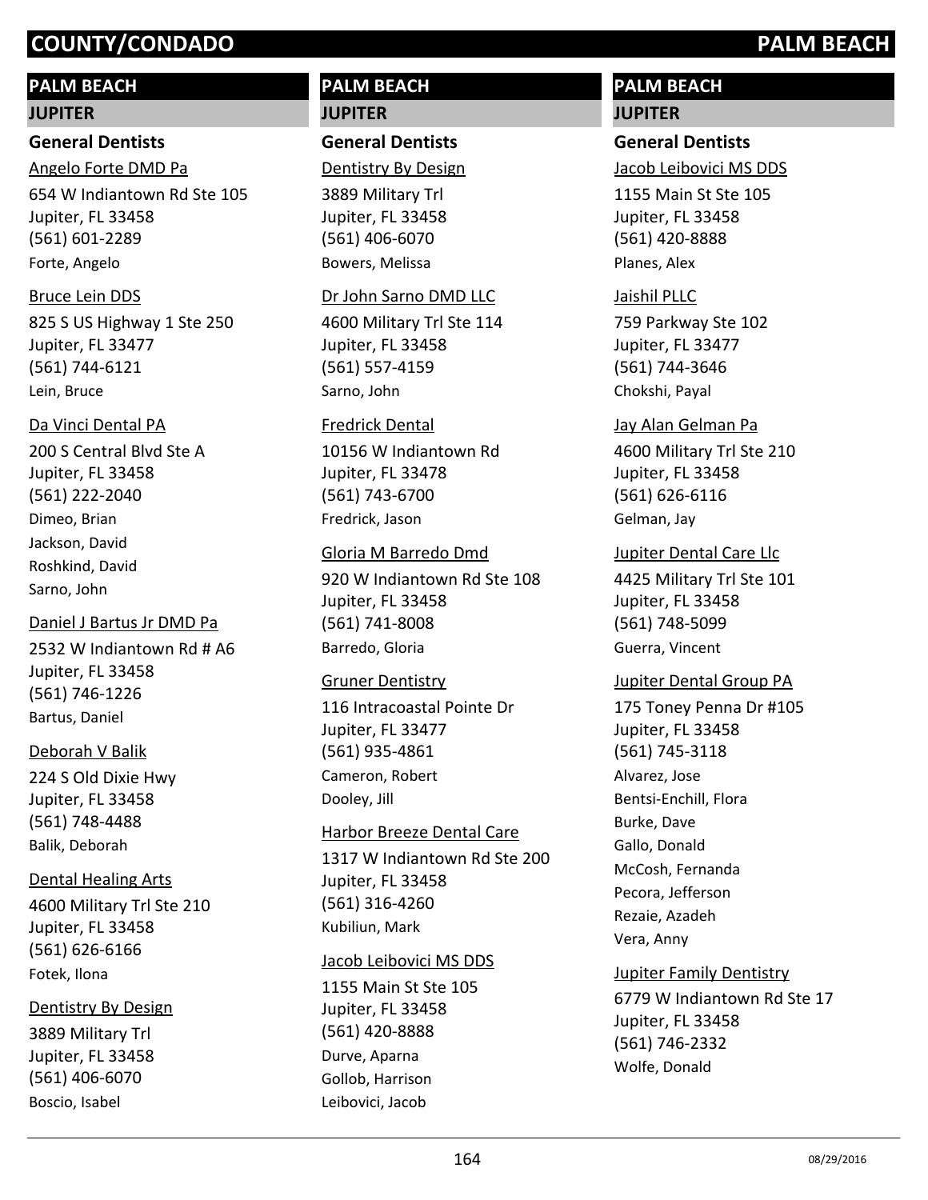## PALM BEACH

### JUPITER

#### General Dentists

Angelo Forte DMD Pa
654 W Indiantown Rd Ste 105
Jupiter, FL 33458
(561) 601-2289
Forte, Angelo

Bruce Lein DDS
825 S US Highway 1 Ste 250
Jupiter, FL 33477
(561) 744-6121
Lein, Bruce

Da Vinci Dental PA
200 S Central Blvd Ste A
Jupiter, FL 33458
(561) 222-2040
Dimeo, Brian
Jackson, David
Roshkind, David
Sarno, John

Daniel J Bartus Jr DMD Pa
2532 W Indiantown Rd # A6
Jupiter, FL 33458
(561) 746-1226
Bartus, Daniel

Deborah V Balik
224 S Old Dixie Hwy
Jupiter, FL 33458
(561) 748-4488
Balik, Deborah

Dental Healing Arts
4600 Military Trl Ste 210
Jupiter, FL 33458
(561) 626-6166
Fotek, Ilona

Dentistry By Design
3889 Military Trl
Jupiter, FL 33458
(561) 406-6070
Boscio, Isabel

Dentistry By Design
3889 Military Trl
Jupiter, FL 33458
(561) 406-6070
Bowers, Melissa

Dr John Sarno DMD LLC
4600 Military Trl Ste 114
Jupiter, FL 33458
(561) 557-4159
Sarno, John

Fredrick Dental
10156 W Indiantown Rd
Jupiter, FL 33478
(561) 743-6700
Fredrick, Jason

Gloria M Barredo Dmd
920 W Indiantown Rd Ste 108
Jupiter, FL 33458
(561) 741-8008
Barredo, Gloria

Gruner Dentistry
116 Intracoastal Pointe Dr
Jupiter, FL 33477
(561) 935-4861
Cameron, Robert
Dooley, Jill

Harbor Breeze Dental Care
1317 W Indiantown Rd Ste 200
Jupiter, FL 33458
(561) 316-4260
Kubiliun, Mark

Jacob Leibovici MS DDS
1155 Main St Ste 105
Jupiter, FL 33458
(561) 420-8888
Durve, Aparna
Gollob, Harrison
Leibovici, Jacob

Jacob Leibovici MS DDS
1155 Main St Ste 105
Jupiter, FL 33458
(561) 420-8888
Planes, Alex

Jaishil PLLC
759 Parkway Ste 102
Jupiter, FL 33477
(561) 744-3646
Chokshi, Payal

Jay Alan Gelman Pa
4600 Military Trl Ste 210
Jupiter, FL 33458
(561) 626-6116
Gelman, Jay

Jupiter Dental Care Llc
4425 Military Trl Ste 101
Jupiter, FL 33458
(561) 748-5099
Guerra, Vincent

Jupiter Dental Group PA
175 Toney Penna Dr #105
Jupiter, FL 33458
(561) 745-3118
Alvarez, Jose
Bentsi-Enchill, Flora
Burke, Dave
Gallo, Donald
McCosh, Fernanda
Pecora, Jefferson
Rezaie, Azadeh
Vera, Anny

Jupiter Family Dentistry
6779 W Indiantown Rd Ste 17
Jupiter, FL 33458
(561) 746-2332
Wolfe, Donald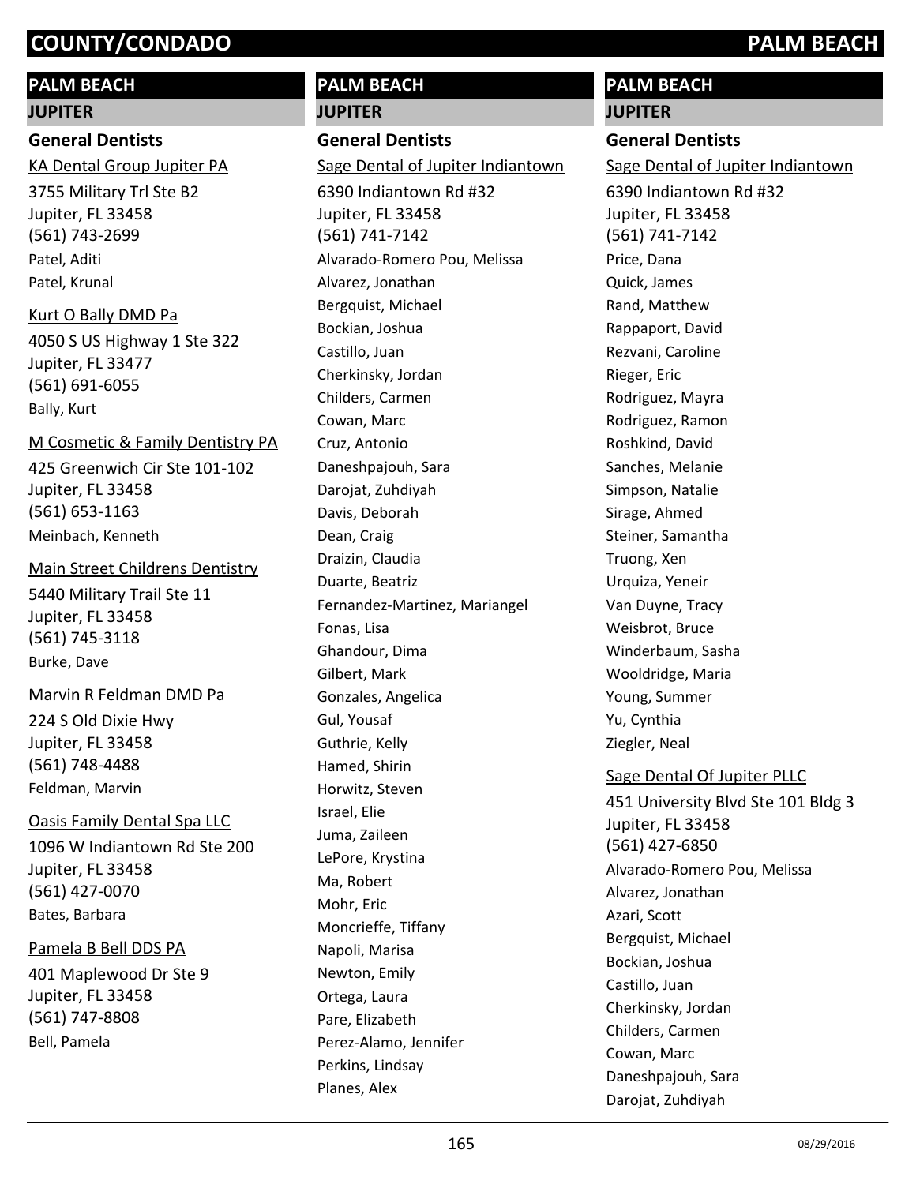# COUNTY/CONDADO PALM BEACH

## PALM BEACH

### JUPITER

#### General Dentists

KA Dental Group Jupiter PA
3755 Military Trl Ste B2
Jupiter, FL 33458
(561) 743-2699
Patel, Aditi
Patel, Krunal

Kurt O Bally DMD Pa
4050 S US Highway 1 Ste 322
Jupiter, FL 33477
(561) 691-6055
Bally, Kurt

M Cosmetic & Family Dentistry PA
425 Greenwich Cir Ste 101-102
Jupiter, FL 33458
(561) 653-1163
Meinbach, Kenneth

Main Street Childrens Dentistry
5440 Military Trail Ste 11
Jupiter, FL 33458
(561) 745-3118
Burke, Dave

Marvin R Feldman DMD Pa
224 S Old Dixie Hwy
Jupiter, FL 33458
(561) 748-4488
Feldman, Marvin

Oasis Family Dental Spa LLC
1096 W Indiantown Rd Ste 200
Jupiter, FL 33458
(561) 427-0070
Bates, Barbara

Pamela B Bell DDS PA
401 Maplewood Dr Ste 9
Jupiter, FL 33458
(561) 747-8808
Bell, Pamela

Sage Dental of Jupiter Indiantown
6390 Indiantown Rd #32
Jupiter, FL 33458
(561) 741-7142
Alvarado-Romero Pou, Melissa
Alvarez, Jonathan
Bergquist, Michael
Bockian, Joshua
Castillo, Juan
Cherkinsky, Jordan
Childers, Carmen
Cowan, Marc
Cruz, Antonio
Daneshpajouh, Sara
Darojat, Zuhdiyah
Davis, Deborah
Dean, Craig
Draizin, Claudia
Duarte, Beatriz
Fernandez-Martinez, Mariangel
Fonas, Lisa
Ghandour, Dima
Gilbert, Mark
Gonzales, Angelica
Gul, Yousaf
Guthrie, Kelly
Hamed, Shirin
Horwitz, Steven
Israel, Elie
Juma, Zaileen
LePore, Krystina
Ma, Robert
Mohr, Eric
Moncrieffe, Tiffany
Napoli, Marisa
Newton, Emily
Ortega, Laura
Pare, Elizabeth
Perez-Alamo, Jennifer
Perkins, Lindsay
Planes, Alex

Sage Dental of Jupiter Indiantown
6390 Indiantown Rd #32
Jupiter, FL 33458
(561) 741-7142
Price, Dana
Quick, James
Rand, Matthew
Rappaport, David
Rezvani, Caroline
Rieger, Eric
Rodriguez, Mayra
Rodriguez, Ramon
Roshkind, David
Sanches, Melanie
Simpson, Natalie
Sirage, Ahmed
Steiner, Samantha
Truong, Xen
Urquiza, Yeneir
Van Duyne, Tracy
Weisbrot, Bruce
Winderbaum, Sasha
Wooldridge, Maria
Young, Summer
Yu, Cynthia
Ziegler, Neal

Sage Dental Of Jupiter PLLC
451 University Blvd Ste 101 Bldg 3
Jupiter, FL 33458
(561) 427-6850
Alvarado-Romero Pou, Melissa
Alvarez, Jonathan
Azari, Scott
Bergquist, Michael
Bockian, Joshua
Castillo, Juan
Cherkinsky, Jordan
Childers, Carmen
Cowan, Marc
Daneshpajouh, Sara
Darojat, Zuhdiyah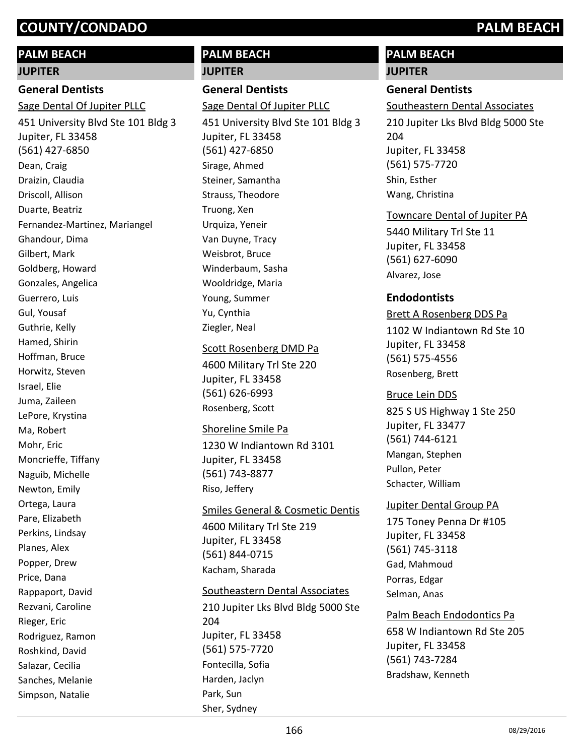## PALM BEACH

### JUPITER

#### General Dentists

Sage Dental Of Jupiter PLLC

451 University Blvd Ste 101 Bldg 3
Jupiter, FL 33458
(561) 427-6850

Dean, Craig
Draizin, Claudia
Driscoll, Allison
Duarte, Beatriz
Fernandez-Martinez, Mariangel
Ghandour, Dima
Gilbert, Mark
Goldberg, Howard
Gonzales, Angelica
Guerrero, Luis
Gul, Yousaf
Guthrie, Kelly
Hamed, Shirin
Hoffman, Bruce
Horwitz, Steven
Israel, Elie
Juma, Zaileen
LePore, Krystina
Ma, Robert
Mohr, Eric
Moncrieffe, Tiffany
Naguib, Michelle
Newton, Emily
Ortega, Laura
Pare, Elizabeth
Perkins, Lindsay
Planes, Alex
Popper, Drew
Price, Dana
Rappaport, David
Rezvani, Caroline
Rieger, Eric
Rodriguez, Ramon
Roshkind, David
Salazar, Cecilia
Sanches, Melanie
Simpson, Natalie

## PALM BEACH

### JUPITER

#### General Dentists

Sage Dental Of Jupiter PLLC

451 University Blvd Ste 101 Bldg 3
Jupiter, FL 33458
(561) 427-6850

Sirage, Ahmed
Steiner, Samantha
Strauss, Theodore
Truong, Xen
Urquiza, Yeneir
Van Duyne, Tracy
Weisbrot, Bruce
Winderbaum, Sasha
Wooldridge, Maria
Young, Summer
Yu, Cynthia
Ziegler, Neal

Scott Rosenberg DMD Pa

4600 Military Trl Ste 220
Jupiter, FL 33458
(561) 626-6993

Rosenberg, Scott

Shoreline Smile Pa

1230 W Indiantown Rd 3101
Jupiter, FL 33458
(561) 743-8877

Riso, Jeffery

Smiles General & Cosmetic Dentis

4600 Military Trl Ste 219
Jupiter, FL 33458
(561) 844-0715

Kacham, Sharada

Southeastern Dental Associates

210 Jupiter Lks Blvd Bldg 5000 Ste 204
Jupiter, FL 33458
(561) 575-7720

Fontecilla, Sofia
Harden, Jaclyn
Park, Sun
Sher, Sydney

## PALM BEACH

### JUPITER

#### General Dentists

Southeastern Dental Associates

210 Jupiter Lks Blvd Bldg 5000 Ste 204
Jupiter, FL 33458
(561) 575-7720

Shin, Esther
Wang, Christina

Towncare Dental of Jupiter PA

5440 Military Trl Ste 11
Jupiter, FL 33458
(561) 627-6090

Alvarez, Jose

#### Endodontists

Brett A Rosenberg DDS Pa

1102 W Indiantown Rd Ste 10
Jupiter, FL 33458
(561) 575-4556

Rosenberg, Brett

Bruce Lein DDS

825 S US Highway 1 Ste 250
Jupiter, FL 33477
(561) 744-6121

Mangan, Stephen
Pullon, Peter
Schacter, William

Jupiter Dental Group PA

175 Toney Penna Dr #105
Jupiter, FL 33458
(561) 745-3118

Gad, Mahmoud
Porras, Edgar
Selman, Anas

Palm Beach Endodontics Pa

658 W Indiantown Rd Ste 205
Jupiter, FL 33458
(561) 743-7284

Bradshaw, Kenneth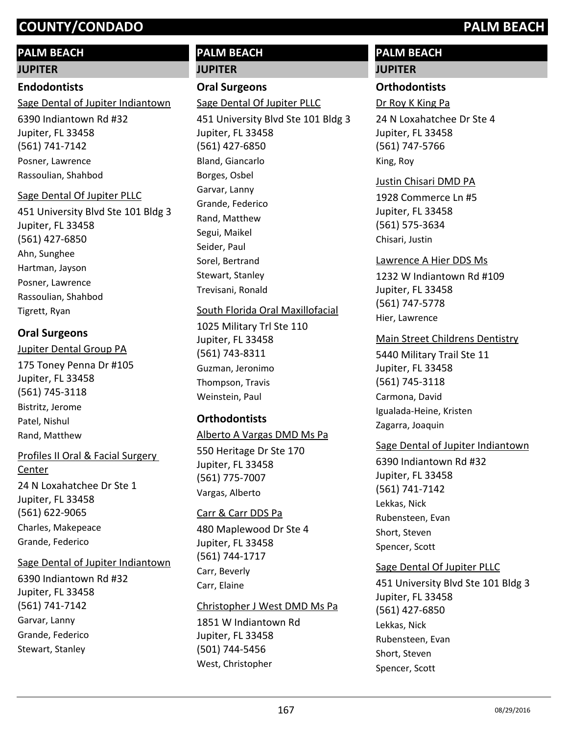## PALM BEACH

### JUPITER

#### Endodontists

Sage Dental of Jupiter Indiantown
6390 Indiantown Rd #32
Jupiter, FL 33458
(561) 741-7142
Posner, Lawrence
Rassoulian, Shahbod

Sage Dental Of Jupiter PLLC
451 University Blvd Ste 101 Bldg 3
Jupiter, FL 33458
(561) 427-6850
Ahn, Sunghee
Hartman, Jayson
Posner, Lawrence
Rassoulian, Shahbod
Tigrett, Ryan

#### Oral Surgeons

Jupiter Dental Group PA
175 Toney Penna Dr #105
Jupiter, FL 33458
(561) 745-3118
Bistritz, Jerome
Patel, Nishul
Rand, Matthew

Profiles II Oral & Facial Surgery Center
24 N Loxahatchee Dr Ste 1
Jupiter, FL 33458
(561) 622-9065
Charles, Makepeace
Grande, Federico

Sage Dental of Jupiter Indiantown
6390 Indiantown Rd #32
Jupiter, FL 33458
(561) 741-7142
Garvar, Lanny
Grande, Federico
Stewart, Stanley

## PALM BEACH

### JUPITER

#### Oral Surgeons

Sage Dental Of Jupiter PLLC
451 University Blvd Ste 101 Bldg 3
Jupiter, FL 33458
(561) 427-6850
Bland, Giancarlo
Borges, Osbel
Garvar, Lanny
Grande, Federico
Rand, Matthew
Segui, Maikel
Seider, Paul
Sorel, Bertrand
Stewart, Stanley
Trevisani, Ronald

South Florida Oral Maxillofacial
1025 Military Trl Ste 110
Jupiter, FL 33458
(561) 743-8311
Guzman, Jeronimo
Thompson, Travis
Weinstein, Paul

#### Orthodontists

Alberto A Vargas DMD Ms Pa
550 Heritage Dr Ste 170
Jupiter, FL 33458
(561) 775-7007
Vargas, Alberto

Carr & Carr DDS Pa
480 Maplewood Dr Ste 4
Jupiter, FL 33458
(561) 744-1717
Carr, Beverly
Carr, Elaine

Christopher J West DMD Ms Pa
1851 W Indiantown Rd
Jupiter, FL 33458
(501) 744-5456
West, Christopher

## PALM BEACH

### JUPITER

#### Orthodontists

Dr Roy K King Pa
24 N Loxahatchee Dr Ste 4
Jupiter, FL 33458
(561) 747-5766
King, Roy

Justin Chisari DMD PA
1928 Commerce Ln #5
Jupiter, FL 33458
(561) 575-3634
Chisari, Justin

Lawrence A Hier DDS Ms
1232 W Indiantown Rd #109
Jupiter, FL 33458
(561) 747-5778
Hier, Lawrence

Main Street Childrens Dentistry
5440 Military Trail Ste 11
Jupiter, FL 33458
(561) 745-3118
Carmona, David
Igualada-Heine, Kristen
Zagarra, Joaquin

Sage Dental of Jupiter Indiantown
6390 Indiantown Rd #32
Jupiter, FL 33458
(561) 741-7142
Lekkas, Nick
Rubensteen, Evan
Short, Steven
Spencer, Scott

Sage Dental Of Jupiter PLLC
451 University Blvd Ste 101 Bldg 3
Jupiter, FL 33458
(561) 427-6850
Lekkas, Nick
Rubensteen, Evan
Short, Steven
Spencer, Scott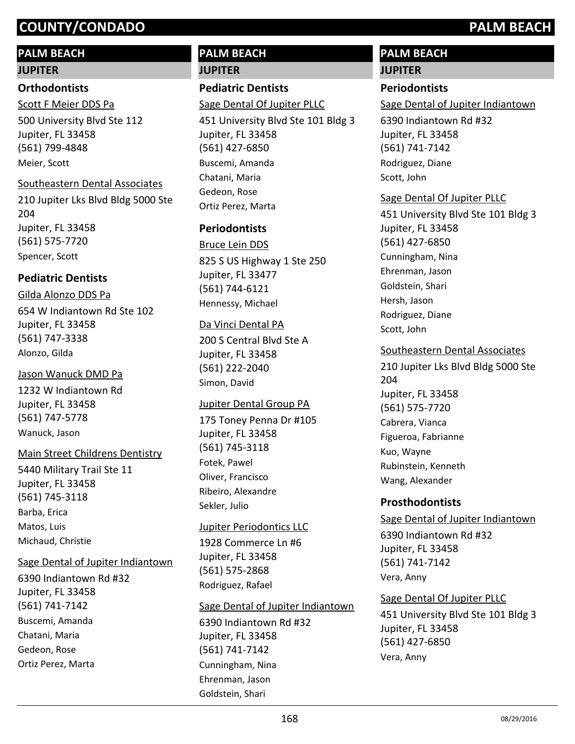## PALM BEACH

### JUPITER

#### Orthodontists

Scott F Meier DDS Pa
500 University Blvd Ste 112
Jupiter, FL 33458
(561) 799-4848
Meier, Scott

Southeastern Dental Associates
210 Jupiter Lks Blvd Bldg 5000 Ste 204
Jupiter, FL 33458
(561) 575-7720
Spencer, Scott

#### Pediatric Dentists

Gilda Alonzo DDS Pa
654 W Indiantown Rd Ste 102
Jupiter, FL 33458
(561) 747-3338
Alonzo, Gilda

Jason Wanuck DMD Pa
1232 W Indiantown Rd
Jupiter, FL 33458
(561) 747-5778
Wanuck, Jason

Main Street Childrens Dentistry
5440 Military Trail Ste 11
Jupiter, FL 33458
(561) 745-3118
Barba, Erica
Matos, Luis
Michaud, Christie

Sage Dental of Jupiter Indiantown
6390 Indiantown Rd #32
Jupiter, FL 33458
(561) 741-7142
Buscemi, Amanda
Chatani, Maria
Gedeon, Rose
Ortiz Perez, Marta

## PALM BEACH

### JUPITER

#### Pediatric Dentists

Sage Dental Of Jupiter PLLC
451 University Blvd Ste 101 Bldg 3
Jupiter, FL 33458
(561) 427-6850
Buscemi, Amanda
Chatani, Maria
Gedeon, Rose
Ortiz Perez, Marta

#### Periodontists

Bruce Lein DDS
825 S US Highway 1 Ste 250
Jupiter, FL 33477
(561) 744-6121
Hennessy, Michael

Da Vinci Dental PA
200 S Central Blvd Ste A
Jupiter, FL 33458
(561) 222-2040
Simon, David

Jupiter Dental Group PA
175 Toney Penna Dr #105
Jupiter, FL 33458
(561) 745-3118
Fotek, Pawel
Oliver, Francisco
Ribeiro, Alexandre
Sekler, Julio

Jupiter Periodontics LLC
1928 Commerce Ln #6
Jupiter, FL 33458
(561) 575-2868
Rodriguez, Rafael

Sage Dental of Jupiter Indiantown
6390 Indiantown Rd #32
Jupiter, FL 33458
(561) 741-7142
Cunningham, Nina
Ehrenman, Jason
Goldstein, Shari

## PALM BEACH

### JUPITER

#### Periodontists

Sage Dental of Jupiter Indiantown
6390 Indiantown Rd #32
Jupiter, FL 33458
(561) 741-7142
Rodriguez, Diane
Scott, John

Sage Dental Of Jupiter PLLC
451 University Blvd Ste 101 Bldg 3
Jupiter, FL 33458
(561) 427-6850
Cunningham, Nina
Ehrenman, Jason
Goldstein, Shari
Hersh, Jason
Rodriguez, Diane
Scott, John

Southeastern Dental Associates
210 Jupiter Lks Blvd Bldg 5000 Ste 204
Jupiter, FL 33458
(561) 575-7720
Cabrera, Vianca
Figueroa, Fabrianne
Kuo, Wayne
Rubinstein, Kenneth
Wang, Alexander

#### Prosthodontists

Sage Dental of Jupiter Indiantown
6390 Indiantown Rd #32
Jupiter, FL 33458
(561) 741-7142
Vera, Anny

Sage Dental Of Jupiter PLLC
451 University Blvd Ste 101 Bldg 3
Jupiter, FL 33458
(561) 427-6850
Vera, Anny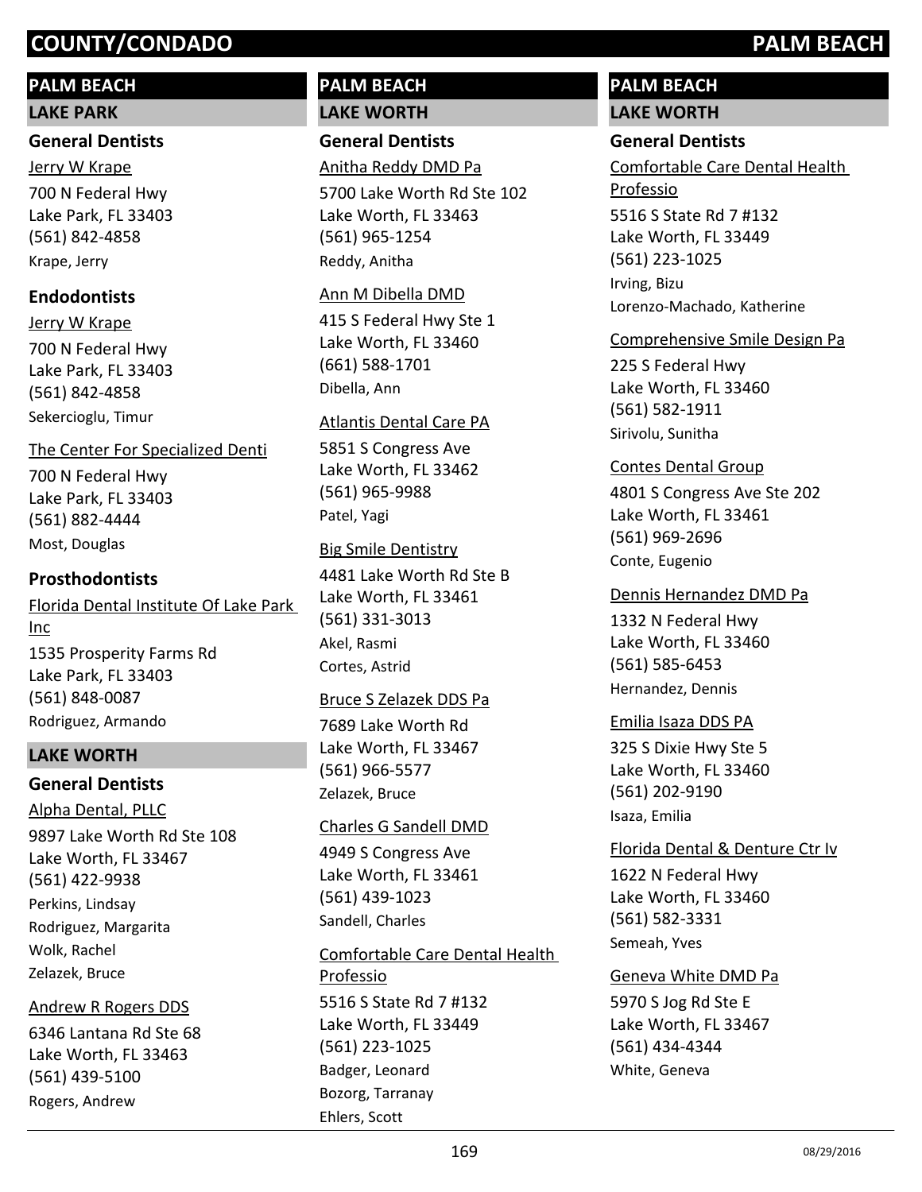## PALM BEACH

### LAKE PARK

#### General Dentists

Jerry W Krape
700 N Federal Hwy
Lake Park, FL 33403
(561) 842-4858
Krape, Jerry

#### Endodontists

Jerry W Krape
700 N Federal Hwy
Lake Park, FL 33403
(561) 842-4858
Sekercioglu, Timur

The Center For Specialized Denti
700 N Federal Hwy
Lake Park, FL 33403
(561) 882-4444
Most, Douglas

#### Prosthodontists

Florida Dental Institute Of Lake Park Inc
1535 Prosperity Farms Rd
Lake Park, FL 33403
(561) 848-0087
Rodriguez, Armando

### LAKE WORTH

#### General Dentists

Alpha Dental, PLLC
9897 Lake Worth Rd Ste 108
Lake Worth, FL 33467
(561) 422-9938
Perkins, Lindsay
Rodriguez, Margarita
Wolk, Rachel
Zelazek, Bruce

Andrew R Rogers DDS
6346 Lantana Rd Ste 68
Lake Worth, FL 33463
(561) 439-5100
Rogers, Andrew

Anitha Reddy DMD Pa
5700 Lake Worth Rd Ste 102
Lake Worth, FL 33463
(561) 965-1254
Reddy, Anitha

Ann M Dibella DMD
415 S Federal Hwy Ste 1
Lake Worth, FL 33460
(661) 588-1701
Dibella, Ann

Atlantis Dental Care PA
5851 S Congress Ave
Lake Worth, FL 33462
(561) 965-9988
Patel, Yagi

Big Smile Dentistry
4481 Lake Worth Rd Ste B
Lake Worth, FL 33461
(561) 331-3013
Akel, Rasmi
Cortes, Astrid

Bruce S Zelazek DDS Pa
7689 Lake Worth Rd
Lake Worth, FL 33467
(561) 966-5577
Zelazek, Bruce

Charles G Sandell DMD
4949 S Congress Ave
Lake Worth, FL 33461
(561) 439-1023
Sandell, Charles

Comfortable Care Dental Health Professio
5516 S State Rd 7 #132
Lake Worth, FL 33449
(561) 223-1025
Badger, Leonard
Bozorg, Tarranay
Ehlers, Scott
Irving, Bizu
Lorenzo-Machado, Katherine

Comprehensive Smile Design Pa
225 S Federal Hwy
Lake Worth, FL 33460
(561) 582-1911
Sirivolu, Sunitha

Contes Dental Group
4801 S Congress Ave Ste 202
Lake Worth, FL 33461
(561) 969-2696
Conte, Eugenio

Dennis Hernandez DMD Pa
1332 N Federal Hwy
Lake Worth, FL 33460
(561) 585-6453
Hernandez, Dennis

Emilia Isaza DDS PA
325 S Dixie Hwy Ste 5
Lake Worth, FL 33460
(561) 202-9190
Isaza, Emilia

Florida Dental & Denture Ctr Iv
1622 N Federal Hwy
Lake Worth, FL 33460
(561) 582-3331
Semeah, Yves

Geneva White DMD Pa
5970 S Jog Rd Ste E
Lake Worth, FL 33467
(561) 434-4344
White, Geneva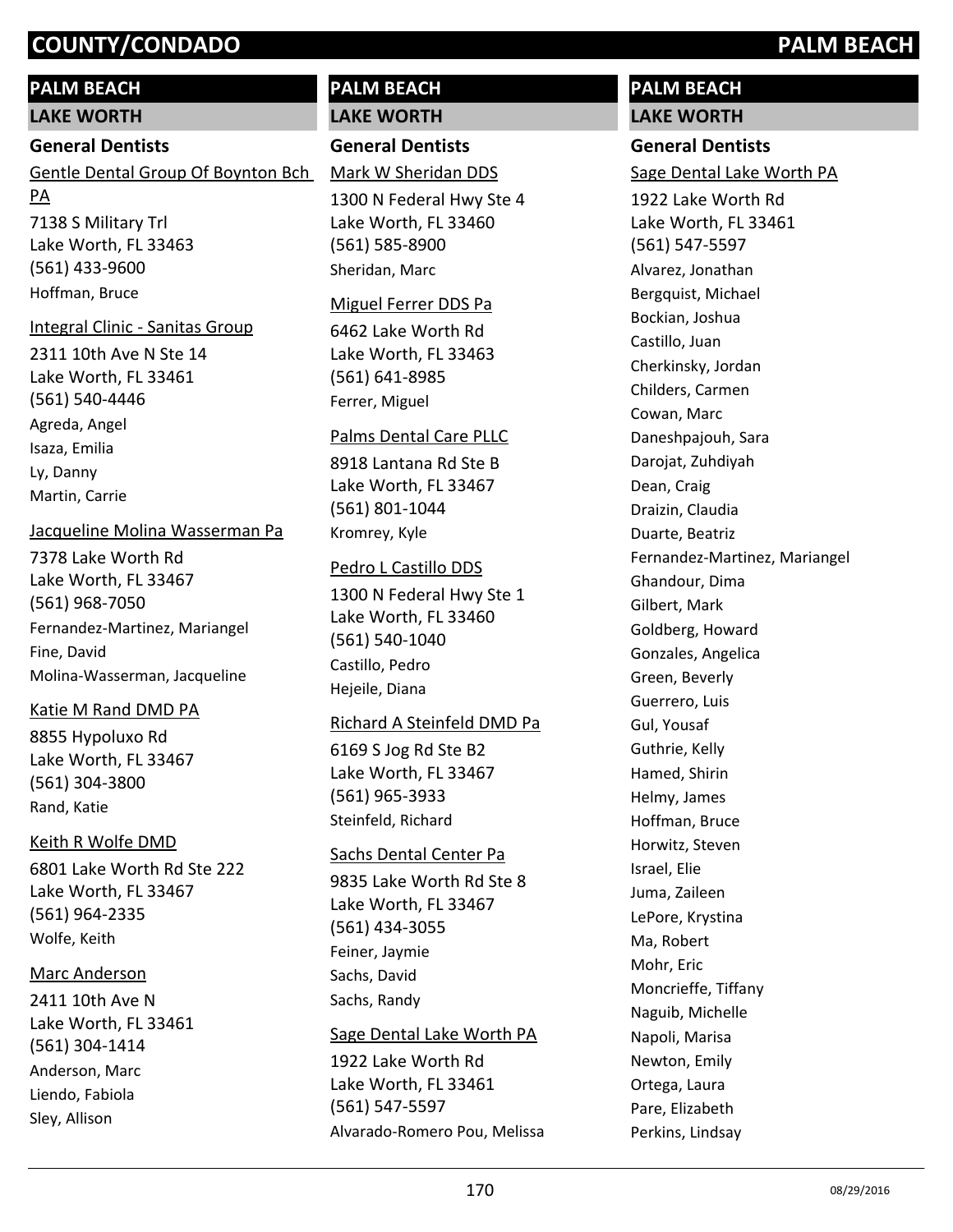## PALM BEACH

### LAKE WORTH

#### General Dentists

Gentle Dental Group Of Boynton Bch PA
7138 S Military Trl
Lake Worth, FL 33463
(561) 433-9600
Hoffman, Bruce

Integral Clinic - Sanitas Group
2311 10th Ave N Ste 14
Lake Worth, FL 33461
(561) 540-4446
Agreda, Angel
Isaza, Emilia
Ly, Danny
Martin, Carrie

Jacqueline Molina Wasserman Pa
7378 Lake Worth Rd
Lake Worth, FL 33467
(561) 968-7050
Fernandez-Martinez, Mariangel
Fine, David
Molina-Wasserman, Jacqueline

Katie M Rand DMD PA
8855 Hypoluxo Rd
Lake Worth, FL 33467
(561) 304-3800
Rand, Katie

Keith R Wolfe DMD
6801 Lake Worth Rd Ste 222
Lake Worth, FL 33467
(561) 964-2335
Wolfe, Keith

Marc Anderson
2411 10th Ave N
Lake Worth, FL 33461
(561) 304-1414
Anderson, Marc
Liendo, Fabiola
Sley, Allison

## PALM BEACH

### LAKE WORTH

#### General Dentists

Mark W Sheridan DDS
1300 N Federal Hwy Ste 4
Lake Worth, FL 33460
(561) 585-8900
Sheridan, Marc

Miguel Ferrer DDS Pa
6462 Lake Worth Rd
Lake Worth, FL 33463
(561) 641-8985
Ferrer, Miguel

Palms Dental Care PLLC
8918 Lantana Rd Ste B
Lake Worth, FL 33467
(561) 801-1044
Kromrey, Kyle

Pedro L Castillo DDS
1300 N Federal Hwy Ste 1
Lake Worth, FL 33460
(561) 540-1040
Castillo, Pedro
Hejeile, Diana

Richard A Steinfeld DMD Pa
6169 S Jog Rd Ste B2
Lake Worth, FL 33467
(561) 965-3933
Steinfeld, Richard

Sachs Dental Center Pa
9835 Lake Worth Rd Ste 8
Lake Worth, FL 33467
(561) 434-3055
Feiner, Jaymie
Sachs, David
Sachs, Randy

Sage Dental Lake Worth PA
1922 Lake Worth Rd
Lake Worth, FL 33461
(561) 547-5597
Alvarado-Romero Pou, Melissa

## PALM BEACH

### LAKE WORTH

#### General Dentists

Sage Dental Lake Worth PA
1922 Lake Worth Rd
Lake Worth, FL 33461
(561) 547-5597
Alvarez, Jonathan
Bergquist, Michael
Bockian, Joshua
Castillo, Juan
Cherkinsky, Jordan
Childers, Carmen
Cowan, Marc
Daneshpajouh, Sara
Darojat, Zuhdiyah
Dean, Craig
Draizin, Claudia
Duarte, Beatriz
Fernandez-Martinez, Mariangel
Ghandour, Dima
Gilbert, Mark
Goldberg, Howard
Gonzales, Angelica
Green, Beverly
Guerrero, Luis
Gul, Yousaf
Guthrie, Kelly
Hamed, Shirin
Helmy, James
Hoffman, Bruce
Horwitz, Steven
Israel, Elie
Juma, Zaileen
LePore, Krystina
Ma, Robert
Mohr, Eric
Moncrieffe, Tiffany
Naguib, Michelle
Napoli, Marisa
Newton, Emily
Ortega, Laura
Pare, Elizabeth
Perkins, Lindsay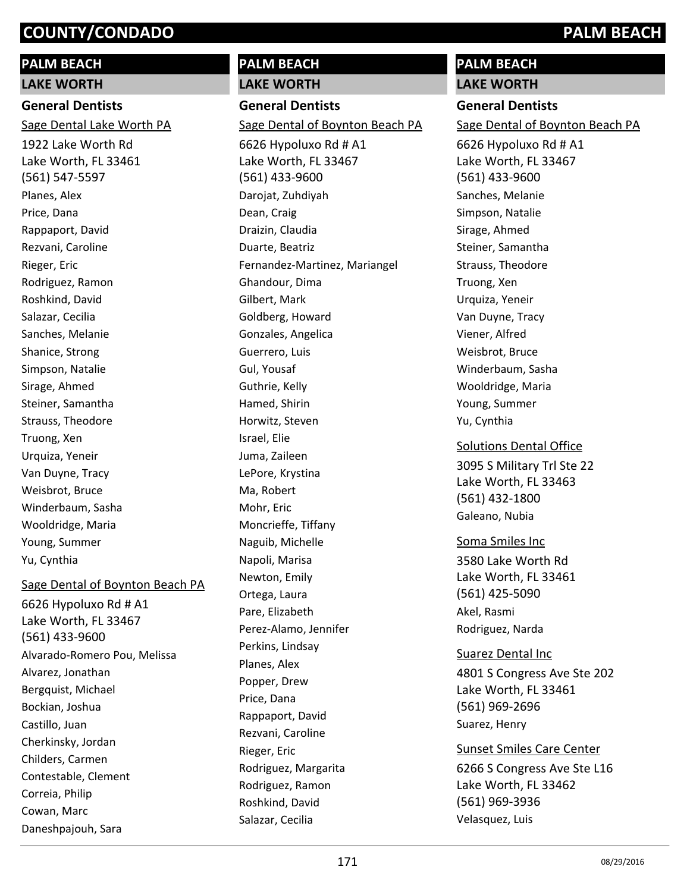## PALM BEACH

### LAKE WORTH

#### General Dentists

Sage Dental Lake Worth PA
1922 Lake Worth Rd
Lake Worth, FL 33461
(561) 547-5597

Planes, Alex
Price, Dana
Rappaport, David
Rezvani, Caroline
Rieger, Eric
Rodriguez, Ramon
Roshkind, David
Salazar, Cecilia
Sanches, Melanie
Shanice, Strong
Simpson, Natalie
Sirage, Ahmed
Steiner, Samantha
Strauss, Theodore
Truong, Xen
Urquiza, Yeneir
Van Duyne, Tracy
Weisbrot, Bruce
Winderbaum, Sasha
Wooldridge, Maria
Young, Summer
Yu, Cynthia

Sage Dental of Boynton Beach PA
6626 Hypoluxo Rd # A1
Lake Worth, FL 33467
(561) 433-9600

Alvarado-Romero Pou, Melissa
Alvarez, Jonathan
Bergquist, Michael
Bockian, Joshua
Castillo, Juan
Cherkinsky, Jordan
Childers, Carmen
Contestable, Clement
Correia, Philip
Cowan, Marc
Daneshpajouh, Sara

## PALM BEACH

### LAKE WORTH

#### General Dentists

Sage Dental of Boynton Beach PA
6626 Hypoluxo Rd # A1
Lake Worth, FL 33467
(561) 433-9600

Darojat, Zuhdiyah
Dean, Craig
Draizin, Claudia
Duarte, Beatriz
Fernandez-Martinez, Mariangel
Ghandour, Dima
Gilbert, Mark
Goldberg, Howard
Gonzales, Angelica
Guerrero, Luis
Gul, Yousaf
Guthrie, Kelly
Hamed, Shirin
Horwitz, Steven
Israel, Elie
Juma, Zaileen
LePore, Krystina
Ma, Robert
Mohr, Eric
Moncrieffe, Tiffany
Naguib, Michelle
Napoli, Marisa
Newton, Emily
Ortega, Laura
Pare, Elizabeth
Perez-Alamo, Jennifer
Perkins, Lindsay
Planes, Alex
Popper, Drew
Price, Dana
Rappaport, David
Rezvani, Caroline
Rieger, Eric
Rodriguez, Margarita
Rodriguez, Ramon
Roshkind, David
Salazar, Cecilia

## PALM BEACH

### LAKE WORTH

#### General Dentists

Sage Dental of Boynton Beach PA
6626 Hypoluxo Rd # A1
Lake Worth, FL 33467
(561) 433-9600

Sanches, Melanie
Simpson, Natalie
Sirage, Ahmed
Steiner, Samantha
Strauss, Theodore
Truong, Xen
Urquiza, Yeneir
Van Duyne, Tracy
Viener, Alfred
Weisbrot, Bruce
Winderbaum, Sasha
Wooldridge, Maria
Young, Summer
Yu, Cynthia

Solutions Dental Office
3095 S Military Trl Ste 22
Lake Worth, FL 33463
(561) 432-1800

Galeano, Nubia

Soma Smiles Inc
3580 Lake Worth Rd
Lake Worth, FL 33461
(561) 425-5090

Akel, Rasmi
Rodriguez, Narda

Suarez Dental Inc
4801 S Congress Ave Ste 202
Lake Worth, FL 33461
(561) 969-2696

Suarez, Henry

Sunset Smiles Care Center
6266 S Congress Ave Ste L16
Lake Worth, FL 33462
(561) 969-3936

Velasquez, Luis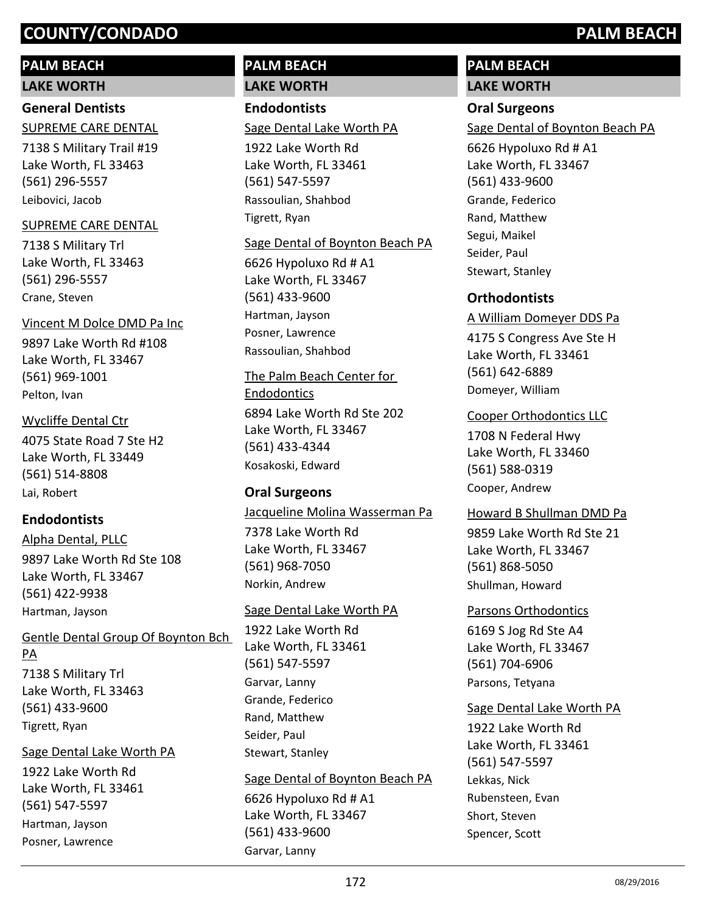# PALM BEACH

## LAKE WORTH

### General Dentists

SUPREME CARE DENTAL
7138 S Military Trail #19
Lake Worth, FL 33463
(561) 296-5557
Leibovici, Jacob

SUPREME CARE DENTAL
7138 S Military Trl
Lake Worth, FL 33463
(561) 296-5557
Crane, Steven

Vincent M Dolce DMD Pa Inc
9897 Lake Worth Rd #108
Lake Worth, FL 33467
(561) 969-1001
Pelton, Ivan

Wycliffe Dental Ctr
4075 State Road 7 Ste H2
Lake Worth, FL 33449
(561) 514-8808
Lai, Robert

### Endodontists

Alpha Dental, PLLC
9897 Lake Worth Rd Ste 108
Lake Worth, FL 33467
(561) 422-9938
Hartman, Jayson

Gentle Dental Group Of Boynton Bch PA
7138 S Military Trl
Lake Worth, FL 33463
(561) 433-9600
Tigrett, Ryan

Sage Dental Lake Worth PA
1922 Lake Worth Rd
Lake Worth, FL 33461
(561) 547-5597
Hartman, Jayson
Posner, Lawrence

Sage Dental Lake Worth PA
1922 Lake Worth Rd
Lake Worth, FL 33461
(561) 547-5597
Rassoulian, Shahbod
Tigrett, Ryan

Sage Dental of Boynton Beach PA
6626 Hypoluxo Rd # A1
Lake Worth, FL 33467
(561) 433-9600
Hartman, Jayson
Posner, Lawrence
Rassoulian, Shahbod

The Palm Beach Center for Endodontics
6894 Lake Worth Rd Ste 202
Lake Worth, FL 33467
(561) 433-4344
Kosakoski, Edward

### Oral Surgeons

Jacqueline Molina Wasserman Pa
7378 Lake Worth Rd
Lake Worth, FL 33467
(561) 968-7050
Norkin, Andrew

Sage Dental Lake Worth PA
1922 Lake Worth Rd
Lake Worth, FL 33461
(561) 547-5597
Garvar, Lanny
Grande, Federico
Rand, Matthew
Seider, Paul
Stewart, Stanley

Sage Dental of Boynton Beach PA
6626 Hypoluxo Rd # A1
Lake Worth, FL 33467
(561) 433-9600
Garvar, Lanny

Sage Dental of Boynton Beach PA
6626 Hypoluxo Rd # A1
Lake Worth, FL 33467
(561) 433-9600
Grande, Federico
Rand, Matthew
Segui, Maikel
Seider, Paul
Stewart, Stanley

### Orthodontists

A William Domeyer DDS Pa
4175 S Congress Ave Ste H
Lake Worth, FL 33461
(561) 642-6889
Domeyer, William

Cooper Orthodontics LLC
1708 N Federal Hwy
Lake Worth, FL 33460
(561) 588-0319
Cooper, Andrew

Howard B Shullman DMD Pa
9859 Lake Worth Rd Ste 21
Lake Worth, FL 33467
(561) 868-5050
Shullman, Howard

Parsons Orthodontics
6169 S Jog Rd Ste A4
Lake Worth, FL 33467
(561) 704-6906
Parsons, Tetyana

Sage Dental Lake Worth PA
1922 Lake Worth Rd
Lake Worth, FL 33461
(561) 547-5597
Lekkas, Nick
Rubensteen, Evan
Short, Steven
Spencer, Scott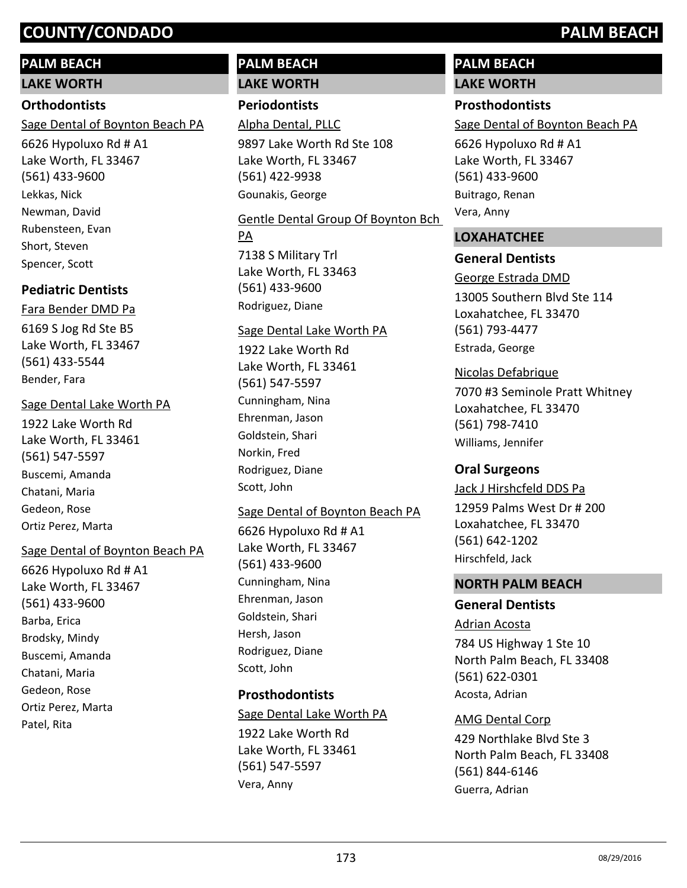## PALM BEACH

### LAKE WORTH

#### Orthodontists

Sage Dental of Boynton Beach PA
6626 Hypoluxo Rd # A1
Lake Worth, FL 33467
(561) 433-9600
Lekkas, Nick
Newman, David
Rubensteen, Evan
Short, Steven
Spencer, Scott

#### Pediatric Dentists

Fara Bender DMD Pa
6169 S Jog Rd Ste B5
Lake Worth, FL 33467
(561) 433-5544
Bender, Fara

Sage Dental Lake Worth PA
1922 Lake Worth Rd
Lake Worth, FL 33461
(561) 547-5597
Buscemi, Amanda
Chatani, Maria
Gedeon, Rose
Ortiz Perez, Marta

Sage Dental of Boynton Beach PA
6626 Hypoluxo Rd # A1
Lake Worth, FL 33467
(561) 433-9600
Barba, Erica
Brodsky, Mindy
Buscemi, Amanda
Chatani, Maria
Gedeon, Rose
Ortiz Perez, Marta
Patel, Rita

#### Periodontists

Alpha Dental, PLLC
9897 Lake Worth Rd Ste 108
Lake Worth, FL 33467
(561) 422-9938
Gounakis, George

Gentle Dental Group Of Boynton Bch PA
7138 S Military Trl
Lake Worth, FL 33463
(561) 433-9600
Rodriguez, Diane

Sage Dental Lake Worth PA
1922 Lake Worth Rd
Lake Worth, FL 33461
(561) 547-5597
Cunningham, Nina
Ehrenman, Jason
Goldstein, Shari
Norkin, Fred
Rodriguez, Diane
Scott, John

Sage Dental of Boynton Beach PA
6626 Hypoluxo Rd # A1
Lake Worth, FL 33467
(561) 433-9600
Cunningham, Nina
Ehrenman, Jason
Goldstein, Shari
Hersh, Jason
Rodriguez, Diane
Scott, John

#### Prosthodontists

Sage Dental Lake Worth PA
1922 Lake Worth Rd
Lake Worth, FL 33461
(561) 547-5597
Vera, Anny

Sage Dental of Boynton Beach PA
6626 Hypoluxo Rd # A1
Lake Worth, FL 33467
(561) 433-9600
Buitrago, Renan
Vera, Anny

### LOXAHATCHEE

#### General Dentists

George Estrada DMD
13005 Southern Blvd Ste 114
Loxahatchee, FL 33470
(561) 793-4477
Estrada, George

Nicolas Defabrique
7070 #3 Seminole Pratt Whitney
Loxahatchee, FL 33470
(561) 798-7410
Williams, Jennifer

#### Oral Surgeons

Jack J Hirshcfeld DDS Pa
12959 Palms West Dr # 200
Loxahatchee, FL 33470
(561) 642-1202
Hirschfeld, Jack

### NORTH PALM BEACH

#### General Dentists

Adrian Acosta
784 US Highway 1 Ste 10
North Palm Beach, FL 33408
(561) 622-0301
Acosta, Adrian

AMG Dental Corp
429 Northlake Blvd Ste 3
North Palm Beach, FL 33408
(561) 844-6146
Guerra, Adrian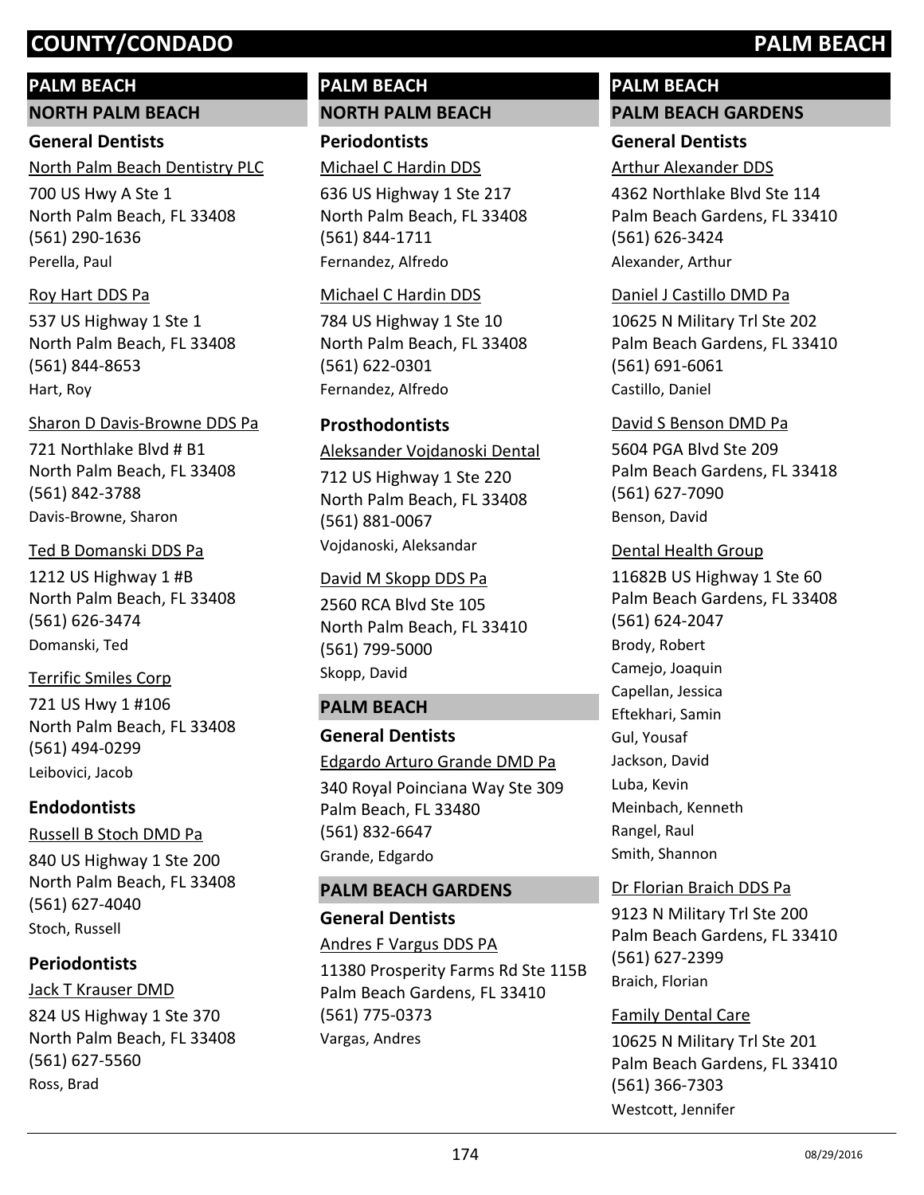## PALM BEACH

### NORTH PALM BEACH

#### General Dentists

North Palm Beach Dentistry PLC
700 US Hwy A Ste 1
North Palm Beach, FL 33408
(561) 290-1636
Perella, Paul

Roy Hart DDS Pa
537 US Highway 1 Ste 1
North Palm Beach, FL 33408
(561) 844-8653
Hart, Roy

Sharon D Davis-Browne DDS Pa
721 Northlake Blvd # B1
North Palm Beach, FL 33408
(561) 842-3788
Davis-Browne, Sharon

Ted B Domanski DDS Pa
1212 US Highway 1 #B
North Palm Beach, FL 33408
(561) 626-3474
Domanski, Ted

Terrific Smiles Corp
721 US Hwy 1 #106
North Palm Beach, FL 33408
(561) 494-0299
Leibovici, Jacob

#### Endodontists

Russell B Stoch DMD Pa
840 US Highway 1 Ste 200
North Palm Beach, FL 33408
(561) 627-4040
Stoch, Russell

#### Periodontists

Jack T Krauser DMD
824 US Highway 1 Ste 370
North Palm Beach, FL 33408
(561) 627-5560
Ross, Brad

## PALM BEACH

### NORTH PALM BEACH

#### Periodontists

Michael C Hardin DDS
636 US Highway 1 Ste 217
North Palm Beach, FL 33408
(561) 844-1711
Fernandez, Alfredo

Michael C Hardin DDS
784 US Highway 1 Ste 10
North Palm Beach, FL 33408
(561) 622-0301
Fernandez, Alfredo

#### Prosthodontists

Aleksander Vojdanoski Dental
712 US Highway 1 Ste 220
North Palm Beach, FL 33408
(561) 881-0067
Vojdanoski, Aleksandar

David M Skopp DDS Pa
2560 RCA Blvd Ste 105
North Palm Beach, FL 33410
(561) 799-5000
Skopp, David

### PALM BEACH

#### General Dentists

Edgardo Arturo Grande DMD Pa
340 Royal Poinciana Way Ste 309
Palm Beach, FL 33480
(561) 832-6647
Grande, Edgardo

### PALM BEACH GARDENS

#### General Dentists

Andres F Vargus DDS PA
11380 Prosperity Farms Rd Ste 115B
Palm Beach Gardens, FL 33410
(561) 775-0373
Vargas, Andres

## PALM BEACH

### PALM BEACH GARDENS

#### General Dentists

Arthur Alexander DDS
4362 Northlake Blvd Ste 114
Palm Beach Gardens, FL 33410
(561) 626-3424
Alexander, Arthur

Daniel J Castillo DMD Pa
10625 N Military Trl Ste 202
Palm Beach Gardens, FL 33410
(561) 691-6061
Castillo, Daniel

David S Benson DMD Pa
5604 PGA Blvd Ste 209
Palm Beach Gardens, FL 33418
(561) 627-7090
Benson, David

Dental Health Group
11682B US Highway 1 Ste 60
Palm Beach Gardens, FL 33408
(561) 624-2047
Brody, Robert
Camejo, Joaquin
Capellan, Jessica
Eftekhari, Samin
Gul, Yousaf
Jackson, David
Luba, Kevin
Meinbach, Kenneth
Rangel, Raul
Smith, Shannon

Dr Florian Braich DDS Pa
9123 N Military Trl Ste 200
Palm Beach Gardens, FL 33410
(561) 627-2399
Braich, Florian

Family Dental Care
10625 N Military Trl Ste 201
Palm Beach Gardens, FL 33410
(561) 366-7303
Westcott, Jennifer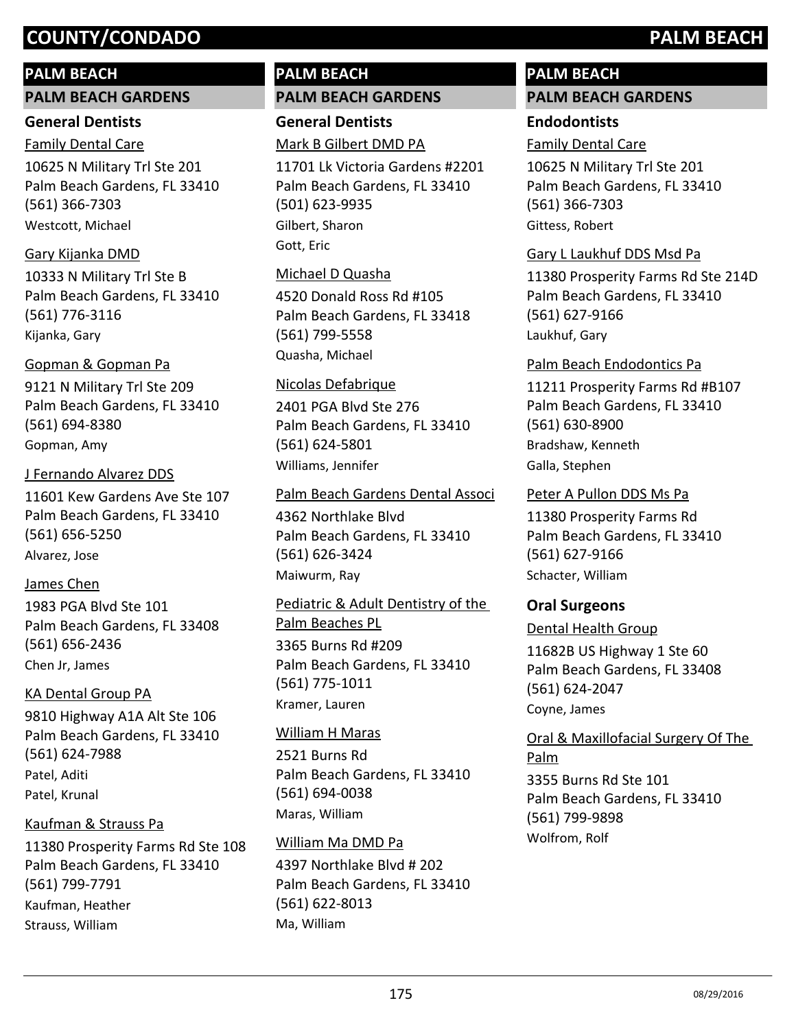## PALM BEACH

### PALM BEACH GARDENS

#### General Dentists

Family Dental Care
10625 N Military Trl Ste 201
Palm Beach Gardens, FL 33410
(561) 366-7303
Westcott, Michael

Gary Kijanka DMD
10333 N Military Trl Ste B
Palm Beach Gardens, FL 33410
(561) 776-3116
Kijanka, Gary

Gopman & Gopman Pa
9121 N Military Trl Ste 209
Palm Beach Gardens, FL 33410
(561) 694-8380
Gopman, Amy

J Fernando Alvarez DDS
11601 Kew Gardens Ave Ste 107
Palm Beach Gardens, FL 33410
(561) 656-5250
Alvarez, Jose

James Chen
1983 PGA Blvd Ste 101
Palm Beach Gardens, FL 33408
(561) 656-2436
Chen Jr, James

KA Dental Group PA
9810 Highway A1A Alt Ste 106
Palm Beach Gardens, FL 33410
(561) 624-7988
Patel, Aditi
Patel, Krunal

Kaufman & Strauss Pa
11380 Prosperity Farms Rd Ste 108
Palm Beach Gardens, FL 33410
(561) 799-7791
Kaufman, Heather
Strauss, William

## PALM BEACH

### PALM BEACH GARDENS

#### General Dentists

Mark B Gilbert DMD PA
11701 Lk Victoria Gardens #2201
Palm Beach Gardens, FL 33410
(501) 623-9935
Gilbert, Sharon
Gott, Eric

Michael D Quasha
4520 Donald Ross Rd #105
Palm Beach Gardens, FL 33418
(561) 799-5558
Quasha, Michael

Nicolas Defabrique
2401 PGA Blvd Ste 276
Palm Beach Gardens, FL 33410
(561) 624-5801
Williams, Jennifer

Palm Beach Gardens Dental Associ
4362 Northlake Blvd
Palm Beach Gardens, FL 33410
(561) 626-3424
Maiwurm, Ray

Pediatric & Adult Dentistry of the Palm Beaches PL
3365 Burns Rd #209
Palm Beach Gardens, FL 33410
(561) 775-1011
Kramer, Lauren

William H Maras
2521 Burns Rd
Palm Beach Gardens, FL 33410
(561) 694-0038
Maras, William

William Ma DMD Pa
4397 Northlake Blvd # 202
Palm Beach Gardens, FL 33410
(561) 622-8013
Ma, William

## PALM BEACH

### PALM BEACH GARDENS

#### Endodontists

Family Dental Care
10625 N Military Trl Ste 201
Palm Beach Gardens, FL 33410
(561) 366-7303
Gittess, Robert

Gary L Laukhuf DDS Msd Pa
11380 Prosperity Farms Rd Ste 214D
Palm Beach Gardens, FL 33410
(561) 627-9166
Laukhuf, Gary

Palm Beach Endodontics Pa
11211 Prosperity Farms Rd #B107
Palm Beach Gardens, FL 33410
(561) 630-8900
Bradshaw, Kenneth
Galla, Stephen

Peter A Pullon DDS Ms Pa
11380 Prosperity Farms Rd
Palm Beach Gardens, FL 33410
(561) 627-9166
Schacter, William

#### Oral Surgeons

Dental Health Group
11682B US Highway 1 Ste 60
Palm Beach Gardens, FL 33408
(561) 624-2047
Coyne, James

Oral & Maxillofacial Surgery Of The Palm
3355 Burns Rd Ste 101
Palm Beach Gardens, FL 33410
(561) 799-9898
Wolfrom, Rolf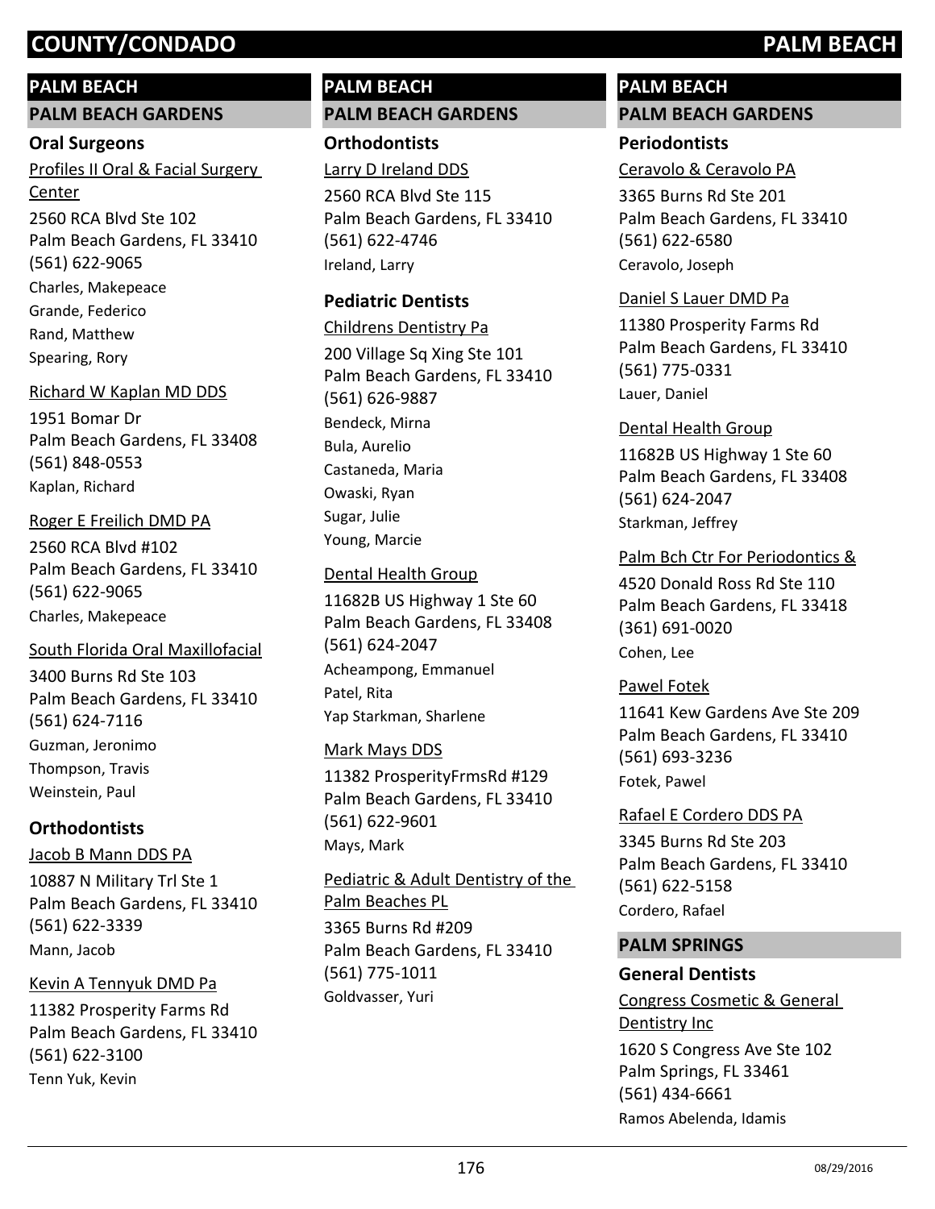## PALM BEACH

### PALM BEACH GARDENS

#### Oral Surgeons

Profiles II Oral & Facial Surgery Center
2560 RCA Blvd Ste 102
Palm Beach Gardens, FL 33410
(561) 622-9065
Charles, Makepeace
Grande, Federico
Rand, Matthew
Spearing, Rory

Richard W Kaplan MD DDS
1951 Bomar Dr
Palm Beach Gardens, FL 33408
(561) 848-0553
Kaplan, Richard

Roger E Freilich DMD PA
2560 RCA Blvd #102
Palm Beach Gardens, FL 33410
(561) 622-9065
Charles, Makepeace

South Florida Oral Maxillofacial
3400 Burns Rd Ste 103
Palm Beach Gardens, FL 33410
(561) 624-7116
Guzman, Jeronimo
Thompson, Travis
Weinstein, Paul

#### Orthodontists

Jacob B Mann DDS PA
10887 N Military Trl Ste 1
Palm Beach Gardens, FL 33410
(561) 622-3339
Mann, Jacob

Kevin A Tennyuk DMD Pa
11382 Prosperity Farms Rd
Palm Beach Gardens, FL 33410
(561) 622-3100
Tenn Yuk, Kevin

Larry D Ireland DDS
2560 RCA Blvd Ste 115
Palm Beach Gardens, FL 33410
(561) 622-4746
Ireland, Larry

#### Pediatric Dentists

Childrens Dentistry Pa
200 Village Sq Xing Ste 101
Palm Beach Gardens, FL 33410
(561) 626-9887
Bendeck, Mirna
Bula, Aurelio
Castaneda, Maria
Owaski, Ryan
Sugar, Julie
Young, Marcie

Dental Health Group
11682B US Highway 1 Ste 60
Palm Beach Gardens, FL 33408
(561) 624-2047
Acheampong, Emmanuel
Patel, Rita
Yap Starkman, Sharlene

Mark Mays DDS
11382 ProsperityFrmsRd #129
Palm Beach Gardens, FL 33410
(561) 622-9601
Mays, Mark

Pediatric & Adult Dentistry of the Palm Beaches PL
3365 Burns Rd #209
Palm Beach Gardens, FL 33410
(561) 775-1011
Goldvasser, Yuri

#### Periodontists

Ceravolo & Ceravolo PA
3365 Burns Rd Ste 201
Palm Beach Gardens, FL 33410
(561) 622-6580
Ceravolo, Joseph

Daniel S Lauer DMD Pa
11380 Prosperity Farms Rd
Palm Beach Gardens, FL 33410
(561) 775-0331
Lauer, Daniel

Dental Health Group
11682B US Highway 1 Ste 60
Palm Beach Gardens, FL 33408
(561) 624-2047
Starkman, Jeffrey

Palm Bch Ctr For Periodontics &
4520 Donald Ross Rd Ste 110
Palm Beach Gardens, FL 33418
(361) 691-0020
Cohen, Lee

Pawel Fotek
11641 Kew Gardens Ave Ste 209
Palm Beach Gardens, FL 33410
(561) 693-3236
Fotek, Pawel

Rafael E Cordero DDS PA
3345 Burns Rd Ste 203
Palm Beach Gardens, FL 33410
(561) 622-5158
Cordero, Rafael

### PALM SPRINGS

#### General Dentists

Congress Cosmetic & General Dentistry Inc
1620 S Congress Ave Ste 102
Palm Springs, FL 33461
(561) 434-6661
Ramos Abelenda, Idamis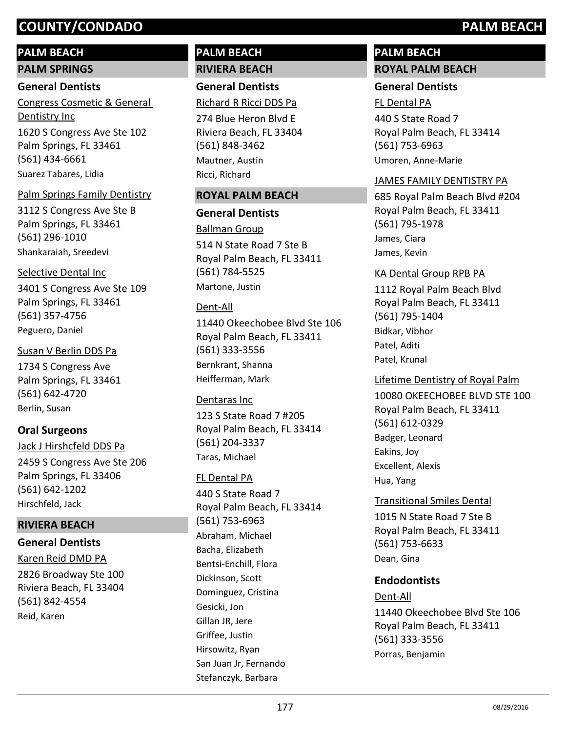## PALM BEACH

### PALM SPRINGS

#### General Dentists

Congress Cosmetic & General Dentistry Inc
1620 S Congress Ave Ste 102
Palm Springs, FL 33461
(561) 434-6661
Suarez Tabares, Lidia

Palm Springs Family Dentistry
3112 S Congress Ave Ste B
Palm Springs, FL 33461
(561) 296-1010
Shankaraiah, Sreedevi

Selective Dental Inc
3401 S Congress Ave Ste 109
Palm Springs, FL 33461
(561) 357-4756
Peguero, Daniel

Susan V Berlin DDS Pa
1734 S Congress Ave
Palm Springs, FL 33461
(561) 642-4720
Berlin, Susan

#### Oral Surgeons

Jack J Hirshcfeld DDS Pa
2459 S Congress Ave Ste 206
Palm Springs, FL 33406
(561) 642-1202
Hirschfeld, Jack

### RIVIERA BEACH

#### General Dentists

Karen Reid DMD PA
2826 Broadway Ste 100
Riviera Beach, FL 33404
(561) 842-4554
Reid, Karen

## PALM BEACH

### RIVIERA BEACH

#### General Dentists

Richard R Ricci DDS Pa
274 Blue Heron Blvd E
Riviera Beach, FL 33404
(561) 848-3462
Mautner, Austin
Ricci, Richard

### ROYAL PALM BEACH

#### General Dentists

Ballman Group
514 N State Road 7 Ste B
Royal Palm Beach, FL 33411
(561) 784-5525
Martone, Justin

Dent-All
11440 Okeechobee Blvd Ste 106
Royal Palm Beach, FL 33411
(561) 333-3556
Bernkrant, Shanna
Heifferman, Mark

Dentaras Inc
123 S State Road 7 #205
Royal Palm Beach, FL 33414
(561) 204-3337
Taras, Michael

FL Dental PA
440 S State Road 7
Royal Palm Beach, FL 33414
(561) 753-6963
Abraham, Michael
Bacha, Elizabeth
Bentsi-Enchill, Flora
Dickinson, Scott
Dominguez, Cristina
Gesicki, Jon
Gillan JR, Jere
Griffee, Justin
Hirsowitz, Ryan
San Juan Jr, Fernando
Stefanczyk, Barbara

## PALM BEACH

### ROYAL PALM BEACH

#### General Dentists

FL Dental PA
440 S State Road 7
Royal Palm Beach, FL 33414
(561) 753-6963
Umoren, Anne-Marie

JAMES FAMILY DENTISTRY PA
685 Royal Palm Beach Blvd #204
Royal Palm Beach, FL 33411
(561) 795-1978
James, Ciara
James, Kevin

KA Dental Group RPB PA
1112 Royal Palm Beach Blvd
Royal Palm Beach, FL 33411
(561) 795-1404
Bidkar, Vibhor
Patel, Aditi
Patel, Krunal

Lifetime Dentistry of Royal Palm
10080 OKEECHOBEE BLVD STE 100
Royal Palm Beach, FL 33411
(561) 612-0329
Badger, Leonard
Eakins, Joy
Excellent, Alexis
Hua, Yang

Transitional Smiles Dental
1015 N State Road 7 Ste B
Royal Palm Beach, FL 33411
(561) 753-6633
Dean, Gina

#### Endodontists

Dent-All
11440 Okeechobee Blvd Ste 106
Royal Palm Beach, FL 33411
(561) 333-3556
Porras, Benjamin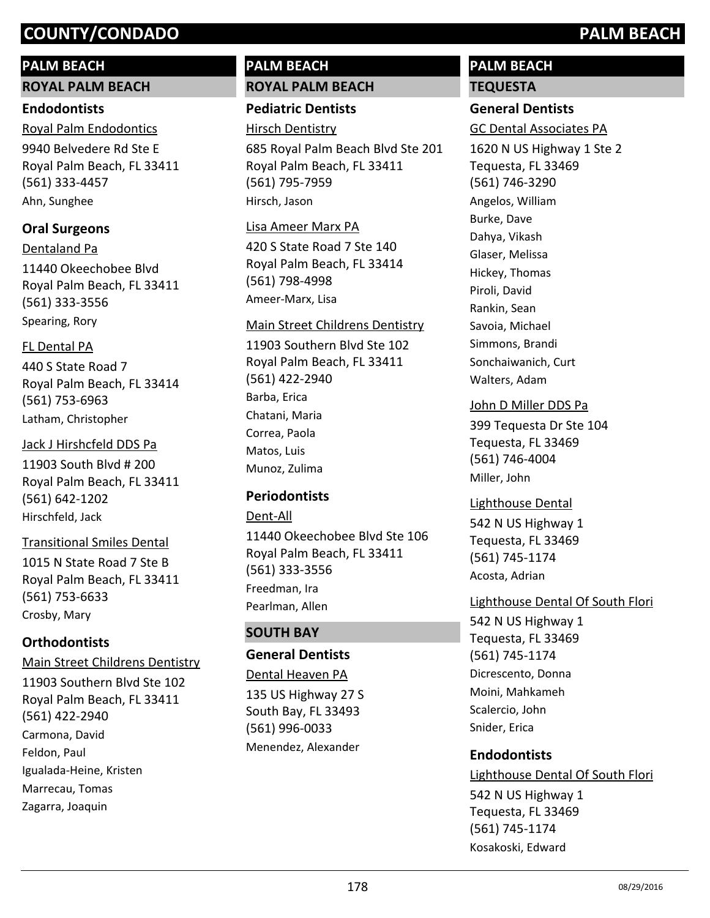# COUNTY/CONDADO PALM BEACH

## PALM BEACH

### ROYAL PALM BEACH

#### Endodontists

Royal Palm Endodontics
9940 Belvedere Rd Ste E
Royal Palm Beach, FL 33411
(561) 333-4457
Ahn, Sunghee

#### Oral Surgeons

Dentaland Pa
11440 Okeechobee Blvd
Royal Palm Beach, FL 33411
(561) 333-3556
Spearing, Rory

FL Dental PA
440 S State Road 7
Royal Palm Beach, FL 33414
(561) 753-6963
Latham, Christopher

Jack J Hirshcfeld DDS Pa
11903 South Blvd # 200
Royal Palm Beach, FL 33411
(561) 642-1202
Hirschfeld, Jack

Transitional Smiles Dental
1015 N State Road 7 Ste B
Royal Palm Beach, FL 33411
(561) 753-6633
Crosby, Mary

#### Orthodontists

Main Street Childrens Dentistry
11903 Southern Blvd Ste 102
Royal Palm Beach, FL 33411
(561) 422-2940
Carmona, David
Feldon, Paul
Igualada-Heine, Kristen
Marrecau, Tomas
Zagarra, Joaquin

## PALM BEACH

### ROYAL PALM BEACH

#### Pediatric Dentists

Hirsch Dentistry
685 Royal Palm Beach Blvd Ste 201
Royal Palm Beach, FL 33411
(561) 795-7959
Hirsch, Jason

Lisa Ameer Marx PA
420 S State Road 7 Ste 140
Royal Palm Beach, FL 33414
(561) 798-4998
Ameer-Marx, Lisa

Main Street Childrens Dentistry
11903 Southern Blvd Ste 102
Royal Palm Beach, FL 33411
(561) 422-2940
Barba, Erica
Chatani, Maria
Correa, Paola
Matos, Luis
Munoz, Zulima

#### Periodontists

Dent-All
11440 Okeechobee Blvd Ste 106
Royal Palm Beach, FL 33411
(561) 333-3556
Freedman, Ira
Pearlman, Allen

### SOUTH BAY

#### General Dentists

Dental Heaven PA
135 US Highway 27 S
South Bay, FL 33493
(561) 996-0033
Menendez, Alexander

## PALM BEACH

### TEQUESTA

#### General Dentists

GC Dental Associates PA
1620 N US Highway 1 Ste 2
Tequesta, FL 33469
(561) 746-3290
Angelos, William
Burke, Dave
Dahya, Vikash
Glaser, Melissa
Hickey, Thomas
Piroli, David
Rankin, Sean
Savoia, Michael
Simmons, Brandi
Sonchaiwanich, Curt
Walters, Adam

John D Miller DDS Pa
399 Tequesta Dr Ste 104
Tequesta, FL 33469
(561) 746-4004
Miller, John

Lighthouse Dental
542 N US Highway 1
Tequesta, FL 33469
(561) 745-1174
Acosta, Adrian

Lighthouse Dental Of South Flori
542 N US Highway 1
Tequesta, FL 33469
(561) 745-1174
Dicrescento, Donna
Moini, Mahkameh
Scalercio, John
Snider, Erica

#### Endodontists

Lighthouse Dental Of South Flori
542 N US Highway 1
Tequesta, FL 33469
(561) 745-1174
Kosakoski, Edward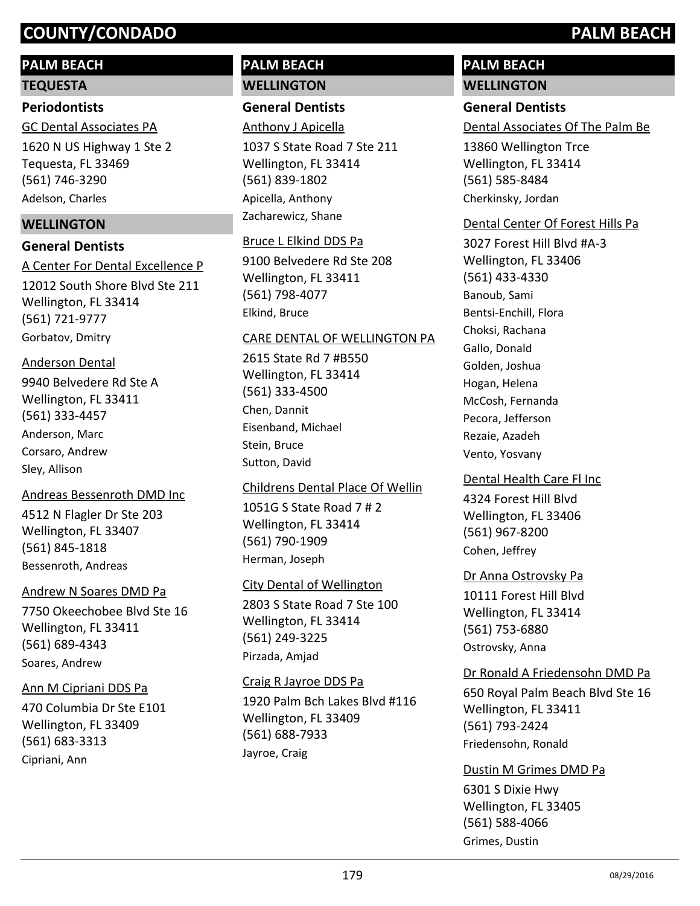## PALM BEACH

### TEQUESTA

#### Periodontists

GC Dental Associates PA

1620 N US Highway 1 Ste 2
Tequesta, FL 33469
(561) 746-3290
Adelson, Charles

### WELLINGTON

#### General Dentists

A Center For Dental Excellence P

12012 South Shore Blvd Ste 211
Wellington, FL 33414
(561) 721-9777
Gorbatov, Dmitry

Anderson Dental

9940 Belvedere Rd Ste A
Wellington, FL 33411
(561) 333-4457
Anderson, Marc
Corsaro, Andrew
Sley, Allison

Andreas Bessenroth DMD Inc

4512 N Flagler Dr Ste 203
Wellington, FL 33407
(561) 845-1818
Bessenroth, Andreas

Andrew N Soares DMD Pa

7750 Okeechobee Blvd Ste 16
Wellington, FL 33411
(561) 689-4343
Soares, Andrew

Ann M Cipriani DDS Pa

470 Columbia Dr Ste E101
Wellington, FL 33409
(561) 683-3313
Cipriani, Ann

## PALM BEACH

### WELLINGTON

#### General Dentists

Anthony J Apicella

1037 S State Road 7 Ste 211
Wellington, FL 33414
(561) 839-1802
Apicella, Anthony
Zacharewicz, Shane

Bruce L Elkind DDS Pa

9100 Belvedere Rd Ste 208
Wellington, FL 33411
(561) 798-4077
Elkind, Bruce

CARE DENTAL OF WELLINGTON PA

2615 State Rd 7 #B550
Wellington, FL 33414
(561) 333-4500
Chen, Dannit
Eisenband, Michael
Stein, Bruce
Sutton, David

Childrens Dental Place Of Wellin

1051G S State Road 7 # 2
Wellington, FL 33414
(561) 790-1909
Herman, Joseph

City Dental of Wellington

2803 S State Road 7 Ste 100
Wellington, FL 33414
(561) 249-3225
Pirzada, Amjad

Craig R Jayroe DDS Pa

1920 Palm Bch Lakes Blvd #116
Wellington, FL 33409
(561) 688-7933
Jayroe, Craig

## PALM BEACH

### WELLINGTON

#### General Dentists

Dental Associates Of The Palm Be

13860 Wellington Trce
Wellington, FL 33414
(561) 585-8484
Cherkinsky, Jordan

Dental Center Of Forest Hills Pa

3027 Forest Hill Blvd #A-3
Wellington, FL 33406
(561) 433-4330
Banoub, Sami
Bentsi-Enchill, Flora
Choksi, Rachana
Gallo, Donald
Golden, Joshua
Hogan, Helena
McCosh, Fernanda
Pecora, Jefferson
Rezaie, Azadeh
Vento, Yosvany

Dental Health Care Fl Inc

4324 Forest Hill Blvd
Wellington, FL 33406
(561) 967-8200
Cohen, Jeffrey

Dr Anna Ostrovsky Pa

10111 Forest Hill Blvd
Wellington, FL 33414
(561) 753-6880
Ostrovsky, Anna

Dr Ronald A Friedensohn DMD Pa

650 Royal Palm Beach Blvd Ste 16
Wellington, FL 33411
(561) 793-2424
Friedensohn, Ronald

Dustin M Grimes DMD Pa

6301 S Dixie Hwy
Wellington, FL 33405
(561) 588-4066
Grimes, Dustin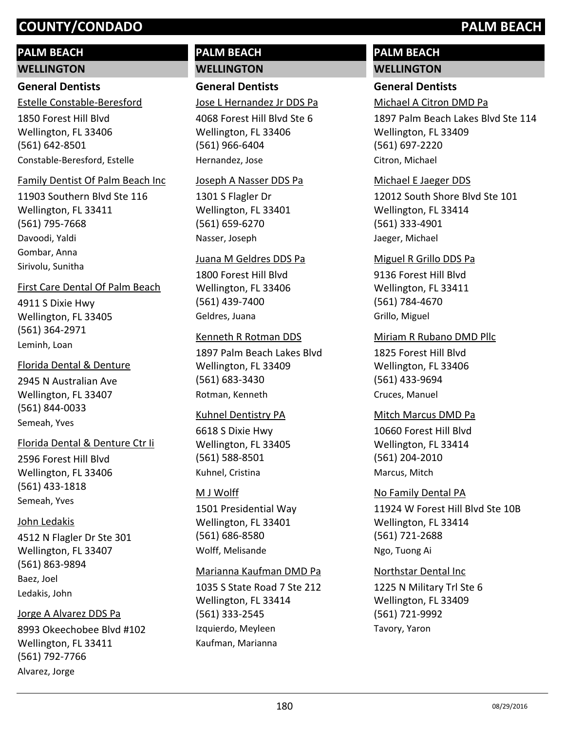# COUNTY/CONDADO PALM BEACH

## PALM BEACH

### WELLINGTON

#### General Dentists

Estelle Constable-Beresford
1850 Forest Hill Blvd
Wellington, FL 33406
(561) 642-8501
Constable-Beresford, Estelle

Family Dentist Of Palm Beach Inc
11903 Southern Blvd Ste 116
Wellington, FL 33411
(561) 795-7668
Davoodi, Yaldi
Gombar, Anna
Sirivolu, Sunitha

First Care Dental Of Palm Beach
4911 S Dixie Hwy
Wellington, FL 33405
(561) 364-2971
Leminh, Loan

Florida Dental & Denture
2945 N Australian Ave
Wellington, FL 33407
(561) 844-0033
Semeah, Yves

Florida Dental & Denture Ctr Ii
2596 Forest Hill Blvd
Wellington, FL 33406
(561) 433-1818
Semeah, Yves

John Ledakis
4512 N Flagler Dr Ste 301
Wellington, FL 33407
(561) 863-9894
Baez, Joel
Ledakis, John

Jorge A Alvarez DDS Pa
8993 Okeechobee Blvd #102
Wellington, FL 33411
(561) 792-7766
Alvarez, Jorge

Jose L Hernandez Jr DDS Pa
4068 Forest Hill Blvd Ste 6
Wellington, FL 33406
(561) 966-6404
Hernandez, Jose

Joseph A Nasser DDS Pa
1301 S Flagler Dr
Wellington, FL 33401
(561) 659-6270
Nasser, Joseph

Juana M Geldres DDS Pa
1800 Forest Hill Blvd
Wellington, FL 33406
(561) 439-7400
Geldres, Juana

Kenneth R Rotman DDS
1897 Palm Beach Lakes Blvd
Wellington, FL 33409
(561) 683-3430
Rotman, Kenneth

Kuhnel Dentistry PA
6618 S Dixie Hwy
Wellington, FL 33405
(561) 588-8501
Kuhnel, Cristina

M J Wolff
1501 Presidential Way
Wellington, FL 33401
(561) 686-8580
Wolff, Melisande

Marianna Kaufman DMD Pa
1035 S State Road 7 Ste 212
Wellington, FL 33414
(561) 333-2545
Izquierdo, Meyleen
Kaufman, Marianna

Michael A Citron DMD Pa
1897 Palm Beach Lakes Blvd Ste 114
Wellington, FL 33409
(561) 697-2220
Citron, Michael

Michael E Jaeger DDS
12012 South Shore Blvd Ste 101
Wellington, FL 33414
(561) 333-4901
Jaeger, Michael

Miguel R Grillo DDS Pa
9136 Forest Hill Blvd
Wellington, FL 33411
(561) 784-4670
Grillo, Miguel

Miriam R Rubano DMD Pllc
1825 Forest Hill Blvd
Wellington, FL 33406
(561) 433-9694
Cruces, Manuel

Mitch Marcus DMD Pa
10660 Forest Hill Blvd
Wellington, FL 33414
(561) 204-2010
Marcus, Mitch

No Family Dental PA
11924 W Forest Hill Blvd Ste 10B
Wellington, FL 33414
(561) 721-2688
Ngo, Tuong Ai

Northstar Dental Inc
1225 N Military Trl Ste 6
Wellington, FL 33409
(561) 721-9992
Tavory, Yaron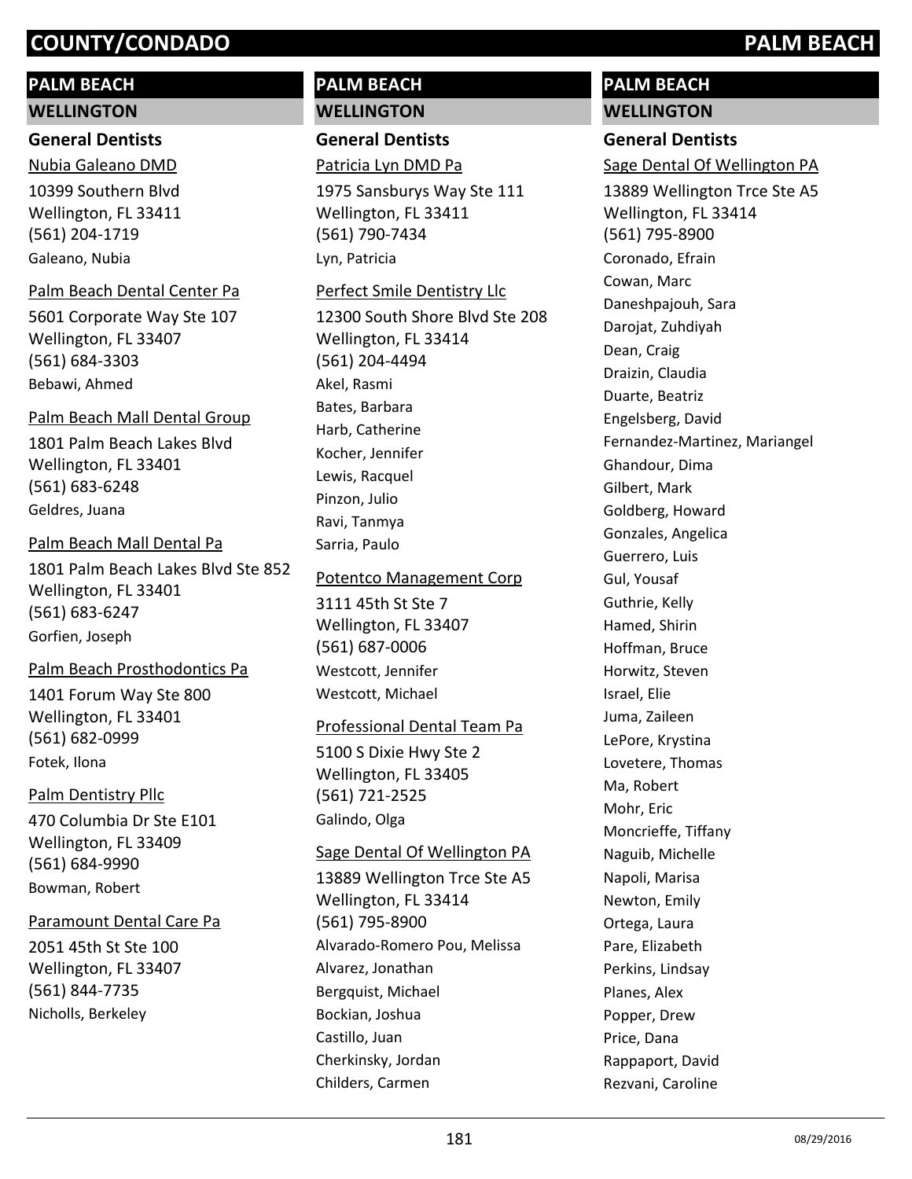# COUNTY/CONDADO PALM BEACH

## PALM BEACH

### WELLINGTON

#### General Dentists

Nubia Galeano DMD
10399 Southern Blvd
Wellington, FL 33411
(561) 204-1719
Galeano, Nubia

Palm Beach Dental Center Pa
5601 Corporate Way Ste 107
Wellington, FL 33407
(561) 684-3303
Bebawi, Ahmed

Palm Beach Mall Dental Group
1801 Palm Beach Lakes Blvd
Wellington, FL 33401
(561) 683-6248
Geldres, Juana

Palm Beach Mall Dental Pa
1801 Palm Beach Lakes Blvd Ste 852
Wellington, FL 33401
(561) 683-6247
Gorfien, Joseph

Palm Beach Prosthodontics Pa
1401 Forum Way Ste 800
Wellington, FL 33401
(561) 682-0999
Fotek, Ilona

Palm Dentistry Pllc
470 Columbia Dr Ste E101
Wellington, FL 33409
(561) 684-9990
Bowman, Robert

Paramount Dental Care Pa
2051 45th St Ste 100
Wellington, FL 33407
(561) 844-7735
Nicholls, Berkeley

## PALM BEACH

### WELLINGTON

#### General Dentists

Patricia Lyn DMD Pa
1975 Sansburys Way Ste 111
Wellington, FL 33411
(561) 790-7434
Lyn, Patricia

Perfect Smile Dentistry Llc
12300 South Shore Blvd Ste 208
Wellington, FL 33414
(561) 204-4494
Akel, Rasmi
Bates, Barbara
Harb, Catherine
Kocher, Jennifer
Lewis, Racquel
Pinzon, Julio
Ravi, Tanmya
Sarria, Paulo

Potentco Management Corp
3111 45th St Ste 7
Wellington, FL 33407
(561) 687-0006
Westcott, Jennifer
Westcott, Michael

Professional Dental Team Pa
5100 S Dixie Hwy Ste 2
Wellington, FL 33405
(561) 721-2525
Galindo, Olga

Sage Dental Of Wellington PA
13889 Wellington Trce Ste A5
Wellington, FL 33414
(561) 795-8900
Alvarado-Romero Pou, Melissa
Alvarez, Jonathan
Bergquist, Michael
Bockian, Joshua
Castillo, Juan
Cherkinsky, Jordan
Childers, Carmen

## PALM BEACH

### WELLINGTON

#### General Dentists

Sage Dental Of Wellington PA
13889 Wellington Trce Ste A5
Wellington, FL 33414
(561) 795-8900
Coronado, Efrain
Cowan, Marc
Daneshpajouh, Sara
Darojat, Zuhdiyah
Dean, Craig
Draizin, Claudia
Duarte, Beatriz
Engelsberg, David
Fernandez-Martinez, Mariangel
Ghandour, Dima
Gilbert, Mark
Goldberg, Howard
Gonzales, Angelica
Guerrero, Luis
Gul, Yousaf
Guthrie, Kelly
Hamed, Shirin
Hoffman, Bruce
Horwitz, Steven
Israel, Elie
Juma, Zaileen
LePore, Krystina
Lovetere, Thomas
Ma, Robert
Mohr, Eric
Moncrieffe, Tiffany
Naguib, Michelle
Napoli, Marisa
Newton, Emily
Ortega, Laura
Pare, Elizabeth
Perkins, Lindsay
Planes, Alex
Popper, Drew
Price, Dana
Rappaport, David
Rezvani, Caroline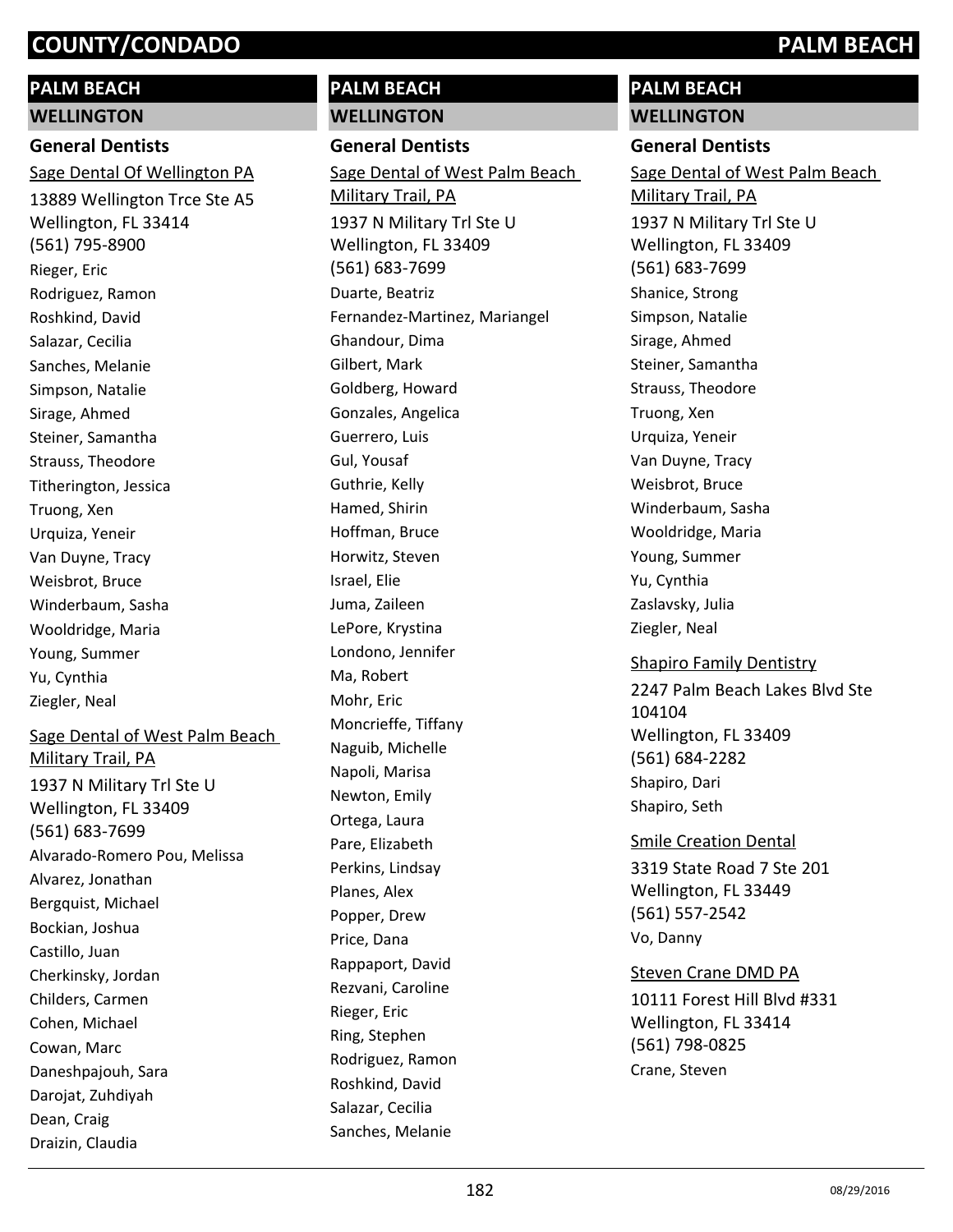# PALM BEACH

## WELLINGTON

### General Dentists

Sage Dental Of Wellington PA
13889 Wellington Trce Ste A5
Wellington, FL 33414
(561) 795-8900

Rieger, Eric
Rodriguez, Ramon
Roshkind, David
Salazar, Cecilia
Sanches, Melanie
Simpson, Natalie
Sirage, Ahmed
Steiner, Samantha
Strauss, Theodore
Titherington, Jessica
Truong, Xen
Urquiza, Yeneir
Van Duyne, Tracy
Weisbrot, Bruce
Winderbaum, Sasha
Wooldridge, Maria
Young, Summer
Yu, Cynthia
Ziegler, Neal

Sage Dental of West Palm Beach Military Trail, PA
1937 N Military Trl Ste U
Wellington, FL 33409
(561) 683-7699

Alvarado-Romero Pou, Melissa
Alvarez, Jonathan
Bergquist, Michael
Bockian, Joshua
Castillo, Juan
Cherkinsky, Jordan
Childers, Carmen
Cohen, Michael
Cowan, Marc
Daneshpajouh, Sara
Darojat, Zuhdiyah
Dean, Craig
Draizin, Claudia

# PALM BEACH

## WELLINGTON

### General Dentists

Sage Dental of West Palm Beach Military Trail, PA
1937 N Military Trl Ste U
Wellington, FL 33409
(561) 683-7699

Duarte, Beatriz
Fernandez-Martinez, Mariangel
Ghandour, Dima
Gilbert, Mark
Goldberg, Howard
Gonzales, Angelica
Guerrero, Luis
Gul, Yousaf
Guthrie, Kelly
Hamed, Shirin
Hoffman, Bruce
Horwitz, Steven
Israel, Elie
Juma, Zaileen
LePore, Krystina
Londono, Jennifer
Ma, Robert
Mohr, Eric
Moncrieffe, Tiffany
Naguib, Michelle
Napoli, Marisa
Newton, Emily
Ortega, Laura
Pare, Elizabeth
Perkins, Lindsay
Planes, Alex
Popper, Drew
Price, Dana
Rappaport, David
Rezvani, Caroline
Rieger, Eric
Ring, Stephen
Rodriguez, Ramon
Roshkind, David
Salazar, Cecilia
Sanches, Melanie

# PALM BEACH

## WELLINGTON

### General Dentists

Sage Dental of West Palm Beach Military Trail, PA
1937 N Military Trl Ste U
Wellington, FL 33409
(561) 683-7699

Shanice, Strong
Simpson, Natalie
Sirage, Ahmed
Steiner, Samantha
Strauss, Theodore
Truong, Xen
Urquiza, Yeneir
Van Duyne, Tracy
Weisbrot, Bruce
Winderbaum, Sasha
Wooldridge, Maria
Young, Summer
Yu, Cynthia
Zaslavsky, Julia
Ziegler, Neal

Shapiro Family Dentistry
2247 Palm Beach Lakes Blvd Ste 104104
Wellington, FL 33409
(561) 684-2282

Shapiro, Dari
Shapiro, Seth

Smile Creation Dental
3319 State Road 7 Ste 201
Wellington, FL 33449
(561) 557-2542

Vo, Danny

Steven Crane DMD PA
10111 Forest Hill Blvd #331
Wellington, FL 33414
(561) 798-0825

Crane, Steven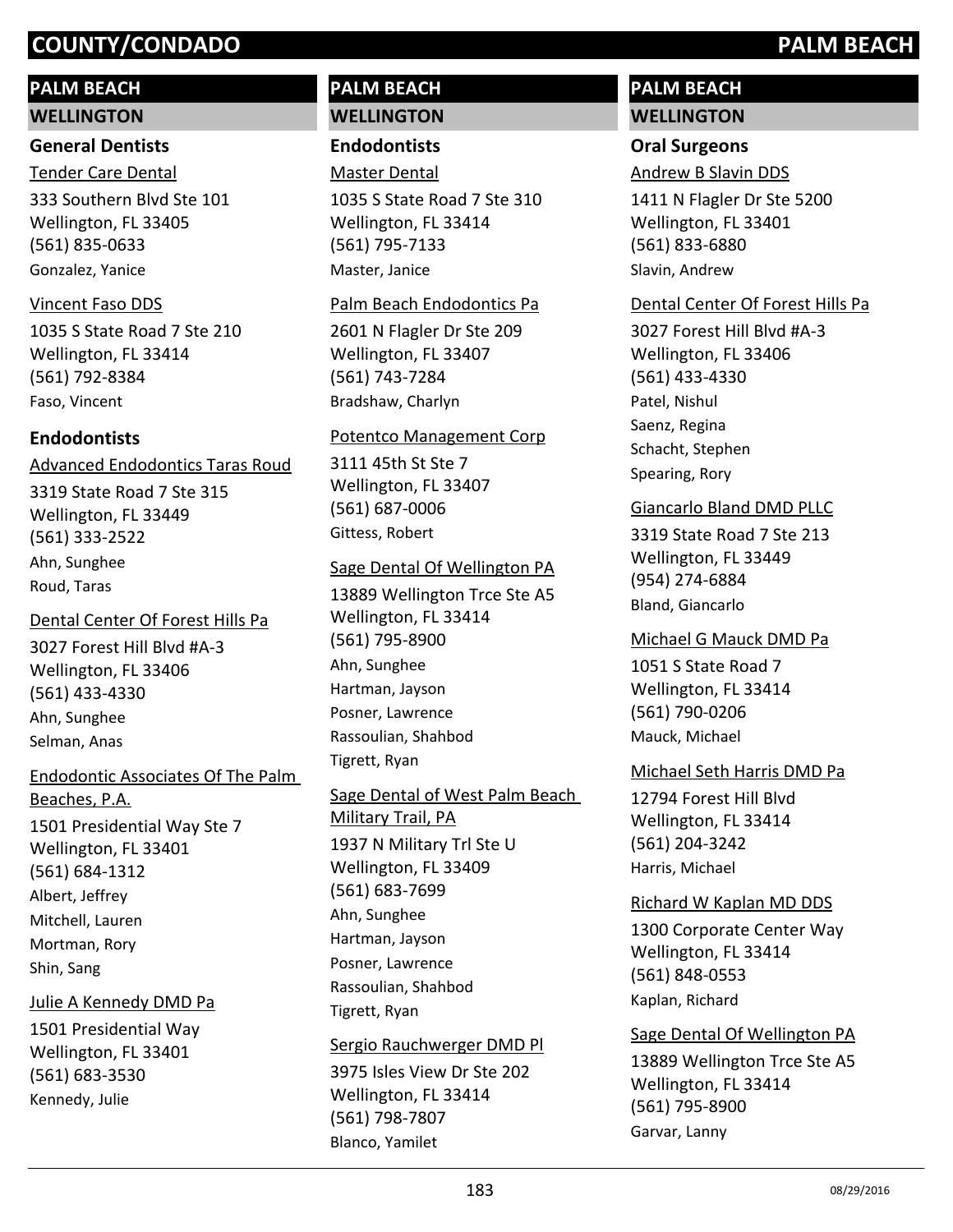# COUNTY/CONDADO PALM BEACH

## PALM BEACH

### WELLINGTON

#### General Dentists

Tender Care Dental
333 Southern Blvd Ste 101
Wellington, FL 33405
(561) 835-0633
Gonzalez, Yanice

Vincent Faso DDS
1035 S State Road 7 Ste 210
Wellington, FL 33414
(561) 792-8384
Faso, Vincent

#### Endodontists

Advanced Endodontics Taras Roud
3319 State Road 7 Ste 315
Wellington, FL 33449
(561) 333-2522
Ahn, Sunghee
Roud, Taras

Dental Center Of Forest Hills Pa
3027 Forest Hill Blvd #A-3
Wellington, FL 33406
(561) 433-4330
Ahn, Sunghee
Selman, Anas

Endodontic Associates Of The Palm Beaches, P.A.
1501 Presidential Way Ste 7
Wellington, FL 33401
(561) 684-1312
Albert, Jeffrey
Mitchell, Lauren
Mortman, Rory
Shin, Sang

Julie A Kennedy DMD Pa
1501 Presidential Way
Wellington, FL 33401
(561) 683-3530
Kennedy, Julie

## PALM BEACH

### WELLINGTON

#### Endodontists

Master Dental
1035 S State Road 7 Ste 310
Wellington, FL 33414
(561) 795-7133
Master, Janice

Palm Beach Endodontics Pa
2601 N Flagler Dr Ste 209
Wellington, FL 33407
(561) 743-7284
Bradshaw, Charlyn

Potentco Management Corp
3111 45th St Ste 7
Wellington, FL 33407
(561) 687-0006
Gittess, Robert

Sage Dental Of Wellington PA
13889 Wellington Trce Ste A5
Wellington, FL 33414
(561) 795-8900
Ahn, Sunghee
Hartman, Jayson
Posner, Lawrence
Rassoulian, Shahbod
Tigrett, Ryan

Sage Dental of West Palm Beach Military Trail, PA
1937 N Military Trl Ste U
Wellington, FL 33409
(561) 683-7699
Ahn, Sunghee
Hartman, Jayson
Posner, Lawrence
Rassoulian, Shahbod
Tigrett, Ryan

Sergio Rauchwerger DMD Pl
3975 Isles View Dr Ste 202
Wellington, FL 33414
(561) 798-7807
Blanco, Yamilet

## PALM BEACH

### WELLINGTON

#### Oral Surgeons

Andrew B Slavin DDS
1411 N Flagler Dr Ste 5200
Wellington, FL 33401
(561) 833-6880
Slavin, Andrew

Dental Center Of Forest Hills Pa
3027 Forest Hill Blvd #A-3
Wellington, FL 33406
(561) 433-4330
Patel, Nishul
Saenz, Regina
Schacht, Stephen
Spearing, Rory

Giancarlo Bland DMD PLLC
3319 State Road 7 Ste 213
Wellington, FL 33449
(954) 274-6884
Bland, Giancarlo

Michael G Mauck DMD Pa
1051 S State Road 7
Wellington, FL 33414
(561) 790-0206
Mauck, Michael

Michael Seth Harris DMD Pa
12794 Forest Hill Blvd
Wellington, FL 33414
(561) 204-3242
Harris, Michael

Richard W Kaplan MD DDS
1300 Corporate Center Way
Wellington, FL 33414
(561) 848-0553
Kaplan, Richard

Sage Dental Of Wellington PA
13889 Wellington Trce Ste A5
Wellington, FL 33414
(561) 795-8900
Garvar, Lanny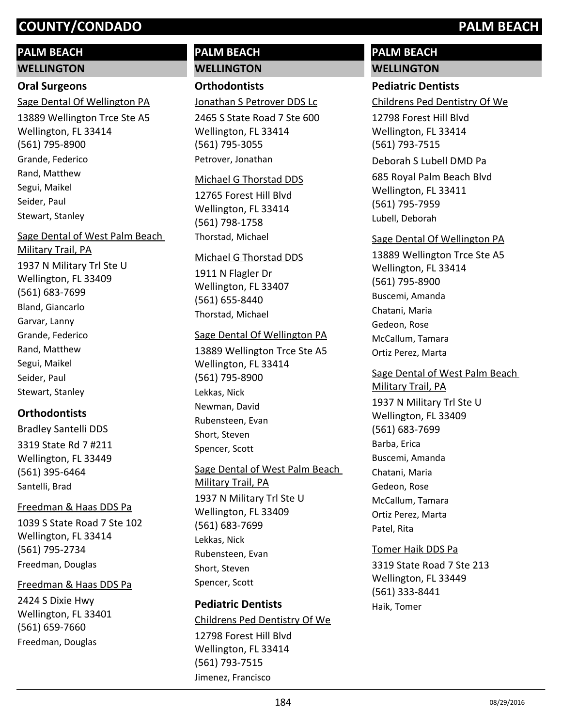## PALM BEACH

### WELLINGTON

#### Oral Surgeons

Sage Dental Of Wellington PA
13889 Wellington Trce Ste A5
Wellington, FL 33414
(561) 795-8900
Grande, Federico
Rand, Matthew
Segui, Maikel
Seider, Paul
Stewart, Stanley

Sage Dental of West Palm Beach Military Trail, PA
1937 N Military Trl Ste U
Wellington, FL 33409
(561) 683-7699
Bland, Giancarlo
Garvar, Lanny
Grande, Federico
Rand, Matthew
Segui, Maikel
Seider, Paul
Stewart, Stanley

#### Orthodontists

Bradley Santelli DDS
3319 State Rd 7 #211
Wellington, FL 33449
(561) 395-6464
Santelli, Brad

Freedman & Haas DDS Pa
1039 S State Road 7 Ste 102
Wellington, FL 33414
(561) 795-2734
Freedman, Douglas

Freedman & Haas DDS Pa
2424 S Dixie Hwy
Wellington, FL 33401
(561) 659-7660
Freedman, Douglas

## PALM BEACH

### WELLINGTON

#### Orthodontists

Jonathan S Petrover DDS Lc
2465 S State Road 7 Ste 600
Wellington, FL 33414
(561) 795-3055
Petrover, Jonathan

Michael G Thorstad DDS
12765 Forest Hill Blvd
Wellington, FL 33414
(561) 798-1758
Thorstad, Michael

Michael G Thorstad DDS
1911 N Flagler Dr
Wellington, FL 33407
(561) 655-8440
Thorstad, Michael

Sage Dental Of Wellington PA
13889 Wellington Trce Ste A5
Wellington, FL 33414
(561) 795-8900
Lekkas, Nick
Newman, David
Rubensteen, Evan
Short, Steven
Spencer, Scott

Sage Dental of West Palm Beach Military Trail, PA
1937 N Military Trl Ste U
Wellington, FL 33409
(561) 683-7699
Lekkas, Nick
Rubensteen, Evan
Short, Steven
Spencer, Scott

#### Pediatric Dentists

Childrens Ped Dentistry Of We
12798 Forest Hill Blvd
Wellington, FL 33414
(561) 793-7515
Jimenez, Francisco

## PALM BEACH

### WELLINGTON

#### Pediatric Dentists

Childrens Ped Dentistry Of We
12798 Forest Hill Blvd
Wellington, FL 33414
(561) 793-7515

Deborah S Lubell DMD Pa
685 Royal Palm Beach Blvd
Wellington, FL 33411
(561) 795-7959
Lubell, Deborah

Sage Dental Of Wellington PA
13889 Wellington Trce Ste A5
Wellington, FL 33414
(561) 795-8900
Buscemi, Amanda
Chatani, Maria
Gedeon, Rose
McCallum, Tamara
Ortiz Perez, Marta

Sage Dental of West Palm Beach Military Trail, PA
1937 N Military Trl Ste U
Wellington, FL 33409
(561) 683-7699
Barba, Erica
Buscemi, Amanda
Chatani, Maria
Gedeon, Rose
McCallum, Tamara
Ortiz Perez, Marta
Patel, Rita

Tomer Haik DDS Pa
3319 State Road 7 Ste 213
Wellington, FL 33449
(561) 333-8441
Haik, Tomer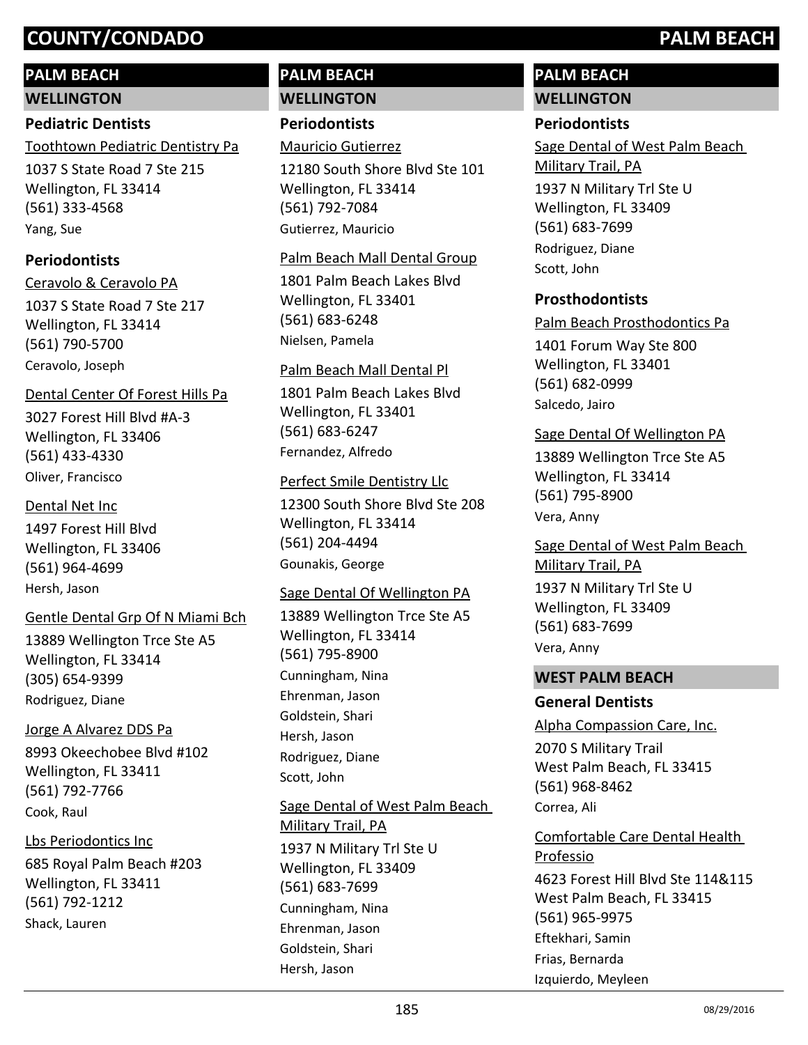## PALM BEACH

### WELLINGTON

#### Pediatric Dentists

Toothtown Pediatric Dentistry Pa
1037 S State Road 7 Ste 215
Wellington, FL 33414
(561) 333-4568
Yang, Sue

#### Periodontists

Ceravolo & Ceravolo PA
1037 S State Road 7 Ste 217
Wellington, FL 33414
(561) 790-5700
Ceravolo, Joseph

Dental Center Of Forest Hills Pa
3027 Forest Hill Blvd #A-3
Wellington, FL 33406
(561) 433-4330
Oliver, Francisco

Dental Net Inc
1497 Forest Hill Blvd
Wellington, FL 33406
(561) 964-4699
Hersh, Jason

Gentle Dental Grp Of N Miami Bch
13889 Wellington Trce Ste A5
Wellington, FL 33414
(305) 654-9399
Rodriguez, Diane

Jorge A Alvarez DDS Pa
8993 Okeechobee Blvd #102
Wellington, FL 33411
(561) 792-7766
Cook, Raul

Lbs Periodontics Inc
685 Royal Palm Beach #203
Wellington, FL 33411
(561) 792-1212
Shack, Lauren

Mauricio Gutierrez
12180 South Shore Blvd Ste 101
Wellington, FL 33414
(561) 792-7084
Gutierrez, Mauricio

Palm Beach Mall Dental Group
1801 Palm Beach Lakes Blvd
Wellington, FL 33401
(561) 683-6248
Nielsen, Pamela

Palm Beach Mall Dental Pl
1801 Palm Beach Lakes Blvd
Wellington, FL 33401
(561) 683-6247
Fernandez, Alfredo

Perfect Smile Dentistry Llc
12300 South Shore Blvd Ste 208
Wellington, FL 33414
(561) 204-4494
Gounakis, George

Sage Dental Of Wellington PA
13889 Wellington Trce Ste A5
Wellington, FL 33414
(561) 795-8900
Cunningham, Nina
Ehrenman, Jason
Goldstein, Shari
Hersh, Jason
Rodriguez, Diane
Scott, John

Sage Dental of West Palm Beach Military Trail, PA
1937 N Military Trl Ste U
Wellington, FL 33409
(561) 683-7699
Cunningham, Nina
Ehrenman, Jason
Goldstein, Shari
Hersh, Jason

Sage Dental of West Palm Beach Military Trail, PA
1937 N Military Trl Ste U
Wellington, FL 33409
(561) 683-7699
Rodriguez, Diane
Scott, John

#### Prosthodontists

Palm Beach Prosthodontics Pa
1401 Forum Way Ste 800
Wellington, FL 33401
(561) 682-0999
Salcedo, Jairo

Sage Dental Of Wellington PA
13889 Wellington Trce Ste A5
Wellington, FL 33414
(561) 795-8900
Vera, Anny

Sage Dental of West Palm Beach Military Trail, PA
1937 N Military Trl Ste U
Wellington, FL 33409
(561) 683-7699
Vera, Anny

### WEST PALM BEACH

#### General Dentists

Alpha Compassion Care, Inc.
2070 S Military Trail
West Palm Beach, FL 33415
(561) 968-8462
Correa, Ali

Comfortable Care Dental Health Professio
4623 Forest Hill Blvd Ste 114&115
West Palm Beach, FL 33415
(561) 965-9975
Eftekhari, Samin
Frias, Bernarda
Izquierdo, Meyleen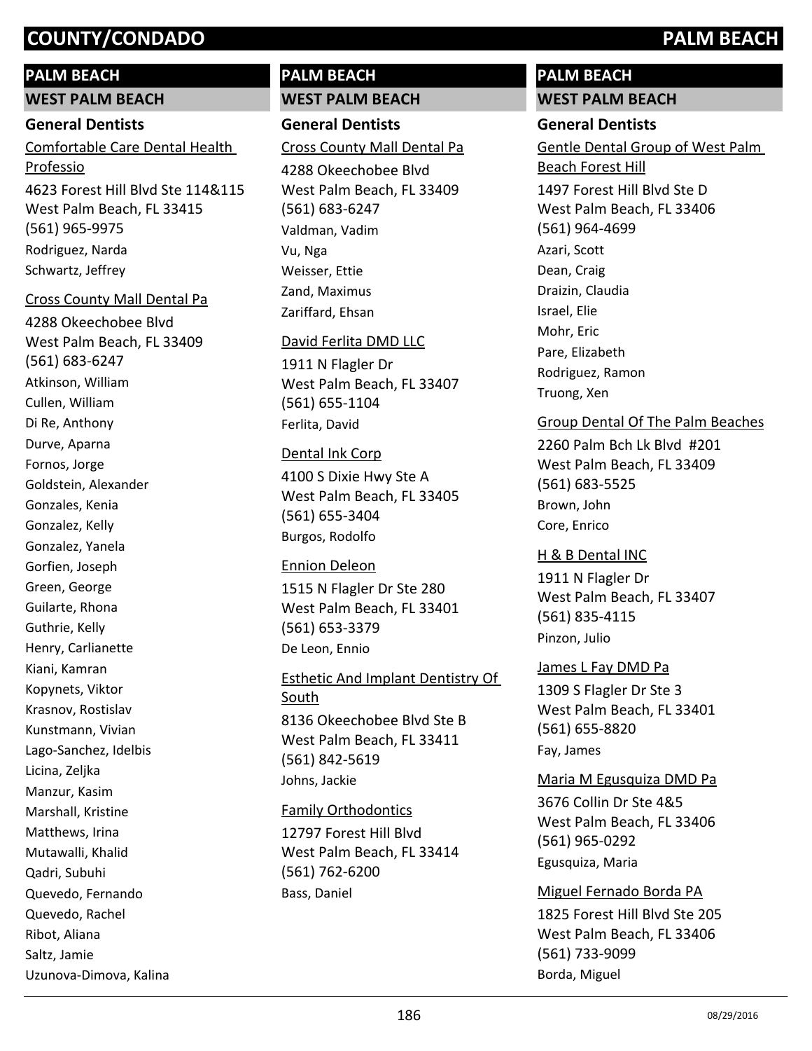# COUNTY/CONDADO PALM BEACH

## PALM BEACH

### WEST PALM BEACH

#### General Dentists

Comfortable Care Dental Health Professio
4623 Forest Hill Blvd Ste 114&115
West Palm Beach, FL 33415
(561) 965-9975
Rodriguez, Narda
Schwartz, Jeffrey

Cross County Mall Dental Pa
4288 Okeechobee Blvd
West Palm Beach, FL 33409
(561) 683-6247
Atkinson, William
Cullen, William
Di Re, Anthony
Durve, Aparna
Fornos, Jorge
Goldstein, Alexander
Gonzales, Kenia
Gonzalez, Kelly
Gonzalez, Yanela
Gorfien, Joseph
Green, George
Guilarte, Rhona
Guthrie, Kelly
Henry, Carlianette
Kiani, Kamran
Kopynets, Viktor
Krasnov, Rostislav
Kunstmann, Vivian
Lago-Sanchez, Idelbis
Licina, Zeljka
Manzur, Kasim
Marshall, Kristine
Matthews, Irina
Mutawalli, Khalid
Qadri, Subuhi
Quevedo, Fernando
Quevedo, Rachel
Ribot, Aliana
Saltz, Jamie
Uzunova-Dimova, Kalina

## PALM BEACH

### WEST PALM BEACH

#### General Dentists

Cross County Mall Dental Pa
4288 Okeechobee Blvd
West Palm Beach, FL 33409
(561) 683-6247
Valdman, Vadim
Vu, Nga
Weisser, Ettie
Zand, Maximus
Zariffard, Ehsan

David Ferlita DMD LLC
1911 N Flagler Dr
West Palm Beach, FL 33407
(561) 655-1104
Ferlita, David

Dental Ink Corp
4100 S Dixie Hwy Ste A
West Palm Beach, FL 33405
(561) 655-3404
Burgos, Rodolfo

Ennion Deleon
1515 N Flagler Dr Ste 280
West Palm Beach, FL 33401
(561) 653-3379
De Leon, Ennio

Esthetic And Implant Dentistry Of South
8136 Okeechobee Blvd Ste B
West Palm Beach, FL 33411
(561) 842-5619
Johns, Jackie

Family Orthodontics
12797 Forest Hill Blvd
West Palm Beach, FL 33414
(561) 762-6200
Bass, Daniel

## PALM BEACH

### WEST PALM BEACH

#### General Dentists

Gentle Dental Group of West Palm Beach Forest Hill
1497 Forest Hill Blvd Ste D
West Palm Beach, FL 33406
(561) 964-4699
Azari, Scott
Dean, Craig
Draizin, Claudia
Israel, Elie
Mohr, Eric
Pare, Elizabeth
Rodriguez, Ramon
Truong, Xen

Group Dental Of The Palm Beaches
2260 Palm Bch Lk Blvd #201
West Palm Beach, FL 33409
(561) 683-5525
Brown, John
Core, Enrico

H & B Dental INC
1911 N Flagler Dr
West Palm Beach, FL 33407
(561) 835-4115
Pinzon, Julio

James L Fay DMD Pa
1309 S Flagler Dr Ste 3
West Palm Beach, FL 33401
(561) 655-8820
Fay, James

Maria M Egusquiza DMD Pa
3676 Collin Dr Ste 4&5
West Palm Beach, FL 33406
(561) 965-0292
Egusquiza, Maria

Miguel Fernado Borda PA
1825 Forest Hill Blvd Ste 205
West Palm Beach, FL 33406
(561) 733-9099
Borda, Miguel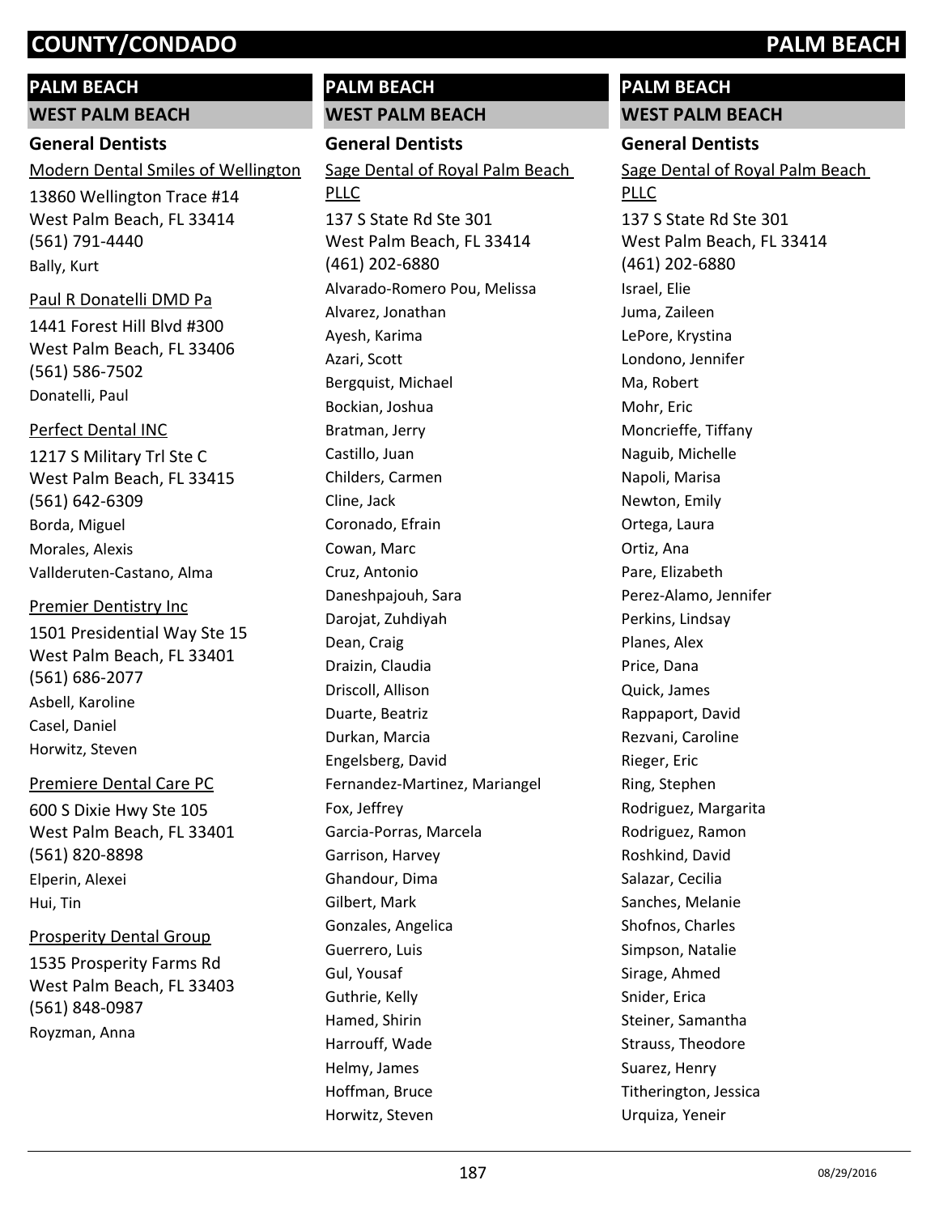## PALM BEACH

### WEST PALM BEACH

#### General Dentists

Modern Dental Smiles of Wellington
13860 Wellington Trace #14
West Palm Beach, FL 33414
(561) 791-4440
Bally, Kurt

Paul R Donatelli DMD Pa
1441 Forest Hill Blvd #300
West Palm Beach, FL 33406
(561) 586-7502
Donatelli, Paul

Perfect Dental INC
1217 S Military Trl Ste C
West Palm Beach, FL 33415
(561) 642-6309
Borda, Miguel
Morales, Alexis
Vallderuten-Castano, Alma

Premier Dentistry Inc
1501 Presidential Way Ste 15
West Palm Beach, FL 33401
(561) 686-2077
Asbell, Karoline
Casel, Daniel
Horwitz, Steven

Premiere Dental Care PC
600 S Dixie Hwy Ste 105
West Palm Beach, FL 33401
(561) 820-8898
Elperin, Alexei
Hui, Tin

Prosperity Dental Group
1535 Prosperity Farms Rd
West Palm Beach, FL 33403
(561) 848-0987
Royzman, Anna

## PALM BEACH

### WEST PALM BEACH

#### General Dentists

Sage Dental of Royal Palm Beach PLLC
137 S State Rd Ste 301
West Palm Beach, FL 33414
(461) 202-6880
Alvarado-Romero Pou, Melissa
Alvarez, Jonathan
Ayesh, Karima
Azari, Scott
Bergquist, Michael
Bockian, Joshua
Bratman, Jerry
Castillo, Juan
Childers, Carmen
Cline, Jack
Coronado, Efrain
Cowan, Marc
Cruz, Antonio
Daneshpajouh, Sara
Darojat, Zuhdiyah
Dean, Craig
Draizin, Claudia
Driscoll, Allison
Duarte, Beatriz
Durkan, Marcia
Engelsberg, David
Fernandez-Martinez, Mariangel
Fox, Jeffrey
Garcia-Porras, Marcela
Garrison, Harvey
Ghandour, Dima
Gilbert, Mark
Gonzales, Angelica
Guerrero, Luis
Gul, Yousaf
Guthrie, Kelly
Hamed, Shirin
Harrouff, Wade
Helmy, James
Hoffman, Bruce
Horwitz, Steven

## PALM BEACH

### WEST PALM BEACH

#### General Dentists

Sage Dental of Royal Palm Beach PLLC
137 S State Rd Ste 301
West Palm Beach, FL 33414
(461) 202-6880
Israel, Elie
Juma, Zaileen
LePore, Krystina
Londono, Jennifer
Ma, Robert
Mohr, Eric
Moncrieffe, Tiffany
Naguib, Michelle
Napoli, Marisa
Newton, Emily
Ortega, Laura
Ortiz, Ana
Pare, Elizabeth
Perez-Alamo, Jennifer
Perkins, Lindsay
Planes, Alex
Price, Dana
Quick, James
Rappaport, David
Rezvani, Caroline
Rieger, Eric
Ring, Stephen
Rodriguez, Margarita
Rodriguez, Ramon
Roshkind, David
Salazar, Cecilia
Sanches, Melanie
Shofnos, Charles
Simpson, Natalie
Sirage, Ahmed
Snider, Erica
Steiner, Samantha
Strauss, Theodore
Suarez, Henry
Titherington, Jessica
Urquiza, Yeneir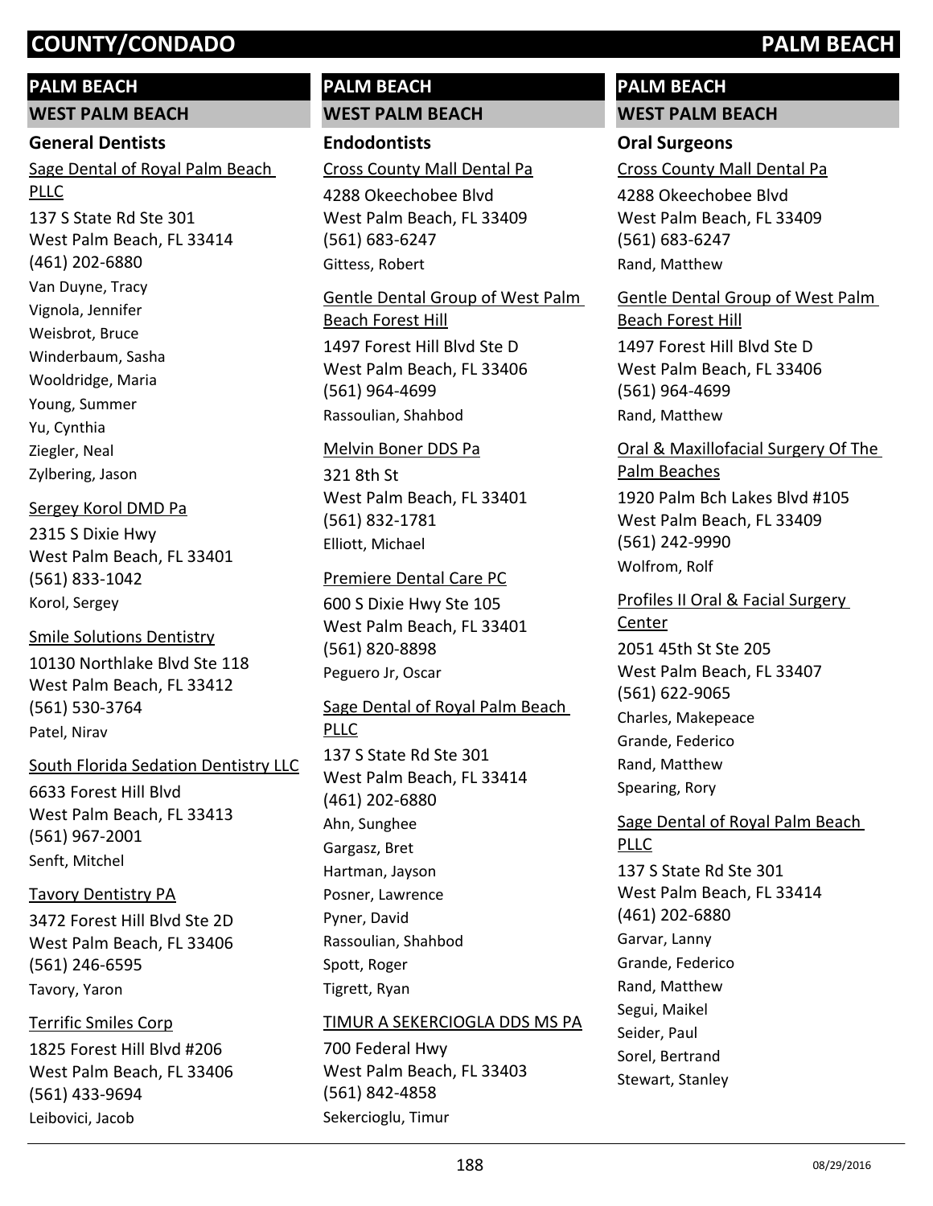# COUNTY/CONDADO PALM BEACH

## PALM BEACH

### WEST PALM BEACH

#### General Dentists

Sage Dental of Royal Palm Beach PLLC
137 S State Rd Ste 301
West Palm Beach, FL 33414
(461) 202-6880
Van Duyne, Tracy
Vignola, Jennifer
Weisbrot, Bruce
Winderbaum, Sasha
Wooldridge, Maria
Young, Summer
Yu, Cynthia
Ziegler, Neal
Zylbering, Jason

Sergey Korol DMD Pa
2315 S Dixie Hwy
West Palm Beach, FL 33401
(561) 833-1042
Korol, Sergey

Smile Solutions Dentistry
10130 Northlake Blvd Ste 118
West Palm Beach, FL 33412
(561) 530-3764
Patel, Nirav

South Florida Sedation Dentistry LLC
6633 Forest Hill Blvd
West Palm Beach, FL 33413
(561) 967-2001
Senft, Mitchel

Tavory Dentistry PA
3472 Forest Hill Blvd Ste 2D
West Palm Beach, FL 33406
(561) 246-6595
Tavory, Yaron

Terrific Smiles Corp
1825 Forest Hill Blvd #206
West Palm Beach, FL 33406
(561) 433-9694
Leibovici, Jacob

## PALM BEACH

### WEST PALM BEACH

#### Endodontists

Cross County Mall Dental Pa
4288 Okeechobee Blvd
West Palm Beach, FL 33409
(561) 683-6247
Gittess, Robert

Gentle Dental Group of West Palm Beach Forest Hill
1497 Forest Hill Blvd Ste D
West Palm Beach, FL 33406
(561) 964-4699
Rassoulian, Shahbod

Melvin Boner DDS Pa
321 8th St
West Palm Beach, FL 33401
(561) 832-1781
Elliott, Michael

Premiere Dental Care PC
600 S Dixie Hwy Ste 105
West Palm Beach, FL 33401
(561) 820-8898
Peguero Jr, Oscar

Sage Dental of Royal Palm Beach PLLC
137 S State Rd Ste 301
West Palm Beach, FL 33414
(461) 202-6880
Ahn, Sunghee
Gargasz, Bret
Hartman, Jayson
Posner, Lawrence
Pyner, David
Rassoulian, Shahbod
Spott, Roger
Tigrett, Ryan

TIMUR A SEKERCIOGLA DDS MS PA
700 Federal Hwy
West Palm Beach, FL 33403
(561) 842-4858
Sekercioglu, Timur

## PALM BEACH

### WEST PALM BEACH

#### Oral Surgeons

Cross County Mall Dental Pa
4288 Okeechobee Blvd
West Palm Beach, FL 33409
(561) 683-6247
Rand, Matthew

Gentle Dental Group of West Palm Beach Forest Hill
1497 Forest Hill Blvd Ste D
West Palm Beach, FL 33406
(561) 964-4699
Rand, Matthew

Oral & Maxillofacial Surgery Of The Palm Beaches
1920 Palm Bch Lakes Blvd #105
West Palm Beach, FL 33409
(561) 242-9990
Wolfrom, Rolf

Profiles II Oral & Facial Surgery Center
2051 45th St Ste 205
West Palm Beach, FL 33407
(561) 622-9065
Charles, Makepeace
Grande, Federico
Rand, Matthew
Spearing, Rory

Sage Dental of Royal Palm Beach PLLC
137 S State Rd Ste 301
West Palm Beach, FL 33414
(461) 202-6880
Garvar, Lanny
Grande, Federico
Rand, Matthew
Segui, Maikel
Seider, Paul
Sorel, Bertrand
Stewart, Stanley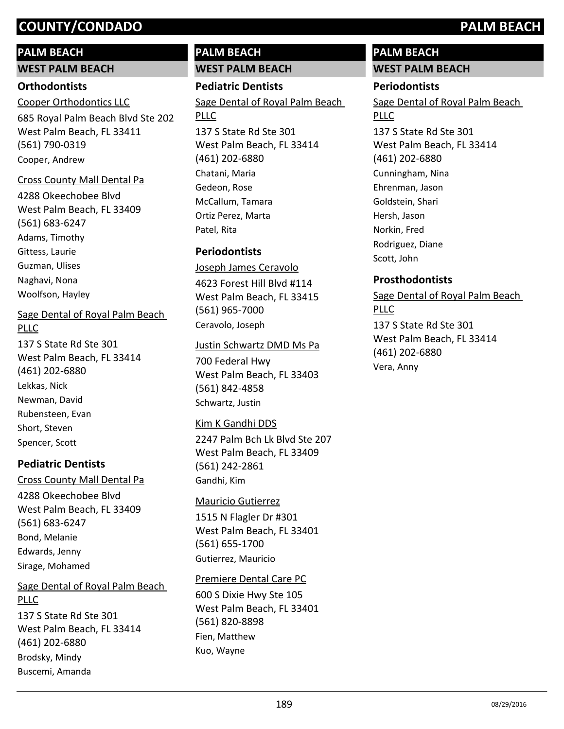## PALM BEACH

### WEST PALM BEACH

#### Orthodontists

Cooper Orthodontics LLC
685 Royal Palm Beach Blvd Ste 202
West Palm Beach, FL 33411
(561) 790-0319
Cooper, Andrew

Cross County Mall Dental Pa
4288 Okeechobee Blvd
West Palm Beach, FL 33409
(561) 683-6247
Adams, Timothy
Gittess, Laurie
Guzman, Ulises
Naghavi, Nona
Woolfson, Hayley

Sage Dental of Royal Palm Beach PLLC
137 S State Rd Ste 301
West Palm Beach, FL 33414
(461) 202-6880
Lekkas, Nick
Newman, David
Rubensteen, Evan
Short, Steven
Spencer, Scott

#### Pediatric Dentists

Cross County Mall Dental Pa
4288 Okeechobee Blvd
West Palm Beach, FL 33409
(561) 683-6247
Bond, Melanie
Edwards, Jenny
Sirage, Mohamed

Sage Dental of Royal Palm Beach PLLC
137 S State Rd Ste 301
West Palm Beach, FL 33414
(461) 202-6880
Brodsky, Mindy
Buscemi, Amanda

## PALM BEACH

### WEST PALM BEACH

#### Pediatric Dentists

Sage Dental of Royal Palm Beach PLLC
137 S State Rd Ste 301
West Palm Beach, FL 33414
(461) 202-6880
Chatani, Maria
Gedeon, Rose
McCallum, Tamara
Ortiz Perez, Marta
Patel, Rita

#### Periodontists

Joseph James Ceravolo
4623 Forest Hill Blvd #114
West Palm Beach, FL 33415
(561) 965-7000
Ceravolo, Joseph

Justin Schwartz DMD Ms Pa
700 Federal Hwy
West Palm Beach, FL 33403
(561) 842-4858
Schwartz, Justin

Kim K Gandhi DDS
2247 Palm Bch Lk Blvd Ste 207
West Palm Beach, FL 33409
(561) 242-2861
Gandhi, Kim

Mauricio Gutierrez
1515 N Flagler Dr #301
West Palm Beach, FL 33401
(561) 655-1700
Gutierrez, Mauricio

Premiere Dental Care PC
600 S Dixie Hwy Ste 105
West Palm Beach, FL 33401
(561) 820-8898
Fien, Matthew
Kuo, Wayne

## PALM BEACH

### WEST PALM BEACH

#### Periodontists

Sage Dental of Royal Palm Beach PLLC
137 S State Rd Ste 301
West Palm Beach, FL 33414
(461) 202-6880
Cunningham, Nina
Ehrenman, Jason
Goldstein, Shari
Hersh, Jason
Norkin, Fred
Rodriguez, Diane
Scott, John

#### Prosthodontists

Sage Dental of Royal Palm Beach PLLC
137 S State Rd Ste 301
West Palm Beach, FL 33414
(461) 202-6880
Vera, Anny